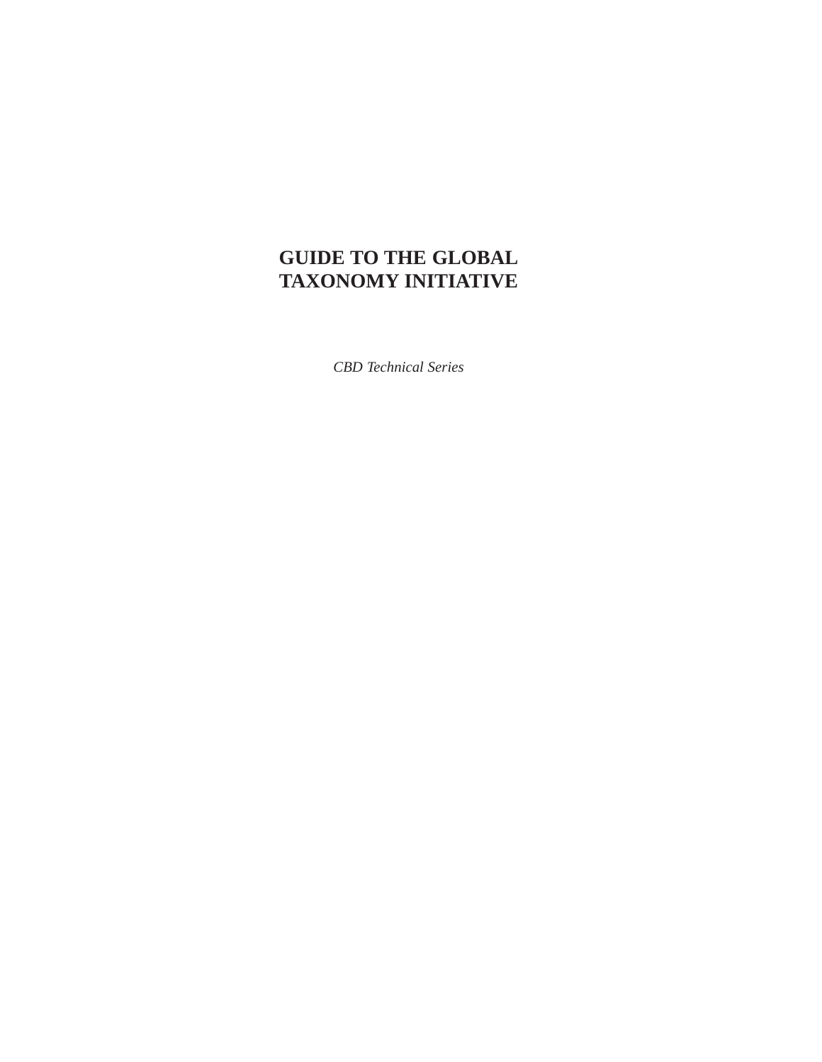# GUIDE TO THE GLOBAL TAXONOMY INITIATIVE

*CBD Technical Series*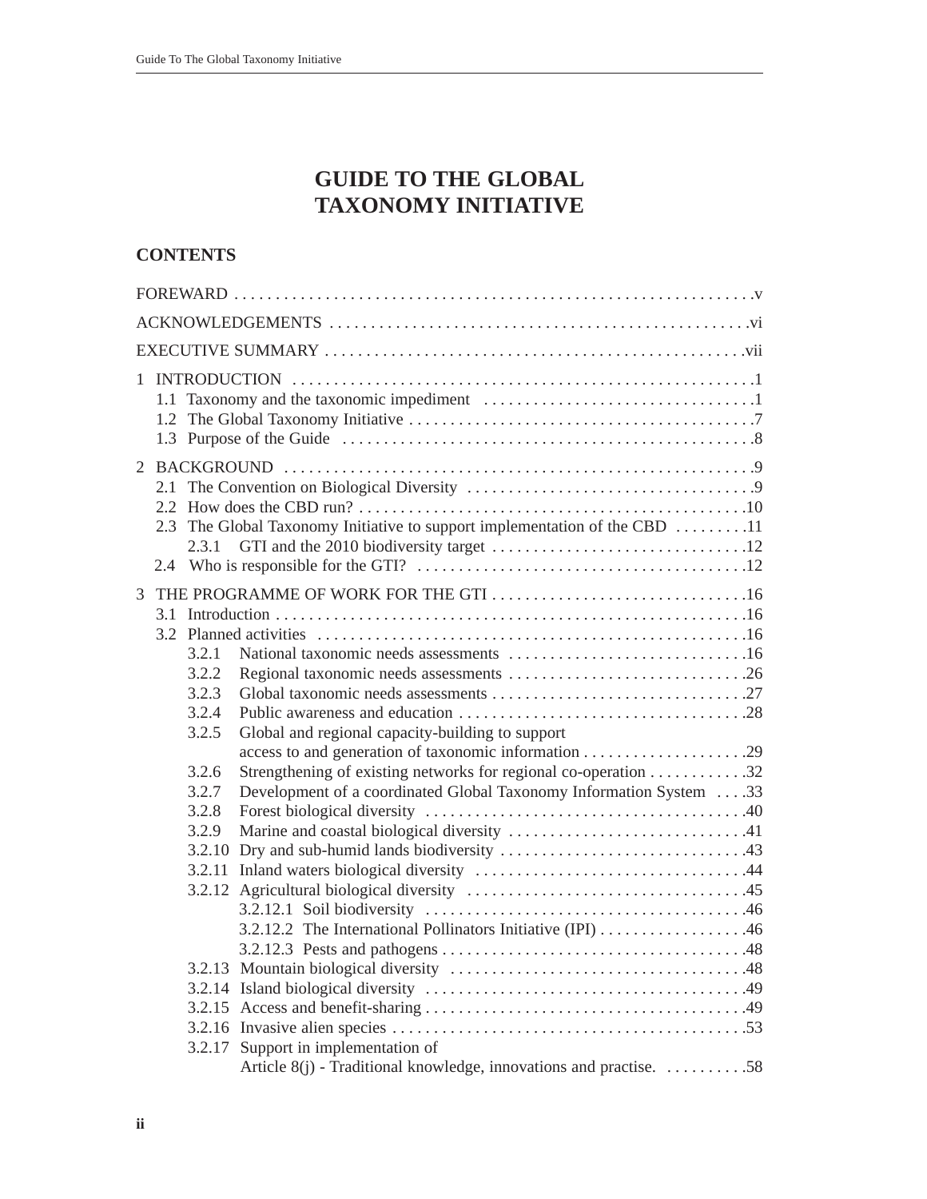# GUIDE TO THE GLOBAL TAXONOMY INITIATIVE

## CONTENTS

FOREWARD . . . . . v

ACKNOWLEDGEMENTS . . . . . vi

EXECUTIVE SUMMARY . . . . . vii

1 INTRODUCTION . . . . . 1
- 1.1 Taxonomy and the taxonomic impediment . . . . . 1
- 1.2 The Global Taxonomy Initiative . . . . . 7
- 1.3 Purpose of the Guide . . . . . 8

2 BACKGROUND . . . . . 9
- 2.1 The Convention on Biological Diversity . . . . . 9
- 2.2 How does the CBD run? . . . . . 10
- 2.3 The Global Taxonomy Initiative to support implementation of the CBD . . . . . 11
  - 2.3.1 GTI and the 2010 biodiversity target . . . . . 12
- 2.4 Who is responsible for the GTI? . . . . . 12

3 THE PROGRAMME OF WORK FOR THE GTI . . . . . 16
- 3.1 Introduction . . . . . 16
- 3.2 Planned activities . . . . . 16
  - 3.2.1 National taxonomic needs assessments . . . . . 16
  - 3.2.2 Regional taxonomic needs assessments . . . . . 26
  - 3.2.3 Global taxonomic needs assessments . . . . . 27
  - 3.2.4 Public awareness and education . . . . . 28
  - 3.2.5 Global and regional capacity-building to support access to and generation of taxonomic information . . . . . 29
  - 3.2.6 Strengthening of existing networks for regional co-operation . . . . . 32
  - 3.2.7 Development of a coordinated Global Taxonomy Information System . . . . . 33
  - 3.2.8 Forest biological diversity . . . . . 40
  - 3.2.9 Marine and coastal biological diversity . . . . . 41
  - 3.2.10 Dry and sub-humid lands biodiversity . . . . . 43
  - 3.2.11 Inland waters biological diversity . . . . . 44
  - 3.2.12 Agricultural biological diversity . . . . . 45
    - 3.2.12.1 Soil biodiversity . . . . . 46
    - 3.2.12.2 The International Pollinators Initiative (IPI) . . . . . 46
    - 3.2.12.3 Pests and pathogens . . . . . 48
  - 3.2.13 Mountain biological diversity . . . . . 48
  - 3.2.14 Island biological diversity . . . . . 49
  - 3.2.15 Access and benefit-sharing . . . . . 49
  - 3.2.16 Invasive alien species . . . . . 53
  - 3.2.17 Support in implementation of Article 8(j) - Traditional knowledge, innovations and practise. . . . . . 58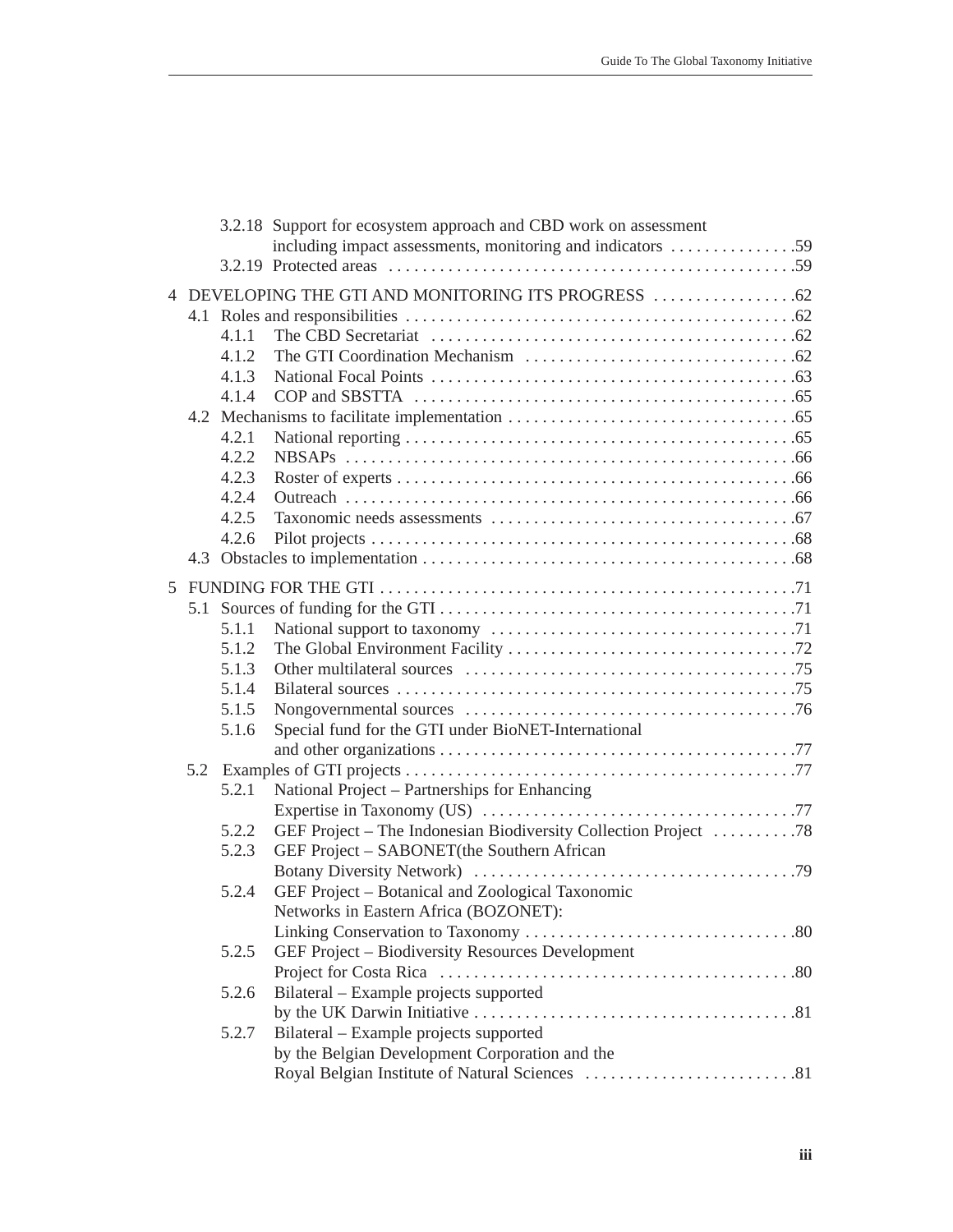3.2.18 Support for ecosystem approach and CBD work on assessment including impact assessments, monitoring and indicators . . . . . . . . . . . . . . .59

3.2.19 Protected areas . . . . . . . . . . . . . . . . . . . . . . . . . . . . . . . . . . . . . . . . . . . . . . . .59

4 DEVELOPING THE GTI AND MONITORING ITS PROGRESS . . . . . . . . . . . . . . . . .62

4.1 Roles and responsibilities . . . . . . . . . . . . . . . . . . . . . . . . . . . . . . . . . . . . . . . . . . . . .62

4.1.1 The CBD Secretariat . . . . . . . . . . . . . . . . . . . . . . . . . . . . . . . . . . . . . . . . . .62

4.1.2 The GTI Coordination Mechanism . . . . . . . . . . . . . . . . . . . . . . . . . . . . . . . .62

4.1.3 National Focal Points . . . . . . . . . . . . . . . . . . . . . . . . . . . . . . . . . . . . . . . . . .63

4.1.4 COP and SBSTTA . . . . . . . . . . . . . . . . . . . . . . . . . . . . . . . . . . . . . . . . . . . .65

4.2 Mechanisms to facilitate implementation . . . . . . . . . . . . . . . . . . . . . . . . . . . . . . . . .65

4.2.1 National reporting . . . . . . . . . . . . . . . . . . . . . . . . . . . . . . . . . . . . . . . . . . . . .65

4.2.2 NBSAPs . . . . . . . . . . . . . . . . . . . . . . . . . . . . . . . . . . . . . . . . . . . . . . . . . . . .66

4.2.3 Roster of experts . . . . . . . . . . . . . . . . . . . . . . . . . . . . . . . . . . . . . . . . . . . . . .66

4.2.4 Outreach . . . . . . . . . . . . . . . . . . . . . . . . . . . . . . . . . . . . . . . . . . . . . . . . . . . .66

4.2.5 Taxonomic needs assessments . . . . . . . . . . . . . . . . . . . . . . . . . . . . . . . . . . .67

4.2.6 Pilot projects . . . . . . . . . . . . . . . . . . . . . . . . . . . . . . . . . . . . . . . . . . . . . . . . .68

4.3 Obstacles to implementation . . . . . . . . . . . . . . . . . . . . . . . . . . . . . . . . . . . . . . . . . . .68

5 FUNDING FOR THE GTI . . . . . . . . . . . . . . . . . . . . . . . . . . . . . . . . . . . . . . . . . . . . . . . .71

5.1 Sources of funding for the GTI . . . . . . . . . . . . . . . . . . . . . . . . . . . . . . . . . . . . . . . . .71

5.1.1 National support to taxonomy . . . . . . . . . . . . . . . . . . . . . . . . . . . . . . . . . . . .71

5.1.2 The Global Environment Facility . . . . . . . . . . . . . . . . . . . . . . . . . . . . . . . . . .72

5.1.3 Other multilateral sources . . . . . . . . . . . . . . . . . . . . . . . . . . . . . . . . . . . . . . .75

5.1.4 Bilateral sources . . . . . . . . . . . . . . . . . . . . . . . . . . . . . . . . . . . . . . . . . . . . . .75

5.1.5 Nongovernmental sources . . . . . . . . . . . . . . . . . . . . . . . . . . . . . . . . . . . . . . .76

5.1.6 Special fund for the GTI under BioNET-International and other organizations . . . . . . . . . . . . . . . . . . . . . . . . . . . . . . . . . . . . . . . . .77

5.2 Examples of GTI projects . . . . . . . . . . . . . . . . . . . . . . . . . . . . . . . . . . . . . . . . . . . . .77

5.2.1 National Project – Partnerships for Enhancing Expertise in Taxonomy (US) . . . . . . . . . . . . . . . . . . . . . . . . . . . . . . . . . . . .77

5.2.2 GEF Project – The Indonesian Biodiversity Collection Project . . . . . . . . . .78

5.2.3 GEF Project – SABONET(the Southern African Botany Diversity Network) . . . . . . . . . . . . . . . . . . . . . . . . . . . . . . . . . . . . . .79

5.2.4 GEF Project – Botanical and Zoological Taxonomic Networks in Eastern Africa (BOZONET): Linking Conservation to Taxonomy . . . . . . . . . . . . . . . . . . . . . . . . . . . . . . . .80

5.2.5 GEF Project – Biodiversity Resources Development Project for Costa Rica . . . . . . . . . . . . . . . . . . . . . . . . . . . . . . . . . . . . . . . . . .80

5.2.6 Bilateral – Example projects supported by the UK Darwin Initiative . . . . . . . . . . . . . . . . . . . . . . . . . . . . . . . . . . . . . .81

5.2.7 Bilateral – Example projects supported by the Belgian Development Corporation and the Royal Belgian Institute of Natural Sciences . . . . . . . . . . . . . . . . . . . . . . . . .81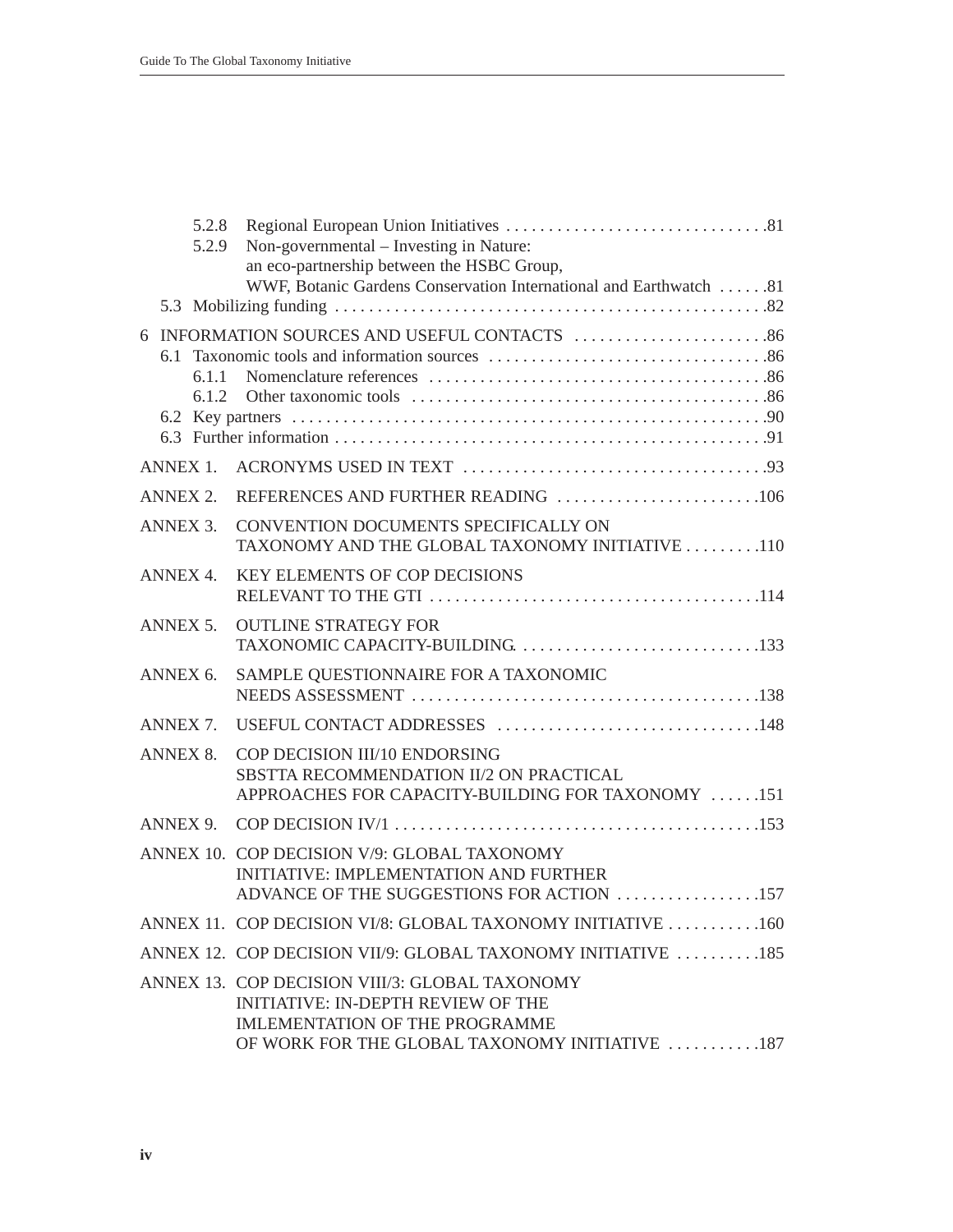5.2.8 Regional European Union Initiatives . . . . . . . . . . . . . . . . . . . . . . . . . . . . . . .81

5.2.9 Non-governmental – Investing in Nature: an eco-partnership between the HSBC Group, WWF, Botanic Gardens Conservation International and Earthwatch . . . . . .81

5.3 Mobilizing funding . . . . . . . . . . . . . . . . . . . . . . . . . . . . . . . . . . . . . . . . . . . . . . . .82

6 INFORMATION SOURCES AND USEFUL CONTACTS . . . . . . . . . . . . . . . . . . . . . . .86

6.1 Taxonomic tools and information sources . . . . . . . . . . . . . . . . . . . . . . . . . . . . . . . .86

6.1.1 Nomenclature references . . . . . . . . . . . . . . . . . . . . . . . . . . . . . . . . . . . . . . .86

6.1.2 Other taxonomic tools . . . . . . . . . . . . . . . . . . . . . . . . . . . . . . . . . . . . . . . . .86

6.2 Key partners . . . . . . . . . . . . . . . . . . . . . . . . . . . . . . . . . . . . . . . . . . . . . . . . . . . . .90

6.3 Further information . . . . . . . . . . . . . . . . . . . . . . . . . . . . . . . . . . . . . . . . . . . . . . . .91

ANNEX 1. ACRONYMS USED IN TEXT . . . . . . . . . . . . . . . . . . . . . . . . . . . . . . . . . . . .93

ANNEX 2. REFERENCES AND FURTHER READING . . . . . . . . . . . . . . . . . . . . . . . .106

ANNEX 3. CONVENTION DOCUMENTS SPECIFICALLY ON TAXONOMY AND THE GLOBAL TAXONOMY INITIATIVE . . . . . . . . .110

ANNEX 4. KEY ELEMENTS OF COP DECISIONS RELEVANT TO THE GTI . . . . . . . . . . . . . . . . . . . . . . . . . . . . . . . . . . . . . .114

ANNEX 5. OUTLINE STRATEGY FOR TAXONOMIC CAPACITY-BUILDING. . . . . . . . . . . . . . . . . . . . . . . . . . . . .133

ANNEX 6. SAMPLE QUESTIONNAIRE FOR A TAXONOMIC NEEDS ASSESSMENT . . . . . . . . . . . . . . . . . . . . . . . . . . . . . . . . . . . . . . . .138

ANNEX 7. USEFUL CONTACT ADDRESSES . . . . . . . . . . . . . . . . . . . . . . . . . . . . . . .148

ANNEX 8. COP DECISION III/10 ENDORSING SBSTTA RECOMMENDATION II/2 ON PRACTICAL APPROACHES FOR CAPACITY-BUILDING FOR TAXONOMY . . . . . .151

ANNEX 9. COP DECISION IV/1 . . . . . . . . . . . . . . . . . . . . . . . . . . . . . . . . . . . . . . . . . .153

ANNEX 10. COP DECISION V/9: GLOBAL TAXONOMY INITIATIVE: IMPLEMENTATION AND FURTHER ADVANCE OF THE SUGGESTIONS FOR ACTION . . . . . . . . . . . . . . . . .157

ANNEX 11. COP DECISION VI/8: GLOBAL TAXONOMY INITIATIVE . . . . . . . . . . .160

ANNEX 12. COP DECISION VII/9: GLOBAL TAXONOMY INITIATIVE . . . . . . . . . .185

ANNEX 13. COP DECISION VIII/3: GLOBAL TAXONOMY INITIATIVE: IN-DEPTH REVIEW OF THE IMLEMENTATION OF THE PROGRAMME OF WORK FOR THE GLOBAL TAXONOMY INITIATIVE . . . . . . . . . . .187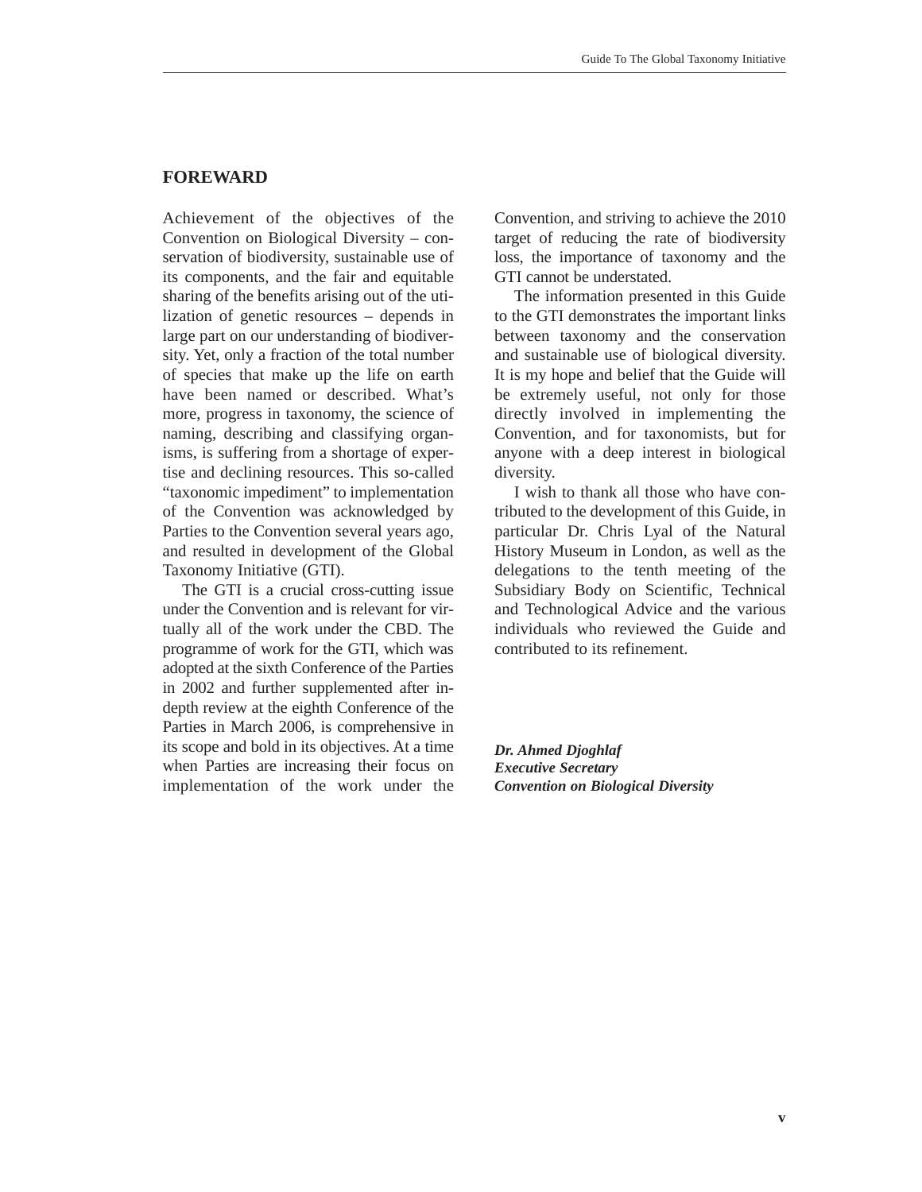## FOREWARD

Achievement of the objectives of the Convention on Biological Diversity – conservation of biodiversity, sustainable use of its components, and the fair and equitable sharing of the benefits arising out of the utilization of genetic resources – depends in large part on our understanding of biodiversity. Yet, only a fraction of the total number of species that make up the life on earth have been named or described. What's more, progress in taxonomy, the science of naming, describing and classifying organisms, is suffering from a shortage of expertise and declining resources. This so-called "taxonomic impediment" to implementation of the Convention was acknowledged by Parties to the Convention several years ago, and resulted in development of the Global Taxonomy Initiative (GTI).

The GTI is a crucial cross-cutting issue under the Convention and is relevant for virtually all of the work under the CBD. The programme of work for the GTI, which was adopted at the sixth Conference of the Parties in 2002 and further supplemented after in-depth review at the eighth Conference of the Parties in March 2006, is comprehensive in its scope and bold in its objectives. At a time when Parties are increasing their focus on implementation of the work under the Convention, and striving to achieve the 2010 target of reducing the rate of biodiversity loss, the importance of taxonomy and the GTI cannot be understated.

The information presented in this Guide to the GTI demonstrates the important links between taxonomy and the conservation and sustainable use of biological diversity. It is my hope and belief that the Guide will be extremely useful, not only for those directly involved in implementing the Convention, and for taxonomists, but for anyone with a deep interest in biological diversity.

I wish to thank all those who have contributed to the development of this Guide, in particular Dr. Chris Lyal of the Natural History Museum in London, as well as the delegations to the tenth meeting of the Subsidiary Body on Scientific, Technical and Technological Advice and the various individuals who reviewed the Guide and contributed to its refinement.

***Dr. Ahmed Djoghlaf***
***Executive Secretary***
***Convention on Biological Diversity***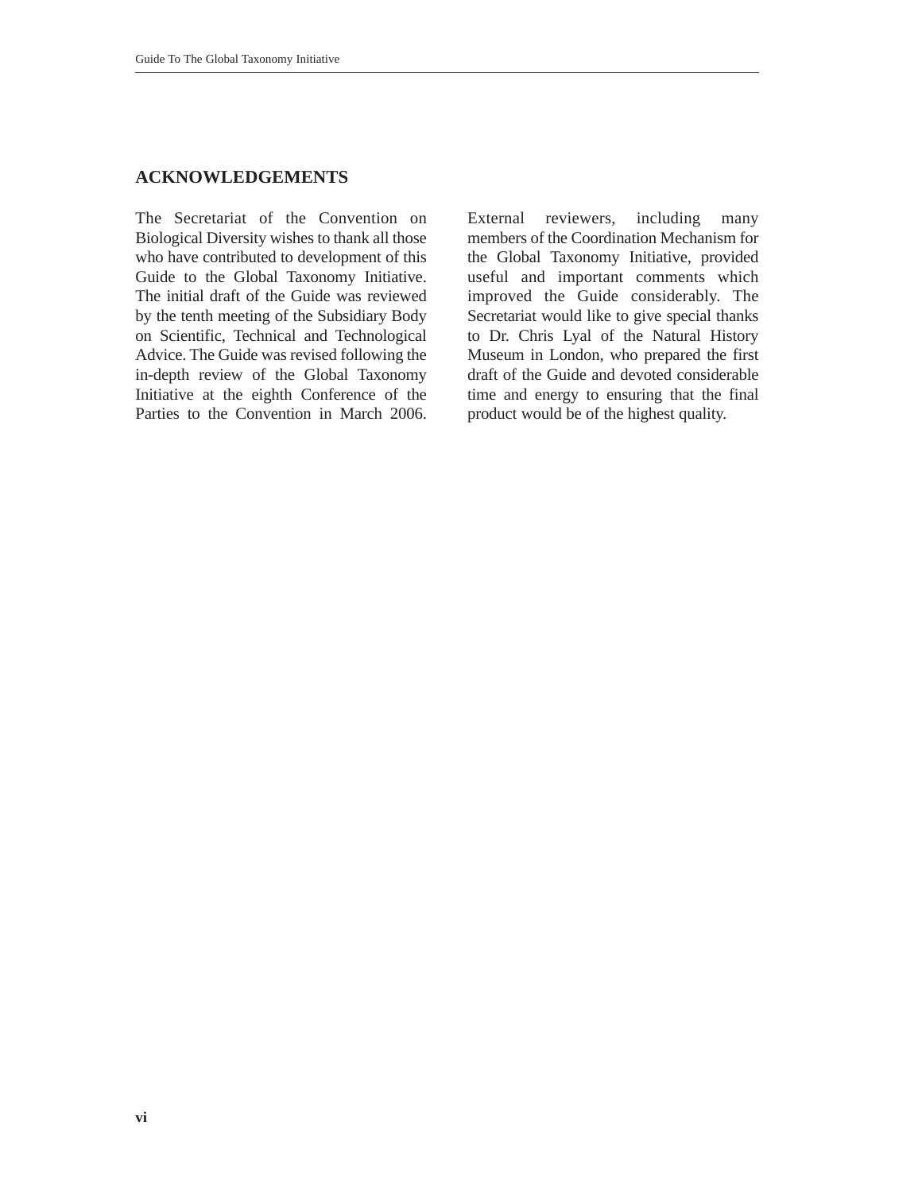## ACKNOWLEDGEMENTS

The Secretariat of the Convention on Biological Diversity wishes to thank all those who have contributed to development of this Guide to the Global Taxonomy Initiative. The initial draft of the Guide was reviewed by the tenth meeting of the Subsidiary Body on Scientific, Technical and Technological Advice. The Guide was revised following the in-depth review of the Global Taxonomy Initiative at the eighth Conference of the Parties to the Convention in March 2006.

External reviewers, including many members of the Coordination Mechanism for the Global Taxonomy Initiative, provided useful and important comments which improved the Guide considerably. The Secretariat would like to give special thanks to Dr. Chris Lyal of the Natural History Museum in London, who prepared the first draft of the Guide and devoted considerable time and energy to ensuring that the final product would be of the highest quality.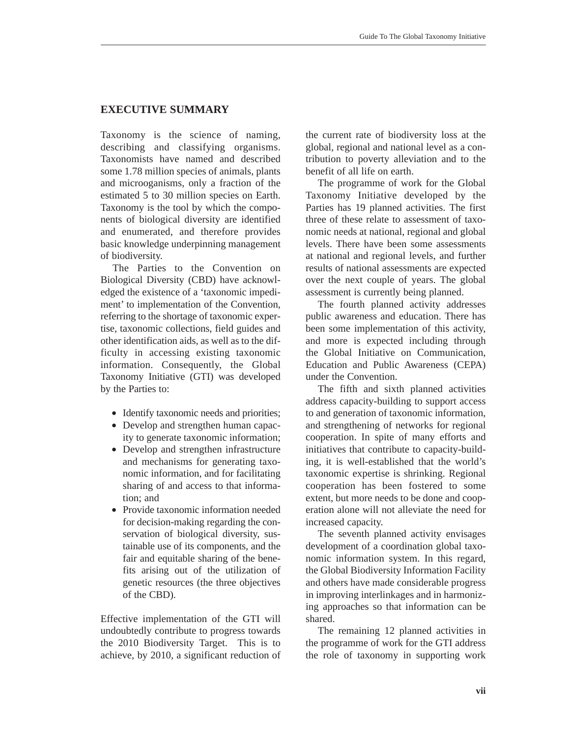## EXECUTIVE SUMMARY

Taxonomy is the science of naming, describing and classifying organisms. Taxonomists have named and described some 1.78 million species of animals, plants and microoganisms, only a fraction of the estimated 5 to 30 million species on Earth. Taxonomy is the tool by which the components of biological diversity are identified and enumerated, and therefore provides basic knowledge underpinning management of biodiversity.

The Parties to the Convention on Biological Diversity (CBD) have acknowledged the existence of a 'taxonomic impediment' to implementation of the Convention, referring to the shortage of taxonomic expertise, taxonomic collections, field guides and other identification aids, as well as to the difficulty in accessing existing taxonomic information. Consequently, the Global Taxonomy Initiative (GTI) was developed by the Parties to:

- Identify taxonomic needs and priorities;
- Develop and strengthen human capacity to generate taxonomic information;
- Develop and strengthen infrastructure and mechanisms for generating taxonomic information, and for facilitating sharing of and access to that information; and
- Provide taxonomic information needed for decision-making regarding the conservation of biological diversity, sustainable use of its components, and the fair and equitable sharing of the benefits arising out of the utilization of genetic resources (the three objectives of the CBD).

Effective implementation of the GTI will undoubtedly contribute to progress towards the 2010 Biodiversity Target. This is to achieve, by 2010, a significant reduction of the current rate of biodiversity loss at the global, regional and national level as a contribution to poverty alleviation and to the benefit of all life on earth.

The programme of work for the Global Taxonomy Initiative developed by the Parties has 19 planned activities. The first three of these relate to assessment of taxonomic needs at national, regional and global levels. There have been some assessments at national and regional levels, and further results of national assessments are expected over the next couple of years. The global assessment is currently being planned.

The fourth planned activity addresses public awareness and education. There has been some implementation of this activity, and more is expected including through the Global Initiative on Communication, Education and Public Awareness (CEPA) under the Convention.

The fifth and sixth planned activities address capacity-building to support access to and generation of taxonomic information, and strengthening of networks for regional cooperation. In spite of many efforts and initiatives that contribute to capacity-building, it is well-established that the world's taxonomic expertise is shrinking. Regional cooperation has been fostered to some extent, but more needs to be done and cooperation alone will not alleviate the need for increased capacity.

The seventh planned activity envisages development of a coordination global taxonomic information system. In this regard, the Global Biodiversity Information Facility and others have made considerable progress in improving interlinkages and in harmonizing approaches so that information can be shared.

The remaining 12 planned activities in the programme of work for the GTI address the role of taxonomy in supporting work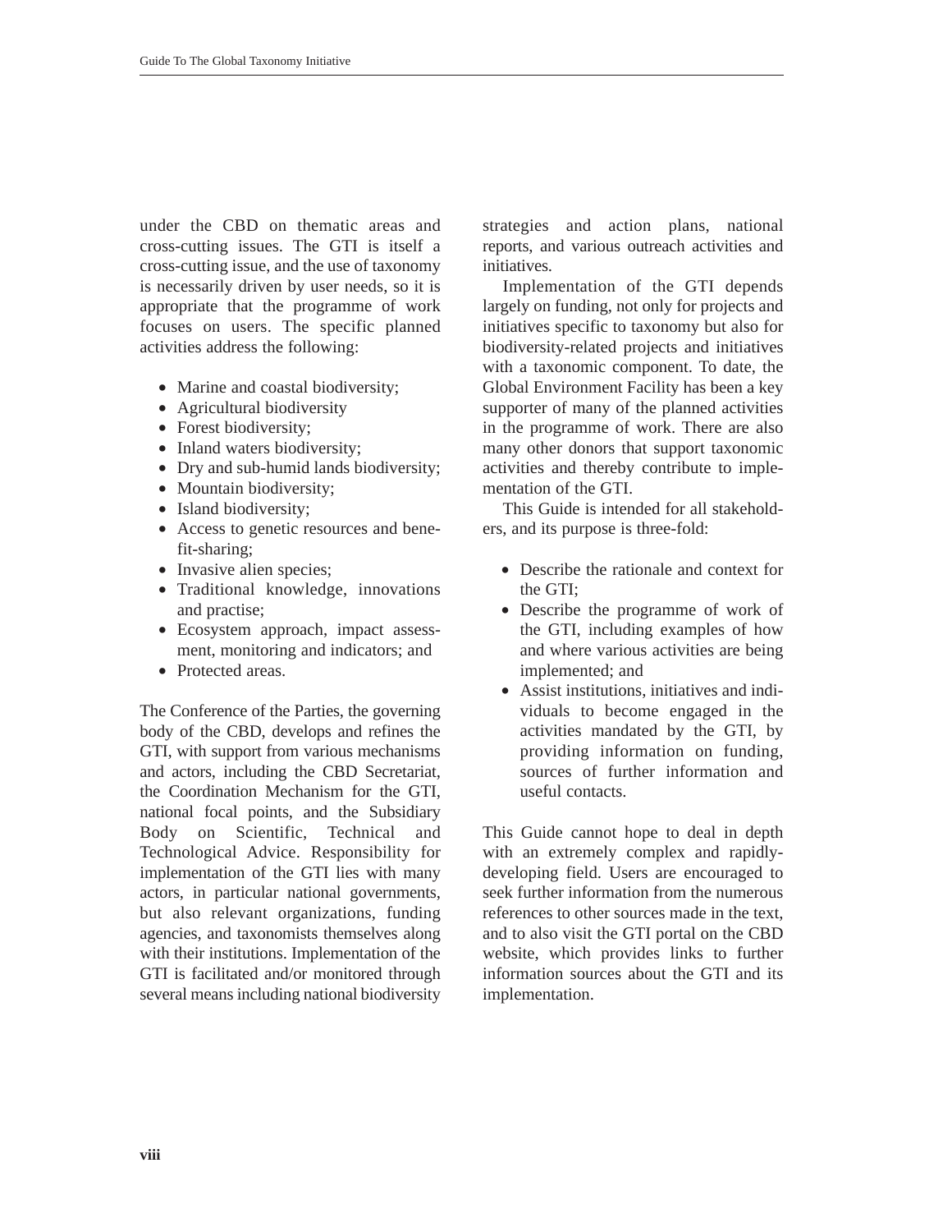under the CBD on thematic areas and cross-cutting issues. The GTI is itself a cross-cutting issue, and the use of taxonomy is necessarily driven by user needs, so it is appropriate that the programme of work focuses on users. The specific planned activities address the following:

- Marine and coastal biodiversity;
- Agricultural biodiversity
- Forest biodiversity;
- Inland waters biodiversity;
- Dry and sub-humid lands biodiversity;
- Mountain biodiversity;
- Island biodiversity;
- Access to genetic resources and benefit-sharing;
- Invasive alien species;
- Traditional knowledge, innovations and practise;
- Ecosystem approach, impact assessment, monitoring and indicators; and
- Protected areas.

The Conference of the Parties, the governing body of the CBD, develops and refines the GTI, with support from various mechanisms and actors, including the CBD Secretariat, the Coordination Mechanism for the GTI, national focal points, and the Subsidiary Body on Scientific, Technical and Technological Advice. Responsibility for implementation of the GTI lies with many actors, in particular national governments, but also relevant organizations, funding agencies, and taxonomists themselves along with their institutions. Implementation of the GTI is facilitated and/or monitored through several means including national biodiversity strategies and action plans, national reports, and various outreach activities and initiatives.

Implementation of the GTI depends largely on funding, not only for projects and initiatives specific to taxonomy but also for biodiversity-related projects and initiatives with a taxonomic component. To date, the Global Environment Facility has been a key supporter of many of the planned activities in the programme of work. There are also many other donors that support taxonomic activities and thereby contribute to implementation of the GTI.

This Guide is intended for all stakeholders, and its purpose is three-fold:

- Describe the rationale and context for the GTI;
- Describe the programme of work of the GTI, including examples of how and where various activities are being implemented; and
- Assist institutions, initiatives and individuals to become engaged in the activities mandated by the GTI, by providing information on funding, sources of further information and useful contacts.

This Guide cannot hope to deal in depth with an extremely complex and rapidly-developing field. Users are encouraged to seek further information from the numerous references to other sources made in the text, and to also visit the GTI portal on the CBD website, which provides links to further information sources about the GTI and its implementation.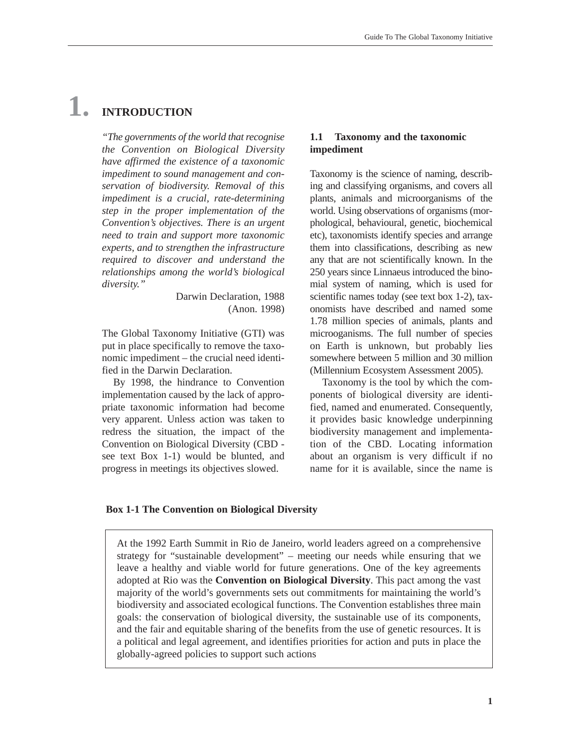# 1. INTRODUCTION

*"The governments of the world that recognise the Convention on Biological Diversity have affirmed the existence of a taxonomic impediment to sound management and conservation of biodiversity. Removal of this impediment is a crucial, rate-determining step in the proper implementation of the Convention's objectives. There is an urgent need to train and support more taxonomic experts, and to strengthen the infrastructure required to discover and understand the relationships among the world's biological diversity."*

Darwin Declaration, 1988
(Anon. 1998)

The Global Taxonomy Initiative (GTI) was put in place specifically to remove the taxonomic impediment – the crucial need identified in the Darwin Declaration.

By 1998, the hindrance to Convention implementation caused by the lack of appropriate taxonomic information had become very apparent. Unless action was taken to redress the situation, the impact of the Convention on Biological Diversity (CBD - see text Box 1-1) would be blunted, and progress in meetings its objectives slowed.

## 1.1 Taxonomy and the taxonomic impediment

Taxonomy is the science of naming, describing and classifying organisms, and covers all plants, animals and microorganisms of the world. Using observations of organisms (morphological, behavioural, genetic, biochemical etc), taxonomists identify species and arrange them into classifications, describing as new any that are not scientifically known. In the 250 years since Linnaeus introduced the binomial system of naming, which is used for scientific names today (see text box 1-2), taxonomists have described and named some 1.78 million species of animals, plants and microoganisms. The full number of species on Earth is unknown, but probably lies somewhere between 5 million and 30 million (Millennium Ecosystem Assessment 2005).

Taxonomy is the tool by which the components of biological diversity are identified, named and enumerated. Consequently, it provides basic knowledge underpinning biodiversity management and implementation of the CBD. Locating information about an organism is very difficult if no name for it is available, since the name is

**Box 1-1 The Convention on Biological Diversity**

> At the 1992 Earth Summit in Rio de Janeiro, world leaders agreed on a comprehensive strategy for "sustainable development" – meeting our needs while ensuring that we leave a healthy and viable world for future generations. One of the key agreements adopted at Rio was the **Convention on Biological Diversity**. This pact among the vast majority of the world's governments sets out commitments for maintaining the world's biodiversity and associated ecological functions. The Convention establishes three main goals: the conservation of biological diversity, the sustainable use of its components, and the fair and equitable sharing of the benefits from the use of genetic resources. It is a political and legal agreement, and identifies priorities for action and puts in place the globally-agreed policies to support such actions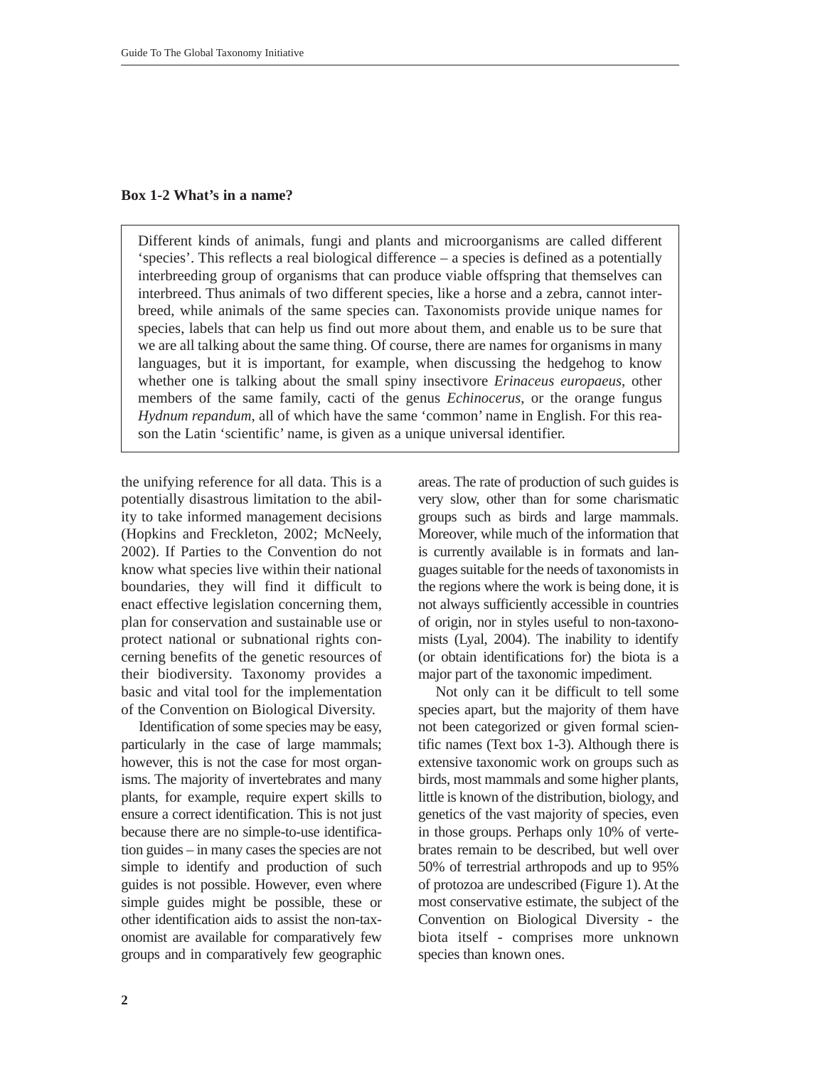**Box 1-2 What's in a name?**

> Different kinds of animals, fungi and plants and microorganisms are called different 'species'. This reflects a real biological difference – a species is defined as a potentially interbreeding group of organisms that can produce viable offspring that themselves can interbreed. Thus animals of two different species, like a horse and a zebra, cannot interbreed, while animals of the same species can. Taxonomists provide unique names for species, labels that can help us find out more about them, and enable us to be sure that we are all talking about the same thing. Of course, there are names for organisms in many languages, but it is important, for example, when discussing the hedgehog to know whether one is talking about the small spiny insectivore *Erinaceus europaeus*, other members of the same family, cacti of the genus *Echinocerus*, or the orange fungus *Hydnum repandum*, all of which have the same 'common' name in English. For this reason the Latin 'scientific' name, is given as a unique universal identifier.

the unifying reference for all data. This is a potentially disastrous limitation to the ability to take informed management decisions (Hopkins and Freckleton, 2002; McNeely, 2002). If Parties to the Convention do not know what species live within their national boundaries, they will find it difficult to enact effective legislation concerning them, plan for conservation and sustainable use or protect national or subnational rights concerning benefits of the genetic resources of their biodiversity. Taxonomy provides a basic and vital tool for the implementation of the Convention on Biological Diversity.

Identification of some species may be easy, particularly in the case of large mammals; however, this is not the case for most organisms. The majority of invertebrates and many plants, for example, require expert skills to ensure a correct identification. This is not just because there are no simple-to-use identification guides – in many cases the species are not simple to identify and production of such guides is not possible. However, even where simple guides might be possible, these or other identification aids to assist the non-taxonomist are available for comparatively few groups and in comparatively few geographic areas. The rate of production of such guides is very slow, other than for some charismatic groups such as birds and large mammals. Moreover, while much of the information that is currently available is in formats and languages suitable for the needs of taxonomists in the regions where the work is being done, it is not always sufficiently accessible in countries of origin, nor in styles useful to non-taxonomists (Lyal, 2004). The inability to identify (or obtain identifications for) the biota is a major part of the taxonomic impediment.

Not only can it be difficult to tell some species apart, but the majority of them have not been categorized or given formal scientific names (Text box 1-3). Although there is extensive taxonomic work on groups such as birds, most mammals and some higher plants, little is known of the distribution, biology, and genetics of the vast majority of species, even in those groups. Perhaps only 10% of vertebrates remain to be described, but well over 50% of terrestrial arthropods and up to 95% of protozoa are undescribed (Figure 1). At the most conservative estimate, the subject of the Convention on Biological Diversity - the biota itself - comprises more unknown species than known ones.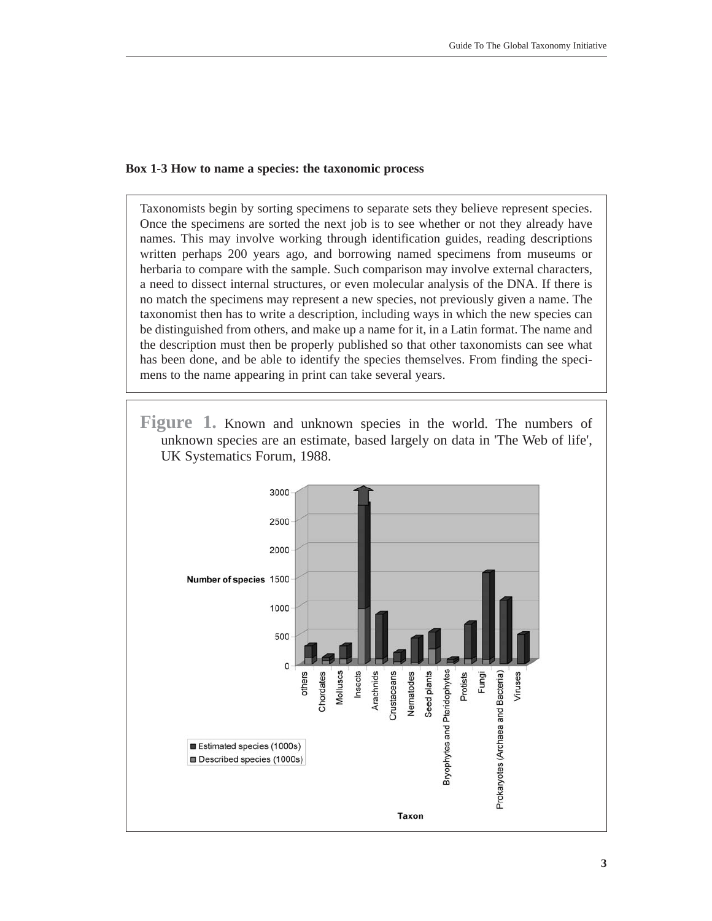**Box 1-3 How to name a species: the taxonomic process**

Taxonomists begin by sorting specimens to separate sets they believe represent species. Once the specimens are sorted the next job is to see whether or not they already have names. This may involve working through identification guides, reading descriptions written perhaps 200 years ago, and borrowing named specimens from museums or herbaria to compare with the sample. Such comparison may involve external characters, a need to dissect internal structures, or even molecular analysis of the DNA. If there is no match the specimens may represent a new species, not previously given a name. The taxonomist then has to write a description, including ways in which the new species can be distinguished from others, and make up a name for it, in a Latin format. The name and the description must then be properly published so that other taxonomists can see what has been done, and be able to identify the species themselves. From finding the specimens to the name appearing in print can take several years.

**Figure 1.** Known and unknown species in the world. The numbers of unknown species are an estimate, based largely on data in 'The Web of life', UK Systematics Forum, 1988.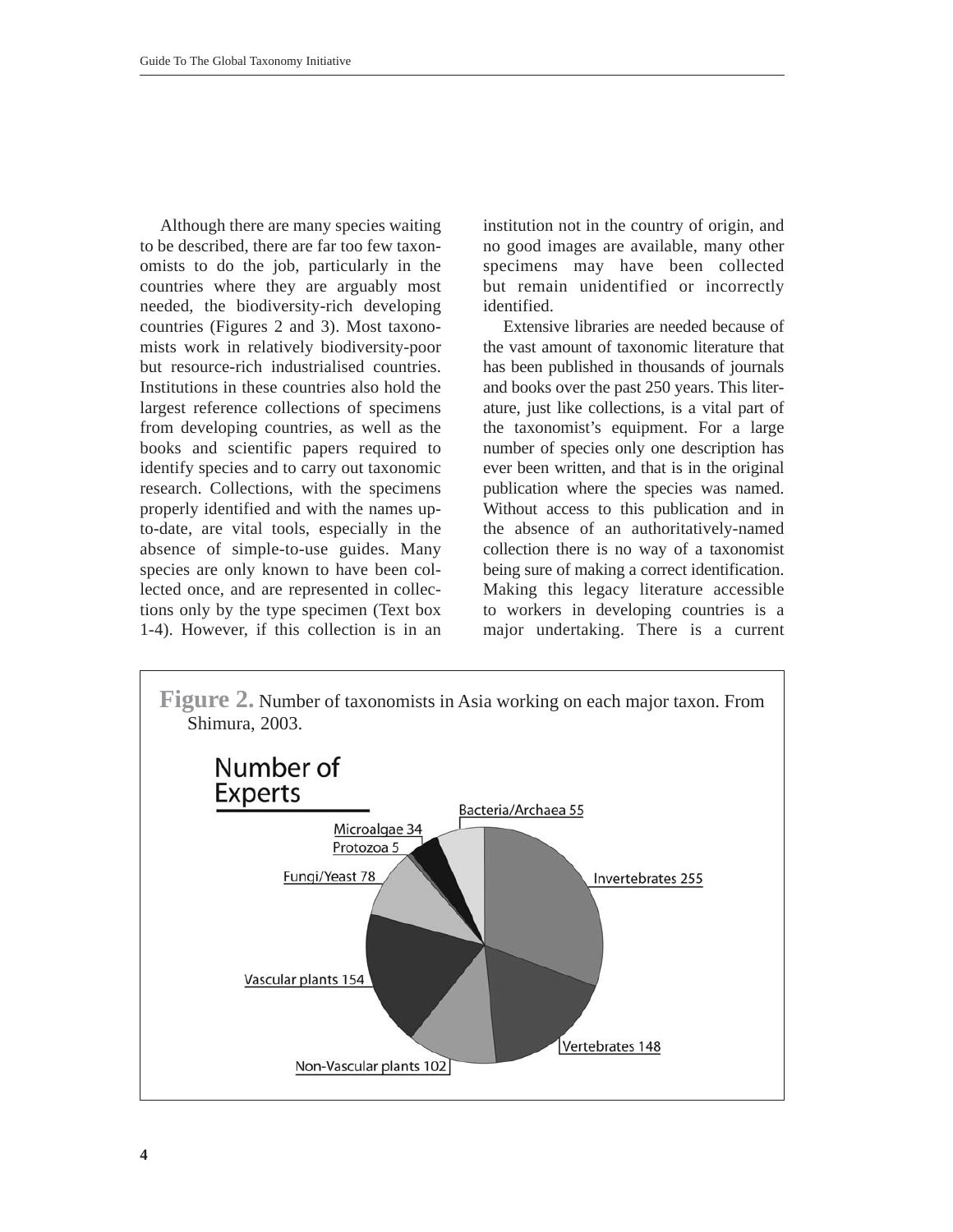Although there are many species waiting to be described, there are far too few taxonomists to do the job, particularly in the countries where they are arguably most needed, the biodiversity-rich developing countries (Figures 2 and 3). Most taxonomists work in relatively biodiversity-poor but resource-rich industrialised countries. Institutions in these countries also hold the largest reference collections of specimens from developing countries, as well as the books and scientific papers required to identify species and to carry out taxonomic research. Collections, with the specimens properly identified and with the names up-to-date, are vital tools, especially in the absence of simple-to-use guides. Many species are only known to have been collected once, and are represented in collections only by the type specimen (Text box 1-4). However, if this collection is in an institution not in the country of origin, and no good images are available, many other specimens may have been collected but remain unidentified or incorrectly identified.

Extensive libraries are needed because of the vast amount of taxonomic literature that has been published in thousands of journals and books over the past 250 years. This literature, just like collections, is a vital part of the taxonomist's equipment. For a large number of species only one description has ever been written, and that is in the original publication where the species was named. Without access to this publication and in the absence of an authoritatively-named collection there is no way of a taxonomist being sure of making a correct identification. Making this legacy literature accessible to workers in developing countries is a major undertaking. There is a current

**Figure 2.** Number of taxonomists in Asia working on each major taxon. From Shimura, 2003.

Number of Experts

Bacteria/Archaea 55
Microalgae 34
Protozoa 5
Fungi/Yeast 78
Invertebrates 255
Vascular plants 154
Vertebrates 148
Non-Vascular plants 102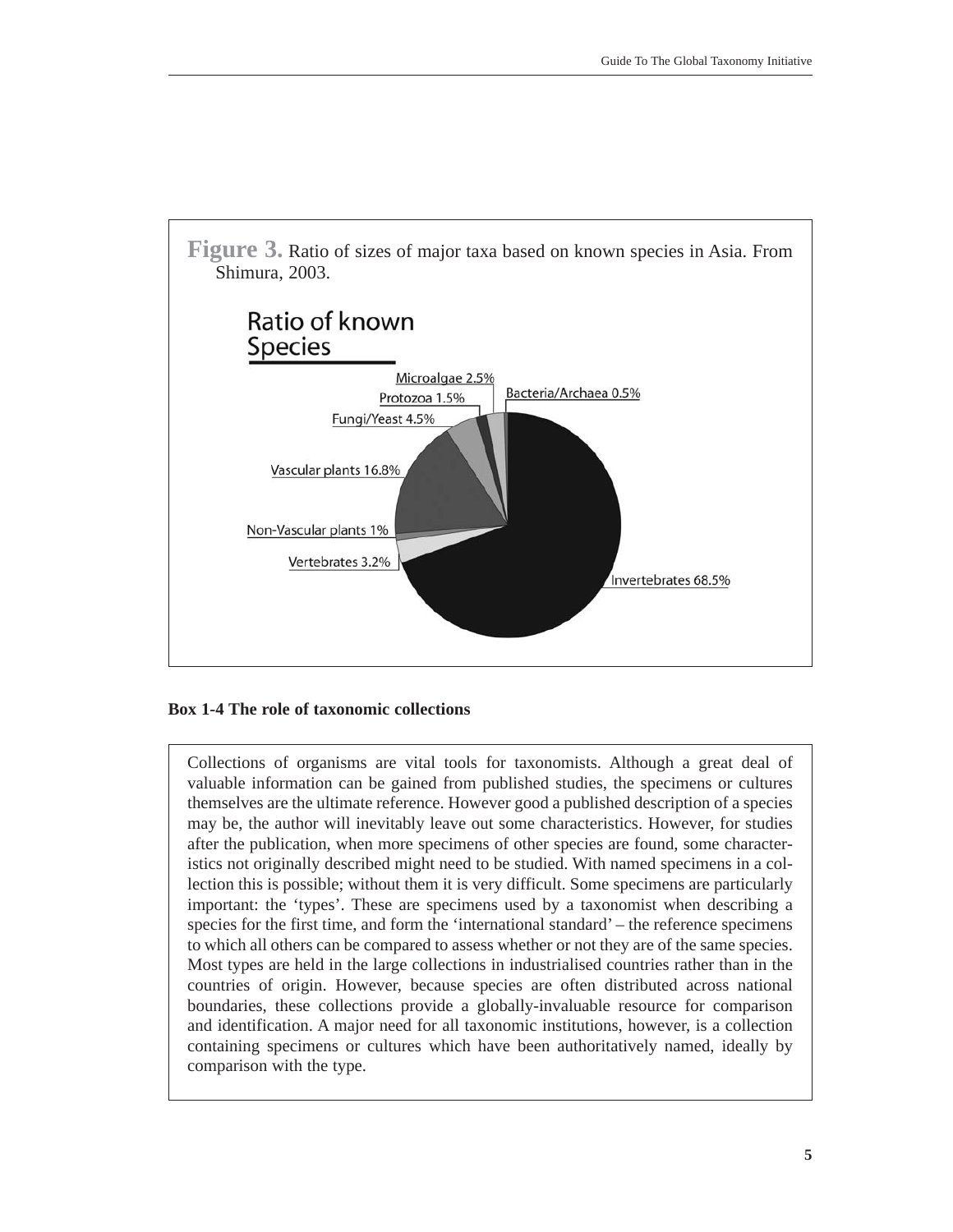**Figure 3.** Ratio of sizes of major taxa based on known species in Asia. From Shimura, 2003.

**Box 1-4 The role of taxonomic collections**

Collections of organisms are vital tools for taxonomists. Although a great deal of valuable information can be gained from published studies, the specimens or cultures themselves are the ultimate reference. However good a published description of a species may be, the author will inevitably leave out some characteristics. However, for studies after the publication, when more specimens of other species are found, some characteristics not originally described might need to be studied. With named specimens in a collection this is possible; without them it is very difficult. Some specimens are particularly important: the 'types'. These are specimens used by a taxonomist when describing a species for the first time, and form the 'international standard' – the reference specimens to which all others can be compared to assess whether or not they are of the same species. Most types are held in the large collections in industrialised countries rather than in the countries of origin. However, because species are often distributed across national boundaries, these collections provide a globally-invaluable resource for comparison and identification. A major need for all taxonomic institutions, however, is a collection containing specimens or cultures which have been authoritatively named, ideally by comparison with the type.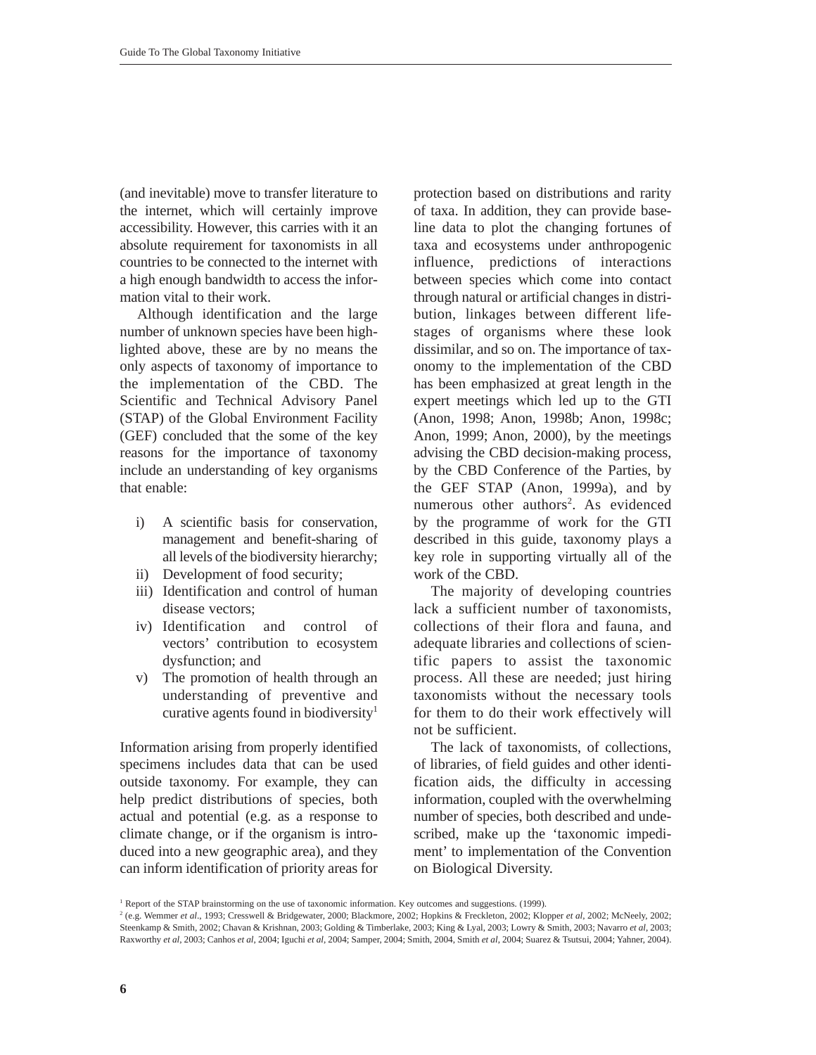(and inevitable) move to transfer literature to the internet, which will certainly improve accessibility. However, this carries with it an absolute requirement for taxonomists in all countries to be connected to the internet with a high enough bandwidth to access the information vital to their work.

Although identification and the large number of unknown species have been highlighted above, these are by no means the only aspects of taxonomy of importance to the implementation of the CBD. The Scientific and Technical Advisory Panel (STAP) of the Global Environment Facility (GEF) concluded that the some of the key reasons for the importance of taxonomy include an understanding of key organisms that enable:

i) A scientific basis for conservation, management and benefit-sharing of all levels of the biodiversity hierarchy;
ii) Development of food security;
iii) Identification and control of human disease vectors;
iv) Identification and control of vectors' contribution to ecosystem dysfunction; and
v) The promotion of health through an understanding of preventive and curative agents found in biodiversity[1]

Information arising from properly identified specimens includes data that can be used outside taxonomy. For example, they can help predict distributions of species, both actual and potential (e.g. as a response to climate change, or if the organism is introduced into a new geographic area), and they can inform identification of priority areas for protection based on distributions and rarity of taxa. In addition, they can provide baseline data to plot the changing fortunes of taxa and ecosystems under anthropogenic influence, predictions of interactions between species which come into contact through natural or artificial changes in distribution, linkages between different life-stages of organisms where these look dissimilar, and so on. The importance of taxonomy to the implementation of the CBD has been emphasized at great length in the expert meetings which led up to the GTI (Anon, 1998; Anon, 1998b; Anon, 1998c; Anon, 1999; Anon, 2000), by the meetings advising the CBD decision-making process, by the CBD Conference of the Parties, by the GEF STAP (Anon, 1999a), and by numerous other authors[2]. As evidenced by the programme of work for the GTI described in this guide, taxonomy plays a key role in supporting virtually all of the work of the CBD.

The majority of developing countries lack a sufficient number of taxonomists, collections of their flora and fauna, and adequate libraries and collections of scientific papers to assist the taxonomic process. All these are needed; just hiring taxonomists without the necessary tools for them to do their work effectively will not be sufficient.

The lack of taxonomists, of collections, of libraries, of field guides and other identification aids, the difficulty in accessing information, coupled with the overwhelming number of species, both described and undescribed, make up the 'taxonomic impediment' to implementation of the Convention on Biological Diversity.

---

[1] Report of the STAP brainstorming on the use of taxonomic information. Key outcomes and suggestions. (1999).

[2] (e.g. Wemmer *et al*., 1993; Cresswell & Bridgewater, 2000; Blackmore, 2002; Hopkins & Freckleton, 2002; Klopper *et al*, 2002; McNeely, 2002; Steenkamp & Smith, 2002; Chavan & Krishnan, 2003; Golding & Timberlake, 2003; King & Lyal, 2003; Lowry & Smith, 2003; Navarro *et al*, 2003; Raxworthy *et al*, 2003; Canhos *et al*, 2004; Iguchi *et al*, 2004; Samper, 2004; Smith, 2004, Smith *et al*, 2004; Suarez & Tsutsui, 2004; Yahner, 2004).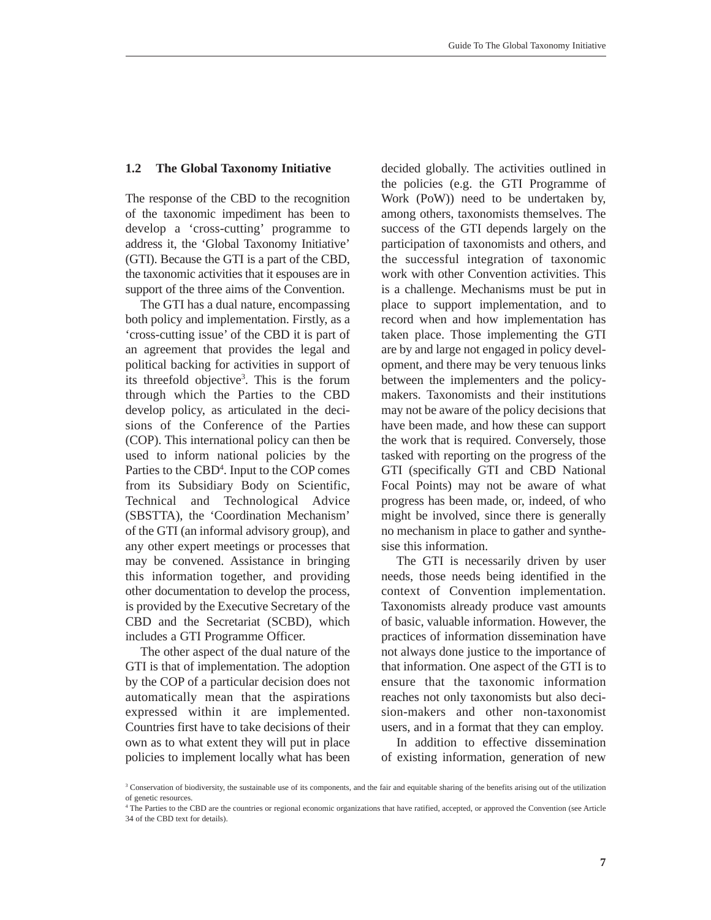## 1.2 The Global Taxonomy Initiative

The response of the CBD to the recognition of the taxonomic impediment has been to develop a 'cross-cutting' programme to address it, the 'Global Taxonomy Initiative' (GTI). Because the GTI is a part of the CBD, the taxonomic activities that it espouses are in support of the three aims of the Convention.

The GTI has a dual nature, encompassing both policy and implementation. Firstly, as a 'cross-cutting issue' of the CBD it is part of an agreement that provides the legal and political backing for activities in support of its threefold objective[3]. This is the forum through which the Parties to the CBD develop policy, as articulated in the decisions of the Conference of the Parties (COP). This international policy can then be used to inform national policies by the Parties to the CBD[4]. Input to the COP comes from its Subsidiary Body on Scientific, Technical and Technological Advice (SBSTTA), the 'Coordination Mechanism' of the GTI (an informal advisory group), and any other expert meetings or processes that may be convened. Assistance in bringing this information together, and providing other documentation to develop the process, is provided by the Executive Secretary of the CBD and the Secretariat (SCBD), which includes a GTI Programme Officer.

The other aspect of the dual nature of the GTI is that of implementation. The adoption by the COP of a particular decision does not automatically mean that the aspirations expressed within it are implemented. Countries first have to take decisions of their own as to what extent they will put in place policies to implement locally what has been decided globally. The activities outlined in the policies (e.g. the GTI Programme of Work (PoW)) need to be undertaken by, among others, taxonomists themselves. The success of the GTI depends largely on the participation of taxonomists and others, and the successful integration of taxonomic work with other Convention activities. This is a challenge. Mechanisms must be put in place to support implementation, and to record when and how implementation has taken place. Those implementing the GTI are by and large not engaged in policy development, and there may be very tenuous links between the implementers and the policy-makers. Taxonomists and their institutions may not be aware of the policy decisions that have been made, and how these can support the work that is required. Conversely, those tasked with reporting on the progress of the GTI (specifically GTI and CBD National Focal Points) may not be aware of what progress has been made, or, indeed, of who might be involved, since there is generally no mechanism in place to gather and synthesise this information.

The GTI is necessarily driven by user needs, those needs being identified in the context of Convention implementation. Taxonomists already produce vast amounts of basic, valuable information. However, the practices of information dissemination have not always done justice to the importance of that information. One aspect of the GTI is to ensure that the taxonomic information reaches not only taxonomists but also decision-makers and other non-taxonomist users, and in a format that they can employ.

In addition to effective dissemination of existing information, generation of new

[3] Conservation of biodiversity, the sustainable use of its components, and the fair and equitable sharing of the benefits arising out of the utilization of genetic resources.

[4] The Parties to the CBD are the countries or regional economic organizations that have ratified, accepted, or approved the Convention (see Article 34 of the CBD text for details).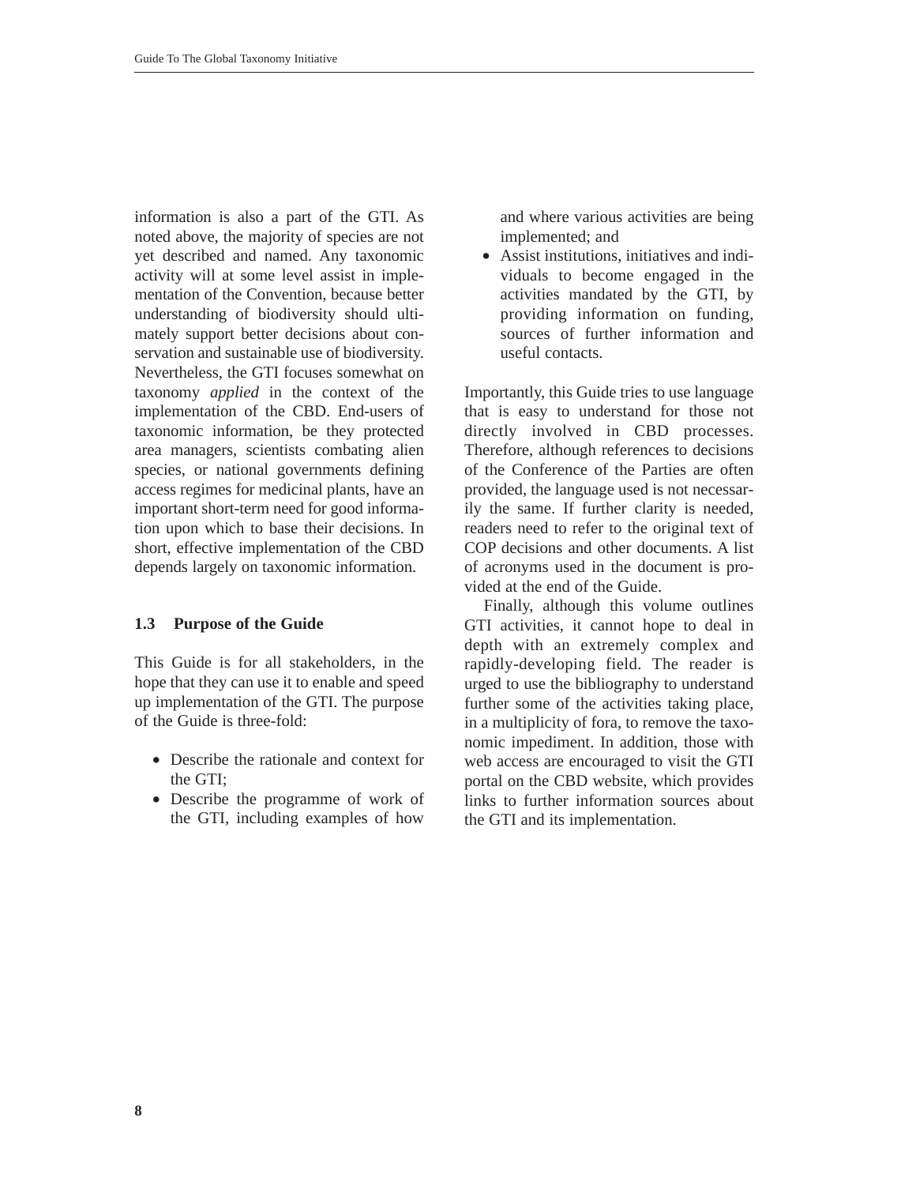information is also a part of the GTI. As noted above, the majority of species are not yet described and named. Any taxonomic activity will at some level assist in implementation of the Convention, because better understanding of biodiversity should ultimately support better decisions about conservation and sustainable use of biodiversity. Nevertheless, the GTI focuses somewhat on taxonomy *applied* in the context of the implementation of the CBD. End-users of taxonomic information, be they protected area managers, scientists combating alien species, or national governments defining access regimes for medicinal plants, have an important short-term need for good information upon which to base their decisions. In short, effective implementation of the CBD depends largely on taxonomic information.

### 1.3 Purpose of the Guide

This Guide is for all stakeholders, in the hope that they can use it to enable and speed up implementation of the GTI. The purpose of the Guide is three-fold:

- Describe the rationale and context for the GTI;
- Describe the programme of work of the GTI, including examples of how and where various activities are being implemented; and
- Assist institutions, initiatives and individuals to become engaged in the activities mandated by the GTI, by providing information on funding, sources of further information and useful contacts.

Importantly, this Guide tries to use language that is easy to understand for those not directly involved in CBD processes. Therefore, although references to decisions of the Conference of the Parties are often provided, the language used is not necessarily the same. If further clarity is needed, readers need to refer to the original text of COP decisions and other documents. A list of acronyms used in the document is provided at the end of the Guide.

Finally, although this volume outlines GTI activities, it cannot hope to deal in depth with an extremely complex and rapidly-developing field. The reader is urged to use the bibliography to understand further some of the activities taking place, in a multiplicity of fora, to remove the taxonomic impediment. In addition, those with web access are encouraged to visit the GTI portal on the CBD website, which provides links to further information sources about the GTI and its implementation.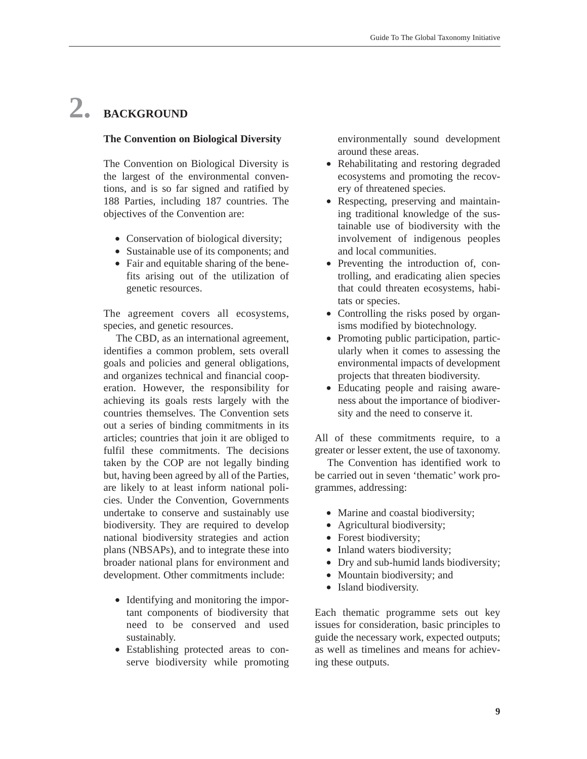# 2. BACKGROUND

### The Convention on Biological Diversity

The Convention on Biological Diversity is the largest of the environmental conventions, and is so far signed and ratified by 188 Parties, including 187 countries. The objectives of the Convention are:

- Conservation of biological diversity;
- Sustainable use of its components; and
- Fair and equitable sharing of the benefits arising out of the utilization of genetic resources.

The agreement covers all ecosystems, species, and genetic resources.

The CBD, as an international agreement, identifies a common problem, sets overall goals and policies and general obligations, and organizes technical and financial cooperation. However, the responsibility for achieving its goals rests largely with the countries themselves. The Convention sets out a series of binding commitments in its articles; countries that join it are obliged to fulfil these commitments. The decisions taken by the COP are not legally binding but, having been agreed by all of the Parties, are likely to at least inform national policies. Under the Convention, Governments undertake to conserve and sustainably use biodiversity. They are required to develop national biodiversity strategies and action plans (NBSAPs), and to integrate these into broader national plans for environment and development. Other commitments include:

- Identifying and monitoring the important components of biodiversity that need to be conserved and used sustainably.
- Establishing protected areas to conserve biodiversity while promoting environmentally sound development around these areas.
- Rehabilitating and restoring degraded ecosystems and promoting the recovery of threatened species.
- Respecting, preserving and maintaining traditional knowledge of the sustainable use of biodiversity with the involvement of indigenous peoples and local communities.
- Preventing the introduction of, controlling, and eradicating alien species that could threaten ecosystems, habitats or species.
- Controlling the risks posed by organisms modified by biotechnology.
- Promoting public participation, particularly when it comes to assessing the environmental impacts of development projects that threaten biodiversity.
- Educating people and raising awareness about the importance of biodiversity and the need to conserve it.

All of these commitments require, to a greater or lesser extent, the use of taxonomy.

The Convention has identified work to be carried out in seven 'thematic' work programmes, addressing:

- Marine and coastal biodiversity;
- Agricultural biodiversity;
- Forest biodiversity;
- Inland waters biodiversity;
- Dry and sub-humid lands biodiversity;
- Mountain biodiversity; and
- Island biodiversity.

Each thematic programme sets out key issues for consideration, basic principles to guide the necessary work, expected outputs; as well as timelines and means for achieving these outputs.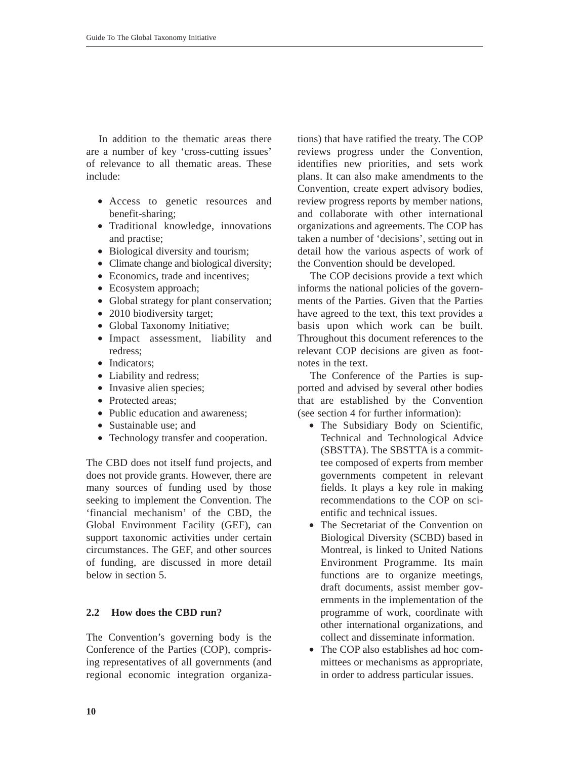In addition to the thematic areas there are a number of key 'cross-cutting issues' of relevance to all thematic areas. These include:

- Access to genetic resources and benefit-sharing;
- Traditional knowledge, innovations and practise;
- Biological diversity and tourism;
- Climate change and biological diversity;
- Economics, trade and incentives;
- Ecosystem approach;
- Global strategy for plant conservation;
- 2010 biodiversity target;
- Global Taxonomy Initiative;
- Impact assessment, liability and redress;
- Indicators;
- Liability and redress;
- Invasive alien species;
- Protected areas;
- Public education and awareness;
- Sustainable use; and
- Technology transfer and cooperation.

The CBD does not itself fund projects, and does not provide grants. However, there are many sources of funding used by those seeking to implement the Convention. The 'financial mechanism' of the CBD, the Global Environment Facility (GEF), can support taxonomic activities under certain circumstances. The GEF, and other sources of funding, are discussed in more detail below in section 5.

### 2.2 How does the CBD run?

The Convention's governing body is the Conference of the Parties (COP), comprising representatives of all governments (and regional economic integration organizations) that have ratified the treaty. The COP reviews progress under the Convention, identifies new priorities, and sets work plans. It can also make amendments to the Convention, create expert advisory bodies, review progress reports by member nations, and collaborate with other international organizations and agreements. The COP has taken a number of 'decisions', setting out in detail how the various aspects of work of the Convention should be developed.

The COP decisions provide a text which informs the national policies of the governments of the Parties. Given that the Parties have agreed to the text, this text provides a basis upon which work can be built. Throughout this document references to the relevant COP decisions are given as footnotes in the text.

The Conference of the Parties is supported and advised by several other bodies that are established by the Convention (see section 4 for further information):

- The Subsidiary Body on Scientific, Technical and Technological Advice (SBSTTA). The SBSTTA is a committee composed of experts from member governments competent in relevant fields. It plays a key role in making recommendations to the COP on scientific and technical issues.
- The Secretariat of the Convention on Biological Diversity (SCBD) based in Montreal, is linked to United Nations Environment Programme. Its main functions are to organize meetings, draft documents, assist member governments in the implementation of the programme of work, coordinate with other international organizations, and collect and disseminate information.
- The COP also establishes ad hoc committees or mechanisms as appropriate, in order to address particular issues.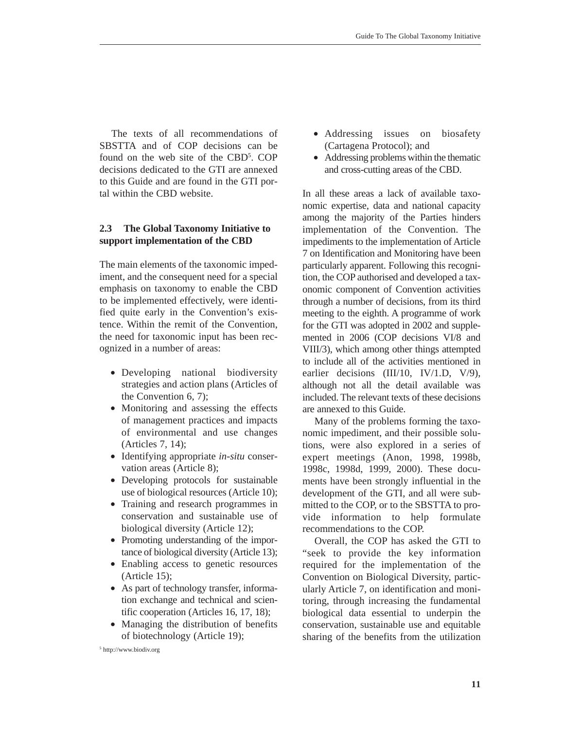The texts of all recommendations of SBSTTA and of COP decisions can be found on the web site of the CBD[5]. COP decisions dedicated to the GTI are annexed to this Guide and are found in the GTI portal within the CBD website.

### 2.3 The Global Taxonomy Initiative to support implementation of the CBD

The main elements of the taxonomic impediment, and the consequent need for a special emphasis on taxonomy to enable the CBD to be implemented effectively, were identified quite early in the Convention's existence. Within the remit of the Convention, the need for taxonomic input has been recognized in a number of areas:

- Developing national biodiversity strategies and action plans (Articles of the Convention 6, 7);
- Monitoring and assessing the effects of management practices and impacts of environmental and use changes (Articles 7, 14);
- Identifying appropriate *in-situ* conservation areas (Article 8);
- Developing protocols for sustainable use of biological resources (Article 10);
- Training and research programmes in conservation and sustainable use of biological diversity (Article 12);
- Promoting understanding of the importance of biological diversity (Article 13);
- Enabling access to genetic resources (Article 15);
- As part of technology transfer, information exchange and technical and scientific cooperation (Articles 16, 17, 18);
- Managing the distribution of benefits of biotechnology (Article 19);
- Addressing issues on biosafety (Cartagena Protocol); and
- Addressing problems within the thematic and cross-cutting areas of the CBD.

In all these areas a lack of available taxonomic expertise, data and national capacity among the majority of the Parties hinders implementation of the Convention. The impediments to the implementation of Article 7 on Identification and Monitoring have been particularly apparent. Following this recognition, the COP authorised and developed a taxonomic component of Convention activities through a number of decisions, from its third meeting to the eighth. A programme of work for the GTI was adopted in 2002 and supplemented in 2006 (COP decisions VI/8 and VIII/3), which among other things attempted to include all of the activities mentioned in earlier decisions (III/10, IV/1.D, V/9), although not all the detail available was included. The relevant texts of these decisions are annexed to this Guide.

Many of the problems forming the taxonomic impediment, and their possible solutions, were also explored in a series of expert meetings (Anon, 1998, 1998b, 1998c, 1998d, 1999, 2000). These documents have been strongly influential in the development of the GTI, and all were submitted to the COP, or to the SBSTTA to provide information to help formulate recommendations to the COP.

Overall, the COP has asked the GTI to "seek to provide the key information required for the implementation of the Convention on Biological Diversity, particularly Article 7, on identification and monitoring, through increasing the fundamental biological data essential to underpin the conservation, sustainable use and equitable sharing of the benefits from the utilization

[5] http://www.biodiv.org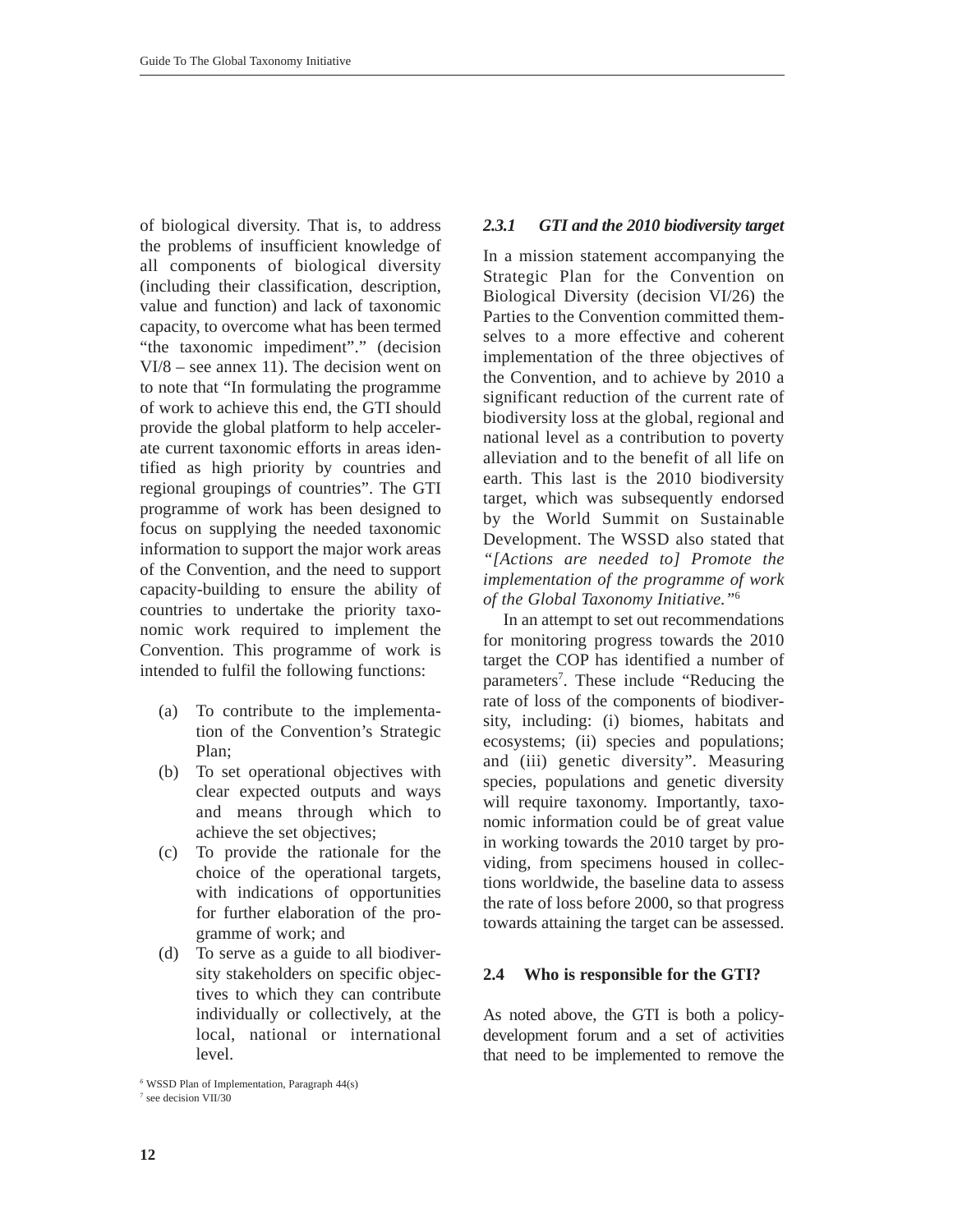of biological diversity. That is, to address the problems of insufficient knowledge of all components of biological diversity (including their classification, description, value and function) and lack of taxonomic capacity, to overcome what has been termed "the taxonomic impediment"." (decision VI/8 – see annex 11). The decision went on to note that "In formulating the programme of work to achieve this end, the GTI should provide the global platform to help accelerate current taxonomic efforts in areas identified as high priority by countries and regional groupings of countries". The GTI programme of work has been designed to focus on supplying the needed taxonomic information to support the major work areas of the Convention, and the need to support capacity-building to ensure the ability of countries to undertake the priority taxonomic work required to implement the Convention. This programme of work is intended to fulfil the following functions:

(a) To contribute to the implementation of the Convention's Strategic Plan;

(b) To set operational objectives with clear expected outputs and ways and means through which to achieve the set objectives;

(c) To provide the rationale for the choice of the operational targets, with indications of opportunities for further elaboration of the programme of work; and

(d) To serve as a guide to all biodiversity stakeholders on specific objectives to which they can contribute individually or collectively, at the local, national or international level.

### *2.3.1 GTI and the 2010 biodiversity target*

In a mission statement accompanying the Strategic Plan for the Convention on Biological Diversity (decision VI/26) the Parties to the Convention committed themselves to a more effective and coherent implementation of the three objectives of the Convention, and to achieve by 2010 a significant reduction of the current rate of biodiversity loss at the global, regional and national level as a contribution to poverty alleviation and to the benefit of all life on earth. This last is the 2010 biodiversity target, which was subsequently endorsed by the World Summit on Sustainable Development. The WSSD also stated that *"[Actions are needed to] Promote the implementation of the programme of work of the Global Taxonomy Initiative."*[6]

In an attempt to set out recommendations for monitoring progress towards the 2010 target the COP has identified a number of parameters[7]. These include "Reducing the rate of loss of the components of biodiversity, including: (i) biomes, habitats and ecosystems; (ii) species and populations; and (iii) genetic diversity". Measuring species, populations and genetic diversity will require taxonomy. Importantly, taxonomic information could be of great value in working towards the 2010 target by providing, from specimens housed in collections worldwide, the baseline data to assess the rate of loss before 2000, so that progress towards attaining the target can be assessed.

## 2.4 Who is responsible for the GTI?

As noted above, the GTI is both a policy-development forum and a set of activities that need to be implemented to remove the

[6] WSSD Plan of Implementation, Paragraph 44(s)

[7] see decision VII/30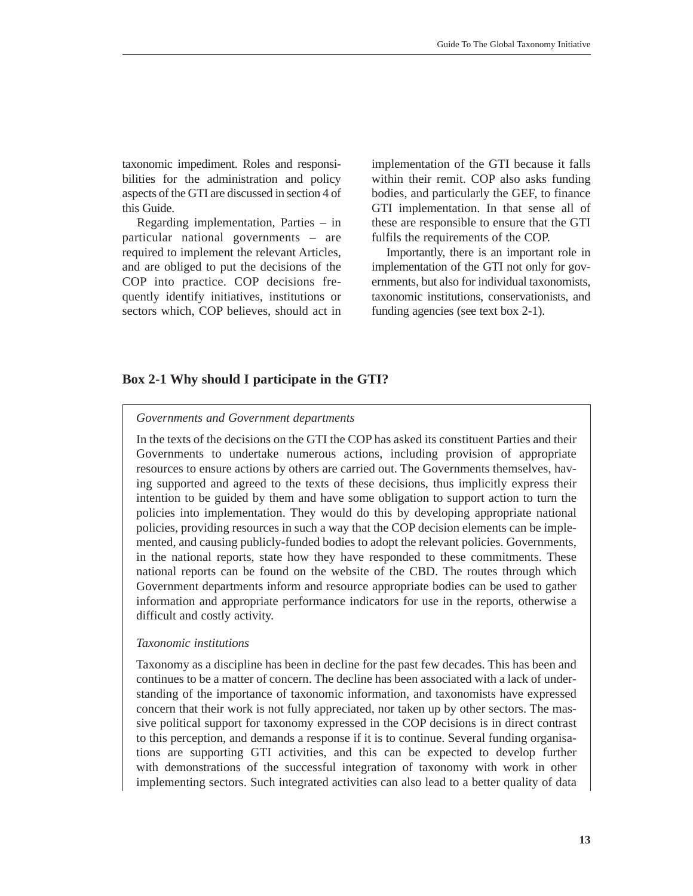taxonomic impediment. Roles and responsibilities for the administration and policy aspects of the GTI are discussed in section 4 of this Guide.

Regarding implementation, Parties – in particular national governments – are required to implement the relevant Articles, and are obliged to put the decisions of the COP into practice. COP decisions frequently identify initiatives, institutions or sectors which, COP believes, should act in implementation of the GTI because it falls within their remit. COP also asks funding bodies, and particularly the GEF, to finance GTI implementation. In that sense all of these are responsible to ensure that the GTI fulfils the requirements of the COP.

Importantly, there is an important role in implementation of the GTI not only for governments, but also for individual taxonomists, taxonomic institutions, conservationists, and funding agencies (see text box 2-1).

### Box 2-1 Why should I participate in the GTI?

*Governments and Government departments*

In the texts of the decisions on the GTI the COP has asked its constituent Parties and their Governments to undertake numerous actions, including provision of appropriate resources to ensure actions by others are carried out. The Governments themselves, having supported and agreed to the texts of these decisions, thus implicitly express their intention to be guided by them and have some obligation to support action to turn the policies into implementation. They would do this by developing appropriate national policies, providing resources in such a way that the COP decision elements can be implemented, and causing publicly-funded bodies to adopt the relevant policies. Governments, in the national reports, state how they have responded to these commitments. These national reports can be found on the website of the CBD. The routes through which Government departments inform and resource appropriate bodies can be used to gather information and appropriate performance indicators for use in the reports, otherwise a difficult and costly activity.

*Taxonomic institutions*

Taxonomy as a discipline has been in decline for the past few decades. This has been and continues to be a matter of concern. The decline has been associated with a lack of understanding of the importance of taxonomic information, and taxonomists have expressed concern that their work is not fully appreciated, nor taken up by other sectors. The massive political support for taxonomy expressed in the COP decisions is in direct contrast to this perception, and demands a response if it is to continue. Several funding organisations are supporting GTI activities, and this can be expected to develop further with demonstrations of the successful integration of taxonomy with work in other implementing sectors. Such integrated activities can also lead to a better quality of data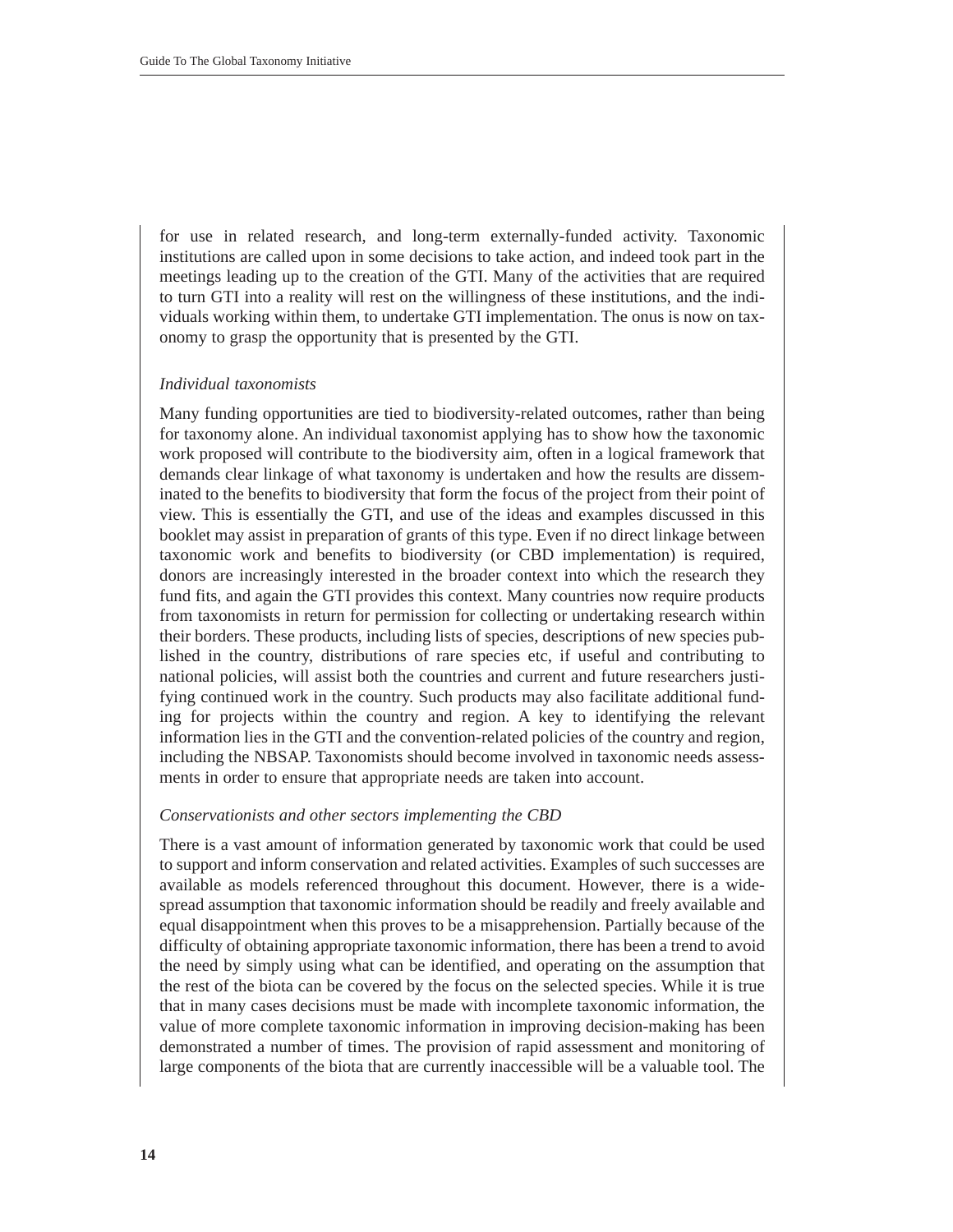for use in related research, and long-term externally-funded activity. Taxonomic institutions are called upon in some decisions to take action, and indeed took part in the meetings leading up to the creation of the GTI. Many of the activities that are required to turn GTI into a reality will rest on the willingness of these institutions, and the individuals working within them, to undertake GTI implementation. The onus is now on taxonomy to grasp the opportunity that is presented by the GTI.

*Individual taxonomists*

Many funding opportunities are tied to biodiversity-related outcomes, rather than being for taxonomy alone. An individual taxonomist applying has to show how the taxonomic work proposed will contribute to the biodiversity aim, often in a logical framework that demands clear linkage of what taxonomy is undertaken and how the results are disseminated to the benefits to biodiversity that form the focus of the project from their point of view. This is essentially the GTI, and use of the ideas and examples discussed in this booklet may assist in preparation of grants of this type. Even if no direct linkage between taxonomic work and benefits to biodiversity (or CBD implementation) is required, donors are increasingly interested in the broader context into which the research they fund fits, and again the GTI provides this context. Many countries now require products from taxonomists in return for permission for collecting or undertaking research within their borders. These products, including lists of species, descriptions of new species published in the country, distributions of rare species etc, if useful and contributing to national policies, will assist both the countries and current and future researchers justifying continued work in the country. Such products may also facilitate additional funding for projects within the country and region. A key to identifying the relevant information lies in the GTI and the convention-related policies of the country and region, including the NBSAP. Taxonomists should become involved in taxonomic needs assessments in order to ensure that appropriate needs are taken into account.

*Conservationists and other sectors implementing the CBD*

There is a vast amount of information generated by taxonomic work that could be used to support and inform conservation and related activities. Examples of such successes are available as models referenced throughout this document. However, there is a widespread assumption that taxonomic information should be readily and freely available and equal disappointment when this proves to be a misapprehension. Partially because of the difficulty of obtaining appropriate taxonomic information, there has been a trend to avoid the need by simply using what can be identified, and operating on the assumption that the rest of the biota can be covered by the focus on the selected species. While it is true that in many cases decisions must be made with incomplete taxonomic information, the value of more complete taxonomic information in improving decision-making has been demonstrated a number of times. The provision of rapid assessment and monitoring of large components of the biota that are currently inaccessible will be a valuable tool. The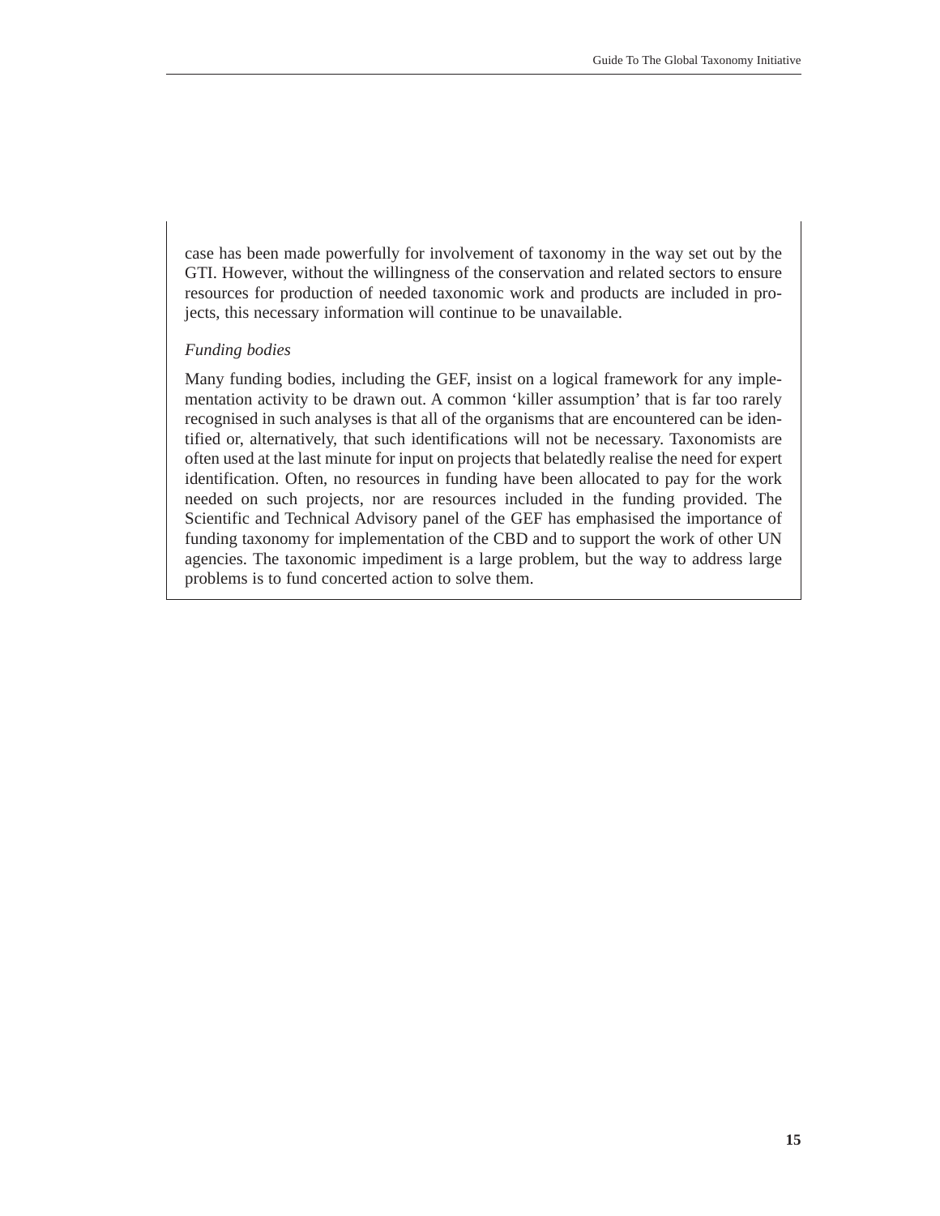case has been made powerfully for involvement of taxonomy in the way set out by the GTI. However, without the willingness of the conservation and related sectors to ensure resources for production of needed taxonomic work and products are included in projects, this necessary information will continue to be unavailable.

*Funding bodies*

Many funding bodies, including the GEF, insist on a logical framework for any implementation activity to be drawn out. A common 'killer assumption' that is far too rarely recognised in such analyses is that all of the organisms that are encountered can be identified or, alternatively, that such identifications will not be necessary. Taxonomists are often used at the last minute for input on projects that belatedly realise the need for expert identification. Often, no resources in funding have been allocated to pay for the work needed on such projects, nor are resources included in the funding provided. The Scientific and Technical Advisory panel of the GEF has emphasised the importance of funding taxonomy for implementation of the CBD and to support the work of other UN agencies. The taxonomic impediment is a large problem, but the way to address large problems is to fund concerted action to solve them.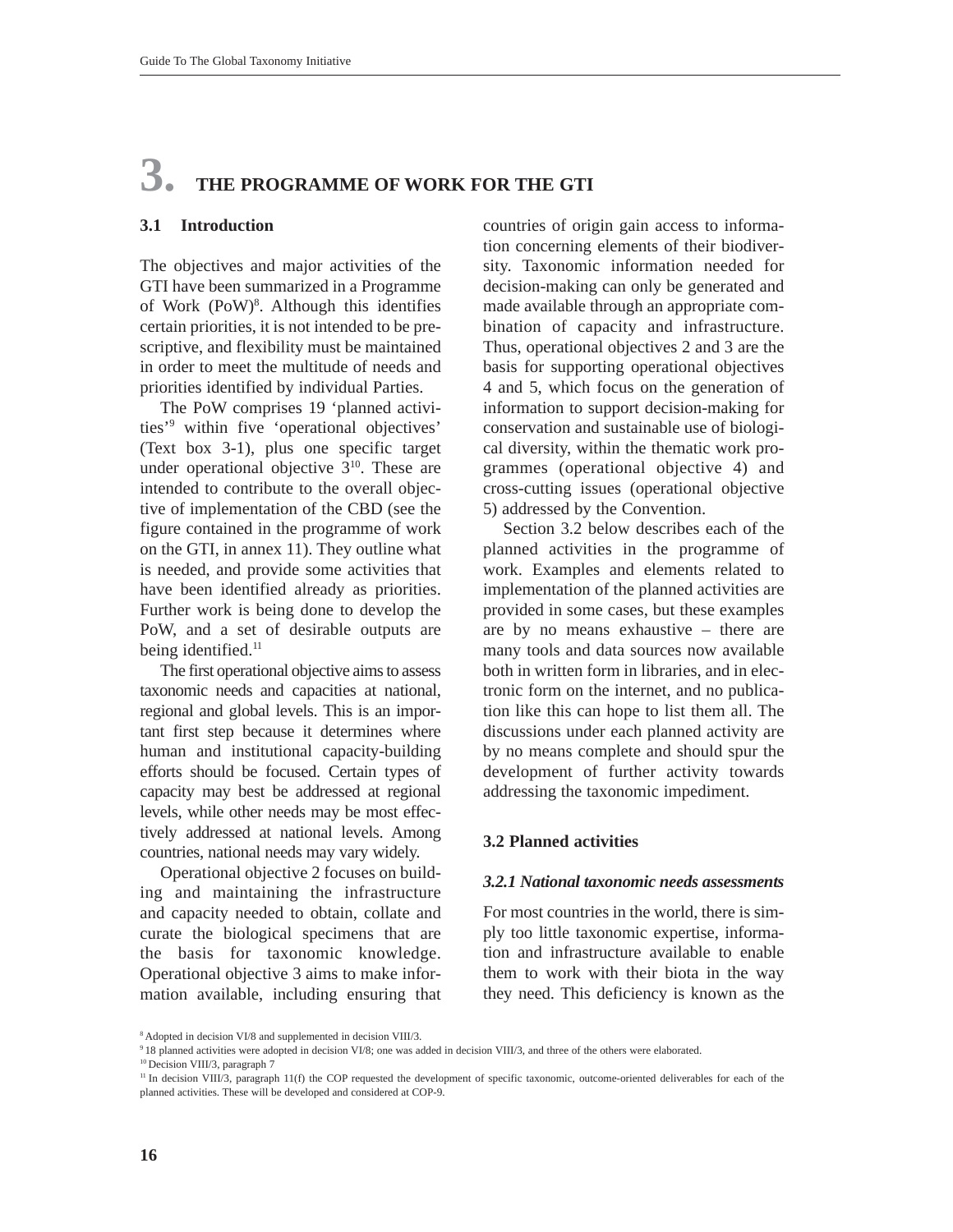# 3. THE PROGRAMME OF WORK FOR THE GTI

## 3.1 Introduction

The objectives and major activities of the GTI have been summarized in a Programme of Work (PoW)[8]. Although this identifies certain priorities, it is not intended to be prescriptive, and flexibility must be maintained in order to meet the multitude of needs and priorities identified by individual Parties.

The PoW comprises 19 'planned activities'[9] within five 'operational objectives' (Text box 3-1), plus one specific target under operational objective 3[10]. These are intended to contribute to the overall objective of implementation of the CBD (see the figure contained in the programme of work on the GTI, in annex 11). They outline what is needed, and provide some activities that have been identified already as priorities. Further work is being done to develop the PoW, and a set of desirable outputs are being identified.[11]

The first operational objective aims to assess taxonomic needs and capacities at national, regional and global levels. This is an important first step because it determines where human and institutional capacity-building efforts should be focused. Certain types of capacity may best be addressed at regional levels, while other needs may be most effectively addressed at national levels. Among countries, national needs may vary widely.

Operational objective 2 focuses on building and maintaining the infrastructure and capacity needed to obtain, collate and curate the biological specimens that are the basis for taxonomic knowledge. Operational objective 3 aims to make information available, including ensuring that countries of origin gain access to information concerning elements of their biodiversity. Taxonomic information needed for decision-making can only be generated and made available through an appropriate combination of capacity and infrastructure. Thus, operational objectives 2 and 3 are the basis for supporting operational objectives 4 and 5, which focus on the generation of information to support decision-making for conservation and sustainable use of biological diversity, within the thematic work programmes (operational objective 4) and cross-cutting issues (operational objective 5) addressed by the Convention.

Section 3.2 below describes each of the planned activities in the programme of work. Examples and elements related to implementation of the planned activities are provided in some cases, but these examples are by no means exhaustive – there are many tools and data sources now available both in written form in libraries, and in electronic form on the internet, and no publication like this can hope to list them all. The discussions under each planned activity are by no means complete and should spur the development of further activity towards addressing the taxonomic impediment.

## 3.2 Planned activities

### *3.2.1 National taxonomic needs assessments*

For most countries in the world, there is simply too little taxonomic expertise, information and infrastructure available to enable them to work with their biota in the way they need. This deficiency is known as the

---

[8] Adopted in decision VI/8 and supplemented in decision VIII/3.

[9] 18 planned activities were adopted in decision VI/8; one was added in decision VIII/3, and three of the others were elaborated.

[10] Decision VIII/3, paragraph 7

[11] In decision VIII/3, paragraph 11(f) the COP requested the development of specific taxonomic, outcome-oriented deliverables for each of the planned activities. These will be developed and considered at COP-9.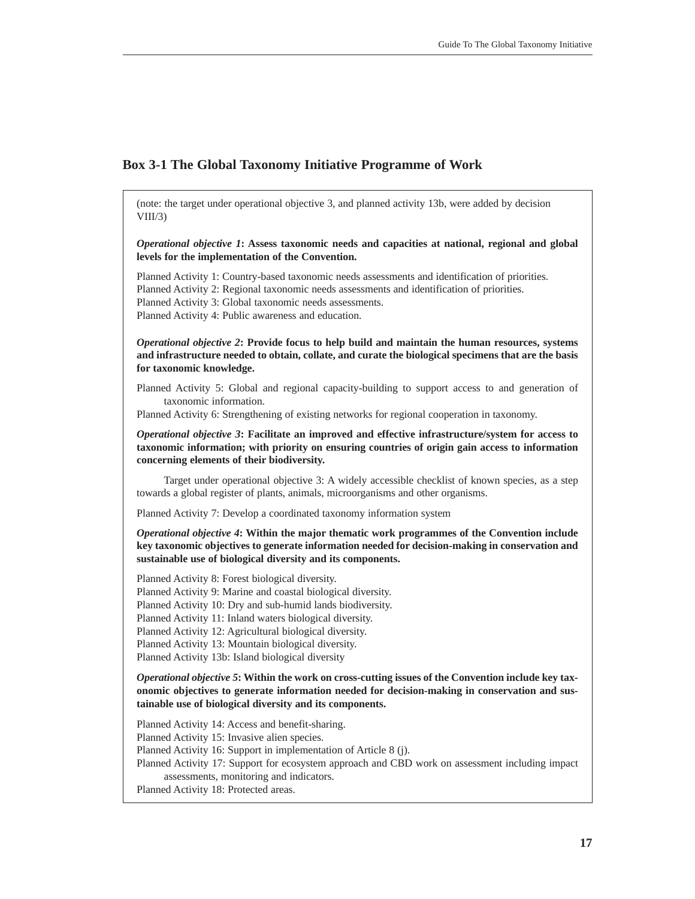## Box 3-1 The Global Taxonomy Initiative Programme of Work

(note: the target under operational objective 3, and planned activity 13b, were added by decision VIII/3)

***Operational objective 1*: Assess taxonomic needs and capacities at national, regional and global levels for the implementation of the Convention.**

Planned Activity 1: Country-based taxonomic needs assessments and identification of priorities.
Planned Activity 2: Regional taxonomic needs assessments and identification of priorities.
Planned Activity 3: Global taxonomic needs assessments.
Planned Activity 4: Public awareness and education.

***Operational objective 2*: Provide focus to help build and maintain the human resources, systems and infrastructure needed to obtain, collate, and curate the biological specimens that are the basis for taxonomic knowledge.**

Planned Activity 5: Global and regional capacity-building to support access to and generation of taxonomic information.
Planned Activity 6: Strengthening of existing networks for regional cooperation in taxonomy.

***Operational objective 3*: Facilitate an improved and effective infrastructure/system for access to taxonomic information; with priority on ensuring countries of origin gain access to information concerning elements of their biodiversity.**

Target under operational objective 3: A widely accessible checklist of known species, as a step towards a global register of plants, animals, microorganisms and other organisms.

Planned Activity 7: Develop a coordinated taxonomy information system

***Operational objective 4*: Within the major thematic work programmes of the Convention include key taxonomic objectives to generate information needed for decision-making in conservation and sustainable use of biological diversity and its components.**

Planned Activity 8: Forest biological diversity.
Planned Activity 9: Marine and coastal biological diversity.
Planned Activity 10: Dry and sub-humid lands biodiversity.
Planned Activity 11: Inland waters biological diversity.
Planned Activity 12: Agricultural biological diversity.
Planned Activity 13: Mountain biological diversity.
Planned Activity 13b: Island biological diversity

***Operational objective 5*: Within the work on cross-cutting issues of the Convention include key taxonomic objectives to generate information needed for decision-making in conservation and sustainable use of biological diversity and its components.**

Planned Activity 14: Access and benefit-sharing.
Planned Activity 15: Invasive alien species.
Planned Activity 16: Support in implementation of Article 8 (j).
Planned Activity 17: Support for ecosystem approach and CBD work on assessment including impact assessments, monitoring and indicators.
Planned Activity 18: Protected areas.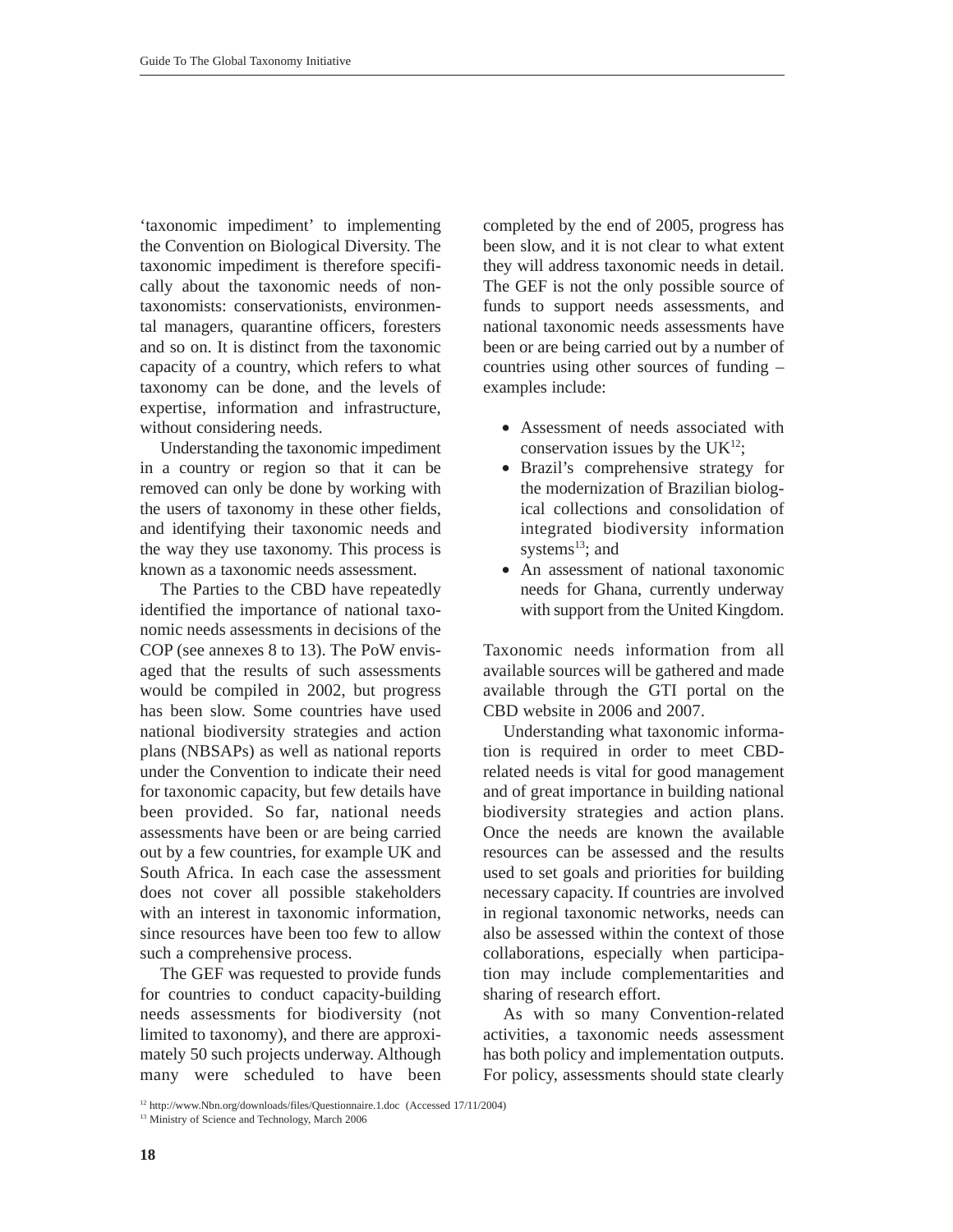'taxonomic impediment' to implementing the Convention on Biological Diversity. The taxonomic impediment is therefore specifically about the taxonomic needs of non-taxonomists: conservationists, environmental managers, quarantine officers, foresters and so on. It is distinct from the taxonomic capacity of a country, which refers to what taxonomy can be done, and the levels of expertise, information and infrastructure, without considering needs.

Understanding the taxonomic impediment in a country or region so that it can be removed can only be done by working with the users of taxonomy in these other fields, and identifying their taxonomic needs and the way they use taxonomy. This process is known as a taxonomic needs assessment.

The Parties to the CBD have repeatedly identified the importance of national taxonomic needs assessments in decisions of the COP (see annexes 8 to 13). The PoW envisaged that the results of such assessments would be compiled in 2002, but progress has been slow. Some countries have used national biodiversity strategies and action plans (NBSAPs) as well as national reports under the Convention to indicate their need for taxonomic capacity, but few details have been provided. So far, national needs assessments have been or are being carried out by a few countries, for example UK and South Africa. In each case the assessment does not cover all possible stakeholders with an interest in taxonomic information, since resources have been too few to allow such a comprehensive process.

The GEF was requested to provide funds for countries to conduct capacity-building needs assessments for biodiversity (not limited to taxonomy), and there are approximately 50 such projects underway. Although many were scheduled to have been completed by the end of 2005, progress has been slow, and it is not clear to what extent they will address taxonomic needs in detail. The GEF is not the only possible source of funds to support needs assessments, and national taxonomic needs assessments have been or are being carried out by a number of countries using other sources of funding – examples include:

- Assessment of needs associated with conservation issues by the UK[12];
- Brazil's comprehensive strategy for the modernization of Brazilian biological collections and consolidation of integrated biodiversity information systems[13]; and
- An assessment of national taxonomic needs for Ghana, currently underway with support from the United Kingdom.

Taxonomic needs information from all available sources will be gathered and made available through the GTI portal on the CBD website in 2006 and 2007.

Understanding what taxonomic information is required in order to meet CBD-related needs is vital for good management and of great importance in building national biodiversity strategies and action plans. Once the needs are known the available resources can be assessed and the results used to set goals and priorities for building necessary capacity. If countries are involved in regional taxonomic networks, needs can also be assessed within the context of those collaborations, especially when participation may include complementarities and sharing of research effort.

As with so many Convention-related activities, a taxonomic needs assessment has both policy and implementation outputs. For policy, assessments should state clearly

[12] http://www.Nbn.org/downloads/files/Questionnaire.1.doc (Accessed 17/11/2004)

[13] Ministry of Science and Technology, March 2006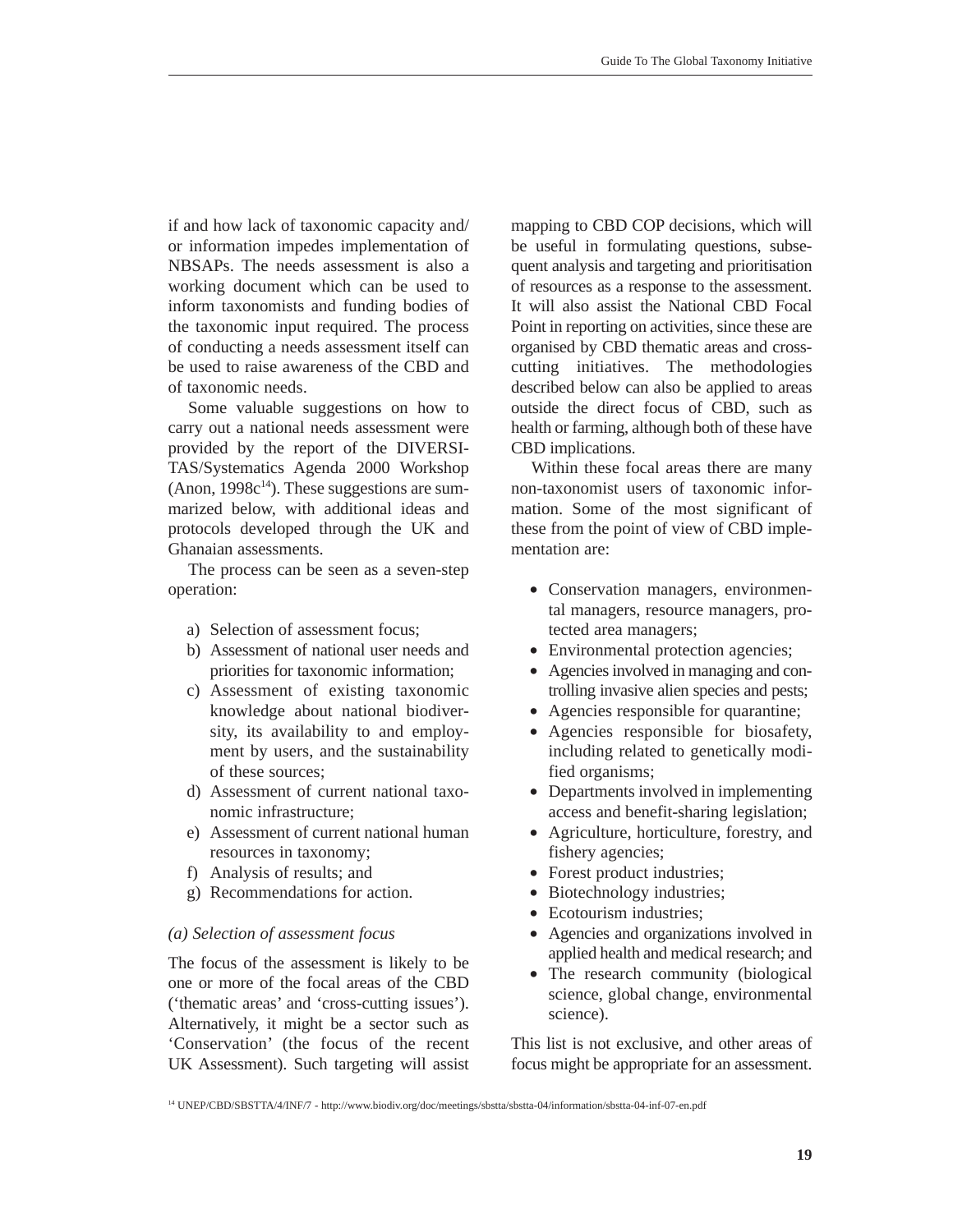if and how lack of taxonomic capacity and/or information impedes implementation of NBSAPs. The needs assessment is also a working document which can be used to inform taxonomists and funding bodies of the taxonomic input required. The process of conducting a needs assessment itself can be used to raise awareness of the CBD and of taxonomic needs.

Some valuable suggestions on how to carry out a national needs assessment were provided by the report of the DIVERSITAS/Systematics Agenda 2000 Workshop (Anon, 1998c[14]). These suggestions are summarized below, with additional ideas and protocols developed through the UK and Ghanaian assessments.

The process can be seen as a seven-step operation:

a) Selection of assessment focus;
b) Assessment of national user needs and priorities for taxonomic information;
c) Assessment of existing taxonomic knowledge about national biodiversity, its availability to and employment by users, and the sustainability of these sources;
d) Assessment of current national taxonomic infrastructure;
e) Assessment of current national human resources in taxonomy;
f) Analysis of results; and
g) Recommendations for action.

*(a) Selection of assessment focus*

The focus of the assessment is likely to be one or more of the focal areas of the CBD ('thematic areas' and 'cross-cutting issues'). Alternatively, it might be a sector such as 'Conservation' (the focus of the recent UK Assessment). Such targeting will assist mapping to CBD COP decisions, which will be useful in formulating questions, subsequent analysis and targeting and prioritisation of resources as a response to the assessment. It will also assist the National CBD Focal Point in reporting on activities, since these are organised by CBD thematic areas and cross-cutting initiatives. The methodologies described below can also be applied to areas outside the direct focus of CBD, such as health or farming, although both of these have CBD implications.

Within these focal areas there are many non-taxonomist users of taxonomic information. Some of the most significant of these from the point of view of CBD implementation are:

- Conservation managers, environmental managers, resource managers, protected area managers;
- Environmental protection agencies;
- Agencies involved in managing and controlling invasive alien species and pests;
- Agencies responsible for quarantine;
- Agencies responsible for biosafety, including related to genetically modified organisms;
- Departments involved in implementing access and benefit-sharing legislation;
- Agriculture, horticulture, forestry, and fishery agencies;
- Forest product industries;
- Biotechnology industries;
- Ecotourism industries;
- Agencies and organizations involved in applied health and medical research; and
- The research community (biological science, global change, environmental science).

This list is not exclusive, and other areas of focus might be appropriate for an assessment.

[14] UNEP/CBD/SBSTTA/4/INF/7 - http://www.biodiv.org/doc/meetings/sbstta/sbstta-04/information/sbstta-04-inf-07-en.pdf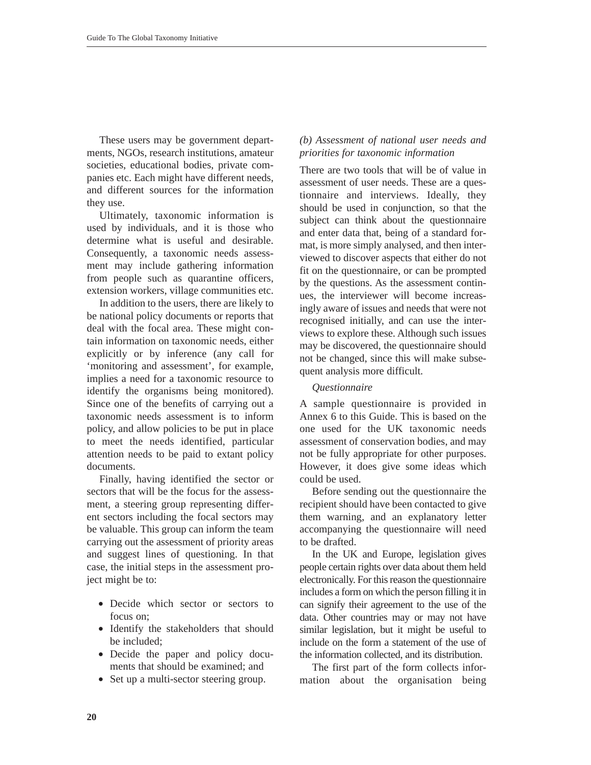These users may be government departments, NGOs, research institutions, amateur societies, educational bodies, private companies etc. Each might have different needs, and different sources for the information they use.

Ultimately, taxonomic information is used by individuals, and it is those who determine what is useful and desirable. Consequently, a taxonomic needs assessment may include gathering information from people such as quarantine officers, extension workers, village communities etc.

In addition to the users, there are likely to be national policy documents or reports that deal with the focal area. These might contain information on taxonomic needs, either explicitly or by inference (any call for 'monitoring and assessment', for example, implies a need for a taxonomic resource to identify the organisms being monitored). Since one of the benefits of carrying out a taxonomic needs assessment is to inform policy, and allow policies to be put in place to meet the needs identified, particular attention needs to be paid to extant policy documents.

Finally, having identified the sector or sectors that will be the focus for the assessment, a steering group representing different sectors including the focal sectors may be valuable. This group can inform the team carrying out the assessment of priority areas and suggest lines of questioning. In that case, the initial steps in the assessment project might be to:

- Decide which sector or sectors to focus on;
- Identify the stakeholders that should be included;
- Decide the paper and policy documents that should be examined; and
- Set up a multi-sector steering group.

### *(b) Assessment of national user needs and priorities for taxonomic information*

There are two tools that will be of value in assessment of user needs. These are a questionnaire and interviews. Ideally, they should be used in conjunction, so that the subject can think about the questionnaire and enter data that, being of a standard format, is more simply analysed, and then interviewed to discover aspects that either do not fit on the questionnaire, or can be prompted by the questions. As the assessment continues, the interviewer will become increasingly aware of issues and needs that were not recognised initially, and can use the interviews to explore these. Although such issues may be discovered, the questionnaire should not be changed, since this will make subsequent analysis more difficult.

#### *Questionnaire*

A sample questionnaire is provided in Annex 6 to this Guide. This is based on the one used for the UK taxonomic needs assessment of conservation bodies, and may not be fully appropriate for other purposes. However, it does give some ideas which could be used.

Before sending out the questionnaire the recipient should have been contacted to give them warning, and an explanatory letter accompanying the questionnaire will need to be drafted.

In the UK and Europe, legislation gives people certain rights over data about them held electronically. For this reason the questionnaire includes a form on which the person filling it in can signify their agreement to the use of the data. Other countries may or may not have similar legislation, but it might be useful to include on the form a statement of the use of the information collected, and its distribution.

The first part of the form collects information about the organisation being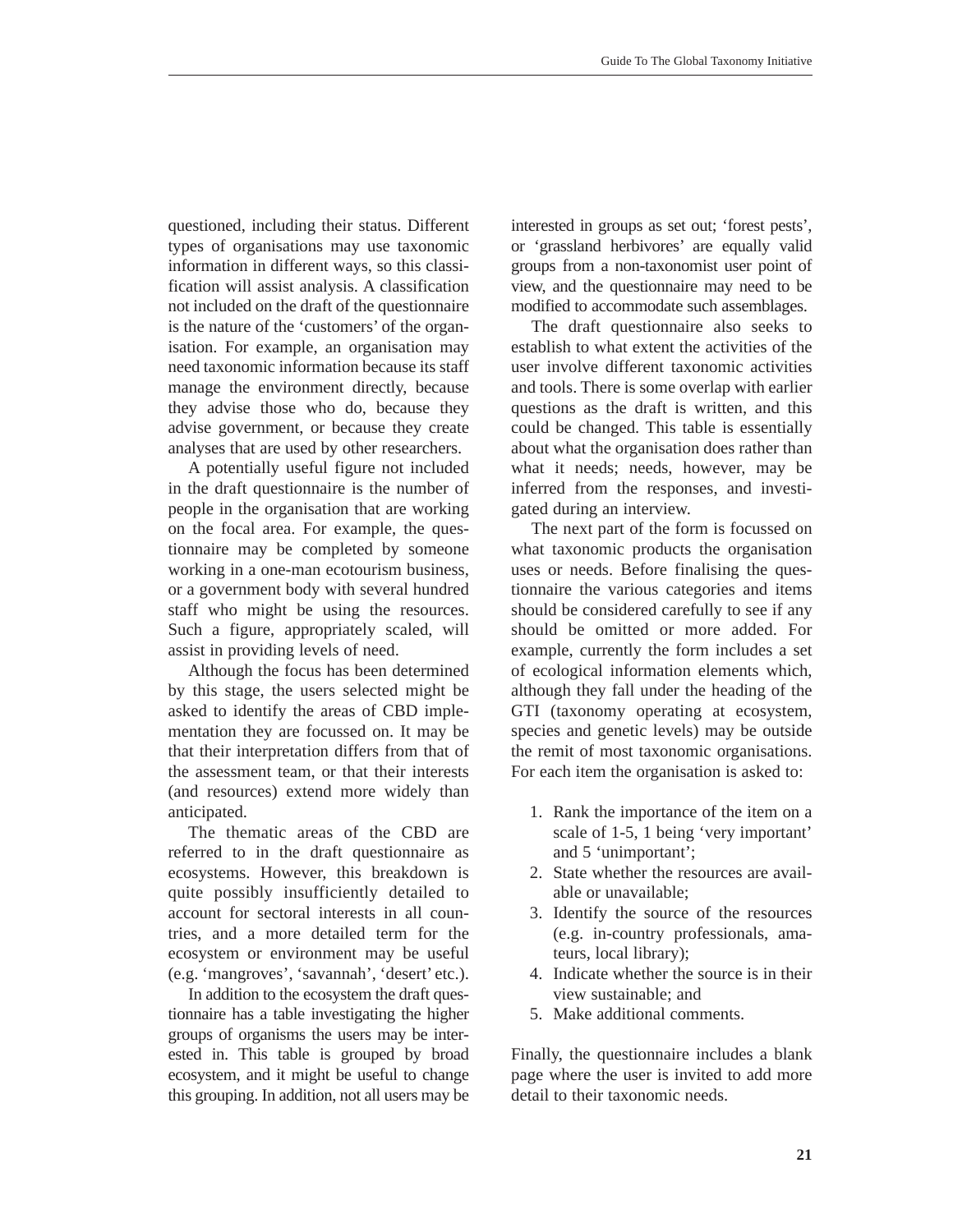questioned, including their status. Different types of organisations may use taxonomic information in different ways, so this classification will assist analysis. A classification not included on the draft of the questionnaire is the nature of the 'customers' of the organisation. For example, an organisation may need taxonomic information because its staff manage the environment directly, because they advise those who do, because they advise government, or because they create analyses that are used by other researchers.

A potentially useful figure not included in the draft questionnaire is the number of people in the organisation that are working on the focal area. For example, the questionnaire may be completed by someone working in a one-man ecotourism business, or a government body with several hundred staff who might be using the resources. Such a figure, appropriately scaled, will assist in providing levels of need.

Although the focus has been determined by this stage, the users selected might be asked to identify the areas of CBD implementation they are focussed on. It may be that their interpretation differs from that of the assessment team, or that their interests (and resources) extend more widely than anticipated.

The thematic areas of the CBD are referred to in the draft questionnaire as ecosystems. However, this breakdown is quite possibly insufficiently detailed to account for sectoral interests in all countries, and a more detailed term for the ecosystem or environment may be useful (e.g. 'mangroves', 'savannah', 'desert' etc.).

In addition to the ecosystem the draft questionnaire has a table investigating the higher groups of organisms the users may be interested in. This table is grouped by broad ecosystem, and it might be useful to change this grouping. In addition, not all users may be interested in groups as set out; 'forest pests', or 'grassland herbivores' are equally valid groups from a non-taxonomist user point of view, and the questionnaire may need to be modified to accommodate such assemblages.

The draft questionnaire also seeks to establish to what extent the activities of the user involve different taxonomic activities and tools. There is some overlap with earlier questions as the draft is written, and this could be changed. This table is essentially about what the organisation does rather than what it needs; needs, however, may be inferred from the responses, and investigated during an interview.

The next part of the form is focussed on what taxonomic products the organisation uses or needs. Before finalising the questionnaire the various categories and items should be considered carefully to see if any should be omitted or more added. For example, currently the form includes a set of ecological information elements which, although they fall under the heading of the GTI (taxonomy operating at ecosystem, species and genetic levels) may be outside the remit of most taxonomic organisations. For each item the organisation is asked to:

1. Rank the importance of the item on a scale of 1-5, 1 being 'very important' and 5 'unimportant';
2. State whether the resources are available or unavailable;
3. Identify the source of the resources (e.g. in-country professionals, amateurs, local library);
4. Indicate whether the source is in their view sustainable; and
5. Make additional comments.

Finally, the questionnaire includes a blank page where the user is invited to add more detail to their taxonomic needs.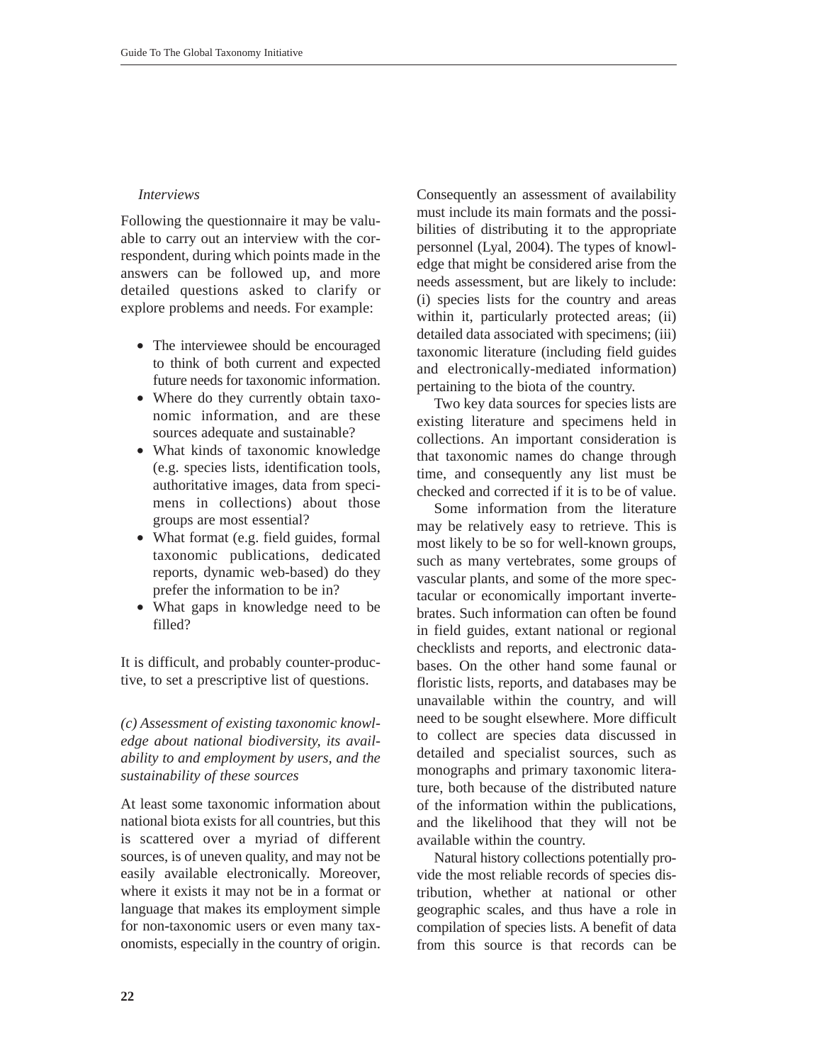*Interviews*

Following the questionnaire it may be valuable to carry out an interview with the correspondent, during which points made in the answers can be followed up, and more detailed questions asked to clarify or explore problems and needs. For example:

- The interviewee should be encouraged to think of both current and expected future needs for taxonomic information.
- Where do they currently obtain taxonomic information, and are these sources adequate and sustainable?
- What kinds of taxonomic knowledge (e.g. species lists, identification tools, authoritative images, data from specimens in collections) about those groups are most essential?
- What format (e.g. field guides, formal taxonomic publications, dedicated reports, dynamic web-based) do they prefer the information to be in?
- What gaps in knowledge need to be filled?

It is difficult, and probably counter-productive, to set a prescriptive list of questions.

*(c) Assessment of existing taxonomic knowledge about national biodiversity, its availability to and employment by users, and the sustainability of these sources*

At least some taxonomic information about national biota exists for all countries, but this is scattered over a myriad of different sources, is of uneven quality, and may not be easily available electronically. Moreover, where it exists it may not be in a format or language that makes its employment simple for non-taxonomic users or even many taxonomists, especially in the country of origin. Consequently an assessment of availability must include its main formats and the possibilities of distributing it to the appropriate personnel (Lyal, 2004). The types of knowledge that might be considered arise from the needs assessment, but are likely to include: (i) species lists for the country and areas within it, particularly protected areas; (ii) detailed data associated with specimens; (iii) taxonomic literature (including field guides and electronically-mediated information) pertaining to the biota of the country.

Two key data sources for species lists are existing literature and specimens held in collections. An important consideration is that taxonomic names do change through time, and consequently any list must be checked and corrected if it is to be of value.

Some information from the literature may be relatively easy to retrieve. This is most likely to be so for well-known groups, such as many vertebrates, some groups of vascular plants, and some of the more spectacular or economically important invertebrates. Such information can often be found in field guides, extant national or regional checklists and reports, and electronic databases. On the other hand some faunal or floristic lists, reports, and databases may be unavailable within the country, and will need to be sought elsewhere. More difficult to collect are species data discussed in detailed and specialist sources, such as monographs and primary taxonomic literature, both because of the distributed nature of the information within the publications, and the likelihood that they will not be available within the country.

Natural history collections potentially provide the most reliable records of species distribution, whether at national or other geographic scales, and thus have a role in compilation of species lists. A benefit of data from this source is that records can be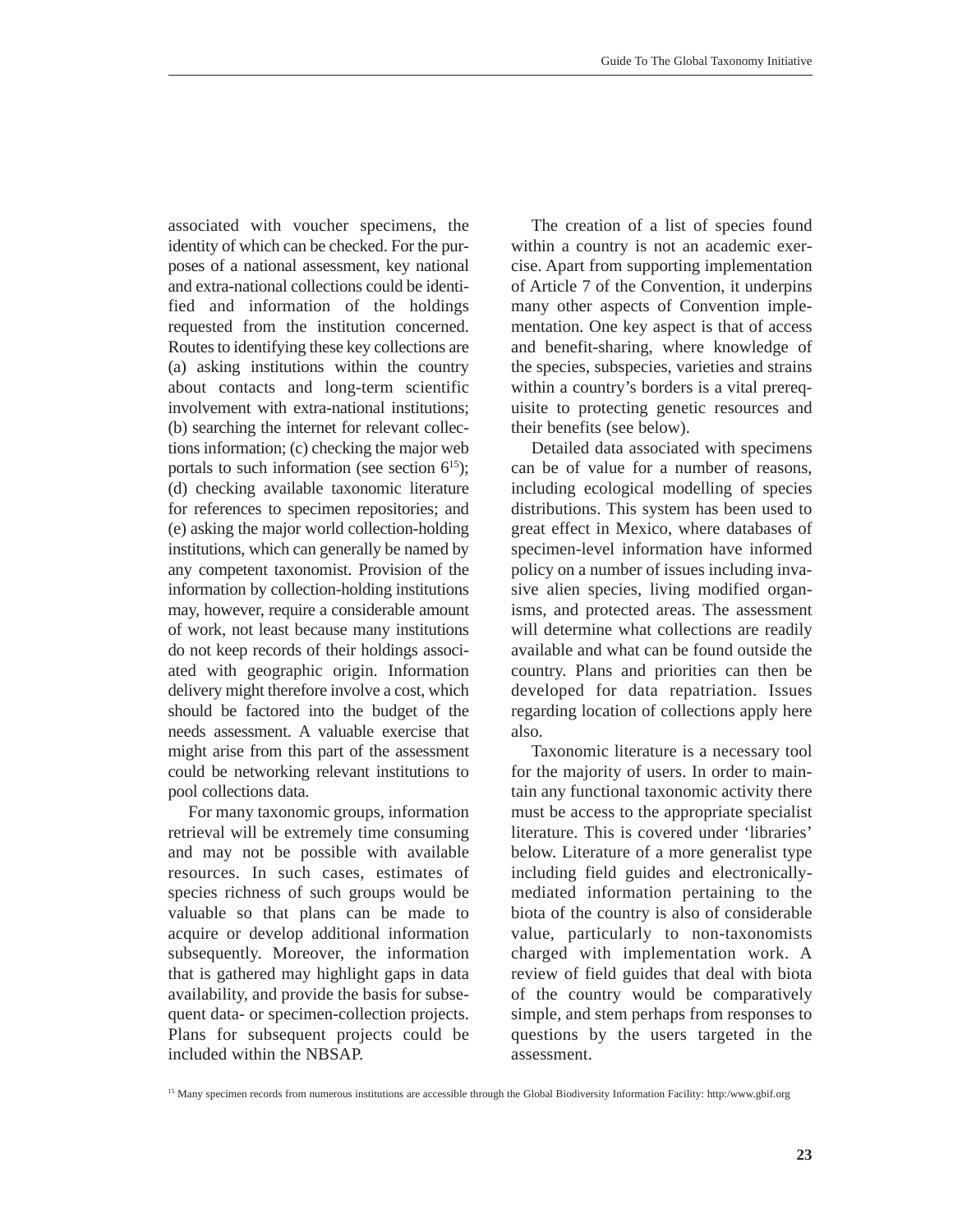associated with voucher specimens, the identity of which can be checked. For the purposes of a national assessment, key national and extra-national collections could be identified and information of the holdings requested from the institution concerned. Routes to identifying these key collections are (a) asking institutions within the country about contacts and long-term scientific involvement with extra-national institutions; (b) searching the internet for relevant collections information; (c) checking the major web portals to such information (see section 6[15]); (d) checking available taxonomic literature for references to specimen repositories; and (e) asking the major world collection-holding institutions, which can generally be named by any competent taxonomist. Provision of the information by collection-holding institutions may, however, require a considerable amount of work, not least because many institutions do not keep records of their holdings associated with geographic origin. Information delivery might therefore involve a cost, which should be factored into the budget of the needs assessment. A valuable exercise that might arise from this part of the assessment could be networking relevant institutions to pool collections data.

For many taxonomic groups, information retrieval will be extremely time consuming and may not be possible with available resources. In such cases, estimates of species richness of such groups would be valuable so that plans can be made to acquire or develop additional information subsequently. Moreover, the information that is gathered may highlight gaps in data availability, and provide the basis for subsequent data- or specimen-collection projects. Plans for subsequent projects could be included within the NBSAP.

The creation of a list of species found within a country is not an academic exercise. Apart from supporting implementation of Article 7 of the Convention, it underpins many other aspects of Convention implementation. One key aspect is that of access and benefit-sharing, where knowledge of the species, subspecies, varieties and strains within a country's borders is a vital prerequisite to protecting genetic resources and their benefits (see below).

Detailed data associated with specimens can be of value for a number of reasons, including ecological modelling of species distributions. This system has been used to great effect in Mexico, where databases of specimen-level information have informed policy on a number of issues including invasive alien species, living modified organisms, and protected areas. The assessment will determine what collections are readily available and what can be found outside the country. Plans and priorities can then be developed for data repatriation. Issues regarding location of collections apply here also.

Taxonomic literature is a necessary tool for the majority of users. In order to maintain any functional taxonomic activity there must be access to the appropriate specialist literature. This is covered under 'libraries' below. Literature of a more generalist type including field guides and electronically-mediated information pertaining to the biota of the country is also of considerable value, particularly to non-taxonomists charged with implementation work. A review of field guides that deal with biota of the country would be comparatively simple, and stem perhaps from responses to questions by the users targeted in the assessment.

[15] Many specimen records from numerous institutions are accessible through the Global Biodiversity Information Facility: http:/www.gbif.org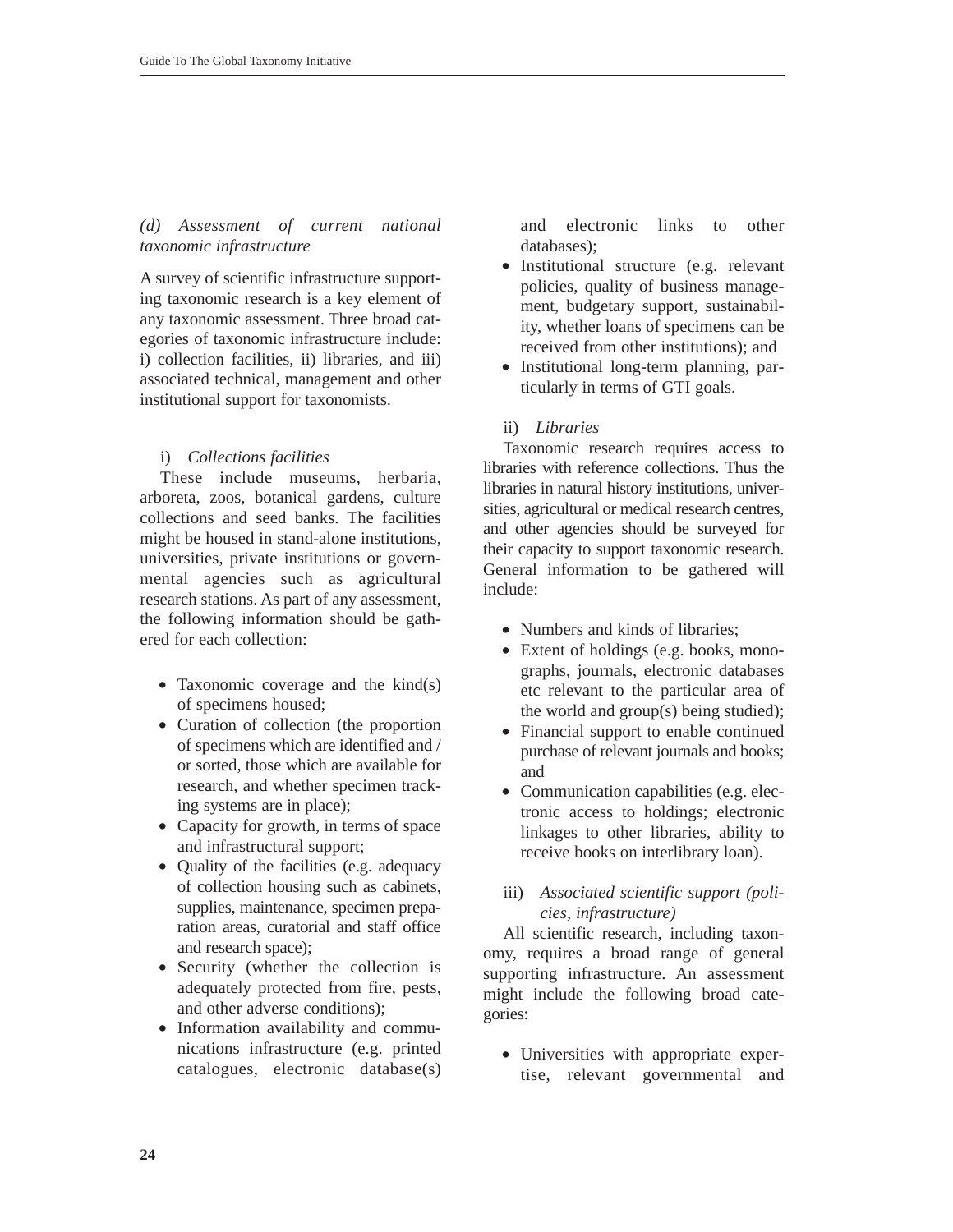### *(d) Assessment of current national taxonomic infrastructure*

A survey of scientific infrastructure supporting taxonomic research is a key element of any taxonomic assessment. Three broad categories of taxonomic infrastructure include: i) collection facilities, ii) libraries, and iii) associated technical, management and other institutional support for taxonomists.

#### i) *Collections facilities*

These include museums, herbaria, arboreta, zoos, botanical gardens, culture collections and seed banks. The facilities might be housed in stand-alone institutions, universities, private institutions or governmental agencies such as agricultural research stations. As part of any assessment, the following information should be gathered for each collection:

- Taxonomic coverage and the kind(s) of specimens housed;
- Curation of collection (the proportion of specimens which are identified and / or sorted, those which are available for research, and whether specimen tracking systems are in place);
- Capacity for growth, in terms of space and infrastructural support;
- Quality of the facilities (e.g. adequacy of collection housing such as cabinets, supplies, maintenance, specimen preparation areas, curatorial and staff office and research space);
- Security (whether the collection is adequately protected from fire, pests, and other adverse conditions);
- Information availability and communications infrastructure (e.g. printed catalogues, electronic database(s) and electronic links to other databases);
- Institutional structure (e.g. relevant policies, quality of business management, budgetary support, sustainability, whether loans of specimens can be received from other institutions); and
- Institutional long-term planning, particularly in terms of GTI goals.

#### ii) *Libraries*

Taxonomic research requires access to libraries with reference collections. Thus the libraries in natural history institutions, universities, agricultural or medical research centres, and other agencies should be surveyed for their capacity to support taxonomic research. General information to be gathered will include:

- Numbers and kinds of libraries;
- Extent of holdings (e.g. books, monographs, journals, electronic databases etc relevant to the particular area of the world and group(s) being studied);
- Financial support to enable continued purchase of relevant journals and books; and
- Communication capabilities (e.g. electronic access to holdings; electronic linkages to other libraries, ability to receive books on interlibrary loan).

#### iii) *Associated scientific support (policies, infrastructure)*

All scientific research, including taxonomy, requires a broad range of general supporting infrastructure. An assessment might include the following broad categories:

- Universities with appropriate expertise, relevant governmental and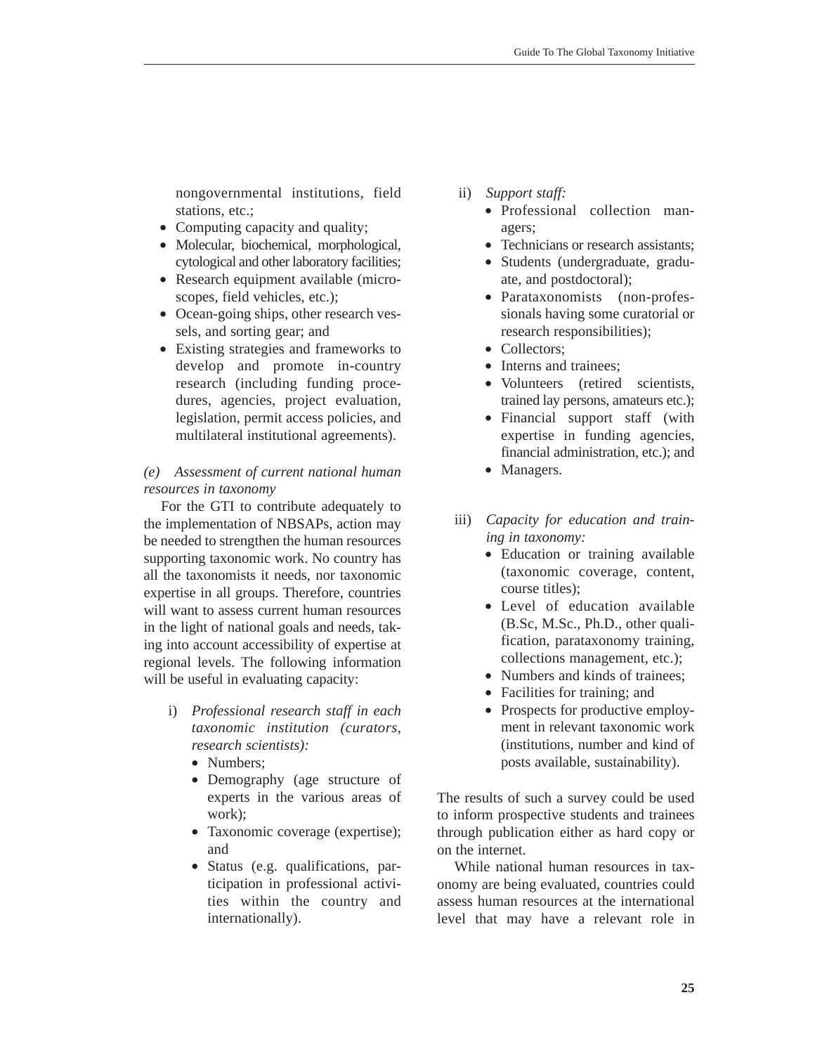nongovernmental institutions, field stations, etc.;

- Computing capacity and quality;
- Molecular, biochemical, morphological, cytological and other laboratory facilities;
- Research equipment available (microscopes, field vehicles, etc.);
- Ocean-going ships, other research vessels, and sorting gear; and
- Existing strategies and frameworks to develop and promote in-country research (including funding procedures, agencies, project evaluation, legislation, permit access policies, and multilateral institutional agreements).

*(e) Assessment of current national human resources in taxonomy*

For the GTI to contribute adequately to the implementation of NBSAPs, action may be needed to strengthen the human resources supporting taxonomic work. No country has all the taxonomists it needs, nor taxonomic expertise in all groups. Therefore, countries will want to assess current human resources in the light of national goals and needs, taking into account accessibility of expertise at regional levels. The following information will be useful in evaluating capacity:

i) *Professional research staff in each taxonomic institution (curators, research scientists):*
   - Numbers;
   - Demography (age structure of experts in the various areas of work);
   - Taxonomic coverage (expertise); and
   - Status (e.g. qualifications, participation in professional activities within the country and internationally).

ii) *Support staff:*
   - Professional collection managers;
   - Technicians or research assistants;
   - Students (undergraduate, graduate, and postdoctoral);
   - Parataxonomists (non-professionals having some curatorial or research responsibilities);
   - Collectors;
   - Interns and trainees;
   - Volunteers (retired scientists, trained lay persons, amateurs etc.);
   - Financial support staff (with expertise in funding agencies, financial administration, etc.); and
   - Managers.

iii) *Capacity for education and training in taxonomy:*
   - Education or training available (taxonomic coverage, content, course titles);
   - Level of education available (B.Sc, M.Sc., Ph.D., other qualification, parataxonomy training, collections management, etc.);
   - Numbers and kinds of trainees;
   - Facilities for training; and
   - Prospects for productive employment in relevant taxonomic work (institutions, number and kind of posts available, sustainability).

The results of such a survey could be used to inform prospective students and trainees through publication either as hard copy or on the internet.

While national human resources in taxonomy are being evaluated, countries could assess human resources at the international level that may have a relevant role in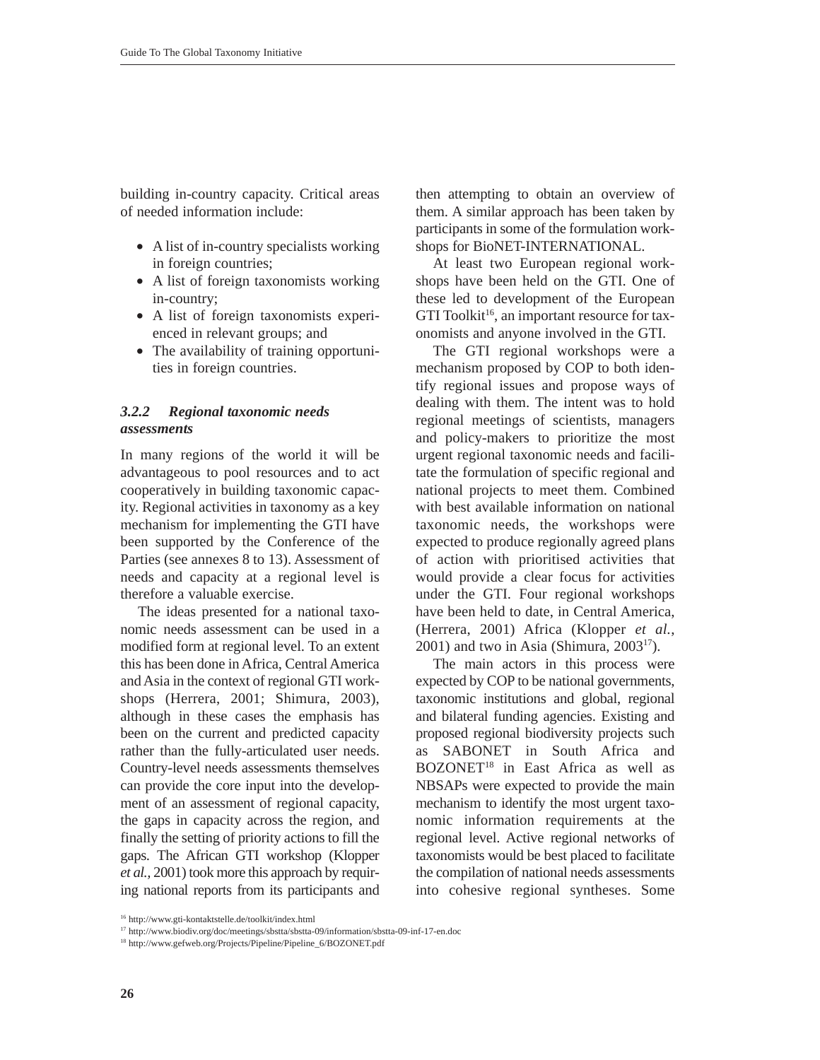building in-country capacity. Critical areas of needed information include:

- A list of in-country specialists working in foreign countries;
- A list of foreign taxonomists working in-country;
- A list of foreign taxonomists experienced in relevant groups; and
- The availability of training opportunities in foreign countries.

### *3.2.2 Regional taxonomic needs assessments*

In many regions of the world it will be advantageous to pool resources and to act cooperatively in building taxonomic capacity. Regional activities in taxonomy as a key mechanism for implementing the GTI have been supported by the Conference of the Parties (see annexes 8 to 13). Assessment of needs and capacity at a regional level is therefore a valuable exercise.

The ideas presented for a national taxonomic needs assessment can be used in a modified form at regional level. To an extent this has been done in Africa, Central America and Asia in the context of regional GTI workshops (Herrera, 2001; Shimura, 2003), although in these cases the emphasis has been on the current and predicted capacity rather than the fully-articulated user needs. Country-level needs assessments themselves can provide the core input into the development of an assessment of regional capacity, the gaps in capacity across the region, and finally the setting of priority actions to fill the gaps. The African GTI workshop (Klopper *et al.,* 2001) took more this approach by requiring national reports from its participants and then attempting to obtain an overview of them. A similar approach has been taken by participants in some of the formulation workshops for BioNET-INTERNATIONAL.

At least two European regional workshops have been held on the GTI. One of these led to development of the European GTI Toolkit[16], an important resource for taxonomists and anyone involved in the GTI.

The GTI regional workshops were a mechanism proposed by COP to both identify regional issues and propose ways of dealing with them. The intent was to hold regional meetings of scientists, managers and policy-makers to prioritize the most urgent regional taxonomic needs and facilitate the formulation of specific regional and national projects to meet them. Combined with best available information on national taxonomic needs, the workshops were expected to produce regionally agreed plans of action with prioritised activities that would provide a clear focus for activities under the GTI. Four regional workshops have been held to date, in Central America, (Herrera, 2001) Africa (Klopper *et al.*, 2001) and two in Asia (Shimura, 2003[17]).

The main actors in this process were expected by COP to be national governments, taxonomic institutions and global, regional and bilateral funding agencies. Existing and proposed regional biodiversity projects such as SABONET in South Africa and BOZONET[18] in East Africa as well as NBSAPs were expected to provide the main mechanism to identify the most urgent taxonomic information requirements at the regional level. Active regional networks of taxonomists would be best placed to facilitate the compilation of national needs assessments into cohesive regional syntheses. Some

[16] http://www.gti-kontaktstelle.de/toolkit/index.html

[17] http://www.biodiv.org/doc/meetings/sbstta/sbstta-09/information/sbstta-09-inf-17-en.doc

[18] http://www.gefweb.org/Projects/Pipeline/Pipeline_6/BOZONET.pdf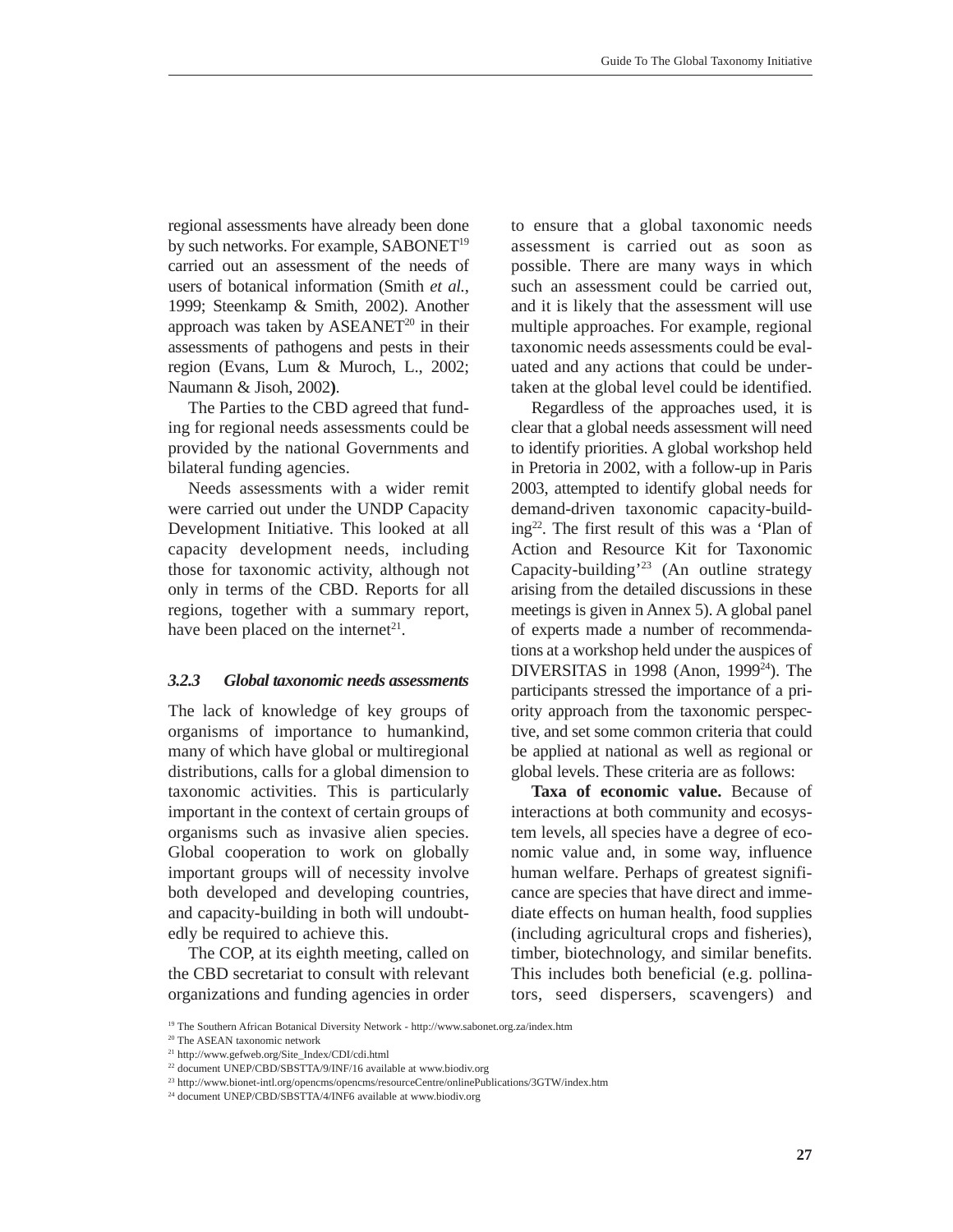regional assessments have already been done by such networks. For example, SABONET[19] carried out an assessment of the needs of users of botanical information (Smith *et al.*, 1999; Steenkamp & Smith, 2002). Another approach was taken by ASEANET[20] in their assessments of pathogens and pests in their region (Evans, Lum & Muroch, L., 2002; Naumann & Jisoh, 2002**)**.

The Parties to the CBD agreed that funding for regional needs assessments could be provided by the national Governments and bilateral funding agencies.

Needs assessments with a wider remit were carried out under the UNDP Capacity Development Initiative. This looked at all capacity development needs, including those for taxonomic activity, although not only in terms of the CBD. Reports for all regions, together with a summary report, have been placed on the internet[21].

### *3.2.3 Global taxonomic needs assessments*

The lack of knowledge of key groups of organisms of importance to humankind, many of which have global or multiregional distributions, calls for a global dimension to taxonomic activities. This is particularly important in the context of certain groups of organisms such as invasive alien species. Global cooperation to work on globally important groups will of necessity involve both developed and developing countries, and capacity-building in both will undoubtedly be required to achieve this.

The COP, at its eighth meeting, called on the CBD secretariat to consult with relevant organizations and funding agencies in order to ensure that a global taxonomic needs assessment is carried out as soon as possible. There are many ways in which such an assessment could be carried out, and it is likely that the assessment will use multiple approaches. For example, regional taxonomic needs assessments could be evaluated and any actions that could be undertaken at the global level could be identified.

Regardless of the approaches used, it is clear that a global needs assessment will need to identify priorities. A global workshop held in Pretoria in 2002, with a follow-up in Paris 2003, attempted to identify global needs for demand-driven taxonomic capacity-building[22]. The first result of this was a 'Plan of Action and Resource Kit for Taxonomic Capacity-building'[23] (An outline strategy arising from the detailed discussions in these meetings is given in Annex 5). A global panel of experts made a number of recommendations at a workshop held under the auspices of DIVERSITAS in 1998 (Anon, 1999[24]). The participants stressed the importance of a priority approach from the taxonomic perspective, and set some common criteria that could be applied at national as well as regional or global levels. These criteria are as follows:

**Taxa of economic value.** Because of interactions at both community and ecosystem levels, all species have a degree of economic value and, in some way, influence human welfare. Perhaps of greatest significance are species that have direct and immediate effects on human health, food supplies (including agricultural crops and fisheries), timber, biotechnology, and similar benefits. This includes both beneficial (e.g. pollinators, seed dispersers, scavengers) and

---

[19] The Southern African Botanical Diversity Network - http://www.sabonet.org.za/index.htm

[20] The ASEAN taxonomic network

[21] http://www.gefweb.org/Site_Index/CDI/cdi.html

[22] document UNEP/CBD/SBSTTA/9/INF/16 available at www.biodiv.org

[23] http://www.bionet-intl.org/opencms/opencms/resourceCentre/onlinePublications/3GTW/index.htm

[24] document UNEP/CBD/SBSTTA/4/INF6 available at www.biodiv.org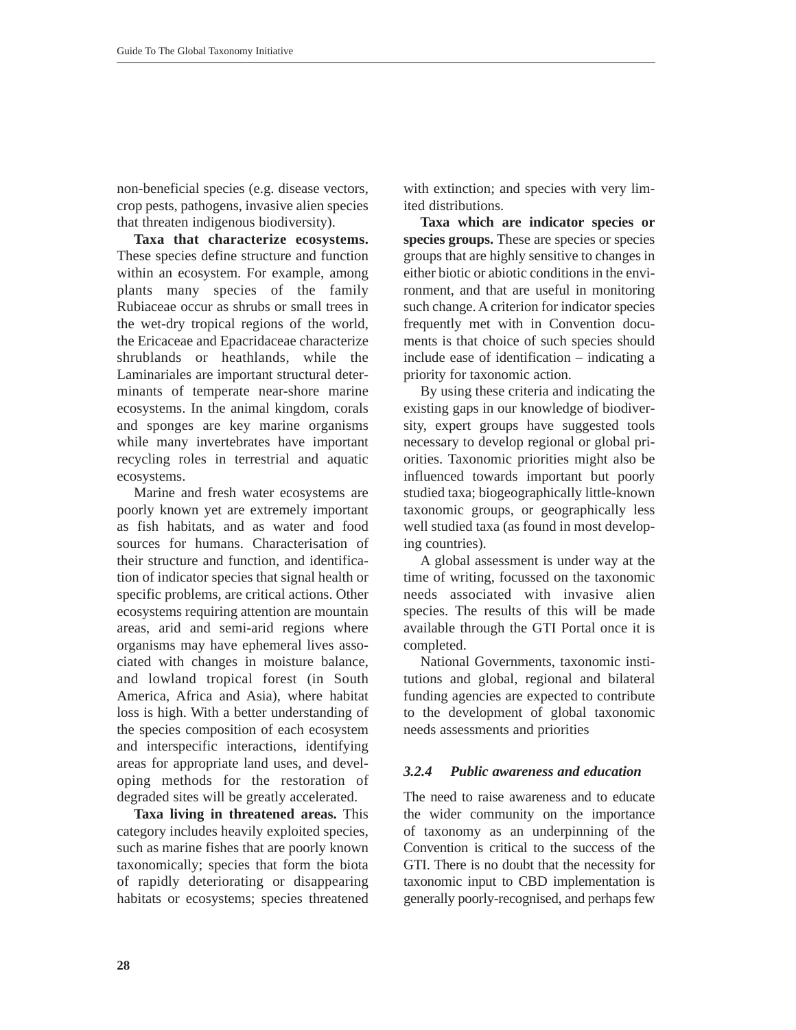non-beneficial species (e.g. disease vectors, crop pests, pathogens, invasive alien species that threaten indigenous biodiversity).

**Taxa that characterize ecosystems.** These species define structure and function within an ecosystem. For example, among plants many species of the family Rubiaceae occur as shrubs or small trees in the wet-dry tropical regions of the world, the Ericaceae and Epacridaceae characterize shrublands or heathlands, while the Laminariales are important structural determinants of temperate near-shore marine ecosystems. In the animal kingdom, corals and sponges are key marine organisms while many invertebrates have important recycling roles in terrestrial and aquatic ecosystems.

Marine and fresh water ecosystems are poorly known yet are extremely important as fish habitats, and as water and food sources for humans. Characterisation of their structure and function, and identification of indicator species that signal health or specific problems, are critical actions. Other ecosystems requiring attention are mountain areas, arid and semi-arid regions where organisms may have ephemeral lives associated with changes in moisture balance, and lowland tropical forest (in South America, Africa and Asia), where habitat loss is high. With a better understanding of the species composition of each ecosystem and interspecific interactions, identifying areas for appropriate land uses, and developing methods for the restoration of degraded sites will be greatly accelerated.

**Taxa living in threatened areas.** This category includes heavily exploited species, such as marine fishes that are poorly known taxonomically; species that form the biota of rapidly deteriorating or disappearing habitats or ecosystems; species threatened with extinction; and species with very limited distributions.

**Taxa which are indicator species or species groups.** These are species or species groups that are highly sensitive to changes in either biotic or abiotic conditions in the environment, and that are useful in monitoring such change. A criterion for indicator species frequently met with in Convention documents is that choice of such species should include ease of identification – indicating a priority for taxonomic action.

By using these criteria and indicating the existing gaps in our knowledge of biodiversity, expert groups have suggested tools necessary to develop regional or global priorities. Taxonomic priorities might also be influenced towards important but poorly studied taxa; biogeographically little-known taxonomic groups, or geographically less well studied taxa (as found in most developing countries).

A global assessment is under way at the time of writing, focussed on the taxonomic needs associated with invasive alien species. The results of this will be made available through the GTI Portal once it is completed.

National Governments, taxonomic institutions and global, regional and bilateral funding agencies are expected to contribute to the development of global taxonomic needs assessments and priorities

### *3.2.4 Public awareness and education*

The need to raise awareness and to educate the wider community on the importance of taxonomy as an underpinning of the Convention is critical to the success of the GTI. There is no doubt that the necessity for taxonomic input to CBD implementation is generally poorly-recognised, and perhaps few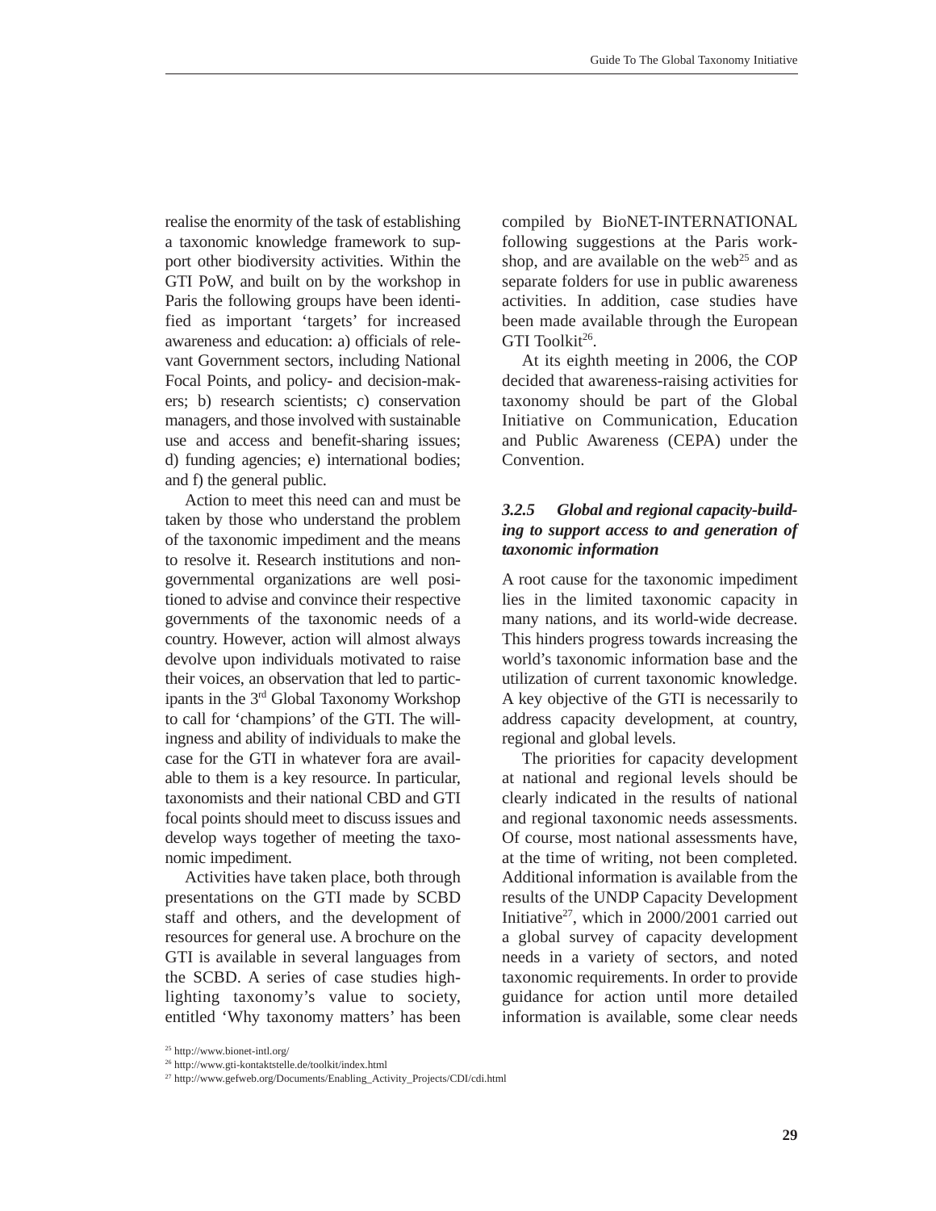realise the enormity of the task of establishing a taxonomic knowledge framework to support other biodiversity activities. Within the GTI PoW, and built on by the workshop in Paris the following groups have been identified as important 'targets' for increased awareness and education: a) officials of relevant Government sectors, including National Focal Points, and policy- and decision-makers; b) research scientists; c) conservation managers, and those involved with sustainable use and access and benefit-sharing issues; d) funding agencies; e) international bodies; and f) the general public.

Action to meet this need can and must be taken by those who understand the problem of the taxonomic impediment and the means to resolve it. Research institutions and non-governmental organizations are well positioned to advise and convince their respective governments of the taxonomic needs of a country. However, action will almost always devolve upon individuals motivated to raise their voices, an observation that led to participants in the 3rd Global Taxonomy Workshop to call for 'champions' of the GTI. The willingness and ability of individuals to make the case for the GTI in whatever fora are available to them is a key resource. In particular, taxonomists and their national CBD and GTI focal points should meet to discuss issues and develop ways together of meeting the taxonomic impediment.

Activities have taken place, both through presentations on the GTI made by SCBD staff and others, and the development of resources for general use. A brochure on the GTI is available in several languages from the SCBD. A series of case studies highlighting taxonomy's value to society, entitled 'Why taxonomy matters' has been compiled by BioNET-INTERNATIONAL following suggestions at the Paris workshop, and are available on the web[25] and as separate folders for use in public awareness activities. In addition, case studies have been made available through the European GTI Toolkit[26].

At its eighth meeting in 2006, the COP decided that awareness-raising activities for taxonomy should be part of the Global Initiative on Communication, Education and Public Awareness (CEPA) under the Convention.

### *3.2.5 Global and regional capacity-building to support access to and generation of taxonomic information*

A root cause for the taxonomic impediment lies in the limited taxonomic capacity in many nations, and its world-wide decrease. This hinders progress towards increasing the world's taxonomic information base and the utilization of current taxonomic knowledge. A key objective of the GTI is necessarily to address capacity development, at country, regional and global levels.

The priorities for capacity development at national and regional levels should be clearly indicated in the results of national and regional taxonomic needs assessments. Of course, most national assessments have, at the time of writing, not been completed. Additional information is available from the results of the UNDP Capacity Development Initiative[27], which in 2000/2001 carried out a global survey of capacity development needs in a variety of sectors, and noted taxonomic requirements. In order to provide guidance for action until more detailed information is available, some clear needs

[25] http://www.bionet-intl.org/
[26] http://www.gti-kontaktstelle.de/toolkit/index.html
[27] http://www.gefweb.org/Documents/Enabling_Activity_Projects/CDI/cdi.html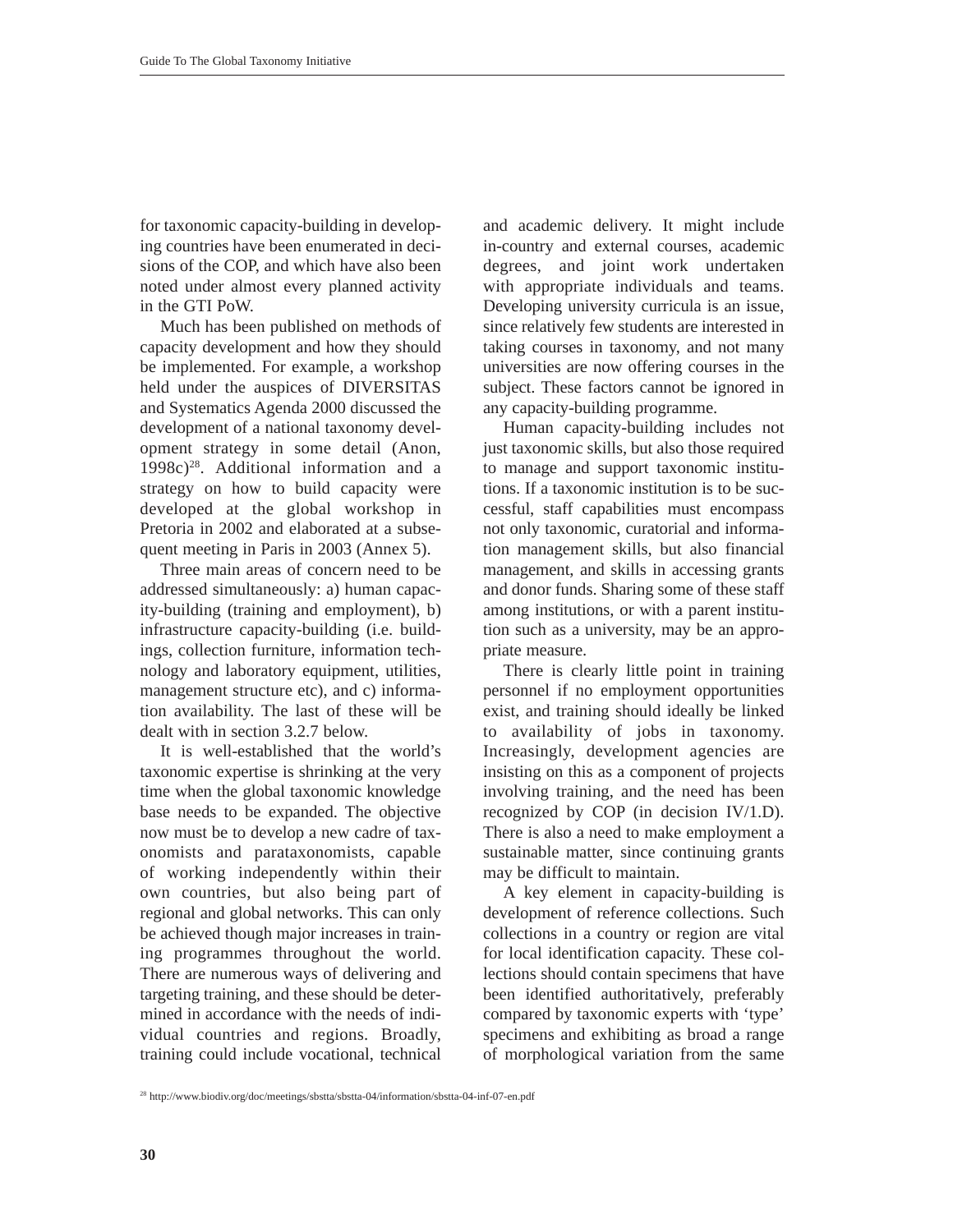for taxonomic capacity-building in developing countries have been enumerated in decisions of the COP, and which have also been noted under almost every planned activity in the GTI PoW.

Much has been published on methods of capacity development and how they should be implemented. For example, a workshop held under the auspices of DIVERSITAS and Systematics Agenda 2000 discussed the development of a national taxonomy development strategy in some detail (Anon, 1998c)[28]. Additional information and a strategy on how to build capacity were developed at the global workshop in Pretoria in 2002 and elaborated at a subsequent meeting in Paris in 2003 (Annex 5).

Three main areas of concern need to be addressed simultaneously: a) human capacity-building (training and employment), b) infrastructure capacity-building (i.e. buildings, collection furniture, information technology and laboratory equipment, utilities, management structure etc), and c) information availability. The last of these will be dealt with in section 3.2.7 below.

It is well-established that the world's taxonomic expertise is shrinking at the very time when the global taxonomic knowledge base needs to be expanded. The objective now must be to develop a new cadre of taxonomists and parataxonomists, capable of working independently within their own countries, but also being part of regional and global networks. This can only be achieved though major increases in training programmes throughout the world. There are numerous ways of delivering and targeting training, and these should be determined in accordance with the needs of individual countries and regions. Broadly, training could include vocational, technical and academic delivery. It might include in-country and external courses, academic degrees, and joint work undertaken with appropriate individuals and teams. Developing university curricula is an issue, since relatively few students are interested in taking courses in taxonomy, and not many universities are now offering courses in the subject. These factors cannot be ignored in any capacity-building programme.

Human capacity-building includes not just taxonomic skills, but also those required to manage and support taxonomic institutions. If a taxonomic institution is to be successful, staff capabilities must encompass not only taxonomic, curatorial and information management skills, but also financial management, and skills in accessing grants and donor funds. Sharing some of these staff among institutions, or with a parent institution such as a university, may be an appropriate measure.

There is clearly little point in training personnel if no employment opportunities exist, and training should ideally be linked to availability of jobs in taxonomy. Increasingly, development agencies are insisting on this as a component of projects involving training, and the need has been recognized by COP (in decision IV/1.D). There is also a need to make employment a sustainable matter, since continuing grants may be difficult to maintain.

A key element in capacity-building is development of reference collections. Such collections in a country or region are vital for local identification capacity. These collections should contain specimens that have been identified authoritatively, preferably compared by taxonomic experts with 'type' specimens and exhibiting as broad a range of morphological variation from the same

[28] http://www.biodiv.org/doc/meetings/sbstta/sbstta-04/information/sbstta-04-inf-07-en.pdf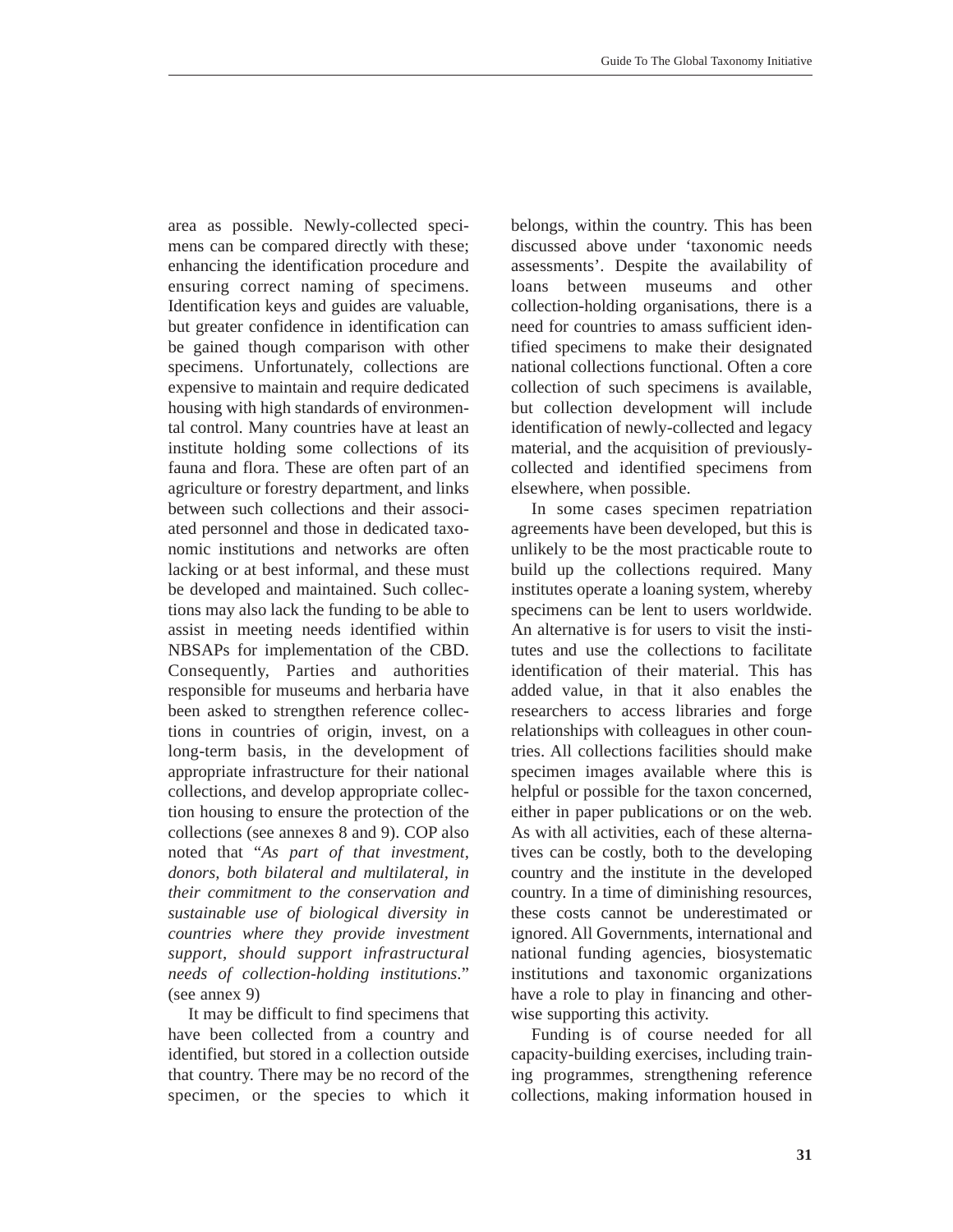area as possible. Newly-collected specimens can be compared directly with these; enhancing the identification procedure and ensuring correct naming of specimens. Identification keys and guides are valuable, but greater confidence in identification can be gained though comparison with other specimens. Unfortunately, collections are expensive to maintain and require dedicated housing with high standards of environmental control. Many countries have at least an institute holding some collections of its fauna and flora. These are often part of an agriculture or forestry department, and links between such collections and their associated personnel and those in dedicated taxonomic institutions and networks are often lacking or at best informal, and these must be developed and maintained. Such collections may also lack the funding to be able to assist in meeting needs identified within NBSAPs for implementation of the CBD. Consequently, Parties and authorities responsible for museums and herbaria have been asked to strengthen reference collections in countries of origin, invest, on a long-term basis, in the development of appropriate infrastructure for their national collections, and develop appropriate collection housing to ensure the protection of the collections (see annexes 8 and 9). COP also noted that "*As part of that investment, donors, both bilateral and multilateral, in their commitment to the conservation and sustainable use of biological diversity in countries where they provide investment support, should support infrastructural needs of collection-holding institutions*." (see annex 9)

It may be difficult to find specimens that have been collected from a country and identified, but stored in a collection outside that country. There may be no record of the specimen, or the species to which it belongs, within the country. This has been discussed above under 'taxonomic needs assessments'. Despite the availability of loans between museums and other collection-holding organisations, there is a need for countries to amass sufficient identified specimens to make their designated national collections functional. Often a core collection of such specimens is available, but collection development will include identification of newly-collected and legacy material, and the acquisition of previously-collected and identified specimens from elsewhere, when possible.

In some cases specimen repatriation agreements have been developed, but this is unlikely to be the most practicable route to build up the collections required. Many institutes operate a loaning system, whereby specimens can be lent to users worldwide. An alternative is for users to visit the institutes and use the collections to facilitate identification of their material. This has added value, in that it also enables the researchers to access libraries and forge relationships with colleagues in other countries. All collections facilities should make specimen images available where this is helpful or possible for the taxon concerned, either in paper publications or on the web. As with all activities, each of these alternatives can be costly, both to the developing country and the institute in the developed country. In a time of diminishing resources, these costs cannot be underestimated or ignored. All Governments, international and national funding agencies, biosystematic institutions and taxonomic organizations have a role to play in financing and otherwise supporting this activity.

Funding is of course needed for all capacity-building exercises, including training programmes, strengthening reference collections, making information housed in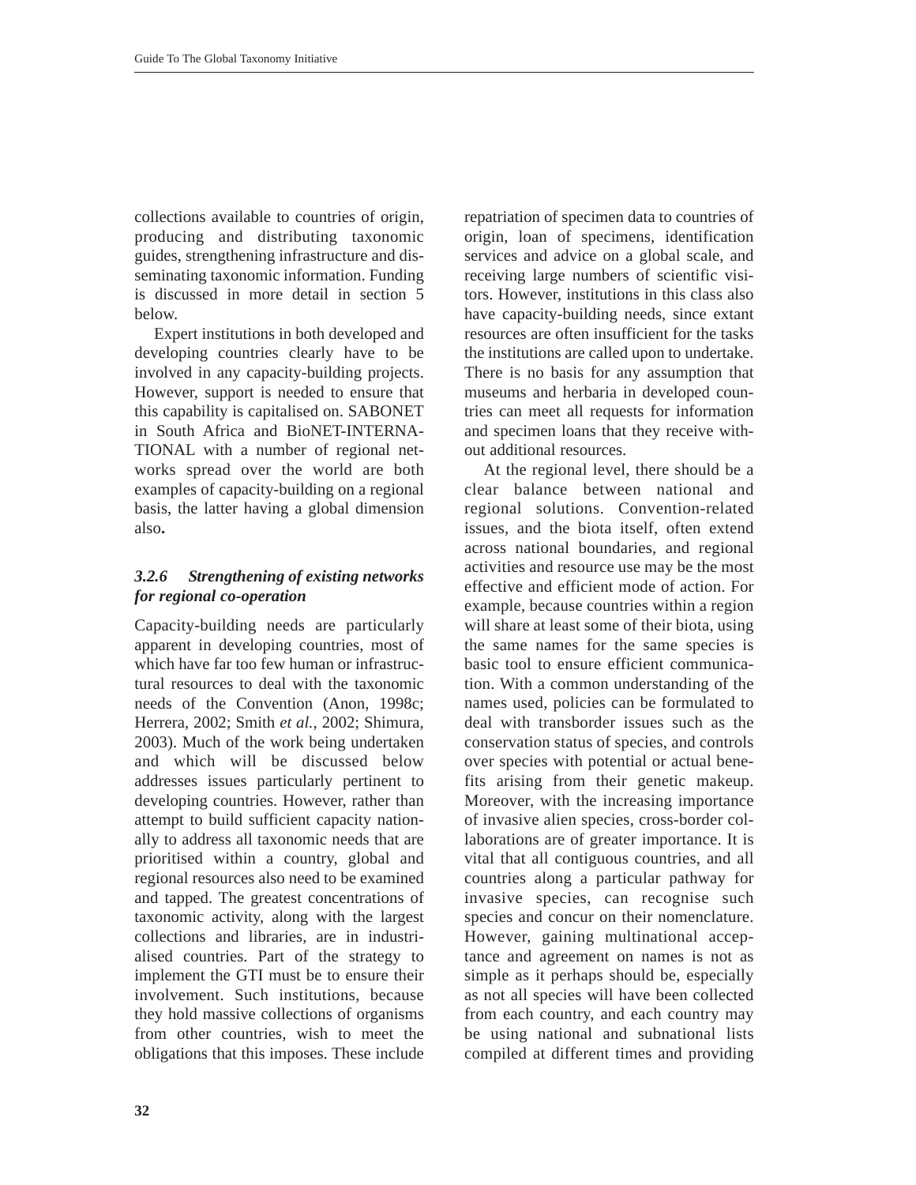collections available to countries of origin, producing and distributing taxonomic guides, strengthening infrastructure and disseminating taxonomic information. Funding is discussed in more detail in section 5 below.

Expert institutions in both developed and developing countries clearly have to be involved in any capacity-building projects. However, support is needed to ensure that this capability is capitalised on. SABONET in South Africa and BioNET-INTERNATIONAL with a number of regional networks spread over the world are both examples of capacity-building on a regional basis, the latter having a global dimension also**.**

### *3.2.6 Strengthening of existing networks for regional co-operation*

Capacity-building needs are particularly apparent in developing countries, most of which have far too few human or infrastructural resources to deal with the taxonomic needs of the Convention (Anon, 1998c; Herrera, 2002; Smith *et al.*, 2002; Shimura, 2003). Much of the work being undertaken and which will be discussed below addresses issues particularly pertinent to developing countries. However, rather than attempt to build sufficient capacity nationally to address all taxonomic needs that are prioritised within a country, global and regional resources also need to be examined and tapped. The greatest concentrations of taxonomic activity, along with the largest collections and libraries, are in industrialised countries. Part of the strategy to implement the GTI must be to ensure their involvement. Such institutions, because they hold massive collections of organisms from other countries, wish to meet the obligations that this imposes. These include repatriation of specimen data to countries of origin, loan of specimens, identification services and advice on a global scale, and receiving large numbers of scientific visitors. However, institutions in this class also have capacity-building needs, since extant resources are often insufficient for the tasks the institutions are called upon to undertake. There is no basis for any assumption that museums and herbaria in developed countries can meet all requests for information and specimen loans that they receive without additional resources.

At the regional level, there should be a clear balance between national and regional solutions. Convention-related issues, and the biota itself, often extend across national boundaries, and regional activities and resource use may be the most effective and efficient mode of action. For example, because countries within a region will share at least some of their biota, using the same names for the same species is basic tool to ensure efficient communication. With a common understanding of the names used, policies can be formulated to deal with transborder issues such as the conservation status of species, and controls over species with potential or actual benefits arising from their genetic makeup. Moreover, with the increasing importance of invasive alien species, cross-border collaborations are of greater importance. It is vital that all contiguous countries, and all countries along a particular pathway for invasive species, can recognise such species and concur on their nomenclature. However, gaining multinational acceptance and agreement on names is not as simple as it perhaps should be, especially as not all species will have been collected from each country, and each country may be using national and subnational lists compiled at different times and providing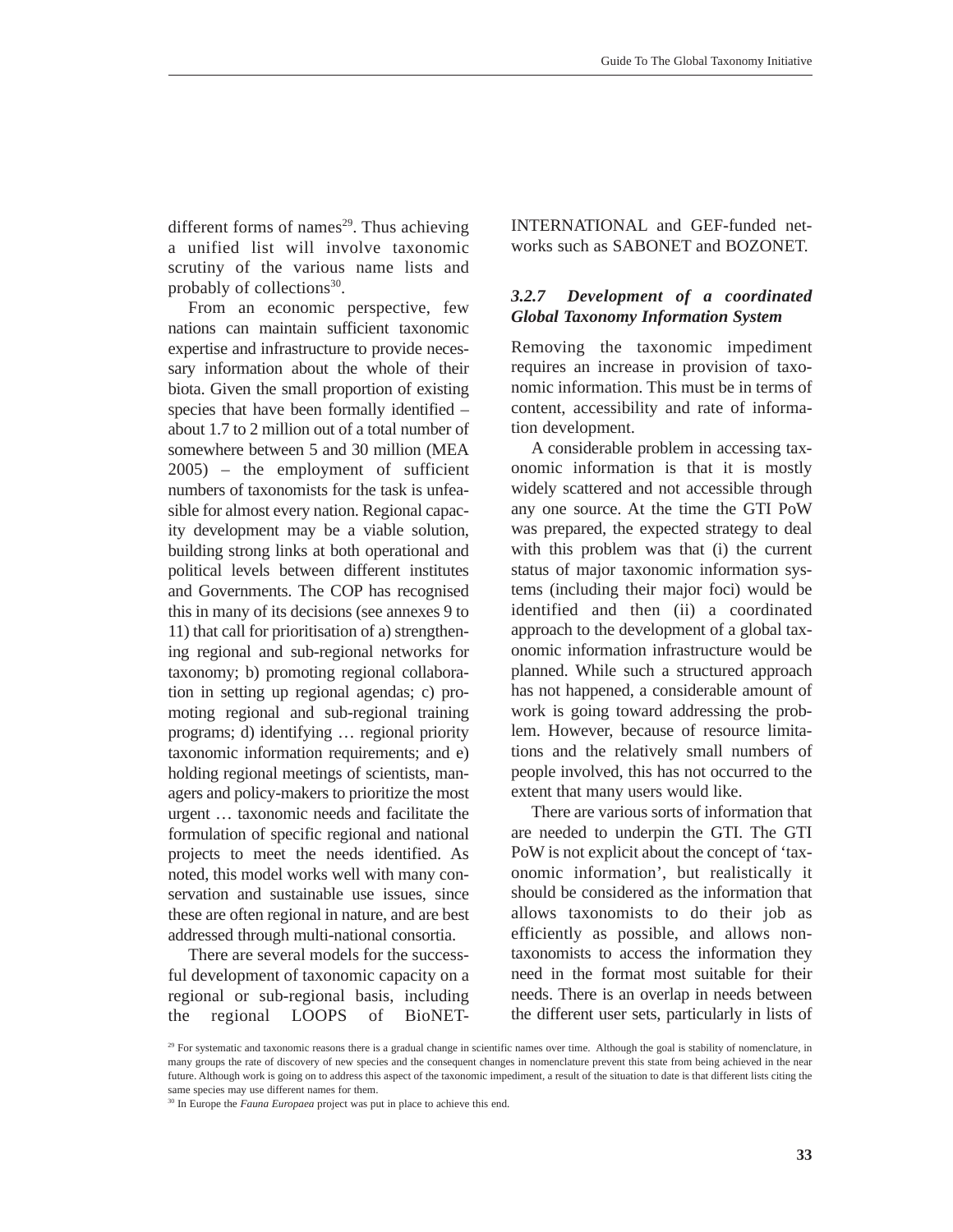different forms of names[29]. Thus achieving a unified list will involve taxonomic scrutiny of the various name lists and probably of collections[30].

From an economic perspective, few nations can maintain sufficient taxonomic expertise and infrastructure to provide necessary information about the whole of their biota. Given the small proportion of existing species that have been formally identified – about 1.7 to 2 million out of a total number of somewhere between 5 and 30 million (MEA 2005) – the employment of sufficient numbers of taxonomists for the task is unfeasible for almost every nation. Regional capacity development may be a viable solution, building strong links at both operational and political levels between different institutes and Governments. The COP has recognised this in many of its decisions (see annexes 9 to 11) that call for prioritisation of a) strengthening regional and sub-regional networks for taxonomy; b) promoting regional collaboration in setting up regional agendas; c) promoting regional and sub-regional training programs; d) identifying … regional priority taxonomic information requirements; and e) holding regional meetings of scientists, managers and policy-makers to prioritize the most urgent … taxonomic needs and facilitate the formulation of specific regional and national projects to meet the needs identified. As noted, this model works well with many conservation and sustainable use issues, since these are often regional in nature, and are best addressed through multi-national consortia.

There are several models for the successful development of taxonomic capacity on a regional or sub-regional basis, including the regional LOOPS of BioNET-INTERNATIONAL and GEF-funded networks such as SABONET and BOZONET.

### *3.2.7 Development of a coordinated Global Taxonomy Information System*

Removing the taxonomic impediment requires an increase in provision of taxonomic information. This must be in terms of content, accessibility and rate of information development.

A considerable problem in accessing taxonomic information is that it is mostly widely scattered and not accessible through any one source. At the time the GTI PoW was prepared, the expected strategy to deal with this problem was that (i) the current status of major taxonomic information systems (including their major foci) would be identified and then (ii) a coordinated approach to the development of a global taxonomic information infrastructure would be planned. While such a structured approach has not happened, a considerable amount of work is going toward addressing the problem. However, because of resource limitations and the relatively small numbers of people involved, this has not occurred to the extent that many users would like.

There are various sorts of information that are needed to underpin the GTI. The GTI PoW is not explicit about the concept of 'taxonomic information', but realistically it should be considered as the information that allows taxonomists to do their job as efficiently as possible, and allows non-taxonomists to access the information they need in the format most suitable for their needs. There is an overlap in needs between the different user sets, particularly in lists of

---

[29] For systematic and taxonomic reasons there is a gradual change in scientific names over time. Although the goal is stability of nomenclature, in many groups the rate of discovery of new species and the consequent changes in nomenclature prevent this state from being achieved in the near future. Although work is going on to address this aspect of the taxonomic impediment, a result of the situation to date is that different lists citing the same species may use different names for them.

[30] In Europe the *Fauna Europaea* project was put in place to achieve this end.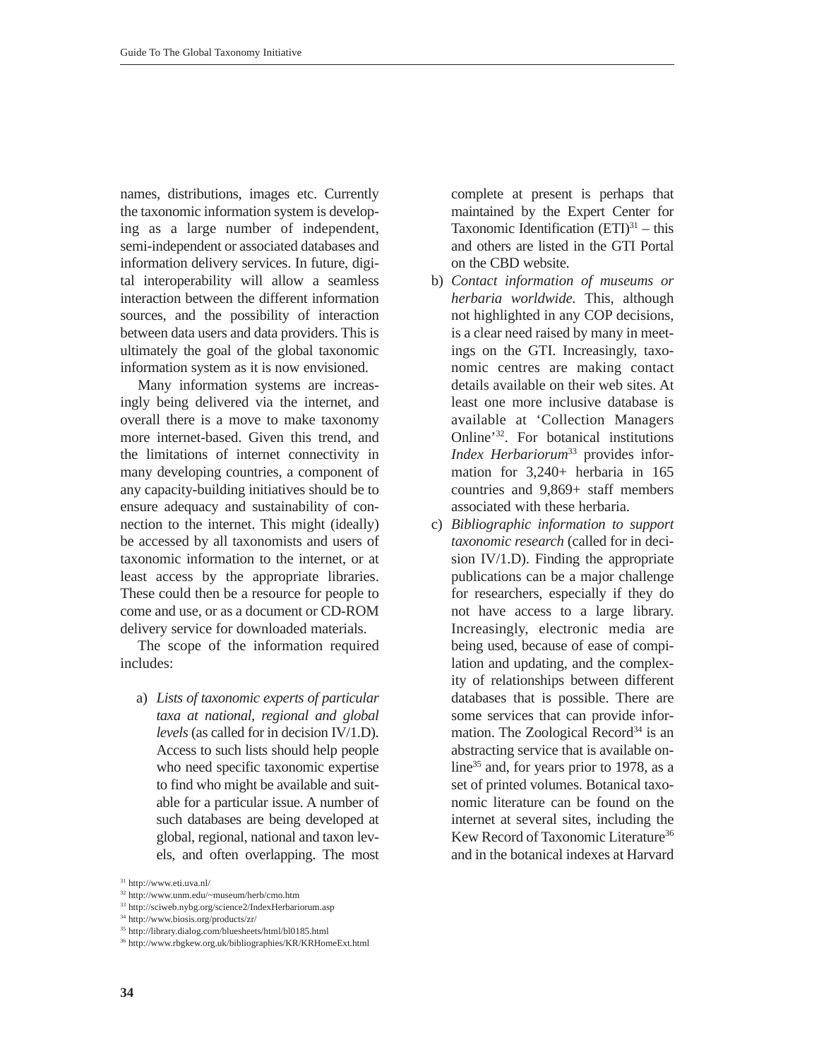names, distributions, images etc. Currently the taxonomic information system is developing as a large number of independent, semi-independent or associated databases and information delivery services. In future, digital interoperability will allow a seamless interaction between the different information sources, and the possibility of interaction between data users and data providers. This is ultimately the goal of the global taxonomic information system as it is now envisioned.

Many information systems are increasingly being delivered via the internet, and overall there is a move to make taxonomy more internet-based. Given this trend, and the limitations of internet connectivity in many developing countries, a component of any capacity-building initiatives should be to ensure adequacy and sustainability of connection to the internet. This might (ideally) be accessed by all taxonomists and users of taxonomic information to the internet, or at least access by the appropriate libraries. These could then be a resource for people to come and use, or as a document or CD-ROM delivery service for downloaded materials.

The scope of the information required includes:

a) *Lists of taxonomic experts of particular taxa at national, regional and global levels* (as called for in decision IV/1.D). Access to such lists should help people who need specific taxonomic expertise to find who might be available and suitable for a particular issue. A number of such databases are being developed at global, regional, national and taxon levels, and often overlapping. The most complete at present is perhaps that maintained by the Expert Center for Taxonomic Identification (ETI)[31] – this and others are listed in the GTI Portal on the CBD website.

b) *Contact information of museums or herbaria worldwide.* This, although not highlighted in any COP decisions, is a clear need raised by many in meetings on the GTI. Increasingly, taxonomic centres are making contact details available on their web sites. At least one more inclusive database is available at 'Collection Managers Online'[32]. For botanical institutions *Index Herbariorum*[33] provides information for 3,240+ herbaria in 165 countries and 9,869+ staff members associated with these herbaria.

c) *Bibliographic information to support taxonomic research* (called for in decision IV/1.D). Finding the appropriate publications can be a major challenge for researchers, especially if they do not have access to a large library. Increasingly, electronic media are being used, because of ease of compilation and updating, and the complexity of relationships between different databases that is possible. There are some services that can provide information. The Zoological Record[34] is an abstracting service that is available online[35] and, for years prior to 1978, as a set of printed volumes. Botanical taxonomic literature can be found on the internet at several sites, including the Kew Record of Taxonomic Literature[36] and in the botanical indexes at Harvard

[31] http://www.eti.uva.nl/
[32] http://www.unm.edu/~museum/herb/cmo.htm
[33] http://sciweb.nybg.org/science2/IndexHerbariorum.asp
[34] http://www.biosis.org/products/zr/
[35] http://library.dialog.com/bluesheets/html/bl0185.html
[36] http://www.rbgkew.org.uk/bibliographies/KR/KRHomeExt.html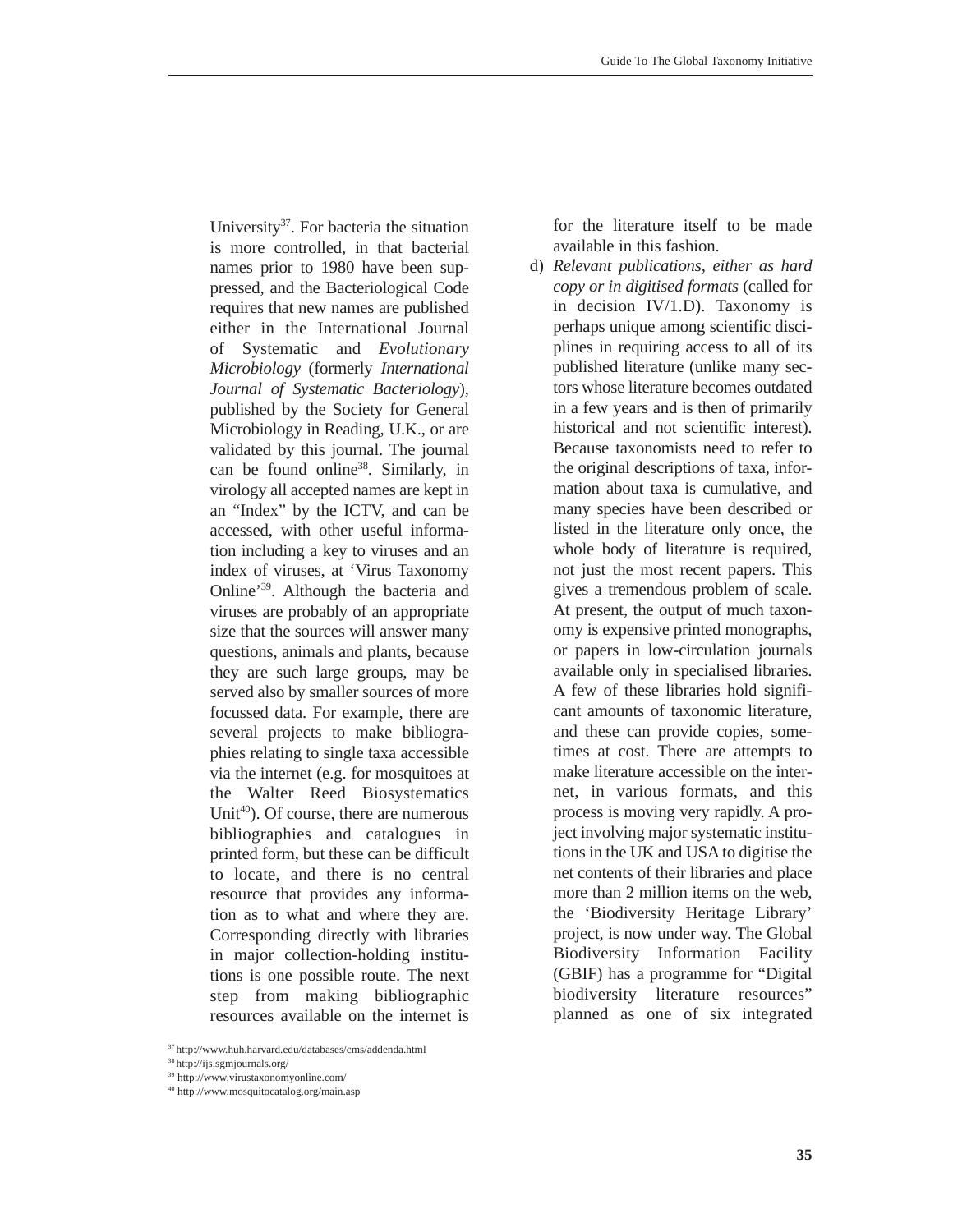University[37]. For bacteria the situation is more controlled, in that bacterial names prior to 1980 have been suppressed, and the Bacteriological Code requires that new names are published either in the International Journal of Systematic and *Evolutionary Microbiology* (formerly *International Journal of Systematic Bacteriology*), published by the Society for General Microbiology in Reading, U.K., or are validated by this journal. The journal can be found online[38]. Similarly, in virology all accepted names are kept in an "Index" by the ICTV, and can be accessed, with other useful information including a key to viruses and an index of viruses, at 'Virus Taxonomy Online'[39]. Although the bacteria and viruses are probably of an appropriate size that the sources will answer many questions, animals and plants, because they are such large groups, may be served also by smaller sources of more focussed data. For example, there are several projects to make bibliographies relating to single taxa accessible via the internet (e.g. for mosquitoes at the Walter Reed Biosystematics Unit[40]). Of course, there are numerous bibliographies and catalogues in printed form, but these can be difficult to locate, and there is no central resource that provides any information as to what and where they are. Corresponding directly with libraries in major collection-holding institutions is one possible route. The next step from making bibliographic resources available on the internet is for the literature itself to be made available in this fashion.

d) *Relevant publications, either as hard copy or in digitised formats* (called for in decision IV/1.D). Taxonomy is perhaps unique among scientific disciplines in requiring access to all of its published literature (unlike many sectors whose literature becomes outdated in a few years and is then of primarily historical and not scientific interest). Because taxonomists need to refer to the original descriptions of taxa, information about taxa is cumulative, and many species have been described or listed in the literature only once, the whole body of literature is required, not just the most recent papers. This gives a tremendous problem of scale. At present, the output of much taxonomy is expensive printed monographs, or papers in low-circulation journals available only in specialised libraries. A few of these libraries hold significant amounts of taxonomic literature, and these can provide copies, sometimes at cost. There are attempts to make literature accessible on the internet, in various formats, and this process is moving very rapidly. A project involving major systematic institutions in the UK and USA to digitise the net contents of their libraries and place more than 2 million items on the web, the 'Biodiversity Heritage Library' project, is now under way. The Global Biodiversity Information Facility (GBIF) has a programme for "Digital biodiversity literature resources" planned as one of six integrated

[37] http://www.huh.harvard.edu/databases/cms/addenda.html

[38] http://ijs.sgmjournals.org/

[39] http://www.virustaxonomyonline.com/

[40] http://www.mosquitocatalog.org/main.asp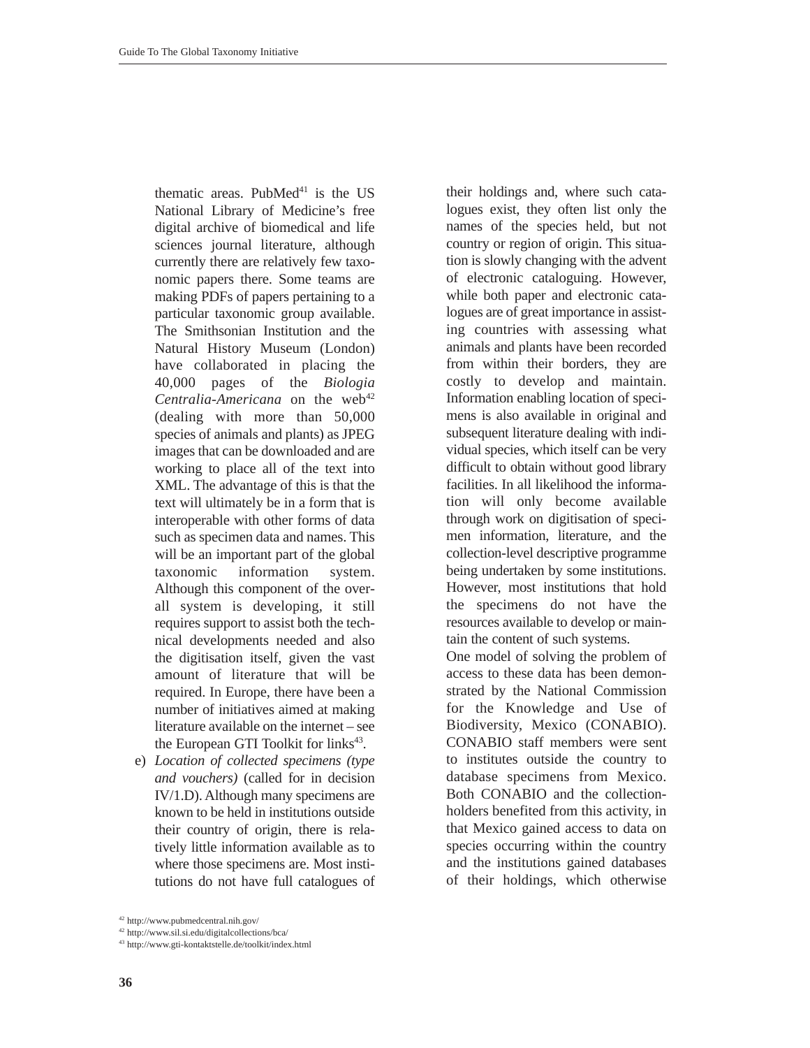thematic areas. PubMed[41] is the US National Library of Medicine's free digital archive of biomedical and life sciences journal literature, although currently there are relatively few taxonomic papers there. Some teams are making PDFs of papers pertaining to a particular taxonomic group available. The Smithsonian Institution and the Natural History Museum (London) have collaborated in placing the 40,000 pages of the *Biologia Centralia-Americana* on the web[42] (dealing with more than 50,000 species of animals and plants) as JPEG images that can be downloaded and are working to place all of the text into XML. The advantage of this is that the text will ultimately be in a form that is interoperable with other forms of data such as specimen data and names. This will be an important part of the global taxonomic information system. Although this component of the overall system is developing, it still requires support to assist both the technical developments needed and also the digitisation itself, given the vast amount of literature that will be required. In Europe, there have been a number of initiatives aimed at making literature available on the internet – see the European GTI Toolkit for links[43].

e) *Location of collected specimens (type and vouchers)* (called for in decision IV/1.D). Although many specimens are known to be held in institutions outside their country of origin, there is relatively little information available as to where those specimens are. Most institutions do not have full catalogues of their holdings and, where such catalogues exist, they often list only the names of the species held, but not country or region of origin. This situation is slowly changing with the advent of electronic cataloguing. However, while both paper and electronic catalogues are of great importance in assisting countries with assessing what animals and plants have been recorded from within their borders, they are costly to develop and maintain. Information enabling location of specimens is also available in original and subsequent literature dealing with individual species, which itself can be very difficult to obtain without good library facilities. In all likelihood the information will only become available through work on digitisation of specimen information, literature, and the collection-level descriptive programme being undertaken by some institutions. However, most institutions that hold the specimens do not have the resources available to develop or maintain the content of such systems.

One model of solving the problem of access to these data has been demonstrated by the National Commission for the Knowledge and Use of Biodiversity, Mexico (CONABIO). CONABIO staff members were sent to institutes outside the country to database specimens from Mexico. Both CONABIO and the collection-holders benefited from this activity, in that Mexico gained access to data on species occurring within the country and the institutions gained databases of their holdings, which otherwise

[42] http://www.pubmedcentral.nih.gov/

[42] http://www.sil.si.edu/digitalcollections/bca/

[43] http://www.gti-kontaktstelle.de/toolkit/index.html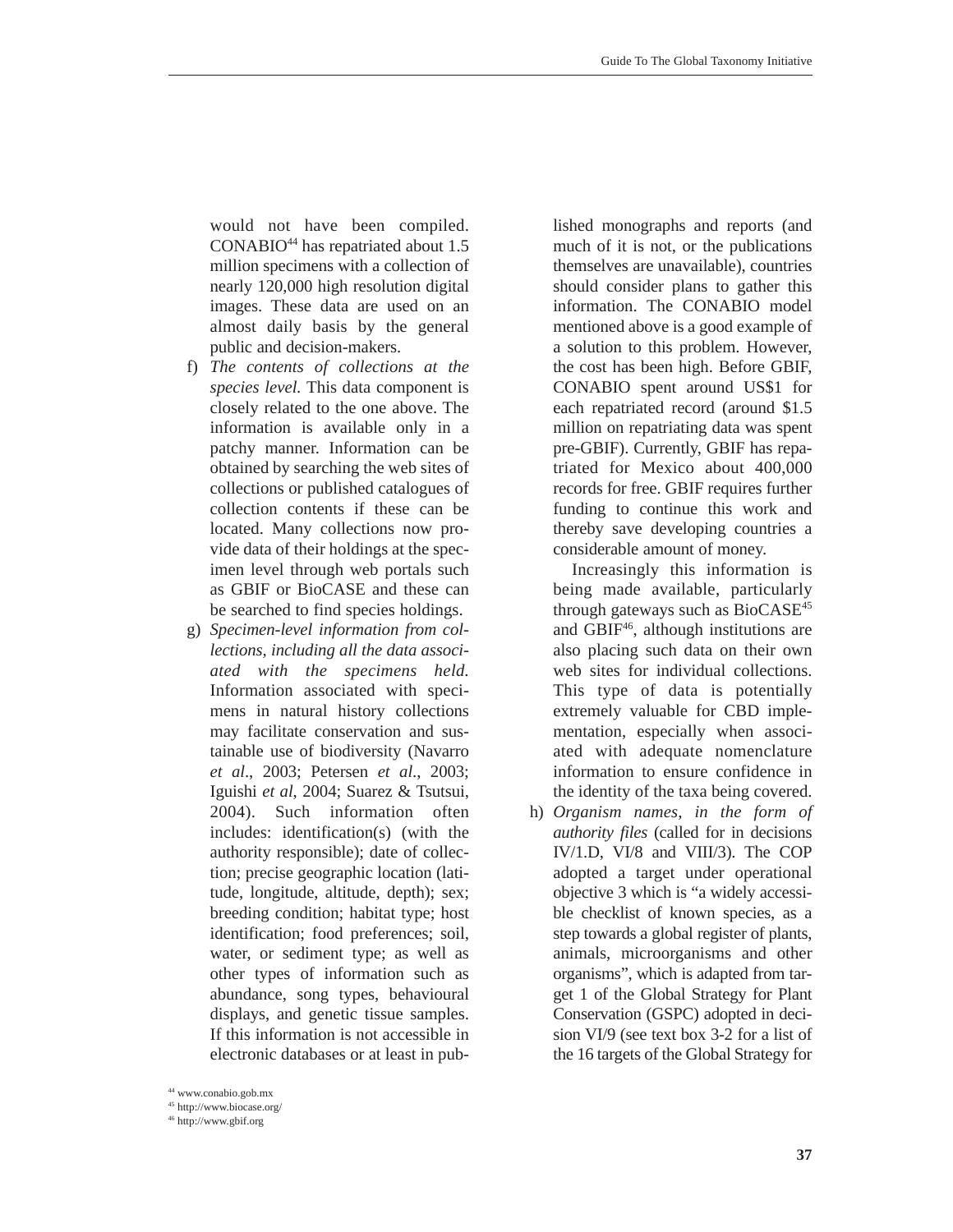would not have been compiled. CONABIO[44] has repatriated about 1.5 million specimens with a collection of nearly 120,000 high resolution digital images. These data are used on an almost daily basis by the general public and decision-makers.

f) *The contents of collections at the species level.* This data component is closely related to the one above. The information is available only in a patchy manner. Information can be obtained by searching the web sites of collections or published catalogues of collection contents if these can be located. Many collections now provide data of their holdings at the specimen level through web portals such as GBIF or BioCASE and these can be searched to find species holdings.

g) *Specimen-level information from collections, including all the data associated with the specimens held.* Information associated with specimens in natural history collections may facilitate conservation and sustainable use of biodiversity (Navarro *et al*., 2003; Petersen *et al*., 2003; Iguishi *et al*, 2004; Suarez & Tsutsui, 2004). Such information often includes: identification(s) (with the authority responsible); date of collection; precise geographic location (latitude, longitude, altitude, depth); sex; breeding condition; habitat type; host identification; food preferences; soil, water, or sediment type; as well as other types of information such as abundance, song types, behavioural displays, and genetic tissue samples. If this information is not accessible in electronic databases or at least in published monographs and reports (and much of it is not, or the publications themselves are unavailable), countries should consider plans to gather this information. The CONABIO model mentioned above is a good example of a solution to this problem. However, the cost has been high. Before GBIF, CONABIO spent around US$1 for each repatriated record (around $1.5 million on repatriating data was spent pre-GBIF). Currently, GBIF has repatriated for Mexico about 400,000 records for free. GBIF requires further funding to continue this work and thereby save developing countries a considerable amount of money.

Increasingly this information is being made available, particularly through gateways such as BioCASE[45] and GBIF[46], although institutions are also placing such data on their own web sites for individual collections. This type of data is potentially extremely valuable for CBD implementation, especially when associated with adequate nomenclature information to ensure confidence in the identity of the taxa being covered.

h) *Organism names, in the form of authority files* (called for in decisions IV/1.D, VI/8 and VIII/3). The COP adopted a target under operational objective 3 which is “a widely accessible checklist of known species, as a step towards a global register of plants, animals, microorganisms and other organisms”, which is adapted from target 1 of the Global Strategy for Plant Conservation (GSPC) adopted in decision VI/9 (see text box 3-2 for a list of the 16 targets of the Global Strategy for

[44] www.conabio.gob.mx

[45] http://www.biocase.org/

[46] http://www.gbif.org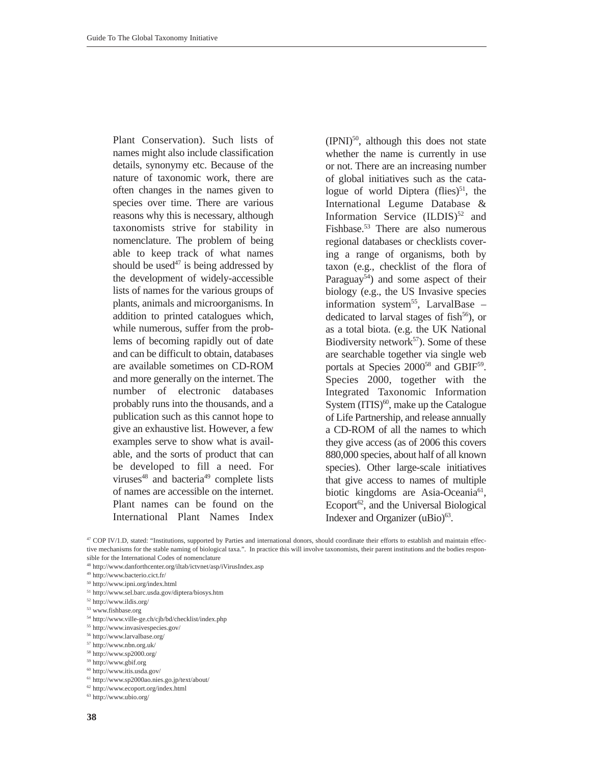Plant Conservation). Such lists of names might also include classification details, synonymy etc. Because of the nature of taxonomic work, there are often changes in the names given to species over time. There are various reasons why this is necessary, although taxonomists strive for stability in nomenclature. The problem of being able to keep track of what names should be used[47] is being addressed by the development of widely-accessible lists of names for the various groups of plants, animals and microorganisms. In addition to printed catalogues which, while numerous, suffer from the problems of becoming rapidly out of date and can be difficult to obtain, databases are available sometimes on CD-ROM and more generally on the internet. The number of electronic databases probably runs into the thousands, and a publication such as this cannot hope to give an exhaustive list. However, a few examples serve to show what is available, and the sorts of product that can be developed to fill a need. For viruses[48] and bacteria[49] complete lists of names are accessible on the internet. Plant names can be found on the International Plant Names Index (IPNI)[50], although this does not state whether the name is currently in use or not. There are an increasing number of global initiatives such as the catalogue of world Diptera (flies)[51], the International Legume Database & Information Service (ILDIS)[52] and Fishbase.[53] There are also numerous regional databases or checklists covering a range of organisms, both by taxon (e.g., checklist of the flora of Paraguay[54]) and some aspect of their biology (e.g., the US Invasive species information system[55], LarvalBase – dedicated to larval stages of fish[56]), or as a total biota. (e.g. the UK National Biodiversity network[57]). Some of these are searchable together via single web portals at Species 2000[58] and GBIF[59]. Species 2000, together with the Integrated Taxonomic Information System (ITIS)[60], make up the Catalogue of Life Partnership, and release annually a CD-ROM of all the names to which they give access (as of 2006 this covers 880,000 species, about half of all known species). Other large-scale initiatives that give access to names of multiple biotic kingdoms are Asia-Oceania[61], Ecoport[62], and the Universal Biological Indexer and Organizer (uBio)[63].

---

[47] COP IV/1.D, stated: "Institutions, supported by Parties and international donors, should coordinate their efforts to establish and maintain effective mechanisms for the stable naming of biological taxa.". In practice this will involve taxonomists, their parent institutions and the bodies responsible for the International Codes of nomenclature

[48] http://www.danforthcenter.org/iltab/ictvnet/asp/iVirusIndex.asp

[49] http://www.bacterio.cict.fr/

[50] http://www.ipni.org/index.html

[51] http://www.sel.barc.usda.gov/diptera/biosys.htm

[52] http://www.ildis.org/

[53] www.fishbase.org

[54] http://www.ville-ge.ch/cjb/bd/checklist/index.php

[55] http://www.invasivespecies.gov/

[56] http://www.larvalbase.org/

[57] http://www.nbn.org.uk/

[58] http://www.sp2000.org/

[59] http://www.gbif.org

[60] http://www.itis.usda.gov/

[61] http://www.sp2000ao.nies.go.jp/text/about/

[62] http://www.ecoport.org/index.html

[63] http://www.ubio.org/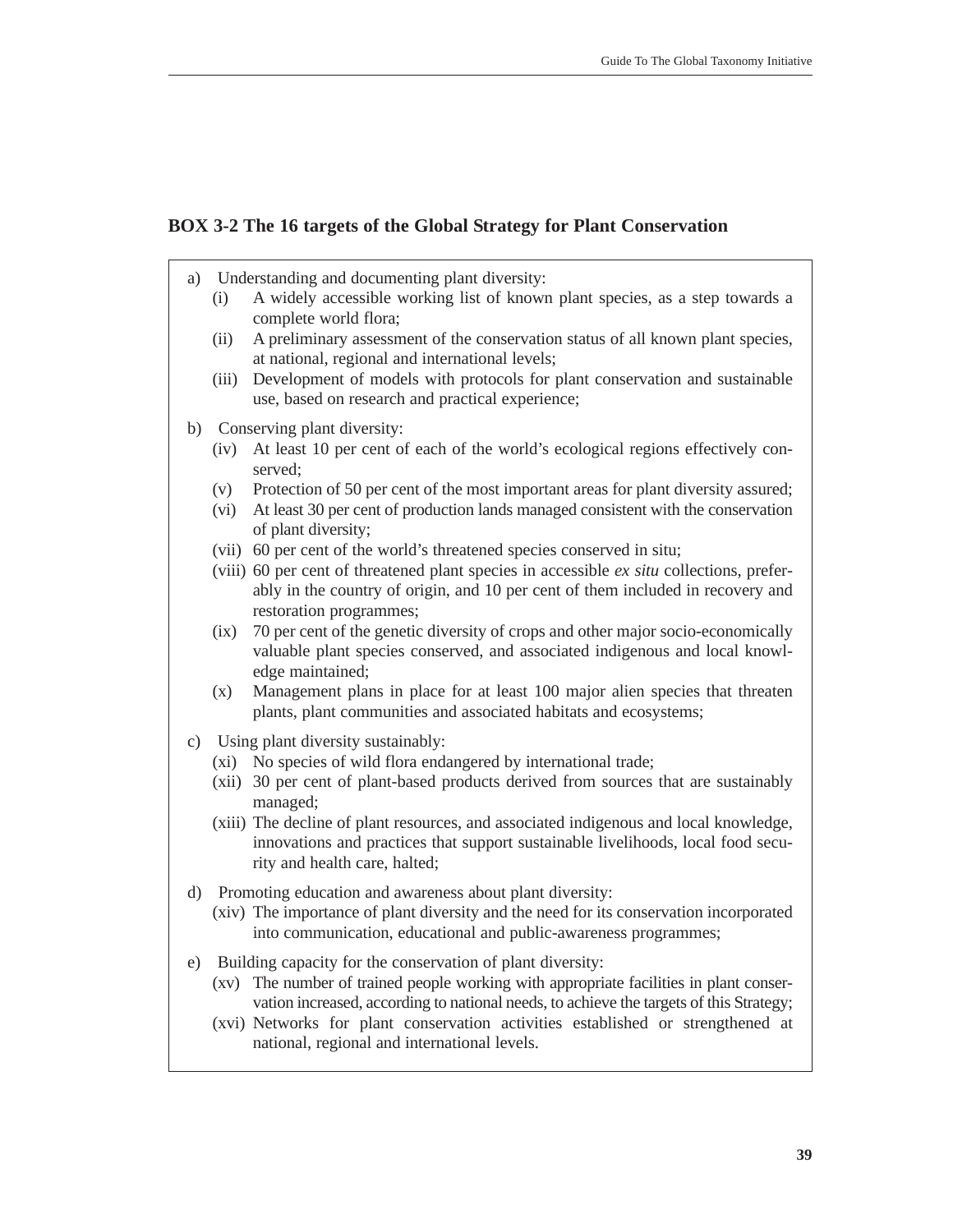### BOX 3-2 The 16 targets of the Global Strategy for Plant Conservation

a) Understanding and documenting plant diversity:
   - (i) A widely accessible working list of known plant species, as a step towards a complete world flora;
   - (ii) A preliminary assessment of the conservation status of all known plant species, at national, regional and international levels;
   - (iii) Development of models with protocols for plant conservation and sustainable use, based on research and practical experience;

b) Conserving plant diversity:
   - (iv) At least 10 per cent of each of the world's ecological regions effectively conserved;
   - (v) Protection of 50 per cent of the most important areas for plant diversity assured;
   - (vi) At least 30 per cent of production lands managed consistent with the conservation of plant diversity;
   - (vii) 60 per cent of the world's threatened species conserved in situ;
   - (viii) 60 per cent of threatened plant species in accessible *ex situ* collections, preferably in the country of origin, and 10 per cent of them included in recovery and restoration programmes;
   - (ix) 70 per cent of the genetic diversity of crops and other major socio-economically valuable plant species conserved, and associated indigenous and local knowledge maintained;
   - (x) Management plans in place for at least 100 major alien species that threaten plants, plant communities and associated habitats and ecosystems;

c) Using plant diversity sustainably:
   - (xi) No species of wild flora endangered by international trade;
   - (xii) 30 per cent of plant-based products derived from sources that are sustainably managed;
   - (xiii) The decline of plant resources, and associated indigenous and local knowledge, innovations and practices that support sustainable livelihoods, local food security and health care, halted;

d) Promoting education and awareness about plant diversity:
   - (xiv) The importance of plant diversity and the need for its conservation incorporated into communication, educational and public-awareness programmes;

e) Building capacity for the conservation of plant diversity:
   - (xv) The number of trained people working with appropriate facilities in plant conservation increased, according to national needs, to achieve the targets of this Strategy;
   - (xvi) Networks for plant conservation activities established or strengthened at national, regional and international levels.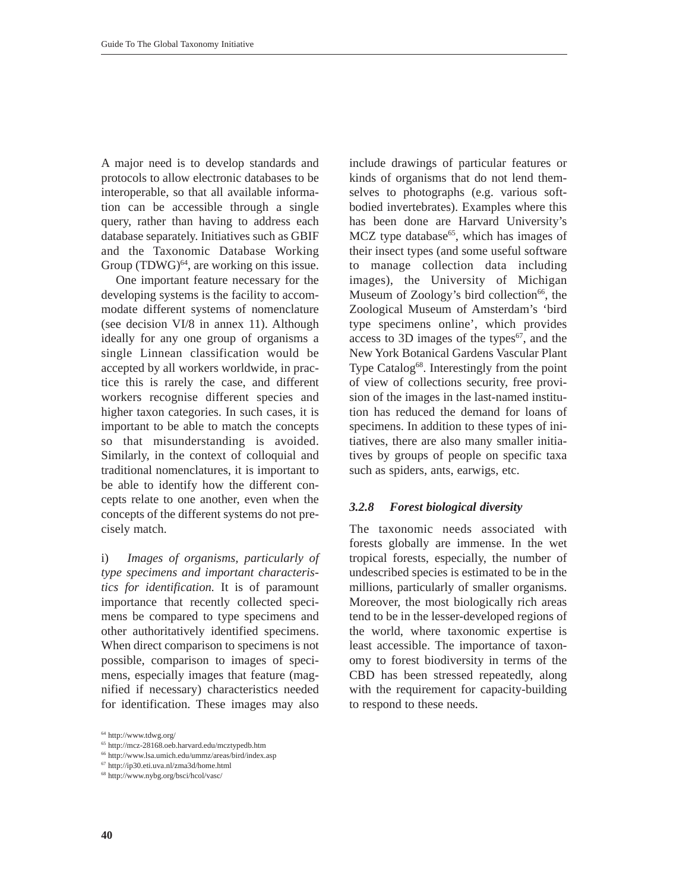A major need is to develop standards and protocols to allow electronic databases to be interoperable, so that all available information can be accessible through a single query, rather than having to address each database separately. Initiatives such as GBIF and the Taxonomic Database Working Group (TDWG)[64], are working on this issue.

One important feature necessary for the developing systems is the facility to accommodate different systems of nomenclature (see decision VI/8 in annex 11). Although ideally for any one group of organisms a single Linnean classification would be accepted by all workers worldwide, in practice this is rarely the case, and different workers recognise different species and higher taxon categories. In such cases, it is important to be able to match the concepts so that misunderstanding is avoided. Similarly, in the context of colloquial and traditional nomenclatures, it is important to be able to identify how the different concepts relate to one another, even when the concepts of the different systems do not precisely match.

i) *Images of organisms, particularly of type specimens and important characteristics for identification.* It is of paramount importance that recently collected specimens be compared to type specimens and other authoritatively identified specimens. When direct comparison to specimens is not possible, comparison to images of specimens, especially images that feature (magnified if necessary) characteristics needed for identification. These images may also include drawings of particular features or kinds of organisms that do not lend themselves to photographs (e.g. various soft-bodied invertebrates). Examples where this has been done are Harvard University's MCZ type database[65], which has images of their insect types (and some useful software to manage collection data including images), the University of Michigan Museum of Zoology's bird collection[66], the Zoological Museum of Amsterdam's 'bird type specimens online', which provides access to 3D images of the types[67], and the New York Botanical Gardens Vascular Plant Type Catalog[68]. Interestingly from the point of view of collections security, free provision of the images in the last-named institution has reduced the demand for loans of specimens. In addition to these types of initiatives, there are also many smaller initiatives by groups of people on specific taxa such as spiders, ants, earwigs, etc.

### *3.2.8 Forest biological diversity*

The taxonomic needs associated with forests globally are immense. In the wet tropical forests, especially, the number of undescribed species is estimated to be in the millions, particularly of smaller organisms. Moreover, the most biologically rich areas tend to be in the lesser-developed regions of the world, where taxonomic expertise is least accessible. The importance of taxonomy to forest biodiversity in terms of the CBD has been stressed repeatedly, along with the requirement for capacity-building to respond to these needs.

---

[64] http://www.tdwg.org/
[65] http://mcz-28168.oeb.harvard.edu/mcztypedb.htm
[66] http://www.lsa.umich.edu/ummz/areas/bird/index.asp
[67] http://ip30.eti.uva.nl/zma3d/home.html
[68] http://www.nybg.org/bsci/hcol/vasc/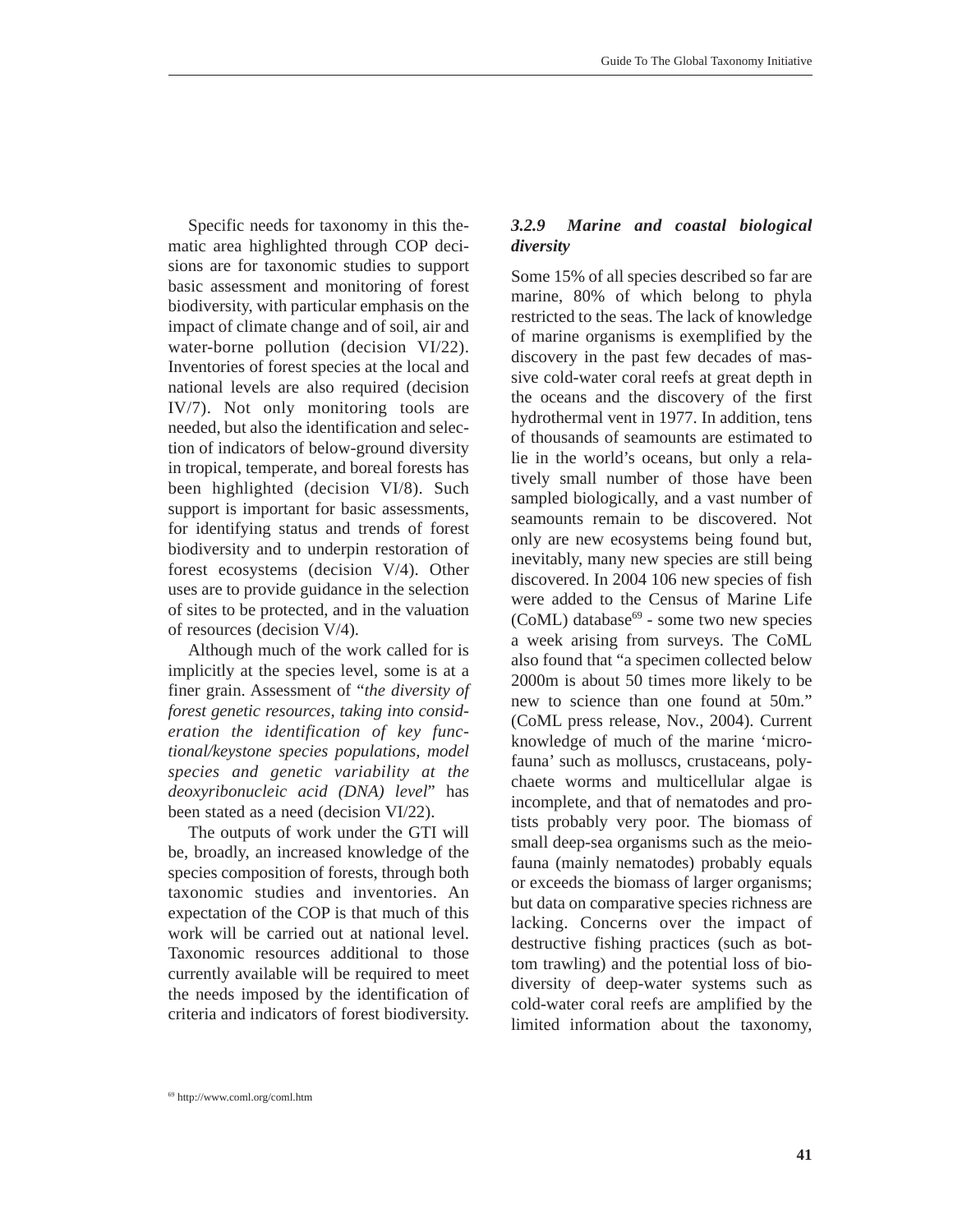Specific needs for taxonomy in this thematic area highlighted through COP decisions are for taxonomic studies to support basic assessment and monitoring of forest biodiversity, with particular emphasis on the impact of climate change and of soil, air and water-borne pollution (decision VI/22). Inventories of forest species at the local and national levels are also required (decision IV/7). Not only monitoring tools are needed, but also the identification and selection of indicators of below-ground diversity in tropical, temperate, and boreal forests has been highlighted (decision VI/8). Such support is important for basic assessments, for identifying status and trends of forest biodiversity and to underpin restoration of forest ecosystems (decision V/4). Other uses are to provide guidance in the selection of sites to be protected, and in the valuation of resources (decision V/4).

Although much of the work called for is implicitly at the species level, some is at a finer grain. Assessment of "*the diversity of forest genetic resources, taking into consideration the identification of key functional/keystone species populations, model species and genetic variability at the deoxyribonucleic acid (DNA) level*" has been stated as a need (decision VI/22).

The outputs of work under the GTI will be, broadly, an increased knowledge of the species composition of forests, through both taxonomic studies and inventories. An expectation of the COP is that much of this work will be carried out at national level. Taxonomic resources additional to those currently available will be required to meet the needs imposed by the identification of criteria and indicators of forest biodiversity.

### *3.2.9 Marine and coastal biological diversity*

Some 15% of all species described so far are marine, 80% of which belong to phyla restricted to the seas. The lack of knowledge of marine organisms is exemplified by the discovery in the past few decades of massive cold-water coral reefs at great depth in the oceans and the discovery of the first hydrothermal vent in 1977. In addition, tens of thousands of seamounts are estimated to lie in the world's oceans, but only a relatively small number of those have been sampled biologically, and a vast number of seamounts remain to be discovered. Not only are new ecosystems being found but, inevitably, many new species are still being discovered. In 2004 106 new species of fish were added to the Census of Marine Life (CoML) database[69] - some two new species a week arising from surveys. The CoML also found that "a specimen collected below 2000m is about 50 times more likely to be new to science than one found at 50m." (CoML press release, Nov., 2004). Current knowledge of much of the marine 'microfauna' such as molluscs, crustaceans, polychaete worms and multicellular algae is incomplete, and that of nematodes and protists probably very poor. The biomass of small deep-sea organisms such as the meiofauna (mainly nematodes) probably equals or exceeds the biomass of larger organisms; but data on comparative species richness are lacking. Concerns over the impact of destructive fishing practices (such as bottom trawling) and the potential loss of biodiversity of deep-water systems such as cold-water coral reefs are amplified by the limited information about the taxonomy,

[69] http://www.coml.org/coml.htm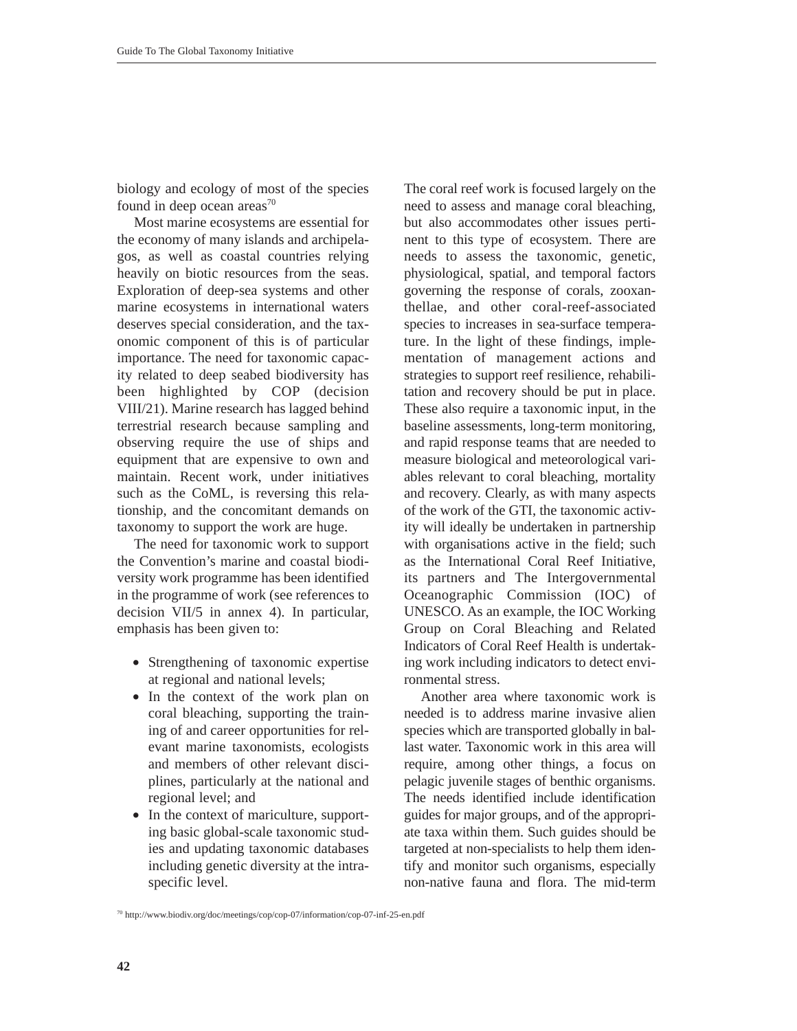biology and ecology of most of the species found in deep ocean areas[70]

Most marine ecosystems are essential for the economy of many islands and archipelagos, as well as coastal countries relying heavily on biotic resources from the seas. Exploration of deep-sea systems and other marine ecosystems in international waters deserves special consideration, and the taxonomic component of this is of particular importance. The need for taxonomic capacity related to deep seabed biodiversity has been highlighted by COP (decision VIII/21). Marine research has lagged behind terrestrial research because sampling and observing require the use of ships and equipment that are expensive to own and maintain. Recent work, under initiatives such as the CoML, is reversing this relationship, and the concomitant demands on taxonomy to support the work are huge.

The need for taxonomic work to support the Convention's marine and coastal biodiversity work programme has been identified in the programme of work (see references to decision VII/5 in annex 4). In particular, emphasis has been given to:

- Strengthening of taxonomic expertise at regional and national levels;
- In the context of the work plan on coral bleaching, supporting the training of and career opportunities for relevant marine taxonomists, ecologists and members of other relevant disciplines, particularly at the national and regional level; and
- In the context of mariculture, supporting basic global-scale taxonomic studies and updating taxonomic databases including genetic diversity at the intraspecific level.

The coral reef work is focused largely on the need to assess and manage coral bleaching, but also accommodates other issues pertinent to this type of ecosystem. There are needs to assess the taxonomic, genetic, physiological, spatial, and temporal factors governing the response of corals, zooxanthellae, and other coral-reef-associated species to increases in sea-surface temperature. In the light of these findings, implementation of management actions and strategies to support reef resilience, rehabilitation and recovery should be put in place. These also require a taxonomic input, in the baseline assessments, long-term monitoring, and rapid response teams that are needed to measure biological and meteorological variables relevant to coral bleaching, mortality and recovery. Clearly, as with many aspects of the work of the GTI, the taxonomic activity will ideally be undertaken in partnership with organisations active in the field; such as the International Coral Reef Initiative, its partners and The Intergovernmental Oceanographic Commission (IOC) of UNESCO. As an example, the IOC Working Group on Coral Bleaching and Related Indicators of Coral Reef Health is undertaking work including indicators to detect environmental stress.

Another area where taxonomic work is needed is to address marine invasive alien species which are transported globally in ballast water. Taxonomic work in this area will require, among other things, a focus on pelagic juvenile stages of benthic organisms. The needs identified include identification guides for major groups, and of the appropriate taxa within them. Such guides should be targeted at non-specialists to help them identify and monitor such organisms, especially non-native fauna and flora. The mid-term

[70] http://www.biodiv.org/doc/meetings/cop/cop-07/information/cop-07-inf-25-en.pdf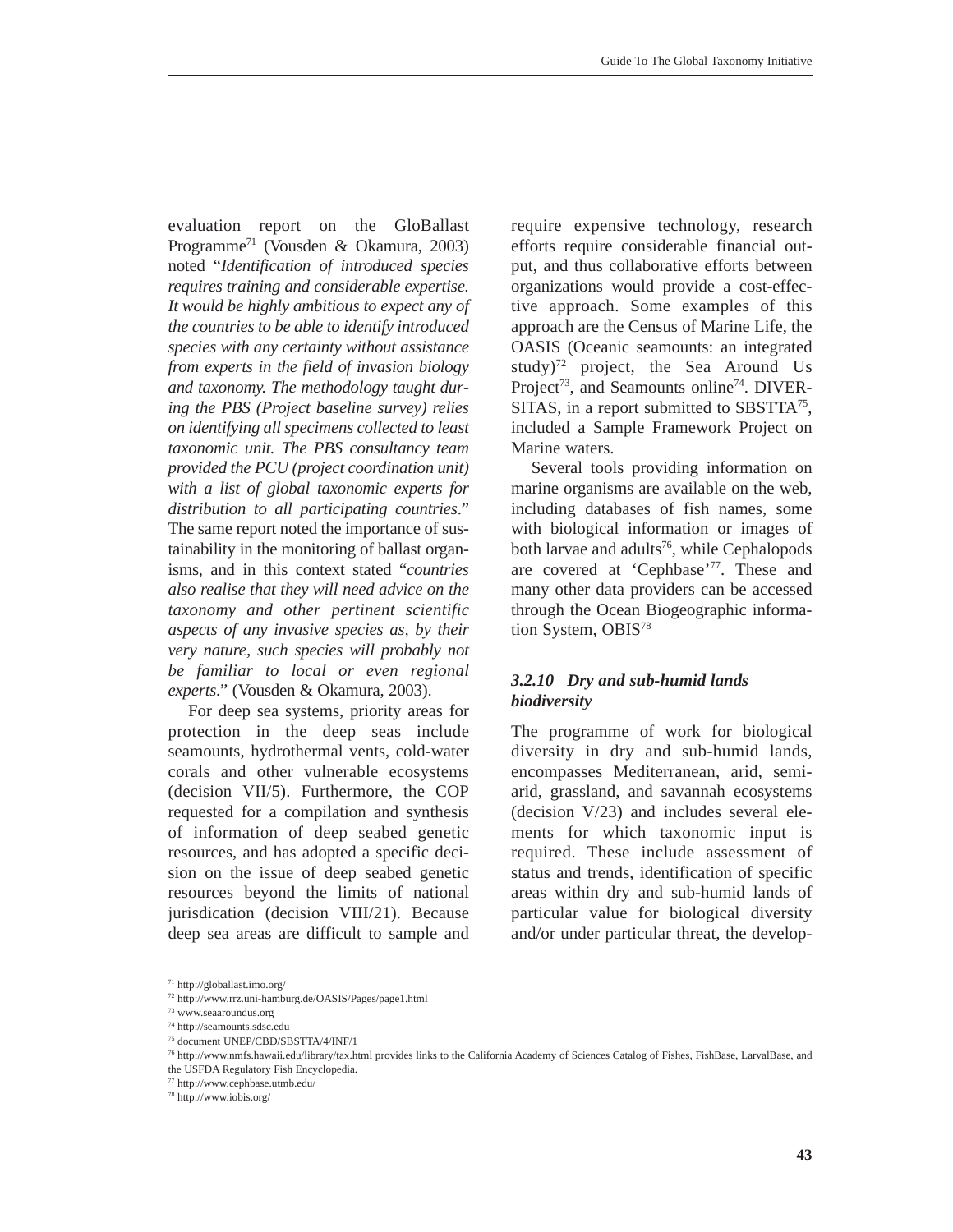evaluation report on the GloBallast Programme[71] (Vousden & Okamura, 2003) noted "*Identification of introduced species requires training and considerable expertise. It would be highly ambitious to expect any of the countries to be able to identify introduced species with any certainty without assistance from experts in the field of invasion biology and taxonomy. The methodology taught during the PBS (Project baseline survey) relies on identifying all specimens collected to least taxonomic unit. The PBS consultancy team provided the PCU (project coordination unit) with a list of global taxonomic experts for distribution to all participating countries*." The same report noted the importance of sustainability in the monitoring of ballast organisms, and in this context stated "*countries also realise that they will need advice on the taxonomy and other pertinent scientific aspects of any invasive species as, by their very nature, such species will probably not be familiar to local or even regional experts*." (Vousden & Okamura, 2003).

For deep sea systems, priority areas for protection in the deep seas include seamounts, hydrothermal vents, cold-water corals and other vulnerable ecosystems (decision VII/5). Furthermore, the COP requested for a compilation and synthesis of information of deep seabed genetic resources, and has adopted a specific decision on the issue of deep seabed genetic resources beyond the limits of national jurisdication (decision VIII/21). Because deep sea areas are difficult to sample and require expensive technology, research efforts require considerable financial output, and thus collaborative efforts between organizations would provide a cost-effective approach. Some examples of this approach are the Census of Marine Life, the OASIS (Oceanic seamounts: an integrated study)[72] project, the Sea Around Us Project[73], and Seamounts online[74]. DIVERSITAS, in a report submitted to SBSTTA[75], included a Sample Framework Project on Marine waters.

Several tools providing information on marine organisms are available on the web, including databases of fish names, some with biological information or images of both larvae and adults[76], while Cephalopods are covered at 'Cephbase'[77]. These and many other data providers can be accessed through the Ocean Biogeographic information System, OBIS[78]

### *3.2.10 Dry and sub-humid lands biodiversity*

The programme of work for biological diversity in dry and sub-humid lands, encompasses Mediterranean, arid, semi-arid, grassland, and savannah ecosystems (decision V/23) and includes several elements for which taxonomic input is required. These include assessment of status and trends, identification of specific areas within dry and sub-humid lands of particular value for biological diversity and/or under particular threat, the develop-

[71] http://globallast.imo.org/
[72] http://www.rrz.uni-hamburg.de/OASIS/Pages/page1.html
[73] www.seaaroundus.org
[74] http://seamounts.sdsc.edu
[75] document UNEP/CBD/SBSTTA/4/INF/1
[76] http://www.nmfs.hawaii.edu/library/tax.html provides links to the California Academy of Sciences Catalog of Fishes, FishBase, LarvalBase, and the USFDA Regulatory Fish Encyclopedia.
[77] http://www.cephbase.utmb.edu/
[78] http://www.iobis.org/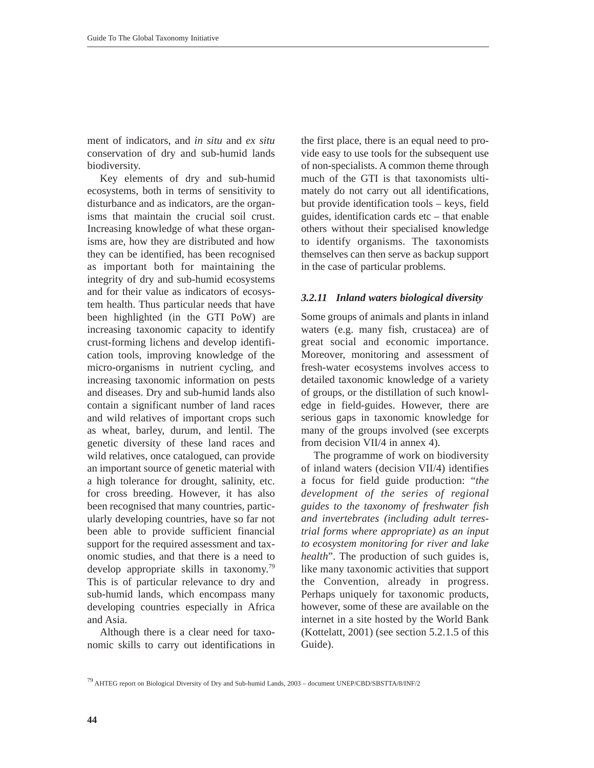ment of indicators, and *in situ* and *ex situ* conservation of dry and sub-humid lands biodiversity.

Key elements of dry and sub-humid ecosystems, both in terms of sensitivity to disturbance and as indicators, are the organisms that maintain the crucial soil crust. Increasing knowledge of what these organisms are, how they are distributed and how they can be identified, has been recognised as important both for maintaining the integrity of dry and sub-humid ecosystems and for their value as indicators of ecosystem health. Thus particular needs that have been highlighted (in the GTI PoW) are increasing taxonomic capacity to identify crust-forming lichens and develop identification tools, improving knowledge of the micro-organisms in nutrient cycling, and increasing taxonomic information on pests and diseases. Dry and sub-humid lands also contain a significant number of land races and wild relatives of important crops such as wheat, barley, durum, and lentil. The genetic diversity of these land races and wild relatives, once catalogued, can provide an important source of genetic material with a high tolerance for drought, salinity, etc. for cross breeding. However, it has also been recognised that many countries, particularly developing countries, have so far not been able to provide sufficient financial support for the required assessment and taxonomic studies, and that there is a need to develop appropriate skills in taxonomy.[79] This is of particular relevance to dry and sub-humid lands, which encompass many developing countries especially in Africa and Asia.

Although there is a clear need for taxonomic skills to carry out identifications in the first place, there is an equal need to provide easy to use tools for the subsequent use of non-specialists. A common theme through much of the GTI is that taxonomists ultimately do not carry out all identifications, but provide identification tools – keys, field guides, identification cards etc – that enable others without their specialised knowledge to identify organisms. The taxonomists themselves can then serve as backup support in the case of particular problems.

### *3.2.11 Inland waters biological diversity*

Some groups of animals and plants in inland waters (e.g. many fish, crustacea) are of great social and economic importance. Moreover, monitoring and assessment of fresh-water ecosystems involves access to detailed taxonomic knowledge of a variety of groups, or the distillation of such knowledge in field-guides. However, there are serious gaps in taxonomic knowledge for many of the groups involved (see excerpts from decision VII/4 in annex 4).

The programme of work on biodiversity of inland waters (decision VII/4) identifies a focus for field guide production: "*the development of the series of regional guides to the taxonomy of freshwater fish and invertebrates (including adult terrestrial forms where appropriate) as an input to ecosystem monitoring for river and lake health*". The production of such guides is, like many taxonomic activities that support the Convention, already in progress. Perhaps uniquely for taxonomic products, however, some of these are available on the internet in a site hosted by the World Bank (Kottelatt, 2001) (see section 5.2.1.5 of this Guide).

[79] AHTEG report on Biological Diversity of Dry and Sub-humid Lands, 2003 – document UNEP/CBD/SBSTTA/8/INF/2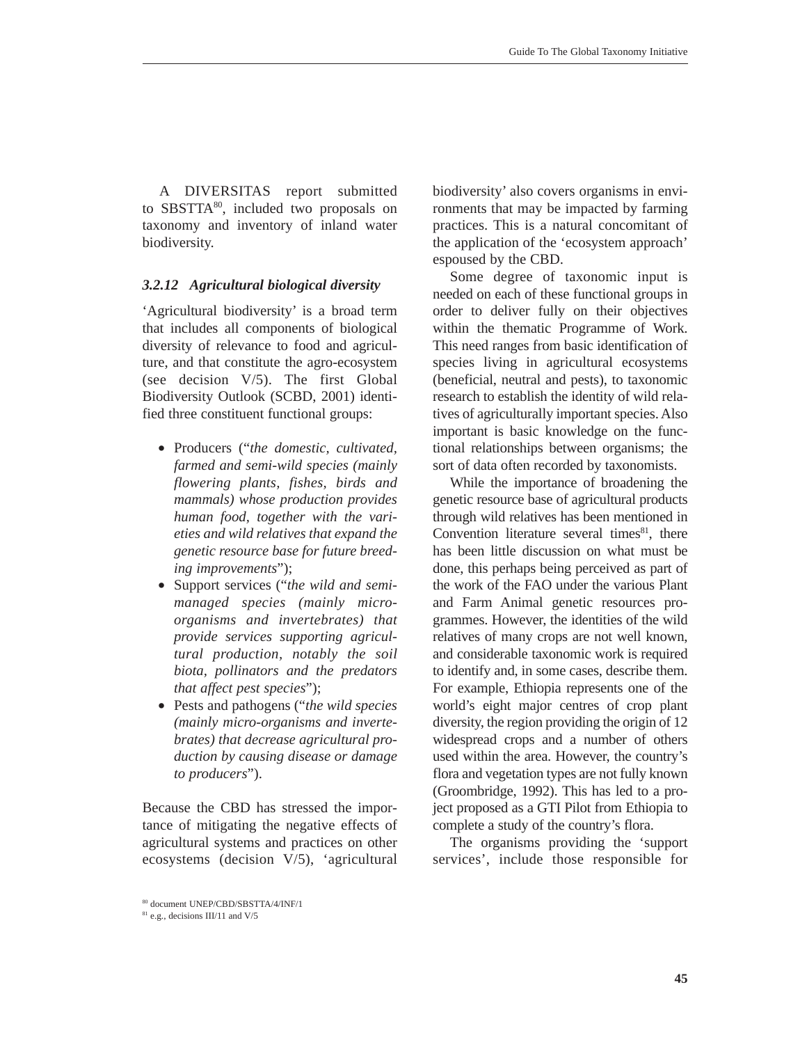A DIVERSITAS report submitted to SBSTTA[80], included two proposals on taxonomy and inventory of inland water biodiversity.

### *3.2.12 Agricultural biological diversity*

'Agricultural biodiversity' is a broad term that includes all components of biological diversity of relevance to food and agriculture, and that constitute the agro-ecosystem (see decision V/5). The first Global Biodiversity Outlook (SCBD, 2001) identified three constituent functional groups:

- Producers ("*the domestic, cultivated, farmed and semi-wild species (mainly flowering plants, fishes, birds and mammals) whose production provides human food, together with the varieties and wild relatives that expand the genetic resource base for future breeding improvements*");
- Support services ("*the wild and semi-managed species (mainly micro-organisms and invertebrates) that provide services supporting agricultural production, notably the soil biota, pollinators and the predators that affect pest species*");
- Pests and pathogens ("*the wild species (mainly micro-organisms and invertebrates) that decrease agricultural production by causing disease or damage to producers*").

Because the CBD has stressed the importance of mitigating the negative effects of agricultural systems and practices on other ecosystems (decision V/5), 'agricultural biodiversity' also covers organisms in environments that may be impacted by farming practices. This is a natural concomitant of the application of the 'ecosystem approach' espoused by the CBD.

Some degree of taxonomic input is needed on each of these functional groups in order to deliver fully on their objectives within the thematic Programme of Work. This need ranges from basic identification of species living in agricultural ecosystems (beneficial, neutral and pests), to taxonomic research to establish the identity of wild relatives of agriculturally important species. Also important is basic knowledge on the functional relationships between organisms; the sort of data often recorded by taxonomists.

While the importance of broadening the genetic resource base of agricultural products through wild relatives has been mentioned in Convention literature several times[81], there has been little discussion on what must be done, this perhaps being perceived as part of the work of the FAO under the various Plant and Farm Animal genetic resources programmes. However, the identities of the wild relatives of many crops are not well known, and considerable taxonomic work is required to identify and, in some cases, describe them. For example, Ethiopia represents one of the world's eight major centres of crop plant diversity, the region providing the origin of 12 widespread crops and a number of others used within the area. However, the country's flora and vegetation types are not fully known (Groombridge, 1992). This has led to a project proposed as a GTI Pilot from Ethiopia to complete a study of the country's flora.

The organisms providing the 'support services', include those responsible for

[80] document UNEP/CBD/SBSTTA/4/INF/1

[81] e.g., decisions III/11 and V/5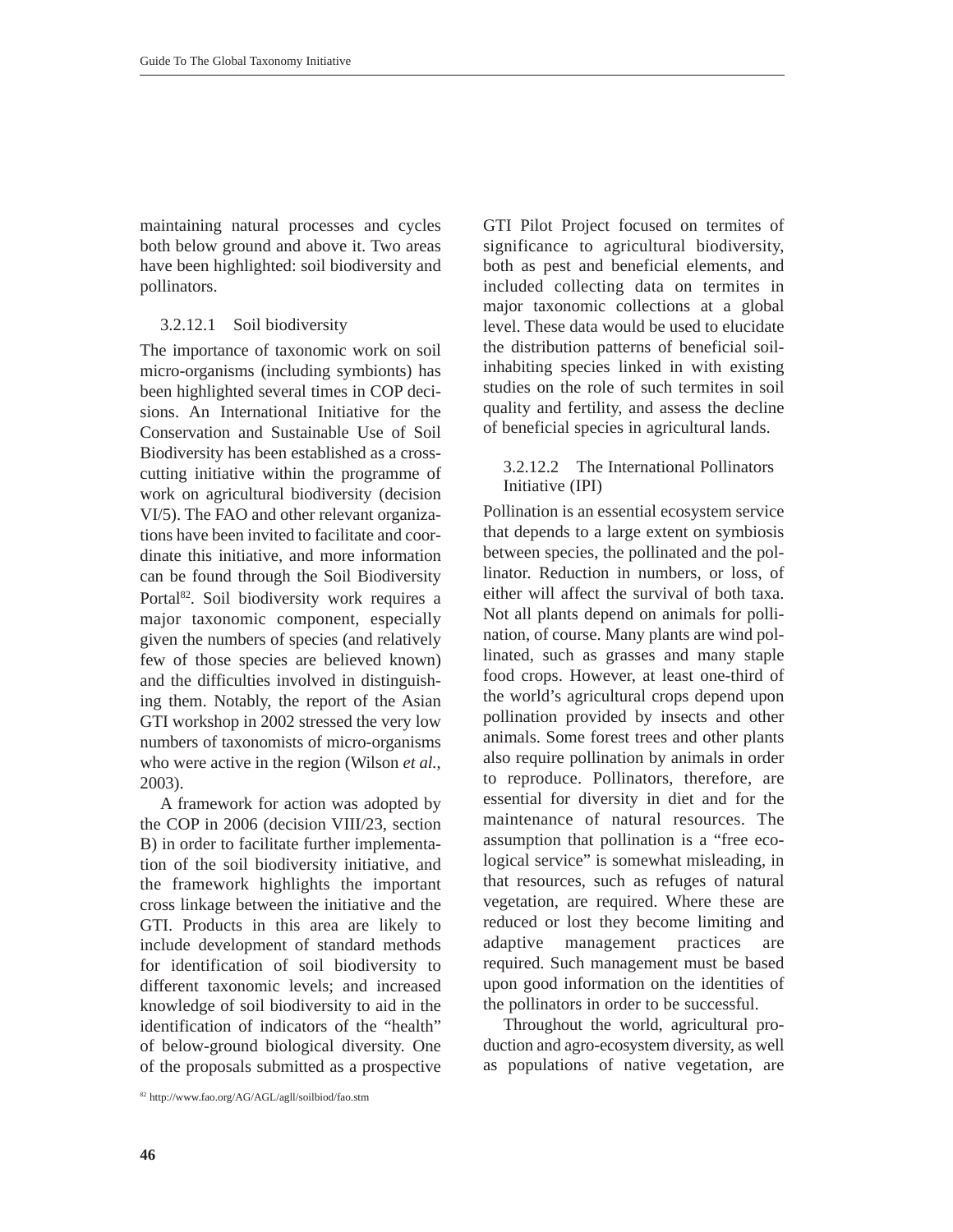maintaining natural processes and cycles both below ground and above it. Two areas have been highlighted: soil biodiversity and pollinators.

#### 3.2.12.1 Soil biodiversity

The importance of taxonomic work on soil micro-organisms (including symbionts) has been highlighted several times in COP decisions. An International Initiative for the Conservation and Sustainable Use of Soil Biodiversity has been established as a cross-cutting initiative within the programme of work on agricultural biodiversity (decision VI/5). The FAO and other relevant organizations have been invited to facilitate and coordinate this initiative, and more information can be found through the Soil Biodiversity Portal[82]. Soil biodiversity work requires a major taxonomic component, especially given the numbers of species (and relatively few of those species are believed known) and the difficulties involved in distinguishing them. Notably, the report of the Asian GTI workshop in 2002 stressed the very low numbers of taxonomists of micro-organisms who were active in the region (Wilson *et al.*, 2003).

A framework for action was adopted by the COP in 2006 (decision VIII/23, section B) in order to facilitate further implementation of the soil biodiversity initiative, and the framework highlights the important cross linkage between the initiative and the GTI. Products in this area are likely to include development of standard methods for identification of soil biodiversity to different taxonomic levels; and increased knowledge of soil biodiversity to aid in the identification of indicators of the "health" of below-ground biological diversity. One of the proposals submitted as a prospective GTI Pilot Project focused on termites of significance to agricultural biodiversity, both as pest and beneficial elements, and included collecting data on termites in major taxonomic collections at a global level. These data would be used to elucidate the distribution patterns of beneficial soil-inhabiting species linked in with existing studies on the role of such termites in soil quality and fertility, and assess the decline of beneficial species in agricultural lands.

#### 3.2.12.2 The International Pollinators Initiative (IPI)

Pollination is an essential ecosystem service that depends to a large extent on symbiosis between species, the pollinated and the pollinator. Reduction in numbers, or loss, of either will affect the survival of both taxa. Not all plants depend on animals for pollination, of course. Many plants are wind pollinated, such as grasses and many staple food crops. However, at least one-third of the world's agricultural crops depend upon pollination provided by insects and other animals. Some forest trees and other plants also require pollination by animals in order to reproduce. Pollinators, therefore, are essential for diversity in diet and for the maintenance of natural resources. The assumption that pollination is a "free ecological service" is somewhat misleading, in that resources, such as refuges of natural vegetation, are required. Where these are reduced or lost they become limiting and adaptive management practices are required. Such management must be based upon good information on the identities of the pollinators in order to be successful.

Throughout the world, agricultural production and agro-ecosystem diversity, as well as populations of native vegetation, are

[82] http://www.fao.org/AG/AGL/agll/soilbiod/fao.stm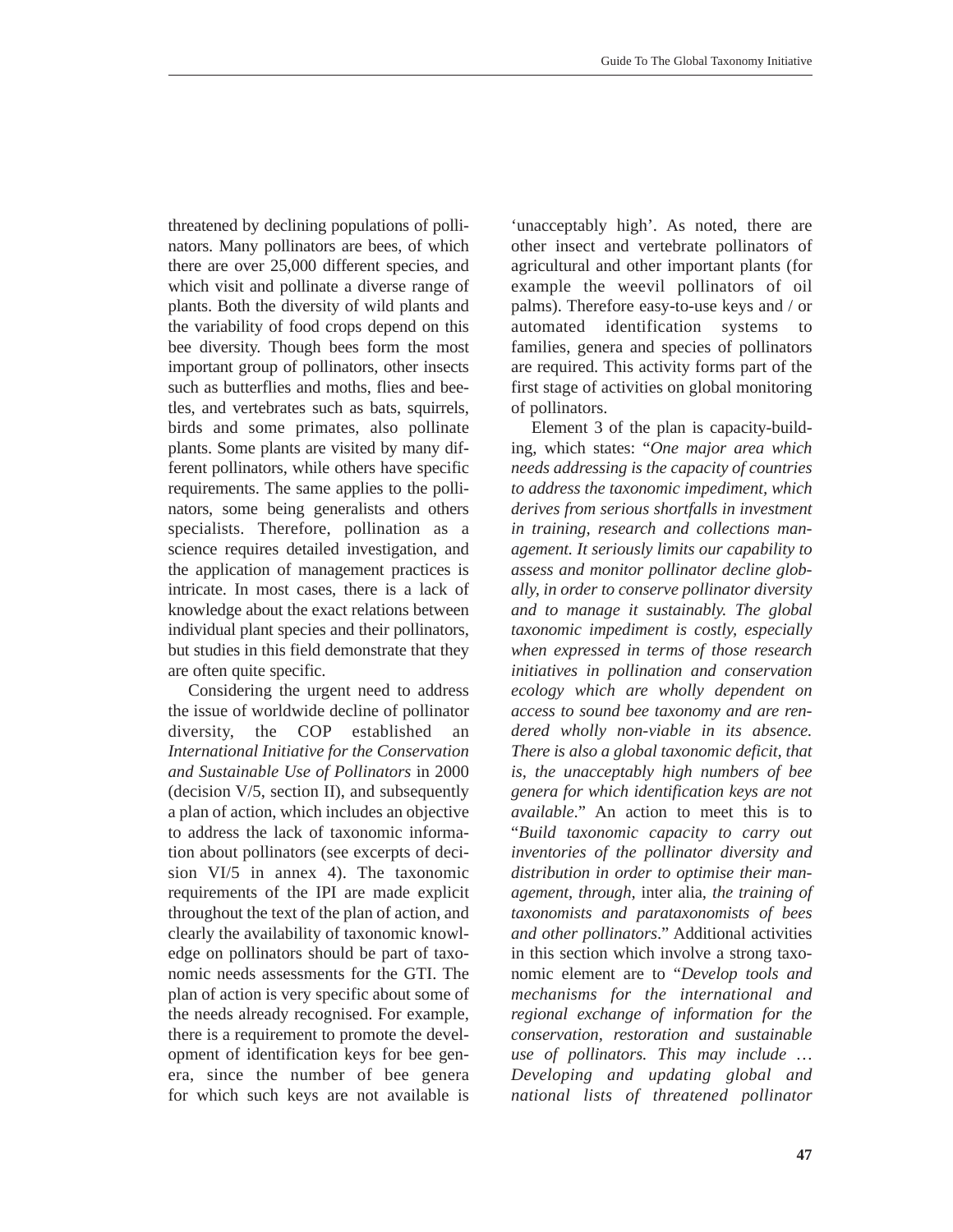threatened by declining populations of pollinators. Many pollinators are bees, of which there are over 25,000 different species, and which visit and pollinate a diverse range of plants. Both the diversity of wild plants and the variability of food crops depend on this bee diversity. Though bees form the most important group of pollinators, other insects such as butterflies and moths, flies and beetles, and vertebrates such as bats, squirrels, birds and some primates, also pollinate plants. Some plants are visited by many different pollinators, while others have specific requirements. The same applies to the pollinators, some being generalists and others specialists. Therefore, pollination as a science requires detailed investigation, and the application of management practices is intricate. In most cases, there is a lack of knowledge about the exact relations between individual plant species and their pollinators, but studies in this field demonstrate that they are often quite specific.

Considering the urgent need to address the issue of worldwide decline of pollinator diversity, the COP established an *International Initiative for the Conservation and Sustainable Use of Pollinators* in 2000 (decision V/5, section II), and subsequently a plan of action, which includes an objective to address the lack of taxonomic information about pollinators (see excerpts of decision VI/5 in annex 4). The taxonomic requirements of the IPI are made explicit throughout the text of the plan of action, and clearly the availability of taxonomic knowledge on pollinators should be part of taxonomic needs assessments for the GTI. The plan of action is very specific about some of the needs already recognised. For example, there is a requirement to promote the development of identification keys for bee genera, since the number of bee genera for which such keys are not available is 'unacceptably high'. As noted, there are other insect and vertebrate pollinators of agricultural and other important plants (for example the weevil pollinators of oil palms). Therefore easy-to-use keys and / or automated identification systems to families, genera and species of pollinators are required. This activity forms part of the first stage of activities on global monitoring of pollinators.

Element 3 of the plan is capacity-building, which states: "*One major area which needs addressing is the capacity of countries to address the taxonomic impediment, which derives from serious shortfalls in investment in training, research and collections management. It seriously limits our capability to assess and monitor pollinator decline globally, in order to conserve pollinator diversity and to manage it sustainably. The global taxonomic impediment is costly, especially when expressed in terms of those research initiatives in pollination and conservation ecology which are wholly dependent on access to sound bee taxonomy and are rendered wholly non-viable in its absence. There is also a global taxonomic deficit, that is, the unacceptably high numbers of bee genera for which identification keys are not available*." An action to meet this is to "*Build taxonomic capacity to carry out inventories of the pollinator diversity and distribution in order to optimise their management, through,* inter alia, *the training of taxonomists and parataxonomists of bees and other pollinators*." Additional activities in this section which involve a strong taxonomic element are to "*Develop tools and mechanisms for the international and regional exchange of information for the conservation, restoration and sustainable use of pollinators. This may include … Developing and updating global and national lists of threatened pollinator*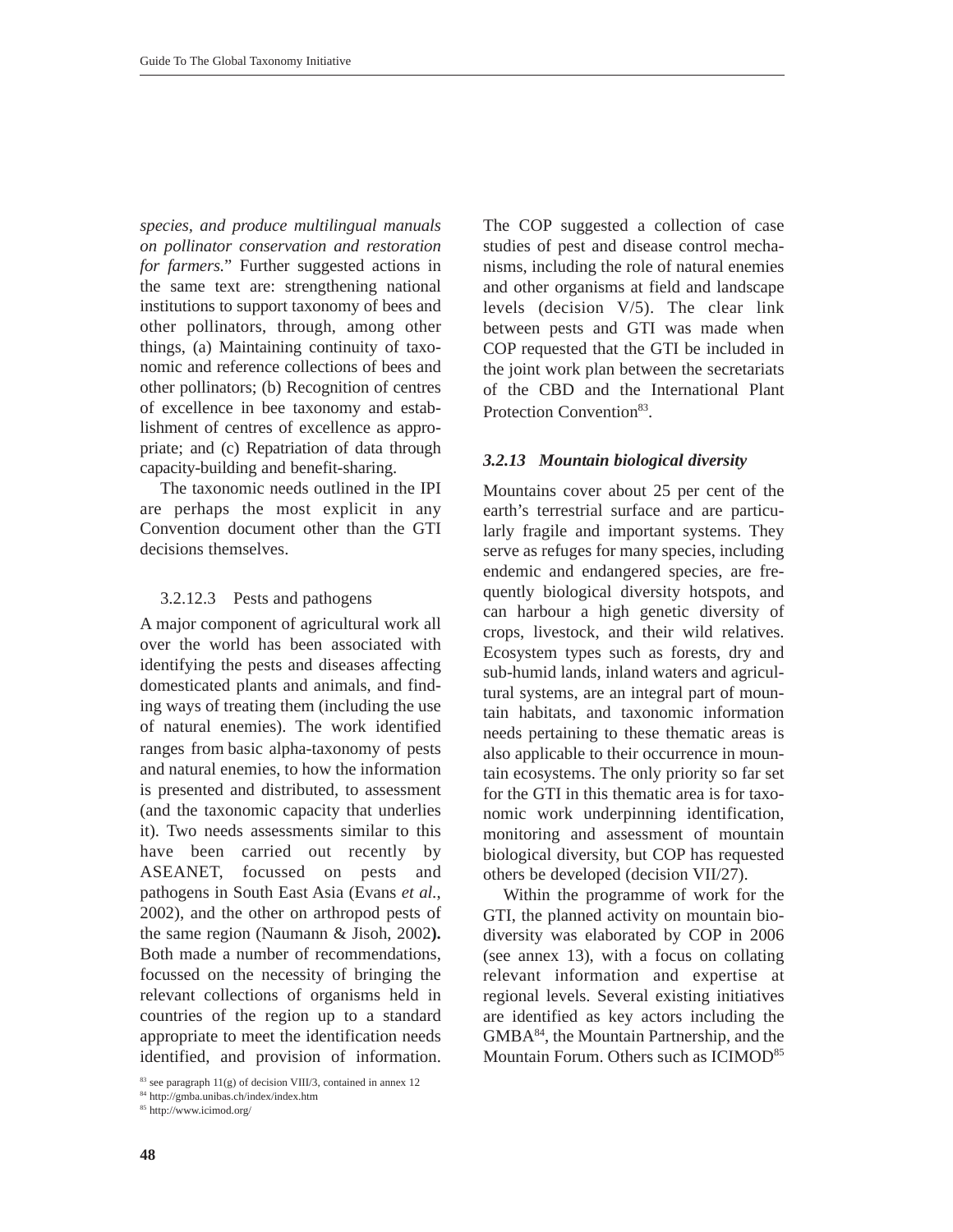*species, and produce multilingual manuals on pollinator conservation and restoration for farmers.*" Further suggested actions in the same text are: strengthening national institutions to support taxonomy of bees and other pollinators, through, among other things, (a) Maintaining continuity of taxonomic and reference collections of bees and other pollinators; (b) Recognition of centres of excellence in bee taxonomy and establishment of centres of excellence as appropriate; and (c) Repatriation of data through capacity-building and benefit-sharing.

The taxonomic needs outlined in the IPI are perhaps the most explicit in any Convention document other than the GTI decisions themselves.

#### 3.2.12.3 Pests and pathogens

A major component of agricultural work all over the world has been associated with identifying the pests and diseases affecting domesticated plants and animals, and finding ways of treating them (including the use of natural enemies). The work identified ranges from basic alpha-taxonomy of pests and natural enemies, to how the information is presented and distributed, to assessment (and the taxonomic capacity that underlies it). Two needs assessments similar to this have been carried out recently by ASEANET, focussed on pests and pathogens in South East Asia (Evans *et al.*, 2002), and the other on arthropod pests of the same region (Naumann & Jisoh, 2002**).** Both made a number of recommendations, focussed on the necessity of bringing the relevant collections of organisms held in countries of the region up to a standard appropriate to meet the identification needs identified, and provision of information. The COP suggested a collection of case studies of pest and disease control mechanisms, including the role of natural enemies and other organisms at field and landscape levels (decision V/5). The clear link between pests and GTI was made when COP requested that the GTI be included in the joint work plan between the secretariats of the CBD and the International Plant Protection Convention[83].

### *3.2.13 Mountain biological diversity*

Mountains cover about 25 per cent of the earth's terrestrial surface and are particularly fragile and important systems. They serve as refuges for many species, including endemic and endangered species, are frequently biological diversity hotspots, and can harbour a high genetic diversity of crops, livestock, and their wild relatives. Ecosystem types such as forests, dry and sub-humid lands, inland waters and agricultural systems, are an integral part of mountain habitats, and taxonomic information needs pertaining to these thematic areas is also applicable to their occurrence in mountain ecosystems. The only priority so far set for the GTI in this thematic area is for taxonomic work underpinning identification, monitoring and assessment of mountain biological diversity, but COP has requested others be developed (decision VII/27).

Within the programme of work for the GTI, the planned activity on mountain biodiversity was elaborated by COP in 2006 (see annex 13), with a focus on collating relevant information and expertise at regional levels. Several existing initiatives are identified as key actors including the GMBA[84], the Mountain Partnership, and the Mountain Forum. Others such as ICIMOD[85]

[83] see paragraph 11(g) of decision VIII/3, contained in annex 12

[84] http://gmba.unibas.ch/index/index.htm

[85] http://www.icimod.org/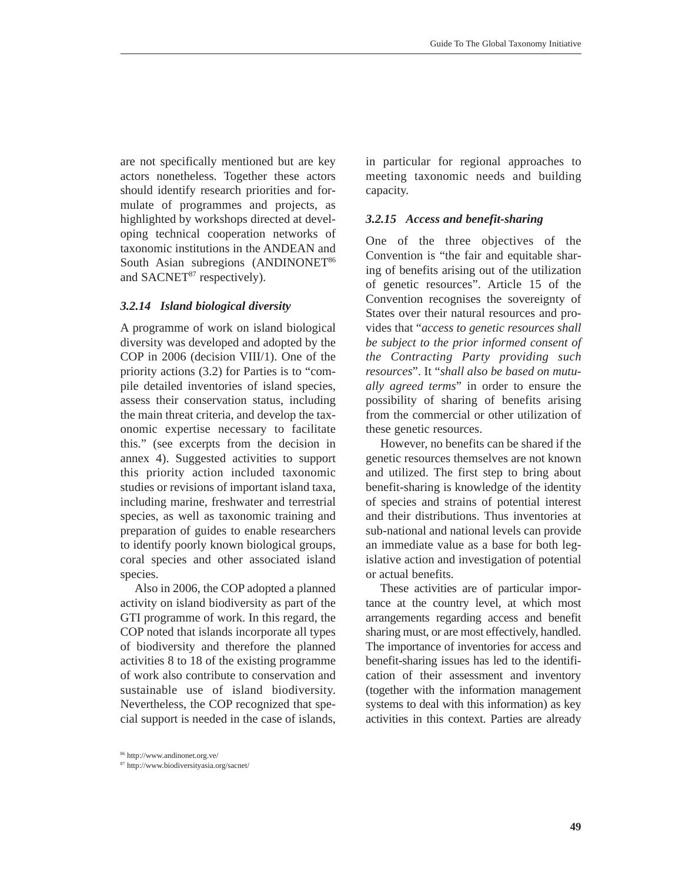are not specifically mentioned but are key actors nonetheless. Together these actors should identify research priorities and formulate of programmes and projects, as highlighted by workshops directed at developing technical cooperation networks of taxonomic institutions in the ANDEAN and South Asian subregions (ANDINONET[86] and SACNET[87] respectively).

#### *3.2.14 Island biological diversity*

A programme of work on island biological diversity was developed and adopted by the COP in 2006 (decision VIII/1). One of the priority actions (3.2) for Parties is to "compile detailed inventories of island species, assess their conservation status, including the main threat criteria, and develop the taxonomic expertise necessary to facilitate this." (see excerpts from the decision in annex 4). Suggested activities to support this priority action included taxonomic studies or revisions of important island taxa, including marine, freshwater and terrestrial species, as well as taxonomic training and preparation of guides to enable researchers to identify poorly known biological groups, coral species and other associated island species.

Also in 2006, the COP adopted a planned activity on island biodiversity as part of the GTI programme of work. In this regard, the COP noted that islands incorporate all types of biodiversity and therefore the planned activities 8 to 18 of the existing programme of work also contribute to conservation and sustainable use of island biodiversity. Nevertheless, the COP recognized that special support is needed in the case of islands, in particular for regional approaches to meeting taxonomic needs and building capacity.

#### *3.2.15 Access and benefit-sharing*

One of the three objectives of the Convention is "the fair and equitable sharing of benefits arising out of the utilization of genetic resources". Article 15 of the Convention recognises the sovereignty of States over their natural resources and provides that "*access to genetic resources shall be subject to the prior informed consent of the Contracting Party providing such resources*". It "*shall also be based on mutually agreed terms*" in order to ensure the possibility of sharing of benefits arising from the commercial or other utilization of these genetic resources.

However, no benefits can be shared if the genetic resources themselves are not known and utilized. The first step to bring about benefit-sharing is knowledge of the identity of species and strains of potential interest and their distributions. Thus inventories at sub-national and national levels can provide an immediate value as a base for both legislative action and investigation of potential or actual benefits.

These activities are of particular importance at the country level, at which most arrangements regarding access and benefit sharing must, or are most effectively, handled. The importance of inventories for access and benefit-sharing issues has led to the identification of their assessment and inventory (together with the information management systems to deal with this information) as key activities in this context. Parties are already

[86] http://www.andinonet.org.ve/

[87] http://www.biodiversityasia.org/sacnet/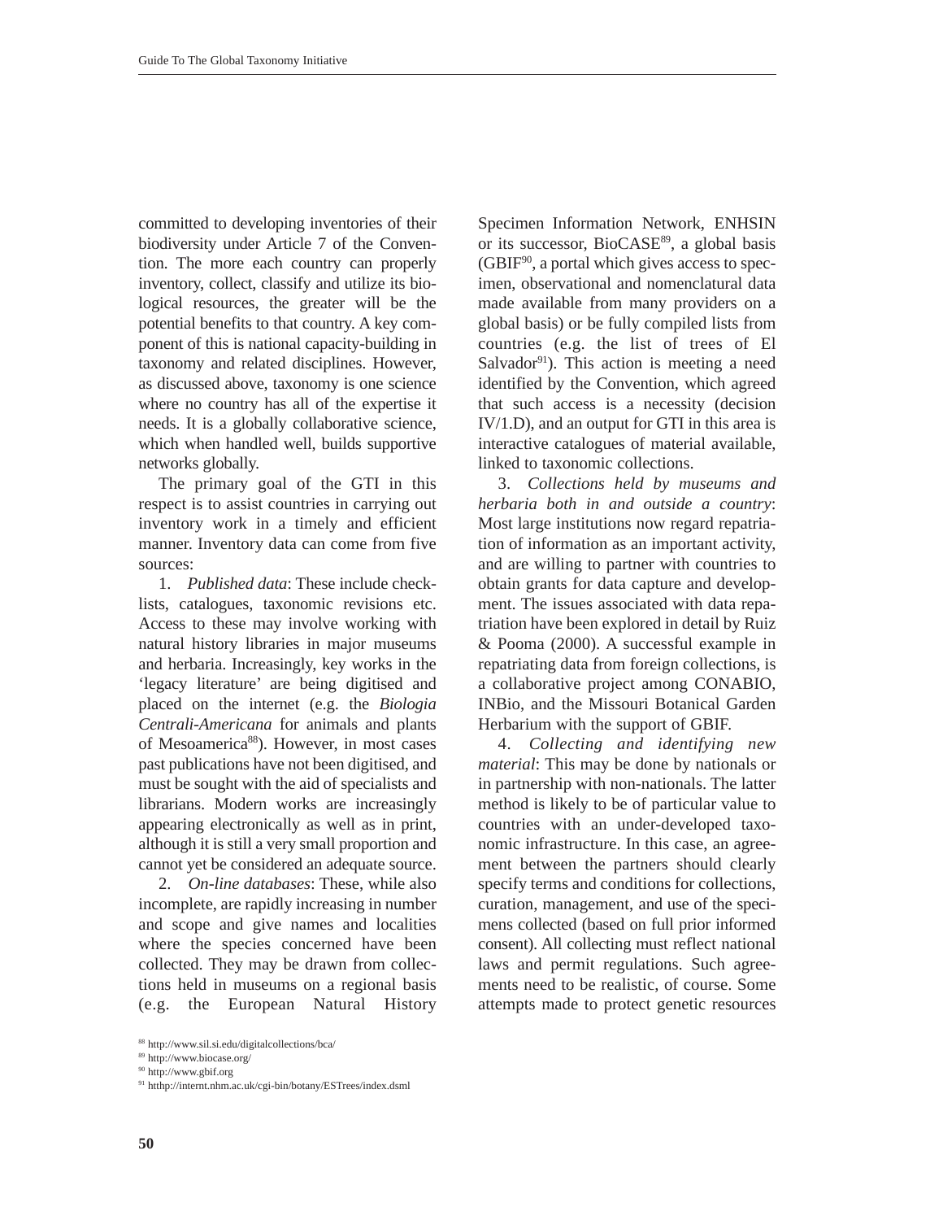committed to developing inventories of their biodiversity under Article 7 of the Convention. The more each country can properly inventory, collect, classify and utilize its biological resources, the greater will be the potential benefits to that country. A key component of this is national capacity-building in taxonomy and related disciplines. However, as discussed above, taxonomy is one science where no country has all of the expertise it needs. It is a globally collaborative science, which when handled well, builds supportive networks globally.

The primary goal of the GTI in this respect is to assist countries in carrying out inventory work in a timely and efficient manner. Inventory data can come from five sources:

1. *Published data*: These include checklists, catalogues, taxonomic revisions etc. Access to these may involve working with natural history libraries in major museums and herbaria. Increasingly, key works in the 'legacy literature' are being digitised and placed on the internet (e.g. the *Biologia Centrali-Americana* for animals and plants of Mesoamerica[88]). However, in most cases past publications have not been digitised, and must be sought with the aid of specialists and librarians. Modern works are increasingly appearing electronically as well as in print, although it is still a very small proportion and cannot yet be considered an adequate source.

2. *On-line databases*: These, while also incomplete, are rapidly increasing in number and scope and give names and localities where the species concerned have been collected. They may be drawn from collections held in museums on a regional basis (e.g. the European Natural History Specimen Information Network, ENHSIN or its successor, BioCASE[89], a global basis (GBIF[90], a portal which gives access to specimen, observational and nomenclatural data made available from many providers on a global basis) or be fully compiled lists from countries (e.g. the list of trees of El Salvador[91]). This action is meeting a need identified by the Convention, which agreed that such access is a necessity (decision IV/1.D), and an output for GTI in this area is interactive catalogues of material available, linked to taxonomic collections.

3. *Collections held by museums and herbaria both in and outside a country*: Most large institutions now regard repatriation of information as an important activity, and are willing to partner with countries to obtain grants for data capture and development. The issues associated with data repatriation have been explored in detail by Ruiz & Pooma (2000). A successful example in repatriating data from foreign collections, is a collaborative project among CONABIO, INBio, and the Missouri Botanical Garden Herbarium with the support of GBIF.

4. *Collecting and identifying new material*: This may be done by nationals or in partnership with non-nationals. The latter method is likely to be of particular value to countries with an under-developed taxonomic infrastructure. In this case, an agreement between the partners should clearly specify terms and conditions for collections, curation, management, and use of the specimens collected (based on full prior informed consent). All collecting must reflect national laws and permit regulations. Such agreements need to be realistic, of course. Some attempts made to protect genetic resources

---

[88] http://www.sil.si.edu/digitalcollections/bca/

[89] http://www.biocase.org/

[90] http://www.gbif.org

[91] htthp://internt.nhm.ac.uk/cgi-bin/botany/ESTrees/index.dsml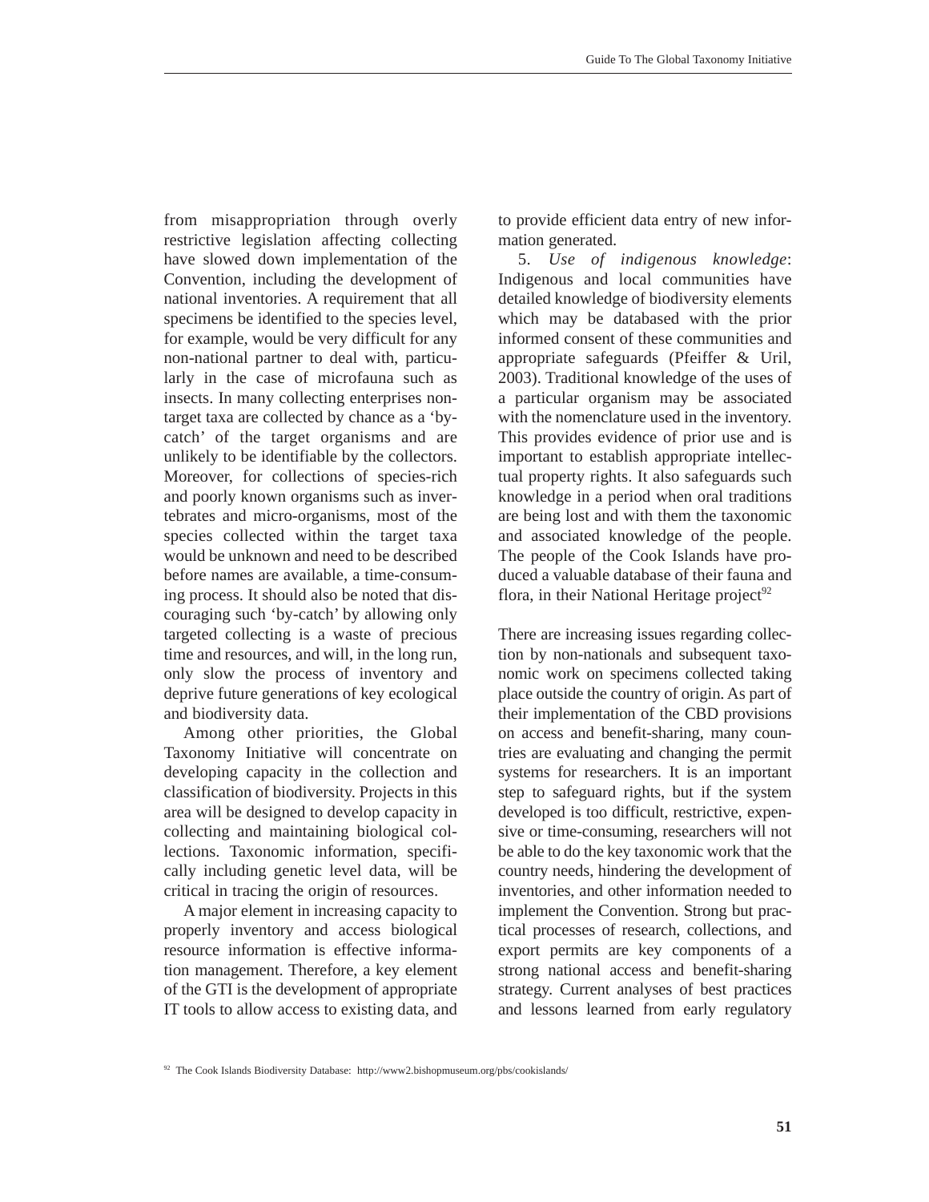from misappropriation through overly restrictive legislation affecting collecting have slowed down implementation of the Convention, including the development of national inventories. A requirement that all specimens be identified to the species level, for example, would be very difficult for any non-national partner to deal with, particularly in the case of microfauna such as insects. In many collecting enterprises non-target taxa are collected by chance as a 'by-catch' of the target organisms and are unlikely to be identifiable by the collectors. Moreover, for collections of species-rich and poorly known organisms such as invertebrates and micro-organisms, most of the species collected within the target taxa would be unknown and need to be described before names are available, a time-consuming process. It should also be noted that discouraging such 'by-catch' by allowing only targeted collecting is a waste of precious time and resources, and will, in the long run, only slow the process of inventory and deprive future generations of key ecological and biodiversity data.

Among other priorities, the Global Taxonomy Initiative will concentrate on developing capacity in the collection and classification of biodiversity. Projects in this area will be designed to develop capacity in collecting and maintaining biological collections. Taxonomic information, specifically including genetic level data, will be critical in tracing the origin of resources.

A major element in increasing capacity to properly inventory and access biological resource information is effective information management. Therefore, a key element of the GTI is the development of appropriate IT tools to allow access to existing data, and to provide efficient data entry of new information generated.

5. *Use of indigenous knowledge*: Indigenous and local communities have detailed knowledge of biodiversity elements which may be databased with the prior informed consent of these communities and appropriate safeguards (Pfeiffer & Uril, 2003). Traditional knowledge of the uses of a particular organism may be associated with the nomenclature used in the inventory. This provides evidence of prior use and is important to establish appropriate intellectual property rights. It also safeguards such knowledge in a period when oral traditions are being lost and with them the taxonomic and associated knowledge of the people. The people of the Cook Islands have produced a valuable database of their fauna and flora, in their National Heritage project[92]

There are increasing issues regarding collection by non-nationals and subsequent taxonomic work on specimens collected taking place outside the country of origin. As part of their implementation of the CBD provisions on access and benefit-sharing, many countries are evaluating and changing the permit systems for researchers. It is an important step to safeguard rights, but if the system developed is too difficult, restrictive, expensive or time-consuming, researchers will not be able to do the key taxonomic work that the country needs, hindering the development of inventories, and other information needed to implement the Convention. Strong but practical processes of research, collections, and export permits are key components of a strong national access and benefit-sharing strategy. Current analyses of best practices and lessons learned from early regulatory

[92] The Cook Islands Biodiversity Database: http://www2.bishopmuseum.org/pbs/cookislands/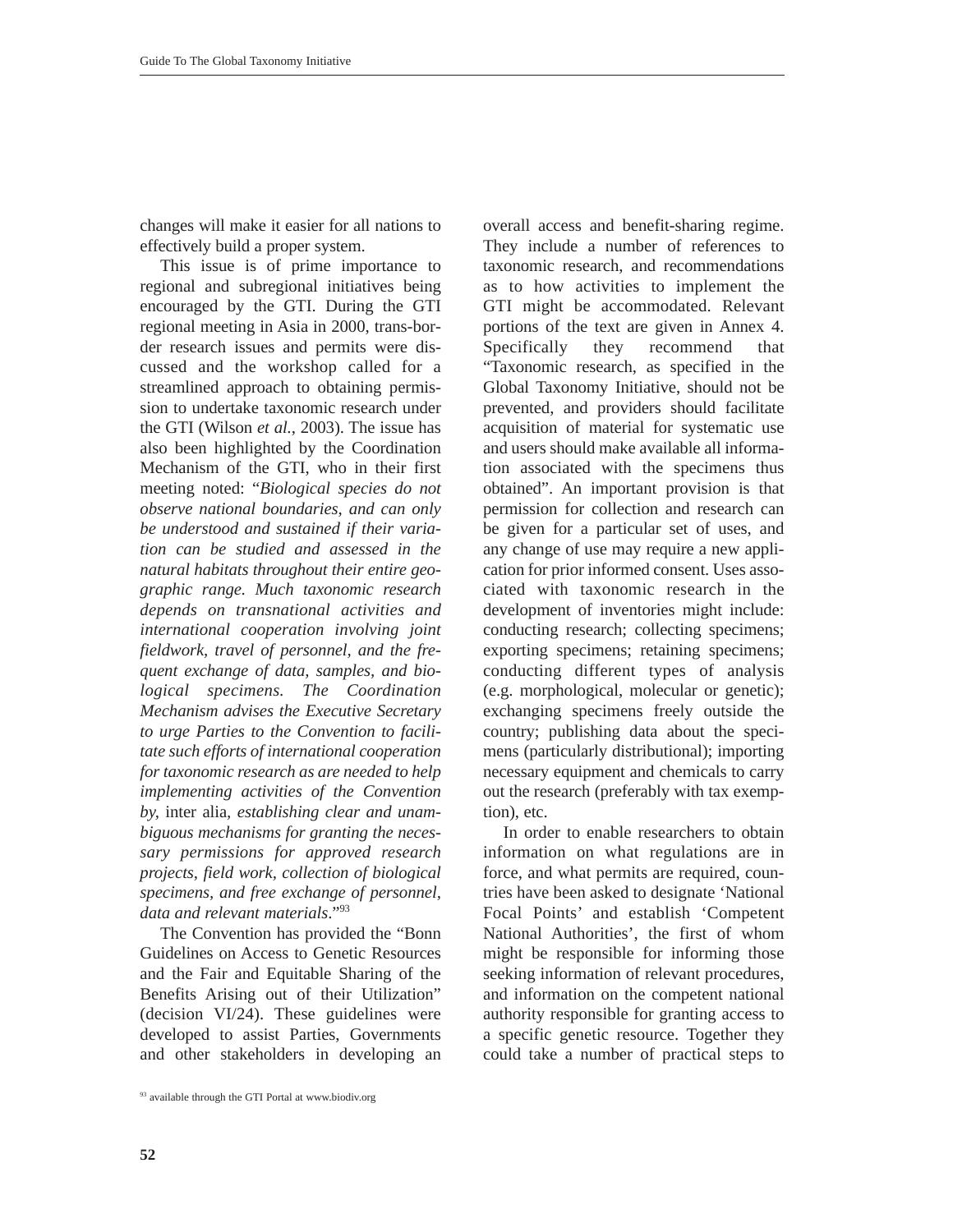changes will make it easier for all nations to effectively build a proper system.

This issue is of prime importance to regional and subregional initiatives being encouraged by the GTI. During the GTI regional meeting in Asia in 2000, trans-border research issues and permits were discussed and the workshop called for a streamlined approach to obtaining permission to undertake taxonomic research under the GTI (Wilson *et al.*, 2003). The issue has also been highlighted by the Coordination Mechanism of the GTI, who in their first meeting noted: "*Biological species do not observe national boundaries, and can only be understood and sustained if their variation can be studied and assessed in the natural habitats throughout their entire geographic range. Much taxonomic research depends on transnational activities and international cooperation involving joint fieldwork, travel of personnel, and the frequent exchange of data, samples, and biological specimens. The Coordination Mechanism advises the Executive Secretary to urge Parties to the Convention to facilitate such efforts of international cooperation for taxonomic research as are needed to help implementing activities of the Convention by,* inter alia, *establishing clear and unambiguous mechanisms for granting the necessary permissions for approved research projects, field work, collection of biological specimens, and free exchange of personnel, data and relevant materials*."[93]

The Convention has provided the "Bonn Guidelines on Access to Genetic Resources and the Fair and Equitable Sharing of the Benefits Arising out of their Utilization" (decision VI/24). These guidelines were developed to assist Parties, Governments and other stakeholders in developing an overall access and benefit-sharing regime. They include a number of references to taxonomic research, and recommendations as to how activities to implement the GTI might be accommodated. Relevant portions of the text are given in Annex 4. Specifically they recommend that "Taxonomic research, as specified in the Global Taxonomy Initiative, should not be prevented, and providers should facilitate acquisition of material for systematic use and users should make available all information associated with the specimens thus obtained". An important provision is that permission for collection and research can be given for a particular set of uses, and any change of use may require a new application for prior informed consent. Uses associated with taxonomic research in the development of inventories might include: conducting research; collecting specimens; exporting specimens; retaining specimens; conducting different types of analysis (e.g. morphological, molecular or genetic); exchanging specimens freely outside the country; publishing data about the specimens (particularly distributional); importing necessary equipment and chemicals to carry out the research (preferably with tax exemption), etc.

In order to enable researchers to obtain information on what regulations are in force, and what permits are required, countries have been asked to designate 'National Focal Points' and establish 'Competent National Authorities', the first of whom might be responsible for informing those seeking information of relevant procedures, and information on the competent national authority responsible for granting access to a specific genetic resource. Together they could take a number of practical steps to

[93] available through the GTI Portal at www.biodiv.org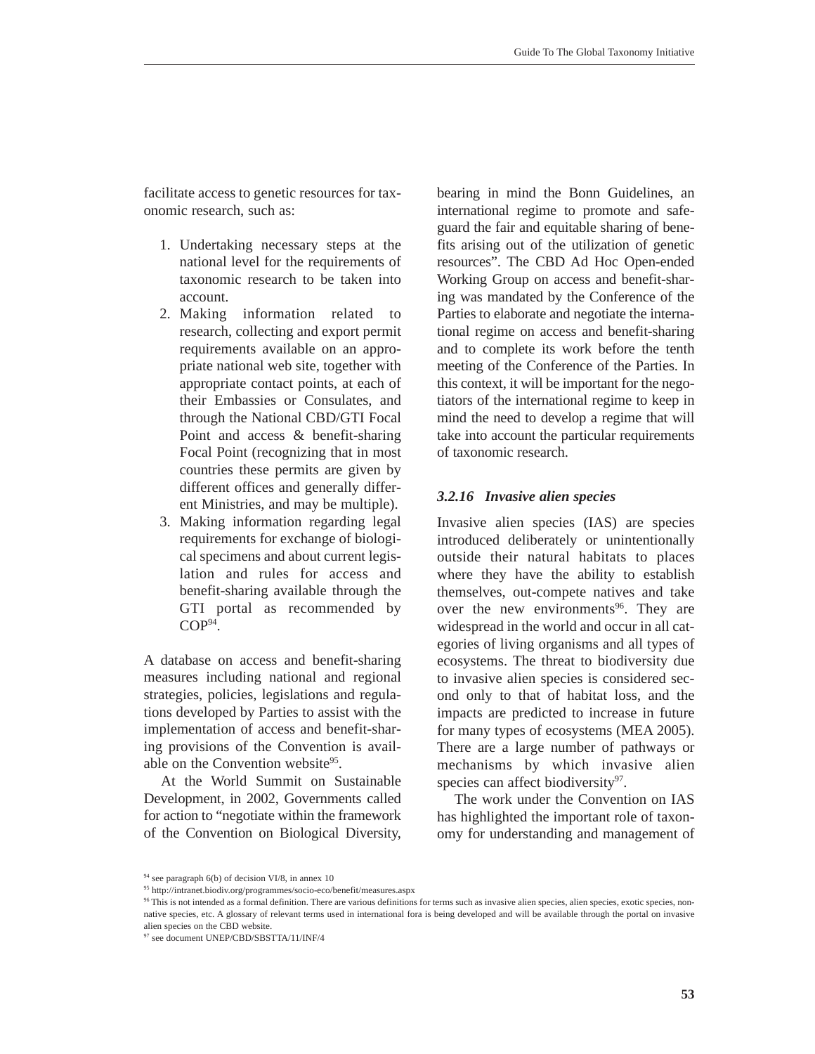facilitate access to genetic resources for taxonomic research, such as:

1. Undertaking necessary steps at the national level for the requirements of taxonomic research to be taken into account.
2. Making information related to research, collecting and export permit requirements available on an appropriate national web site, together with appropriate contact points, at each of their Embassies or Consulates, and through the National CBD/GTI Focal Point and access & benefit-sharing Focal Point (recognizing that in most countries these permits are given by different offices and generally different Ministries, and may be multiple).
3. Making information regarding legal requirements for exchange of biological specimens and about current legislation and rules for access and benefit-sharing available through the GTI portal as recommended by COP[94].

A database on access and benefit-sharing measures including national and regional strategies, policies, legislations and regulations developed by Parties to assist with the implementation of access and benefit-sharing provisions of the Convention is available on the Convention website[95].

At the World Summit on Sustainable Development, in 2002, Governments called for action to "negotiate within the framework of the Convention on Biological Diversity, bearing in mind the Bonn Guidelines, an international regime to promote and safeguard the fair and equitable sharing of benefits arising out of the utilization of genetic resources". The CBD Ad Hoc Open-ended Working Group on access and benefit-sharing was mandated by the Conference of the Parties to elaborate and negotiate the international regime on access and benefit-sharing and to complete its work before the tenth meeting of the Conference of the Parties. In this context, it will be important for the negotiators of the international regime to keep in mind the need to develop a regime that will take into account the particular requirements of taxonomic research.

### *3.2.16 Invasive alien species*

Invasive alien species (IAS) are species introduced deliberately or unintentionally outside their natural habitats to places where they have the ability to establish themselves, out-compete natives and take over the new environments[96]. They are widespread in the world and occur in all categories of living organisms and all types of ecosystems. The threat to biodiversity due to invasive alien species is considered second only to that of habitat loss, and the impacts are predicted to increase in future for many types of ecosystems (MEA 2005). There are a large number of pathways or mechanisms by which invasive alien species can affect biodiversity[97].

The work under the Convention on IAS has highlighted the important role of taxonomy for understanding and management of

---

[94] see paragraph 6(b) of decision VI/8, in annex 10

[95] http://intranet.biodiv.org/programmes/socio-eco/benefit/measures.aspx

[96] This is not intended as a formal definition. There are various definitions for terms such as invasive alien species, alien species, exotic species, non-native species, etc. A glossary of relevant terms used in international fora is being developed and will be available through the portal on invasive alien species on the CBD website.

[97] see document UNEP/CBD/SBSTTA/11/INF/4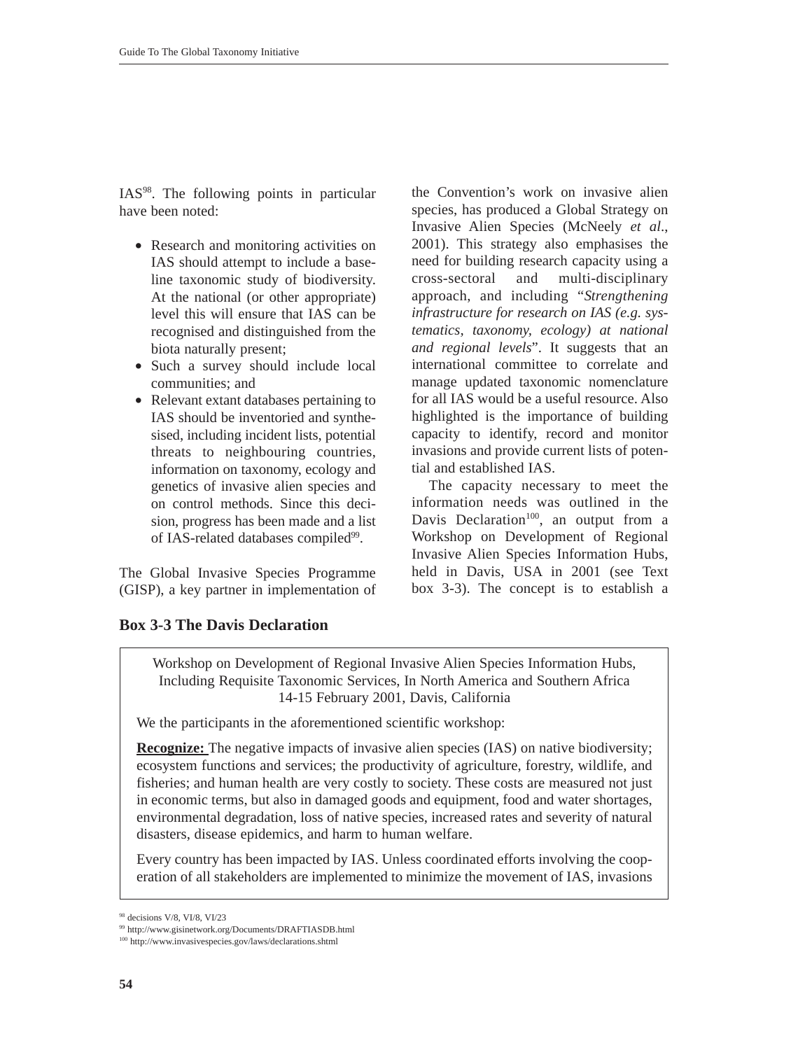IAS[98]. The following points in particular have been noted:

- Research and monitoring activities on IAS should attempt to include a baseline taxonomic study of biodiversity. At the national (or other appropriate) level this will ensure that IAS can be recognised and distinguished from the biota naturally present;
- Such a survey should include local communities; and
- Relevant extant databases pertaining to IAS should be inventoried and synthesised, including incident lists, potential threats to neighbouring countries, information on taxonomy, ecology and genetics of invasive alien species and on control methods. Since this decision, progress has been made and a list of IAS-related databases compiled[99].

The Global Invasive Species Programme (GISP), a key partner in implementation of the Convention's work on invasive alien species, has produced a Global Strategy on Invasive Alien Species (McNeely *et al*., 2001). This strategy also emphasises the need for building research capacity using a cross-sectoral and multi-disciplinary approach, and including "*Strengthening infrastructure for research on IAS (e.g. systematics, taxonomy, ecology) at national and regional levels*". It suggests that an international committee to correlate and manage updated taxonomic nomenclature for all IAS would be a useful resource. Also highlighted is the importance of building capacity to identify, record and monitor invasions and provide current lists of potential and established IAS.

The capacity necessary to meet the information needs was outlined in the Davis Declaration[100], an output from a Workshop on Development of Regional Invasive Alien Species Information Hubs, held in Davis, USA in 2001 (see Text box 3-3). The concept is to establish a

**Box 3-3 The Davis Declaration**

Workshop on Development of Regional Invasive Alien Species Information Hubs, Including Requisite Taxonomic Services, In North America and Southern Africa
14-15 February 2001, Davis, California

We the participants in the aforementioned scientific workshop:

**Recognize:** The negative impacts of invasive alien species (IAS) on native biodiversity; ecosystem functions and services; the productivity of agriculture, forestry, wildlife, and fisheries; and human health are very costly to society. These costs are measured not just in economic terms, but also in damaged goods and equipment, food and water shortages, environmental degradation, loss of native species, increased rates and severity of natural disasters, disease epidemics, and harm to human welfare.

Every country has been impacted by IAS. Unless coordinated efforts involving the cooperation of all stakeholders are implemented to minimize the movement of IAS, invasions

[98] decisions V/8, VI/8, VI/23

[99] http://www.gisinetwork.org/Documents/DRAFTIASDB.html

[100] http://www.invasivespecies.gov/laws/declarations.shtml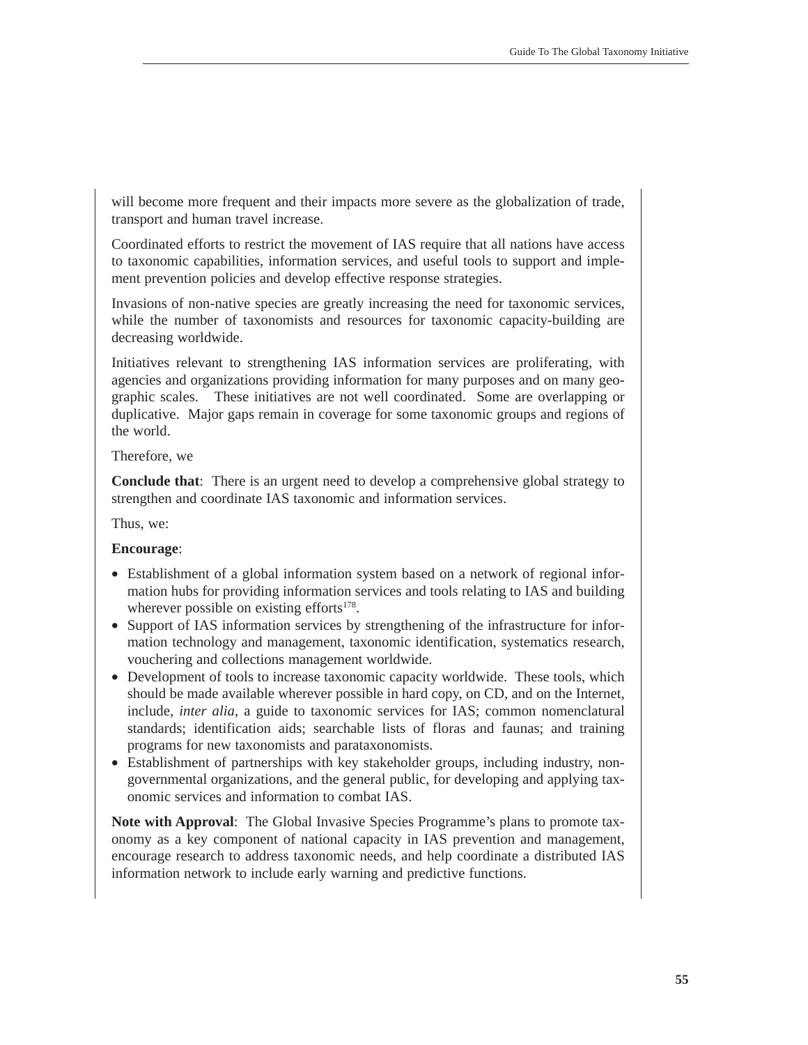will become more frequent and their impacts more severe as the globalization of trade, transport and human travel increase.

Coordinated efforts to restrict the movement of IAS require that all nations have access to taxonomic capabilities, information services, and useful tools to support and implement prevention policies and develop effective response strategies.

Invasions of non-native species are greatly increasing the need for taxonomic services, while the number of taxonomists and resources for taxonomic capacity-building are decreasing worldwide.

Initiatives relevant to strengthening IAS information services are proliferating, with agencies and organizations providing information for many purposes and on many geographic scales. These initiatives are not well coordinated. Some are overlapping or duplicative. Major gaps remain in coverage for some taxonomic groups and regions of the world.

Therefore, we

**Conclude that**: There is an urgent need to develop a comprehensive global strategy to strengthen and coordinate IAS taxonomic and information services.

Thus, we:

**Encourage**:

- Establishment of a global information system based on a network of regional information hubs for providing information services and tools relating to IAS and building wherever possible on existing efforts[178].
- Support of IAS information services by strengthening of the infrastructure for information technology and management, taxonomic identification, systematics research, vouchering and collections management worldwide.
- Development of tools to increase taxonomic capacity worldwide. These tools, which should be made available wherever possible in hard copy, on CD, and on the Internet, include, *inter alia*, a guide to taxonomic services for IAS; common nomenclatural standards; identification aids; searchable lists of floras and faunas; and training programs for new taxonomists and parataxonomists.
- Establishment of partnerships with key stakeholder groups, including industry, non-governmental organizations, and the general public, for developing and applying taxonomic services and information to combat IAS.

**Note with Approval**: The Global Invasive Species Programme's plans to promote taxonomy as a key component of national capacity in IAS prevention and management, encourage research to address taxonomic needs, and help coordinate a distributed IAS information network to include early warning and predictive functions.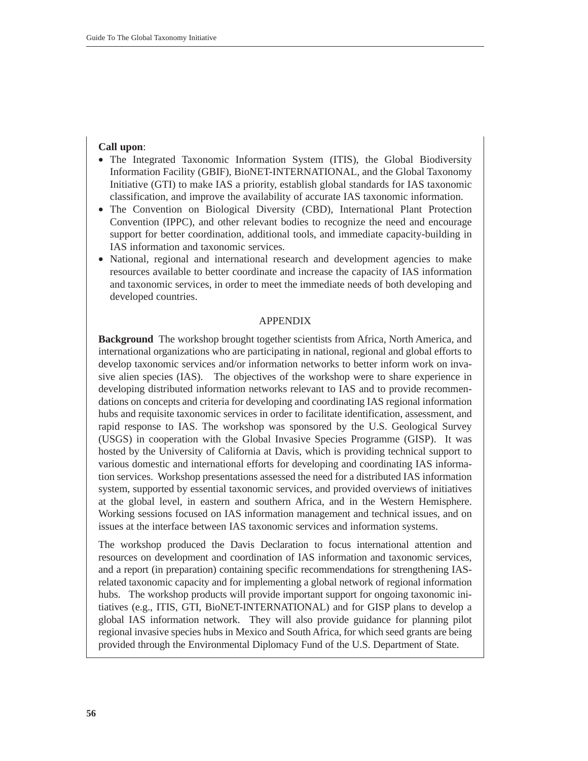**Call upon**:

- The Integrated Taxonomic Information System (ITIS), the Global Biodiversity Information Facility (GBIF), BioNET-INTERNATIONAL, and the Global Taxonomy Initiative (GTI) to make IAS a priority, establish global standards for IAS taxonomic classification, and improve the availability of accurate IAS taxonomic information.
- The Convention on Biological Diversity (CBD), International Plant Protection Convention (IPPC), and other relevant bodies to recognize the need and encourage support for better coordination, additional tools, and immediate capacity-building in IAS information and taxonomic services.
- National, regional and international research and development agencies to make resources available to better coordinate and increase the capacity of IAS information and taxonomic services, in order to meet the immediate needs of both developing and developed countries.

## APPENDIX

**Background** The workshop brought together scientists from Africa, North America, and international organizations who are participating in national, regional and global efforts to develop taxonomic services and/or information networks to better inform work on invasive alien species (IAS). The objectives of the workshop were to share experience in developing distributed information networks relevant to IAS and to provide recommendations on concepts and criteria for developing and coordinating IAS regional information hubs and requisite taxonomic services in order to facilitate identification, assessment, and rapid response to IAS. The workshop was sponsored by the U.S. Geological Survey (USGS) in cooperation with the Global Invasive Species Programme (GISP). It was hosted by the University of California at Davis, which is providing technical support to various domestic and international efforts for developing and coordinating IAS information services. Workshop presentations assessed the need for a distributed IAS information system, supported by essential taxonomic services, and provided overviews of initiatives at the global level, in eastern and southern Africa, and in the Western Hemisphere. Working sessions focused on IAS information management and technical issues, and on issues at the interface between IAS taxonomic services and information systems.

The workshop produced the Davis Declaration to focus international attention and resources on development and coordination of IAS information and taxonomic services, and a report (in preparation) containing specific recommendations for strengthening IAS-related taxonomic capacity and for implementing a global network of regional information hubs. The workshop products will provide important support for ongoing taxonomic initiatives (e.g., ITIS, GTI, BioNET-INTERNATIONAL) and for GISP plans to develop a global IAS information network. They will also provide guidance for planning pilot regional invasive species hubs in Mexico and South Africa, for which seed grants are being provided through the Environmental Diplomacy Fund of the U.S. Department of State.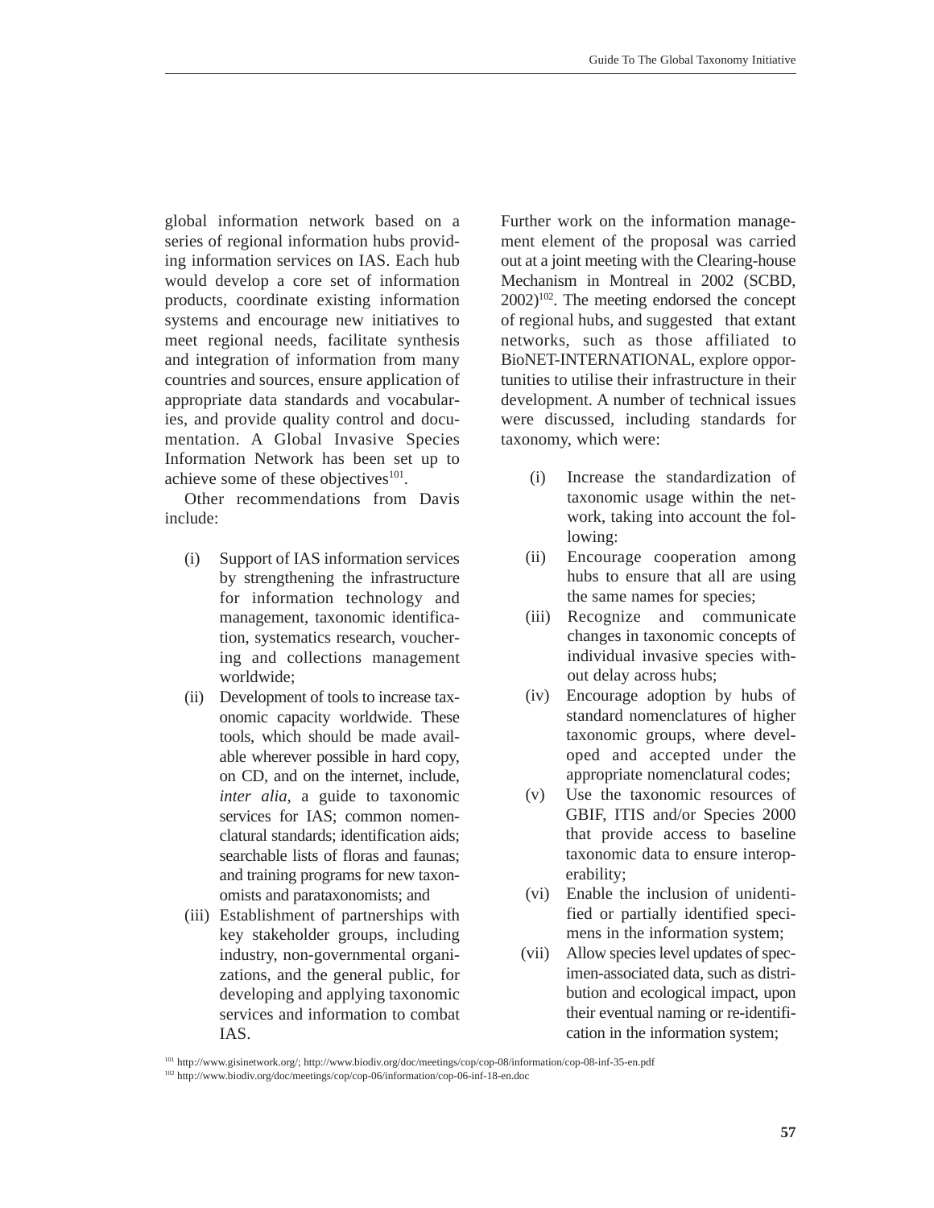global information network based on a series of regional information hubs providing information services on IAS. Each hub would develop a core set of information products, coordinate existing information systems and encourage new initiatives to meet regional needs, facilitate synthesis and integration of information from many countries and sources, ensure application of appropriate data standards and vocabularies, and provide quality control and documentation. A Global Invasive Species Information Network has been set up to achieve some of these objectives[101].

Other recommendations from Davis include:

(i) Support of IAS information services by strengthening the infrastructure for information technology and management, taxonomic identification, systematics research, vouchering and collections management worldwide;

(ii) Development of tools to increase taxonomic capacity worldwide. These tools, which should be made available wherever possible in hard copy, on CD, and on the internet, include, *inter alia*, a guide to taxonomic services for IAS; common nomenclatural standards; identification aids; searchable lists of floras and faunas; and training programs for new taxonomists and parataxonomists; and

(iii) Establishment of partnerships with key stakeholder groups, including industry, non-governmental organizations, and the general public, for developing and applying taxonomic services and information to combat IAS.

Further work on the information management element of the proposal was carried out at a joint meeting with the Clearing-house Mechanism in Montreal in 2002 (SCBD, 2002)[102]. The meeting endorsed the concept of regional hubs, and suggested that extant networks, such as those affiliated to BioNET-INTERNATIONAL, explore opportunities to utilise their infrastructure in their development. A number of technical issues were discussed, including standards for taxonomy, which were:

(i) Increase the standardization of taxonomic usage within the network, taking into account the following:

(ii) Encourage cooperation among hubs to ensure that all are using the same names for species;

(iii) Recognize and communicate changes in taxonomic concepts of individual invasive species without delay across hubs;

(iv) Encourage adoption by hubs of standard nomenclatures of higher taxonomic groups, where developed and accepted under the appropriate nomenclatural codes;

(v) Use the taxonomic resources of GBIF, ITIS and/or Species 2000 that provide access to baseline taxonomic data to ensure interoperability;

(vi) Enable the inclusion of unidentified or partially identified specimens in the information system;

(vii) Allow species level updates of specimen-associated data, such as distribution and ecological impact, upon their eventual naming or re-identification in the information system;

[101] http://www.gisinetwork.org/; http://www.biodiv.org/doc/meetings/cop/cop-08/information/cop-08-inf-35-en.pdf

[102] http://www.biodiv.org/doc/meetings/cop/cop-06/information/cop-06-inf-18-en.doc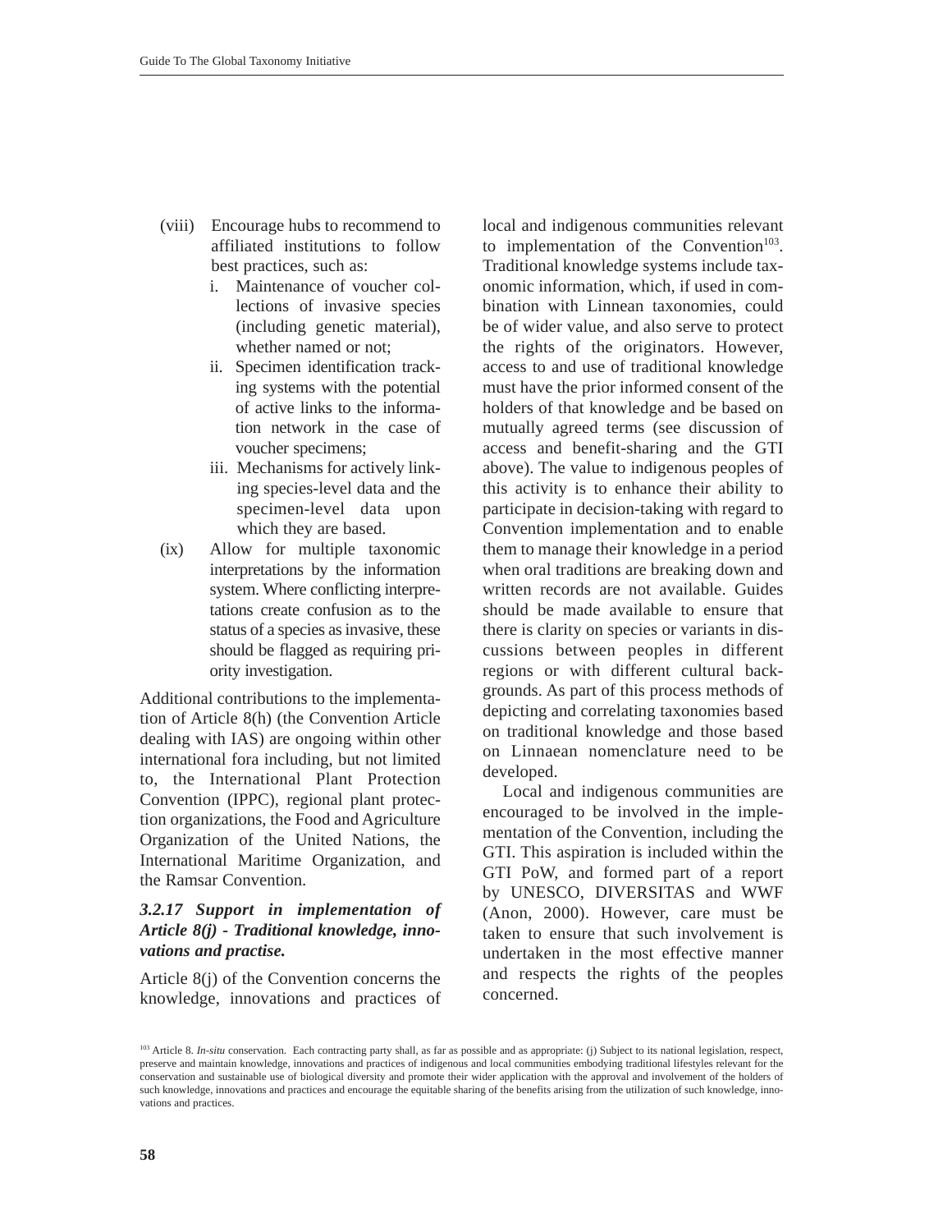(viii) Encourage hubs to recommend to affiliated institutions to follow best practices, such as:

   i. Maintenance of voucher collections of invasive species (including genetic material), whether named or not;
   ii. Specimen identification tracking systems with the potential of active links to the information network in the case of voucher specimens;
   iii. Mechanisms for actively linking species-level data and the specimen-level data upon which they are based.

(ix) Allow for multiple taxonomic interpretations by the information system. Where conflicting interpretations create confusion as to the status of a species as invasive, these should be flagged as requiring priority investigation.

Additional contributions to the implementation of Article 8(h) (the Convention Article dealing with IAS) are ongoing within other international fora including, but not limited to, the International Plant Protection Convention (IPPC), regional plant protection organizations, the Food and Agriculture Organization of the United Nations, the International Maritime Organization, and the Ramsar Convention.

### *3.2.17 Support in implementation of Article 8(j) - Traditional knowledge, innovations and practise.*

Article 8(j) of the Convention concerns the knowledge, innovations and practices of local and indigenous communities relevant to implementation of the Convention[103]. Traditional knowledge systems include taxonomic information, which, if used in combination with Linnean taxonomies, could be of wider value, and also serve to protect the rights of the originators. However, access to and use of traditional knowledge must have the prior informed consent of the holders of that knowledge and be based on mutually agreed terms (see discussion of access and benefit-sharing and the GTI above). The value to indigenous peoples of this activity is to enhance their ability to participate in decision-taking with regard to Convention implementation and to enable them to manage their knowledge in a period when oral traditions are breaking down and written records are not available. Guides should be made available to ensure that there is clarity on species or variants in discussions between peoples in different regions or with different cultural backgrounds. As part of this process methods of depicting and correlating taxonomies based on traditional knowledge and those based on Linnaean nomenclature need to be developed.

Local and indigenous communities are encouraged to be involved in the implementation of the Convention, including the GTI. This aspiration is included within the GTI PoW, and formed part of a report by UNESCO, DIVERSITAS and WWF (Anon, 2000). However, care must be taken to ensure that such involvement is undertaken in the most effective manner and respects the rights of the peoples concerned.

[103] Article 8. *In-situ* conservation. Each contracting party shall, as far as possible and as appropriate: (j) Subject to its national legislation, respect, preserve and maintain knowledge, innovations and practices of indigenous and local communities embodying traditional lifestyles relevant for the conservation and sustainable use of biological diversity and promote their wider application with the approval and involvement of the holders of such knowledge, innovations and practices and encourage the equitable sharing of the benefits arising from the utilization of such knowledge, innovations and practices.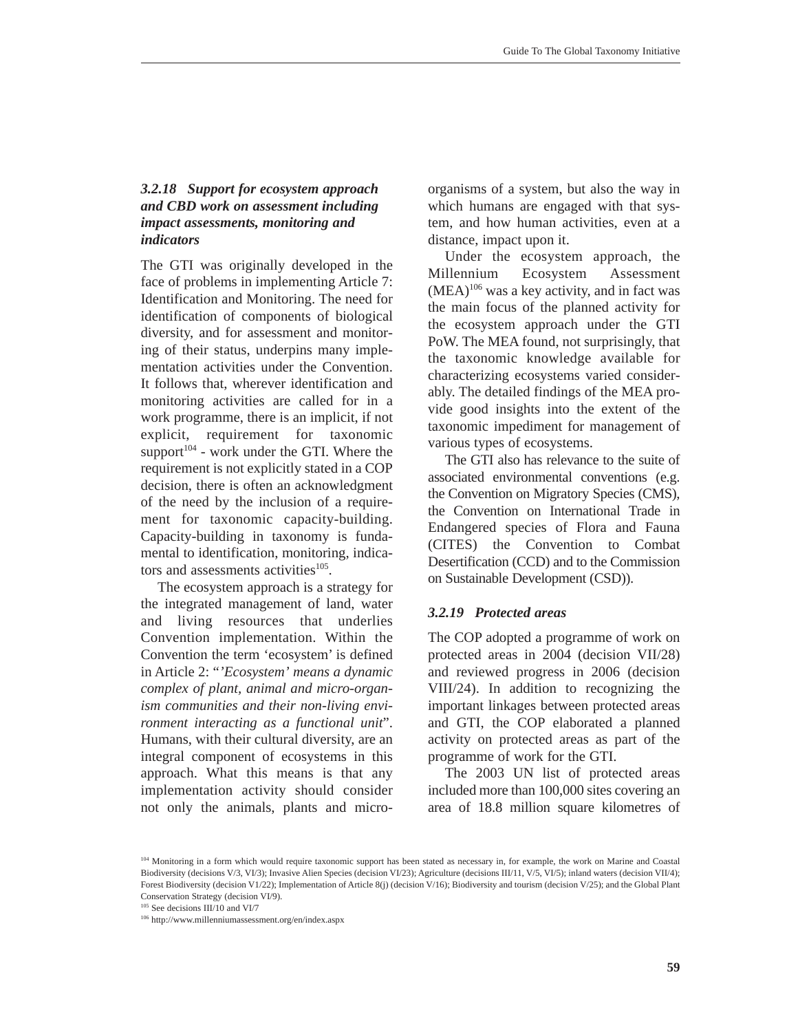### *3.2.18 Support for ecosystem approach and CBD work on assessment including impact assessments, monitoring and indicators*

The GTI was originally developed in the face of problems in implementing Article 7: Identification and Monitoring. The need for identification of components of biological diversity, and for assessment and monitoring of their status, underpins many implementation activities under the Convention. It follows that, wherever identification and monitoring activities are called for in a work programme, there is an implicit, if not explicit, requirement for taxonomic support[104] - work under the GTI. Where the requirement is not explicitly stated in a COP decision, there is often an acknowledgment of the need by the inclusion of a requirement for taxonomic capacity-building. Capacity-building in taxonomy is fundamental to identification, monitoring, indicators and assessments activities[105].

The ecosystem approach is a strategy for the integrated management of land, water and living resources that underlies Convention implementation. Within the Convention the term 'ecosystem' is defined in Article 2: "*'Ecosystem' means a dynamic complex of plant, animal and micro-organism communities and their non-living environment interacting as a functional unit*". Humans, with their cultural diversity, are an integral component of ecosystems in this approach. What this means is that any implementation activity should consider not only the animals, plants and micro-organisms of a system, but also the way in which humans are engaged with that system, and how human activities, even at a distance, impact upon it.

Under the ecosystem approach, the Millennium Ecosystem Assessment (MEA)[106] was a key activity, and in fact was the main focus of the planned activity for the ecosystem approach under the GTI PoW. The MEA found, not surprisingly, that the taxonomic knowledge available for characterizing ecosystems varied considerably. The detailed findings of the MEA provide good insights into the extent of the taxonomic impediment for management of various types of ecosystems.

The GTI also has relevance to the suite of associated environmental conventions (e.g. the Convention on Migratory Species (CMS), the Convention on International Trade in Endangered species of Flora and Fauna (CITES) the Convention to Combat Desertification (CCD) and to the Commission on Sustainable Development (CSD)).

### *3.2.19 Protected areas*

The COP adopted a programme of work on protected areas in 2004 (decision VII/28) and reviewed progress in 2006 (decision VIII/24). In addition to recognizing the important linkages between protected areas and GTI, the COP elaborated a planned activity on protected areas as part of the programme of work for the GTI.

The 2003 UN list of protected areas included more than 100,000 sites covering an area of 18.8 million square kilometres of

---

[104] Monitoring in a form which would require taxonomic support has been stated as necessary in, for example, the work on Marine and Coastal Biodiversity (decisions V/3, VI/3); Invasive Alien Species (decision VI/23); Agriculture (decisions III/11, V/5, VI/5); inland waters (decision VII/4); Forest Biodiversity (decision V1/22); Implementation of Article 8(j) (decision V/16); Biodiversity and tourism (decision V/25); and the Global Plant Conservation Strategy (decision VI/9).

[105] See decisions III/10 and VI/7

[106] http://www.millenniumassessment.org/en/index.aspx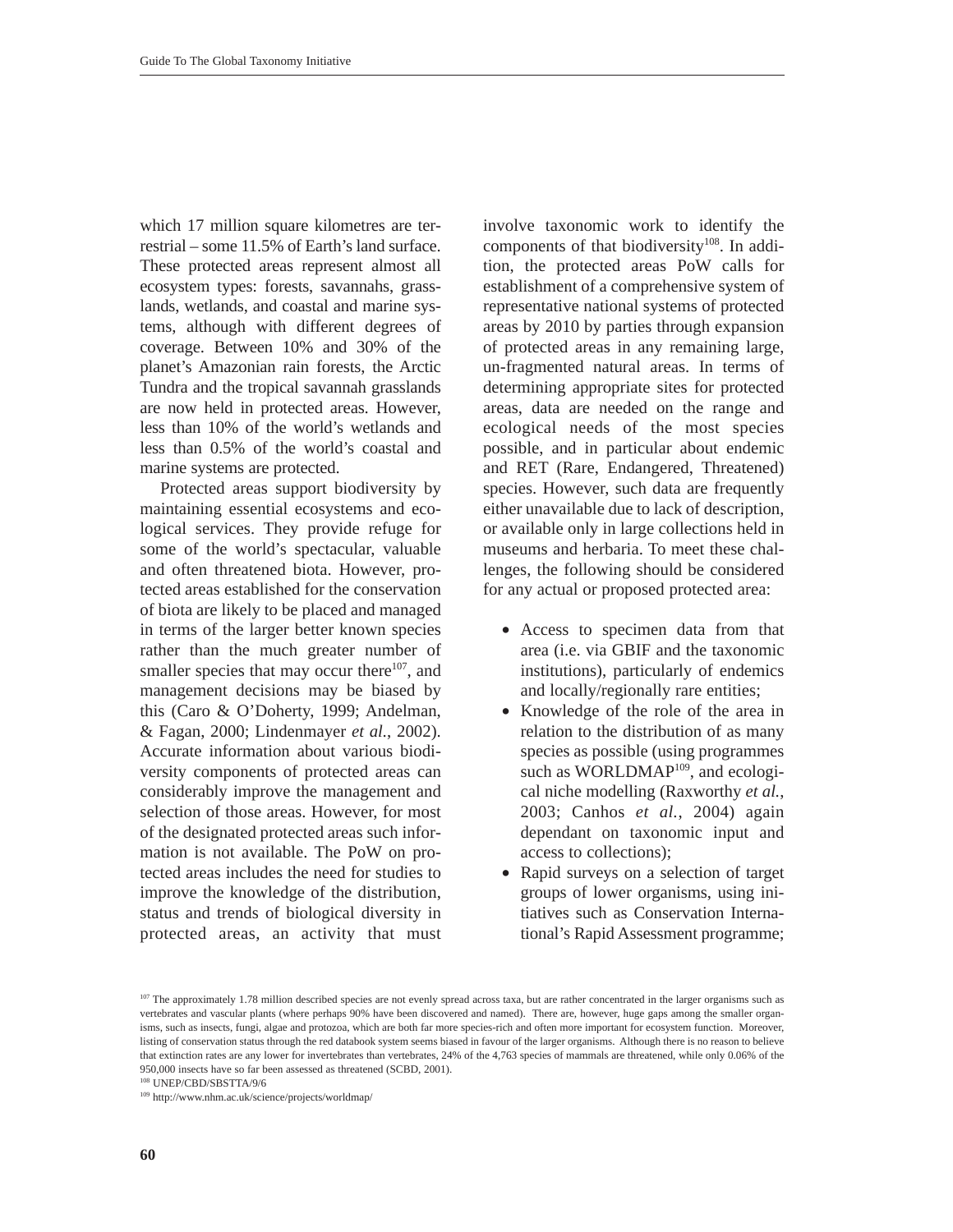which 17 million square kilometres are terrestrial – some 11.5% of Earth's land surface. These protected areas represent almost all ecosystem types: forests, savannahs, grasslands, wetlands, and coastal and marine systems, although with different degrees of coverage. Between 10% and 30% of the planet's Amazonian rain forests, the Arctic Tundra and the tropical savannah grasslands are now held in protected areas. However, less than 10% of the world's wetlands and less than 0.5% of the world's coastal and marine systems are protected.

Protected areas support biodiversity by maintaining essential ecosystems and ecological services. They provide refuge for some of the world's spectacular, valuable and often threatened biota. However, protected areas established for the conservation of biota are likely to be placed and managed in terms of the larger better known species rather than the much greater number of smaller species that may occur there[107], and management decisions may be biased by this (Caro & O'Doherty, 1999; Andelman, & Fagan, 2000; Lindenmayer *et al.*, 2002). Accurate information about various biodiversity components of protected areas can considerably improve the management and selection of those areas. However, for most of the designated protected areas such information is not available. The PoW on protected areas includes the need for studies to improve the knowledge of the distribution, status and trends of biological diversity in protected areas, an activity that must involve taxonomic work to identify the components of that biodiversity[108]. In addition, the protected areas PoW calls for establishment of a comprehensive system of representative national systems of protected areas by 2010 by parties through expansion of protected areas in any remaining large, un-fragmented natural areas. In terms of determining appropriate sites for protected areas, data are needed on the range and ecological needs of the most species possible, and in particular about endemic and RET (Rare, Endangered, Threatened) species. However, such data are frequently either unavailable due to lack of description, or available only in large collections held in museums and herbaria. To meet these challenges, the following should be considered for any actual or proposed protected area:

- Access to specimen data from that area (i.e. via GBIF and the taxonomic institutions), particularly of endemics and locally/regionally rare entities;
- Knowledge of the role of the area in relation to the distribution of as many species as possible (using programmes such as WORLDMAP[109], and ecological niche modelling (Raxworthy *et al.*, 2003; Canhos *et al.*, 2004) again dependant on taxonomic input and access to collections);
- Rapid surveys on a selection of target groups of lower organisms, using initiatives such as Conservation International's Rapid Assessment programme;

[107] The approximately 1.78 million described species are not evenly spread across taxa, but are rather concentrated in the larger organisms such as vertebrates and vascular plants (where perhaps 90% have been discovered and named). There are, however, huge gaps among the smaller organisms, such as insects, fungi, algae and protozoa, which are both far more species-rich and often more important for ecosystem function. Moreover, listing of conservation status through the red databook system seems biased in favour of the larger organisms. Although there is no reason to believe that extinction rates are any lower for invertebrates than vertebrates, 24% of the 4,763 species of mammals are threatened, while only 0.06% of the 950,000 insects have so far been assessed as threatened (SCBD, 2001).

[108] UNEP/CBD/SBSTTA/9/6

[109] http://www.nhm.ac.uk/science/projects/worldmap/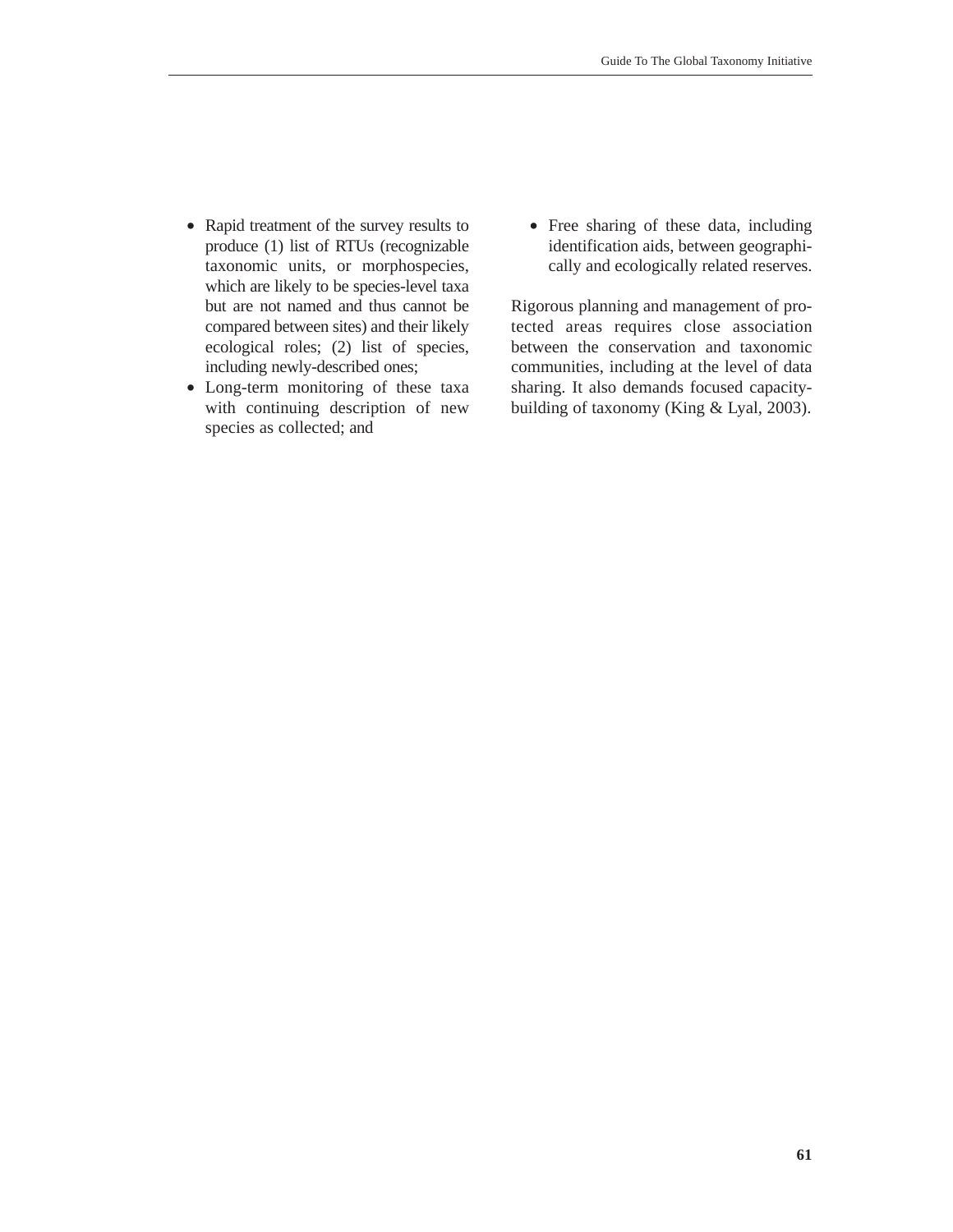- Rapid treatment of the survey results to produce (1) list of RTUs (recognizable taxonomic units, or morphospecies, which are likely to be species-level taxa but are not named and thus cannot be compared between sites) and their likely ecological roles; (2) list of species, including newly-described ones;
- Long-term monitoring of these taxa with continuing description of new species as collected; and
- Free sharing of these data, including identification aids, between geographically and ecologically related reserves.

Rigorous planning and management of protected areas requires close association between the conservation and taxonomic communities, including at the level of data sharing. It also demands focused capacity-building of taxonomy (King & Lyal, 2003).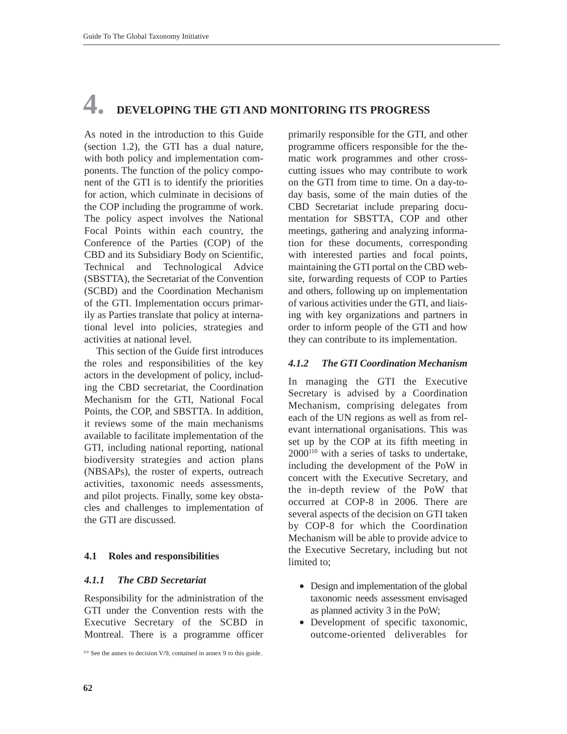# 4. DEVELOPING THE GTI AND MONITORING ITS PROGRESS

As noted in the introduction to this Guide (section 1.2), the GTI has a dual nature, with both policy and implementation components. The function of the policy component of the GTI is to identify the priorities for action, which culminate in decisions of the COP including the programme of work. The policy aspect involves the National Focal Points within each country, the Conference of the Parties (COP) of the CBD and its Subsidiary Body on Scientific, Technical and Technological Advice (SBSTTA), the Secretariat of the Convention (SCBD) and the Coordination Mechanism of the GTI. Implementation occurs primarily as Parties translate that policy at international level into policies, strategies and activities at national level.

This section of the Guide first introduces the roles and responsibilities of the key actors in the development of policy, including the CBD secretariat, the Coordination Mechanism for the GTI, National Focal Points, the COP, and SBSTTA. In addition, it reviews some of the main mechanisms available to facilitate implementation of the GTI, including national reporting, national biodiversity strategies and action plans (NBSAPs), the roster of experts, outreach activities, taxonomic needs assessments, and pilot projects. Finally, some key obstacles and challenges to implementation of the GTI are discussed.

## 4.1 Roles and responsibilities

### *4.1.1 The CBD Secretariat*

Responsibility for the administration of the GTI under the Convention rests with the Executive Secretary of the SCBD in Montreal. There is a programme officer primarily responsible for the GTI, and other programme officers responsible for the thematic work programmes and other cross-cutting issues who may contribute to work on the GTI from time to time. On a day-to-day basis, some of the main duties of the CBD Secretariat include preparing documentation for SBSTTA, COP and other meetings, gathering and analyzing information for these documents, corresponding with interested parties and focal points, maintaining the GTI portal on the CBD website, forwarding requests of COP to Parties and others, following up on implementation of various activities under the GTI, and liaising with key organizations and partners in order to inform people of the GTI and how they can contribute to its implementation.

### *4.1.2 The GTI Coordination Mechanism*

In managing the GTI the Executive Secretary is advised by a Coordination Mechanism, comprising delegates from each of the UN regions as well as from relevant international organisations. This was set up by the COP at its fifth meeting in 2000[110] with a series of tasks to undertake, including the development of the PoW in concert with the Executive Secretary, and the in-depth review of the PoW that occurred at COP-8 in 2006. There are several aspects of the decision on GTI taken by COP-8 for which the Coordination Mechanism will be able to provide advice to the Executive Secretary, including but not limited to;

- Design and implementation of the global taxonomic needs assessment envisaged as planned activity 3 in the PoW;
- Development of specific taxonomic, outcome-oriented deliverables for

[110] See the annex to decision V/9, contained in annex 9 to this guide.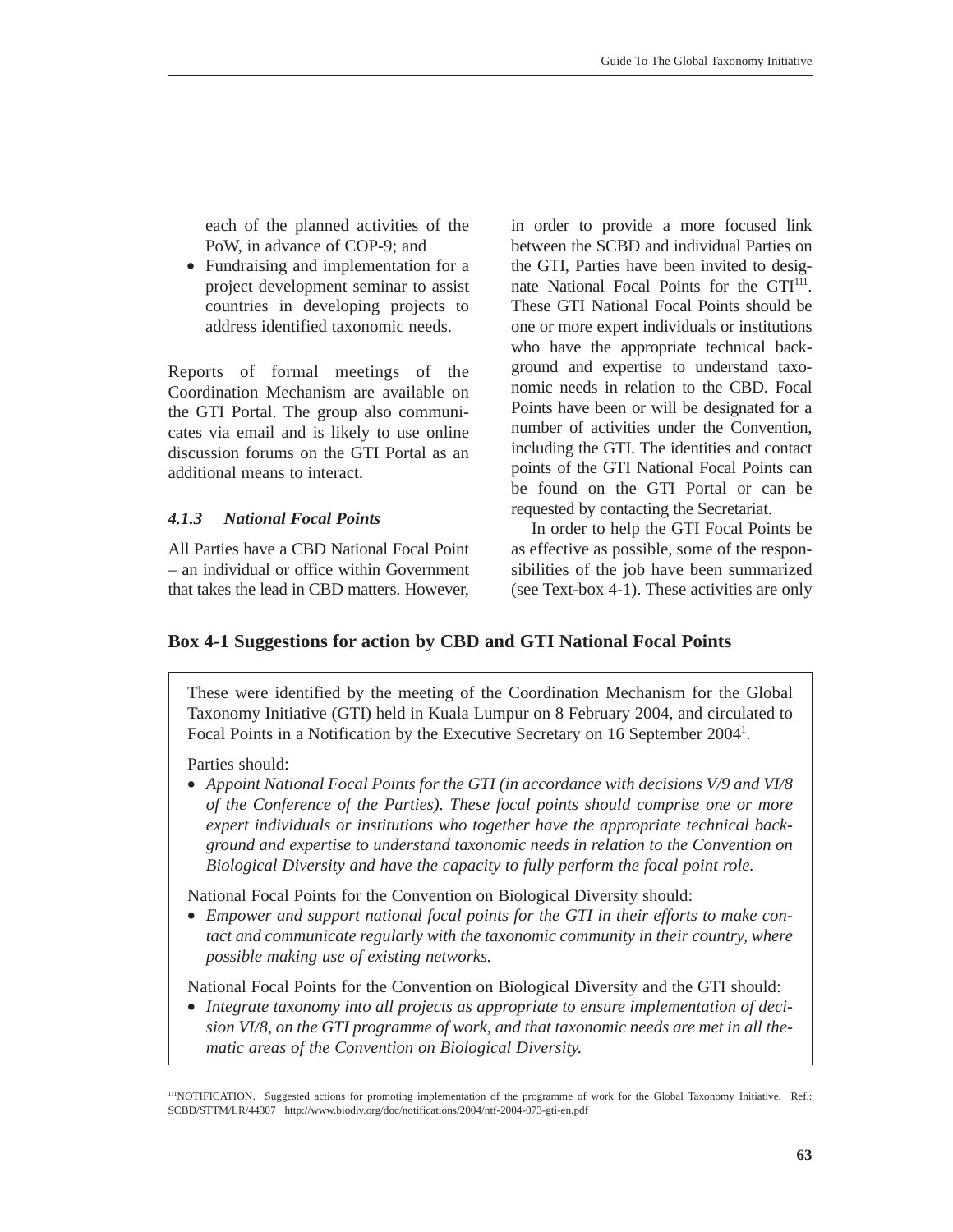each of the planned activities of the PoW, in advance of COP-9; and

- Fundraising and implementation for a project development seminar to assist countries in developing projects to address identified taxonomic needs.

Reports of formal meetings of the Coordination Mechanism are available on the GTI Portal. The group also communicates via email and is likely to use online discussion forums on the GTI Portal as an additional means to interact.

### *4.1.3 National Focal Points*

All Parties have a CBD National Focal Point – an individual or office within Government that takes the lead in CBD matters. However, in order to provide a more focused link between the SCBD and individual Parties on the GTI, Parties have been invited to designate National Focal Points for the GTI[111]. These GTI National Focal Points should be one or more expert individuals or institutions who have the appropriate technical background and expertise to understand taxonomic needs in relation to the CBD. Focal Points have been or will be designated for a number of activities under the Convention, including the GTI. The identities and contact points of the GTI National Focal Points can be found on the GTI Portal or can be requested by contacting the Secretariat.

In order to help the GTI Focal Points be as effective as possible, some of the responsibilities of the job have been summarized (see Text-box 4-1). These activities are only

### Box 4-1 Suggestions for action by CBD and GTI National Focal Points

These were identified by the meeting of the Coordination Mechanism for the Global Taxonomy Initiative (GTI) held in Kuala Lumpur on 8 February 2004, and circulated to Focal Points in a Notification by the Executive Secretary on 16 September 2004[1].

Parties should:

- *Appoint National Focal Points for the GTI (in accordance with decisions V/9 and VI/8 of the Conference of the Parties). These focal points should comprise one or more expert individuals or institutions who together have the appropriate technical background and expertise to understand taxonomic needs in relation to the Convention on Biological Diversity and have the capacity to fully perform the focal point role.*

National Focal Points for the Convention on Biological Diversity should:

- *Empower and support national focal points for the GTI in their efforts to make contact and communicate regularly with the taxonomic community in their country, where possible making use of existing networks.*

National Focal Points for the Convention on Biological Diversity and the GTI should:

- *Integrate taxonomy into all projects as appropriate to ensure implementation of decision VI/8, on the GTI programme of work, and that taxonomic needs are met in all thematic areas of the Convention on Biological Diversity.*

[111]NOTIFICATION. Suggested actions for promoting implementation of the programme of work for the Global Taxonomy Initiative. Ref.: SCBD/STTM/LR/44307 http://www.biodiv.org/doc/notifications/2004/ntf-2004-073-gti-en.pdf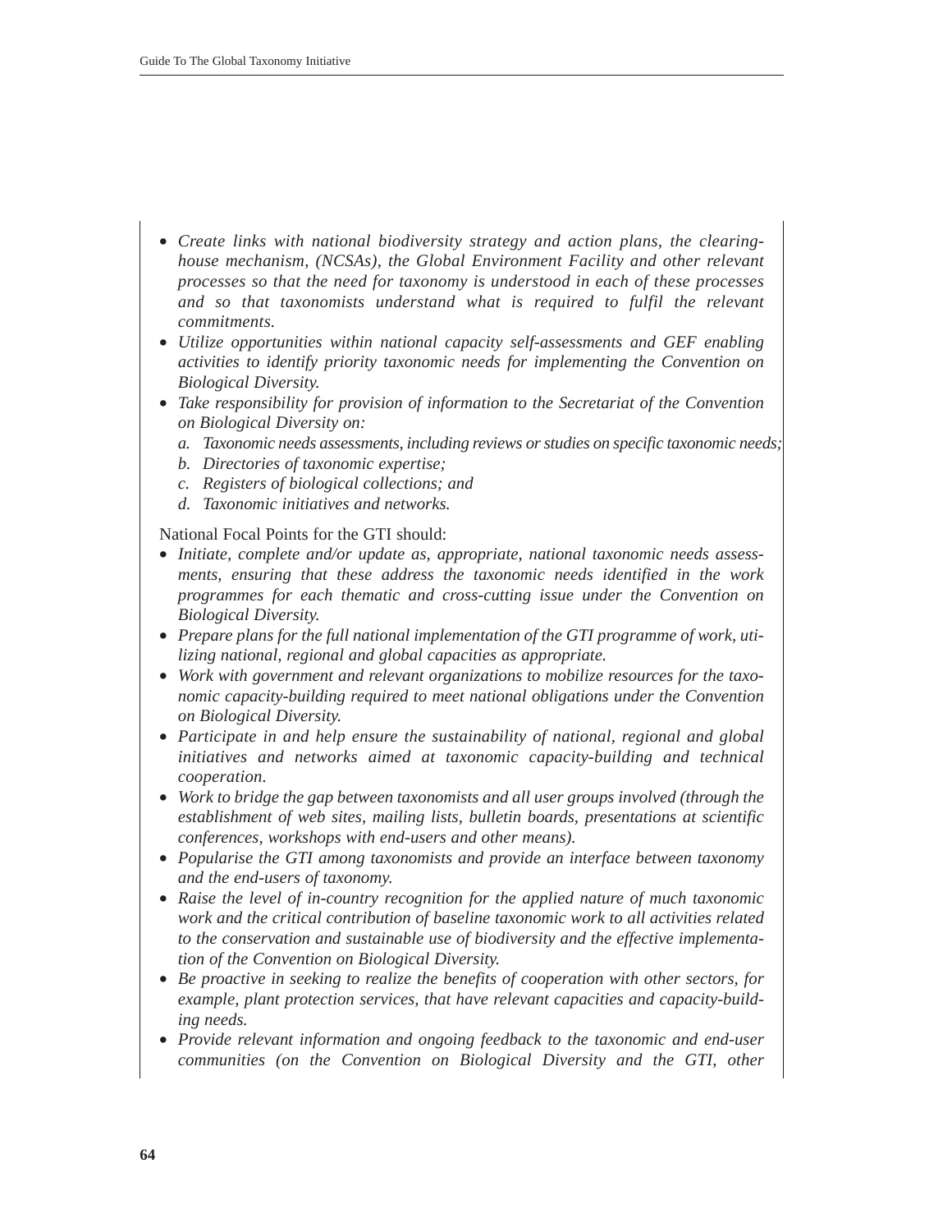- *Create links with national biodiversity strategy and action plans, the clearing-house mechanism, (NCSAs), the Global Environment Facility and other relevant processes so that the need for taxonomy is understood in each of these processes and so that taxonomists understand what is required to fulfil the relevant commitments.*
- *Utilize opportunities within national capacity self-assessments and GEF enabling activities to identify priority taxonomic needs for implementing the Convention on Biological Diversity.*
- *Take responsibility for provision of information to the Secretariat of the Convention on Biological Diversity on:*
  - *a. Taxonomic needs assessments, including reviews or studies on specific taxonomic needs;*
  - *b. Directories of taxonomic expertise;*
  - *c. Registers of biological collections; and*
  - *d. Taxonomic initiatives and networks.*

National Focal Points for the GTI should:

- *Initiate, complete and/or update as, appropriate, national taxonomic needs assessments, ensuring that these address the taxonomic needs identified in the work programmes for each thematic and cross-cutting issue under the Convention on Biological Diversity.*
- *Prepare plans for the full national implementation of the GTI programme of work, utilizing national, regional and global capacities as appropriate.*
- *Work with government and relevant organizations to mobilize resources for the taxonomic capacity-building required to meet national obligations under the Convention on Biological Diversity.*
- *Participate in and help ensure the sustainability of national, regional and global initiatives and networks aimed at taxonomic capacity-building and technical cooperation.*
- *Work to bridge the gap between taxonomists and all user groups involved (through the establishment of web sites, mailing lists, bulletin boards, presentations at scientific conferences, workshops with end-users and other means).*
- *Popularise the GTI among taxonomists and provide an interface between taxonomy and the end-users of taxonomy.*
- *Raise the level of in-country recognition for the applied nature of much taxonomic work and the critical contribution of baseline taxonomic work to all activities related to the conservation and sustainable use of biodiversity and the effective implementation of the Convention on Biological Diversity.*
- *Be proactive in seeking to realize the benefits of cooperation with other sectors, for example, plant protection services, that have relevant capacities and capacity-building needs.*
- *Provide relevant information and ongoing feedback to the taxonomic and end-user communities (on the Convention on Biological Diversity and the GTI, other*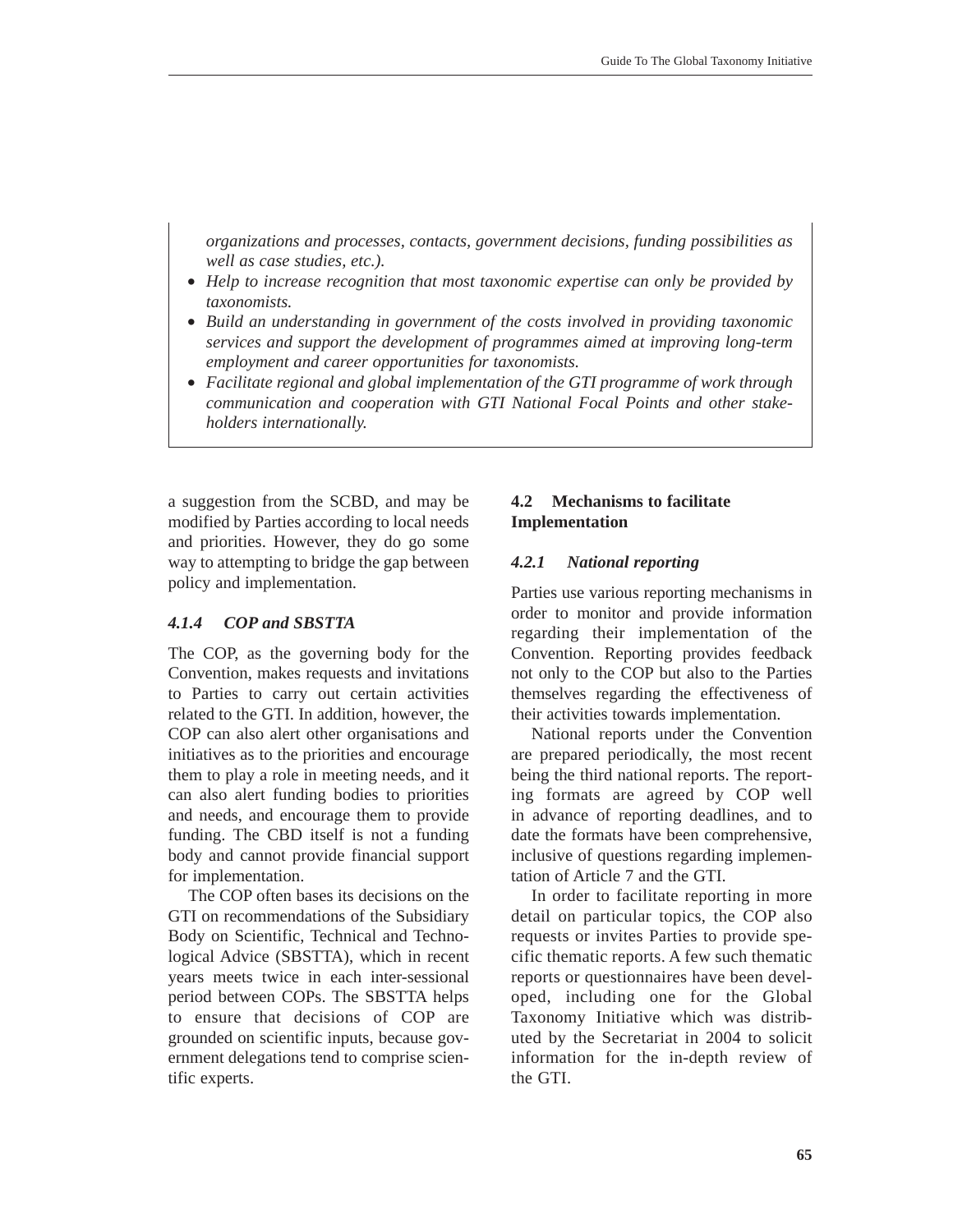*organizations and processes, contacts, government decisions, funding possibilities as well as case studies, etc.).*

- *Help to increase recognition that most taxonomic expertise can only be provided by taxonomists.*
- *Build an understanding in government of the costs involved in providing taxonomic services and support the development of programmes aimed at improving long-term employment and career opportunities for taxonomists.*
- *Facilitate regional and global implementation of the GTI programme of work through communication and cooperation with GTI National Focal Points and other stakeholders internationally.*

a suggestion from the SCBD, and may be modified by Parties according to local needs and priorities. However, they do go some way to attempting to bridge the gap between policy and implementation.

#### *4.1.4 COP and SBSTTA*

The COP, as the governing body for the Convention, makes requests and invitations to Parties to carry out certain activities related to the GTI. In addition, however, the COP can also alert other organisations and initiatives as to the priorities and encourage them to play a role in meeting needs, and it can also alert funding bodies to priorities and needs, and encourage them to provide funding. The CBD itself is not a funding body and cannot provide financial support for implementation.

The COP often bases its decisions on the GTI on recommendations of the Subsidiary Body on Scientific, Technical and Technological Advice (SBSTTA), which in recent years meets twice in each inter-sessional period between COPs. The SBSTTA helps to ensure that decisions of COP are grounded on scientific inputs, because government delegations tend to comprise scientific experts.

### 4.2 Mechanisms to facilitate Implementation

#### *4.2.1 National reporting*

Parties use various reporting mechanisms in order to monitor and provide information regarding their implementation of the Convention. Reporting provides feedback not only to the COP but also to the Parties themselves regarding the effectiveness of their activities towards implementation.

National reports under the Convention are prepared periodically, the most recent being the third national reports. The reporting formats are agreed by COP well in advance of reporting deadlines, and to date the formats have been comprehensive, inclusive of questions regarding implementation of Article 7 and the GTI.

In order to facilitate reporting in more detail on particular topics, the COP also requests or invites Parties to provide specific thematic reports. A few such thematic reports or questionnaires have been developed, including one for the Global Taxonomy Initiative which was distributed by the Secretariat in 2004 to solicit information for the in-depth review of the GTI.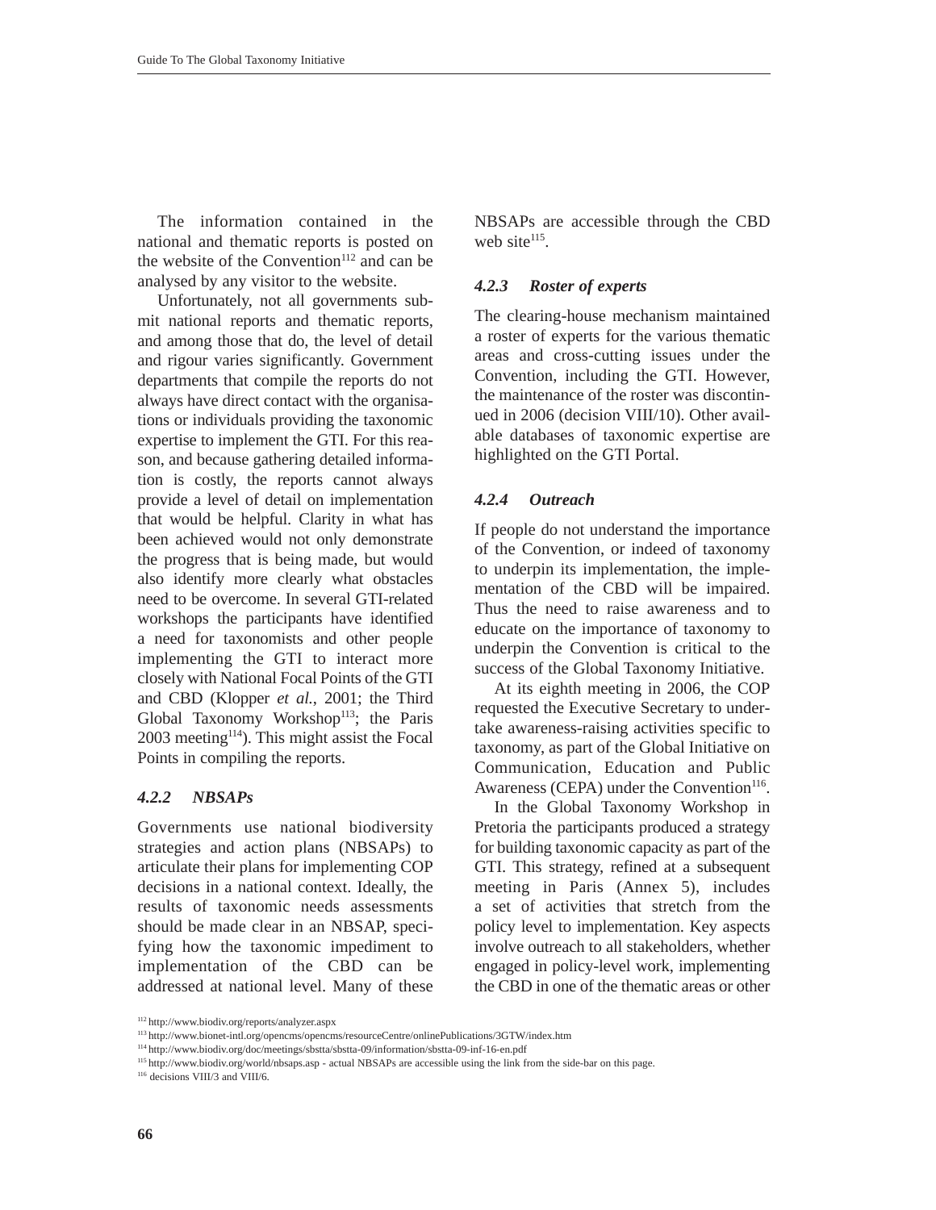The information contained in the national and thematic reports is posted on the website of the Convention[112] and can be analysed by any visitor to the website.

Unfortunately, not all governments submit national reports and thematic reports, and among those that do, the level of detail and rigour varies significantly. Government departments that compile the reports do not always have direct contact with the organisations or individuals providing the taxonomic expertise to implement the GTI. For this reason, and because gathering detailed information is costly, the reports cannot always provide a level of detail on implementation that would be helpful. Clarity in what has been achieved would not only demonstrate the progress that is being made, but would also identify more clearly what obstacles need to be overcome. In several GTI-related workshops the participants have identified a need for taxonomists and other people implementing the GTI to interact more closely with National Focal Points of the GTI and CBD (Klopper *et al.*, 2001; the Third Global Taxonomy Workshop[113]; the Paris 2003 meeting[114]). This might assist the Focal Points in compiling the reports.

#### *4.2.2 NBSAPs*

Governments use national biodiversity strategies and action plans (NBSAPs) to articulate their plans for implementing COP decisions in a national context. Ideally, the results of taxonomic needs assessments should be made clear in an NBSAP, specifying how the taxonomic impediment to implementation of the CBD can be addressed at national level. Many of these NBSAPs are accessible through the CBD web site[115].

#### *4.2.3 Roster of experts*

The clearing-house mechanism maintained a roster of experts for the various thematic areas and cross-cutting issues under the Convention, including the GTI. However, the maintenance of the roster was discontinued in 2006 (decision VIII/10). Other available databases of taxonomic expertise are highlighted on the GTI Portal.

#### *4.2.4 Outreach*

If people do not understand the importance of the Convention, or indeed of taxonomy to underpin its implementation, the implementation of the CBD will be impaired. Thus the need to raise awareness and to educate on the importance of taxonomy to underpin the Convention is critical to the success of the Global Taxonomy Initiative.

At its eighth meeting in 2006, the COP requested the Executive Secretary to undertake awareness-raising activities specific to taxonomy, as part of the Global Initiative on Communication, Education and Public Awareness (CEPA) under the Convention[116].

In the Global Taxonomy Workshop in Pretoria the participants produced a strategy for building taxonomic capacity as part of the GTI. This strategy, refined at a subsequent meeting in Paris (Annex 5), includes a set of activities that stretch from the policy level to implementation. Key aspects involve outreach to all stakeholders, whether engaged in policy-level work, implementing the CBD in one of the thematic areas or other

---

[112] http://www.biodiv.org/reports/analyzer.aspx

[113] http://www.bionet-intl.org/opencms/opencms/resourceCentre/onlinePublications/3GTW/index.htm

[114] http://www.biodiv.org/doc/meetings/sbstta/sbstta-09/information/sbstta-09-inf-16-en.pdf

[115] http://www.biodiv.org/world/nbsaps.asp - actual NBSAPs are accessible using the link from the side-bar on this page.

[116] decisions VIII/3 and VIII/6.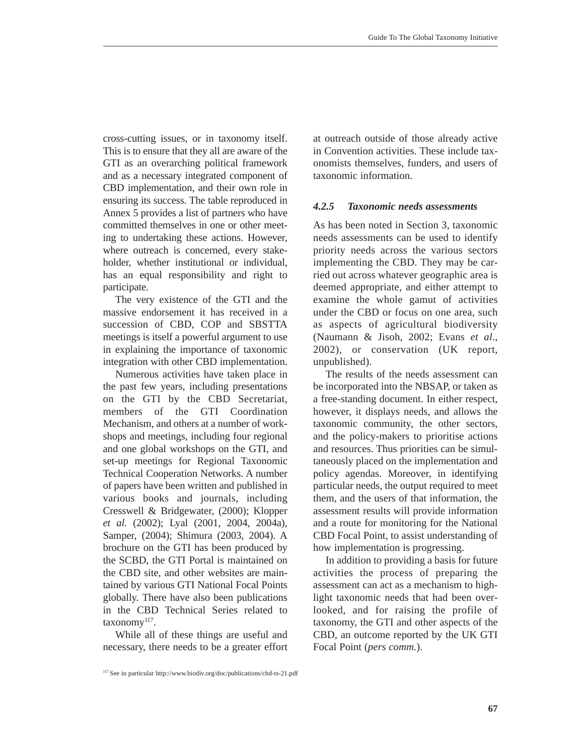cross-cutting issues, or in taxonomy itself. This is to ensure that they all are aware of the GTI as an overarching political framework and as a necessary integrated component of CBD implementation, and their own role in ensuring its success. The table reproduced in Annex 5 provides a list of partners who have committed themselves in one or other meeting to undertaking these actions. However, where outreach is concerned, every stakeholder, whether institutional or individual, has an equal responsibility and right to participate.

The very existence of the GTI and the massive endorsement it has received in a succession of CBD, COP and SBSTTA meetings is itself a powerful argument to use in explaining the importance of taxonomic integration with other CBD implementation.

Numerous activities have taken place in the past few years, including presentations on the GTI by the CBD Secretariat, members of the GTI Coordination Mechanism, and others at a number of workshops and meetings, including four regional and one global workshops on the GTI, and set-up meetings for Regional Taxonomic Technical Cooperation Networks. A number of papers have been written and published in various books and journals, including Cresswell & Bridgewater, (2000); Klopper *et al.* (2002); Lyal (2001, 2004, 2004a), Samper, (2004); Shimura (2003, 2004). A brochure on the GTI has been produced by the SCBD, the GTI Portal is maintained on the CBD site, and other websites are maintained by various GTI National Focal Points globally. There have also been publications in the CBD Technical Series related to taxonomy[117].

While all of these things are useful and necessary, there needs to be a greater effort at outreach outside of those already active in Convention activities. These include taxonomists themselves, funders, and users of taxonomic information.

#### *4.2.5 Taxonomic needs assessments*

As has been noted in Section 3, taxonomic needs assessments can be used to identify priority needs across the various sectors implementing the CBD. They may be carried out across whatever geographic area is deemed appropriate, and either attempt to examine the whole gamut of activities under the CBD or focus on one area, such as aspects of agricultural biodiversity (Naumann & Jisoh, 2002; Evans *et al*., 2002), or conservation (UK report, unpublished).

The results of the needs assessment can be incorporated into the NBSAP, or taken as a free-standing document. In either respect, however, it displays needs, and allows the taxonomic community, the other sectors, and the policy-makers to prioritise actions and resources. Thus priorities can be simultaneously placed on the implementation and policy agendas. Moreover, in identifying particular needs, the output required to meet them, and the users of that information, the assessment results will provide information and a route for monitoring for the National CBD Focal Point, to assist understanding of how implementation is progressing.

In addition to providing a basis for future activities the process of preparing the assessment can act as a mechanism to highlight taxonomic needs that had been overlooked, and for raising the profile of taxonomy, the GTI and other aspects of the CBD, an outcome reported by the UK GTI Focal Point (*pers comm.*).

[117] See in particular http://www.biodiv.org/doc/publications/cbd-ts-21.pdf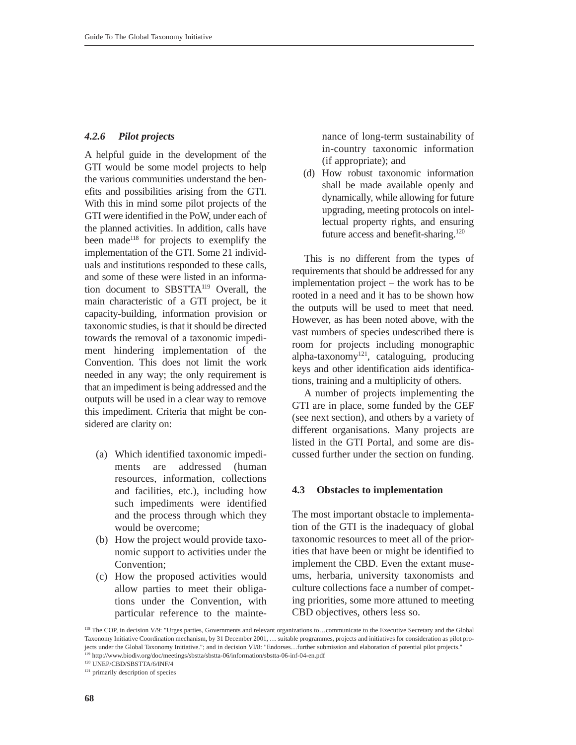### *4.2.6 Pilot projects*

A helpful guide in the development of the GTI would be some model projects to help the various communities understand the benefits and possibilities arising from the GTI. With this in mind some pilot projects of the GTI were identified in the PoW, under each of the planned activities. In addition, calls have been made[118] for projects to exemplify the implementation of the GTI. Some 21 individuals and institutions responded to these calls, and some of these were listed in an information document to SBSTTA[119] Overall, the main characteristic of a GTI project, be it capacity-building, information provision or taxonomic studies, is that it should be directed towards the removal of a taxonomic impediment hindering implementation of the Convention. This does not limit the work needed in any way; the only requirement is that an impediment is being addressed and the outputs will be used in a clear way to remove this impediment. Criteria that might be considered are clarity on:

(a) Which identified taxonomic impediments are addressed (human resources, information, collections and facilities, etc.), including how such impediments were identified and the process through which they would be overcome;
(b) How the project would provide taxonomic support to activities under the Convention;
(c) How the proposed activities would allow parties to meet their obligations under the Convention, with particular reference to the maintenance of long-term sustainability of in-country taxonomic information (if appropriate); and
(d) How robust taxonomic information shall be made available openly and dynamically, while allowing for future upgrading, meeting protocols on intellectual property rights, and ensuring future access and benefit-sharing.[120]

This is no different from the types of requirements that should be addressed for any implementation project – the work has to be rooted in a need and it has to be shown how the outputs will be used to meet that need. However, as has been noted above, with the vast numbers of species undescribed there is room for projects including monographic alpha-taxonomy[121], cataloguing, producing keys and other identification aids identifications, training and a multiplicity of others.

A number of projects implementing the GTI are in place, some funded by the GEF (see next section), and others by a variety of different organisations. Many projects are listed in the GTI Portal, and some are discussed further under the section on funding.

### 4.3 Obstacles to implementation

The most important obstacle to implementation of the GTI is the inadequacy of global taxonomic resources to meet all of the priorities that have been or might be identified to implement the CBD. Even the extant museums, herbaria, university taxonomists and culture collections face a number of competing priorities, some more attuned to meeting CBD objectives, others less so.

[118] The COP, in decision V/9: "Urges parties, Governments and relevant organizations to…communicate to the Executive Secretary and the Global Taxonomy Initiative Coordination mechanism, by 31 December 2001, … suitable programmes, projects and initiatives for consideration as pilot projects under the Global Taxonomy Initiative."; and in decision VI/8: "Endorses…further submission and elaboration of potential pilot projects."

[119] http://www.biodiv.org/doc/meetings/sbstta/sbstta-06/information/sbstta-06-inf-04-en.pdf

[120] UNEP/CBD/SBSTTA/6/INF/4

[121] primarily description of species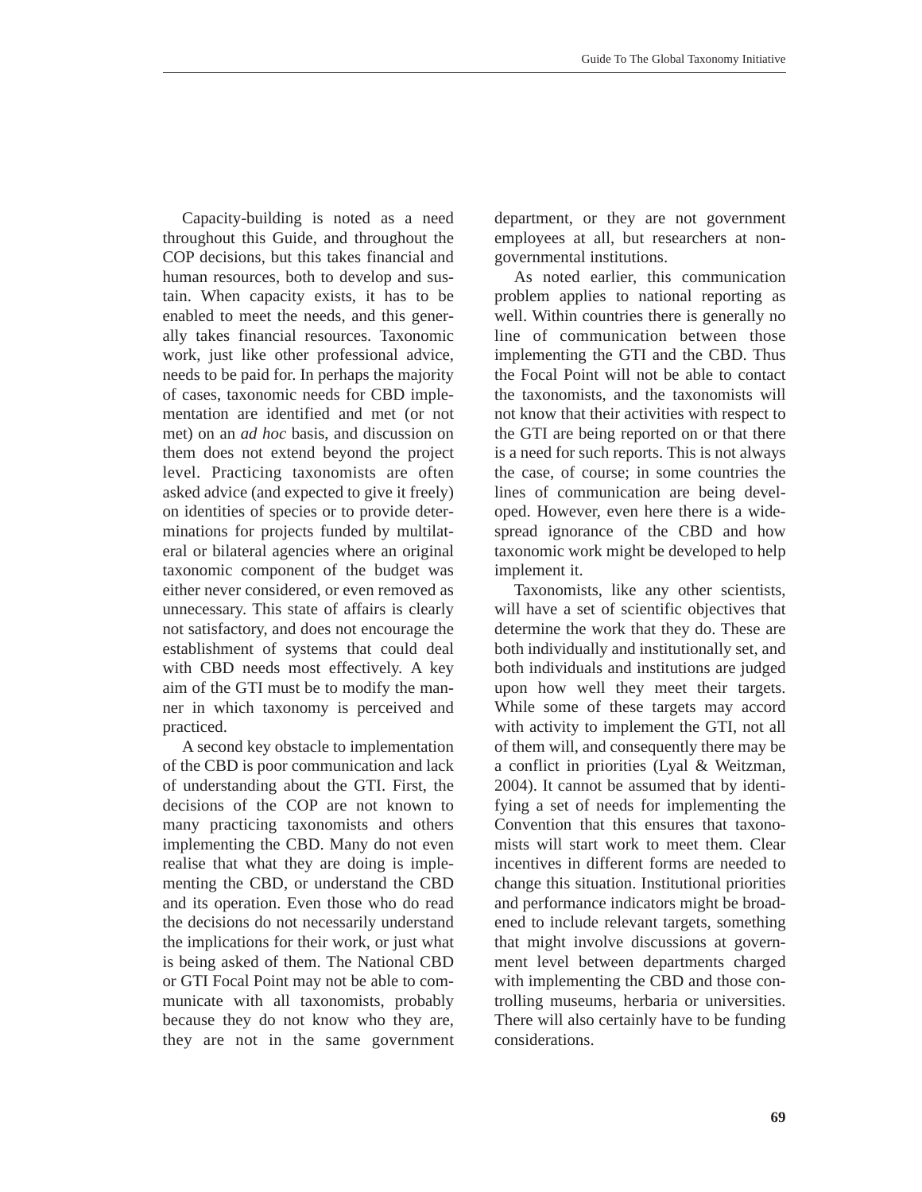Capacity-building is noted as a need throughout this Guide, and throughout the COP decisions, but this takes financial and human resources, both to develop and sustain. When capacity exists, it has to be enabled to meet the needs, and this generally takes financial resources. Taxonomic work, just like other professional advice, needs to be paid for. In perhaps the majority of cases, taxonomic needs for CBD implementation are identified and met (or not met) on an *ad hoc* basis, and discussion on them does not extend beyond the project level. Practicing taxonomists are often asked advice (and expected to give it freely) on identities of species or to provide determinations for projects funded by multilateral or bilateral agencies where an original taxonomic component of the budget was either never considered, or even removed as unnecessary. This state of affairs is clearly not satisfactory, and does not encourage the establishment of systems that could deal with CBD needs most effectively. A key aim of the GTI must be to modify the manner in which taxonomy is perceived and practiced.

A second key obstacle to implementation of the CBD is poor communication and lack of understanding about the GTI. First, the decisions of the COP are not known to many practicing taxonomists and others implementing the CBD. Many do not even realise that what they are doing is implementing the CBD, or understand the CBD and its operation. Even those who do read the decisions do not necessarily understand the implications for their work, or just what is being asked of them. The National CBD or GTI Focal Point may not be able to communicate with all taxonomists, probably because they do not know who they are, they are not in the same government department, or they are not government employees at all, but researchers at non-governmental institutions.

As noted earlier, this communication problem applies to national reporting as well. Within countries there is generally no line of communication between those implementing the GTI and the CBD. Thus the Focal Point will not be able to contact the taxonomists, and the taxonomists will not know that their activities with respect to the GTI are being reported on or that there is a need for such reports. This is not always the case, of course; in some countries the lines of communication are being developed. However, even here there is a widespread ignorance of the CBD and how taxonomic work might be developed to help implement it.

Taxonomists, like any other scientists, will have a set of scientific objectives that determine the work that they do. These are both individually and institutionally set, and both individuals and institutions are judged upon how well they meet their targets. While some of these targets may accord with activity to implement the GTI, not all of them will, and consequently there may be a conflict in priorities (Lyal & Weitzman, 2004). It cannot be assumed that by identifying a set of needs for implementing the Convention that this ensures that taxonomists will start work to meet them. Clear incentives in different forms are needed to change this situation. Institutional priorities and performance indicators might be broadened to include relevant targets, something that might involve discussions at government level between departments charged with implementing the CBD and those controlling museums, herbaria or universities. There will also certainly have to be funding considerations.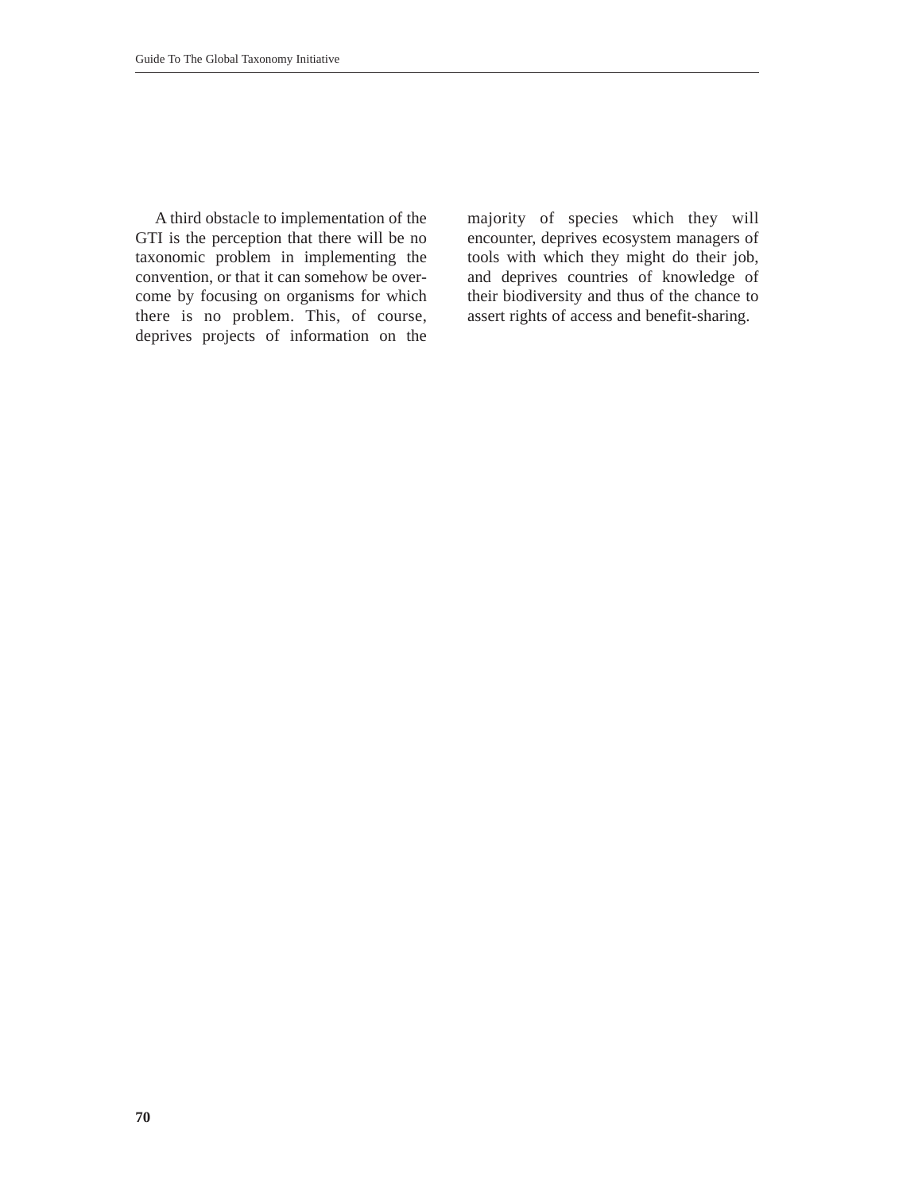A third obstacle to implementation of the GTI is the perception that there will be no taxonomic problem in implementing the convention, or that it can somehow be overcome by focusing on organisms for which there is no problem. This, of course, deprives projects of information on the majority of species which they will encounter, deprives ecosystem managers of tools with which they might do their job, and deprives countries of knowledge of their biodiversity and thus of the chance to assert rights of access and benefit-sharing.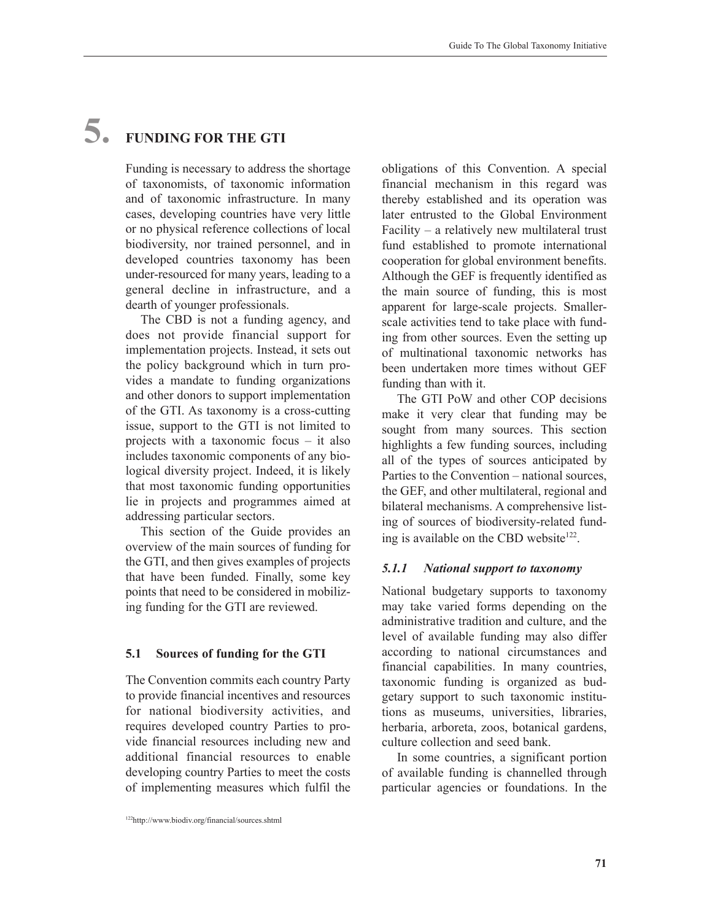# 5. FUNDING FOR THE GTI

Funding is necessary to address the shortage of taxonomists, of taxonomic information and of taxonomic infrastructure. In many cases, developing countries have very little or no physical reference collections of local biodiversity, nor trained personnel, and in developed countries taxonomy has been under-resourced for many years, leading to a general decline in infrastructure, and a dearth of younger professionals.

The CBD is not a funding agency, and does not provide financial support for implementation projects. Instead, it sets out the policy background which in turn provides a mandate to funding organizations and other donors to support implementation of the GTI. As taxonomy is a cross-cutting issue, support to the GTI is not limited to projects with a taxonomic focus – it also includes taxonomic components of any biological diversity project. Indeed, it is likely that most taxonomic funding opportunities lie in projects and programmes aimed at addressing particular sectors.

This section of the Guide provides an overview of the main sources of funding for the GTI, and then gives examples of projects that have been funded. Finally, some key points that need to be considered in mobilizing funding for the GTI are reviewed.

## 5.1 Sources of funding for the GTI

The Convention commits each country Party to provide financial incentives and resources for national biodiversity activities, and requires developed country Parties to provide financial resources including new and additional financial resources to enable developing country Parties to meet the costs of implementing measures which fulfil the obligations of this Convention. A special financial mechanism in this regard was thereby established and its operation was later entrusted to the Global Environment Facility – a relatively new multilateral trust fund established to promote international cooperation for global environment benefits. Although the GEF is frequently identified as the main source of funding, this is most apparent for large-scale projects. Smaller-scale activities tend to take place with funding from other sources. Even the setting up of multinational taxonomic networks has been undertaken more times without GEF funding than with it.

The GTI PoW and other COP decisions make it very clear that funding may be sought from many sources. This section highlights a few funding sources, including all of the types of sources anticipated by Parties to the Convention – national sources, the GEF, and other multilateral, regional and bilateral mechanisms. A comprehensive listing of sources of biodiversity-related funding is available on the CBD website[122].

### *5.1.1 National support to taxonomy*

National budgetary supports to taxonomy may take varied forms depending on the administrative tradition and culture, and the level of available funding may also differ according to national circumstances and financial capabilities. In many countries, taxonomic funding is organized as budgetary support to such taxonomic institutions as museums, universities, libraries, herbaria, arboreta, zoos, botanical gardens, culture collection and seed bank.

In some countries, a significant portion of available funding is channelled through particular agencies or foundations. In the

[122]http://www.biodiv.org/financial/sources.shtml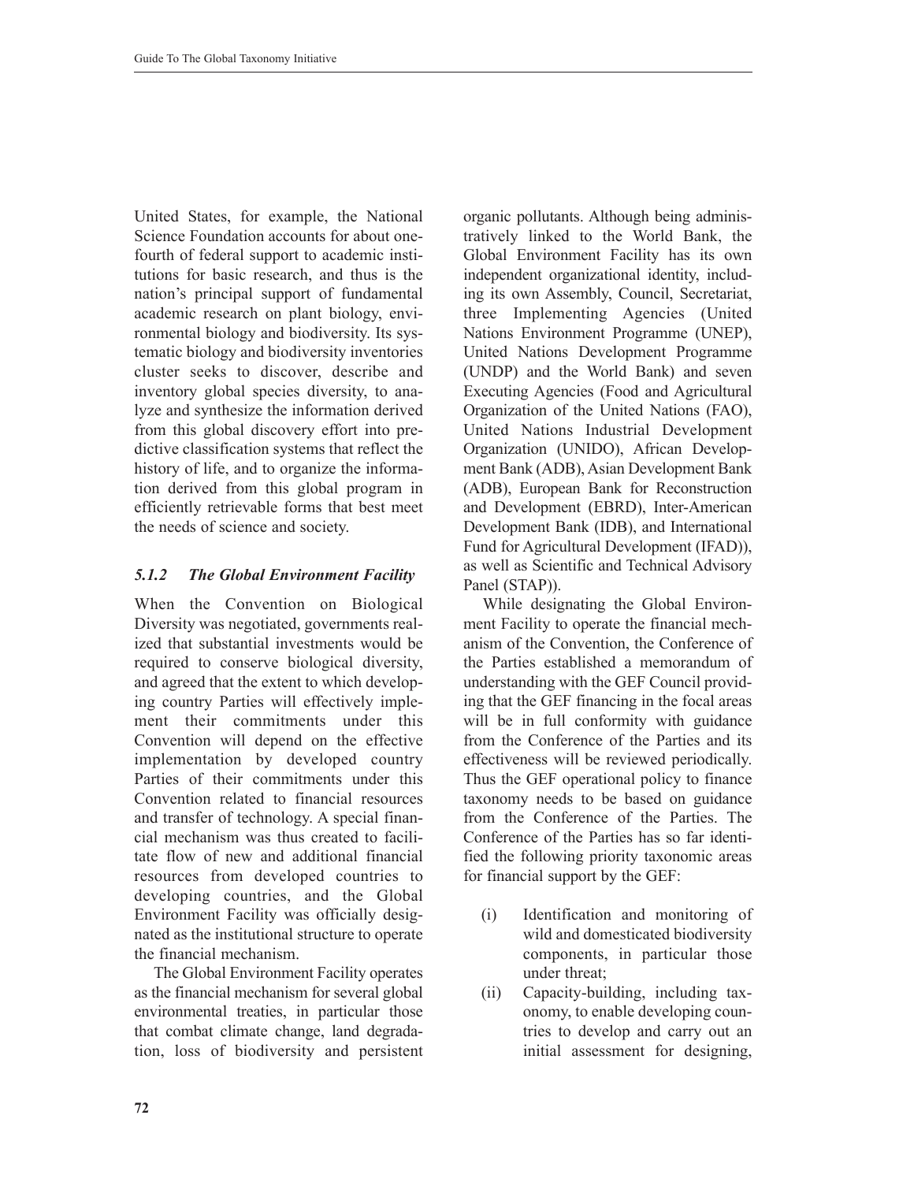United States, for example, the National Science Foundation accounts for about one-fourth of federal support to academic institutions for basic research, and thus is the nation's principal support of fundamental academic research on plant biology, environmental biology and biodiversity. Its systematic biology and biodiversity inventories cluster seeks to discover, describe and inventory global species diversity, to analyze and synthesize the information derived from this global discovery effort into predictive classification systems that reflect the history of life, and to organize the information derived from this global program in efficiently retrievable forms that best meet the needs of science and society.

### *5.1.2 The Global Environment Facility*

When the Convention on Biological Diversity was negotiated, governments realized that substantial investments would be required to conserve biological diversity, and agreed that the extent to which developing country Parties will effectively implement their commitments under this Convention will depend on the effective implementation by developed country Parties of their commitments under this Convention related to financial resources and transfer of technology. A special financial mechanism was thus created to facilitate flow of new and additional financial resources from developed countries to developing countries, and the Global Environment Facility was officially designated as the institutional structure to operate the financial mechanism.

The Global Environment Facility operates as the financial mechanism for several global environmental treaties, in particular those that combat climate change, land degradation, loss of biodiversity and persistent organic pollutants. Although being administratively linked to the World Bank, the Global Environment Facility has its own independent organizational identity, including its own Assembly, Council, Secretariat, three Implementing Agencies (United Nations Environment Programme (UNEP), United Nations Development Programme (UNDP) and the World Bank) and seven Executing Agencies (Food and Agricultural Organization of the United Nations (FAO), United Nations Industrial Development Organization (UNIDO), African Development Bank (ADB), Asian Development Bank (ADB), European Bank for Reconstruction and Development (EBRD), Inter-American Development Bank (IDB), and International Fund for Agricultural Development (IFAD)), as well as Scientific and Technical Advisory Panel (STAP)).

While designating the Global Environment Facility to operate the financial mechanism of the Convention, the Conference of the Parties established a memorandum of understanding with the GEF Council providing that the GEF financing in the focal areas will be in full conformity with guidance from the Conference of the Parties and its effectiveness will be reviewed periodically. Thus the GEF operational policy to finance taxonomy needs to be based on guidance from the Conference of the Parties. The Conference of the Parties has so far identified the following priority taxonomic areas for financial support by the GEF:

- (i) Identification and monitoring of wild and domesticated biodiversity components, in particular those under threat;
- (ii) Capacity-building, including taxonomy, to enable developing countries to develop and carry out an initial assessment for designing,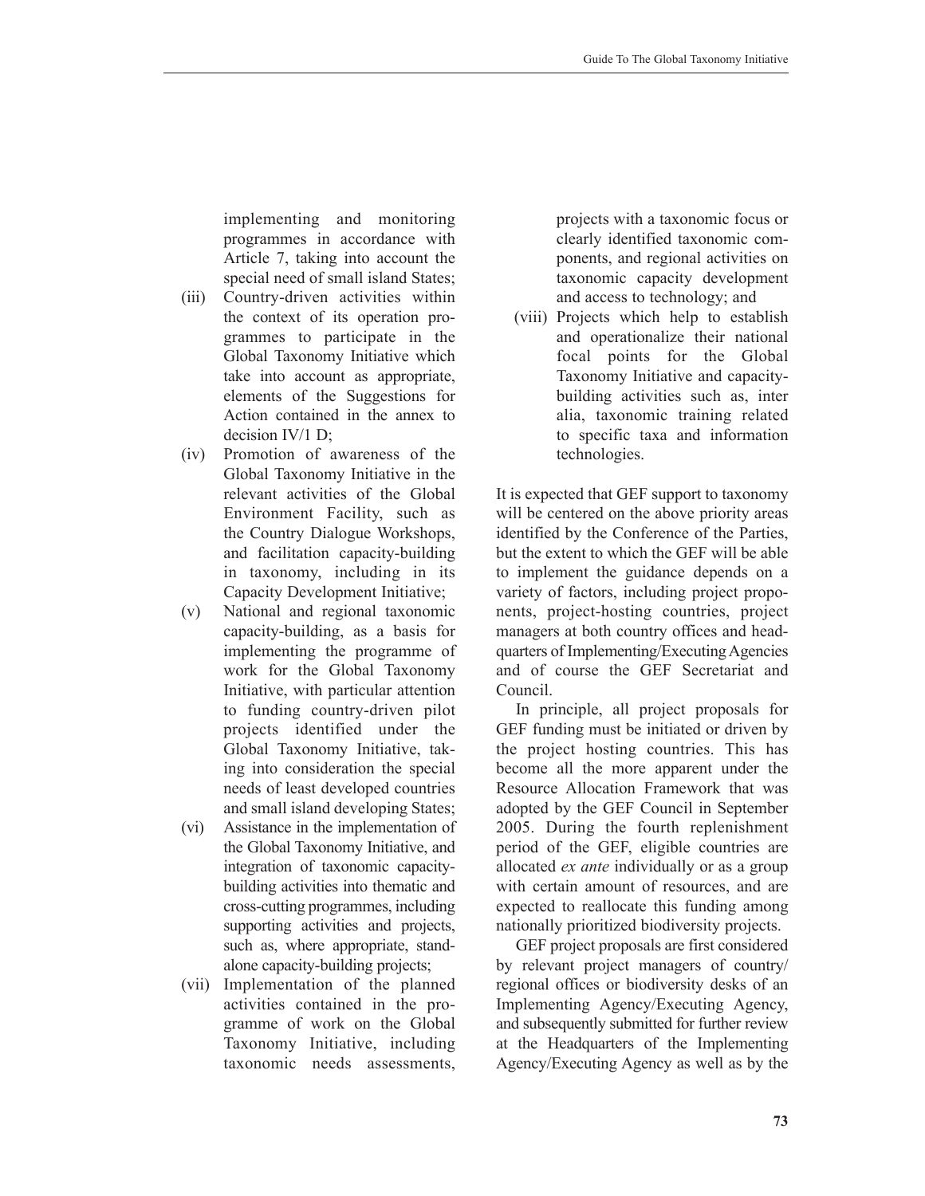implementing and monitoring programmes in accordance with Article 7, taking into account the special need of small island States;

(iii) Country-driven activities within the context of its operation programmes to participate in the Global Taxonomy Initiative which take into account as appropriate, elements of the Suggestions for Action contained in the annex to decision IV/1 D;

(iv) Promotion of awareness of the Global Taxonomy Initiative in the relevant activities of the Global Environment Facility, such as the Country Dialogue Workshops, and facilitation capacity-building in taxonomy, including in its Capacity Development Initiative;

(v) National and regional taxonomic capacity-building, as a basis for implementing the programme of work for the Global Taxonomy Initiative, with particular attention to funding country-driven pilot projects identified under the Global Taxonomy Initiative, taking into consideration the special needs of least developed countries and small island developing States;

(vi) Assistance in the implementation of the Global Taxonomy Initiative, and integration of taxonomic capacity-building activities into thematic and cross-cutting programmes, including supporting activities and projects, such as, where appropriate, stand-alone capacity-building projects;

(vii) Implementation of the planned activities contained in the programme of work on the Global Taxonomy Initiative, including taxonomic needs assessments, projects with a taxonomic focus or clearly identified taxonomic components, and regional activities on taxonomic capacity development and access to technology; and

(viii) Projects which help to establish and operationalize their national focal points for the Global Taxonomy Initiative and capacity-building activities such as, inter alia, taxonomic training related to specific taxa and information technologies.

It is expected that GEF support to taxonomy will be centered on the above priority areas identified by the Conference of the Parties, but the extent to which the GEF will be able to implement the guidance depends on a variety of factors, including project proponents, project-hosting countries, project managers at both country offices and headquarters of Implementing/Executing Agencies and of course the GEF Secretariat and Council.

In principle, all project proposals for GEF funding must be initiated or driven by the project hosting countries. This has become all the more apparent under the Resource Allocation Framework that was adopted by the GEF Council in September 2005. During the fourth replenishment period of the GEF, eligible countries are allocated *ex ante* individually or as a group with certain amount of resources, and are expected to reallocate this funding among nationally prioritized biodiversity projects.

GEF project proposals are first considered by relevant project managers of country/regional offices or biodiversity desks of an Implementing Agency/Executing Agency, and subsequently submitted for further review at the Headquarters of the Implementing Agency/Executing Agency as well as by the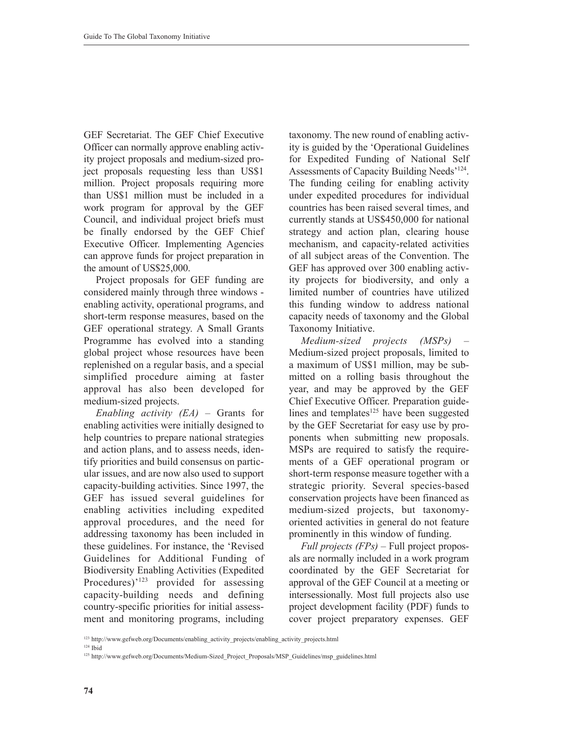GEF Secretariat. The GEF Chief Executive Officer can normally approve enabling activity project proposals and medium-sized project proposals requesting less than US$1 million. Project proposals requiring more than US$1 million must be included in a work program for approval by the GEF Council, and individual project briefs must be finally endorsed by the GEF Chief Executive Officer. Implementing Agencies can approve funds for project preparation in the amount of US$25,000.

Project proposals for GEF funding are considered mainly through three windows - enabling activity, operational programs, and short-term response measures, based on the GEF operational strategy. A Small Grants Programme has evolved into a standing global project whose resources have been replenished on a regular basis, and a special simplified procedure aiming at faster approval has also been developed for medium-sized projects.

*Enabling activity (EA)* – Grants for enabling activities were initially designed to help countries to prepare national strategies and action plans, and to assess needs, identify priorities and build consensus on particular issues, and are now also used to support capacity-building activities. Since 1997, the GEF has issued several guidelines for enabling activities including expedited approval procedures, and the need for addressing taxonomy has been included in these guidelines. For instance, the 'Revised Guidelines for Additional Funding of Biodiversity Enabling Activities (Expedited Procedures)'[123] provided for assessing capacity-building needs and defining country-specific priorities for initial assessment and monitoring programs, including taxonomy. The new round of enabling activity is guided by the 'Operational Guidelines for Expedited Funding of National Self Assessments of Capacity Building Needs'[124]. The funding ceiling for enabling activity under expedited procedures for individual countries has been raised several times, and currently stands at US$450,000 for national strategy and action plan, clearing house mechanism, and capacity-related activities of all subject areas of the Convention. The GEF has approved over 300 enabling activity projects for biodiversity, and only a limited number of countries have utilized this funding window to address national capacity needs of taxonomy and the Global Taxonomy Initiative.

*Medium-sized projects (MSPs)* – Medium-sized project proposals, limited to a maximum of US$1 million, may be submitted on a rolling basis throughout the year, and may be approved by the GEF Chief Executive Officer. Preparation guidelines and templates[125] have been suggested by the GEF Secretariat for easy use by proponents when submitting new proposals. MSPs are required to satisfy the requirements of a GEF operational program or short-term response measure together with a strategic priority. Several species-based conservation projects have been financed as medium-sized projects, but taxonomy-oriented activities in general do not feature prominently in this window of funding.

*Full projects (FPs)* – Full project proposals are normally included in a work program coordinated by the GEF Secretariat for approval of the GEF Council at a meeting or intersessionally. Most full projects also use project development facility (PDF) funds to cover project preparatory expenses. GEF

[123] http://www.gefweb.org/Documents/enabling_activity_projects/enabling_activity_projects.html

[124] Ibid

[125] http://www.gefweb.org/Documents/Medium-Sized_Project_Proposals/MSP_Guidelines/msp_guidelines.html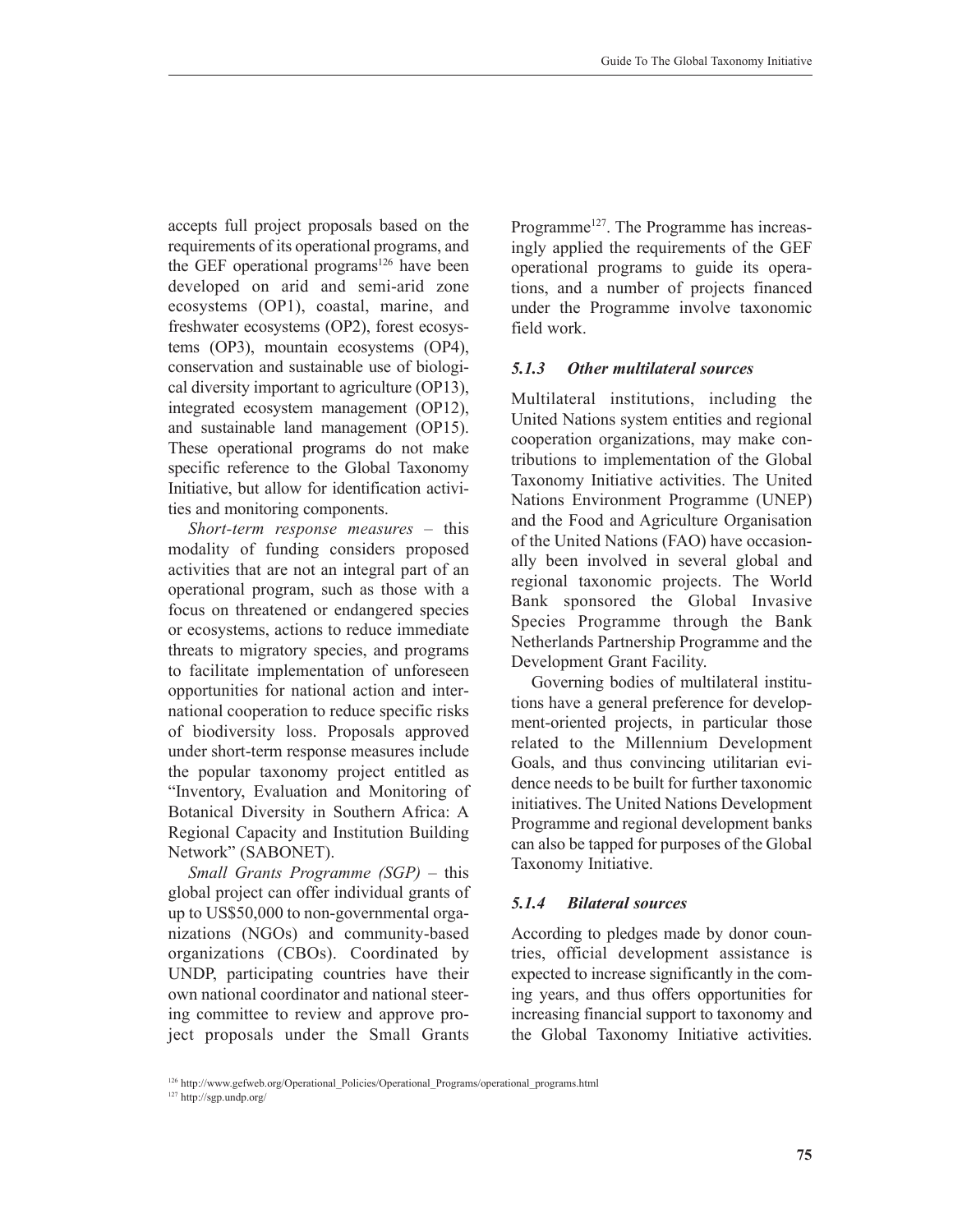accepts full project proposals based on the requirements of its operational programs, and the GEF operational programs[126] have been developed on arid and semi-arid zone ecosystems (OP1), coastal, marine, and freshwater ecosystems (OP2), forest ecosystems (OP3), mountain ecosystems (OP4), conservation and sustainable use of biological diversity important to agriculture (OP13), integrated ecosystem management (OP12), and sustainable land management (OP15). These operational programs do not make specific reference to the Global Taxonomy Initiative, but allow for identification activities and monitoring components.

*Short-term response measures* – this modality of funding considers proposed activities that are not an integral part of an operational program, such as those with a focus on threatened or endangered species or ecosystems, actions to reduce immediate threats to migratory species, and programs to facilitate implementation of unforeseen opportunities for national action and international cooperation to reduce specific risks of biodiversity loss. Proposals approved under short-term response measures include the popular taxonomy project entitled as "Inventory, Evaluation and Monitoring of Botanical Diversity in Southern Africa: A Regional Capacity and Institution Building Network" (SABONET).

*Small Grants Programme (SGP)* – this global project can offer individual grants of up to US$50,000 to non-governmental organizations (NGOs) and community-based organizations (CBOs). Coordinated by UNDP, participating countries have their own national coordinator and national steering committee to review and approve project proposals under the Small Grants Programme[127]. The Programme has increasingly applied the requirements of the GEF operational programs to guide its operations, and a number of projects financed under the Programme involve taxonomic field work.

### *5.1.3 Other multilateral sources*

Multilateral institutions, including the United Nations system entities and regional cooperation organizations, may make contributions to implementation of the Global Taxonomy Initiative activities. The United Nations Environment Programme (UNEP) and the Food and Agriculture Organisation of the United Nations (FAO) have occasionally been involved in several global and regional taxonomic projects. The World Bank sponsored the Global Invasive Species Programme through the Bank Netherlands Partnership Programme and the Development Grant Facility.

Governing bodies of multilateral institutions have a general preference for development-oriented projects, in particular those related to the Millennium Development Goals, and thus convincing utilitarian evidence needs to be built for further taxonomic initiatives. The United Nations Development Programme and regional development banks can also be tapped for purposes of the Global Taxonomy Initiative.

### *5.1.4 Bilateral sources*

According to pledges made by donor countries, official development assistance is expected to increase significantly in the coming years, and thus offers opportunities for increasing financial support to taxonomy and the Global Taxonomy Initiative activities.

[126] http://www.gefweb.org/Operational_Policies/Operational_Programs/operational_programs.html

[127] http://sgp.undp.org/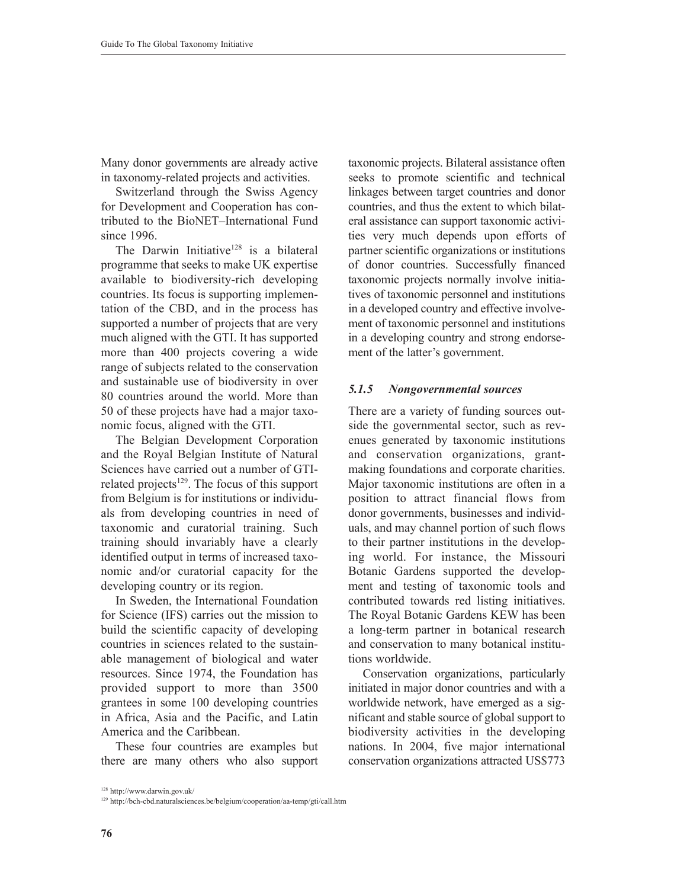Many donor governments are already active in taxonomy-related projects and activities.

Switzerland through the Swiss Agency for Development and Cooperation has contributed to the BioNET–International Fund since 1996.

The Darwin Initiative[128] is a bilateral programme that seeks to make UK expertise available to biodiversity-rich developing countries. Its focus is supporting implementation of the CBD, and in the process has supported a number of projects that are very much aligned with the GTI. It has supported more than 400 projects covering a wide range of subjects related to the conservation and sustainable use of biodiversity in over 80 countries around the world. More than 50 of these projects have had a major taxonomic focus, aligned with the GTI.

The Belgian Development Corporation and the Royal Belgian Institute of Natural Sciences have carried out a number of GTI-related projects[129]. The focus of this support from Belgium is for institutions or individuals from developing countries in need of taxonomic and curatorial training. Such training should invariably have a clearly identified output in terms of increased taxonomic and/or curatorial capacity for the developing country or its region.

In Sweden, the International Foundation for Science (IFS) carries out the mission to build the scientific capacity of developing countries in sciences related to the sustainable management of biological and water resources. Since 1974, the Foundation has provided support to more than 3500 grantees in some 100 developing countries in Africa, Asia and the Pacific, and Latin America and the Caribbean.

These four countries are examples but there are many others who also support taxonomic projects. Bilateral assistance often seeks to promote scientific and technical linkages between target countries and donor countries, and thus the extent to which bilateral assistance can support taxonomic activities very much depends upon efforts of partner scientific organizations or institutions of donor countries. Successfully financed taxonomic projects normally involve initiatives of taxonomic personnel and institutions in a developed country and effective involvement of taxonomic personnel and institutions in a developing country and strong endorsement of the latter's government.

### *5.1.5 Nongovernmental sources*

There are a variety of funding sources outside the governmental sector, such as revenues generated by taxonomic institutions and conservation organizations, grant-making foundations and corporate charities. Major taxonomic institutions are often in a position to attract financial flows from donor governments, businesses and individuals, and may channel portion of such flows to their partner institutions in the developing world. For instance, the Missouri Botanic Gardens supported the development and testing of taxonomic tools and contributed towards red listing initiatives. The Royal Botanic Gardens KEW has been a long-term partner in botanical research and conservation to many botanical institutions worldwide.

Conservation organizations, particularly initiated in major donor countries and with a worldwide network, have emerged as a significant and stable source of global support to biodiversity activities in the developing nations. In 2004, five major international conservation organizations attracted US$773

[128] http://www.darwin.gov.uk/

[129] http://bch-cbd.naturalsciences.be/belgium/cooperation/aa-temp/gti/call.htm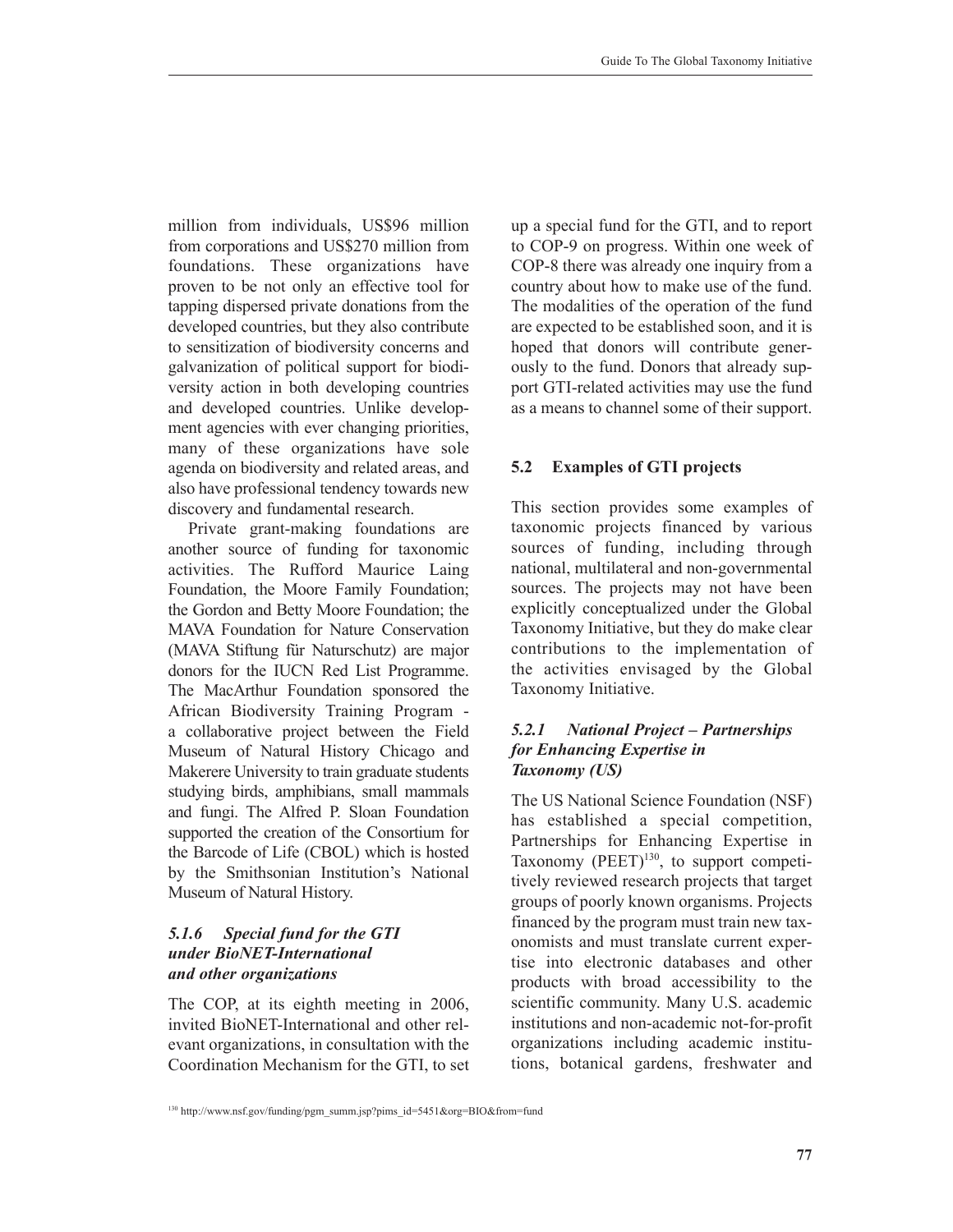million from individuals, US$96 million from corporations and US$270 million from foundations. These organizations have proven to be not only an effective tool for tapping dispersed private donations from the developed countries, but they also contribute to sensitization of biodiversity concerns and galvanization of political support for biodiversity action in both developing countries and developed countries. Unlike development agencies with ever changing priorities, many of these organizations have sole agenda on biodiversity and related areas, and also have professional tendency towards new discovery and fundamental research.

Private grant-making foundations are another source of funding for taxonomic activities. The Rufford Maurice Laing Foundation, the Moore Family Foundation; the Gordon and Betty Moore Foundation; the MAVA Foundation for Nature Conservation (MAVA Stiftung für Naturschutz) are major donors for the IUCN Red List Programme. The MacArthur Foundation sponsored the African Biodiversity Training Program - a collaborative project between the Field Museum of Natural History Chicago and Makerere University to train graduate students studying birds, amphibians, small mammals and fungi. The Alfred P. Sloan Foundation supported the creation of the Consortium for the Barcode of Life (CBOL) which is hosted by the Smithsonian Institution's National Museum of Natural History.

#### *5.1.6 Special fund for the GTI under BioNET-International and other organizations*

The COP, at its eighth meeting in 2006, invited BioNET-International and other relevant organizations, in consultation with the Coordination Mechanism for the GTI, to set up a special fund for the GTI, and to report to COP-9 on progress. Within one week of COP-8 there was already one inquiry from a country about how to make use of the fund. The modalities of the operation of the fund are expected to be established soon, and it is hoped that donors will contribute generously to the fund. Donors that already support GTI-related activities may use the fund as a means to channel some of their support.

### 5.2 Examples of GTI projects

This section provides some examples of taxonomic projects financed by various sources of funding, including through national, multilateral and non-governmental sources. The projects may not have been explicitly conceptualized under the Global Taxonomy Initiative, but they do make clear contributions to the implementation of the activities envisaged by the Global Taxonomy Initiative.

#### *5.2.1 National Project – Partnerships for Enhancing Expertise in Taxonomy (US)*

The US National Science Foundation (NSF) has established a special competition, Partnerships for Enhancing Expertise in Taxonomy (PEET)[130], to support competitively reviewed research projects that target groups of poorly known organisms. Projects financed by the program must train new taxonomists and must translate current expertise into electronic databases and other products with broad accessibility to the scientific community. Many U.S. academic institutions and non-academic not-for-profit organizations including academic institutions, botanical gardens, freshwater and

[130] http://www.nsf.gov/funding/pgm_summ.jsp?pims_id=5451&org=BIO&from=fund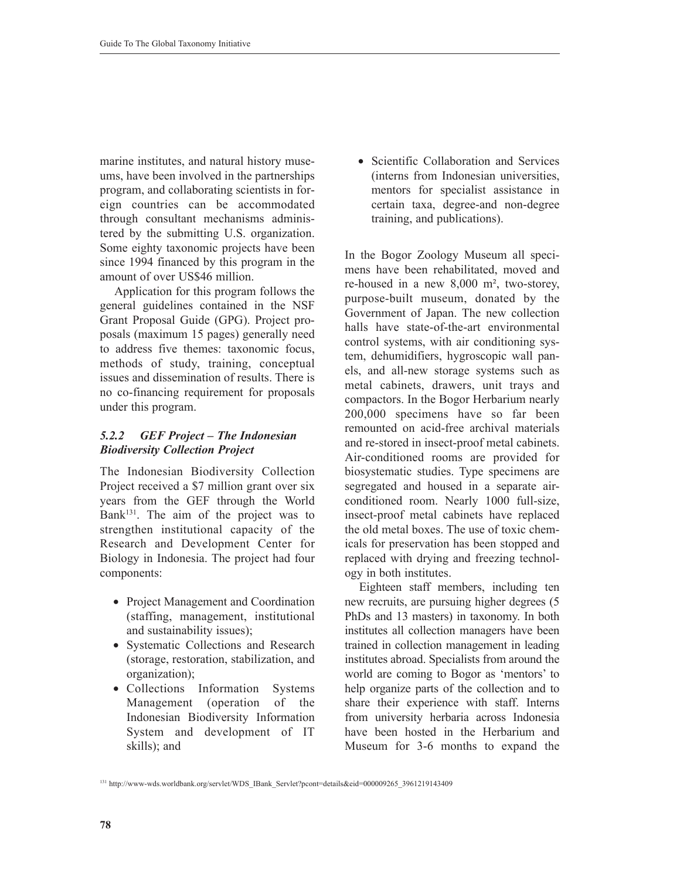marine institutes, and natural history museums, have been involved in the partnerships program, and collaborating scientists in foreign countries can be accommodated through consultant mechanisms administered by the submitting U.S. organization. Some eighty taxonomic projects have been since 1994 financed by this program in the amount of over US$46 million.

Application for this program follows the general guidelines contained in the NSF Grant Proposal Guide (GPG). Project proposals (maximum 15 pages) generally need to address five themes: taxonomic focus, methods of study, training, conceptual issues and dissemination of results. There is no co-financing requirement for proposals under this program.

### *5.2.2 GEF Project – The Indonesian Biodiversity Collection Project*

The Indonesian Biodiversity Collection Project received a $7 million grant over six years from the GEF through the World Bank[131]. The aim of the project was to strengthen institutional capacity of the Research and Development Center for Biology in Indonesia. The project had four components:

- Project Management and Coordination (staffing, management, institutional and sustainability issues);
- Systematic Collections and Research (storage, restoration, stabilization, and organization);
- Collections Information Systems Management (operation of the Indonesian Biodiversity Information System and development of IT skills); and
- Scientific Collaboration and Services (interns from Indonesian universities, mentors for specialist assistance in certain taxa, degree-and non-degree training, and publications).

In the Bogor Zoology Museum all specimens have been rehabilitated, moved and re-housed in a new 8,000 m², two-storey, purpose-built museum, donated by the Government of Japan. The new collection halls have state-of-the-art environmental control systems, with air conditioning system, dehumidifiers, hygroscopic wall panels, and all-new storage systems such as metal cabinets, drawers, unit trays and compactors. In the Bogor Herbarium nearly 200,000 specimens have so far been remounted on acid-free archival materials and re-stored in insect-proof metal cabinets. Air-conditioned rooms are provided for biosystematic studies. Type specimens are segregated and housed in a separate air-conditioned room. Nearly 1000 full-size, insect-proof metal cabinets have replaced the old metal boxes. The use of toxic chemicals for preservation has been stopped and replaced with drying and freezing technology in both institutes.

Eighteen staff members, including ten new recruits, are pursuing higher degrees (5 PhDs and 13 masters) in taxonomy. In both institutes all collection managers have been trained in collection management in leading institutes abroad. Specialists from around the world are coming to Bogor as 'mentors' to help organize parts of the collection and to share their experience with staff. Interns from university herbaria across Indonesia have been hosted in the Herbarium and Museum for 3-6 months to expand the

[131] http://www-wds.worldbank.org/servlet/WDS_IBank_Servlet?pcont=details&eid=000009265_3961219143409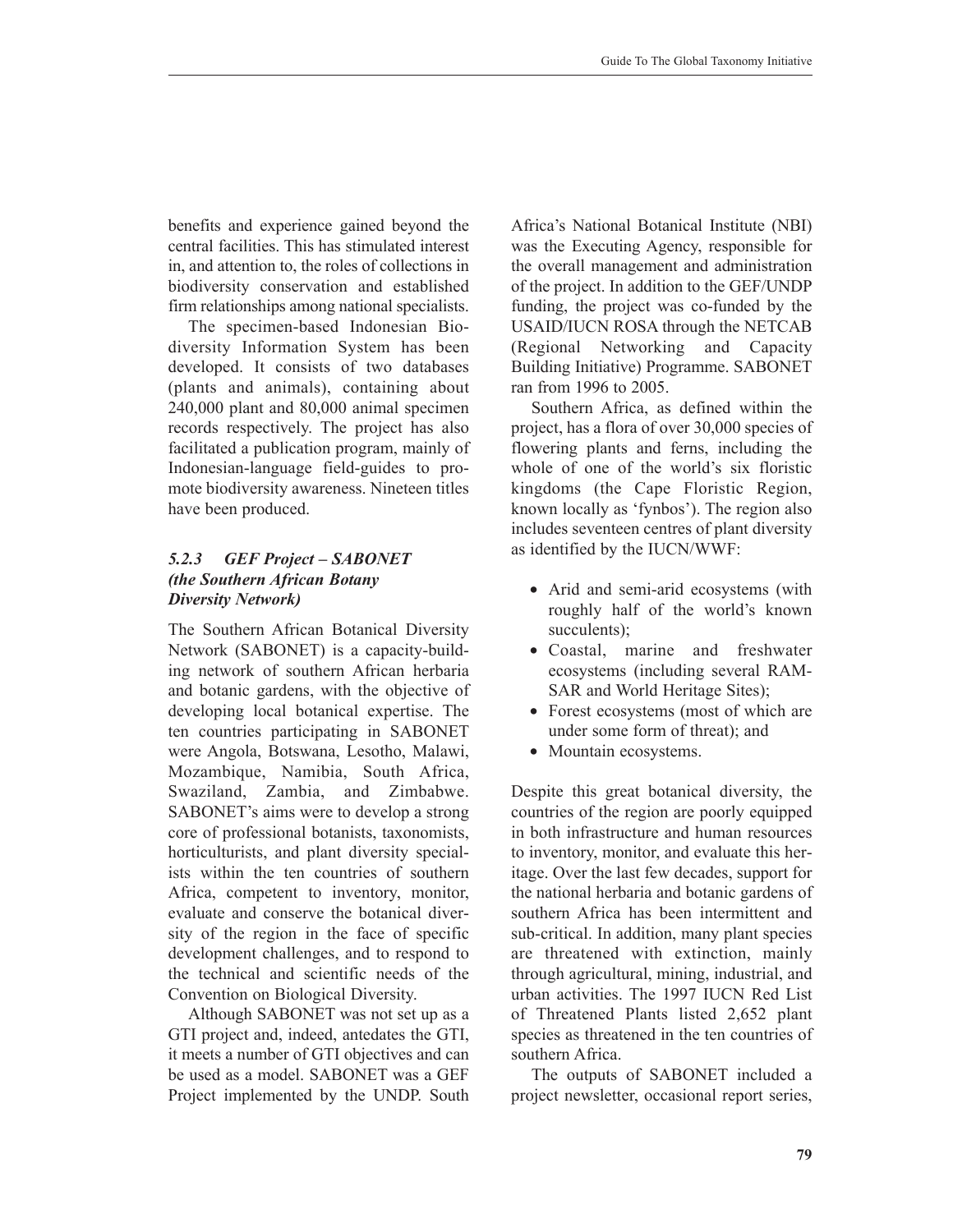benefits and experience gained beyond the central facilities. This has stimulated interest in, and attention to, the roles of collections in biodiversity conservation and established firm relationships among national specialists.

The specimen-based Indonesian Biodiversity Information System has been developed. It consists of two databases (plants and animals), containing about 240,000 plant and 80,000 animal specimen records respectively. The project has also facilitated a publication program, mainly of Indonesian-language field-guides to promote biodiversity awareness. Nineteen titles have been produced.

### *5.2.3 GEF Project – SABONET (the Southern African Botany Diversity Network)*

The Southern African Botanical Diversity Network (SABONET) is a capacity-building network of southern African herbaria and botanic gardens, with the objective of developing local botanical expertise. The ten countries participating in SABONET were Angola, Botswana, Lesotho, Malawi, Mozambique, Namibia, South Africa, Swaziland, Zambia, and Zimbabwe. SABONET's aims were to develop a strong core of professional botanists, taxonomists, horticulturists, and plant diversity specialists within the ten countries of southern Africa, competent to inventory, monitor, evaluate and conserve the botanical diversity of the region in the face of specific development challenges, and to respond to the technical and scientific needs of the Convention on Biological Diversity.

Although SABONET was not set up as a GTI project and, indeed, antedates the GTI, it meets a number of GTI objectives and can be used as a model. SABONET was a GEF Project implemented by the UNDP. South Africa's National Botanical Institute (NBI) was the Executing Agency, responsible for the overall management and administration of the project. In addition to the GEF/UNDP funding, the project was co-funded by the USAID/IUCN ROSA through the NETCAB (Regional Networking and Capacity Building Initiative) Programme. SABONET ran from 1996 to 2005.

Southern Africa, as defined within the project, has a flora of over 30,000 species of flowering plants and ferns, including the whole of one of the world's six floristic kingdoms (the Cape Floristic Region, known locally as 'fynbos'). The region also includes seventeen centres of plant diversity as identified by the IUCN/WWF:

- Arid and semi-arid ecosystems (with roughly half of the world's known succulents);
- Coastal, marine and freshwater ecosystems (including several RAMSAR and World Heritage Sites);
- Forest ecosystems (most of which are under some form of threat); and
- Mountain ecosystems.

Despite this great botanical diversity, the countries of the region are poorly equipped in both infrastructure and human resources to inventory, monitor, and evaluate this heritage. Over the last few decades, support for the national herbaria and botanic gardens of southern Africa has been intermittent and sub-critical. In addition, many plant species are threatened with extinction, mainly through agricultural, mining, industrial, and urban activities. The 1997 IUCN Red List of Threatened Plants listed 2,652 plant species as threatened in the ten countries of southern Africa.

The outputs of SABONET included a project newsletter, occasional report series,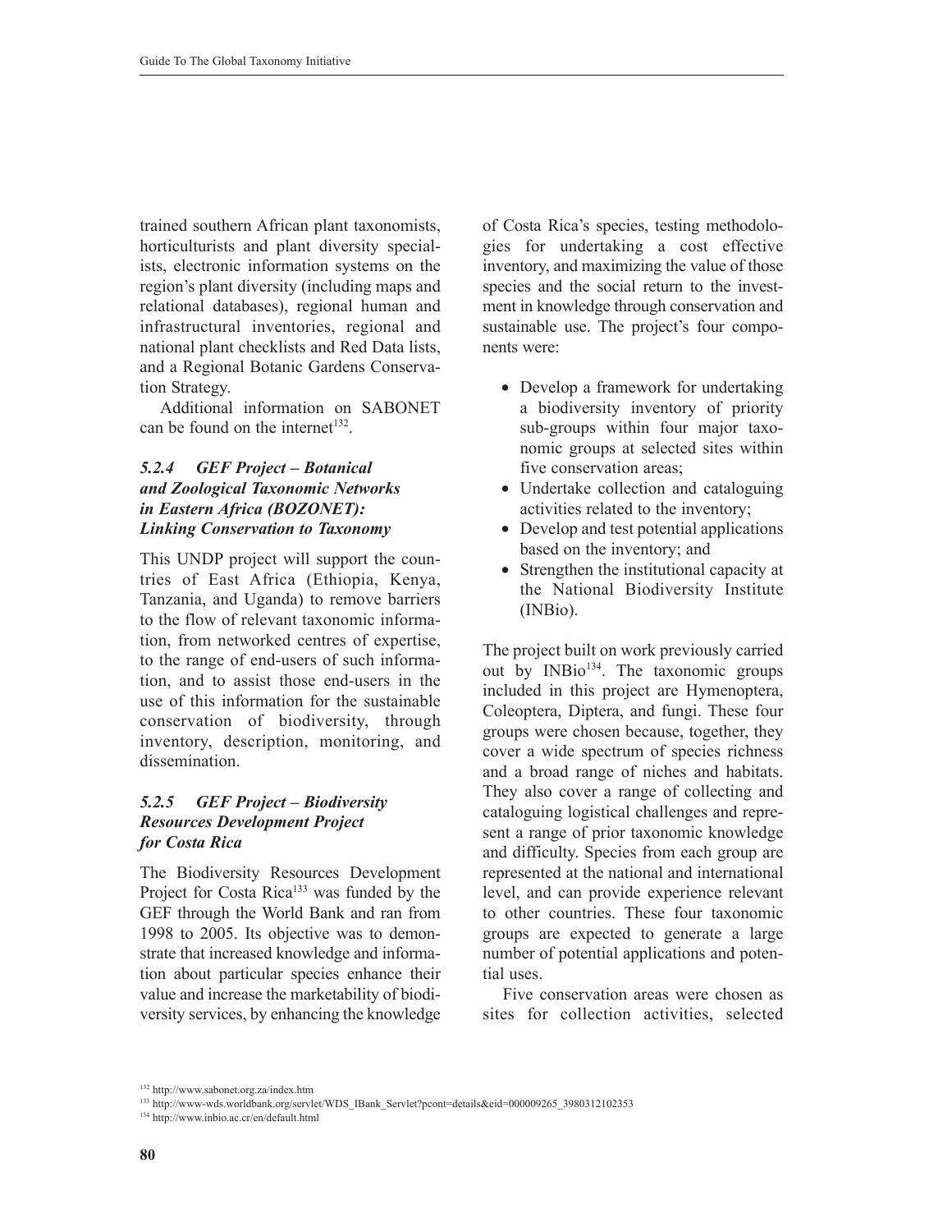trained southern African plant taxonomists, horticulturists and plant diversity specialists, electronic information systems on the region's plant diversity (including maps and relational databases), regional human and infrastructural inventories, regional and national plant checklists and Red Data lists, and a Regional Botanic Gardens Conservation Strategy.

Additional information on SABONET can be found on the internet[132].

### *5.2.4 GEF Project – Botanical and Zoological Taxonomic Networks in Eastern Africa (BOZONET): Linking Conservation to Taxonomy*

This UNDP project will support the countries of East Africa (Ethiopia, Kenya, Tanzania, and Uganda) to remove barriers to the flow of relevant taxonomic information, from networked centres of expertise, to the range of end-users of such information, and to assist those end-users in the use of this information for the sustainable conservation of biodiversity, through inventory, description, monitoring, and dissemination.

### *5.2.5 GEF Project – Biodiversity Resources Development Project for Costa Rica*

The Biodiversity Resources Development Project for Costa Rica[133] was funded by the GEF through the World Bank and ran from 1998 to 2005. Its objective was to demonstrate that increased knowledge and information about particular species enhance their value and increase the marketability of biodiversity services, by enhancing the knowledge of Costa Rica's species, testing methodologies for undertaking a cost effective inventory, and maximizing the value of those species and the social return to the investment in knowledge through conservation and sustainable use. The project's four components were:

- Develop a framework for undertaking a biodiversity inventory of priority sub-groups within four major taxonomic groups at selected sites within five conservation areas;
- Undertake collection and cataloguing activities related to the inventory;
- Develop and test potential applications based on the inventory; and
- Strengthen the institutional capacity at the National Biodiversity Institute (INBio).

The project built on work previously carried out by INBio[134]. The taxonomic groups included in this project are Hymenoptera, Coleoptera, Diptera, and fungi. These four groups were chosen because, together, they cover a wide spectrum of species richness and a broad range of niches and habitats. They also cover a range of collecting and cataloguing logistical challenges and represent a range of prior taxonomic knowledge and difficulty. Species from each group are represented at the national and international level, and can provide experience relevant to other countries. These four taxonomic groups are expected to generate a large number of potential applications and potential uses.

Five conservation areas were chosen as sites for collection activities, selected

[132] http://www.sabonet.org.za/index.htm

[133] http://www-wds.worldbank.org/servlet/WDS_IBank_Servlet?pcont=details&eid=000009265_3980312102353

[134] http://www.inbio.ac.cr/en/default.html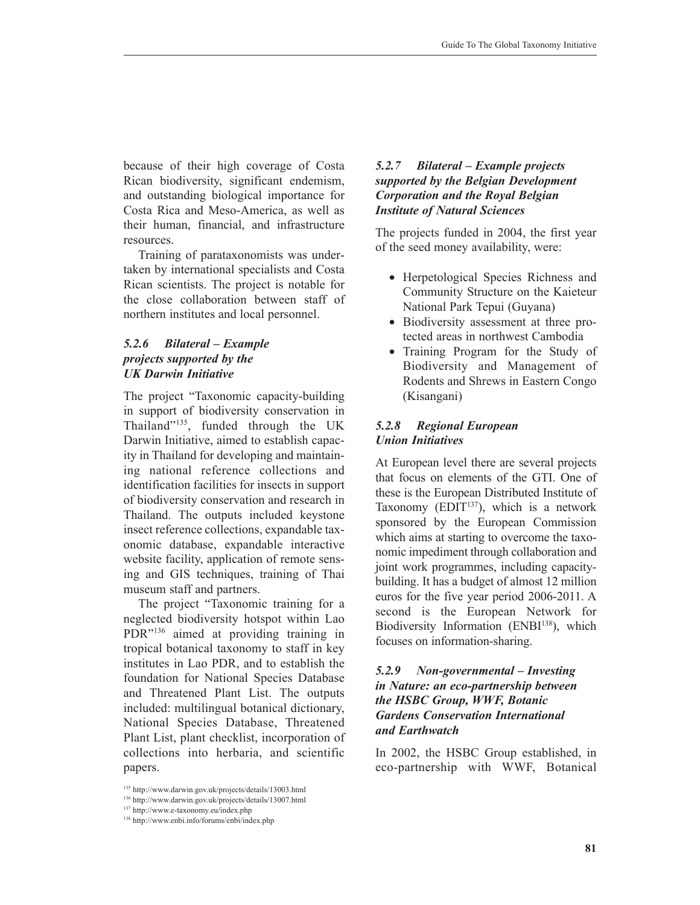because of their high coverage of Costa Rican biodiversity, significant endemism, and outstanding biological importance for Costa Rica and Meso-America, as well as their human, financial, and infrastructure resources.

Training of parataxonomists was undertaken by international specialists and Costa Rican scientists. The project is notable for the close collaboration between staff of northern institutes and local personnel.

### *5.2.6 Bilateral – Example projects supported by the UK Darwin Initiative*

The project "Taxonomic capacity-building in support of biodiversity conservation in Thailand"[135], funded through the UK Darwin Initiative, aimed to establish capacity in Thailand for developing and maintaining national reference collections and identification facilities for insects in support of biodiversity conservation and research in Thailand. The outputs included keystone insect reference collections, expandable taxonomic database, expandable interactive website facility, application of remote sensing and GIS techniques, training of Thai museum staff and partners.

The project "Taxonomic training for a neglected biodiversity hotspot within Lao PDR"[136] aimed at providing training in tropical botanical taxonomy to staff in key institutes in Lao PDR, and to establish the foundation for National Species Database and Threatened Plant List. The outputs included: multilingual botanical dictionary, National Species Database, Threatened Plant List, plant checklist, incorporation of collections into herbaria, and scientific papers.

### *5.2.7 Bilateral – Example projects supported by the Belgian Development Corporation and the Royal Belgian Institute of Natural Sciences*

The projects funded in 2004, the first year of the seed money availability, were:

- Herpetological Species Richness and Community Structure on the Kaieteur National Park Tepui (Guyana)
- Biodiversity assessment at three protected areas in northwest Cambodia
- Training Program for the Study of Biodiversity and Management of Rodents and Shrews in Eastern Congo (Kisangani)

### *5.2.8 Regional European Union Initiatives*

At European level there are several projects that focus on elements of the GTI. One of these is the European Distributed Institute of Taxonomy (EDIT[137]), which is a network sponsored by the European Commission which aims at starting to overcome the taxonomic impediment through collaboration and joint work programmes, including capacity-building. It has a budget of almost 12 million euros for the five year period 2006-2011. A second is the European Network for Biodiversity Information (ENBI[138]), which focuses on information-sharing.

### *5.2.9 Non-governmental – Investing in Nature: an eco-partnership between the HSBC Group, WWF, Botanic Gardens Conservation International and Earthwatch*

In 2002, the HSBC Group established, in eco-partnership with WWF, Botanical

[135] http://www.darwin.gov.uk/projects/details/13003.html

[136] http://www.darwin.gov.uk/projects/details/13007.html

[137] http://www.e-taxonomy.eu/index.php

[138] http://www.enbi.info/forums/enbi/index.php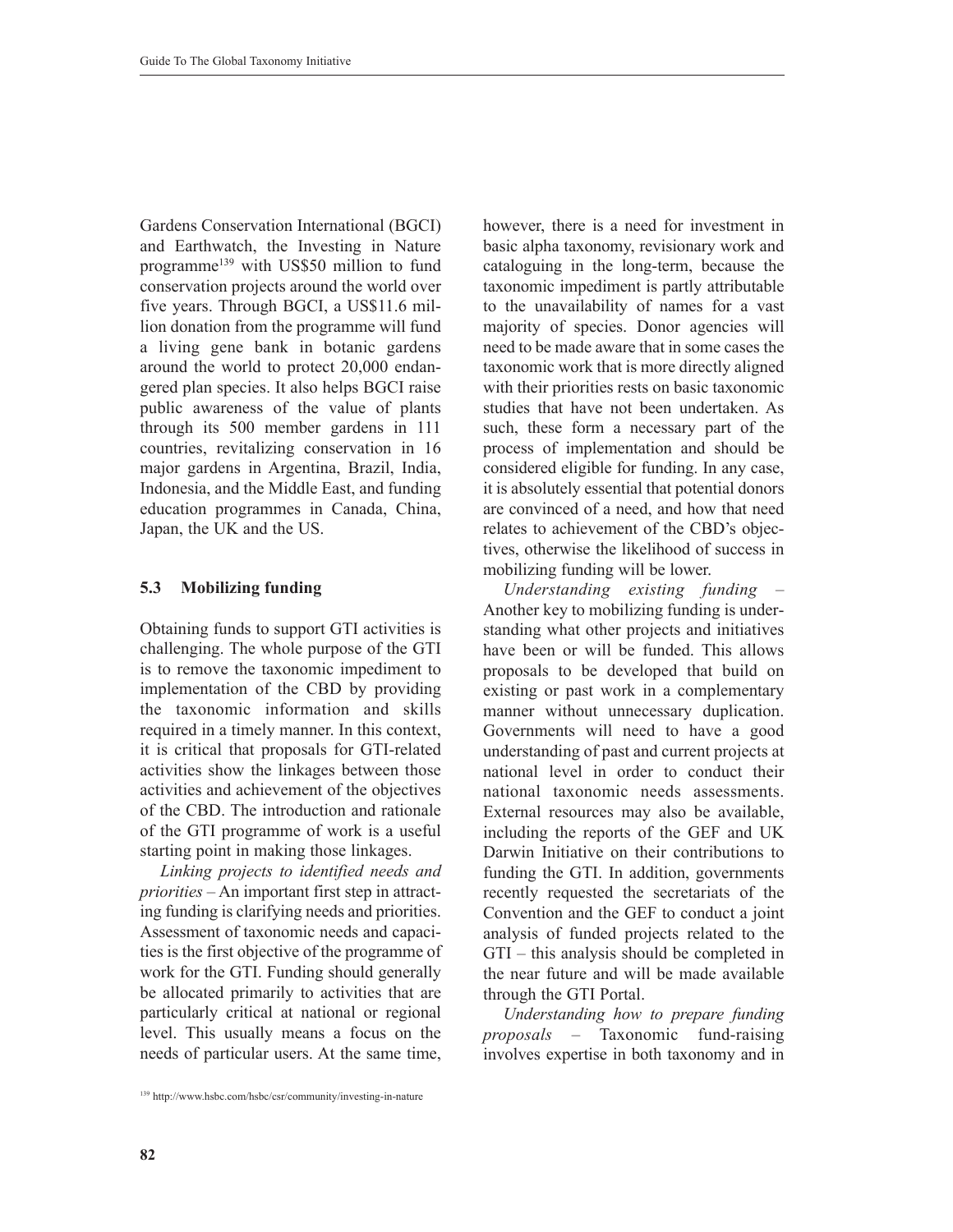Gardens Conservation International (BGCI) and Earthwatch, the Investing in Nature programme[139] with US$50 million to fund conservation projects around the world over five years. Through BGCI, a US$11.6 million donation from the programme will fund a living gene bank in botanic gardens around the world to protect 20,000 endangered plan species. It also helps BGCI raise public awareness of the value of plants through its 500 member gardens in 111 countries, revitalizing conservation in 16 major gardens in Argentina, Brazil, India, Indonesia, and the Middle East, and funding education programmes in Canada, China, Japan, the UK and the US.

### 5.3 Mobilizing funding

Obtaining funds to support GTI activities is challenging. The whole purpose of the GTI is to remove the taxonomic impediment to implementation of the CBD by providing the taxonomic information and skills required in a timely manner. In this context, it is critical that proposals for GTI-related activities show the linkages between those activities and achievement of the objectives of the CBD. The introduction and rationale of the GTI programme of work is a useful starting point in making those linkages.

*Linking projects to identified needs and priorities* – An important first step in attracting funding is clarifying needs and priorities. Assessment of taxonomic needs and capacities is the first objective of the programme of work for the GTI. Funding should generally be allocated primarily to activities that are particularly critical at national or regional level. This usually means a focus on the needs of particular users. At the same time, however, there is a need for investment in basic alpha taxonomy, revisionary work and cataloguing in the long-term, because the taxonomic impediment is partly attributable to the unavailability of names for a vast majority of species. Donor agencies will need to be made aware that in some cases the taxonomic work that is more directly aligned with their priorities rests on basic taxonomic studies that have not been undertaken. As such, these form a necessary part of the process of implementation and should be considered eligible for funding. In any case, it is absolutely essential that potential donors are convinced of a need, and how that need relates to achievement of the CBD's objectives, otherwise the likelihood of success in mobilizing funding will be lower.

*Understanding existing funding* – Another key to mobilizing funding is understanding what other projects and initiatives have been or will be funded. This allows proposals to be developed that build on existing or past work in a complementary manner without unnecessary duplication. Governments will need to have a good understanding of past and current projects at national level in order to conduct their national taxonomic needs assessments. External resources may also be available, including the reports of the GEF and UK Darwin Initiative on their contributions to funding the GTI. In addition, governments recently requested the secretariats of the Convention and the GEF to conduct a joint analysis of funded projects related to the GTI – this analysis should be completed in the near future and will be made available through the GTI Portal.

*Understanding how to prepare funding proposals* – Taxonomic fund-raising involves expertise in both taxonomy and in

[139] http://www.hsbc.com/hsbc/csr/community/investing-in-nature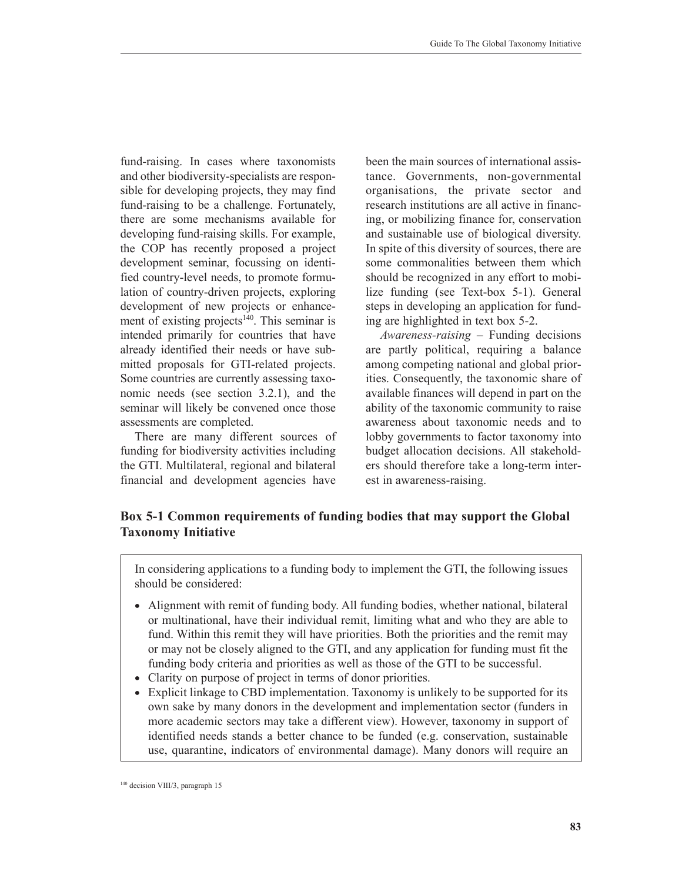fund-raising. In cases where taxonomists and other biodiversity-specialists are responsible for developing projects, they may find fund-raising to be a challenge. Fortunately, there are some mechanisms available for developing fund-raising skills. For example, the COP has recently proposed a project development seminar, focussing on identified country-level needs, to promote formulation of country-driven projects, exploring development of new projects or enhancement of existing projects[140]. This seminar is intended primarily for countries that have already identified their needs or have submitted proposals for GTI-related projects. Some countries are currently assessing taxonomic needs (see section 3.2.1), and the seminar will likely be convened once those assessments are completed.

There are many different sources of funding for biodiversity activities including the GTI. Multilateral, regional and bilateral financial and development agencies have been the main sources of international assistance. Governments, non-governmental organisations, the private sector and research institutions are all active in financing, or mobilizing finance for, conservation and sustainable use of biological diversity. In spite of this diversity of sources, there are some commonalities between them which should be recognized in any effort to mobilize funding (see Text-box 5-1). General steps in developing an application for funding are highlighted in text box 5-2.

*Awareness-raising* – Funding decisions are partly political, requiring a balance among competing national and global priorities. Consequently, the taxonomic share of available finances will depend in part on the ability of the taxonomic community to raise awareness about taxonomic needs and to lobby governments to factor taxonomy into budget allocation decisions. All stakeholders should therefore take a long-term interest in awareness-raising.

**Box 5-1 Common requirements of funding bodies that may support the Global Taxonomy Initiative**

In considering applications to a funding body to implement the GTI, the following issues should be considered:

- Alignment with remit of funding body. All funding bodies, whether national, bilateral or multinational, have their individual remit, limiting what and who they are able to fund. Within this remit they will have priorities. Both the priorities and the remit may or may not be closely aligned to the GTI, and any application for funding must fit the funding body criteria and priorities as well as those of the GTI to be successful.
- Clarity on purpose of project in terms of donor priorities.
- Explicit linkage to CBD implementation. Taxonomy is unlikely to be supported for its own sake by many donors in the development and implementation sector (funders in more academic sectors may take a different view). However, taxonomy in support of identified needs stands a better chance to be funded (e.g. conservation, sustainable use, quarantine, indicators of environmental damage). Many donors will require an

[140] decision VIII/3, paragraph 15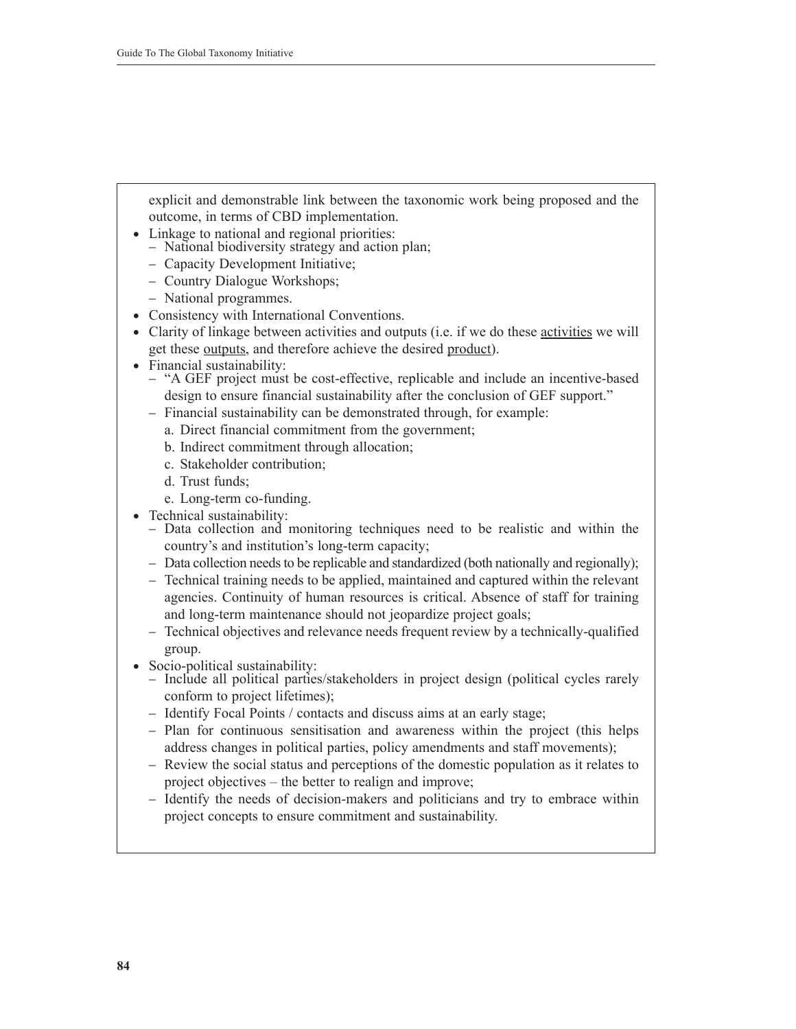explicit and demonstrable link between the taxonomic work being proposed and the outcome, in terms of CBD implementation.

- Linkage to national and regional priorities:
  - National biodiversity strategy and action plan;
  - Capacity Development Initiative;
  - Country Dialogue Workshops;
  - National programmes.
- Consistency with International Conventions.
- Clarity of linkage between activities and outputs (i.e. if we do these <u>activities</u> we will get these <u>outputs</u>, and therefore achieve the desired <u>product</u>).
- Financial sustainability:
  - "A GEF project must be cost-effective, replicable and include an incentive-based design to ensure financial sustainability after the conclusion of GEF support."
  - Financial sustainability can be demonstrated through, for example:
    a. Direct financial commitment from the government;
    b. Indirect commitment through allocation;
    c. Stakeholder contribution;
    d. Trust funds;
    e. Long-term co-funding.
- Technical sustainability:
  - Data collection and monitoring techniques need to be realistic and within the country's and institution's long-term capacity;
  - Data collection needs to be replicable and standardized (both nationally and regionally);
  - Technical training needs to be applied, maintained and captured within the relevant agencies. Continuity of human resources is critical. Absence of staff for training and long-term maintenance should not jeopardize project goals;
  - Technical objectives and relevance needs frequent review by a technically-qualified group.
- Socio-political sustainability:
  - Include all political parties/stakeholders in project design (political cycles rarely conform to project lifetimes);
  - Identify Focal Points / contacts and discuss aims at an early stage;
  - Plan for continuous sensitisation and awareness within the project (this helps address changes in political parties, policy amendments and staff movements);
  - Review the social status and perceptions of the domestic population as it relates to project objectives – the better to realign and improve;
  - Identify the needs of decision-makers and politicians and try to embrace within project concepts to ensure commitment and sustainability.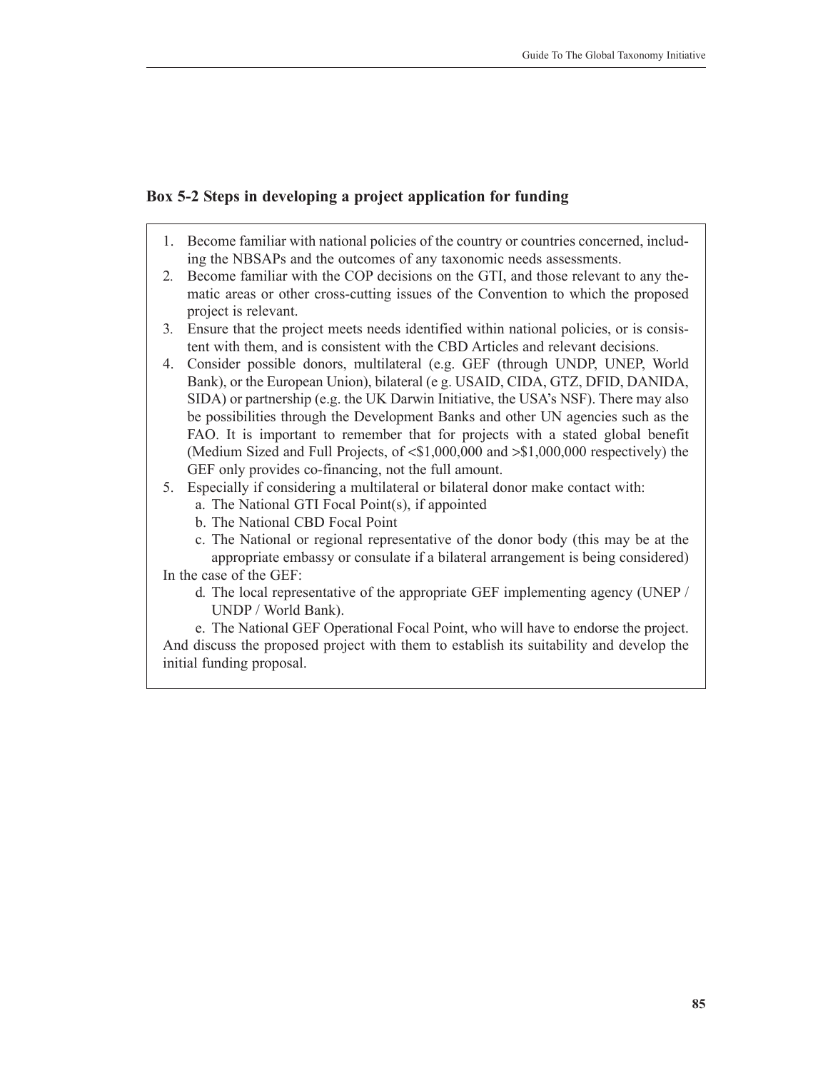### Box 5-2 Steps in developing a project application for funding

1. Become familiar with national policies of the country or countries concerned, including the NBSAPs and the outcomes of any taxonomic needs assessments.
2. Become familiar with the COP decisions on the GTI, and those relevant to any thematic areas or other cross-cutting issues of the Convention to which the proposed project is relevant.
3. Ensure that the project meets needs identified within national policies, or is consistent with them, and is consistent with the CBD Articles and relevant decisions.
4. Consider possible donors, multilateral (e.g. GEF (through UNDP, UNEP, World Bank), or the European Union), bilateral (e g. USAID, CIDA, GTZ, DFID, DANIDA, SIDA) or partnership (e.g. the UK Darwin Initiative, the USA's NSF). There may also be possibilities through the Development Banks and other UN agencies such as the FAO. It is important to remember that for projects with a stated global benefit (Medium Sized and Full Projects, of <$1,000,000 and >$1,000,000 respectively) the GEF only provides co-financing, not the full amount.
5. Especially if considering a multilateral or bilateral donor make contact with:
   a. The National GTI Focal Point(s), if appointed
   b. The National CBD Focal Point
   c. The National or regional representative of the donor body (this may be at the appropriate embassy or consulate if a bilateral arrangement is being considered)

In the case of the GEF:

   d. The local representative of the appropriate GEF implementing agency (UNEP / UNDP / World Bank).
   e. The National GEF Operational Focal Point, who will have to endorse the project.

And discuss the proposed project with them to establish its suitability and develop the initial funding proposal.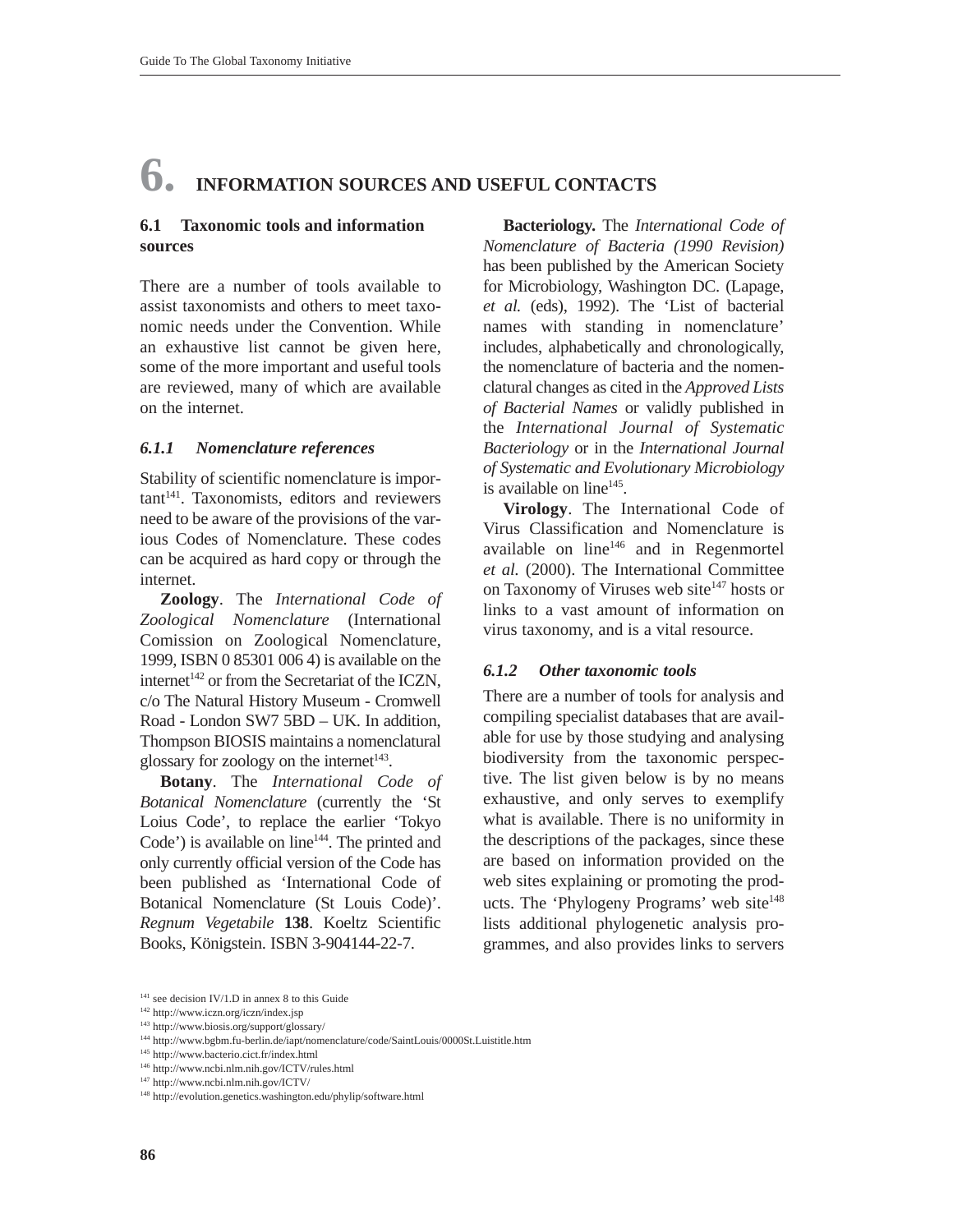# 6. INFORMATION SOURCES AND USEFUL CONTACTS

## 6.1 Taxonomic tools and information sources

There are a number of tools available to assist taxonomists and others to meet taxonomic needs under the Convention. While an exhaustive list cannot be given here, some of the more important and useful tools are reviewed, many of which are available on the internet.

### *6.1.1 Nomenclature references*

Stability of scientific nomenclature is important[141]. Taxonomists, editors and reviewers need to be aware of the provisions of the various Codes of Nomenclature. These codes can be acquired as hard copy or through the internet.

**Zoology**. The *International Code of Zoological Nomenclature* (International Comission on Zoological Nomenclature, 1999, ISBN 0 85301 006 4) is available on the internet[142] or from the Secretariat of the ICZN, c/o The Natural History Museum - Cromwell Road - London SW7 5BD – UK. In addition, Thompson BIOSIS maintains a nomenclatural glossary for zoology on the internet[143].

**Botany**. The *International Code of Botanical Nomenclature* (currently the 'St Loius Code', to replace the earlier 'Tokyo Code') is available on line[144]. The printed and only currently official version of the Code has been published as 'International Code of Botanical Nomenclature (St Louis Code)'. *Regnum Vegetabile* **138**. Koeltz Scientific Books, Königstein. ISBN 3-904144-22-7.

**Bacteriology.** The *International Code of Nomenclature of Bacteria (1990 Revision)* has been published by the American Society for Microbiology, Washington DC. (Lapage, *et al.* (eds), 1992). The 'List of bacterial names with standing in nomenclature' includes, alphabetically and chronologically, the nomenclature of bacteria and the nomenclatural changes as cited in the *Approved Lists of Bacterial Names* or validly published in the *International Journal of Systematic Bacteriology* or in the *International Journal of Systematic and Evolutionary Microbiology* is available on line[145].

**Virology**. The International Code of Virus Classification and Nomenclature is available on line[146] and in Regenmortel *et al.* (2000). The International Committee on Taxonomy of Viruses web site[147] hosts or links to a vast amount of information on virus taxonomy, and is a vital resource.

### *6.1.2 Other taxonomic tools*

There are a number of tools for analysis and compiling specialist databases that are available for use by those studying and analysing biodiversity from the taxonomic perspective. The list given below is by no means exhaustive, and only serves to exemplify what is available. There is no uniformity in the descriptions of the packages, since these are based on information provided on the web sites explaining or promoting the products. The 'Phylogeny Programs' web site[148] lists additional phylogenetic analysis programmes, and also provides links to servers

---

[141] see decision IV/1.D in annex 8 to this Guide
[142] http://www.iczn.org/iczn/index.jsp
[143] http://www.biosis.org/support/glossary/
[144] http://www.bgbm.fu-berlin.de/iapt/nomenclature/code/SaintLouis/0000St.Luistitle.htm
[145] http://www.bacterio.cict.fr/index.html
[146] http://www.ncbi.nlm.nih.gov/ICTV/rules.html
[147] http://www.ncbi.nlm.nih.gov/ICTV/
[148] http://evolution.genetics.washington.edu/phylip/software.html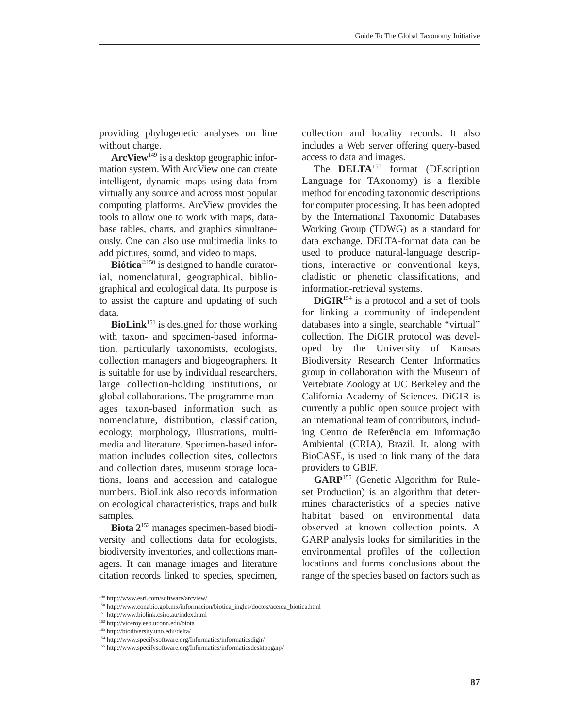providing phylogenetic analyses on line without charge.

**ArcView**[149] is a desktop geographic information system. With ArcView one can create intelligent, dynamic maps using data from virtually any source and across most popular computing platforms. ArcView provides the tools to allow one to work with maps, database tables, charts, and graphics simultaneously. One can also use multimedia links to add pictures, sound, and video to maps.

**Biótica**[©150] is designed to handle curatorial, nomenclatural, geographical, bibliographical and ecological data. Its purpose is to assist the capture and updating of such data.

**BioLink**[151] is designed for those working with taxon- and specimen-based information, particularly taxonomists, ecologists, collection managers and biogeographers. It is suitable for use by individual researchers, large collection-holding institutions, or global collaborations. The programme manages taxon-based information such as nomenclature, distribution, classification, ecology, morphology, illustrations, multimedia and literature. Specimen-based information includes collection sites, collectors and collection dates, museum storage locations, loans and accession and catalogue numbers. BioLink also records information on ecological characteristics, traps and bulk samples.

**Biota 2**[152] manages specimen-based biodiversity and collections data for ecologists, biodiversity inventories, and collections managers. It can manage images and literature citation records linked to species, specimen, collection and locality records. It also includes a Web server offering query-based access to data and images.

The **DELTA**[153] format (DEscription Language for TAxonomy) is a flexible method for encoding taxonomic descriptions for computer processing. It has been adopted by the International Taxonomic Databases Working Group (TDWG) as a standard for data exchange. DELTA-format data can be used to produce natural-language descriptions, interactive or conventional keys, cladistic or phenetic classifications, and information-retrieval systems.

**DiGIR**[154] is a protocol and a set of tools for linking a community of independent databases into a single, searchable "virtual" collection. The DiGIR protocol was developed by the University of Kansas Biodiversity Research Center Informatics group in collaboration with the Museum of Vertebrate Zoology at UC Berkeley and the California Academy of Sciences. DiGIR is currently a public open source project with an international team of contributors, including Centro de Referência em Informação Ambiental (CRIA), Brazil. It, along with BioCASE, is used to link many of the data providers to GBIF.

**GARP**[155] (Genetic Algorithm for Rule-set Production) is an algorithm that determines characteristics of a species native habitat based on environmental data observed at known collection points. A GARP analysis looks for similarities in the environmental profiles of the collection locations and forms conclusions about the range of the species based on factors such as

[149] http://www.esri.com/software/arcview/
[150] http://www.conabio.gob.mx/informacion/biotica_ingles/doctos/acerca_biotica.html
[151] http://www.biolink.csiro.au/index.html
[152] http://viceroy.eeb.uconn.edu/biota
[153] http://biodiversity.uno.edu/delta/
[154] http://www.specifysoftware.org/Informatics/informaticsdigir/
[155] http://www.specifysoftware.org/Informatics/informaticsdesktopgarp/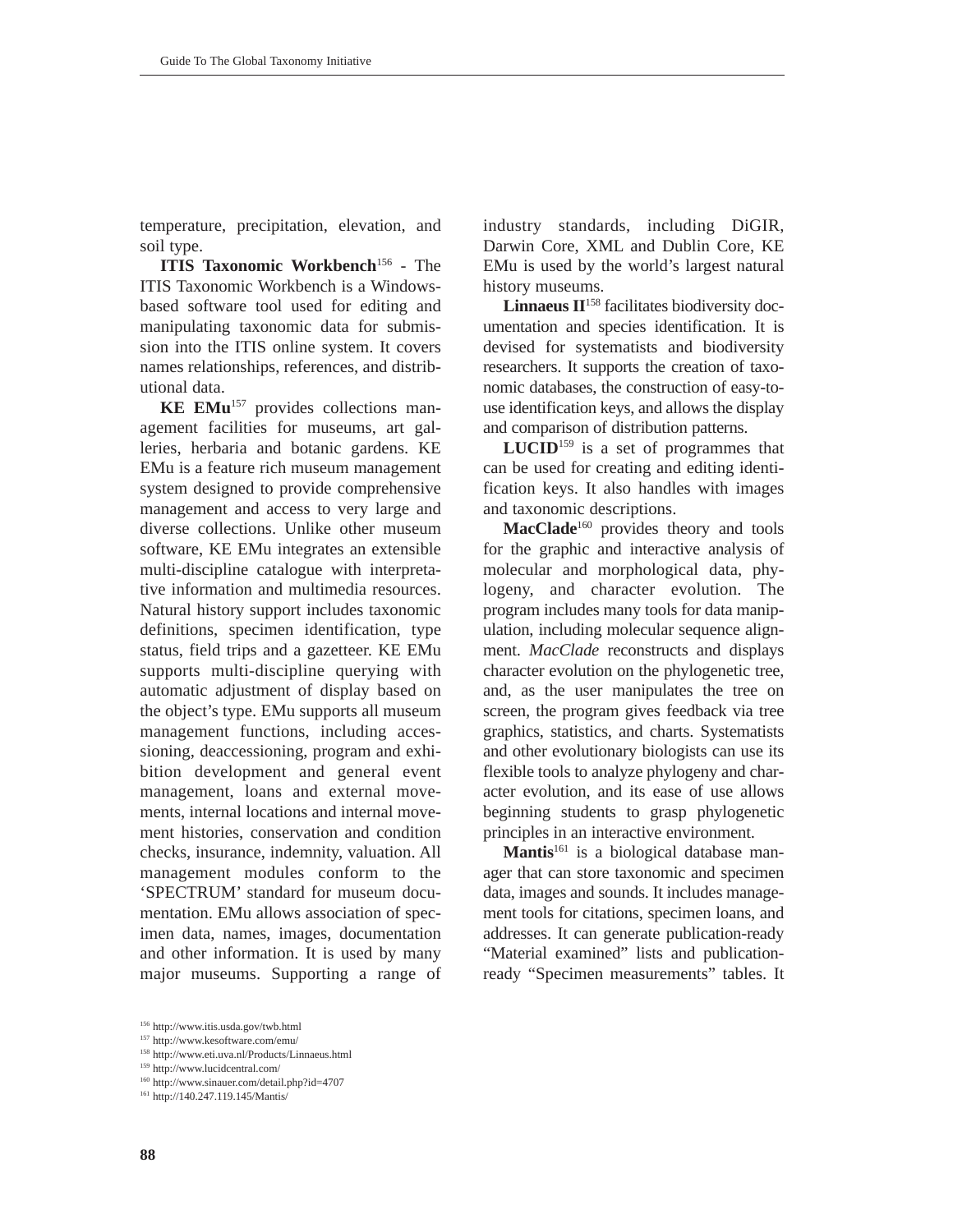temperature, precipitation, elevation, and soil type.

**ITIS Taxonomic Workbench**[156] - The ITIS Taxonomic Workbench is a Windows-based software tool used for editing and manipulating taxonomic data for submission into the ITIS online system. It covers names relationships, references, and distributional data.

**KE EMu**[157] provides collections management facilities for museums, art galleries, herbaria and botanic gardens. KE EMu is a feature rich museum management system designed to provide comprehensive management and access to very large and diverse collections. Unlike other museum software, KE EMu integrates an extensible multi-discipline catalogue with interpretative information and multimedia resources. Natural history support includes taxonomic definitions, specimen identification, type status, field trips and a gazetteer. KE EMu supports multi-discipline querying with automatic adjustment of display based on the object's type. EMu supports all museum management functions, including accessioning, deaccessioning, program and exhibition development and general event management, loans and external movements, internal locations and internal movement histories, conservation and condition checks, insurance, indemnity, valuation. All management modules conform to the 'SPECTRUM' standard for museum documentation. EMu allows association of specimen data, names, images, documentation and other information. It is used by many major museums. Supporting a range of industry standards, including DiGIR, Darwin Core, XML and Dublin Core, KE EMu is used by the world's largest natural history museums.

**Linnaeus II**[158] facilitates biodiversity documentation and species identification. It is devised for systematists and biodiversity researchers. It supports the creation of taxonomic databases, the construction of easy-to-use identification keys, and allows the display and comparison of distribution patterns.

**LUCID**[159] is a set of programmes that can be used for creating and editing identification keys. It also handles with images and taxonomic descriptions.

**MacClade**[160] provides theory and tools for the graphic and interactive analysis of molecular and morphological data, phylogeny, and character evolution. The program includes many tools for data manipulation, including molecular sequence alignment. *MacClade* reconstructs and displays character evolution on the phylogenetic tree, and, as the user manipulates the tree on screen, the program gives feedback via tree graphics, statistics, and charts. Systematists and other evolutionary biologists can use its flexible tools to analyze phylogeny and character evolution, and its ease of use allows beginning students to grasp phylogenetic principles in an interactive environment.

**Mantis**[161] is a biological database manager that can store taxonomic and specimen data, images and sounds. It includes management tools for citations, specimen loans, and addresses. It can generate publication-ready "Material examined" lists and publication-ready "Specimen measurements" tables. It

---

[156] http://www.itis.usda.gov/twb.html

[157] http://www.kesoftware.com/emu/

[158] http://www.eti.uva.nl/Products/Linnaeus.html

[159] http://www.lucidcentral.com/

[160] http://www.sinauer.com/detail.php?id=4707

[161] http://140.247.119.145/Mantis/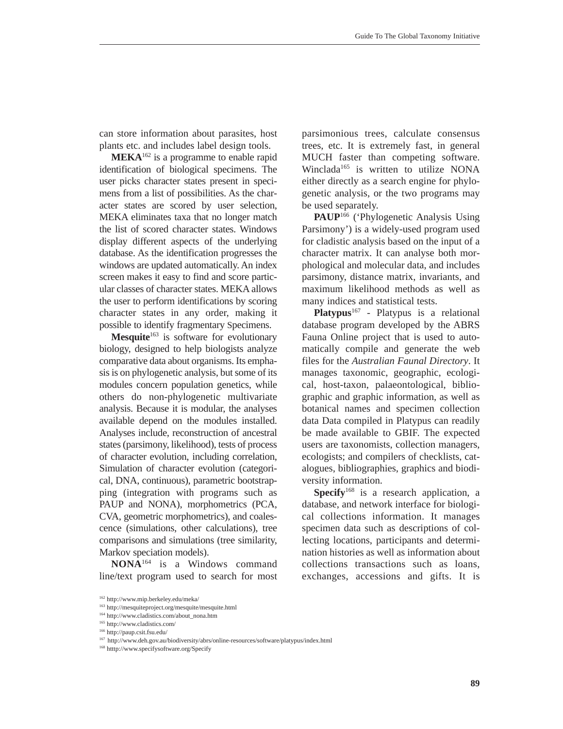can store information about parasites, host plants etc. and includes label design tools.

**MEKA**[162] is a programme to enable rapid identification of biological specimens. The user picks character states present in specimens from a list of possibilities. As the character states are scored by user selection, MEKA eliminates taxa that no longer match the list of scored character states. Windows display different aspects of the underlying database. As the identification progresses the windows are updated automatically. An index screen makes it easy to find and score particular classes of character states. MEKA allows the user to perform identifications by scoring character states in any order, making it possible to identify fragmentary Specimens.

**Mesquite**[163] is software for evolutionary biology, designed to help biologists analyze comparative data about organisms. Its emphasis is on phylogenetic analysis, but some of its modules concern population genetics, while others do non-phylogenetic multivariate analysis. Because it is modular, the analyses available depend on the modules installed. Analyses include, reconstruction of ancestral states (parsimony, likelihood), tests of process of character evolution, including correlation, Simulation of character evolution (categorical, DNA, continuous), parametric bootstrapping (integration with programs such as PAUP and NONA), morphometrics (PCA, CVA, geometric morphometrics), and coalescence (simulations, other calculations), tree comparisons and simulations (tree similarity, Markov speciation models).

**NONA**[164] is a Windows command line/text program used to search for most parsimonious trees, calculate consensus trees, etc. It is extremely fast, in general MUCH faster than competing software. Winclada[165] is written to utilize NONA either directly as a search engine for phylogenetic analysis, or the two programs may be used separately.

**PAUP**[166] ('Phylogenetic Analysis Using Parsimony') is a widely-used program used for cladistic analysis based on the input of a character matrix. It can analyse both morphological and molecular data, and includes parsimony, distance matrix, invariants, and maximum likelihood methods as well as many indices and statistical tests.

**Platypus**[167] - Platypus is a relational database program developed by the ABRS Fauna Online project that is used to automatically compile and generate the web files for the *Australian Faunal Directory*. It manages taxonomic, geographic, ecological, host-taxon, palaeontological, bibliographic and graphic information, as well as botanical names and specimen collection data Data compiled in Platypus can readily be made available to GBIF. The expected users are taxonomists, collection managers, ecologists; and compilers of checklists, catalogues, bibliographies, graphics and biodiversity information.

**Specify**[168] is a research application, a database, and network interface for biological collections information. It manages specimen data such as descriptions of collecting locations, participants and determination histories as well as information about collections transactions such as loans, exchanges, accessions and gifts. It is

[162] http://www.mip.berkeley.edu/meka/
[163] http://mesquiteproject.org/mesquite/mesquite.html
[164] http://www.cladistics.com/about_nona.htm
[165] http://www.cladistics.com/
[166] http://paup.csit.fsu.edu/
[167] http://www.deh.gov.au/biodiversity/abrs/online-resources/software/platypus/index.html
[168] htttp://www.specifysoftware.org/Specify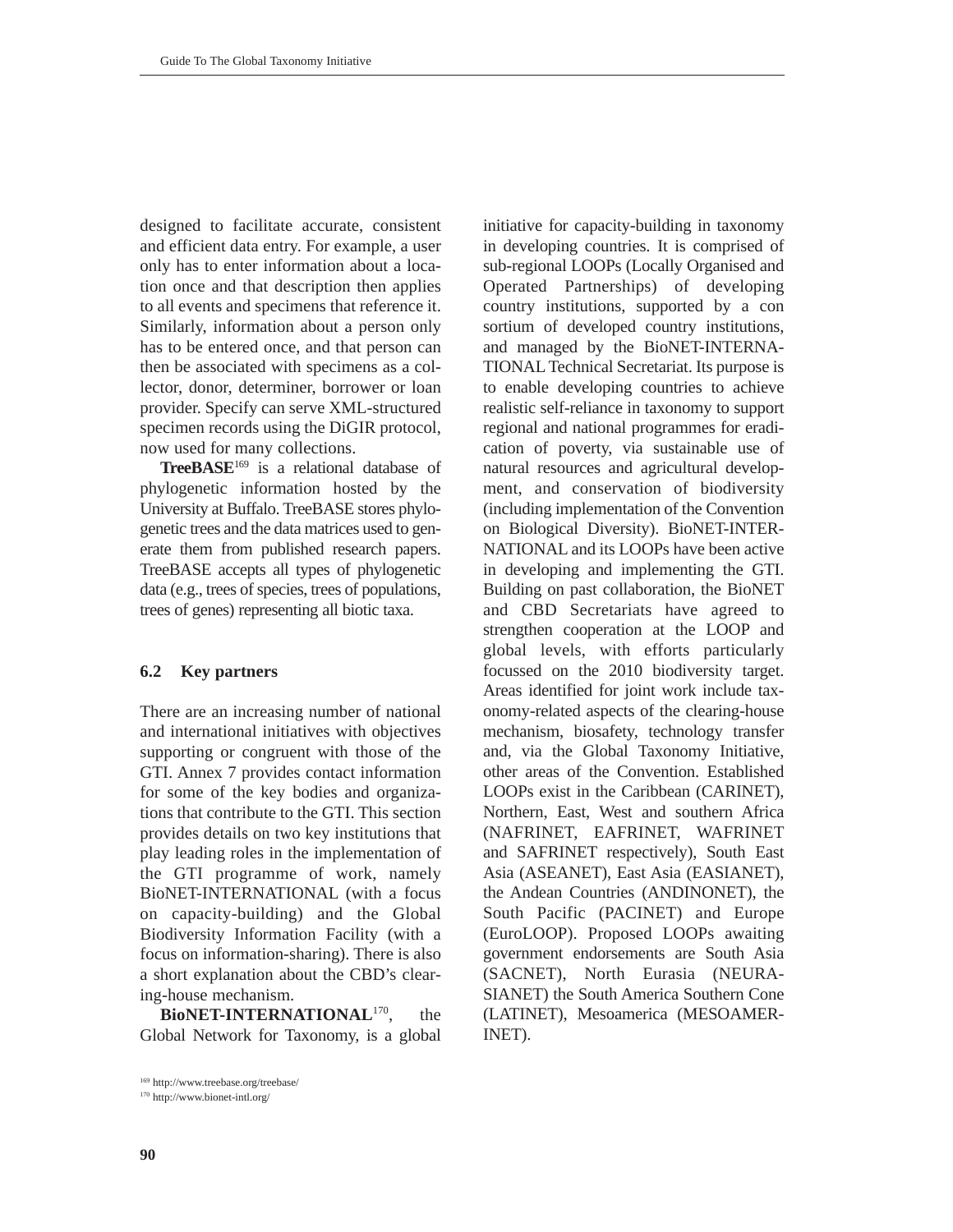designed to facilitate accurate, consistent and efficient data entry. For example, a user only has to enter information about a location once and that description then applies to all events and specimens that reference it. Similarly, information about a person only has to be entered once, and that person can then be associated with specimens as a collector, donor, determiner, borrower or loan provider. Specify can serve XML-structured specimen records using the DiGIR protocol, now used for many collections.

**TreeBASE**[169] is a relational database of phylogenetic information hosted by the University at Buffalo. TreeBASE stores phylogenetic trees and the data matrices used to generate them from published research papers. TreeBASE accepts all types of phylogenetic data (e.g., trees of species, trees of populations, trees of genes) representing all biotic taxa.

### 6.2 Key partners

There are an increasing number of national and international initiatives with objectives supporting or congruent with those of the GTI. Annex 7 provides contact information for some of the key bodies and organizations that contribute to the GTI. This section provides details on two key institutions that play leading roles in the implementation of the GTI programme of work, namely BioNET-INTERNATIONAL (with a focus on capacity-building) and the Global Biodiversity Information Facility (with a focus on information-sharing). There is also a short explanation about the CBD's clearing-house mechanism.

**BioNET-INTERNATIONAL**[170], the Global Network for Taxonomy, is a global initiative for capacity-building in taxonomy in developing countries. It is comprised of sub-regional LOOPs (Locally Organised and Operated Partnerships) of developing country institutions, supported by a con sortium of developed country institutions, and managed by the BioNET-INTERNATIONAL Technical Secretariat. Its purpose is to enable developing countries to achieve realistic self-reliance in taxonomy to support regional and national programmes for eradication of poverty, via sustainable use of natural resources and agricultural development, and conservation of biodiversity (including implementation of the Convention on Biological Diversity). BioNET-INTERNATIONAL and its LOOPs have been active in developing and implementing the GTI. Building on past collaboration, the BioNET and CBD Secretariats have agreed to strengthen cooperation at the LOOP and global levels, with efforts particularly focussed on the 2010 biodiversity target. Areas identified for joint work include taxonomy-related aspects of the clearing-house mechanism, biosafety, technology transfer and, via the Global Taxonomy Initiative, other areas of the Convention. Established LOOPs exist in the Caribbean (CARINET), Northern, East, West and southern Africa (NAFRINET, EAFRINET, WAFRINET and SAFRINET respectively), South East Asia (ASEANET), East Asia (EASIANET), the Andean Countries (ANDINONET), the South Pacific (PACINET) and Europe (EuroLOOP). Proposed LOOPs awaiting government endorsements are South Asia (SACNET), North Eurasia (NEURASIANET) the South America Southern Cone (LATINET), Mesoamerica (MESOAMERINET).

---

[169] http://www.treebase.org/treebase/

[170] http://www.bionet-intl.org/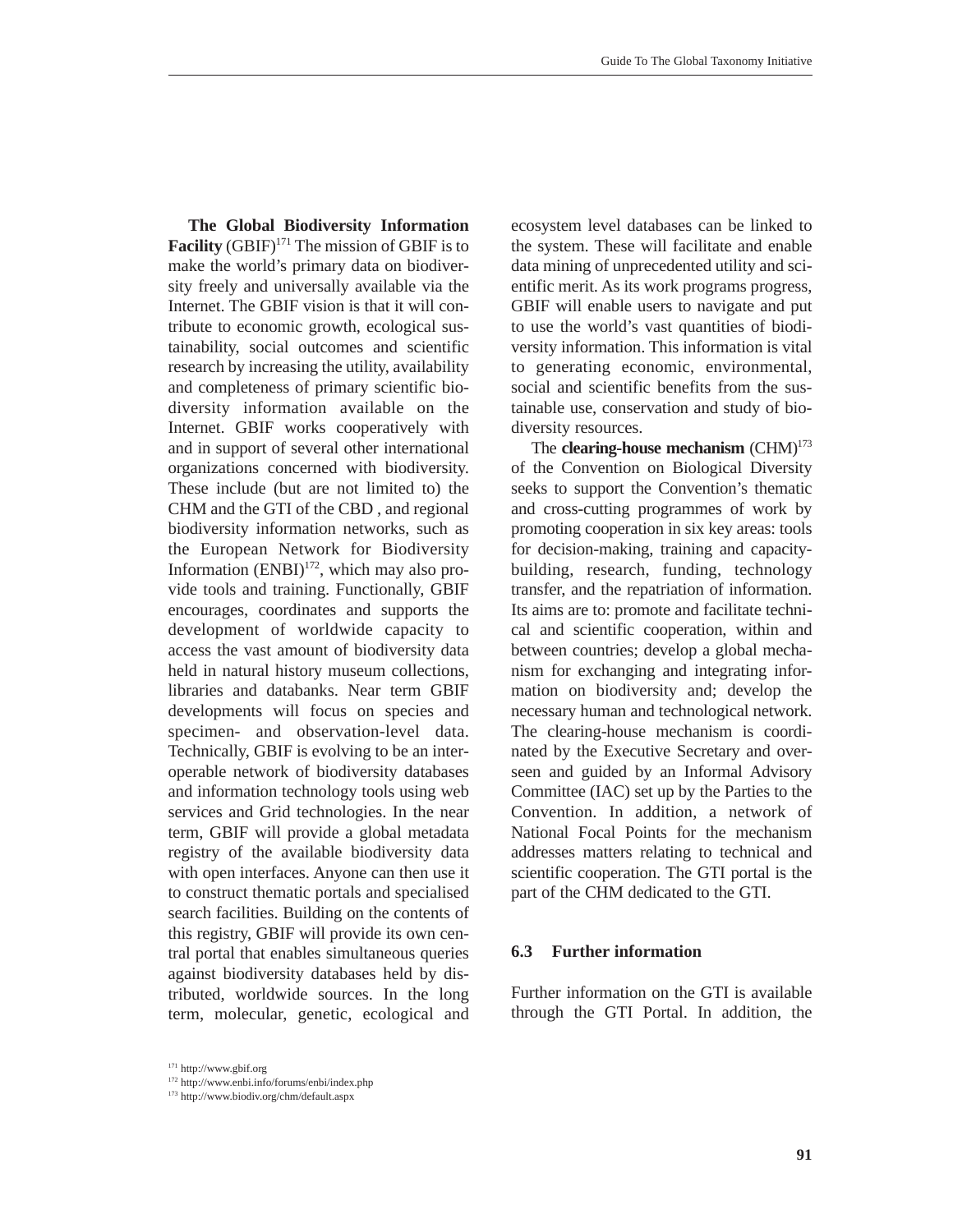**The Global Biodiversity Information Facility** (GBIF)[171] The mission of GBIF is to make the world's primary data on biodiversity freely and universally available via the Internet. The GBIF vision is that it will contribute to economic growth, ecological sustainability, social outcomes and scientific research by increasing the utility, availability and completeness of primary scientific biodiversity information available on the Internet. GBIF works cooperatively with and in support of several other international organizations concerned with biodiversity. These include (but are not limited to) the CHM and the GTI of the CBD , and regional biodiversity information networks, such as the European Network for Biodiversity Information (ENBI)[172], which may also provide tools and training. Functionally, GBIF encourages, coordinates and supports the development of worldwide capacity to access the vast amount of biodiversity data held in natural history museum collections, libraries and databanks. Near term GBIF developments will focus on species and specimen- and observation-level data. Technically, GBIF is evolving to be an interoperable network of biodiversity databases and information technology tools using web services and Grid technologies. In the near term, GBIF will provide a global metadata registry of the available biodiversity data with open interfaces. Anyone can then use it to construct thematic portals and specialised search facilities. Building on the contents of this registry, GBIF will provide its own central portal that enables simultaneous queries against biodiversity databases held by distributed, worldwide sources. In the long term, molecular, genetic, ecological and ecosystem level databases can be linked to the system. These will facilitate and enable data mining of unprecedented utility and scientific merit. As its work programs progress, GBIF will enable users to navigate and put to use the world's vast quantities of biodiversity information. This information is vital to generating economic, environmental, social and scientific benefits from the sustainable use, conservation and study of biodiversity resources.

The **clearing-house mechanism** (CHM)[173] of the Convention on Biological Diversity seeks to support the Convention's thematic and cross-cutting programmes of work by promoting cooperation in six key areas: tools for decision-making, training and capacity-building, research, funding, technology transfer, and the repatriation of information. Its aims are to: promote and facilitate technical and scientific cooperation, within and between countries; develop a global mechanism for exchanging and integrating information on biodiversity and; develop the necessary human and technological network. The clearing-house mechanism is coordinated by the Executive Secretary and overseen and guided by an Informal Advisory Committee (IAC) set up by the Parties to the Convention. In addition, a network of National Focal Points for the mechanism addresses matters relating to technical and scientific cooperation. The GTI portal is the part of the CHM dedicated to the GTI.

### 6.3 Further information

Further information on the GTI is available through the GTI Portal. In addition, the

[171] http://www.gbif.org
[172] http://www.enbi.info/forums/enbi/index.php
[173] http://www.biodiv.org/chm/default.aspx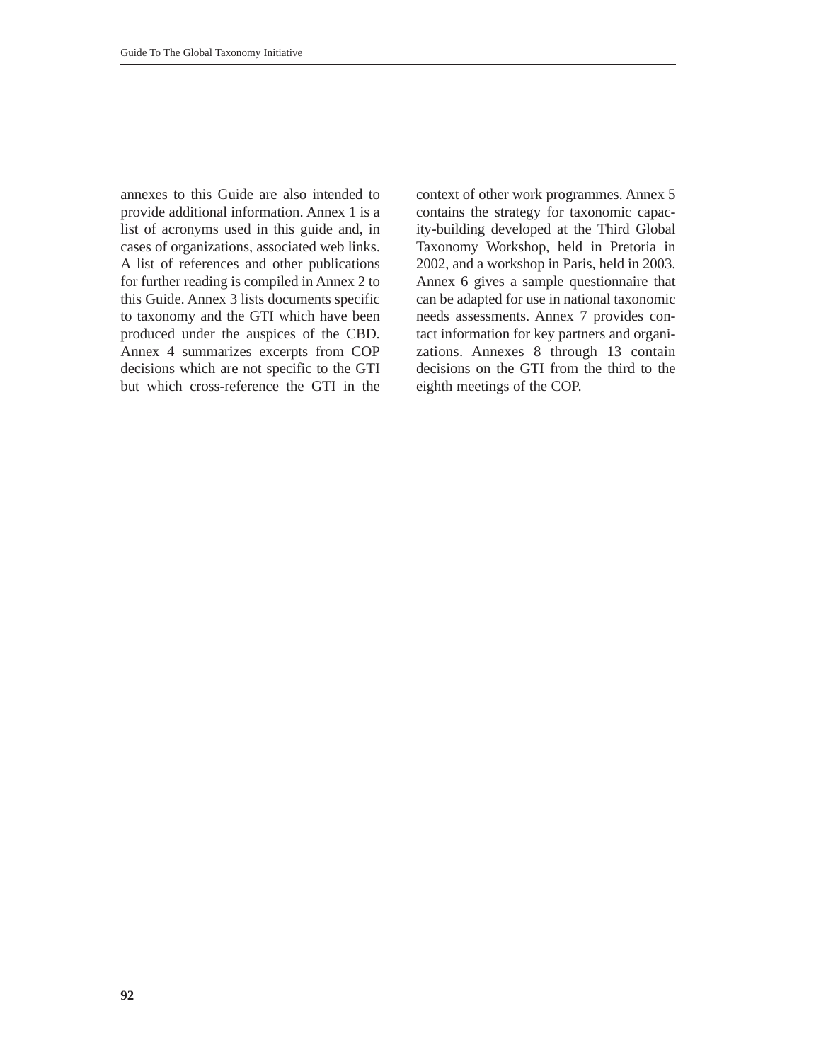annexes to this Guide are also intended to provide additional information. Annex 1 is a list of acronyms used in this guide and, in cases of organizations, associated web links. A list of references and other publications for further reading is compiled in Annex 2 to this Guide. Annex 3 lists documents specific to taxonomy and the GTI which have been produced under the auspices of the CBD. Annex 4 summarizes excerpts from COP decisions which are not specific to the GTI but which cross-reference the GTI in the context of other work programmes. Annex 5 contains the strategy for taxonomic capacity-building developed at the Third Global Taxonomy Workshop, held in Pretoria in 2002, and a workshop in Paris, held in 2003. Annex 6 gives a sample questionnaire that can be adapted for use in national taxonomic needs assessments. Annex 7 provides contact information for key partners and organizations. Annexes 8 through 13 contain decisions on the GTI from the third to the eighth meetings of the COP.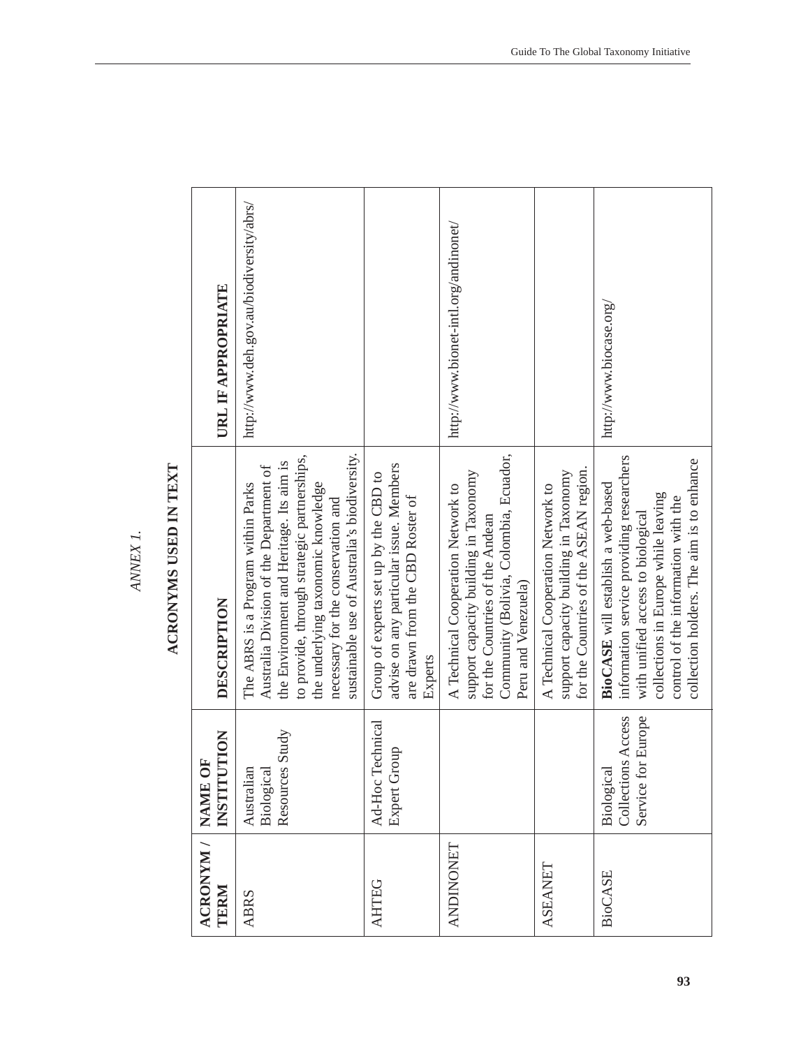*ANNEX 1.*

## ACRONYMS USED IN TEXT

| ACRONYM / TERM | NAME OF INSTITUTION | DESCRIPTION | URL IF APPROPRIATE |
|---|---|---|---|
| ABRS | Australian Biological Resources Study | The ABRS is a Program within Parks Australia Division of the Department of the Environment and Heritage. Its aim is to provide, through strategic partnerships, the underlying taxonomic knowledge necessary for the conservation and sustainable use of Australia's biodiversity. | http://www.deh.gov.au/biodiversity/abrs/ |
| AHTEG | Ad-Hoc Technical Expert Group | Group of experts set up by the CBD to advise on any particular issue. Members are drawn from the CBD Roster of Experts | |
| ANDINONET | | A Technical Cooperation Network to support capacity building in Taxonomy for the Countries of the Andean Community (Bolivia, Colombia, Ecuador, Peru and Venezuela) | http://www.bionet-intl.org/andinonet/ |
| ASEANET | | A Technical Cooperation Network to support capacity building in Taxonomy for the Countries of the ASEAN region. | |
| BioCASE | Biological Collections Access Service for Europe | **BioCASE** will establish a web-based information service providing researchers with unified access to biological collections in Europe while leaving control of the information with the collection holders. The aim is to enhance | http://www.biocase.org/ |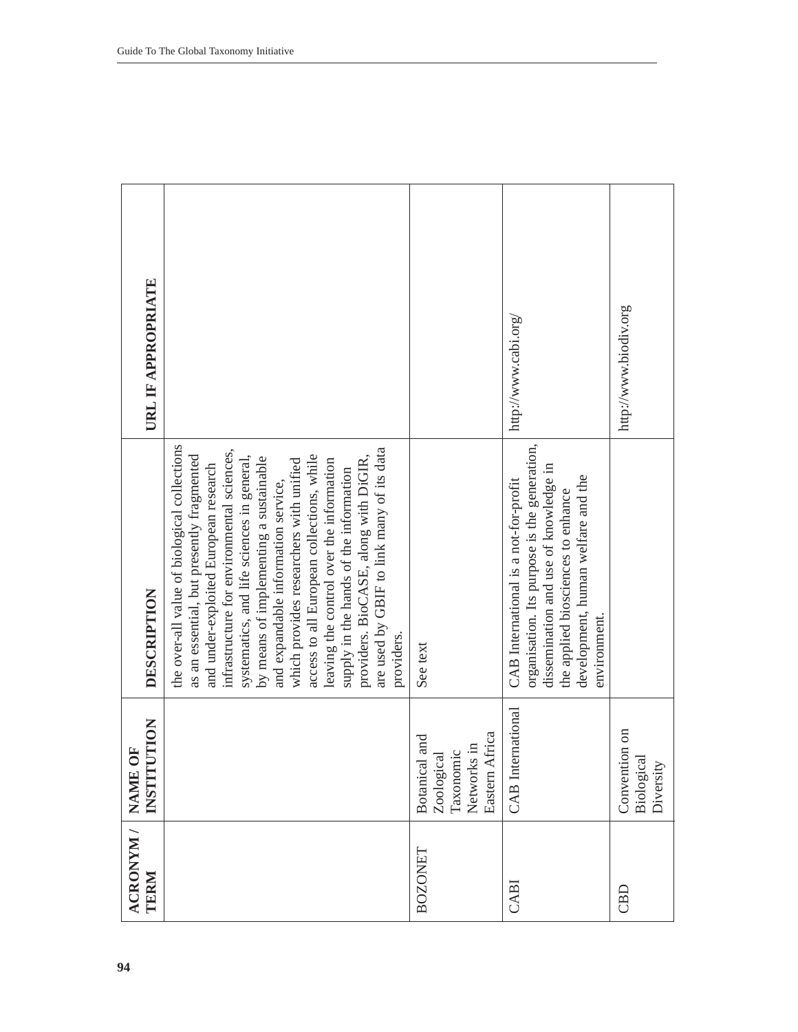| ACRONYM / TERM | NAME OF INSTITUTION | DESCRIPTION | URL IF APPROPRIATE |
|---|---|---|---|
| | | the over-all value of biological collections as an essential, but presently fragmented and under-exploited European research infrastructure for environmental sciences, systematics, and life sciences in general, by means of implementing a sustainable and expandable information service, which provides researchers with unified access to all European collections, while leaving the control over the information supply in the hands of the information providers. BioCASE, along with DiGIR, are used by GBIF to link many of its data providers. | |
| BOZONET | Botanical and Zoological Taxonomic Networks in Eastern Africa | See text | |
| CABI | CAB International | CAB International is a not-for-profit organisation. Its purpose is the generation, dissemination and use of knowledge in the applied biosciences to enhance development, human welfare and the environment. | http://www.cabi.org/ |
| CBD | Convention on Biological Diversity | | http://www.biodiv.org |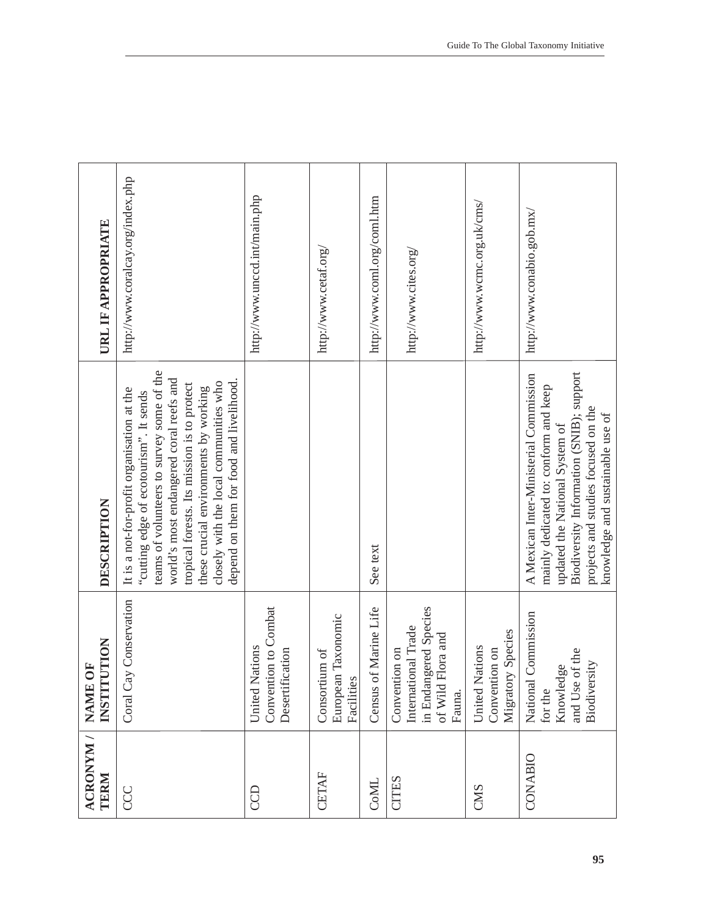| ACRONYM / TERM | NAME OF INSTITUTION | DESCRIPTION | URL IF APPROPRIATE |
|---|---|---|---|
| CCC | Coral Cay Conservation | It is a not-for-profit organisation at the "cutting edge of ecotourism". It sends teams of volunteers to survey some of the world's most endangered coral reefs and tropical forests. Its mission is to protect these crucial environments by working closely with the local communities who depend on them for food and livelihood. | http://www.coralcay.org/index.php |
| CCD | United Nations Convention to Combat Desertification | | http://www.unccd.int/main.php |
| CETAF | Consortium of European Taxonomic Facilities | | http://www.cetaf.org/ |
| CoML | Census of Marine Life | See text | http://www.coml.org/coml.htm |
| CITES | Convention on International Trade in Endangered Species of Wild Flora and Fauna. | | http://www.cites.org/ |
| CMS | United Nations Convention on Migratory Species | | http://www.wcmc.org.uk/cms/ |
| CONABIO | National Commission for the Knowledge and Use of the Biodiversity | A Mexican Inter-Ministerial Commission mainly dedicated to: conform and keep updated the National System of Biodiversity Information (SNIB); support projects and studies focused on the knowledge and sustainable use of | http://www.conabio.gob.mx/ |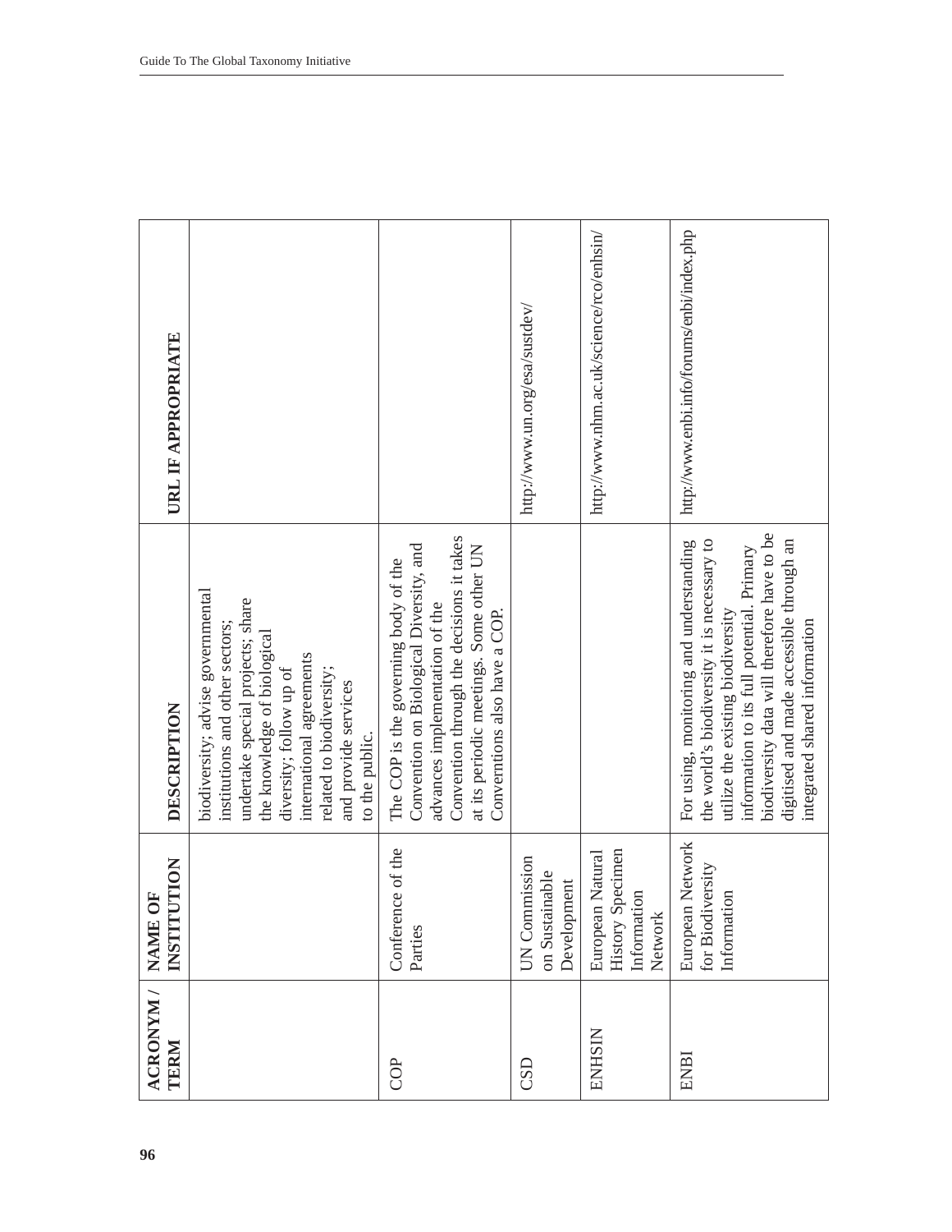| ACRONYM / TERM | NAME OF INSTITUTION | DESCRIPTION | URL IF APPROPRIATE |
|---|---|---|---|
| | | biodiversity; advise governmental institutions and other sectors; undertake special projects; share the knowledge of biological diversity; follow up of international agreements related to biodiversity; and provide services to the public. | |
| COP | Conference of the Parties | The COP is the governing body of the Convention on Biological Diversity, and advances implementation of the Convention through the decisions it takes at its periodic meetings. Some other UN Converntions also have a COP. | |
| CSD | UN Commission on Sustainable Development | | http://www.un.org/esa/sustdev/ |
| ENHSIN | European Natural History Specimen Information Network | | http://www.nhm.ac.uk/science/rco/enhsin/ |
| ENBI | European Network for Biodiversity Information | For using, monitoring and understanding the world's biodiversity it is necessary to utilize the existing biodiversity information to its full potential. Primary biodiversity data will therefore have to be digitised and made accessible through an integrated shared information | http://www.enbi.info/forums/enbi/index.php |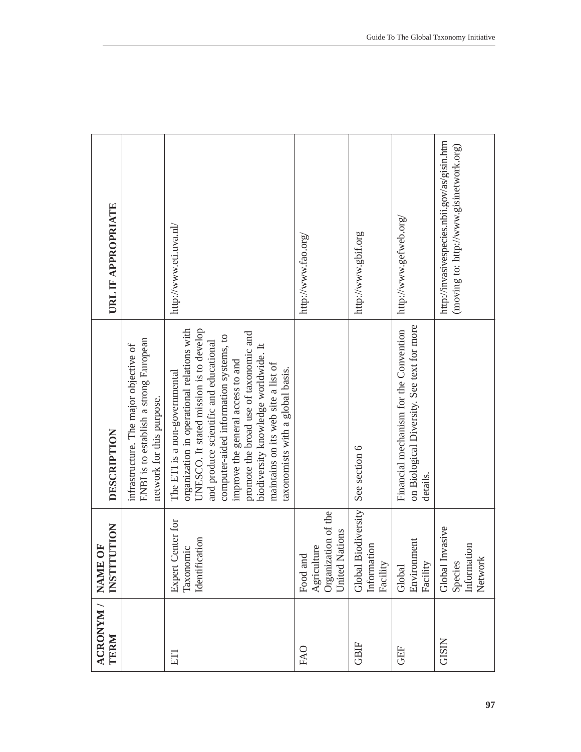| ACRONYM / TERM | NAME OF INSTITUTION | DESCRIPTION | URL IF APPROPRIATE |
|---|---|---|---|
| | | infrastructure. The major objective of ENBI is to establish a strong European network for this purpose. | |
| ETI | Expert Center for Taxonomic Identification | The ETI is a non-governmental organization in operational relations with UNESCO. It stated mission is to develop and produce scientific and educational computer-aided information systems, to improve the general access to and promote the broad use of taxonomic and biodiversity knowledge worldwide. It maintains on its web site a list of taxonomists with a global basis. | http://www.eti.uva.nl/ |
| FAO | Food and Agriculture Organization of the United Nations | | http://www.fao.org/ |
| GBIF | Global Biodiversity Information Facility | See section 6 | http://www.gbif.org |
| GEF | Global Environment Facility | Financial mechanism for the Convention on Biological Diversity. See text for more details. | http://www.gefweb.org/ |
| GISIN | Global Invasive Species Information Network | | http://invasivespecies.nbii.gov/as/gisin.htm (moving to: http://www.gisinetwork.org) |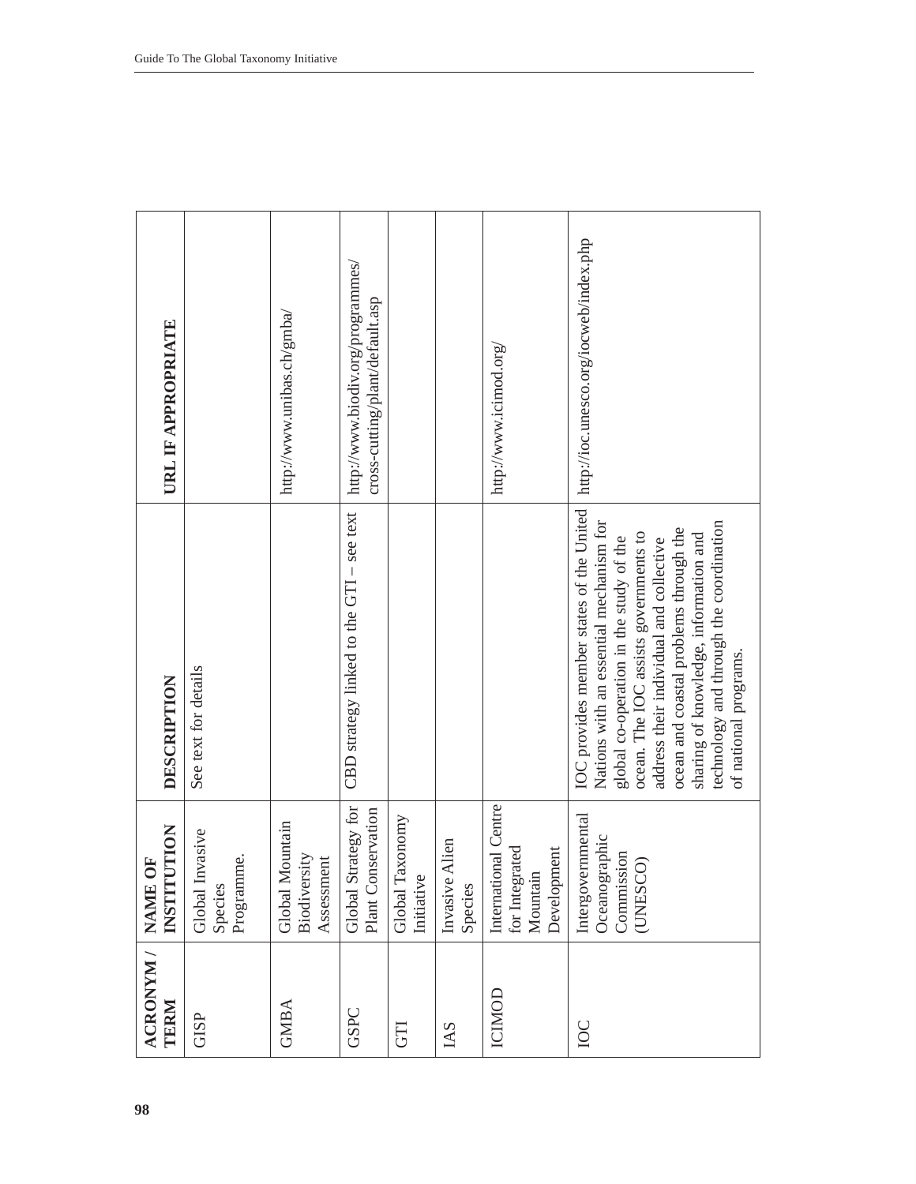| ACRONYM / TERM | NAME OF INSTITUTION | DESCRIPTION | URL IF APPROPRIATE |
|---|---|---|---|
| GISP | Global Invasive Species Programme. | See text for details | |
| GMBA | Global Mountain Biodiversity Assessment | | http://www.unibas.ch/gmba/ |
| GSPC | Global Strategy for Plant Conservation | CBD strategy linked to the GTI – see text | http://www.biodiv.org/programmes/cross-cutting/plant/default.asp |
| GTI | Global Taxonomy Initiative | | |
| IAS | Invasive Alien Species | | |
| ICIMOD | International Centre for Integrated Mountain Development | | http://www.icimod.org/ |
| IOC | Intergovernmental Oceanographic Commission (UNESCO) | IOC provides member states of the United Nations with an essential mechanism for global co-operation in the study of the ocean. The IOC assists governments to address their individual and collective ocean and coastal problems through the sharing of knowledge, information and technology and through the coordination of national programs. | http://ioc.unesco.org/iocweb/index.php |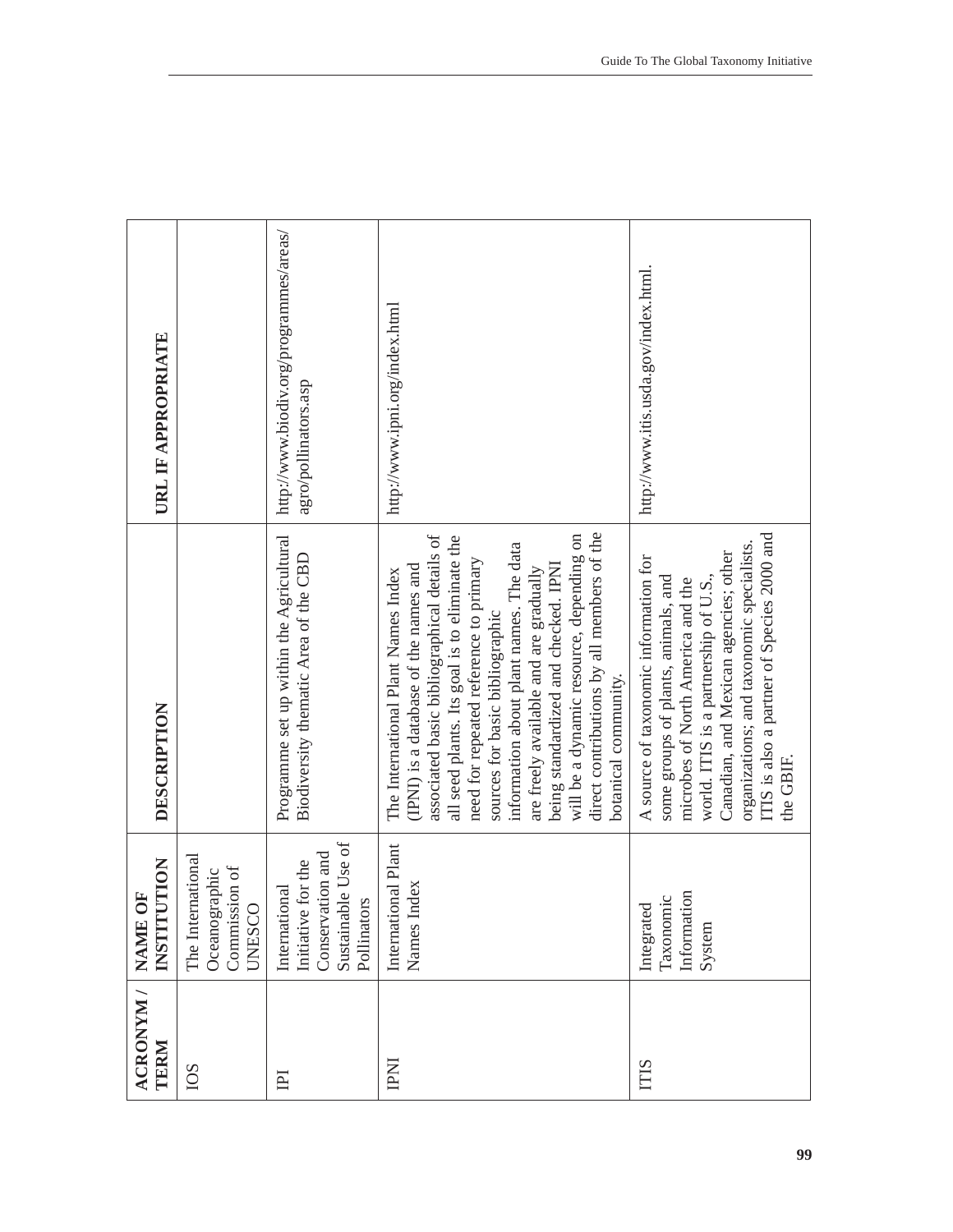| ACRONYM / TERM | NAME OF INSTITUTION | DESCRIPTION | URL IF APPROPRIATE |
|---|---|---|---|
| IOS | The International Oceanographic Commission of UNESCO | | |
| IPI | International Initiative for the Conservation and Sustainable Use of Pollinators | Programme set up within the Agricultural Biodiversity thematic Area of the CBD | http://www.biodiv.org/programmes/areas/agro/pollinators.asp |
| IPNI | International Plant Names Index | The International Plant Names Index (IPNI) is a database of the names and associated basic bibliographical details of all seed plants. Its goal is to eliminate the need for repeated reference to primary sources for basic bibliographic information about plant names. The data are freely available and are gradually being standardized and checked. IPNI will be a dynamic resource, depending on direct contributions by all members of the botanical community. | http://www.ipni.org/index.html |
| ITIS | Integrated Taxonomic Information System | A source of taxonomic information for some groups of plants, animals, and microbes of North America and the world. ITIS is a partnership of U.S., Canadian, and Mexican agencies; other organizations; and taxonomic specialists. ITIS is also a partner of Species 2000 and the GBIF. | http://www.itis.usda.gov/index.html. |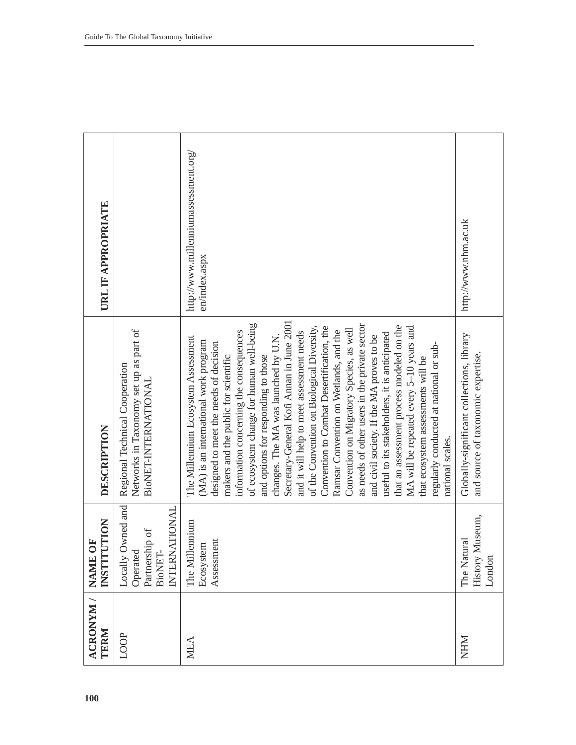| ACRONYM / TERM | NAME OF INSTITUTION | DESCRIPTION | URL IF APPROPRIATE |
|---|---|---|---|
| LOOP | Locally Owned and Operated Partnership of BioNET-INTERNATIONAL | Regional Technical Cooperation Networks in Taxonomy set up as part of BioNET-INTERNATIONAL | |
| MEA | The Millennium Ecosystem Assessment | The Millennium Ecosystem Assessment (MA) is an international work program designed to meet the needs of decision makers and the public for scientific information concerning the consequences of ecosystem change for human well-being and options for responding to those changes. The MA was launched by U.N. Secretary-General Kofi Annan in June 2001 and it will help to meet assessment needs of the Convention on Biological Diversity, Convention to Combat Desertification, the Ramsar Convention on Wetlands, and the Convention on Migratory Species, as well as needs of other users in the private sector and civil society. If the MA proves to be useful to its stakeholders, it is anticipated that an assessment process modeled on the MA will be repeated every 5–10 years and that ecosystem assessments will be regularly conducted at national or sub-national scales. | http://www.millenniumassessment.org/en/index.aspx |
| NHM | The Natural History Museum, London | Globally-significant collections, library and source of taxonomic expertise. | http://www.nhm.ac.uk |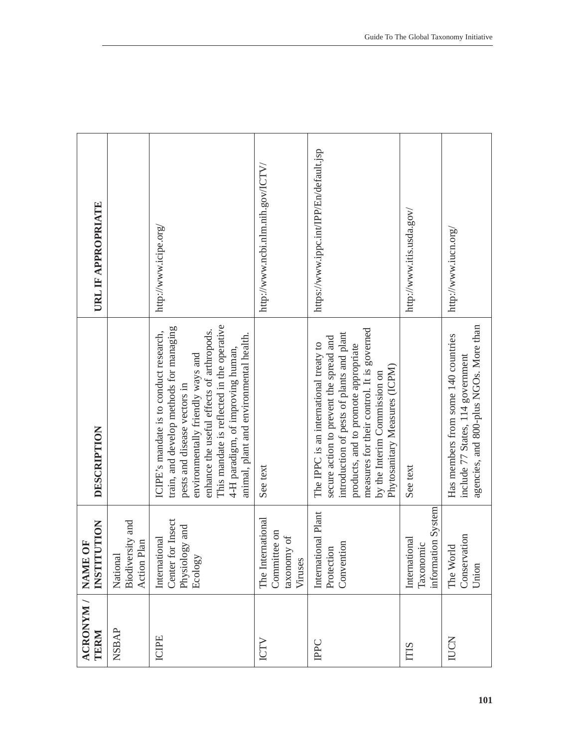| ACRONYM / TERM | NAME OF INSTITUTION | DESCRIPTION | URL IF APPROPRIATE |
|---|---|---|---|
| NSBAP | National Biodiversity and Action Plan | | |
| ICIPE | International Center for Insect Physiology and Ecology | ICIPE's mandate is to conduct research, train, and develop methods for managing pests and disease vectors in environmentally friendly ways and enhance the useful effects of arthropods. This mandate is reflected in the operative 4-H paradigm, of improving human, animal, plant and environmental health. | http://www.icipe.org/ |
| ICTV | The International Committee on taxonomy of Viruses | See text | http://www.ncbi.nlm.nih.gov/ICTV/ |
| IPPC | International Plant Protection Convention | The IPPC is an international treaty to secure action to prevent the spread and introduction of pests of plants and plant products, and to promote appropriate measures for their control. It is governed by the Interim Commission on Phytosanitary Measures (ICPM) | https://www.ippc.int/IPP/En/default.jsp |
| ITIS | International Taxonomic information System | See text | http://www.itis.usda.gov/ |
| IUCN | The World Conservation Union | Has members from some 140 countries include 77 States, 114 government agencies, and 800-plus NGOs. More than | http://www.iucn.org/ |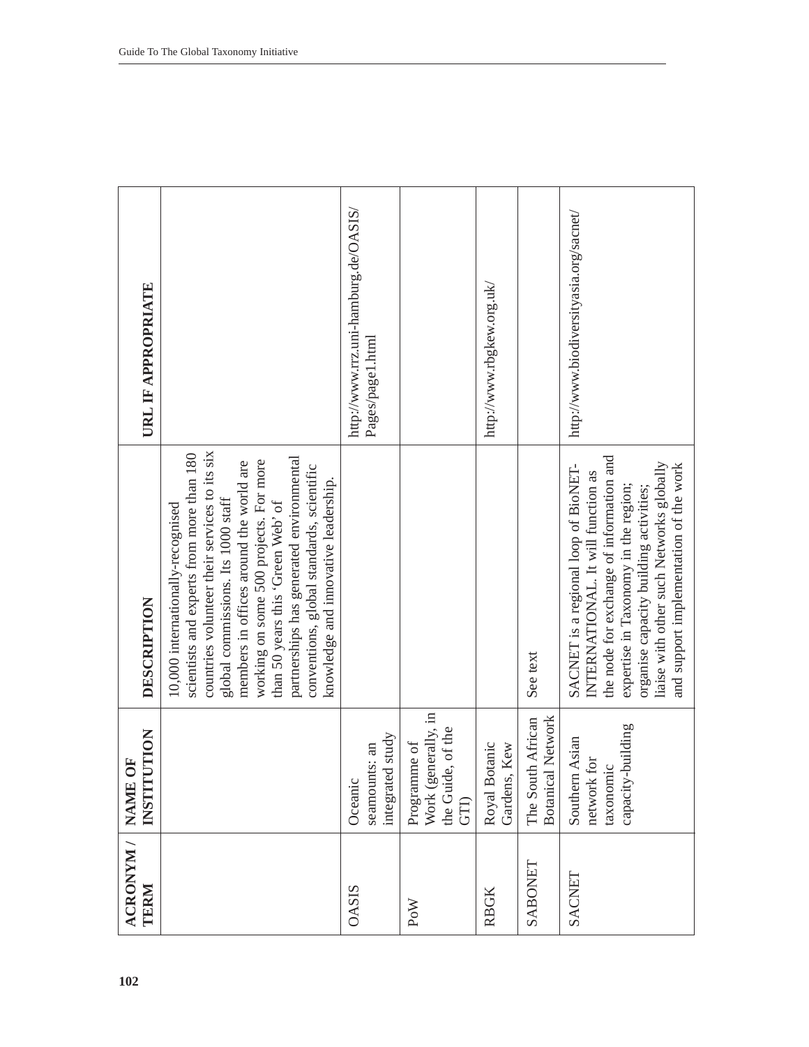| ACRONYM / TERM | NAME OF INSTITUTION | DESCRIPTION | URL IF APPROPRIATE |
|---|---|---|---|
| | | 10,000 internationally-recognised scientists and experts from more than 180 countries volunteer their services to its six global commissions. Its 1000 staff members in offices around the world are working on some 500 projects. For more than 50 years this 'Green Web' of partnerships has generated environmental conventions, global standards, scientific knowledge and innovative leadership. | |
| OASIS | Oceanic seamounts: an integrated study | | http://www.rrz.uni-hamburg.de/OASIS/Pages/page1.html |
| PoW | Programme of Work (generally, in the Guide, of the GTI) | | |
| RBGK | Royal Botanic Gardens, Kew | | http://www.rbgkew.org.uk/ |
| SABONET | The South African Botanical Network | See text | |
| SACNET | Southern Asian network for taxonomic capacity-building | SACNET is a regional loop of BioNET-INTERNATIONAL. It will function as the node for exchange of information and expertise in Taxonomy in the region; organise capacity building activities; liaise with other such Networks globally and support implementation of the work | http://www.biodiversityasia.org/sacnet/ |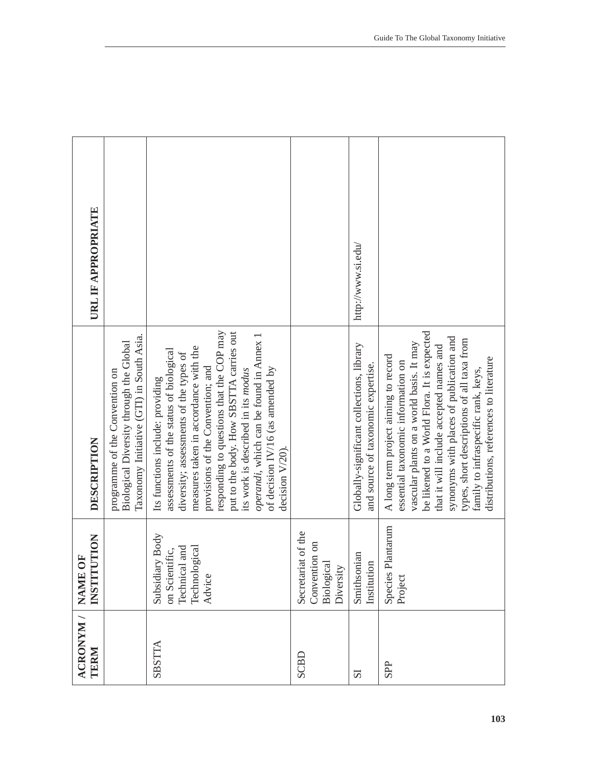| ACRONYM / TERM | NAME OF INSTITUTION | DESCRIPTION | URL IF APPROPRIATE |
|---|---|---|---|
| | | programme of the Convention on Biological Diversity through the Global Taxonomy Initiative (GTI) in South Asia. | |
| SBSTTA | Subsidiary Body on Scientific, Technical and Technological Advice | Its functions include: providing assessments of the status of biological diversity; assessments of the types of measures taken in accordance with the provisions of the Convention; and responding to questions that the COP may put to the body. How SBSTTA carries out its work is described in its *modus operandi*, which can be found in Annex 1 of decision IV/16 (as amended by decision V/20). | |
| SCBD | Secretariat of the Convention on Biological Diversity | | |
| SI | Smithsonian Institution | Globally-significant collections, library and source of taxonomic expertise. | http://www.si.edu/ |
| SPP | Species Plantarum Project | A long term project aiming to record essential taxonomic information on vascular plants on a world basis. It may be likened to a World Flora. It is expected that it will include accepted names and synonyms with places of publication and types, short descriptions of all taxa from family to infraspecific rank, keys, distributions, references to literature | |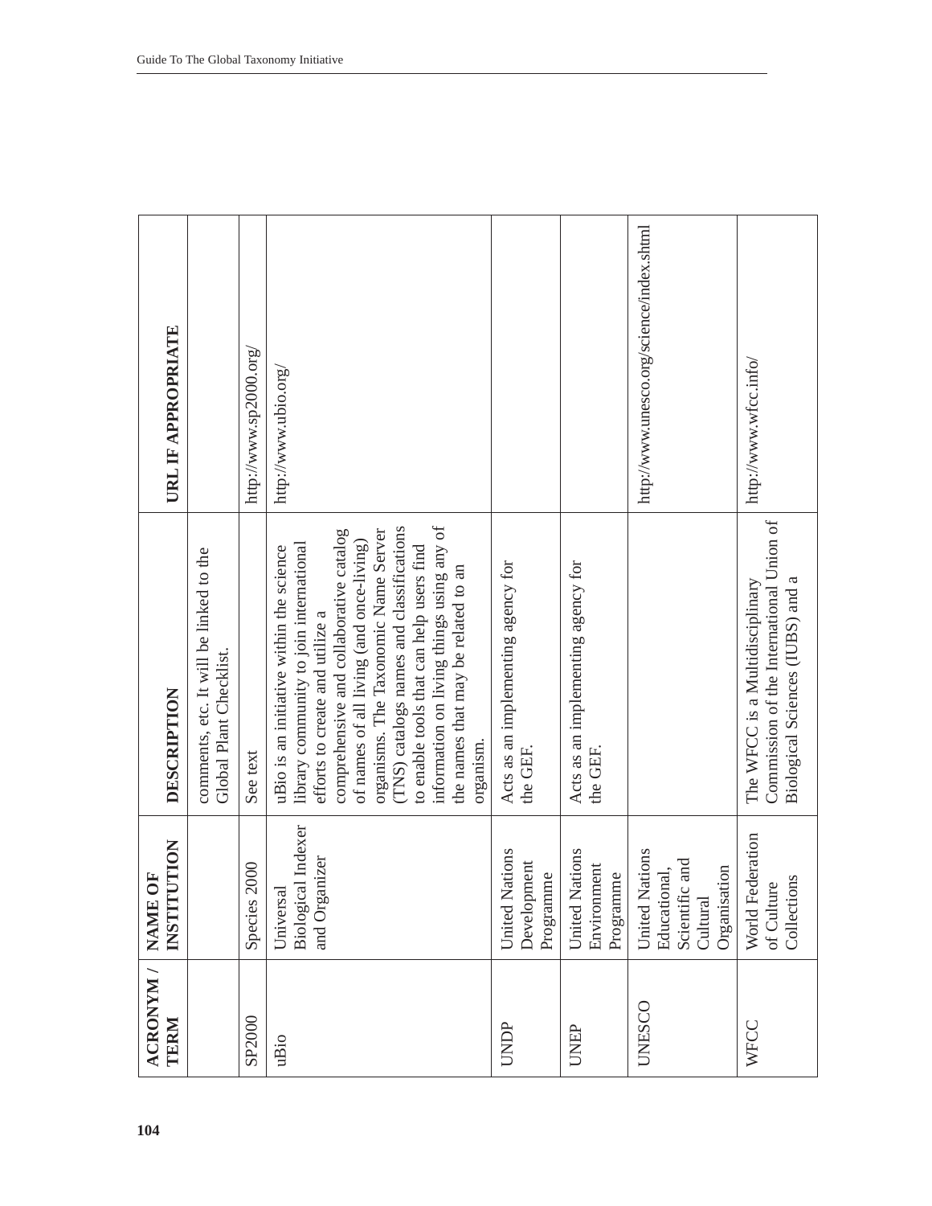| ACRONYM / TERM | NAME OF INSTITUTION | DESCRIPTION | URL IF APPROPRIATE |
|---|---|---|---|
| | | comments, etc. It will be linked to the Global Plant Checklist. | |
| SP2000 | Species 2000 | See text | http://www.sp2000.org/ |
| uBio | Universal Biological Indexer and Organizer | uBio is an initiative within the science library community to join international efforts to create and utilize a comprehensive and collaborative catalog of names of all living (and once-living) organisms. The Taxonomic Name Server (TNS) catalogs names and classifications to enable tools that can help users find information on living things using any of the names that may be related to an organism. | http://www.ubio.org/ |
| UNDP | United Nations Development Programme | Acts as an implementing agency for the GEF. | |
| UNEP | United Nations Environment Programme | Acts as an implementing agency for the GEF. | |
| UNESCO | United Nations Educational, Scientific and Cultural Organisation | | http://www.unesco.org/science/index.shtml |
| WFCC | World Federation of Culture Collections | The WFCC is a Multidisciplinary Commission of the International Union of Biological Sciences (IUBS) and a | http://www.wfcc.info/ |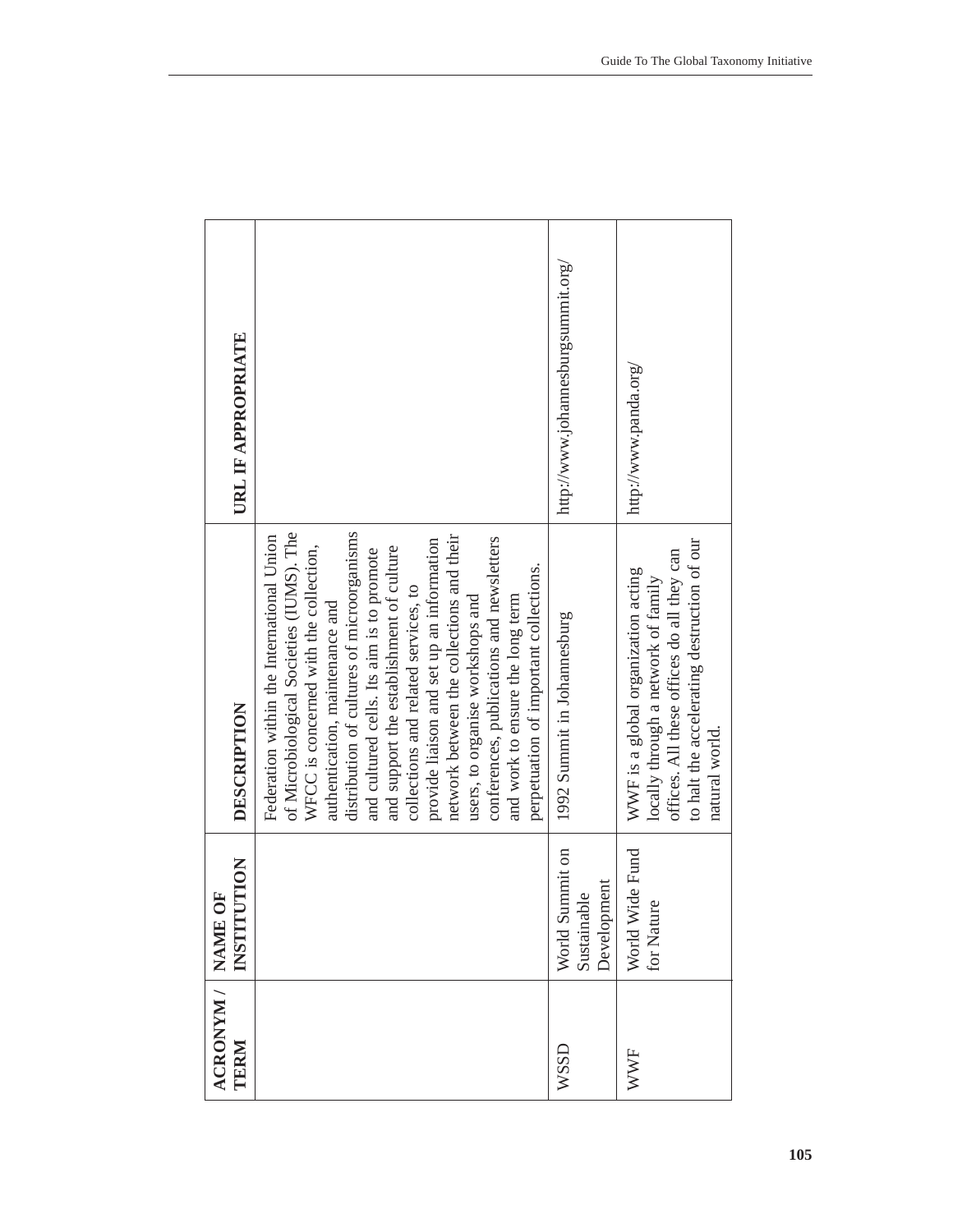| ACRONYM / TERM | NAME OF INSTITUTION | DESCRIPTION | URL IF APPROPRIATE |
|---|---|---|---|
| | | Federation within the International Union of Microbiological Societies (IUMS). The WFCC is concerned with the collection, authentication, maintenance and distribution of cultures of microorganisms and cultured cells. Its aim is to promote and support the establishment of culture collections and related services, to provide liaison and set up an information network between the collections and their users, to organise workshops and conferences, publications and newsletters and work to ensure the long term perpetuation of important collections. | |
| WSSD | World Summit on Sustainable Development | 1992 Summit in Johannesburg | http://www.johannesburgsummit.org/ |
| WWF | World Wide Fund for Nature | WWF is a global organization acting locally through a network of family offices. All these offices do all they can to halt the accelerating destruction of our natural world. | http://www.panda.org/ |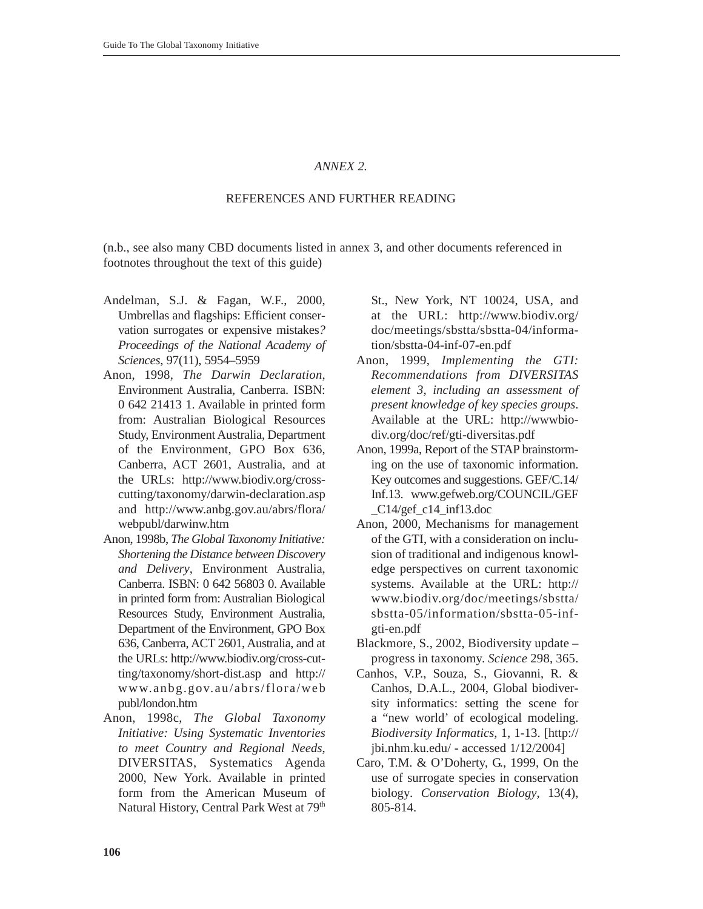*ANNEX 2.*

REFERENCES AND FURTHER READING

(n.b., see also many CBD documents listed in annex 3, and other documents referenced in footnotes throughout the text of this guide)

Andelman, S.J. & Fagan, W.F., 2000, Umbrellas and flagships: Efficient conservation surrogates or expensive mistakes? *Proceedings of the National Academy of Sciences*, 97(11), 5954–5959

Anon, 1998, *The Darwin Declaration*, Environment Australia, Canberra. ISBN: 0 642 21413 1. Available in printed form from: Australian Biological Resources Study, Environment Australia, Department of the Environment, GPO Box 636, Canberra, ACT 2601, Australia, and at the URLs: http://www.biodiv.org/cross-cutting/taxonomy/darwin-declaration.asp and http://www.anbg.gov.au/abrs/flora/webpubl/darwinw.htm

Anon, 1998b, *The Global Taxonomy Initiative: Shortening the Distance between Discovery and Delivery*, Environment Australia, Canberra. ISBN: 0 642 56803 0. Available in printed form from: Australian Biological Resources Study, Environment Australia, Department of the Environment, GPO Box 636, Canberra, ACT 2601, Australia, and at the URLs: http://www.biodiv.org/cross-cutting/taxonomy/short-dist.asp and http://www.anbg.gov.au/abrs/flora/webpubl/london.htm

Anon, 1998c, *The Global Taxonomy Initiative: Using Systematic Inventories to meet Country and Regional Needs*, DIVERSITAS, Systematics Agenda 2000, New York. Available in printed form from the American Museum of Natural History, Central Park West at 79th St., New York, NT 10024, USA, and at the URL: http://www.biodiv.org/doc/meetings/sbstta/sbstta-04/information/sbstta-04-inf-07-en.pdf

Anon, 1999, *Implementing the GTI: Recommendations from DIVERSITAS element 3, including an assessment of present knowledge of key species groups*. Available at the URL: http://wwwbiodiv.org/doc/ref/gti-diversitas.pdf

Anon, 1999a, Report of the STAP brainstorming on the use of taxonomic information. Key outcomes and suggestions. GEF/C.14/Inf.13. www.gefweb.org/COUNCIL/GEF_C14/gef_c14_inf13.doc

Anon, 2000, Mechanisms for management of the GTI, with a consideration on inclusion of traditional and indigenous knowledge perspectives on current taxonomic systems. Available at the URL: http://www.biodiv.org/doc/meetings/sbstta/sbstta-05/information/sbstta-05-inf-gti-en.pdf

Blackmore, S., 2002, Biodiversity update – progress in taxonomy. *Science* 298, 365.

Canhos, V.P., Souza, S., Giovanni, R. & Canhos, D.A.L., 2004, Global biodiversity informatics: setting the scene for a "new world' of ecological modeling. *Biodiversity Informatics*, 1, 1-13. [http://jbi.nhm.ku.edu/ - accessed 1/12/2004]

Caro, T.M. & O'Doherty, G., 1999, On the use of surrogate species in conservation biology. *Conservation Biology*, 13(4), 805-814.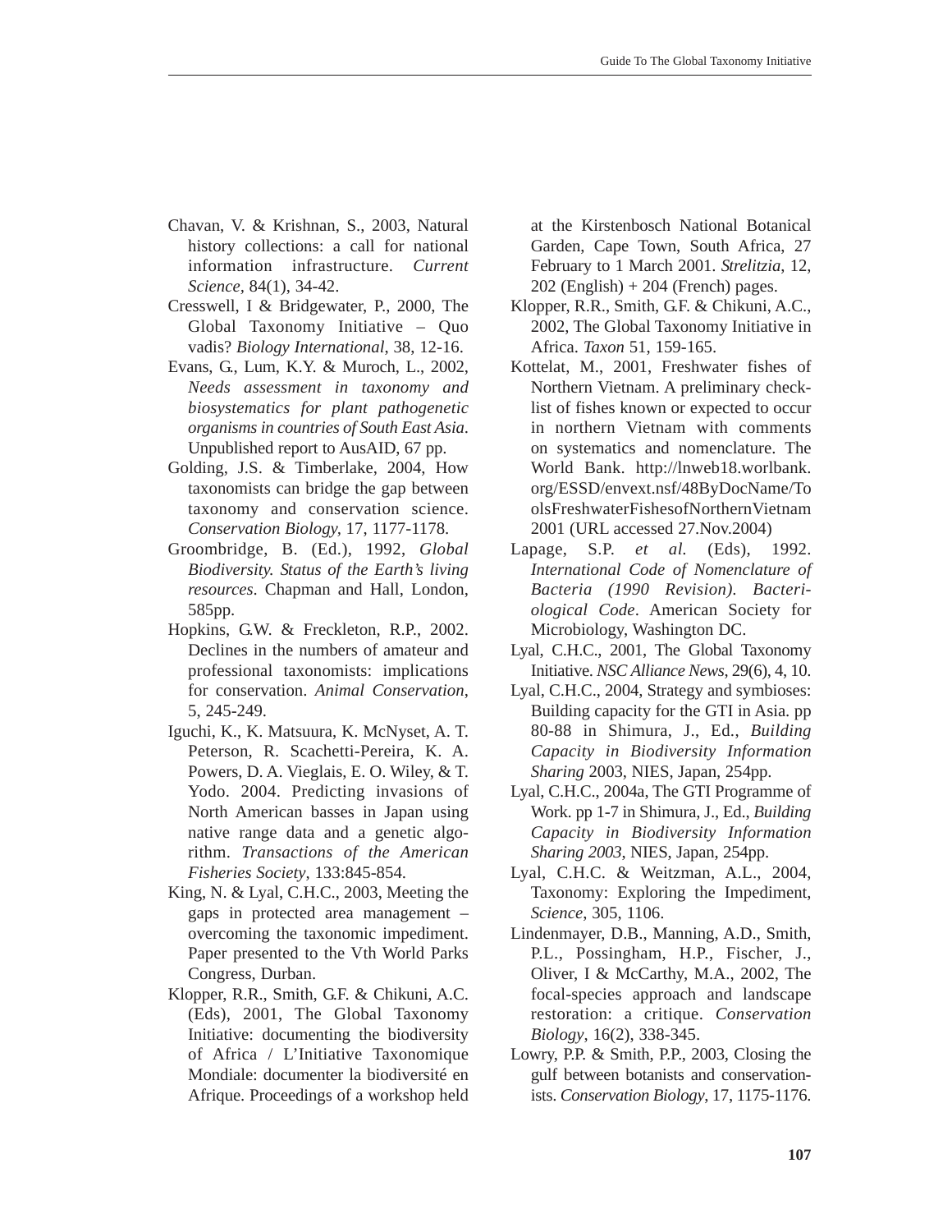Chavan, V. & Krishnan, S., 2003, Natural history collections: a call for national information infrastructure. *Current Science,* 84(1), 34-42.

Cresswell, I & Bridgewater, P., 2000, The Global Taxonomy Initiative – Quo vadis? *Biology International*, 38, 12-16.

Evans, G., Lum, K.Y. & Muroch, L., 2002, *Needs assessment in taxonomy and biosystematics for plant pathogenetic organisms in countries of South East Asia*. Unpublished report to AusAID, 67 pp.

Golding, J.S. & Timberlake, 2004, How taxonomists can bridge the gap between taxonomy and conservation science. *Conservation Biology,* 17, 1177-1178.

Groombridge, B. (Ed.), 1992, *Global Biodiversity. Status of the Earth's living resources*. Chapman and Hall, London, 585pp.

Hopkins, G.W. & Freckleton, R.P., 2002. Declines in the numbers of amateur and professional taxonomists: implications for conservation. *Animal Conservation*, 5, 245-249.

Iguchi, K., K. Matsuura, K. McNyset, A. T. Peterson, R. Scachetti-Pereira, K. A. Powers, D. A. Vieglais, E. O. Wiley, & T. Yodo. 2004. Predicting invasions of North American basses in Japan using native range data and a genetic algorithm. *Transactions of the American Fisheries Society*, 133:845-854.

King, N. & Lyal, C.H.C., 2003, Meeting the gaps in protected area management – overcoming the taxonomic impediment. Paper presented to the Vth World Parks Congress, Durban.

Klopper, R.R., Smith, G.F. & Chikuni, A.C. (Eds), 2001, The Global Taxonomy Initiative: documenting the biodiversity of Africa / L'Initiative Taxonomique Mondiale: documenter la biodiversité en Afrique. Proceedings of a workshop held at the Kirstenbosch National Botanical Garden, Cape Town, South Africa, 27 February to 1 March 2001. *Strelitzia*, 12, 202 (English) + 204 (French) pages.

Klopper, R.R., Smith, G.F. & Chikuni, A.C., 2002, The Global Taxonomy Initiative in Africa. *Taxon* 51, 159-165.

Kottelat, M., 2001, Freshwater fishes of Northern Vietnam. A preliminary checklist of fishes known or expected to occur in northern Vietnam with comments on systematics and nomenclature. The World Bank. http://lnweb18.worlbank.org/ESSD/envext.nsf/48ByDocName/ToolsFreshwaterFishesofNorthernVietnam2001 (URL accessed 27.Nov.2004)

Lapage, S.P. *et al.* (Eds), 1992. *International Code of Nomenclature of Bacteria (1990 Revision). Bacteriological Code*. American Society for Microbiology, Washington DC.

Lyal, C.H.C., 2001, The Global Taxonomy Initiative. *NSC Alliance News*, 29(6), 4, 10.

Lyal, C.H.C., 2004, Strategy and symbioses: Building capacity for the GTI in Asia. pp 80-88 in Shimura, J., Ed., *Building Capacity in Biodiversity Information Sharing* 2003, NIES, Japan, 254pp.

Lyal, C.H.C., 2004a, The GTI Programme of Work. pp 1-7 in Shimura, J., Ed., *Building Capacity in Biodiversity Information Sharing 2003*, NIES, Japan, 254pp.

Lyal, C.H.C. & Weitzman, A.L., 2004, Taxonomy: Exploring the Impediment, *Science*, 305, 1106.

Lindenmayer, D.B., Manning, A.D., Smith, P.L., Possingham, H.P., Fischer, J., Oliver, I & McCarthy, M.A., 2002, The focal-species approach and landscape restoration: a critique. *Conservation Biology*, 16(2), 338-345.

Lowry, P.P. & Smith, P.P., 2003, Closing the gulf between botanists and conservationists. *Conservation Biology*, 17, 1175-1176.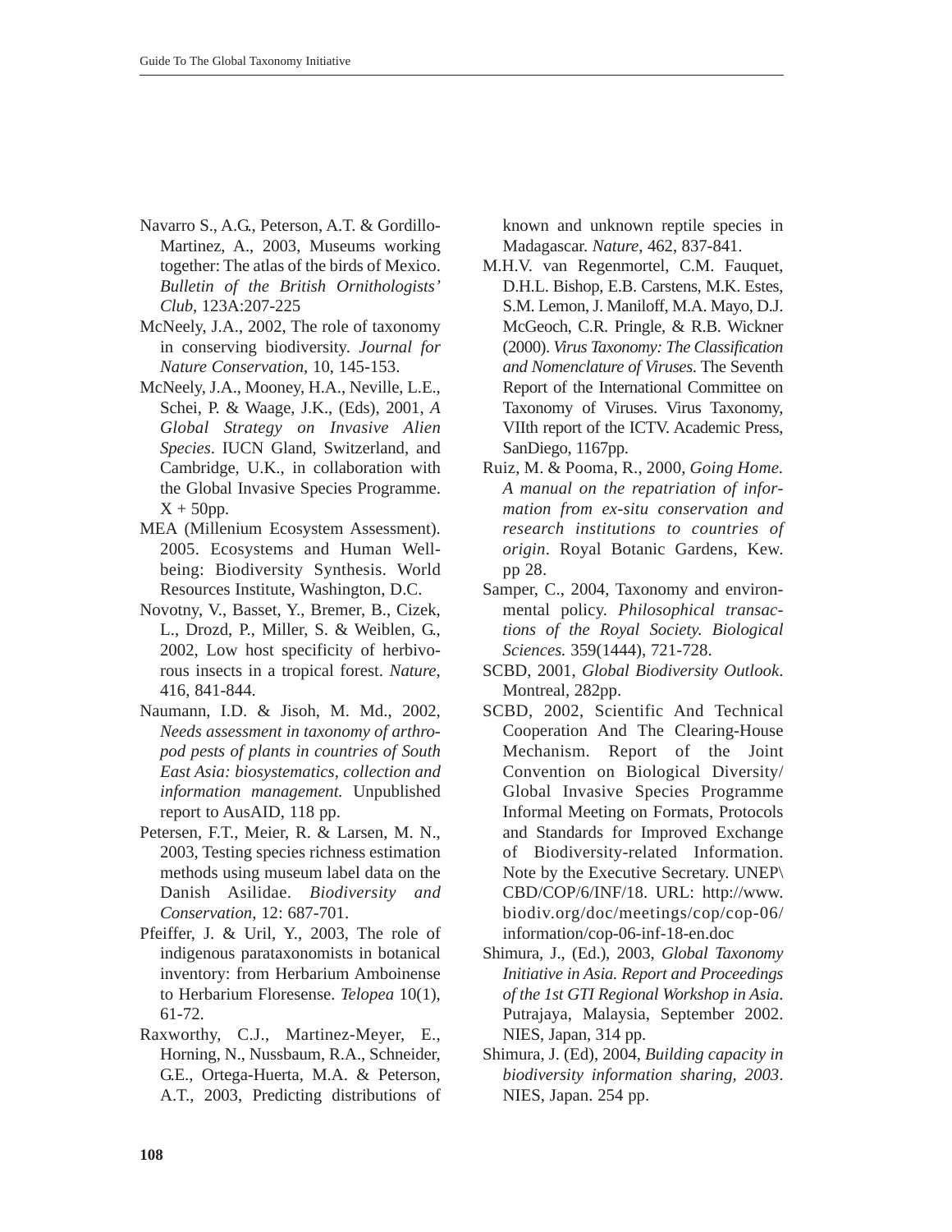Navarro S., A.G., Peterson, A.T. & Gordillo-Martinez, A., 2003, Museums working together: The atlas of the birds of Mexico. *Bulletin of the British Ornithologists' Club*, 123A:207-225

McNeely, J.A., 2002, The role of taxonomy in conserving biodiversity. *Journal for Nature Conservation*, 10, 145-153.

McNeely, J.A., Mooney, H.A., Neville, L.E., Schei, P. & Waage, J.K., (Eds), 2001, *A Global Strategy on Invasive Alien Species*. IUCN Gland, Switzerland, and Cambridge, U.K., in collaboration with the Global Invasive Species Programme. X + 50pp.

MEA (Millenium Ecosystem Assessment). 2005. Ecosystems and Human Well-being: Biodiversity Synthesis. World Resources Institute, Washington, D.C.

Novotny, V., Basset, Y., Bremer, B., Cizek, L., Drozd, P., Miller, S. & Weiblen, G., 2002, Low host specificity of herbivorous insects in a tropical forest. *Nature*, 416, 841-844.

Naumann, I.D. & Jisoh, M. Md., 2002, *Needs assessment in taxonomy of arthropod pests of plants in countries of South East Asia: biosystematics, collection and information management.* Unpublished report to AusAID, 118 pp.

Petersen, F.T., Meier, R. & Larsen, M. N., 2003, Testing species richness estimation methods using museum label data on the Danish Asilidae. *Biodiversity and Conservation*, 12: 687-701.

Pfeiffer, J. & Uril, Y., 2003, The role of indigenous parataxonomists in botanical inventory: from Herbarium Amboinense to Herbarium Floresense. *Telopea* 10(1), 61-72.

Raxworthy, C.J., Martinez-Meyer, E., Horning, N., Nussbaum, R.A., Schneider, G.E., Ortega-Huerta, M.A. & Peterson, A.T., 2003, Predicting distributions of known and unknown reptile species in Madagascar. *Nature*, 462, 837-841.

M.H.V. van Regenmortel, C.M. Fauquet, D.H.L. Bishop, E.B. Carstens, M.K. Estes, S.M. Lemon, J. Maniloff, M.A. Mayo, D.J. McGeoch, C.R. Pringle, & R.B. Wickner (2000). *Virus Taxonomy: The Classification and Nomenclature of Viruses.* The Seventh Report of the International Committee on Taxonomy of Viruses. Virus Taxonomy, VIIth report of the ICTV. Academic Press, SanDiego, 1167pp.

Ruiz, M. & Pooma, R., 2000, *Going Home. A manual on the repatriation of information from ex-situ conservation and research institutions to countries of origin*. Royal Botanic Gardens, Kew. pp 28.

Samper, C., 2004, Taxonomy and environmental policy. *Philosophical transactions of the Royal Society. Biological Sciences.* 359(1444), 721-728.

SCBD, 2001, *Global Biodiversity Outlook*. Montreal, 282pp.

SCBD, 2002, Scientific And Technical Cooperation And The Clearing-House Mechanism. Report of the Joint Convention on Biological Diversity/ Global Invasive Species Programme Informal Meeting on Formats, Protocols and Standards for Improved Exchange of Biodiversity-related Information. Note by the Executive Secretary. UNEP\CBD/COP/6/INF/18. URL: http://www.biodiv.org/doc/meetings/cop/cop-06/information/cop-06-inf-18-en.doc

Shimura, J., (Ed.), 2003, *Global Taxonomy Initiative in Asia. Report and Proceedings of the 1st GTI Regional Workshop in Asia*. Putrajaya, Malaysia, September 2002. NIES, Japan, 314 pp.

Shimura, J. (Ed), 2004, *Building capacity in biodiversity information sharing, 2003*. NIES, Japan. 254 pp.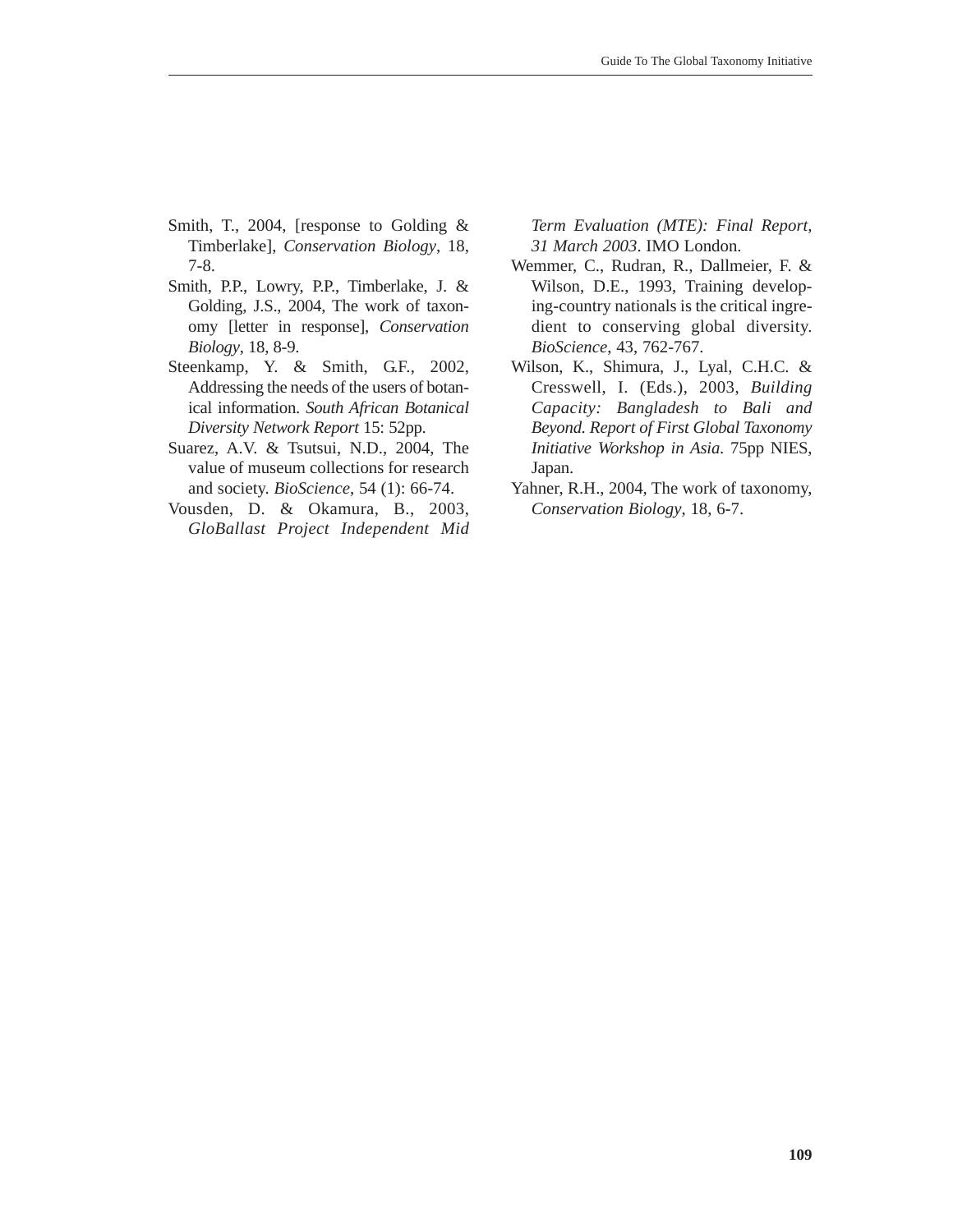Smith, T., 2004, [response to Golding & Timberlake], *Conservation Biology*, 18, 7-8.

Smith, P.P., Lowry, P.P., Timberlake, J. & Golding, J.S., 2004, The work of taxonomy [letter in response], *Conservation Biology*, 18, 8-9.

Steenkamp, Y. & Smith, G.F., 2002, Addressing the needs of the users of botanical information. *South African Botanical Diversity Network Report* 15: 52pp.

Suarez, A.V. & Tsutsui, N.D., 2004, The value of museum collections for research and society. *BioScience*, 54 (1): 66-74.

Vousden, D. & Okamura, B., 2003, *GloBallast Project Independent Mid Term Evaluation (MTE): Final Report, 31 March 2003*. IMO London.

Wemmer, C., Rudran, R., Dallmeier, F. & Wilson, D.E., 1993, Training developing-country nationals is the critical ingredient to conserving global diversity. *BioScience*, 43, 762-767.

Wilson, K., Shimura, J., Lyal, C.H.C. & Cresswell, I. (Eds.), 2003, *Building Capacity: Bangladesh to Bali and Beyond. Report of First Global Taxonomy Initiative Workshop in Asia*. 75pp NIES, Japan.

Yahner, R.H., 2004, The work of taxonomy, *Conservation Biology*, 18, 6-7.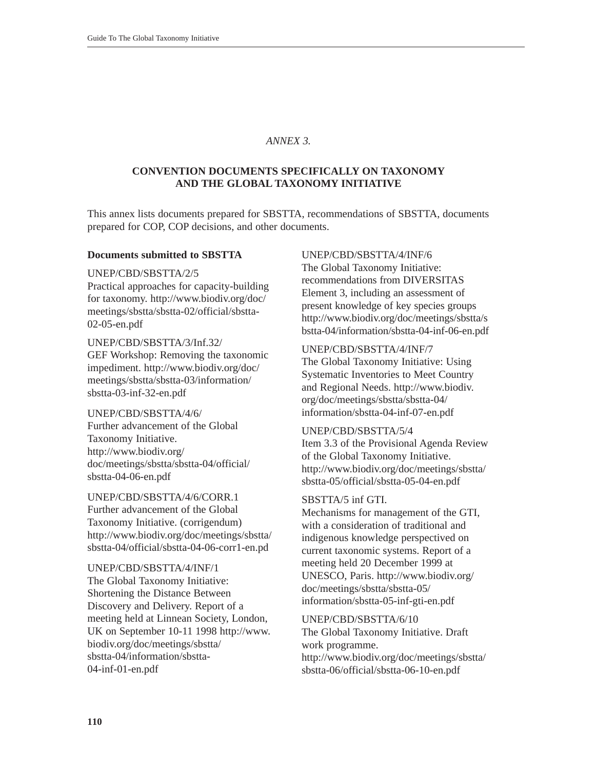*ANNEX 3.*

## CONVENTION DOCUMENTS SPECIFICALLY ON TAXONOMY AND THE GLOBAL TAXONOMY INITIATIVE

This annex lists documents prepared for SBSTTA, recommendations of SBSTTA, documents prepared for COP, COP decisions, and other documents.

### Documents submitted to SBSTTA

UNEP/CBD/SBSTTA/2/5
Practical approaches for capacity-building for taxonomy. http://www.biodiv.org/doc/meetings/sbstta/sbstta-02/official/sbstta-02-05-en.pdf

UNEP/CBD/SBSTTA/3/Inf.32/
GEF Workshop: Removing the taxonomic impediment. http://www.biodiv.org/doc/meetings/sbstta/sbstta-03/information/sbstta-03-inf-32-en.pdf

UNEP/CBD/SBSTTA/4/6/
Further advancement of the Global Taxonomy Initiative. http://www.biodiv.org/doc/meetings/sbstta/sbstta-04/official/sbstta-04-06-en.pdf

UNEP/CBD/SBSTTA/4/6/CORR.1
Further advancement of the Global Taxonomy Initiative. (corrigendum) http://www.biodiv.org/doc/meetings/sbstta/sbstta-04/official/sbstta-04-06-corr1-en.pd

UNEP/CBD/SBSTTA/4/INF/1
The Global Taxonomy Initiative: Shortening the Distance Between Discovery and Delivery. Report of a meeting held at Linnean Society, London, UK on September 10-11 1998 http://www.biodiv.org/doc/meetings/sbstta/sbstta-04/information/sbstta-04-inf-01-en.pdf

UNEP/CBD/SBSTTA/4/INF/6
The Global Taxonomy Initiative: recommendations from DIVERSITAS Element 3, including an assessment of present knowledge of key species groups http://www.biodiv.org/doc/meetings/sbstta/sbstta-04/information/sbstta-04-inf-06-en.pdf

UNEP/CBD/SBSTTA/4/INF/7
The Global Taxonomy Initiative: Using Systematic Inventories to Meet Country and Regional Needs. http://www.biodiv.org/doc/meetings/sbstta/sbstta-04/information/sbstta-04-inf-07-en.pdf

UNEP/CBD/SBSTTA/5/4
Item 3.3 of the Provisional Agenda Review of the Global Taxonomy Initiative. http://www.biodiv.org/doc/meetings/sbstta/sbstta-05/official/sbstta-05-04-en.pdf

SBSTTA/5 inf GTI.
Mechanisms for management of the GTI, with a consideration of traditional and indigenous knowledge perspectived on current taxonomic systems. Report of a meeting held 20 December 1999 at UNESCO, Paris. http://www.biodiv.org/doc/meetings/sbstta/sbstta-05/information/sbstta-05-inf-gti-en.pdf

UNEP/CBD/SBSTTA/6/10
The Global Taxonomy Initiative. Draft work programme. http://www.biodiv.org/doc/meetings/sbstta/sbstta-06/official/sbstta-06-10-en.pdf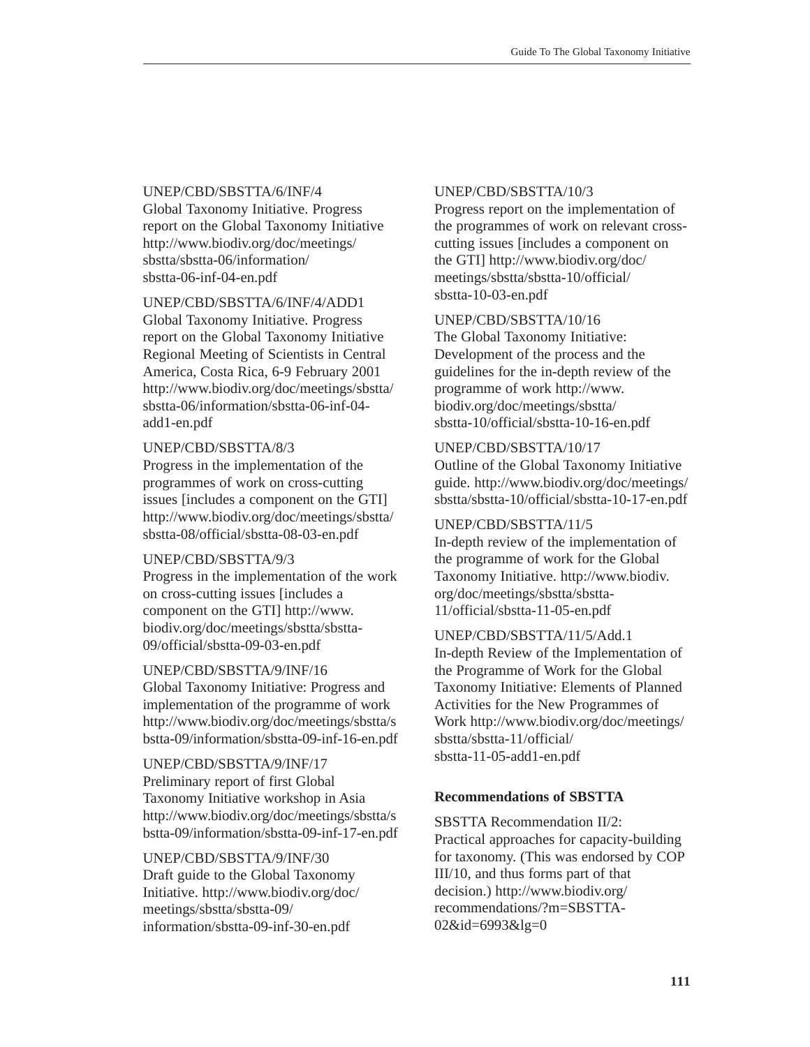UNEP/CBD/SBSTTA/6/INF/4
Global Taxonomy Initiative. Progress report on the Global Taxonomy Initiative http://www.biodiv.org/doc/meetings/sbstta/sbstta-06/information/sbstta-06-inf-04-en.pdf

UNEP/CBD/SBSTTA/6/INF/4/ADD1
Global Taxonomy Initiative. Progress report on the Global Taxonomy Initiative Regional Meeting of Scientists in Central America, Costa Rica, 6-9 February 2001 http://www.biodiv.org/doc/meetings/sbstta/sbstta-06/information/sbstta-06-inf-04-add1-en.pdf

UNEP/CBD/SBSTTA/8/3
Progress in the implementation of the programmes of work on cross-cutting issues [includes a component on the GTI] http://www.biodiv.org/doc/meetings/sbstta/sbstta-08/official/sbstta-08-03-en.pdf

UNEP/CBD/SBSTTA/9/3
Progress in the implementation of the work on cross-cutting issues [includes a component on the GTI] http://www.biodiv.org/doc/meetings/sbstta/sbstta-09/official/sbstta-09-03-en.pdf

UNEP/CBD/SBSTTA/9/INF/16
Global Taxonomy Initiative: Progress and implementation of the programme of work http://www.biodiv.org/doc/meetings/sbstta/sbstta-09/information/sbstta-09-inf-16-en.pdf

UNEP/CBD/SBSTTA/9/INF/17
Preliminary report of first Global Taxonomy Initiative workshop in Asia http://www.biodiv.org/doc/meetings/sbstta/sbstta-09/information/sbstta-09-inf-17-en.pdf

UNEP/CBD/SBSTTA/9/INF/30
Draft guide to the Global Taxonomy Initiative. http://www.biodiv.org/doc/meetings/sbstta/sbstta-09/information/sbstta-09-inf-30-en.pdf

UNEP/CBD/SBSTTA/10/3
Progress report on the implementation of the programmes of work on relevant cross-cutting issues [includes a component on the GTI] http://www.biodiv.org/doc/meetings/sbstta/sbstta-10/official/sbstta-10-03-en.pdf

UNEP/CBD/SBSTTA/10/16
The Global Taxonomy Initiative: Development of the process and the guidelines for the in-depth review of the programme of work http://www.biodiv.org/doc/meetings/sbstta/sbstta-10/official/sbstta-10-16-en.pdf

UNEP/CBD/SBSTTA/10/17
Outline of the Global Taxonomy Initiative guide. http://www.biodiv.org/doc/meetings/sbstta/sbstta-10/official/sbstta-10-17-en.pdf

UNEP/CBD/SBSTTA/11/5
In-depth review of the implementation of the programme of work for the Global Taxonomy Initiative. http://www.biodiv.org/doc/meetings/sbstta/sbstta-11/official/sbstta-11-05-en.pdf

UNEP/CBD/SBSTTA/11/5/Add.1
In-depth Review of the Implementation of the Programme of Work for the Global Taxonomy Initiative: Elements of Planned Activities for the New Programmes of Work http://www.biodiv.org/doc/meetings/sbstta/sbstta-11/official/sbstta-11-05-add1-en.pdf

**Recommendations of SBSTTA**

SBSTTA Recommendation II/2:
Practical approaches for capacity-building for taxonomy. (This was endorsed by COP III/10, and thus forms part of that decision.) http://www.biodiv.org/recommendations/?m=SBSTTA-02&id=6993&lg=0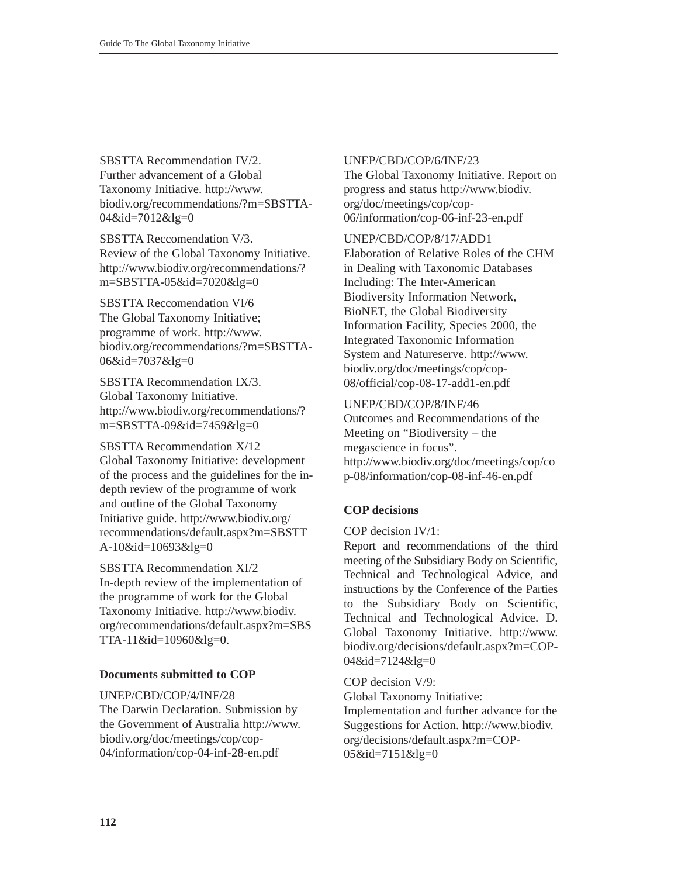SBSTTA Recommendation IV/2.
Further advancement of a Global Taxonomy Initiative. http://www.biodiv.org/recommendations/?m=SBSTTA-04&id=7012&lg=0

SBSTTA Reccomendation V/3.
Review of the Global Taxonomy Initiative. http://www.biodiv.org/recommendations/?m=SBSTTA-05&id=7020&lg=0

SBSTTA Reccomendation VI/6
The Global Taxonomy Initiative; programme of work. http://www.biodiv.org/recommendations/?m=SBSTTA-06&id=7037&lg=0

SBSTTA Recommendation IX/3.
Global Taxonomy Initiative. http://www.biodiv.org/recommendations/?m=SBSTTA-09&id=7459&lg=0

SBSTTA Recommendation X/12
Global Taxonomy Initiative: development of the process and the guidelines for the in-depth review of the programme of work and outline of the Global Taxonomy Initiative guide. http://www.biodiv.org/recommendations/default.aspx?m=SBSTTA-10&id=10693&lg=0

SBSTTA Recommendation XI/2
In-depth review of the implementation of the programme of work for the Global Taxonomy Initiative. http://www.biodiv.org/recommendations/default.aspx?m=SBSTTA-11&id=10960&lg=0.

**Documents submitted to COP**

UNEP/CBD/COP/4/INF/28
The Darwin Declaration. Submission by the Government of Australia http://www.biodiv.org/doc/meetings/cop/cop-04/information/cop-04-inf-28-en.pdf

UNEP/CBD/COP/6/INF/23
The Global Taxonomy Initiative. Report on progress and status http://www.biodiv.org/doc/meetings/cop/cop-06/information/cop-06-inf-23-en.pdf

UNEP/CBD/COP/8/17/ADD1
Elaboration of Relative Roles of the CHM in Dealing with Taxonomic Databases Including: The Inter-American Biodiversity Information Network, BioNET, the Global Biodiversity Information Facility, Species 2000, the Integrated Taxonomic Information System and Natureserve. http://www.biodiv.org/doc/meetings/cop/cop-08/official/cop-08-17-add1-en.pdf

UNEP/CBD/COP/8/INF/46
Outcomes and Recommendations of the Meeting on "Biodiversity – the megascience in focus". http://www.biodiv.org/doc/meetings/cop/cop-08/information/cop-08-inf-46-en.pdf

**COP decisions**

COP decision IV/1:
Report and recommendations of the third meeting of the Subsidiary Body on Scientific, Technical and Technological Advice, and instructions by the Conference of the Parties to the Subsidiary Body on Scientific, Technical and Technological Advice. D. Global Taxonomy Initiative. http://www.biodiv.org/decisions/default.aspx?m=COP-04&id=7124&lg=0

COP decision V/9:
Global Taxonomy Initiative: Implementation and further advance for the Suggestions for Action. http://www.biodiv.org/decisions/default.aspx?m=COP-05&id=7151&lg=0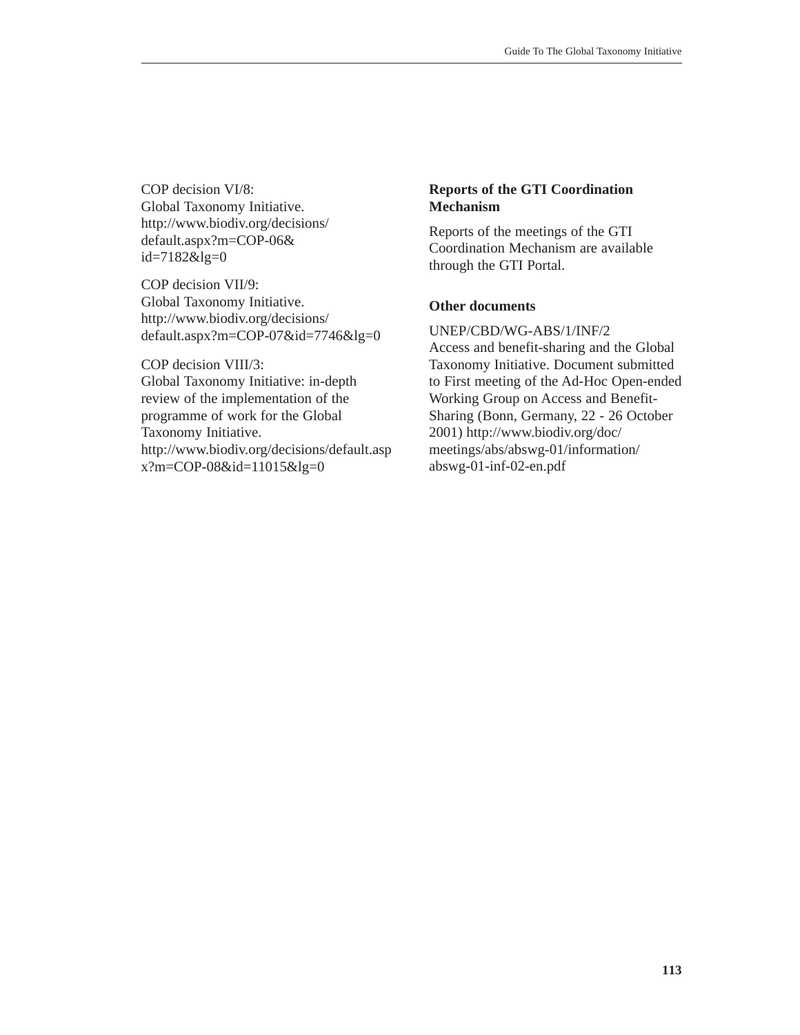COP decision VI/8:
Global Taxonomy Initiative.
http://www.biodiv.org/decisions/default.aspx?m=COP-06&id=7182&lg=0

COP decision VII/9:
Global Taxonomy Initiative.
http://www.biodiv.org/decisions/default.aspx?m=COP-07&id=7746&lg=0

COP decision VIII/3:
Global Taxonomy Initiative: in-depth review of the implementation of the programme of work for the Global Taxonomy Initiative.
http://www.biodiv.org/decisions/default.aspx?m=COP-08&id=11015&lg=0

**Reports of the GTI Coordination Mechanism**

Reports of the meetings of the GTI Coordination Mechanism are available through the GTI Portal.

**Other documents**

UNEP/CBD/WG-ABS/1/INF/2
Access and benefit-sharing and the Global Taxonomy Initiative. Document submitted to First meeting of the Ad-Hoc Open-ended Working Group on Access and Benefit-Sharing (Bonn, Germany, 22 - 26 October 2001) http://www.biodiv.org/doc/meetings/abs/abswg-01/information/abswg-01-inf-02-en.pdf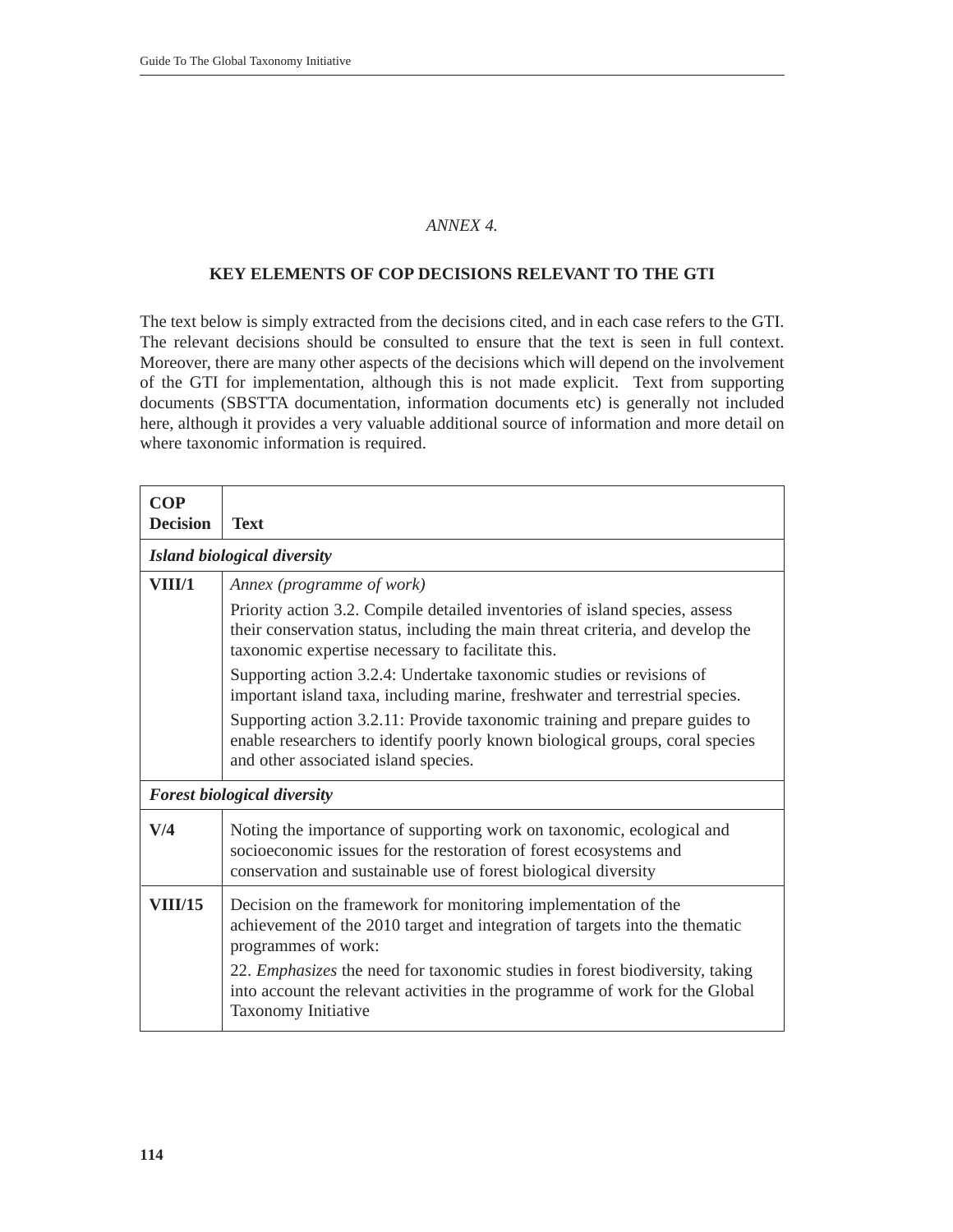*ANNEX 4.*

## KEY ELEMENTS OF COP DECISIONS RELEVANT TO THE GTI

The text below is simply extracted from the decisions cited, and in each case refers to the GTI. The relevant decisions should be consulted to ensure that the text is seen in full context. Moreover, there are many other aspects of the decisions which will depend on the involvement of the GTI for implementation, although this is not made explicit. Text from supporting documents (SBSTTA documentation, information documents etc) is generally not included here, although it provides a very valuable additional source of information and more detail on where taxonomic information is required.

| COP Decision | Text |
|---|---|
| ***Island biological diversity*** | |
| **VIII/1** | *Annex (programme of work)*<br><br>Priority action 3.2. Compile detailed inventories of island species, assess their conservation status, including the main threat criteria, and develop the taxonomic expertise necessary to facilitate this.<br><br>Supporting action 3.2.4: Undertake taxonomic studies or revisions of important island taxa, including marine, freshwater and terrestrial species.<br><br>Supporting action 3.2.11: Provide taxonomic training and prepare guides to enable researchers to identify poorly known biological groups, coral species and other associated island species. |
| ***Forest biological diversity*** | |
| **V/4** | Noting the importance of supporting work on taxonomic, ecological and socioeconomic issues for the restoration of forest ecosystems and conservation and sustainable use of forest biological diversity |
| **VIII/15** | Decision on the framework for monitoring implementation of the achievement of the 2010 target and integration of targets into the thematic programmes of work:<br><br>22. *Emphasizes* the need for taxonomic studies in forest biodiversity, taking into account the relevant activities in the programme of work for the Global Taxonomy Initiative |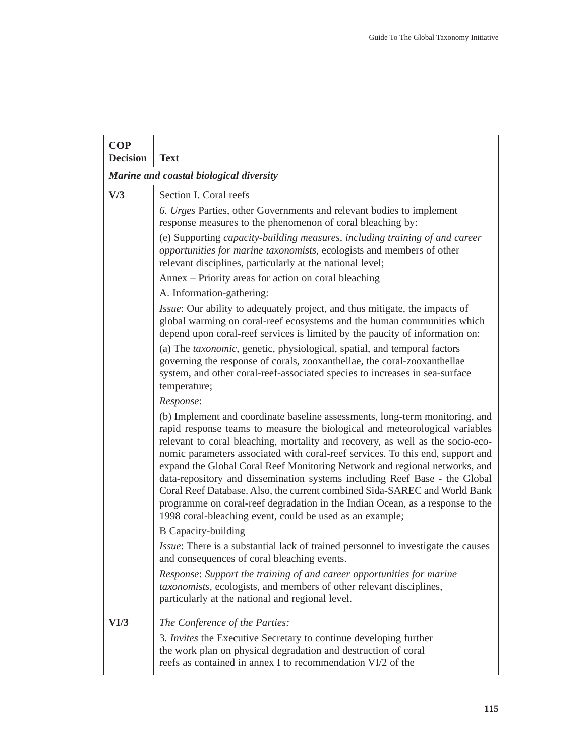| COP Decision | Text |
|---|---|
| ***Marine and coastal biological diversity*** | |
| **V/3** | Section I. Coral reefs<br><br>*6. Urges* Parties, other Governments and relevant bodies to implement response measures to the phenomenon of coral bleaching by:<br><br>(e) Supporting *capacity-building measures, including training of and career opportunities for marine taxonomists*, ecologists and members of other relevant disciplines, particularly at the national level;<br><br>Annex – Priority areas for action on coral bleaching<br><br>A. Information-gathering:<br><br>*Issue*: Our ability to adequately project, and thus mitigate, the impacts of global warming on coral-reef ecosystems and the human communities which depend upon coral-reef services is limited by the paucity of information on:<br><br>(a) The *taxonomic*, genetic, physiological, spatial, and temporal factors governing the response of corals, zooxanthellae, the coral-zooxanthellae system, and other coral-reef-associated species to increases in sea-surface temperature;<br><br>*Response*:<br><br>(b) Implement and coordinate baseline assessments, long-term monitoring, and rapid response teams to measure the biological and meteorological variables relevant to coral bleaching, mortality and recovery, as well as the socio-economic parameters associated with coral-reef services. To this end, support and expand the Global Coral Reef Monitoring Network and regional networks, and data-repository and dissemination systems including Reef Base - the Global Coral Reef Database. Also, the current combined Sida-SAREC and World Bank programme on coral-reef degradation in the Indian Ocean, as a response to the 1998 coral-bleaching event, could be used as an example;<br><br>B Capacity-building<br><br>*Issue*: There is a substantial lack of trained personnel to investigate the causes and consequences of coral bleaching events.<br><br>*Response*: *Support the training of and career opportunities for marine taxonomists*, ecologists, and members of other relevant disciplines, particularly at the national and regional level. |
| **VI/3** | *The Conference of the Parties:*<br><br>3. *Invites* the Executive Secretary to continue developing further the work plan on physical degradation and destruction of coral reefs as contained in annex I to recommendation VI/2 of the |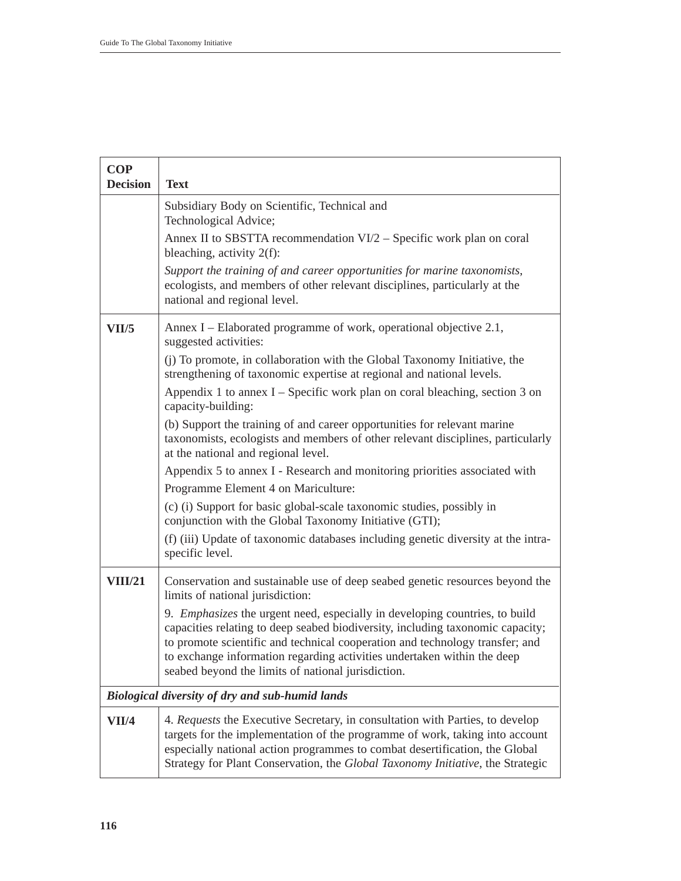| COP Decision | Text |
|---|---|
| | Subsidiary Body on Scientific, Technical and Technological Advice;<br><br>Annex II to SBSTTA recommendation VI/2 – Specific work plan on coral bleaching, activity 2(f):<br><br>*Support the training of and career opportunities for marine taxonomists*, ecologists, and members of other relevant disciplines, particularly at the national and regional level. |
| **VII/5** | Annex I – Elaborated programme of work, operational objective 2.1, suggested activities:<br><br>(j) To promote, in collaboration with the Global Taxonomy Initiative, the strengthening of taxonomic expertise at regional and national levels.<br><br>Appendix 1 to annex I – Specific work plan on coral bleaching, section 3 on capacity-building:<br><br>(b) Support the training of and career opportunities for relevant marine taxonomists, ecologists and members of other relevant disciplines, particularly at the national and regional level.<br><br>Appendix 5 to annex I - Research and monitoring priorities associated with Programme Element 4 on Mariculture:<br><br>(c) (i) Support for basic global-scale taxonomic studies, possibly in conjunction with the Global Taxonomy Initiative (GTI);<br><br>(f) (iii) Update of taxonomic databases including genetic diversity at the intra-specific level. |
| **VIII/21** | Conservation and sustainable use of deep seabed genetic resources beyond the limits of national jurisdiction:<br><br>9. *Emphasizes* the urgent need, especially in developing countries, to build capacities relating to deep seabed biodiversity, including taxonomic capacity; to promote scientific and technical cooperation and technology transfer; and to exchange information regarding activities undertaken within the deep seabed beyond the limits of national jurisdiction. |
| ***Biological diversity of dry and sub-humid lands*** | |
| **VII/4** | 4. *Requests* the Executive Secretary, in consultation with Parties, to develop targets for the implementation of the programme of work, taking into account especially national action programmes to combat desertification, the Global Strategy for Plant Conservation, the *Global Taxonomy Initiative*, the Strategic |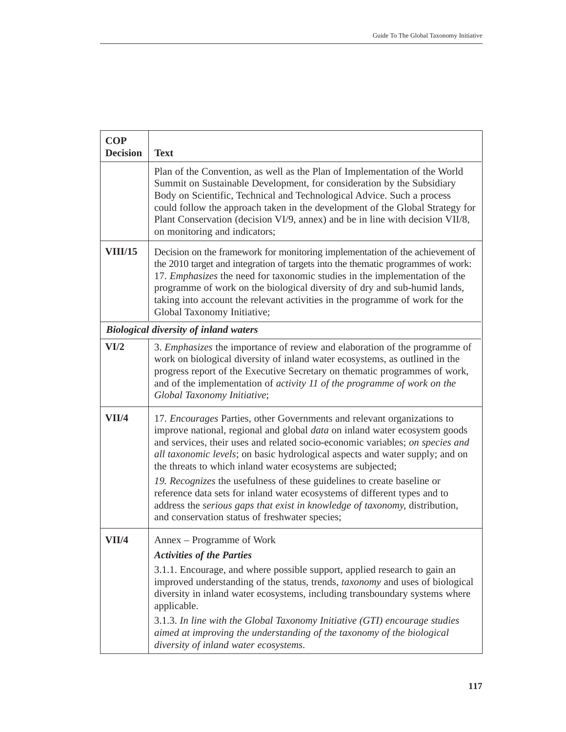| COP Decision | Text |
|---|---|
| | Plan of the Convention, as well as the Plan of Implementation of the World Summit on Sustainable Development, for consideration by the Subsidiary Body on Scientific, Technical and Technological Advice. Such a process could follow the approach taken in the development of the Global Strategy for Plant Conservation (decision VI/9, annex) and be in line with decision VII/8, on monitoring and indicators; |
| **VIII/15** | Decision on the framework for monitoring implementation of the achievement of the 2010 target and integration of targets into the thematic programmes of work: 17. *Emphasizes* the need for taxonomic studies in the implementation of the programme of work on the biological diversity of dry and sub-humid lands, taking into account the relevant activities in the programme of work for the Global Taxonomy Initiative; |
| ***Biological diversity of inland waters*** | |
| **VI/2** | 3. *Emphasizes* the importance of review and elaboration of the programme of work on biological diversity of inland water ecosystems, as outlined in the progress report of the Executive Secretary on thematic programmes of work, and of the implementation of *activity 11 of the programme of work on the Global Taxonomy Initiative*; |
| **VII/4** | 17. *Encourages* Parties, other Governments and relevant organizations to improve national, regional and global *data* on inland water ecosystem goods and services, their uses and related socio-economic variables; *on species and all taxonomic levels*; on basic hydrological aspects and water supply; and on the threats to which inland water ecosystems are subjected;<br><br>*19. Recognizes* the usefulness of these guidelines to create baseline or reference data sets for inland water ecosystems of different types and to address the *serious gaps that exist in knowledge of taxonomy,* distribution, and conservation status of freshwater species; |
| **VII/4** | Annex – Programme of Work<br><br>***Activities of the Parties***<br><br>3.1.1. Encourage, and where possible support, applied research to gain an improved understanding of the status, trends, *taxonomy* and uses of biological diversity in inland water ecosystems, including transboundary systems where applicable.<br><br>3.1.3. *In line with the Global Taxonomy Initiative (GTI) encourage studies aimed at improving the understanding of the taxonomy of the biological diversity of inland water ecosystems.* |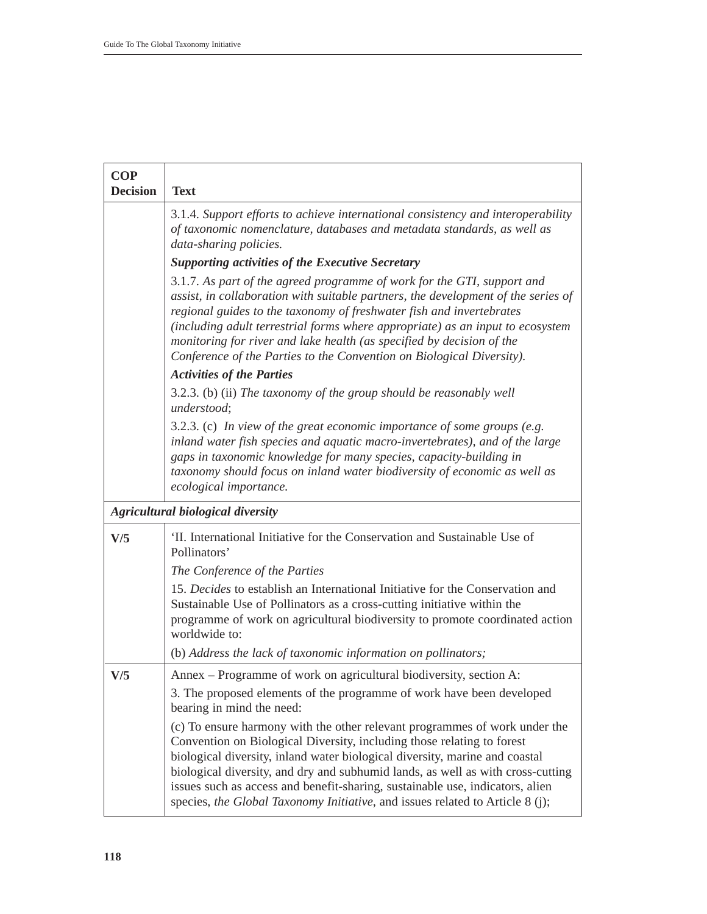| COP Decision | Text |
|---|---|
| | 3.1.4. *Support efforts to achieve international consistency and interoperability of taxonomic nomenclature, databases and metadata standards, as well as data-sharing policies.*<br><br>***Supporting activities of the Executive Secretary***<br><br>3.1.7. *As part of the agreed programme of work for the GTI, support and assist, in collaboration with suitable partners, the development of the series of regional guides to the taxonomy of freshwater fish and invertebrates (including adult terrestrial forms where appropriate) as an input to ecosystem monitoring for river and lake health (as specified by decision of the Conference of the Parties to the Convention on Biological Diversity).*<br><br>***Activities of the Parties***<br><br>3.2.3. (b) (ii) *The taxonomy of the group should be reasonably well understood*;<br><br>3.2.3. (c) *In view of the great economic importance of some groups (e.g. inland water fish species and aquatic macro-invertebrates), and of the large gaps in taxonomic knowledge for many species, capacity-building in taxonomy should focus on inland water biodiversity of economic as well as ecological importance.* |
| ***Agricultural biological diversity*** | |
| **V/5** | 'II. International Initiative for the Conservation and Sustainable Use of Pollinators'<br><br>*The Conference of the Parties*<br><br>15. *Decides* to establish an International Initiative for the Conservation and Sustainable Use of Pollinators as a cross-cutting initiative within the programme of work on agricultural biodiversity to promote coordinated action worldwide to:<br><br>(b) *Address the lack of taxonomic information on pollinators;* |
| **V/5** | Annex – Programme of work on agricultural biodiversity, section A:<br><br>3. The proposed elements of the programme of work have been developed bearing in mind the need:<br><br>(c) To ensure harmony with the other relevant programmes of work under the Convention on Biological Diversity, including those relating to forest biological diversity, inland water biological diversity, marine and coastal biological diversity, and dry and subhumid lands, as well as with cross-cutting issues such as access and benefit-sharing, sustainable use, indicators, alien species, *the Global Taxonomy Initiative*, and issues related to Article 8 (j); |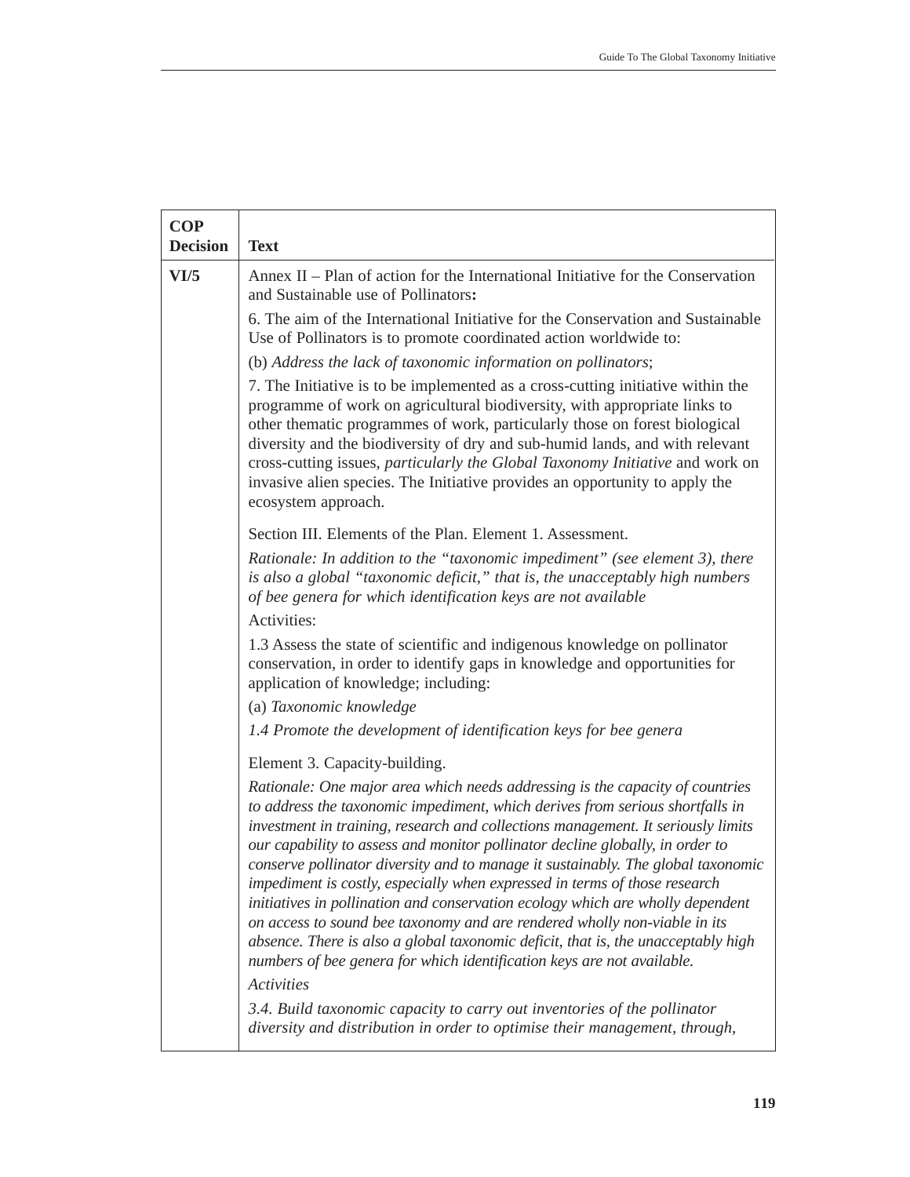| COP Decision | Text |
|---|---|
| **VI/5** | Annex II – Plan of action for the International Initiative for the Conservation and Sustainable use of Pollinators**:**<br><br>6. The aim of the International Initiative for the Conservation and Sustainable Use of Pollinators is to promote coordinated action worldwide to:<br><br>(b) *Address the lack of taxonomic information on pollinators*;<br><br>7. The Initiative is to be implemented as a cross-cutting initiative within the programme of work on agricultural biodiversity, with appropriate links to other thematic programmes of work, particularly those on forest biological diversity and the biodiversity of dry and sub-humid lands, and with relevant cross-cutting issues, *particularly the Global Taxonomy Initiative* and work on invasive alien species. The Initiative provides an opportunity to apply the ecosystem approach.<br><br>Section III. Elements of the Plan. Element 1. Assessment.<br><br>*Rationale: In addition to the "taxonomic impediment" (see element 3), there is also a global "taxonomic deficit," that is, the unacceptably high numbers of bee genera for which identification keys are not available*<br><br>Activities:<br><br>1.3 Assess the state of scientific and indigenous knowledge on pollinator conservation, in order to identify gaps in knowledge and opportunities for application of knowledge; including:<br><br>(a) *Taxonomic knowledge*<br><br>*1.4 Promote the development of identification keys for bee genera*<br><br>Element 3. Capacity-building.<br><br>*Rationale: One major area which needs addressing is the capacity of countries to address the taxonomic impediment, which derives from serious shortfalls in investment in training, research and collections management. It seriously limits our capability to assess and monitor pollinator decline globally, in order to conserve pollinator diversity and to manage it sustainably. The global taxonomic impediment is costly, especially when expressed in terms of those research initiatives in pollination and conservation ecology which are wholly dependent on access to sound bee taxonomy and are rendered wholly non-viable in its absence. There is also a global taxonomic deficit, that is, the unacceptably high numbers of bee genera for which identification keys are not available.*<br><br>*Activities*<br><br>*3.4. Build taxonomic capacity to carry out inventories of the pollinator diversity and distribution in order to optimise their management, through,* |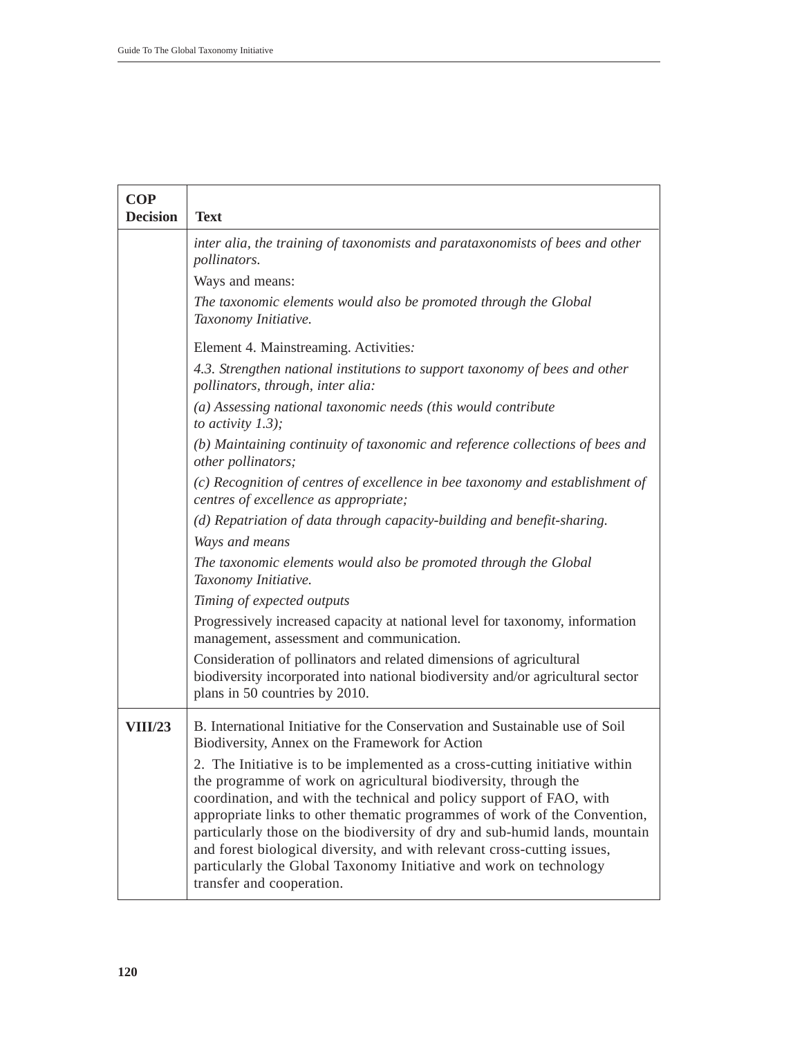| COP Decision | Text |
|---|---|
| | *inter alia, the training of taxonomists and parataxonomists of bees and other pollinators.*<br>Ways and means:<br>*The taxonomic elements would also be promoted through the Global Taxonomy Initiative.*<br>Element 4. Mainstreaming. Activities*:*<br>*4.3. Strengthen national institutions to support taxonomy of bees and other pollinators, through, inter alia:*<br>*(a) Assessing national taxonomic needs (this would contribute to activity 1.3);*<br>*(b) Maintaining continuity of taxonomic and reference collections of bees and other pollinators;*<br>*(c) Recognition of centres of excellence in bee taxonomy and establishment of centres of excellence as appropriate;*<br>*(d) Repatriation of data through capacity-building and benefit-sharing.*<br>*Ways and means*<br>*The taxonomic elements would also be promoted through the Global Taxonomy Initiative.*<br>*Timing of expected outputs*<br>Progressively increased capacity at national level for taxonomy, information management, assessment and communication.<br>Consideration of pollinators and related dimensions of agricultural biodiversity incorporated into national biodiversity and/or agricultural sector plans in 50 countries by 2010. |
| **VIII/23** | B. International Initiative for the Conservation and Sustainable use of Soil Biodiversity, Annex on the Framework for Action<br>2. The Initiative is to be implemented as a cross-cutting initiative within the programme of work on agricultural biodiversity, through the coordination, and with the technical and policy support of FAO, with appropriate links to other thematic programmes of work of the Convention, particularly those on the biodiversity of dry and sub-humid lands, mountain and forest biological diversity, and with relevant cross-cutting issues, particularly the Global Taxonomy Initiative and work on technology transfer and cooperation. |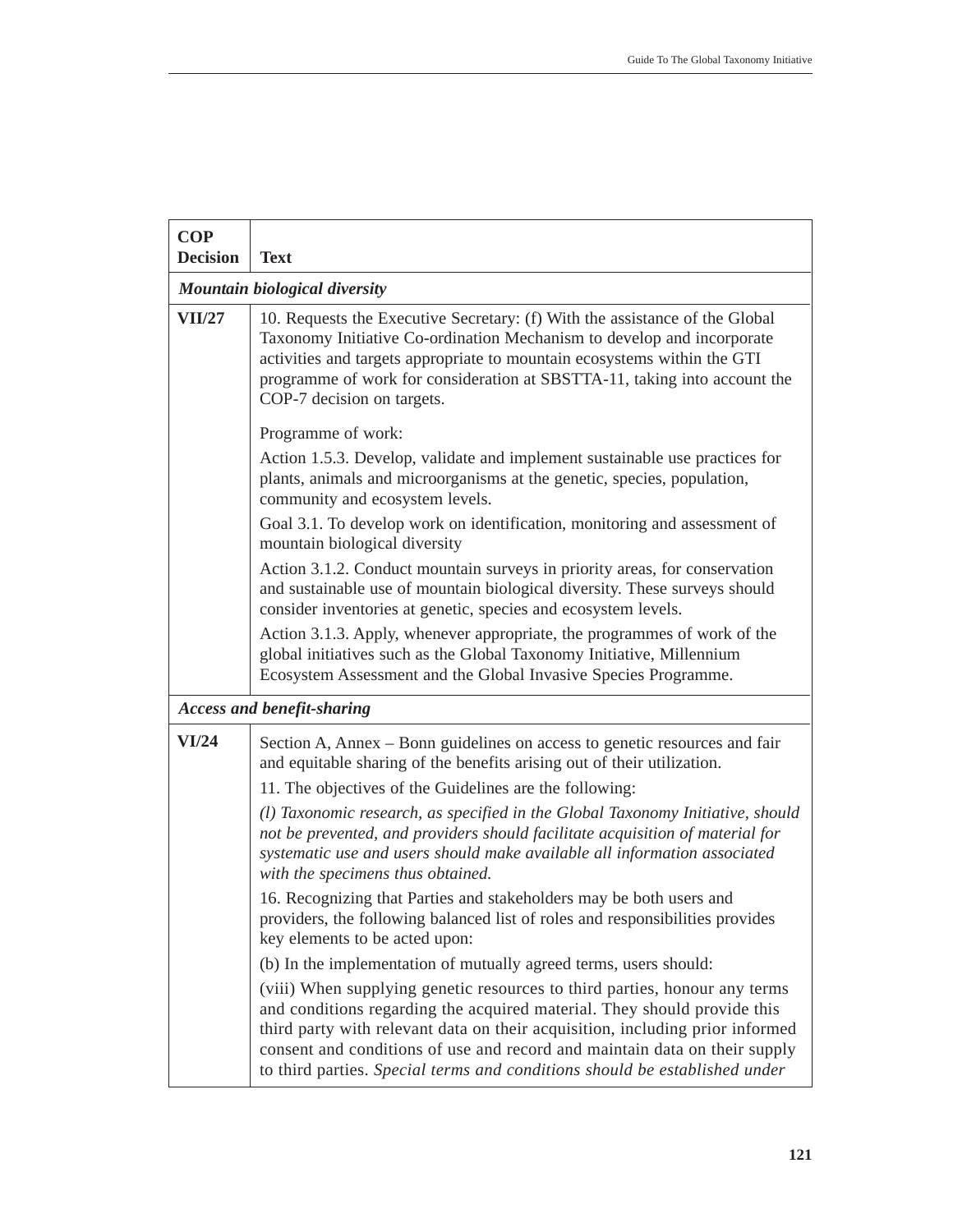| COP Decision | Text |
|---|---|
| ***Mountain biological diversity*** | |
| **VII/27** | 10. Requests the Executive Secretary: (f) With the assistance of the Global Taxonomy Initiative Co-ordination Mechanism to develop and incorporate activities and targets appropriate to mountain ecosystems within the GTI programme of work for consideration at SBSTTA-11, taking into account the COP-7 decision on targets.<br><br>Programme of work:<br>Action 1.5.3. Develop, validate and implement sustainable use practices for plants, animals and microorganisms at the genetic, species, population, community and ecosystem levels.<br>Goal 3.1. To develop work on identification, monitoring and assessment of mountain biological diversity<br>Action 3.1.2. Conduct mountain surveys in priority areas, for conservation and sustainable use of mountain biological diversity. These surveys should consider inventories at genetic, species and ecosystem levels.<br>Action 3.1.3. Apply, whenever appropriate, the programmes of work of the global initiatives such as the Global Taxonomy Initiative, Millennium Ecosystem Assessment and the Global Invasive Species Programme. |
| ***Access and benefit-sharing*** | |
| **VI/24** | Section A, Annex – Bonn guidelines on access to genetic resources and fair and equitable sharing of the benefits arising out of their utilization.<br>11. The objectives of the Guidelines are the following:<br>*(l) Taxonomic research, as specified in the Global Taxonomy Initiative, should not be prevented, and providers should facilitate acquisition of material for systematic use and users should make available all information associated with the specimens thus obtained.*<br>16. Recognizing that Parties and stakeholders may be both users and providers, the following balanced list of roles and responsibilities provides key elements to be acted upon:<br>(b) In the implementation of mutually agreed terms, users should:<br>(viii) When supplying genetic resources to third parties, honour any terms and conditions regarding the acquired material. They should provide this third party with relevant data on their acquisition, including prior informed consent and conditions of use and record and maintain data on their supply to third parties. *Special terms and conditions should be established under* |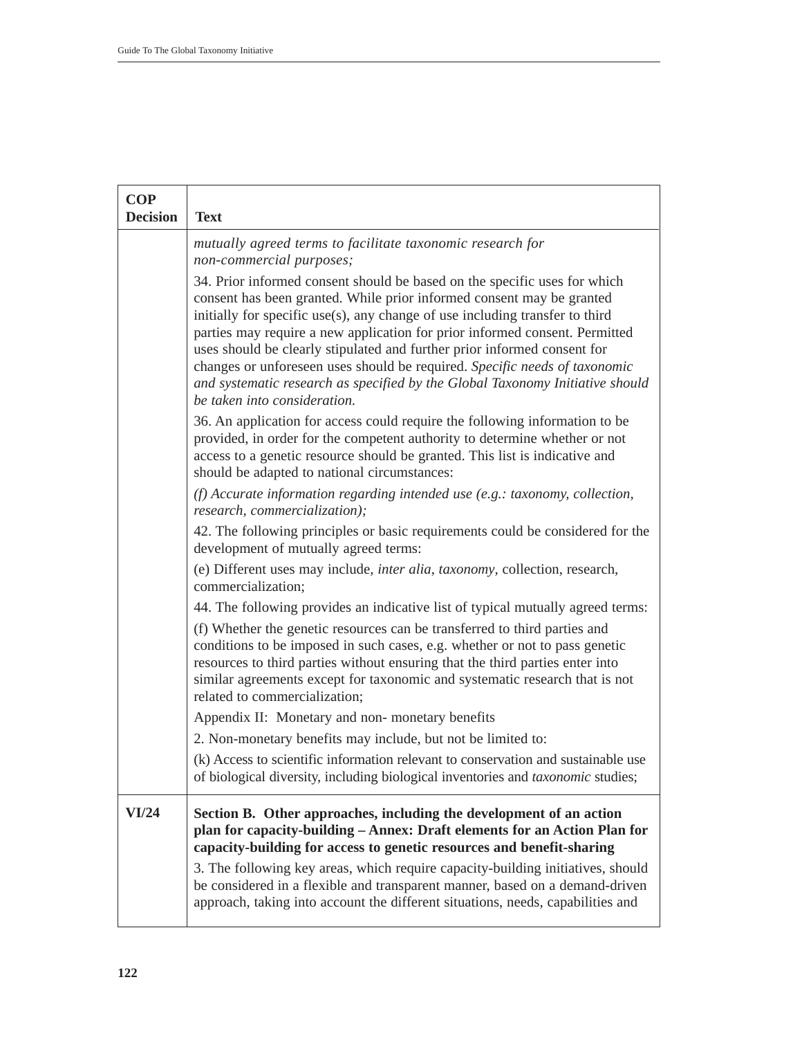| COP Decision | Text |
|---|---|
| | *mutually agreed terms to facilitate taxonomic research for non-commercial purposes;*<br><br>34. Prior informed consent should be based on the specific uses for which consent has been granted. While prior informed consent may be granted initially for specific use(s), any change of use including transfer to third parties may require a new application for prior informed consent. Permitted uses should be clearly stipulated and further prior informed consent for changes or unforeseen uses should be required. *Specific needs of taxonomic and systematic research as specified by the Global Taxonomy Initiative should be taken into consideration.*<br><br>36. An application for access could require the following information to be provided, in order for the competent authority to determine whether or not access to a genetic resource should be granted. This list is indicative and should be adapted to national circumstances:<br><br>*(f) Accurate information regarding intended use (e.g.: taxonomy, collection, research, commercialization);*<br><br>42. The following principles or basic requirements could be considered for the development of mutually agreed terms:<br><br>(e) Different uses may include, *inter alia*, *taxonomy*, collection, research, commercialization;<br><br>44. The following provides an indicative list of typical mutually agreed terms:<br><br>(f) Whether the genetic resources can be transferred to third parties and conditions to be imposed in such cases, e.g. whether or not to pass genetic resources to third parties without ensuring that the third parties enter into similar agreements except for taxonomic and systematic research that is not related to commercialization;<br><br>Appendix II: Monetary and non- monetary benefits<br><br>2. Non-monetary benefits may include, but not be limited to:<br><br>(k) Access to scientific information relevant to conservation and sustainable use of biological diversity, including biological inventories and *taxonomic* studies; |
| **VI/24** | **Section B. Other approaches, including the development of an action plan for capacity-building – Annex: Draft elements for an Action Plan for capacity-building for access to genetic resources and benefit-sharing**<br><br>3. The following key areas, which require capacity-building initiatives, should be considered in a flexible and transparent manner, based on a demand-driven approach, taking into account the different situations, needs, capabilities and |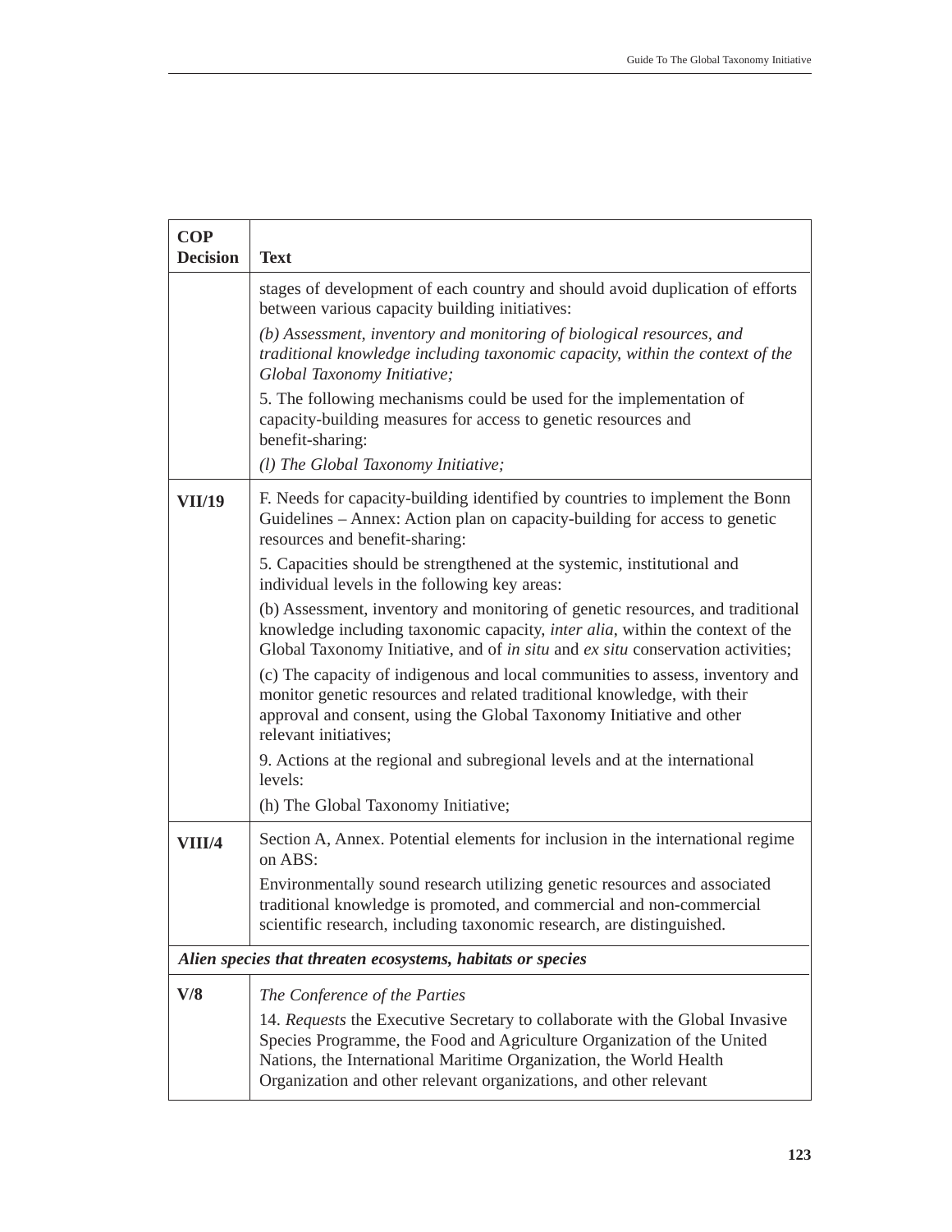| COP Decision | Text |
|---|---|
| | stages of development of each country and should avoid duplication of efforts between various capacity building initiatives:<br>*(b) Assessment, inventory and monitoring of biological resources, and traditional knowledge including taxonomic capacity, within the context of the Global Taxonomy Initiative;*<br>5. The following mechanisms could be used for the implementation of capacity-building measures for access to genetic resources and benefit-sharing:<br>*(l) The Global Taxonomy Initiative;* |
| **VII/19** | F. Needs for capacity-building identified by countries to implement the Bonn Guidelines – Annex: Action plan on capacity-building for access to genetic resources and benefit-sharing:<br>5. Capacities should be strengthened at the systemic, institutional and individual levels in the following key areas:<br>(b) Assessment, inventory and monitoring of genetic resources, and traditional knowledge including taxonomic capacity, *inter alia*, within the context of the Global Taxonomy Initiative, and of *in situ* and *ex situ* conservation activities;<br>(c) The capacity of indigenous and local communities to assess, inventory and monitor genetic resources and related traditional knowledge, with their approval and consent, using the Global Taxonomy Initiative and other relevant initiatives;<br>9. Actions at the regional and subregional levels and at the international levels:<br>(h) The Global Taxonomy Initiative; |
| **VIII/4** | Section A, Annex. Potential elements for inclusion in the international regime on ABS:<br>Environmentally sound research utilizing genetic resources and associated traditional knowledge is promoted, and commercial and non-commercial scientific research, including taxonomic research, are distinguished. |
| ***Alien species that threaten ecosystems, habitats or species*** | |
| **V/8** | *The Conference of the Parties*<br>14. *Requests* the Executive Secretary to collaborate with the Global Invasive Species Programme, the Food and Agriculture Organization of the United Nations, the International Maritime Organization, the World Health Organization and other relevant organizations, and other relevant |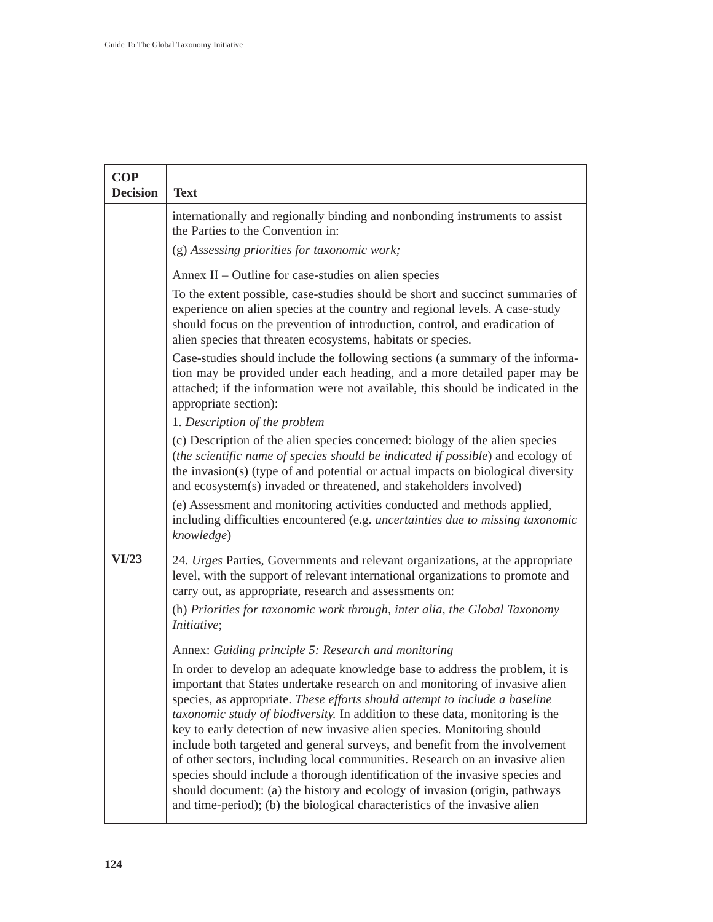| COP Decision | Text |
|---|---|
| | internationally and regionally binding and nonbonding instruments to assist the Parties to the Convention in:<br><br>(g) *Assessing priorities for taxonomic work;*<br><br>Annex II – Outline for case-studies on alien species<br><br>To the extent possible, case-studies should be short and succinct summaries of experience on alien species at the country and regional levels. A case-study should focus on the prevention of introduction, control, and eradication of alien species that threaten ecosystems, habitats or species.<br><br>Case-studies should include the following sections (a summary of the information may be provided under each heading, and a more detailed paper may be attached; if the information were not available, this should be indicated in the appropriate section):<br><br>1. *Description of the problem*<br><br>(c) Description of the alien species concerned: biology of the alien species (*the scientific name of species should be indicated if possible*) and ecology of the invasion(s) (type of and potential or actual impacts on biological diversity and ecosystem(s) invaded or threatened, and stakeholders involved)<br><br>(e) Assessment and monitoring activities conducted and methods applied, including difficulties encountered (e.g. *uncertainties due to missing taxonomic knowledge*) |
| **VI/23** | 24. *Urges* Parties, Governments and relevant organizations, at the appropriate level, with the support of relevant international organizations to promote and carry out, as appropriate, research and assessments on:<br><br>(h) *Priorities for taxonomic work through, inter alia, the Global Taxonomy Initiative*;<br><br>Annex: *Guiding principle 5: Research and monitoring*<br><br>In order to develop an adequate knowledge base to address the problem, it is important that States undertake research on and monitoring of invasive alien species, as appropriate. *These efforts should attempt to include a baseline taxonomic study of biodiversity.* In addition to these data, monitoring is the key to early detection of new invasive alien species. Monitoring should include both targeted and general surveys, and benefit from the involvement of other sectors, including local communities. Research on an invasive alien species should include a thorough identification of the invasive species and should document: (a) the history and ecology of invasion (origin, pathways and time-period); (b) the biological characteristics of the invasive alien |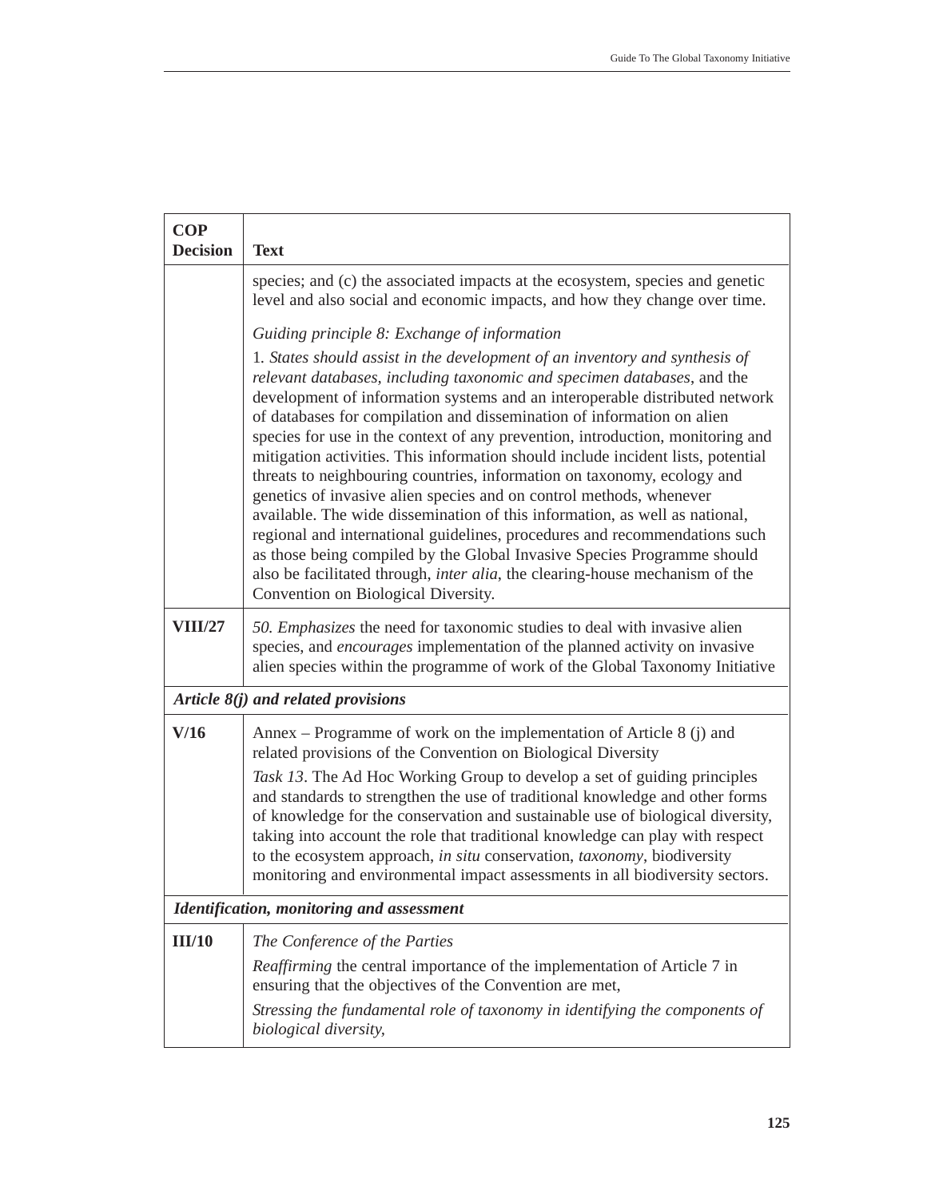| COP Decision | Text |
|---|---|
| | species; and (c) the associated impacts at the ecosystem, species and genetic level and also social and economic impacts, and how they change over time.<br><br>*Guiding principle 8: Exchange of information*<br><br>1. *States should assist in the development of an inventory and synthesis of relevant databases, including taxonomic and specimen databases*, and the development of information systems and an interoperable distributed network of databases for compilation and dissemination of information on alien species for use in the context of any prevention, introduction, monitoring and mitigation activities. This information should include incident lists, potential threats to neighbouring countries, information on taxonomy, ecology and genetics of invasive alien species and on control methods, whenever available. The wide dissemination of this information, as well as national, regional and international guidelines, procedures and recommendations such as those being compiled by the Global Invasive Species Programme should also be facilitated through, *inter alia*, the clearing-house mechanism of the Convention on Biological Diversity. |
| **VIII/27** | *50. Emphasizes* the need for taxonomic studies to deal with invasive alien species, and *encourages* implementation of the planned activity on invasive alien species within the programme of work of the Global Taxonomy Initiative |
| ***Article 8(j) and related provisions*** | |
| **V/16** | Annex – Programme of work on the implementation of Article 8 (j) and related provisions of the Convention on Biological Diversity<br><br>*Task 13*. The Ad Hoc Working Group to develop a set of guiding principles and standards to strengthen the use of traditional knowledge and other forms of knowledge for the conservation and sustainable use of biological diversity, taking into account the role that traditional knowledge can play with respect to the ecosystem approach, *in situ* conservation, *taxonomy*, biodiversity monitoring and environmental impact assessments in all biodiversity sectors. |
| ***Identification, monitoring and assessment*** | |
| **III/10** | *The Conference of the Parties*<br><br>*Reaffirming* the central importance of the implementation of Article 7 in ensuring that the objectives of the Convention are met,<br><br>*Stressing the fundamental role of taxonomy in identifying the components of biological diversity,* |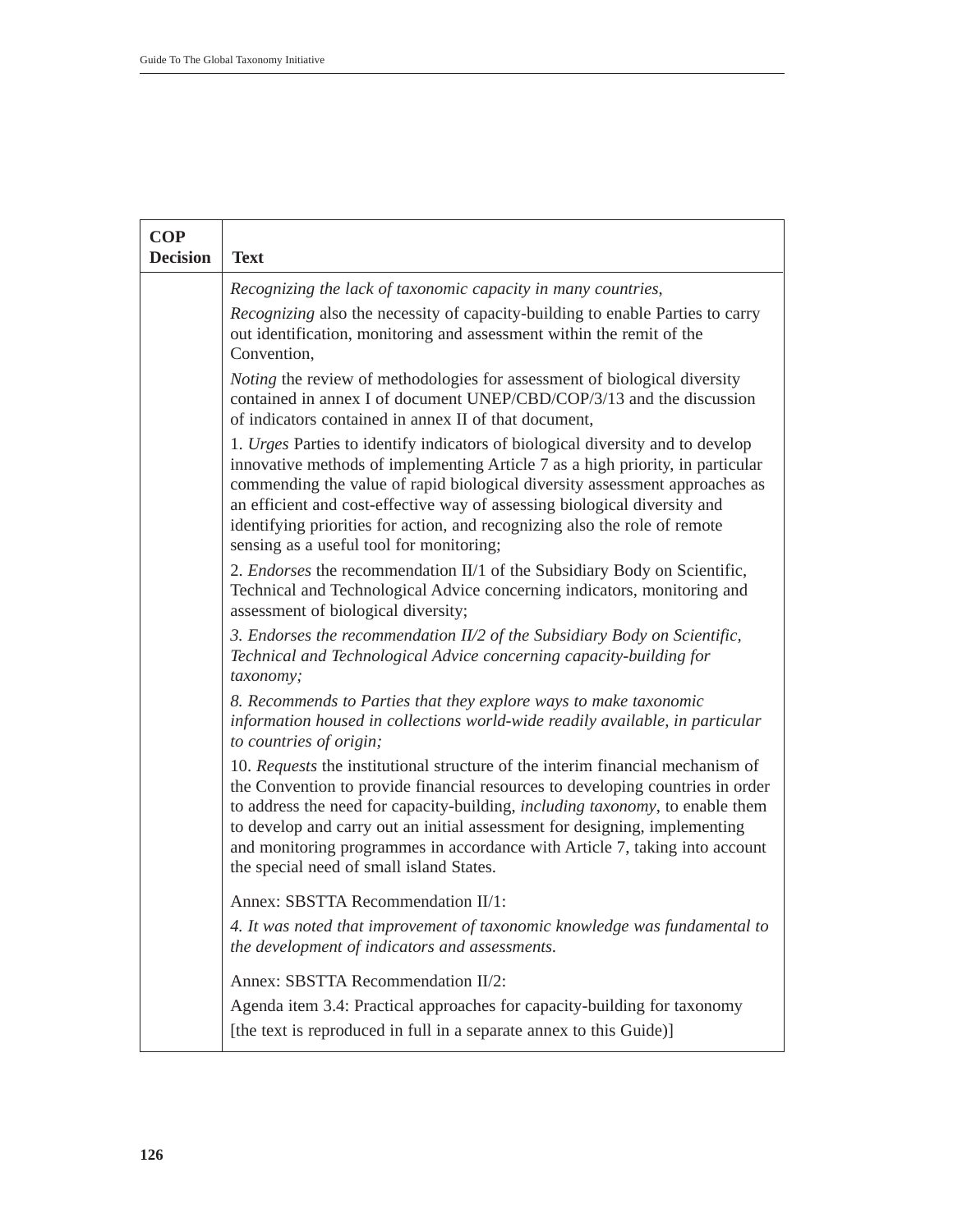| COP Decision | Text |
|---|---|
| | *Recognizing the lack of taxonomic capacity in many countries,*<br><br>*Recognizing* also the necessity of capacity-building to enable Parties to carry out identification, monitoring and assessment within the remit of the Convention,<br><br>*Noting* the review of methodologies for assessment of biological diversity contained in annex I of document UNEP/CBD/COP/3/13 and the discussion of indicators contained in annex II of that document,<br><br>1. *Urges* Parties to identify indicators of biological diversity and to develop innovative methods of implementing Article 7 as a high priority, in particular commending the value of rapid biological diversity assessment approaches as an efficient and cost-effective way of assessing biological diversity and identifying priorities for action, and recognizing also the role of remote sensing as a useful tool for monitoring;<br><br>2. *Endorses* the recommendation II/1 of the Subsidiary Body on Scientific, Technical and Technological Advice concerning indicators, monitoring and assessment of biological diversity;<br><br>*3. Endorses the recommendation II/2 of the Subsidiary Body on Scientific, Technical and Technological Advice concerning capacity-building for taxonomy;*<br><br>*8. Recommends to Parties that they explore ways to make taxonomic information housed in collections world-wide readily available, in particular to countries of origin;*<br><br>10. *Requests* the institutional structure of the interim financial mechanism of the Convention to provide financial resources to developing countries in order to address the need for capacity-building, *including taxonomy*, to enable them to develop and carry out an initial assessment for designing, implementing and monitoring programmes in accordance with Article 7, taking into account the special need of small island States.<br><br>Annex: SBSTTA Recommendation II/1:<br><br>*4. It was noted that improvement of taxonomic knowledge was fundamental to the development of indicators and assessments.*<br><br>Annex: SBSTTA Recommendation II/2:<br><br>Agenda item 3.4: Practical approaches for capacity-building for taxonomy<br><br>[the text is reproduced in full in a separate annex to this Guide)] |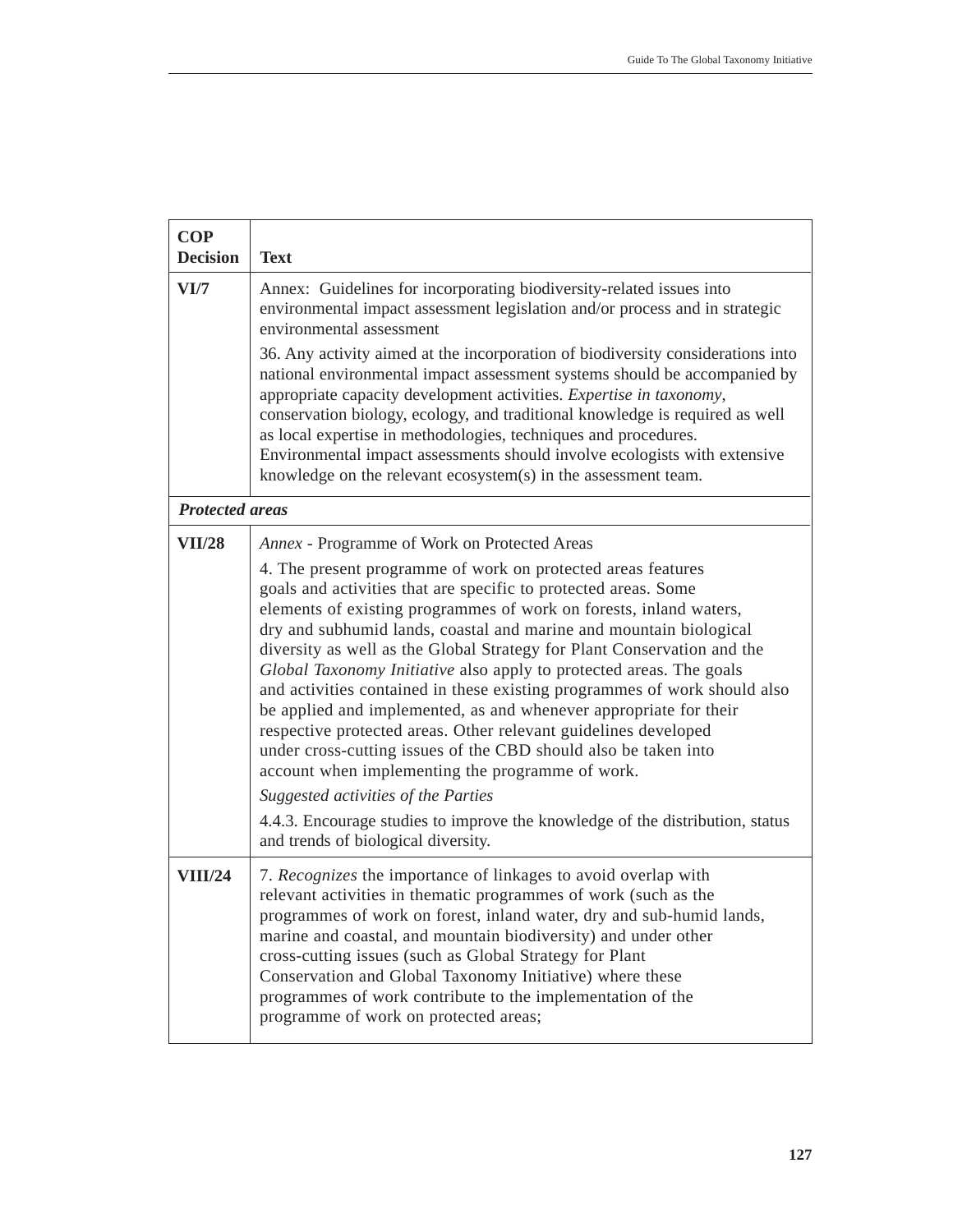| COP Decision | Text |
|---|---|
| **VI/7** | Annex: Guidelines for incorporating biodiversity-related issues into environmental impact assessment legislation and/or process and in strategic environmental assessment<br><br>36. Any activity aimed at the incorporation of biodiversity considerations into national environmental impact assessment systems should be accompanied by appropriate capacity development activities. *Expertise in taxonomy*, conservation biology, ecology, and traditional knowledge is required as well as local expertise in methodologies, techniques and procedures. Environmental impact assessments should involve ecologists with extensive knowledge on the relevant ecosystem(s) in the assessment team. |
| ***Protected areas*** | |
| **VII/28** | *Annex* - Programme of Work on Protected Areas<br><br>4. The present programme of work on protected areas features goals and activities that are specific to protected areas. Some elements of existing programmes of work on forests, inland waters, dry and subhumid lands, coastal and marine and mountain biological diversity as well as the Global Strategy for Plant Conservation and the *Global Taxonomy Initiative* also apply to protected areas. The goals and activities contained in these existing programmes of work should also be applied and implemented, as and whenever appropriate for their respective protected areas. Other relevant guidelines developed under cross-cutting issues of the CBD should also be taken into account when implementing the programme of work.<br><br>*Suggested activities of the Parties*<br><br>4.4.3. Encourage studies to improve the knowledge of the distribution, status and trends of biological diversity. |
| **VIII/24** | 7. *Recognizes* the importance of linkages to avoid overlap with relevant activities in thematic programmes of work (such as the programmes of work on forest, inland water, dry and sub-humid lands, marine and coastal, and mountain biodiversity) and under other cross-cutting issues (such as Global Strategy for Plant Conservation and Global Taxonomy Initiative) where these programmes of work contribute to the implementation of the programme of work on protected areas; |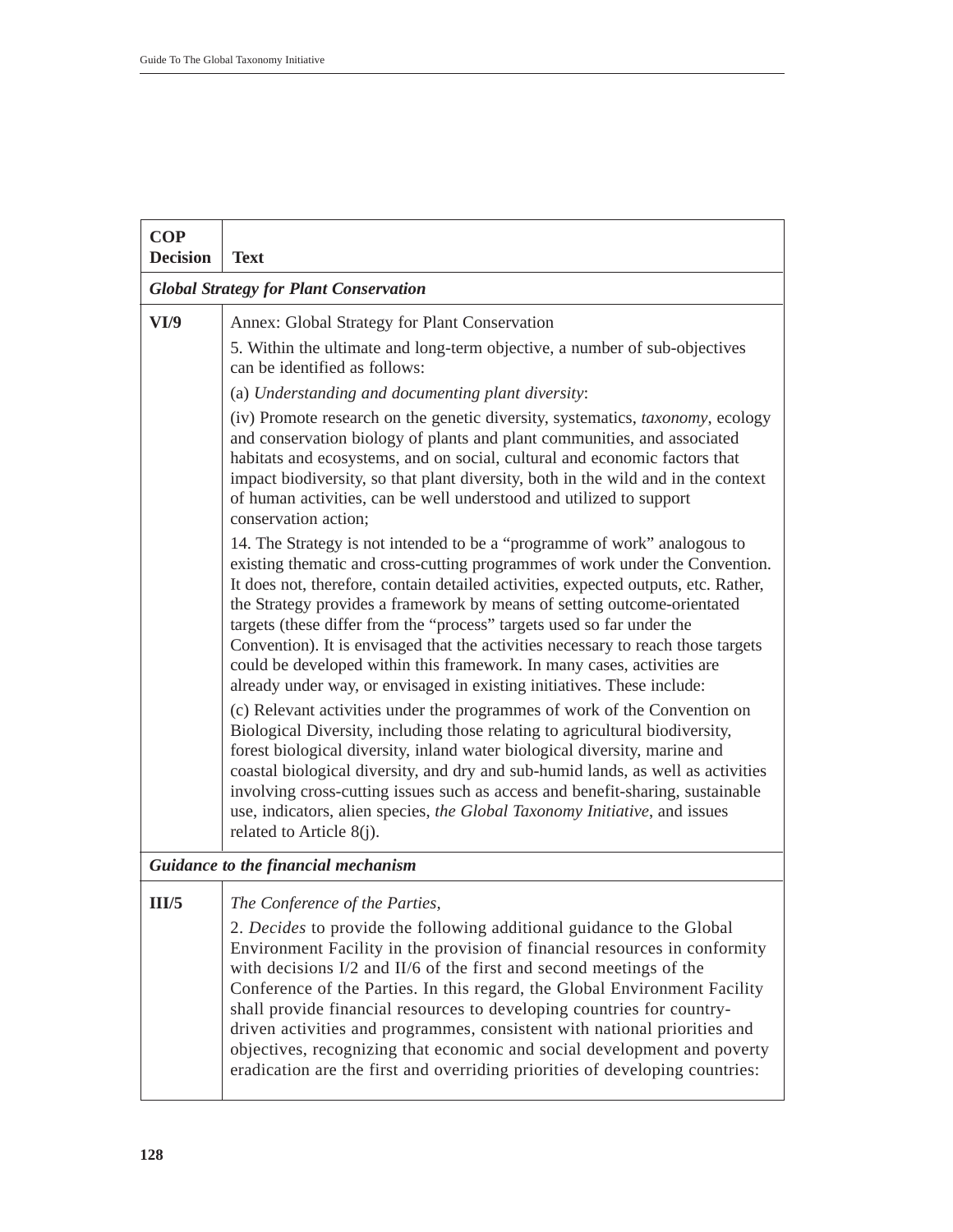| COP Decision | Text |
|---|---|
| ***Global Strategy for Plant Conservation*** | |
| **VI/9** | Annex: Global Strategy for Plant Conservation<br><br>5. Within the ultimate and long-term objective, a number of sub-objectives can be identified as follows:<br><br>(a) *Understanding and documenting plant diversity*:<br><br>(iv) Promote research on the genetic diversity, systematics, *taxonomy*, ecology and conservation biology of plants and plant communities, and associated habitats and ecosystems, and on social, cultural and economic factors that impact biodiversity, so that plant diversity, both in the wild and in the context of human activities, can be well understood and utilized to support conservation action;<br><br>14. The Strategy is not intended to be a "programme of work" analogous to existing thematic and cross-cutting programmes of work under the Convention. It does not, therefore, contain detailed activities, expected outputs, etc. Rather, the Strategy provides a framework by means of setting outcome-orientated targets (these differ from the "process" targets used so far under the Convention). It is envisaged that the activities necessary to reach those targets could be developed within this framework. In many cases, activities are already under way, or envisaged in existing initiatives. These include:<br><br>(c) Relevant activities under the programmes of work of the Convention on Biological Diversity, including those relating to agricultural biodiversity, forest biological diversity, inland water biological diversity, marine and coastal biological diversity, and dry and sub-humid lands, as well as activities involving cross-cutting issues such as access and benefit-sharing, sustainable use, indicators, alien species, *the Global Taxonomy Initiative*, and issues related to Article 8(j). |
| ***Guidance to the financial mechanism*** | |
| **III/5** | *The Conference of the Parties*,<br><br>2. *Decides* to provide the following additional guidance to the Global Environment Facility in the provision of financial resources in conformity with decisions I/2 and II/6 of the first and second meetings of the Conference of the Parties. In this regard, the Global Environment Facility shall provide financial resources to developing countries for country-driven activities and programmes, consistent with national priorities and objectives, recognizing that economic and social development and poverty eradication are the first and overriding priorities of developing countries: |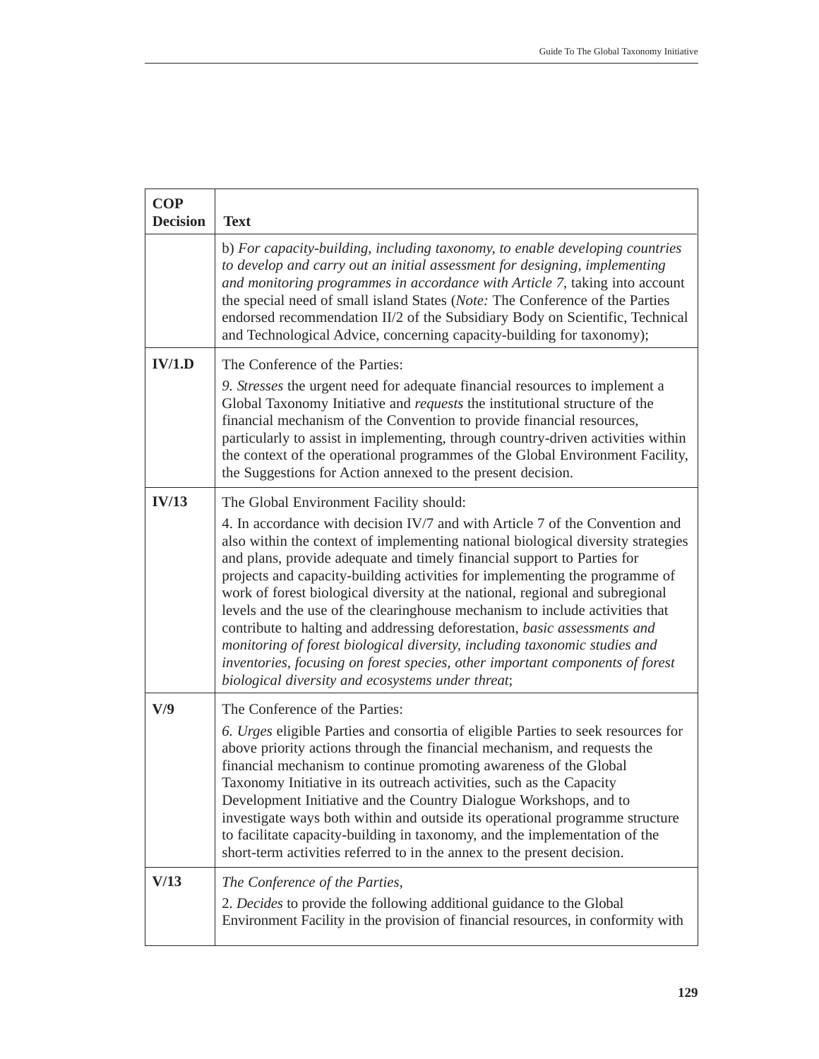| COP Decision | Text |
|---|---|
| | b) *For capacity-building, including taxonomy, to enable developing countries to develop and carry out an initial assessment for designing, implementing and monitoring programmes in accordance with Article 7,* taking into account the special need of small island States (*Note:* The Conference of the Parties endorsed recommendation II/2 of the Subsidiary Body on Scientific, Technical and Technological Advice, concerning capacity-building for taxonomy); |
| **IV/1.D** | The Conference of the Parties:<br>*9. Stresses* the urgent need for adequate financial resources to implement a Global Taxonomy Initiative and *requests* the institutional structure of the financial mechanism of the Convention to provide financial resources, particularly to assist in implementing, through country-driven activities within the context of the operational programmes of the Global Environment Facility, the Suggestions for Action annexed to the present decision. |
| **IV/13** | The Global Environment Facility should:<br>4. In accordance with decision IV/7 and with Article 7 of the Convention and also within the context of implementing national biological diversity strategies and plans, provide adequate and timely financial support to Parties for projects and capacity-building activities for implementing the programme of work of forest biological diversity at the national, regional and subregional levels and the use of the clearinghouse mechanism to include activities that contribute to halting and addressing deforestation, *basic assessments and monitoring of forest biological diversity, including taxonomic studies and inventories, focusing on forest species, other important components of forest biological diversity and ecosystems under threat*; |
| **V/9** | The Conference of the Parties:<br>*6. Urges* eligible Parties and consortia of eligible Parties to seek resources for above priority actions through the financial mechanism, and requests the financial mechanism to continue promoting awareness of the Global Taxonomy Initiative in its outreach activities, such as the Capacity Development Initiative and the Country Dialogue Workshops, and to investigate ways both within and outside its operational programme structure to facilitate capacity-building in taxonomy, and the implementation of the short-term activities referred to in the annex to the present decision. |
| **V/13** | *The Conference of the Parties,*<br>2. *Decides* to provide the following additional guidance to the Global Environment Facility in the provision of financial resources, in conformity with |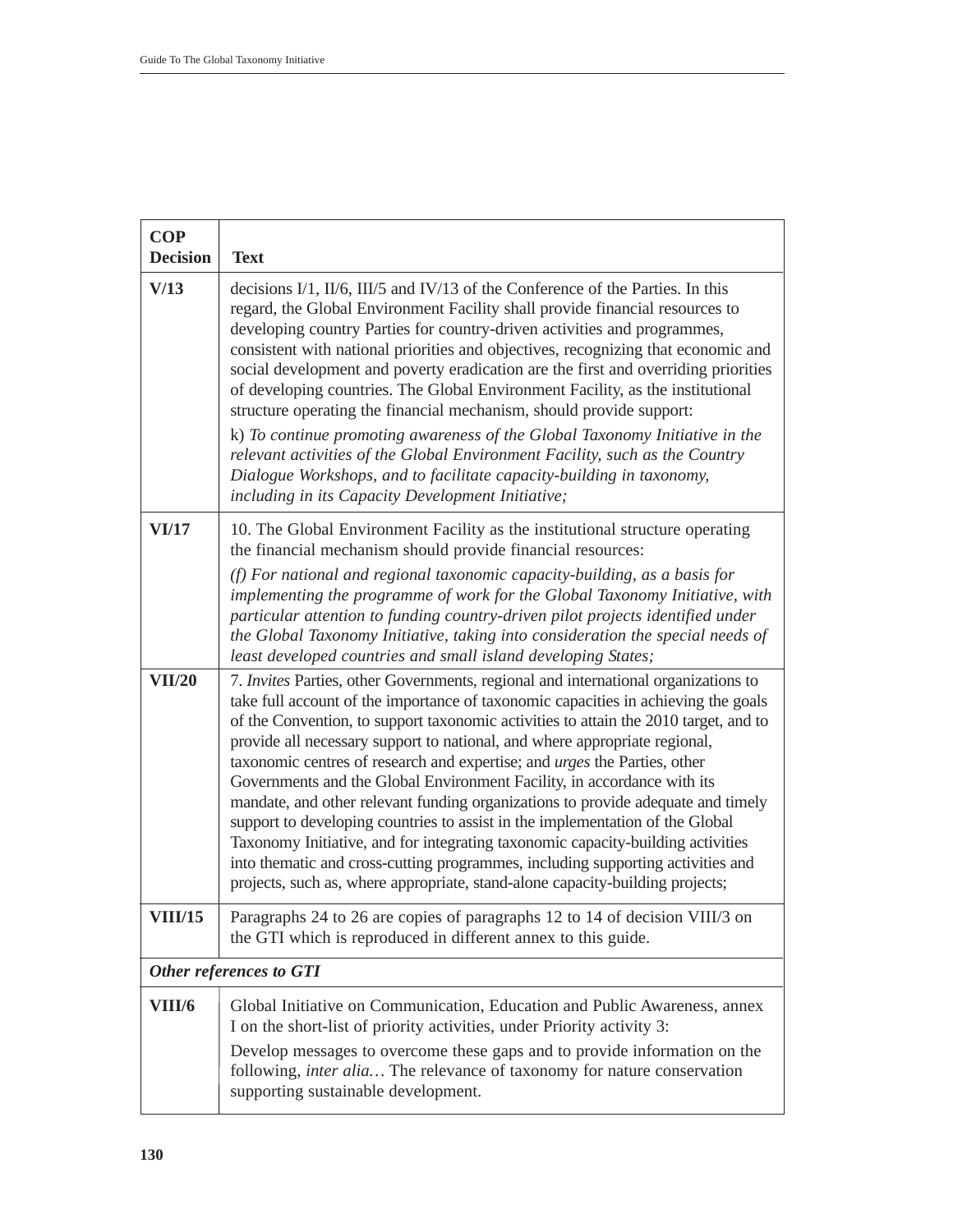| COP Decision | Text |
|---|---|
| **V/13** | decisions I/1, II/6, III/5 and IV/13 of the Conference of the Parties. In this regard, the Global Environment Facility shall provide financial resources to developing country Parties for country-driven activities and programmes, consistent with national priorities and objectives, recognizing that economic and social development and poverty eradication are the first and overriding priorities of developing countries. The Global Environment Facility, as the institutional structure operating the financial mechanism, should provide support:<br>k) *To continue promoting awareness of the Global Taxonomy Initiative in the relevant activities of the Global Environment Facility, such as the Country Dialogue Workshops, and to facilitate capacity-building in taxonomy, including in its Capacity Development Initiative;* |
| **VI/17** | 10. The Global Environment Facility as the institutional structure operating the financial mechanism should provide financial resources:<br>*(f) For national and regional taxonomic capacity-building, as a basis for implementing the programme of work for the Global Taxonomy Initiative, with particular attention to funding country-driven pilot projects identified under the Global Taxonomy Initiative, taking into consideration the special needs of least developed countries and small island developing States;* |
| **VII/20** | 7. *Invites* Parties, other Governments, regional and international organizations to take full account of the importance of taxonomic capacities in achieving the goals of the Convention, to support taxonomic activities to attain the 2010 target, and to provide all necessary support to national, and where appropriate regional, taxonomic centres of research and expertise; and *urges* the Parties, other Governments and the Global Environment Facility, in accordance with its mandate, and other relevant funding organizations to provide adequate and timely support to developing countries to assist in the implementation of the Global Taxonomy Initiative, and for integrating taxonomic capacity-building activities into thematic and cross-cutting programmes, including supporting activities and projects, such as, where appropriate, stand-alone capacity-building projects; |
| **VIII/15** | Paragraphs 24 to 26 are copies of paragraphs 12 to 14 of decision VIII/3 on the GTI which is reproduced in different annex to this guide. |
| ***Other references to GTI*** | |
| **VIII/6** | Global Initiative on Communication, Education and Public Awareness, annex I on the short-list of priority activities, under Priority activity 3:<br>Develop messages to overcome these gaps and to provide information on the following, *inter alia…* The relevance of taxonomy for nature conservation supporting sustainable development. |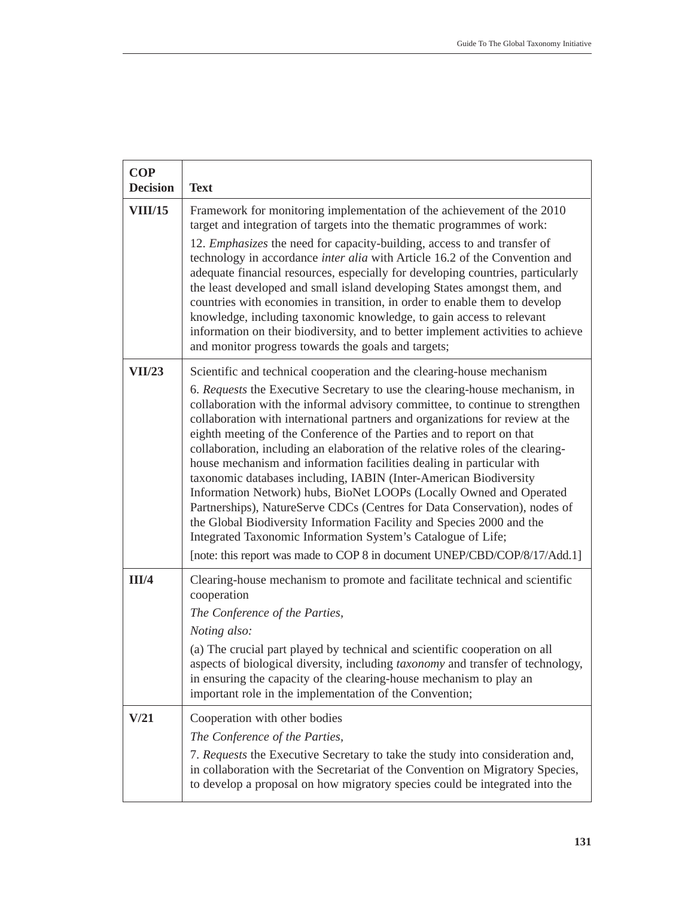| COP Decision | Text |
|---|---|
| **VIII/15** | Framework for monitoring implementation of the achievement of the 2010 target and integration of targets into the thematic programmes of work:<br>12. *Emphasizes* the need for capacity-building, access to and transfer of technology in accordance *inter alia* with Article 16.2 of the Convention and adequate financial resources, especially for developing countries, particularly the least developed and small island developing States amongst them, and countries with economies in transition, in order to enable them to develop knowledge, including taxonomic knowledge, to gain access to relevant information on their biodiversity, and to better implement activities to achieve and monitor progress towards the goals and targets; |
| **VII/23** | Scientific and technical cooperation and the clearing-house mechanism<br>6. *Requests* the Executive Secretary to use the clearing-house mechanism, in collaboration with the informal advisory committee, to continue to strengthen collaboration with international partners and organizations for review at the eighth meeting of the Conference of the Parties and to report on that collaboration, including an elaboration of the relative roles of the clearing-house mechanism and information facilities dealing in particular with taxonomic databases including, IABIN (Inter-American Biodiversity Information Network) hubs, BioNet LOOPs (Locally Owned and Operated Partnerships), NatureServe CDCs (Centres for Data Conservation), nodes of the Global Biodiversity Information Facility and Species 2000 and the Integrated Taxonomic Information System's Catalogue of Life;<br>[note: this report was made to COP 8 in document UNEP/CBD/COP/8/17/Add.1] |
| **III/4** | Clearing-house mechanism to promote and facilitate technical and scientific cooperation<br>*The Conference of the Parties,*<br>*Noting also:*<br>(a) The crucial part played by technical and scientific cooperation on all aspects of biological diversity, including *taxonomy* and transfer of technology, in ensuring the capacity of the clearing-house mechanism to play an important role in the implementation of the Convention; |
| **V/21** | Cooperation with other bodies<br>*The Conference of the Parties,*<br>7. *Requests* the Executive Secretary to take the study into consideration and, in collaboration with the Secretariat of the Convention on Migratory Species, to develop a proposal on how migratory species could be integrated into the |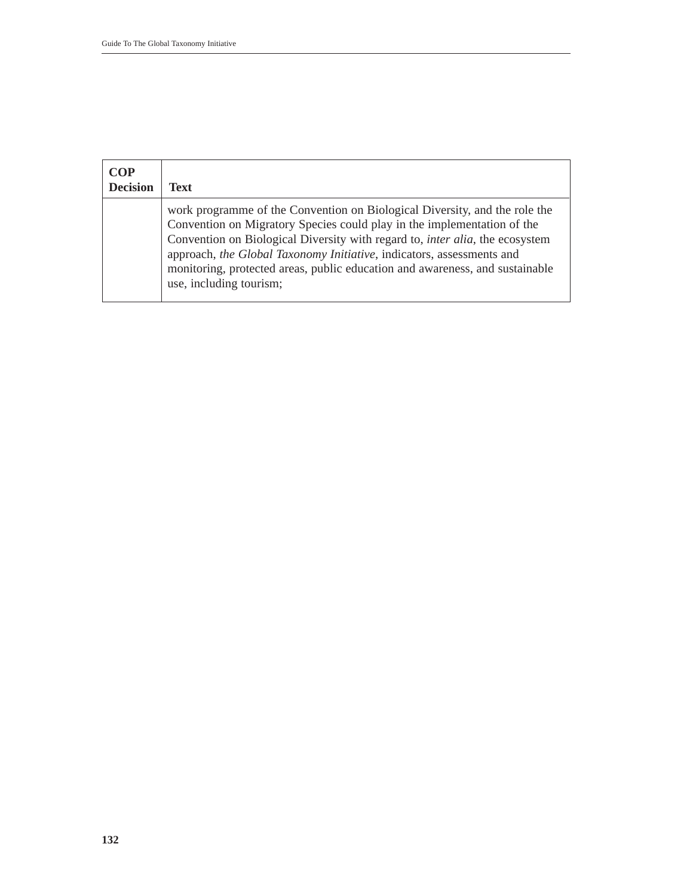| COP Decision | Text |
|---|---|
| | work programme of the Convention on Biological Diversity, and the role the Convention on Migratory Species could play in the implementation of the Convention on Biological Diversity with regard to, *inter alia*, the ecosystem approach, *the Global Taxonomy Initiative*, indicators, assessments and monitoring, protected areas, public education and awareness, and sustainable use, including tourism; |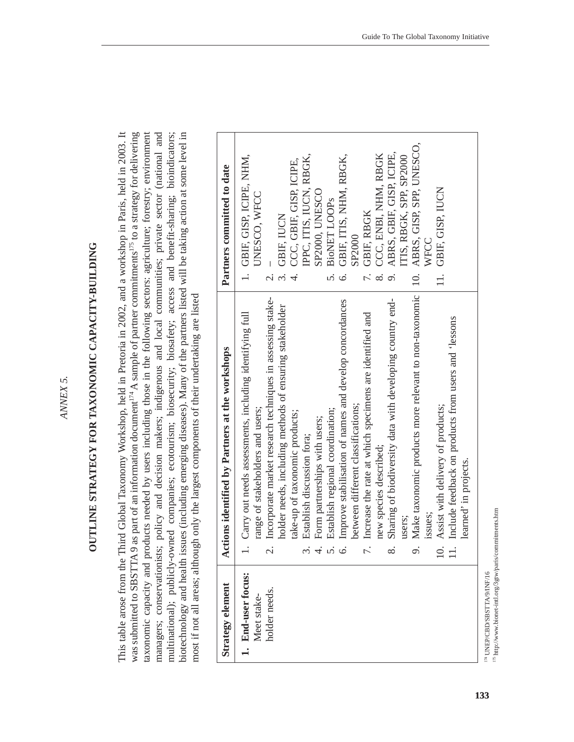*ANNEX 5.*

# OUTLINE STRATEGY FOR TAXONOMIC CAPACITY-BUILDING

This table arose from the Third Global Taxonomy Workshop, held in Pretoria in 2002, and a workshop in Paris, held in 2003. It was submitted to SBSTTA 9 as part of an information document[174] A sample of partner commitments[175] to a strategy for delivering taxonomic capacity and products needed by users including those in the following sectors: agriculture; forestry; environment managers; conservationists; policy and decision makers; indigenous and local communities; private sector (national and multinational); publicly-owned companies; ecotourism; biosecurity; biosafety; access and benefit-sharing; bioindicators; biotechnology and health issues (including emerging diseases). Many of the partners listed will be taking action at some level in most if not all areas; although only the largest components of their undertaking are listed

| Strategy element | Actions identified by Partners at the workshops | Partners committed to date |
|---|---|---|
| **1. End-user focus:** Meet stake-holder needs. | 1. Carry out needs assessments, including identifying full range of stakeholders and users;<br>2. Incorporate market research techniques in assessing stake-holder needs, including methods of ensuring stakeholder take-up of taxonomic products;<br>3. Establish discussion fora;<br>4. Form partnerships with users;<br>5. Establish regional coordination;<br>6. Improve stabilisation of names and develop concordances between different classifications;<br>7. Increase the rate at which specimens are identified and new species described;<br>8. Sharing of biodiversity data with developing country end-users;<br>9. Make taxonomic products more relevant to non-taxonomic issues;<br>10. Assist with delivery of products;<br>11. Include feedback on products from users and 'lessons learned' in projects. | 1. GBIF, GISP, ICIPE, NHM, UNESCO, WFCC<br>2. –<br>3. GBIF, IUCN<br>4. CCC, GBIF, GISP, ICIPE, IPPC, ITIS, IUCN, RBGK, SP2000, UNESCO<br>5. BioNET LOOPs<br>6. GBIF, ITIS, NHM, RBGK, SP2000<br>7. GBIF, RBGK<br>8. CCC, ENBI, NHM, RBGK<br>9. ABRS, GBIF, GISP, ICIPE, ITIS, RBGK, SPP, SP2000<br>10. ABRS, GISP, SPP, UNESCO, WFCC<br>11. GBIF, GISP, IUCN |

[174] UNEP/CBD/SBSTTA/9/INF/16

[175] http://www.bionet-intl.org/3gtw/paris/commitments.htm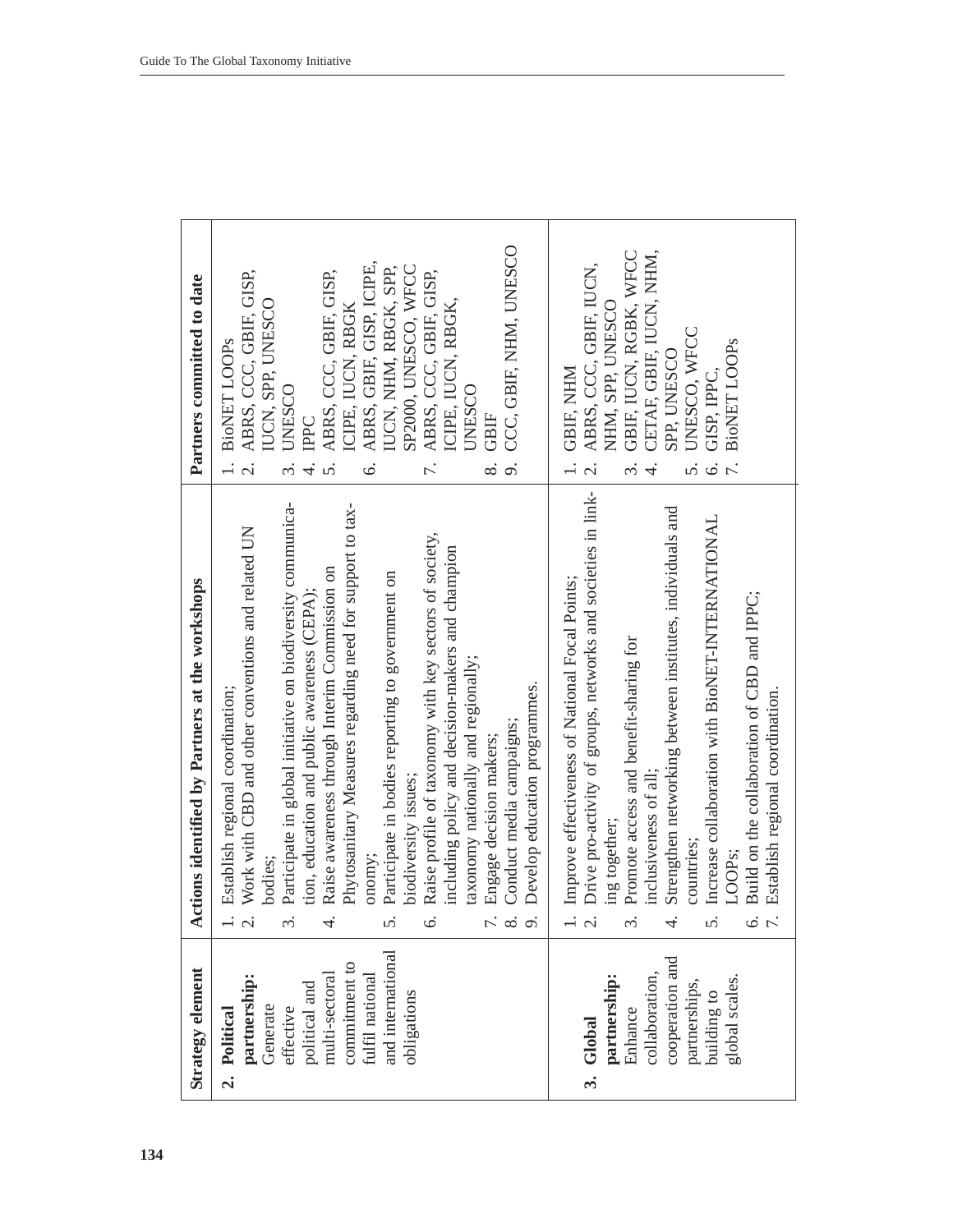| Strategy element | Actions identified by Partners at the workshops | Partners committed to date |
|---|---|---|
| **2. Political partnership:** Generate effective political and multi-sectoral commitment to fulfil national and international obligations | 1. Establish regional coordination;<br>2. Work with CBD and other conventions and related UN bodies;<br>3. Participate in global initiative on biodiversity communication, education and public awareness (CEPA);<br>4. Raise awareness through Interim Commission on Phytosanitary Measures regarding need for support to taxonomy;<br>5. Participate in bodies reporting to government on biodiversity issues;<br>6. Raise profile of taxonomy with key sectors of society, including policy and decision-makers and champion taxonomy nationally and regionally;<br>7. Engage decision makers;<br>8. Conduct media campaigns;<br>9. Develop education programmes. | 1. BioNET LOOPs<br>2. ABRS, CCC, GBIF, GISP, IUCN, SPP, UNESCO<br>3. UNESCO<br>4. IPPC<br>5. ABRS, CCC, GBIF, GISP, ICIPE, IUCN, RBGK<br>6. ABRS, GBIF, GISP, ICIPE, IUCN, NHM, RBGK, SPP, SP2000, UNESCO, WFCC<br>7. ABRS, CCC, GBIF, GISP, ICIPE, IUCN, RBGK, UNESCO<br>8. GBIF<br>9. CCC, GBIF, NHM, UNESCO |
| **3. Global partnership:** Enhance collaboration, cooperation and partnerships, building to global scales. | 1. Improve effectiveness of National Focal Points;<br>2. Drive pro-activity of groups, networks and societies in linking together;<br>3. Promote access and benefit-sharing for inclusiveness of all;<br>4. Strengthen networking between institutes, individuals and countries;<br>5. Increase collaboration with BioNET-INTERNATIONAL LOOPs;<br>6. Build on the collaboration of CBD and IPPC;<br>7. Establish regional coordination. | 1. GBIF, NHM<br>2. ABRS, CCC, GBIF, IUCN, NHM, SPP, UNESCO<br>3. GBIF, IUCN, RGBK, WFCC<br>4. CETAF, GBIF, IUCN, NHM, SPP, UNESCO<br>5. UNESCO, WFCC<br>6. GISP, IPPC,<br>7. BioNET LOOPs |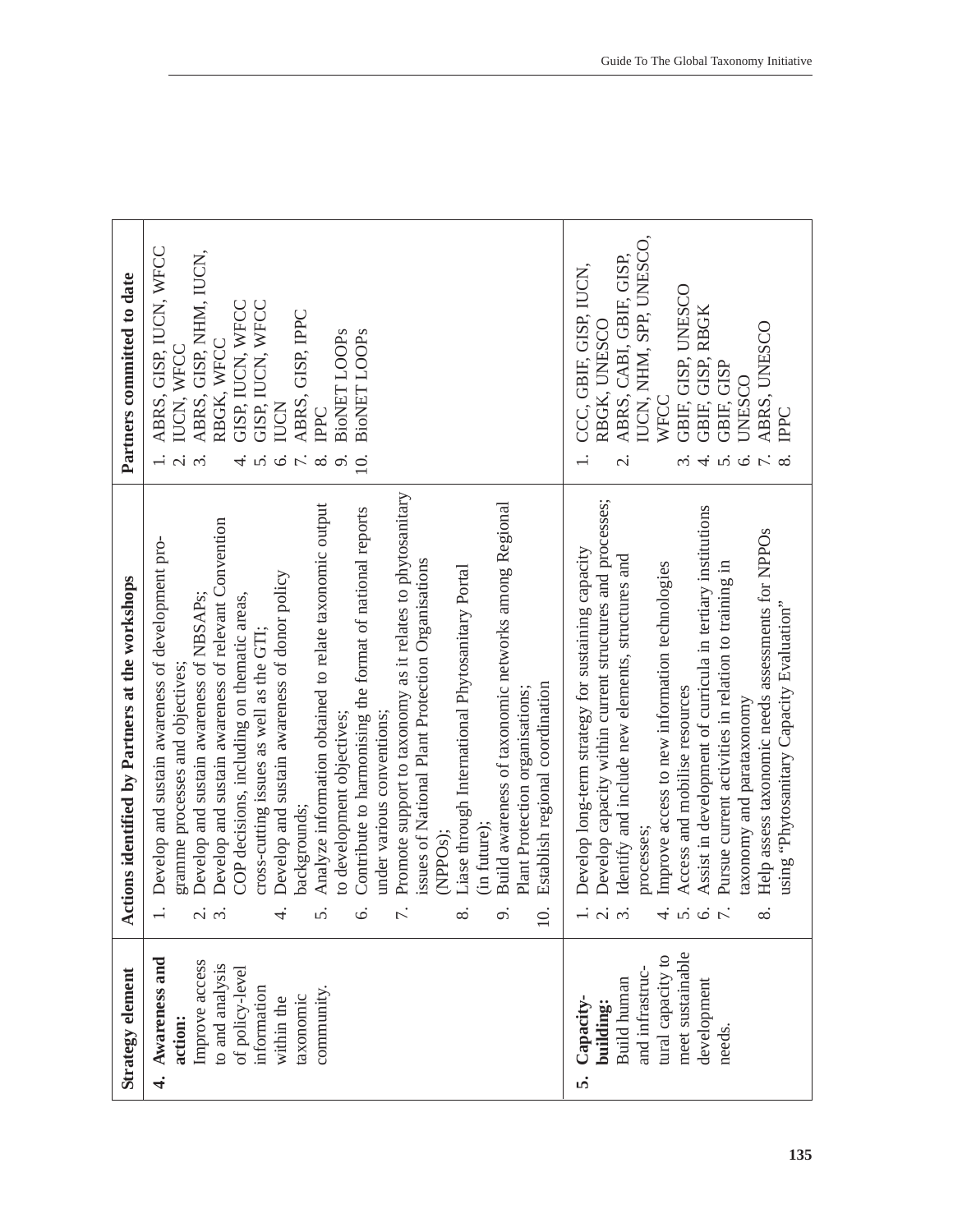| Strategy element | Actions identified by Partners at the workshops | Partners committed to date |
| --- | --- | --- |
| **4. Awareness and action:** Improve access to and analysis of policy-level information within the taxonomic community. | 1. Develop and sustain awareness of development programme processes and objectives;<br>2. Develop and sustain awareness of NBSAPs;<br>3. Develop and sustain awareness of relevant Convention COP decisions, including on thematic areas, cross-cutting issues as well as the GTI;<br>4. Develop and sustain awareness of donor policy backgrounds;<br>5. Analyze information obtained to relate taxonomic output to development objectives;<br>6. Contribute to harmonising the format of national reports under various conventions;<br>7. Promote support to taxonomy as it relates to phytosanitary issues of National Plant Protection Organisations (NPPOs);<br>8. Liase through International Phytosanitary Portal (in future);<br>9. Build awareness of taxonomic networks among Regional Plant Protection organisations;<br>10. Establish regional coordination | 1. ABRS, GISP, IUCN, WFCC<br>2. IUCN, WFCC<br>3. ABRS, GISP, NHM, IUCN, RBGK, WFCC<br>4. GISP, IUCN, WFCC<br>5. GISP, IUCN, WFCC<br>6. IUCN<br>7. ABRS, GISP, IPPC<br>8. IPPC<br>9. BioNET LOOPs<br>10. BioNET LOOPs |
| **5. Capacity-building:** Build human and infrastructural capacity to meet sustainable development needs. | 1. Develop long-term strategy for sustaining capacity<br>2. Develop capacity within current structures and processes;<br>3. Identify and include new elements, structures and processes;<br>4. Improve access to new information technologies<br>5. Access and mobilise resources<br>6. Assist in development of curricula in tertiary institutions<br>7. Pursue current activities in relation to training in taxonomy and parataxonomy<br>8. Help assess taxonomic needs assessments for NPPOs using "Phytosanitary Capacity Evaluation" | 1. CCC, GBIF, GISP, IUCN, RBGK, UNESCO<br>2. ABRS, CABI, GBIF, GISP, IUCN, NHM, SPP, UNESCO, WFCC<br>3. GBIF, GISP, UNESCO<br>4. GBIF, GISP, RBGK<br>5. GBIF, GISP<br>6. UNESCO<br>7. ABRS, UNESCO<br>8. IPPC |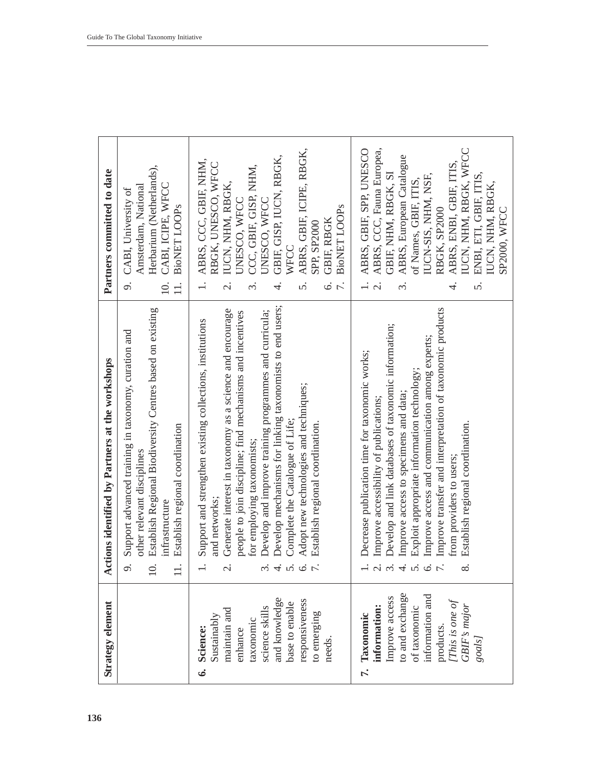| Strategy element | Actions identified by Partners at the workshops | Partners committed to date |
| --- | --- | --- |
| | 9. Support advanced training in taxonomy, curation and other relevant disciplines<br>10. Establish Regional Biodiversity Centres based on existing infrastructure<br>11. Establish regional coordination | 9. CABI, University of Amsterdam, National Herbarium (Netherlands),<br>10. CABI, ICIPE, WFCC<br>11. BioNET LOOPs |
| **6. Science:** Sustainably maintain and enhance taxonomic science skills and knowledge base to enable responsiveness to emerging needs. | 1. Support and strengthen existing collections, institutions and networks;<br>2. Generate interest in taxonomy as a science and encourage people to join discipline; find mechanisms and incentives for employing taxonomists;<br>3. Develop and improve training programmes and curricula;<br>4. Develop mechanisms for linking taxonomists to end users;<br>5. Complete the Catalogue of Life;<br>6. Adopt new technologies and techniques;<br>7. Establish regional coordination. | 1. ABRS, CCC, GBIF, NHM, RBGK, UNESCO, WFCC<br>2. IUCN, NHM, RBGK, UNESCO, WFCC<br>3. CCC, GBIF, GISP, NHM, UNESCO, WFCC<br>4. GBIF, GISP, IUCN, RBGK, WFCC<br>5. ABRS, GBIF, ICIPE, RBGK, SPP, SP2000<br>6. GBIF, RBGK<br>7. BioNET LOOPs |
| **7. Taxonomic information:** Improve access to and exchange of taxonomic information and products. *[This is one of GBIF's major goals]* | 1. Decrease publication time for taxonomic works;<br>2. Improve accessibility of publications;<br>3. Develop and link databases of taxonomic information;<br>4. Improve access to specimens and data;<br>5. Exploit appropriate information technology;<br>6. Improve access and communication among experts;<br>7. Improve transfer and interpretation of taxonomic products from providers to users;<br>8. Establish regional coordination. | 1. ABRS, GBIF, SPP, UNESCO<br>2. ABRS, CCC, Fauna Europea, GBIF, NHM, RBGK, SI<br>3. ABRS, European Catalogue of Names, GBIF, ITIS, IUCN-SIS, NHM, NSF, RBGK, SP2000<br>4. ABRS, ENBI, GBIF, ITIS, IUCN, NHM, RBGK, WFCC<br>5. ENBI, ETI, GBIF, ITIS, IUCN, NHM, RBGK, SP2000, WFCC |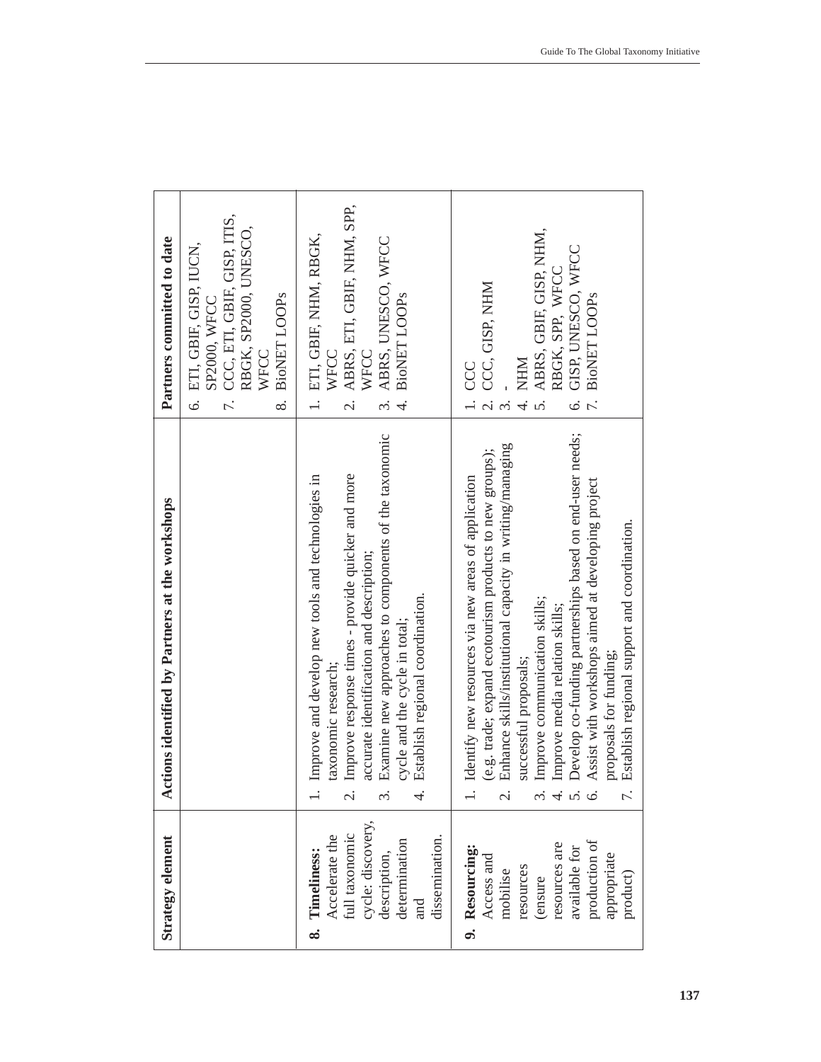| Strategy element | Actions identified by Partners at the workshops | Partners committed to date |
|---|---|---|
| | | 6. ETI, GBIF, GISP, IUCN, SP2000, WFCC<br>7. CCC, ETI, GBIF, GISP, ITIS, RBGK, SP2000, UNESCO, WFCC<br>8. BioNET LOOPs |
| **8. Timeliness:** Accelerate the full taxonomic cycle: discovery, description, determination and dissemination. | 1. Improve and develop new tools and technologies in taxonomic research;<br>2. Improve response times - provide quicker and more accurate identification and description;<br>3. Examine new approaches to components of the taxonomic cycle and the cycle in total;<br>4. Establish regional coordination. | 1. ETI, GBIF, NHM, RBGK, WFCC<br>2. ABRS, ETI, GBIF, NHM, SPP, WFCC<br>3. ABRS, UNESCO, WFCC<br>4. BioNET LOOPs |
| **9. Resourcing:** Access and mobilise resources (ensure resources are available for production of appropriate product) | 1. Identify new resources via new areas of application (e.g. trade; expand ecotourism products to new groups);<br>2. Enhance skills/institutional capacity in writing/managing successful proposals;<br>3. Improve communication skills;<br>4. Improve media relation skills;<br>5. Develop co-funding partnerships based on end-user needs;<br>6. Assist with workshops aimed at developing project proposals for funding;<br>7. Establish regional support and coordination. | 1. CCC<br>2. CCC, GISP, NHM<br>3. -<br>4. NHM<br>5. ABRS, GBIF, GISP, NHM, RBGK, SPP, WFCC<br>6. GISP, UNESCO, WFCC<br>7. BioNET LOOPs |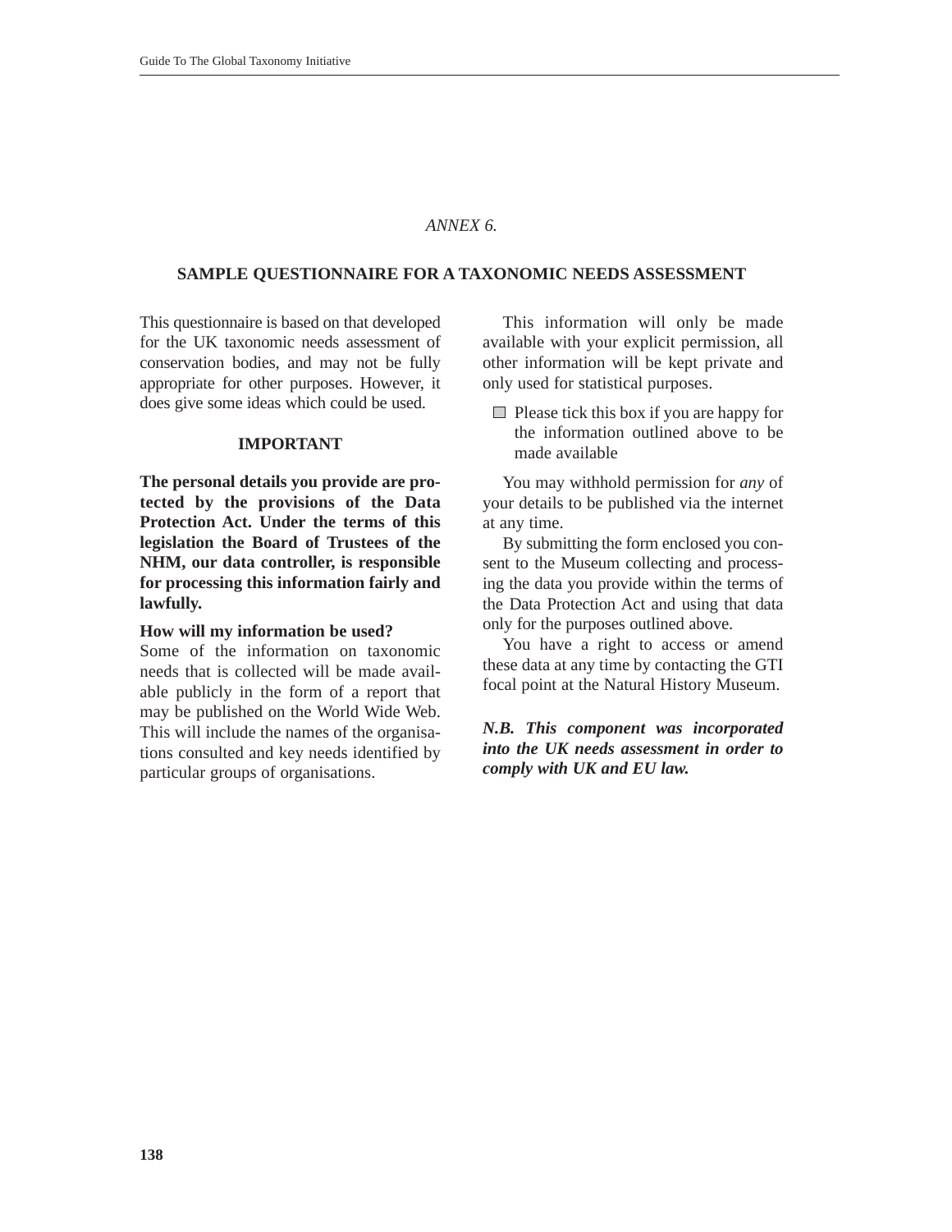*ANNEX 6.*

## SAMPLE QUESTIONNAIRE FOR A TAXONOMIC NEEDS ASSESSMENT

This questionnaire is based on that developed for the UK taxonomic needs assessment of conservation bodies, and may not be fully appropriate for other purposes. However, it does give some ideas which could be used.

### IMPORTANT

**The personal details you provide are protected by the provisions of the Data Protection Act. Under the terms of this legislation the Board of Trustees of the NHM, our data controller, is responsible for processing this information fairly and lawfully.**

**How will my information be used?**

Some of the information on taxonomic needs that is collected will be made available publicly in the form of a report that may be published on the World Wide Web. This will include the names of the organisations consulted and key needs identified by particular groups of organisations.

This information will only be made available with your explicit permission, all other information will be kept private and only used for statistical purposes.

- ☐ Please tick this box if you are happy for the information outlined above to be made available

You may withhold permission for *any* of your details to be published via the internet at any time.

By submitting the form enclosed you consent to the Museum collecting and processing the data you provide within the terms of the Data Protection Act and using that data only for the purposes outlined above.

You have a right to access or amend these data at any time by contacting the GTI focal point at the Natural History Museum.

***N.B. This component was incorporated into the UK needs assessment in order to comply with UK and EU law.***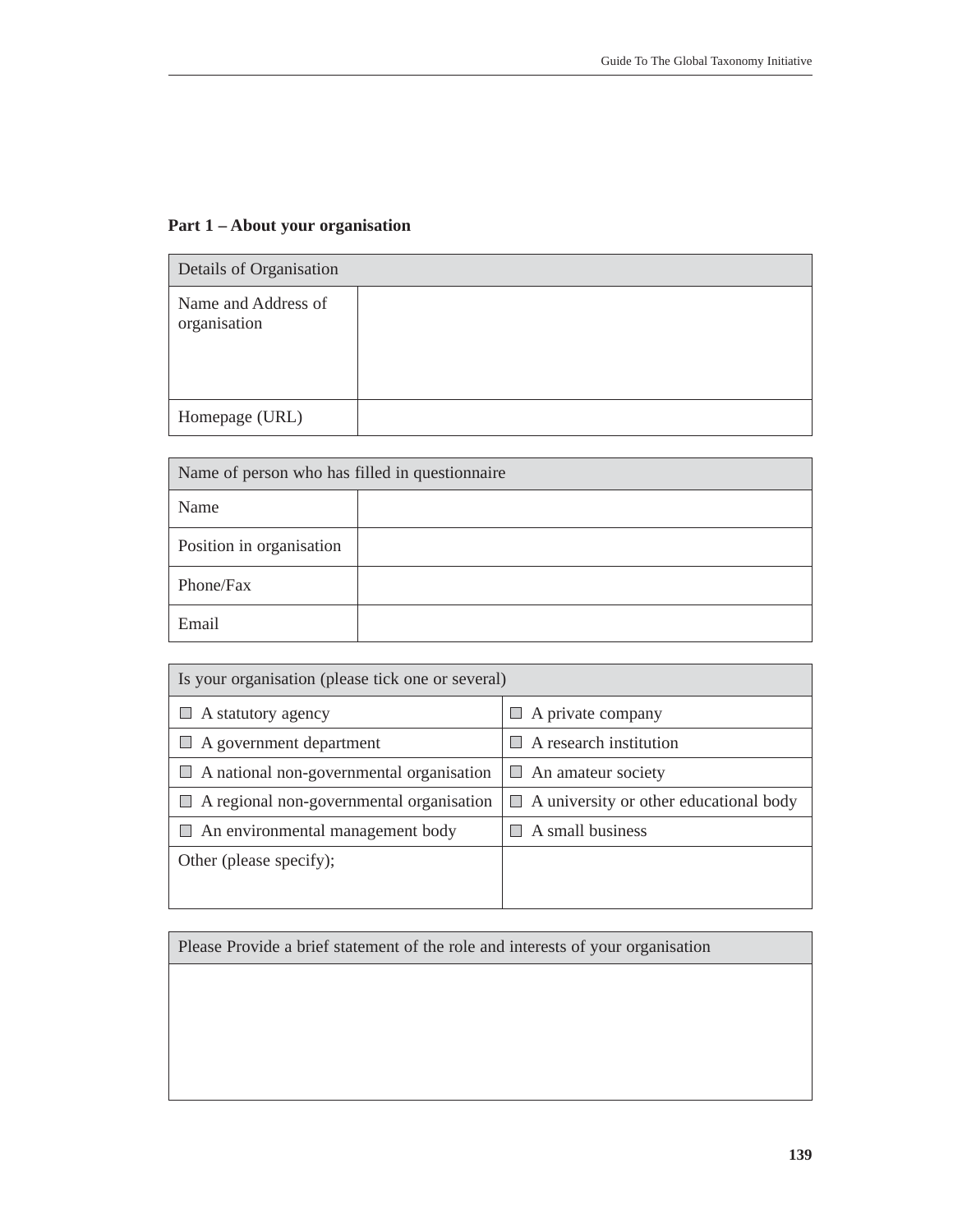**Part 1 – About your organisation**

| Details of Organisation | |
|---|---|
| Name and Address of organisation | |
| Homepage (URL) | |

| Name of person who has filled in questionnaire | |
|---|---|
| Name | |
| Position in organisation | |
| Phone/Fax | |
| Email | |

| Is your organisation (please tick one or several) | |
|---|---|
| ☐ A statutory agency | ☐ A private company |
| ☐ A government department | ☐ A research institution |
| ☐ A national non-governmental organisation | ☐ An amateur society |
| ☐ A regional non-governmental organisation | ☐ A university or other educational body |
| ☐ An environmental management body | ☐ A small business |
| Other (please specify); | |

| Please Provide a brief statement of the role and interests of your organisation |
|---|
| |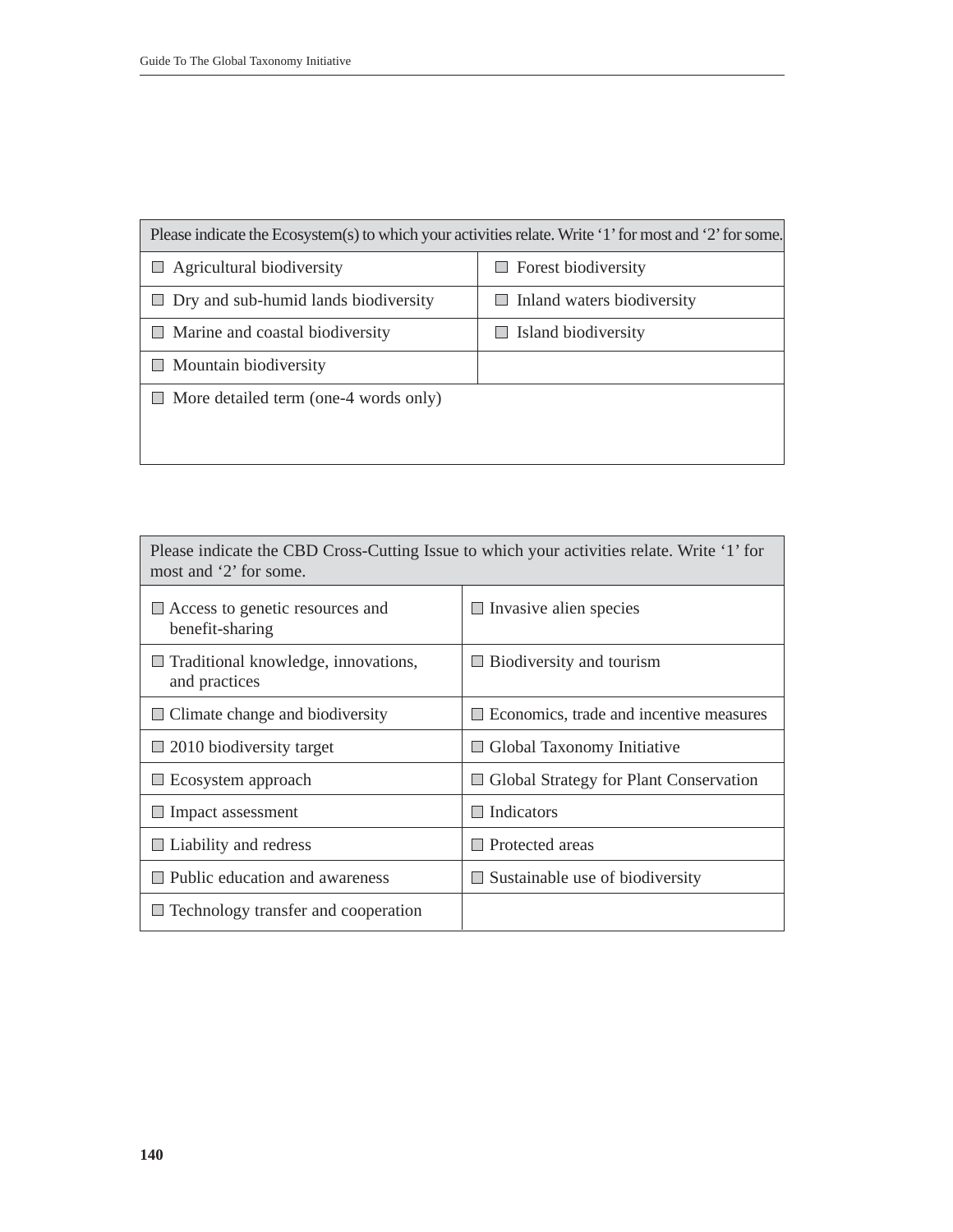| Please indicate the Ecosystem(s) to which your activities relate. Write ‘1’ for most and ‘2’ for some. | |
|---|---|
| ☐ Agricultural biodiversity | ☐ Forest biodiversity |
| ☐ Dry and sub-humid lands biodiversity | ☐ Inland waters biodiversity |
| ☐ Marine and coastal biodiversity | ☐ Island biodiversity |
| ☐ Mountain biodiversity | |
| ☐ More detailed term (one-4 words only) | |

| Please indicate the CBD Cross-Cutting Issue to which your activities relate. Write ‘1’ for most and ‘2’ for some. | |
|---|---|
| ☐ Access to genetic resources and benefit-sharing | ☐ Invasive alien species |
| ☐ Traditional knowledge, innovations, and practices | ☐ Biodiversity and tourism |
| ☐ Climate change and biodiversity | ☐ Economics, trade and incentive measures |
| ☐ 2010 biodiversity target | ☐ Global Taxonomy Initiative |
| ☐ Ecosystem approach | ☐ Global Strategy for Plant Conservation |
| ☐ Impact assessment | ☐ Indicators |
| ☐ Liability and redress | ☐ Protected areas |
| ☐ Public education and awareness | ☐ Sustainable use of biodiversity |
| ☐ Technology transfer and cooperation | |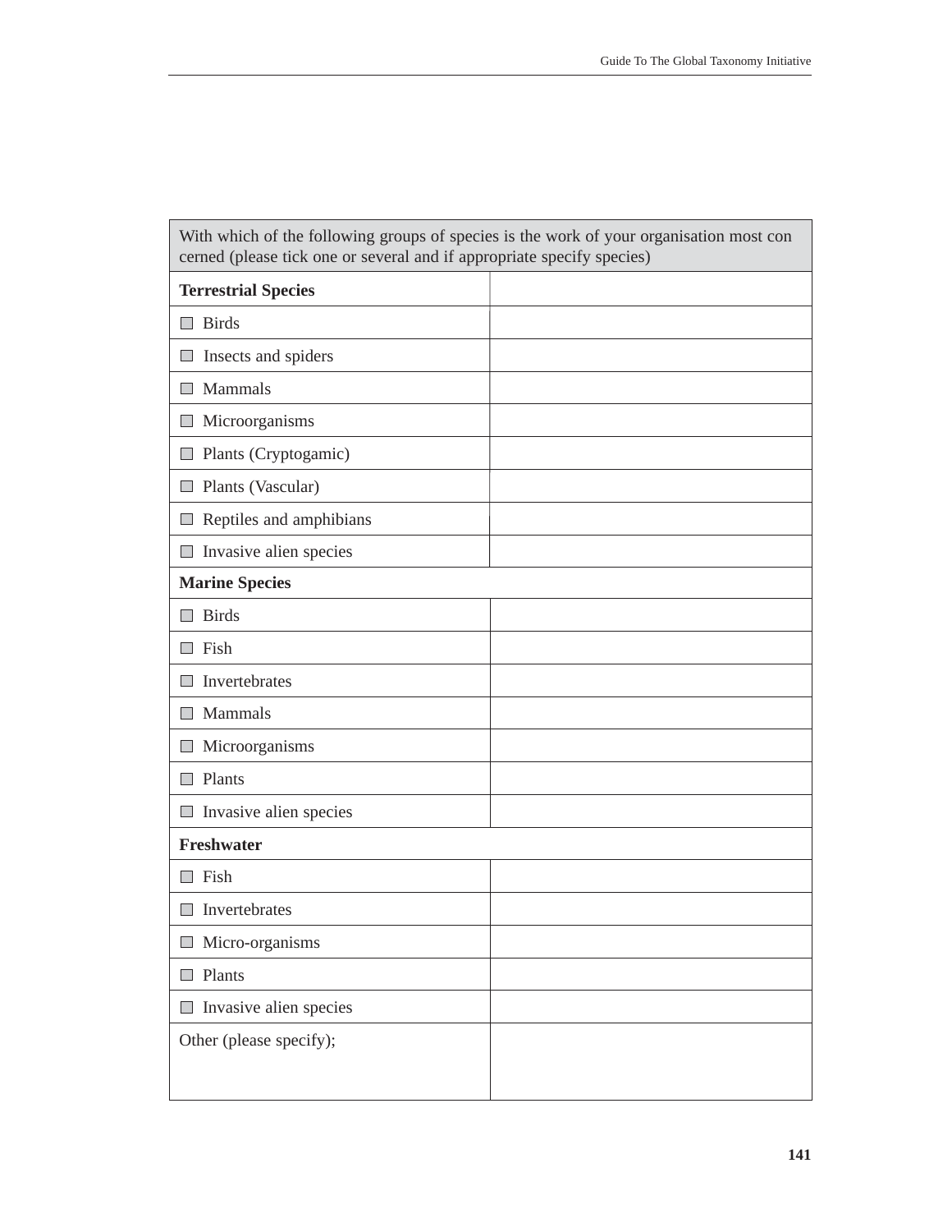| With which of the following groups of species is the work of your organisation most con cerned (please tick one or several and if appropriate specify species) | |
|---|---|
| **Terrestrial Species** | |
| ☐ Birds | |
| ☐ Insects and spiders | |
| ☐ Mammals | |
| ☐ Microorganisms | |
| ☐ Plants (Cryptogamic) | |
| ☐ Plants (Vascular) | |
| ☐ Reptiles and amphibians | |
| ☐ Invasive alien species | |
| **Marine Species** | |
| ☐ Birds | |
| ☐ Fish | |
| ☐ Invertebrates | |
| ☐ Mammals | |
| ☐ Microorganisms | |
| ☐ Plants | |
| ☐ Invasive alien species | |
| **Freshwater** | |
| ☐ Fish | |
| ☐ Invertebrates | |
| ☐ Micro-organisms | |
| ☐ Plants | |
| ☐ Invasive alien species | |
| Other (please specify); | |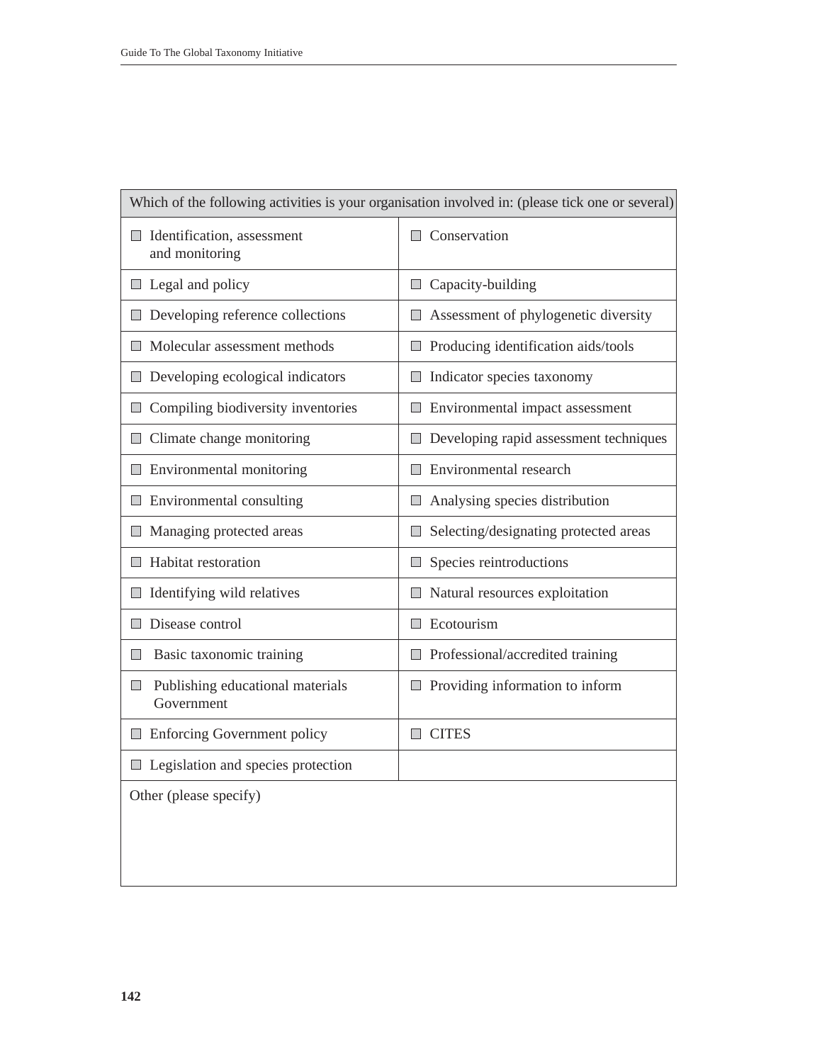| Which of the following activities is your organisation involved in: (please tick one or several) | |
|---|---|
| ☐ Identification, assessment and monitoring | ☐ Conservation |
| ☐ Legal and policy | ☐ Capacity-building |
| ☐ Developing reference collections | ☐ Assessment of phylogenetic diversity |
| ☐ Molecular assessment methods | ☐ Producing identification aids/tools |
| ☐ Developing ecological indicators | ☐ Indicator species taxonomy |
| ☐ Compiling biodiversity inventories | ☐ Environmental impact assessment |
| ☐ Climate change monitoring | ☐ Developing rapid assessment techniques |
| ☐ Environmental monitoring | ☐ Environmental research |
| ☐ Environmental consulting | ☐ Analysing species distribution |
| ☐ Managing protected areas | ☐ Selecting/designating protected areas |
| ☐ Habitat restoration | ☐ Species reintroductions |
| ☐ Identifying wild relatives | ☐ Natural resources exploitation |
| ☐ Disease control | ☐ Ecotourism |
| ☐ Basic taxonomic training | ☐ Professional/accredited training |
| ☐ Publishing educational materials Government | ☐ Providing information to inform |
| ☐ Enforcing Government policy | ☐ CITES |
| ☐ Legislation and species protection | |
| Other (please specify) | |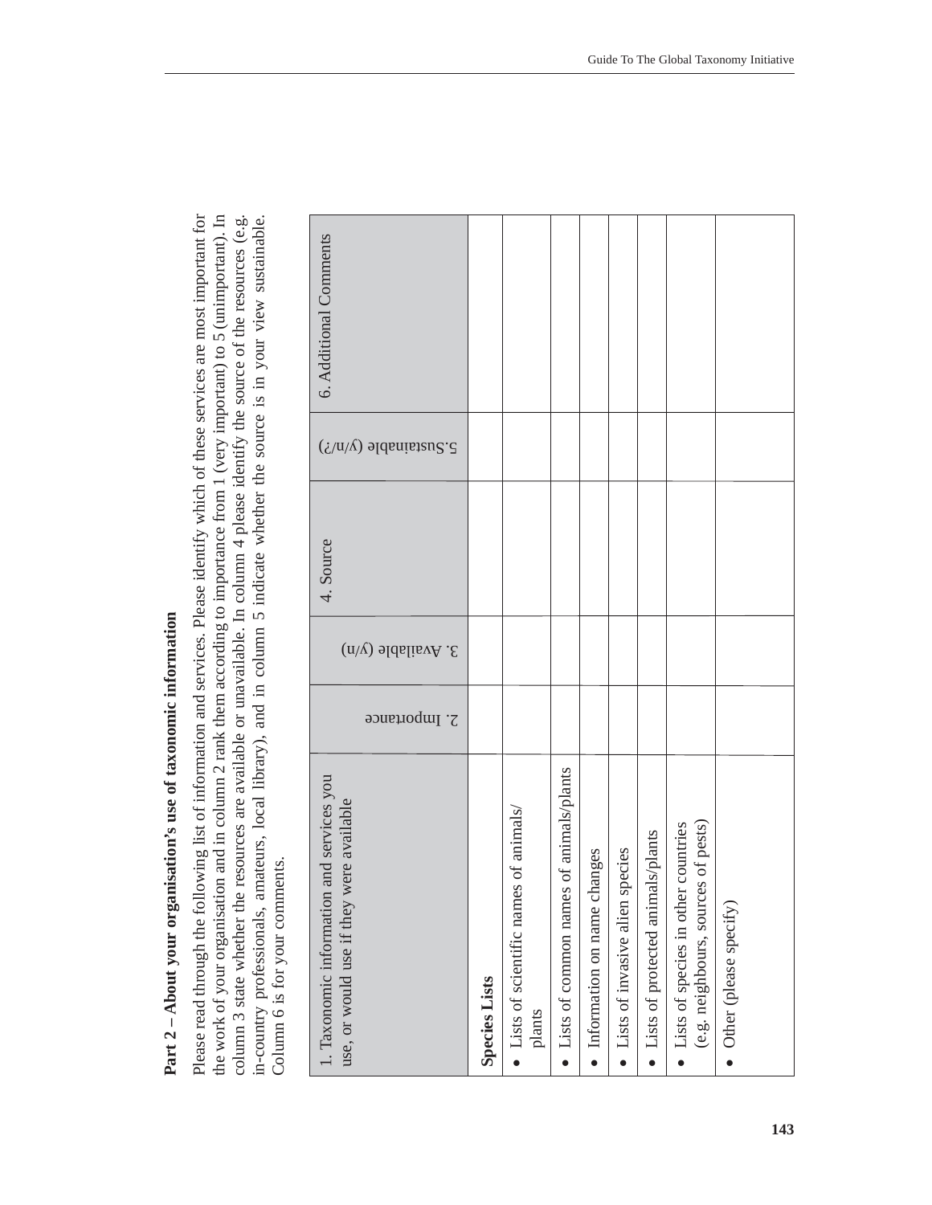## Part 2 – About your organisation's use of taxonomic information

Please read through the following list of information and services. Please identify which of these services are most important for the work of your organisation and in column 2 rank them according to importance from 1 (very important) to 5 (unimportant). In column 3 state whether the resources are available or unavailable. In column 4 please identify the source of the resources (e.g. in-country professionals, amateurs, local library), and in column 5 indicate whether the source is in your view sustainable. Column 6 is for your comments.

| 1. Taxonomic information and services you use, or would use if they were available | 2. Importance | 3. Available (y/n) | 4. Source | 5. Sustainable (y/n/?) | 6. Additional Comments |
|---|---|---|---|---|---|
| **Species Lists** | | | | | |
| • Lists of scientific names of animals/ plants | | | | | |
| • Lists of common names of animals/plants | | | | | |
| • Information on name changes | | | | | |
| • Lists of invasive alien species | | | | | |
| • Lists of protected animals/plants | | | | | |
| • Lists of species in other countries (e.g. neighbours, sources of pests) | | | | | |
| • Other (please specify) | | | | | |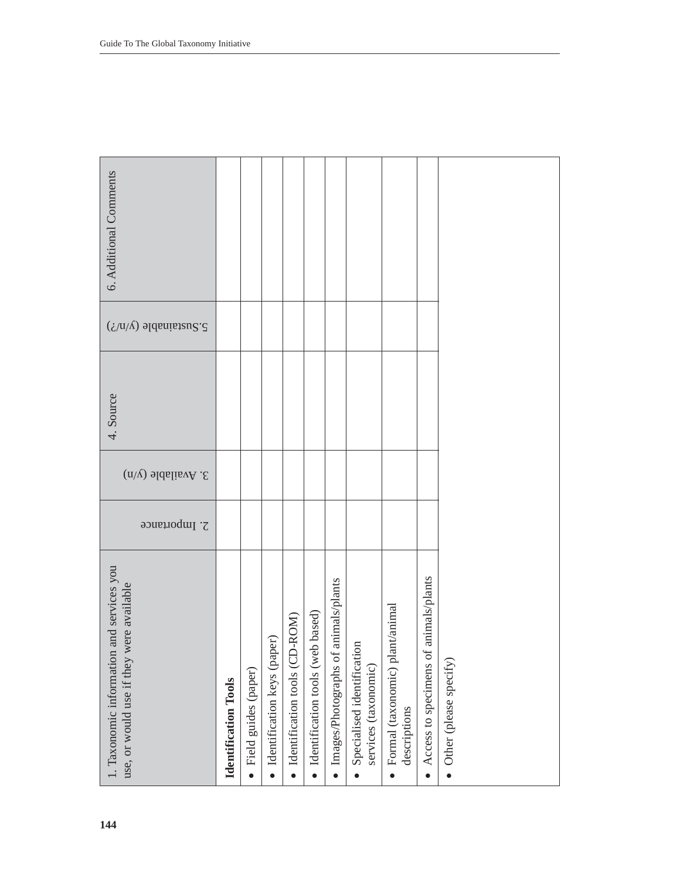| 1. Taxonomic information and services you use, or would use if they were available | 2. Importance | 3. Available (y/n) | 4. Source | 5.Sustainable (y/n/?) | 6. Additional Comments |
|---|---|---|---|---|---|
| **Identification Tools** | | | | | |
| • Field guides (paper) | | | | | |
| • Identification keys (paper) | | | | | |
| • Identification tools (CD-ROM) | | | | | |
| • Identification tools (web based) | | | | | |
| • Images/Photographs of animals/plants | | | | | |
| • Specialised identification services (taxonomic) | | | | | |
| • Formal (taxonomic) plant/animal descriptions | | | | | |
| • Access to specimens of animals/plants | | | | | |
| • Other (please specify) | | | | | |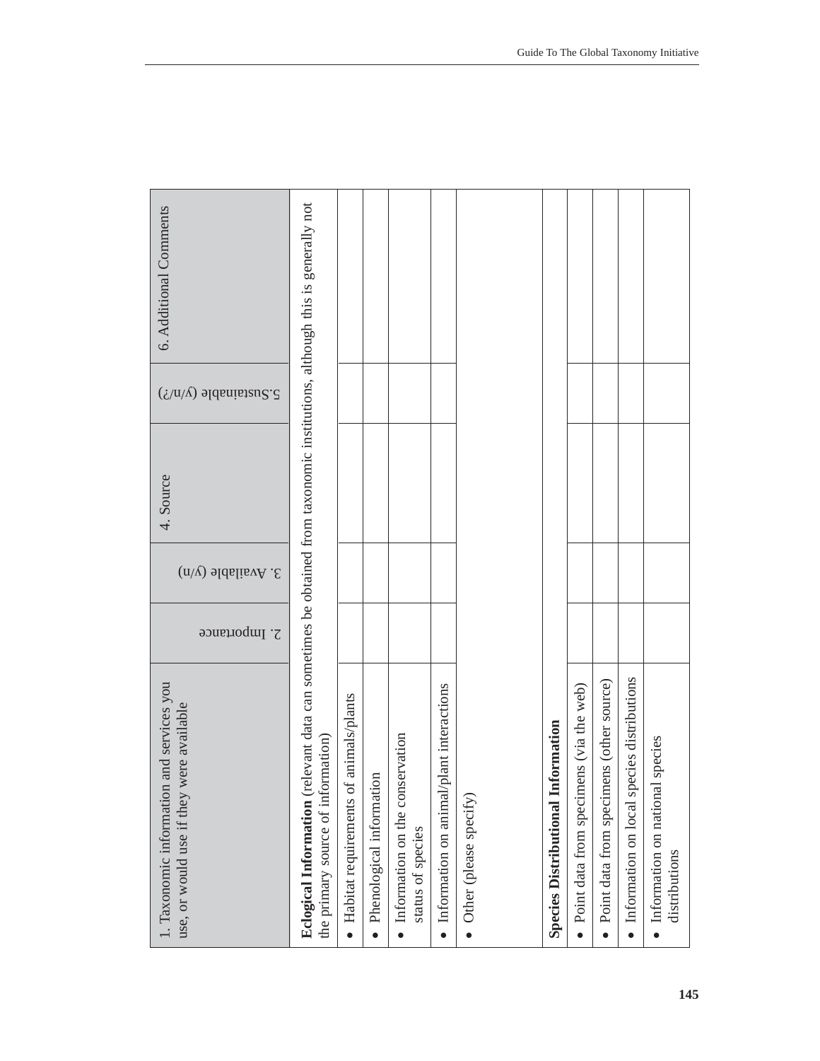| 1. Taxonomic information and services you use, or would use if they were available | 2. Importance | 3. Available (y/n) | 4. Source | 5.Sustainable (y/n/?) | 6. Additional Comments |
|---|---|---|---|---|---|
| **Eclogical Information** (relevant data can sometimes be obtained from taxonomic institutions, although this is generally not the primary source of information) | | | | | |
| • Habitat requirements of animals/plants | | | | | |
| • Phenological information | | | | | |
| • Information on the conservation status of species | | | | | |
| • Information on animal/plant interactions | | | | | |
| • Other (please specify) | | | | | |
| **Species Distributional Information** | | | | | |
| • Point data from specimens (via the web) | | | | | |
| • Point data from specimens (other source) | | | | | |
| • Information on local species distributions | | | | | |
| • Information on national species distributions | | | | | |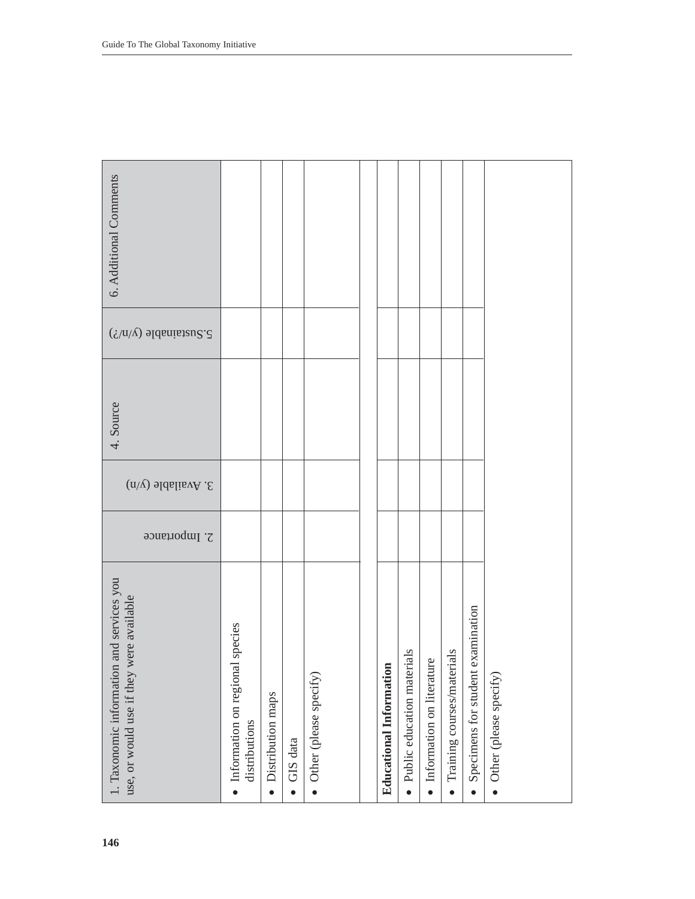| 1. Taxonomic information and services you use, or would use if they were available | 2. Importance | 3. Available (y/n) | 4. Source | 5.Sustainable (y/n/?) | 6. Additional Comments |
|---|---|---|---|---|---|
| • Information on regional species distributions | | | | | |
| • Distribution maps | | | | | |
| • GIS data | | | | | |
| • Other (please specify) | | | | | |
| | | | | | |
| **Educational Information** | | | | | |
| • Public education materials | | | | | |
| • Information on literature | | | | | |
| • Training courses/materials | | | | | |
| • Specimens for student examination | | | | | |
| • Other (please specify) | | | | | |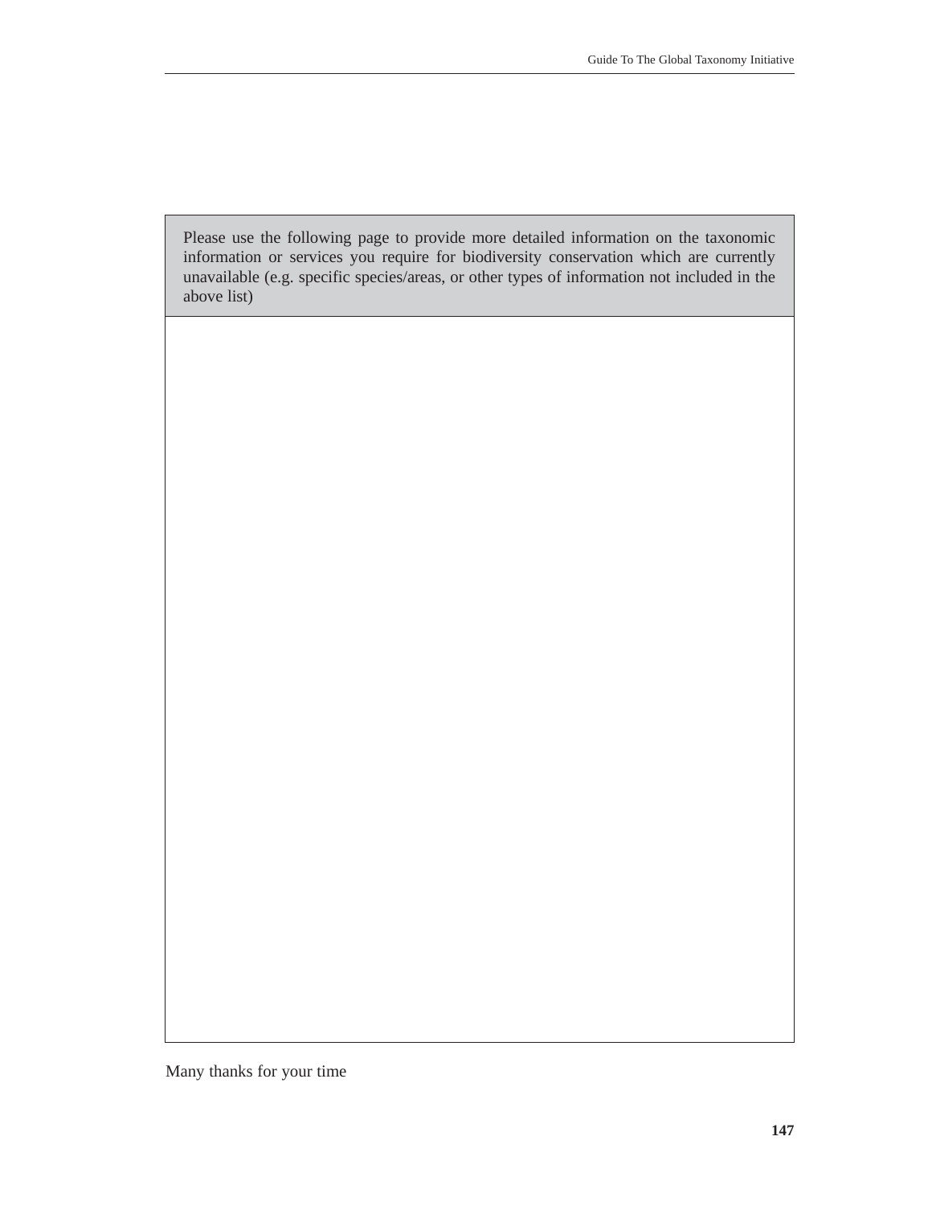| Please use the following page to provide more detailed information on the taxonomic information or services you require for biodiversity conservation which are currently unavailable (e.g. specific species/areas, or other types of information not included in the above list) |
| --- |
| |

Many thanks for your time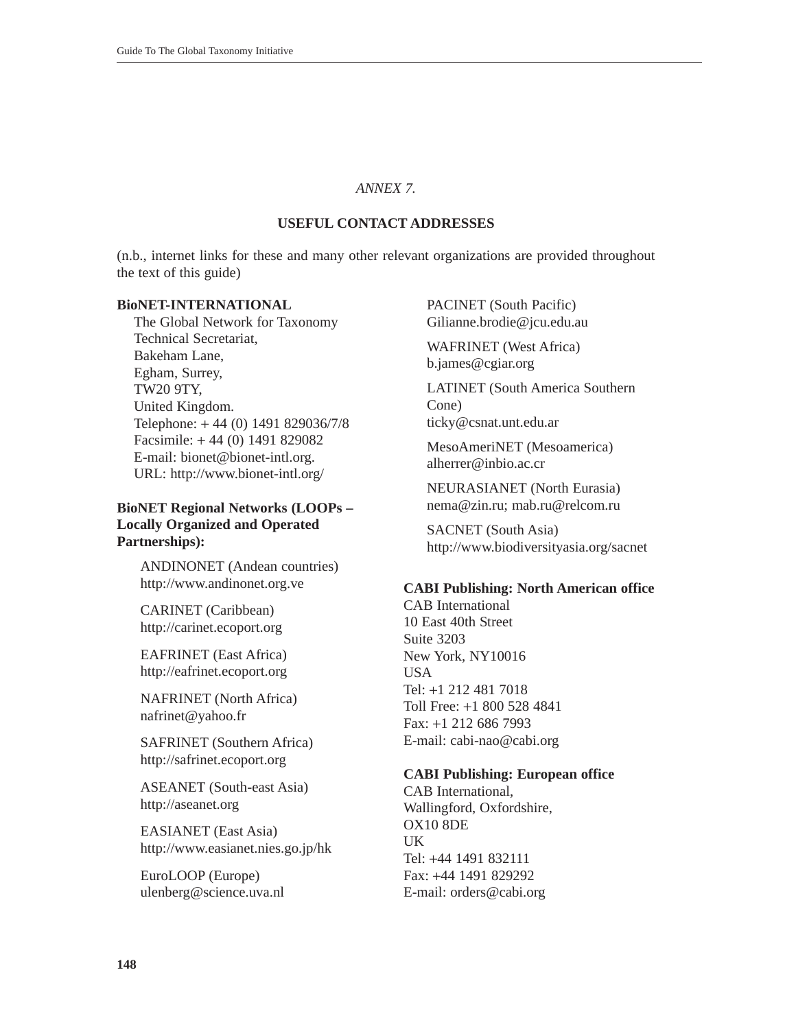*ANNEX 7.*

## USEFUL CONTACT ADDRESSES

(n.b., internet links for these and many other relevant organizations are provided throughout the text of this guide)

**BioNET-INTERNATIONAL**
The Global Network for Taxonomy
Technical Secretariat,
Bakeham Lane,
Egham, Surrey,
TW20 9TY,
United Kingdom.
Telephone: + 44 (0) 1491 829036/7/8
Facsimile: + 44 (0) 1491 829082
E-mail: bionet@bionet-intl.org.
URL: http://www.bionet-intl.org/

**BioNET Regional Networks (LOOPs – Locally Organized and Operated Partnerships):**

ANDINONET (Andean countries)
http://www.andinonet.org.ve

CARINET (Caribbean)
http://carinet.ecoport.org

EAFRINET (East Africa)
http://eafrinet.ecoport.org

NAFRINET (North Africa)
nafrinet@yahoo.fr

SAFRINET (Southern Africa)
http://safrinet.ecoport.org

ASEANET (South-east Asia)
http://aseanet.org

EASIANET (East Asia)
http://www.easianet.nies.go.jp/hk

EuroLOOP (Europe)
ulenberg@science.uva.nl

PACINET (South Pacific)
Gilianne.brodie@jcu.edu.au

WAFRINET (West Africa)
b.james@cgiar.org

LATINET (South America Southern Cone)
ticky@csnat.unt.edu.ar

MesoAmeriNET (Mesoamerica)
alherrer@inbio.ac.cr

NEURASIANET (North Eurasia)
nema@zin.ru; mab.ru@relcom.ru

SACNET (South Asia)
http://www.biodiversityasia.org/sacnet

**CABI Publishing: North American office**
CAB International
10 East 40th Street
Suite 3203
New York, NY10016
USA
Tel: +1 212 481 7018
Toll Free: +1 800 528 4841
Fax: +1 212 686 7993
E-mail: cabi-nao@cabi.org

**CABI Publishing: European office**
CAB International,
Wallingford, Oxfordshire,
OX10 8DE
UK
Tel: +44 1491 832111
Fax: +44 1491 829292
E-mail: orders@cabi.org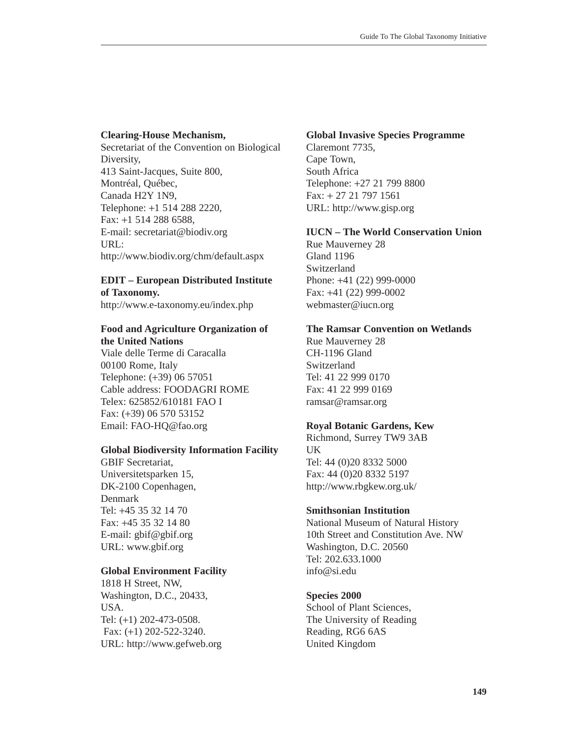**Clearing-House Mechanism,**
Secretariat of the Convention on Biological Diversity,
413 Saint-Jacques, Suite 800,
Montréal, Québec,
Canada H2Y 1N9,
Telephone: +1 514 288 2220,
Fax: +1 514 288 6588,
E-mail: secretariat@biodiv.org
URL:
http://www.biodiv.org/chm/default.aspx

**EDIT – European Distributed Institute of Taxonomy.**
http://www.e-taxonomy.eu/index.php

**Food and Agriculture Organization of the United Nations**
Viale delle Terme di Caracalla
00100 Rome, Italy
Telephone: (+39) 06 57051
Cable address: FOODAGRI ROME
Telex: 625852/610181 FAO I
Fax: (+39) 06 570 53152
Email: FAO-HQ@fao.org

**Global Biodiversity Information Facility**
GBIF Secretariat,
Universitetsparken 15,
DK-2100 Copenhagen,
Denmark
Tel: +45 35 32 14 70
Fax: +45 35 32 14 80
E-mail: gbif@gbif.org
URL: www.gbif.org

**Global Environment Facility**
1818 H Street, NW,
Washington, D.C., 20433,
USA.
Tel: (+1) 202-473-0508.
Fax: (+1) 202-522-3240.
URL: http://www.gefweb.org

**Global Invasive Species Programme**
Claremont 7735,
Cape Town,
South Africa
Telephone: +27 21 799 8800
Fax: + 27 21 797 1561
URL: http://www.gisp.org

**IUCN – The World Conservation Union**
Rue Mauverney 28
Gland 1196
Switzerland
Phone: +41 (22) 999-0000
Fax: +41 (22) 999-0002
webmaster@iucn.org

**The Ramsar Convention on Wetlands**
Rue Mauverney 28
CH-1196 Gland
Switzerland
Tel: 41 22 999 0170
Fax: 41 22 999 0169
ramsar@ramsar.org

**Royal Botanic Gardens, Kew**
Richmond, Surrey TW9 3AB
UK
Tel: 44 (0)20 8332 5000
Fax: 44 (0)20 8332 5197
http://www.rbgkew.org.uk/

**Smithsonian Institution**
National Museum of Natural History
10th Street and Constitution Ave. NW
Washington, D.C. 20560
Tel: 202.633.1000
info@si.edu

**Species 2000**
School of Plant Sciences,
The University of Reading
Reading, RG6 6AS
United Kingdom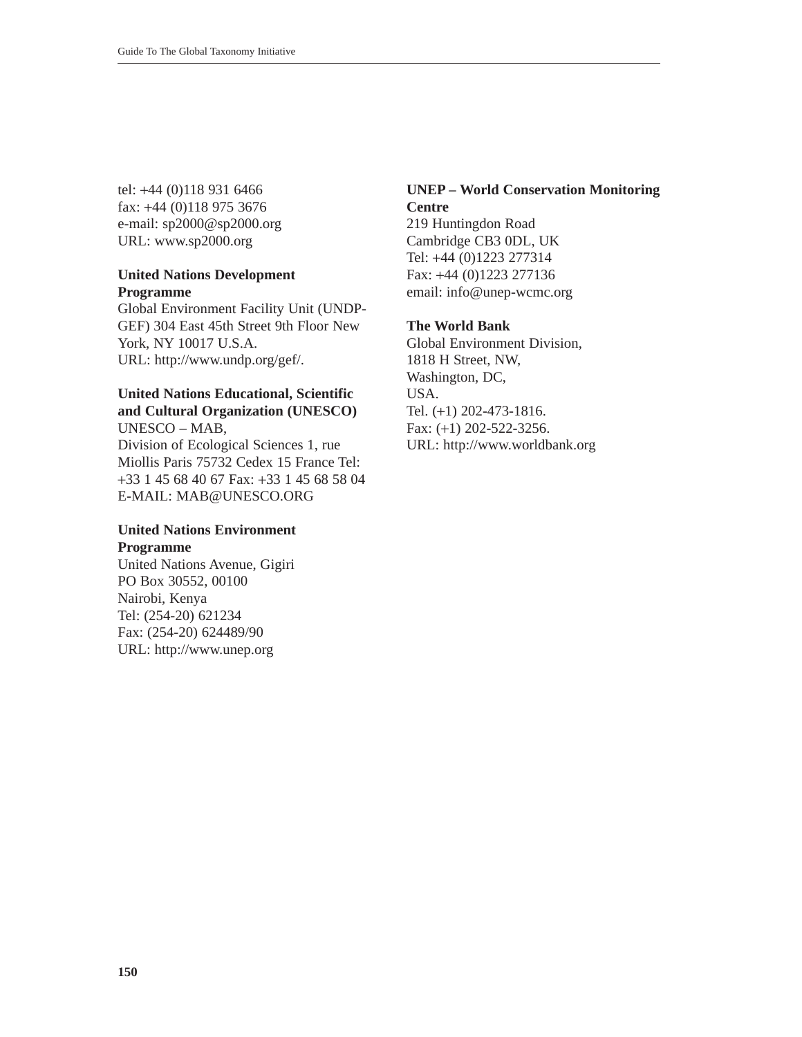tel: +44 (0)118 931 6466
fax: +44 (0)118 975 3676
e-mail: sp2000@sp2000.org
URL: www.sp2000.org

**United Nations Development Programme**
Global Environment Facility Unit (UNDP-GEF) 304 East 45th Street 9th Floor New York, NY 10017 U.S.A.
URL: http://www.undp.org/gef/.

**United Nations Educational, Scientific and Cultural Organization (UNESCO)**
UNESCO – MAB,
Division of Ecological Sciences 1, rue Miollis Paris 75732 Cedex 15 France Tel: +33 1 45 68 40 67 Fax: +33 1 45 68 58 04
E-MAIL: MAB@UNESCO.ORG

**United Nations Environment Programme**
United Nations Avenue, Gigiri
PO Box 30552, 00100
Nairobi, Kenya
Tel: (254-20) 621234
Fax: (254-20) 624489/90
URL: http://www.unep.org

**UNEP – World Conservation Monitoring Centre**
219 Huntingdon Road
Cambridge CB3 0DL, UK
Tel: +44 (0)1223 277314
Fax: +44 (0)1223 277136
email: info@unep-wcmc.org

**The World Bank**
Global Environment Division,
1818 H Street, NW,
Washington, DC,
USA.
Tel. (+1) 202-473-1816.
Fax: (+1) 202-522-3256.
URL: http://www.worldbank.org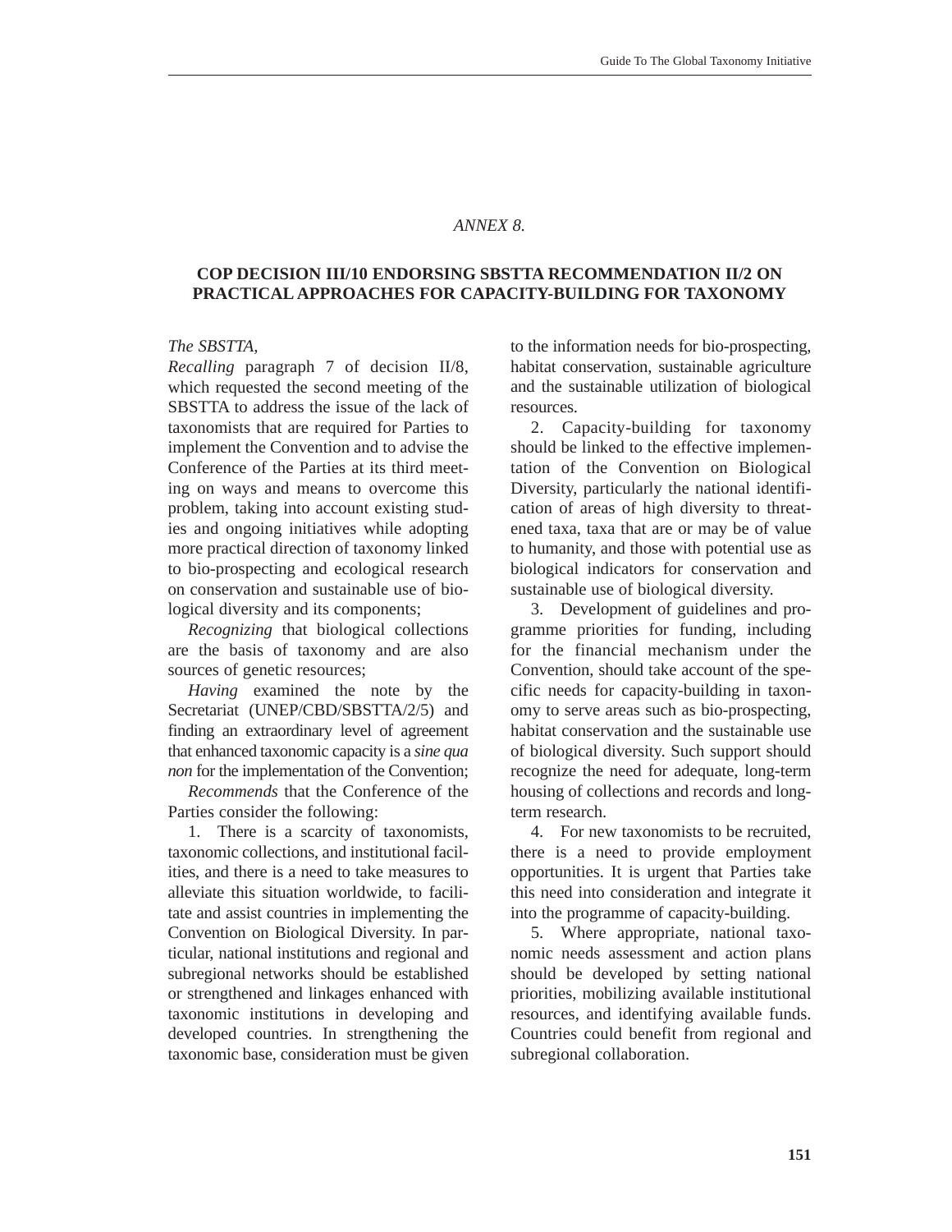*ANNEX 8.*

## COP DECISION III/10 ENDORSING SBSTTA RECOMMENDATION II/2 ON PRACTICAL APPROACHES FOR CAPACITY-BUILDING FOR TAXONOMY

*The SBSTTA,*

*Recalling* paragraph 7 of decision II/8, which requested the second meeting of the SBSTTA to address the issue of the lack of taxonomists that are required for Parties to implement the Convention and to advise the Conference of the Parties at its third meeting on ways and means to overcome this problem, taking into account existing studies and ongoing initiatives while adopting more practical direction of taxonomy linked to bio-prospecting and ecological research on conservation and sustainable use of biological diversity and its components;

*Recognizing* that biological collections are the basis of taxonomy and are also sources of genetic resources;

*Having* examined the note by the Secretariat (UNEP/CBD/SBSTTA/2/5) and finding an extraordinary level of agreement that enhanced taxonomic capacity is a *sine qua non* for the implementation of the Convention;

*Recommends* that the Conference of the Parties consider the following:

1. There is a scarcity of taxonomists, taxonomic collections, and institutional facilities, and there is a need to take measures to alleviate this situation worldwide, to facilitate and assist countries in implementing the Convention on Biological Diversity. In particular, national institutions and regional and subregional networks should be established or strengthened and linkages enhanced with taxonomic institutions in developing and developed countries. In strengthening the taxonomic base, consideration must be given to the information needs for bio-prospecting, habitat conservation, sustainable agriculture and the sustainable utilization of biological resources.

2. Capacity-building for taxonomy should be linked to the effective implementation of the Convention on Biological Diversity, particularly the national identification of areas of high diversity to threatened taxa, taxa that are or may be of value to humanity, and those with potential use as biological indicators for conservation and sustainable use of biological diversity.

3. Development of guidelines and programme priorities for funding, including for the financial mechanism under the Convention, should take account of the specific needs for capacity-building in taxonomy to serve areas such as bio-prospecting, habitat conservation and the sustainable use of biological diversity. Such support should recognize the need for adequate, long-term housing of collections and records and long-term research.

4. For new taxonomists to be recruited, there is a need to provide employment opportunities. It is urgent that Parties take this need into consideration and integrate it into the programme of capacity-building.

5. Where appropriate, national taxonomic needs assessment and action plans should be developed by setting national priorities, mobilizing available institutional resources, and identifying available funds. Countries could benefit from regional and subregional collaboration.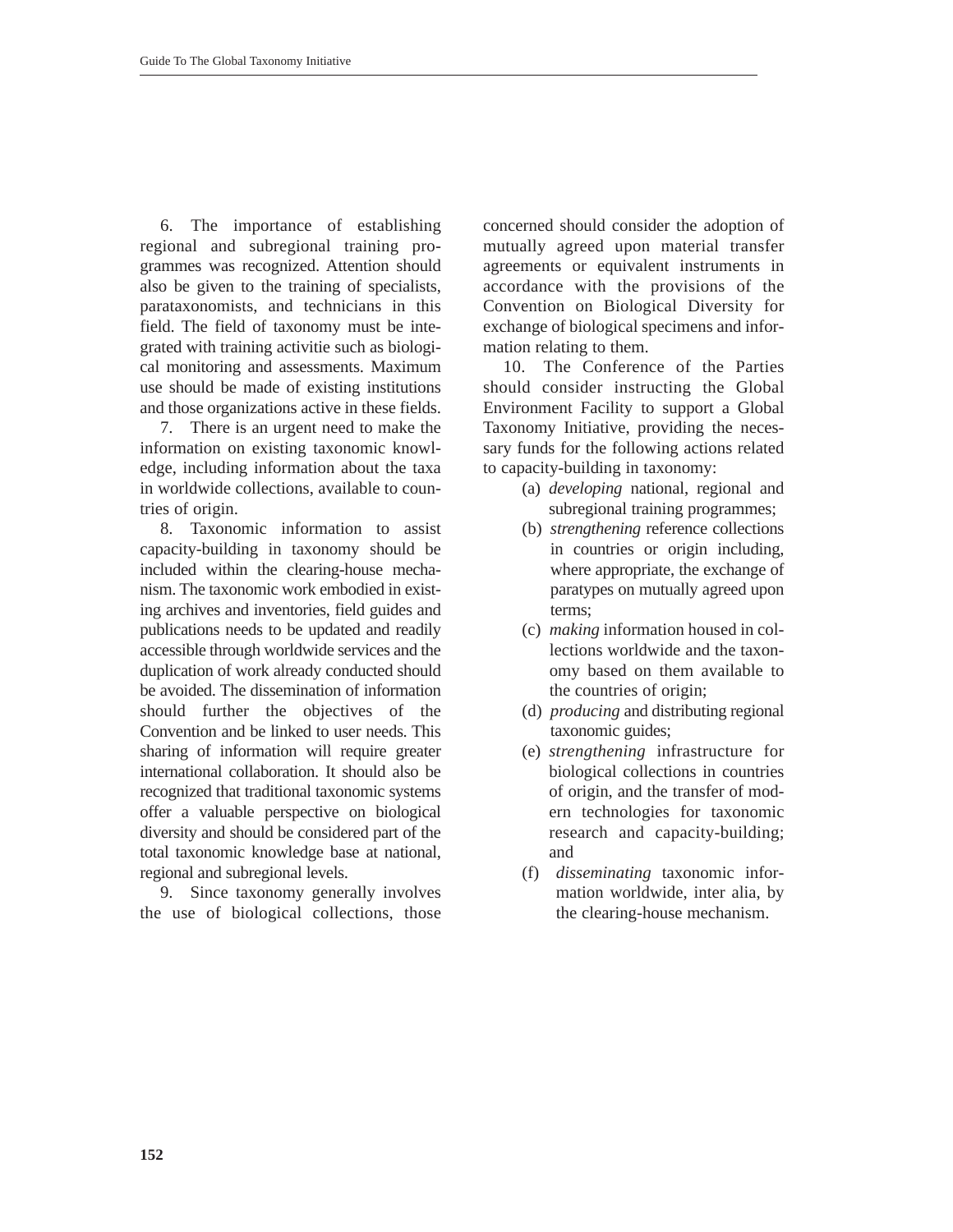6. The importance of establishing regional and subregional training programmes was recognized. Attention should also be given to the training of specialists, parataxonomists, and technicians in this field. The field of taxonomy must be integrated with training activitie such as biological monitoring and assessments. Maximum use should be made of existing institutions and those organizations active in these fields.

7. There is an urgent need to make the information on existing taxonomic knowledge, including information about the taxa in worldwide collections, available to countries of origin.

8. Taxonomic information to assist capacity-building in taxonomy should be included within the clearing-house mechanism. The taxonomic work embodied in existing archives and inventories, field guides and publications needs to be updated and readily accessible through worldwide services and the duplication of work already conducted should be avoided. The dissemination of information should further the objectives of the Convention and be linked to user needs. This sharing of information will require greater international collaboration. It should also be recognized that traditional taxonomic systems offer a valuable perspective on biological diversity and should be considered part of the total taxonomic knowledge base at national, regional and subregional levels.

9. Since taxonomy generally involves the use of biological collections, those concerned should consider the adoption of mutually agreed upon material transfer agreements or equivalent instruments in accordance with the provisions of the Convention on Biological Diversity for exchange of biological specimens and information relating to them.

10. The Conference of the Parties should consider instructing the Global Environment Facility to support a Global Taxonomy Initiative, providing the necessary funds for the following actions related to capacity-building in taxonomy:

(a) *developing* national, regional and subregional training programmes;

(b) *strengthening* reference collections in countries or origin including, where appropriate, the exchange of paratypes on mutually agreed upon terms;

(c) *making* information housed in collections worldwide and the taxonomy based on them available to the countries of origin;

(d) *producing* and distributing regional taxonomic guides;

(e) *strengthening* infrastructure for biological collections in countries of origin, and the transfer of modern technologies for taxonomic research and capacity-building; and

(f) *disseminating* taxonomic information worldwide, inter alia, by the clearing-house mechanism.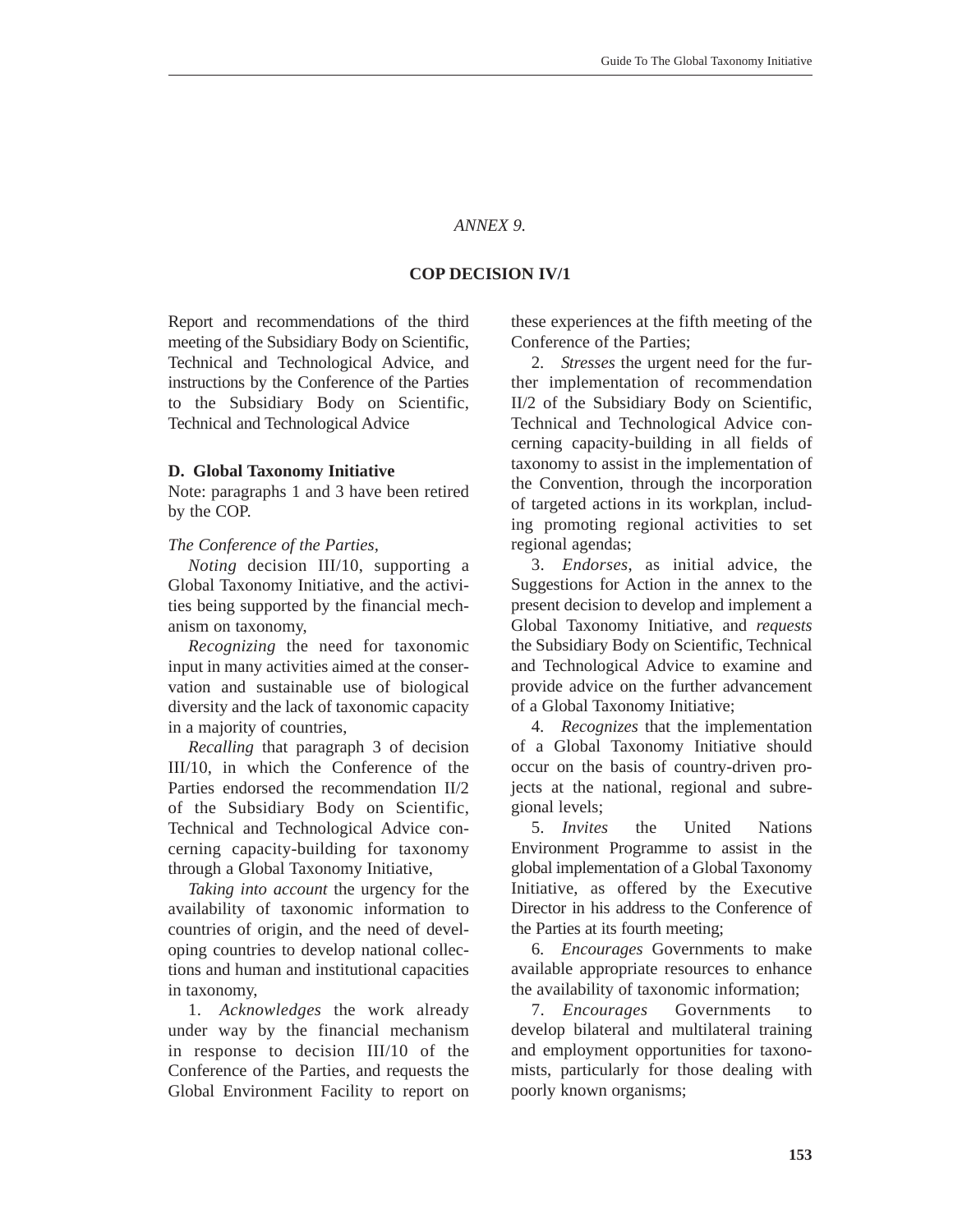*ANNEX 9.*

## COP DECISION IV/1

Report and recommendations of the third meeting of the Subsidiary Body on Scientific, Technical and Technological Advice, and instructions by the Conference of the Parties to the Subsidiary Body on Scientific, Technical and Technological Advice

### D. Global Taxonomy Initiative

Note: paragraphs 1 and 3 have been retired by the COP.

*The Conference of the Parties,*

*Noting* decision III/10, supporting a Global Taxonomy Initiative, and the activities being supported by the financial mechanism on taxonomy,

*Recognizing* the need for taxonomic input in many activities aimed at the conservation and sustainable use of biological diversity and the lack of taxonomic capacity in a majority of countries,

*Recalling* that paragraph 3 of decision III/10, in which the Conference of the Parties endorsed the recommendation II/2 of the Subsidiary Body on Scientific, Technical and Technological Advice concerning capacity-building for taxonomy through a Global Taxonomy Initiative,

*Taking into account* the urgency for the availability of taxonomic information to countries of origin, and the need of developing countries to develop national collections and human and institutional capacities in taxonomy,

1. *Acknowledges* the work already under way by the financial mechanism in response to decision III/10 of the Conference of the Parties, and requests the Global Environment Facility to report on these experiences at the fifth meeting of the Conference of the Parties;

2. *Stresses* the urgent need for the further implementation of recommendation II/2 of the Subsidiary Body on Scientific, Technical and Technological Advice concerning capacity-building in all fields of taxonomy to assist in the implementation of the Convention, through the incorporation of targeted actions in its workplan, including promoting regional activities to set regional agendas;

3. *Endorses*, as initial advice, the Suggestions for Action in the annex to the present decision to develop and implement a Global Taxonomy Initiative, and *requests* the Subsidiary Body on Scientific, Technical and Technological Advice to examine and provide advice on the further advancement of a Global Taxonomy Initiative;

4. *Recognizes* that the implementation of a Global Taxonomy Initiative should occur on the basis of country-driven projects at the national, regional and subregional levels;

5. *Invites* the United Nations Environment Programme to assist in the global implementation of a Global Taxonomy Initiative, as offered by the Executive Director in his address to the Conference of the Parties at its fourth meeting;

6. *Encourages* Governments to make available appropriate resources to enhance the availability of taxonomic information;

7. *Encourages* Governments to develop bilateral and multilateral training and employment opportunities for taxonomists, particularly for those dealing with poorly known organisms;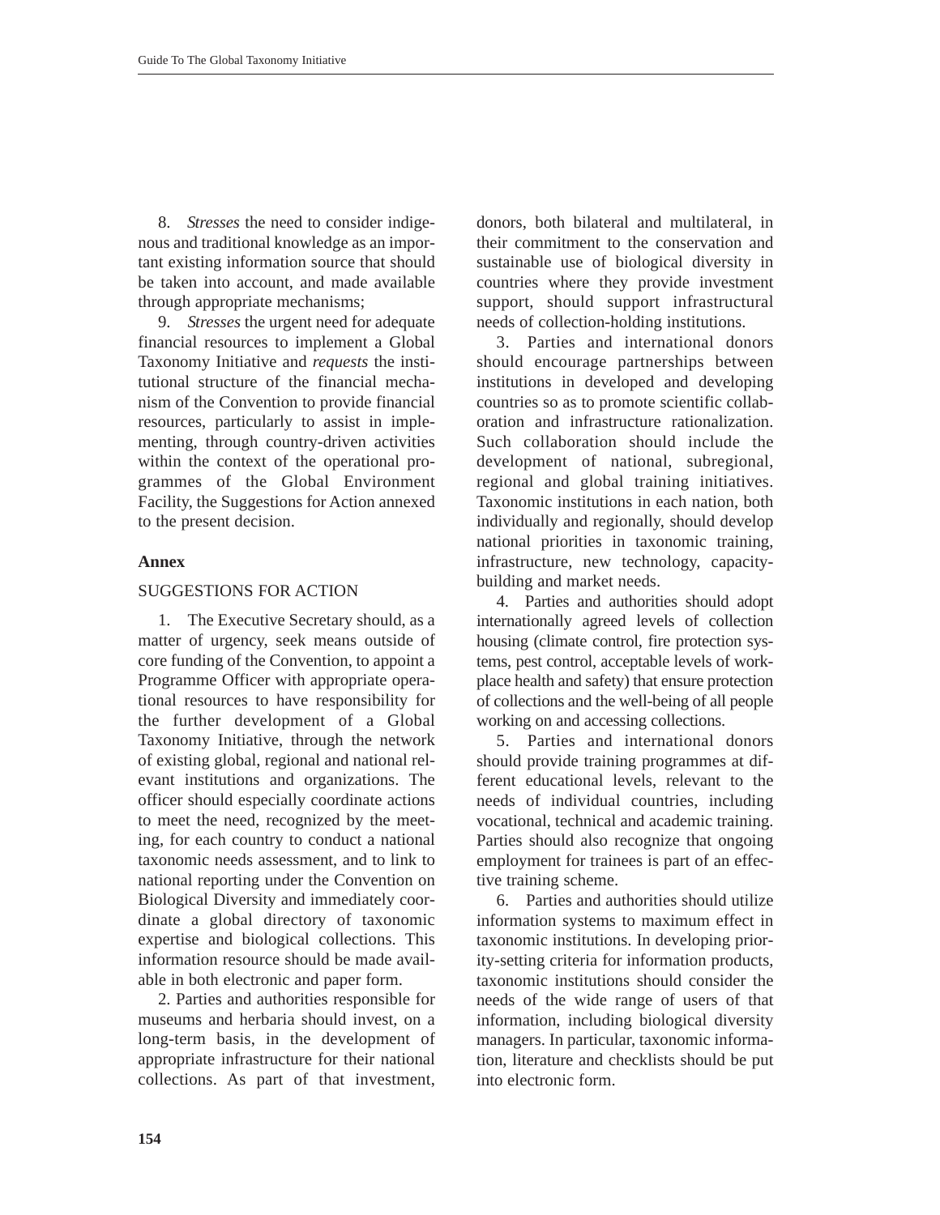8. *Stresses* the need to consider indigenous and traditional knowledge as an important existing information source that should be taken into account, and made available through appropriate mechanisms;

9. *Stresses* the urgent need for adequate financial resources to implement a Global Taxonomy Initiative and *requests* the institutional structure of the financial mechanism of the Convention to provide financial resources, particularly to assist in implementing, through country-driven activities within the context of the operational programmes of the Global Environment Facility, the Suggestions for Action annexed to the present decision.

**Annex**

SUGGESTIONS FOR ACTION

1. The Executive Secretary should, as a matter of urgency, seek means outside of core funding of the Convention, to appoint a Programme Officer with appropriate operational resources to have responsibility for the further development of a Global Taxonomy Initiative, through the network of existing global, regional and national relevant institutions and organizations. The officer should especially coordinate actions to meet the need, recognized by the meeting, for each country to conduct a national taxonomic needs assessment, and to link to national reporting under the Convention on Biological Diversity and immediately coordinate a global directory of taxonomic expertise and biological collections. This information resource should be made available in both electronic and paper form.

2. Parties and authorities responsible for museums and herbaria should invest, on a long-term basis, in the development of appropriate infrastructure for their national collections. As part of that investment, donors, both bilateral and multilateral, in their commitment to the conservation and sustainable use of biological diversity in countries where they provide investment support, should support infrastructural needs of collection-holding institutions.

3. Parties and international donors should encourage partnerships between institutions in developed and developing countries so as to promote scientific collaboration and infrastructure rationalization. Such collaboration should include the development of national, subregional, regional and global training initiatives. Taxonomic institutions in each nation, both individually and regionally, should develop national priorities in taxonomic training, infrastructure, new technology, capacity-building and market needs.

4. Parties and authorities should adopt internationally agreed levels of collection housing (climate control, fire protection systems, pest control, acceptable levels of workplace health and safety) that ensure protection of collections and the well-being of all people working on and accessing collections.

5. Parties and international donors should provide training programmes at different educational levels, relevant to the needs of individual countries, including vocational, technical and academic training. Parties should also recognize that ongoing employment for trainees is part of an effective training scheme.

6. Parties and authorities should utilize information systems to maximum effect in taxonomic institutions. In developing priority-setting criteria for information products, taxonomic institutions should consider the needs of the wide range of users of that information, including biological diversity managers. In particular, taxonomic information, literature and checklists should be put into electronic form.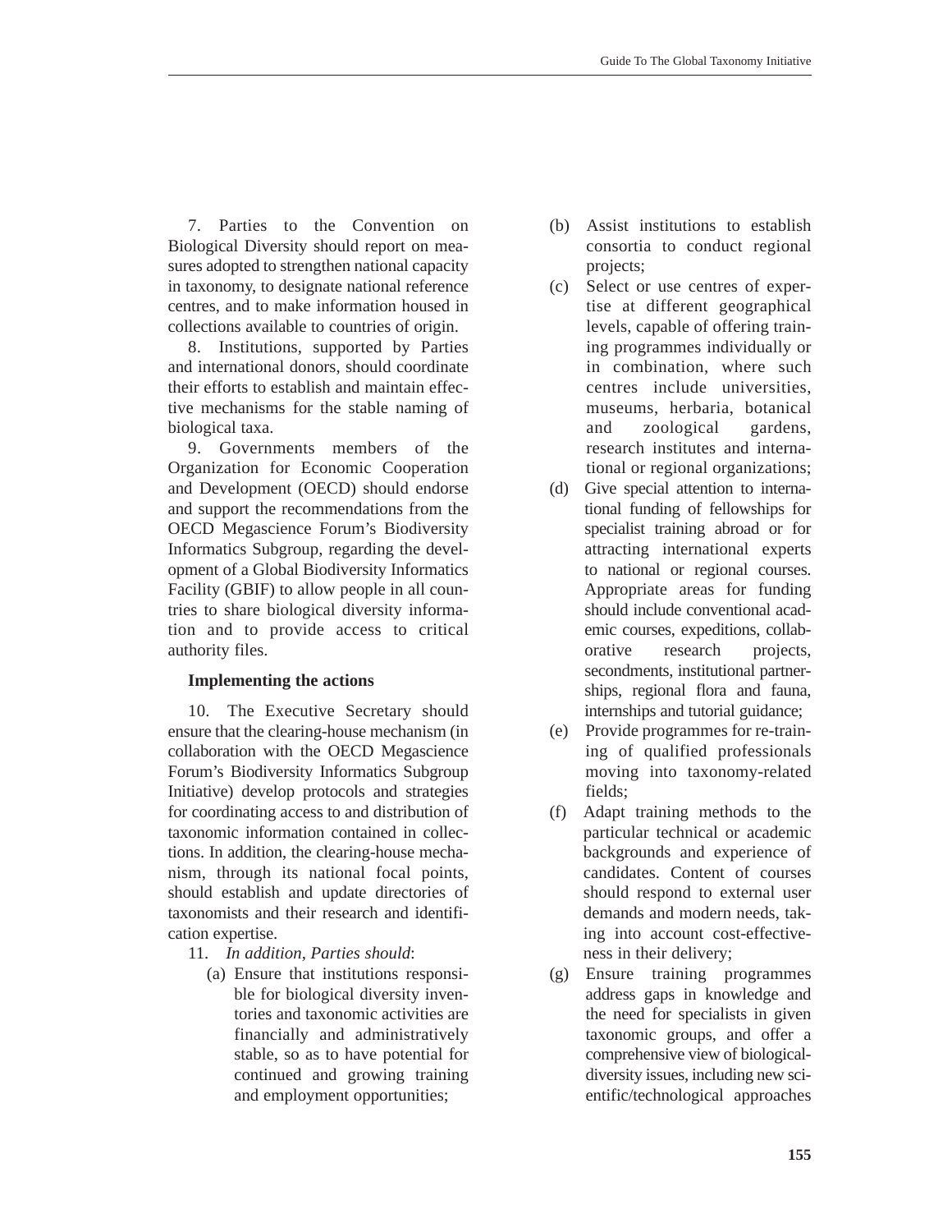7. Parties to the Convention on Biological Diversity should report on measures adopted to strengthen national capacity in taxonomy, to designate national reference centres, and to make information housed in collections available to countries of origin.

8. Institutions, supported by Parties and international donors, should coordinate their efforts to establish and maintain effective mechanisms for the stable naming of biological taxa.

9. Governments members of the Organization for Economic Cooperation and Development (OECD) should endorse and support the recommendations from the OECD Megascience Forum's Biodiversity Informatics Subgroup, regarding the development of a Global Biodiversity Informatics Facility (GBIF) to allow people in all countries to share biological diversity information and to provide access to critical authority files.

**Implementing the actions**

10. The Executive Secretary should ensure that the clearing-house mechanism (in collaboration with the OECD Megascience Forum's Biodiversity Informatics Subgroup Initiative) develop protocols and strategies for coordinating access to and distribution of taxonomic information contained in collections. In addition, the clearing-house mechanism, through its national focal points, should establish and update directories of taxonomists and their research and identification expertise.

11. *In addition, Parties should*:

(a) Ensure that institutions responsible for biological diversity inventories and taxonomic activities are financially and administratively stable, so as to have potential for continued and growing training and employment opportunities;

(b) Assist institutions to establish consortia to conduct regional projects;

(c) Select or use centres of expertise at different geographical levels, capable of offering training programmes individually or in combination, where such centres include universities, museums, herbaria, botanical and zoological gardens, research institutes and international or regional organizations;

(d) Give special attention to international funding of fellowships for specialist training abroad or for attracting international experts to national or regional courses. Appropriate areas for funding should include conventional academic courses, expeditions, collaborative research projects, secondments, institutional partnerships, regional flora and fauna, internships and tutorial guidance;

(e) Provide programmes for re-training of qualified professionals moving into taxonomy-related fields;

(f) Adapt training methods to the particular technical or academic backgrounds and experience of candidates. Content of courses should respond to external user demands and modern needs, taking into account cost-effectiveness in their delivery;

(g) Ensure training programmes address gaps in knowledge and the need for specialists in given taxonomic groups, and offer a comprehensive view of biological-diversity issues, including new scientific/technological approaches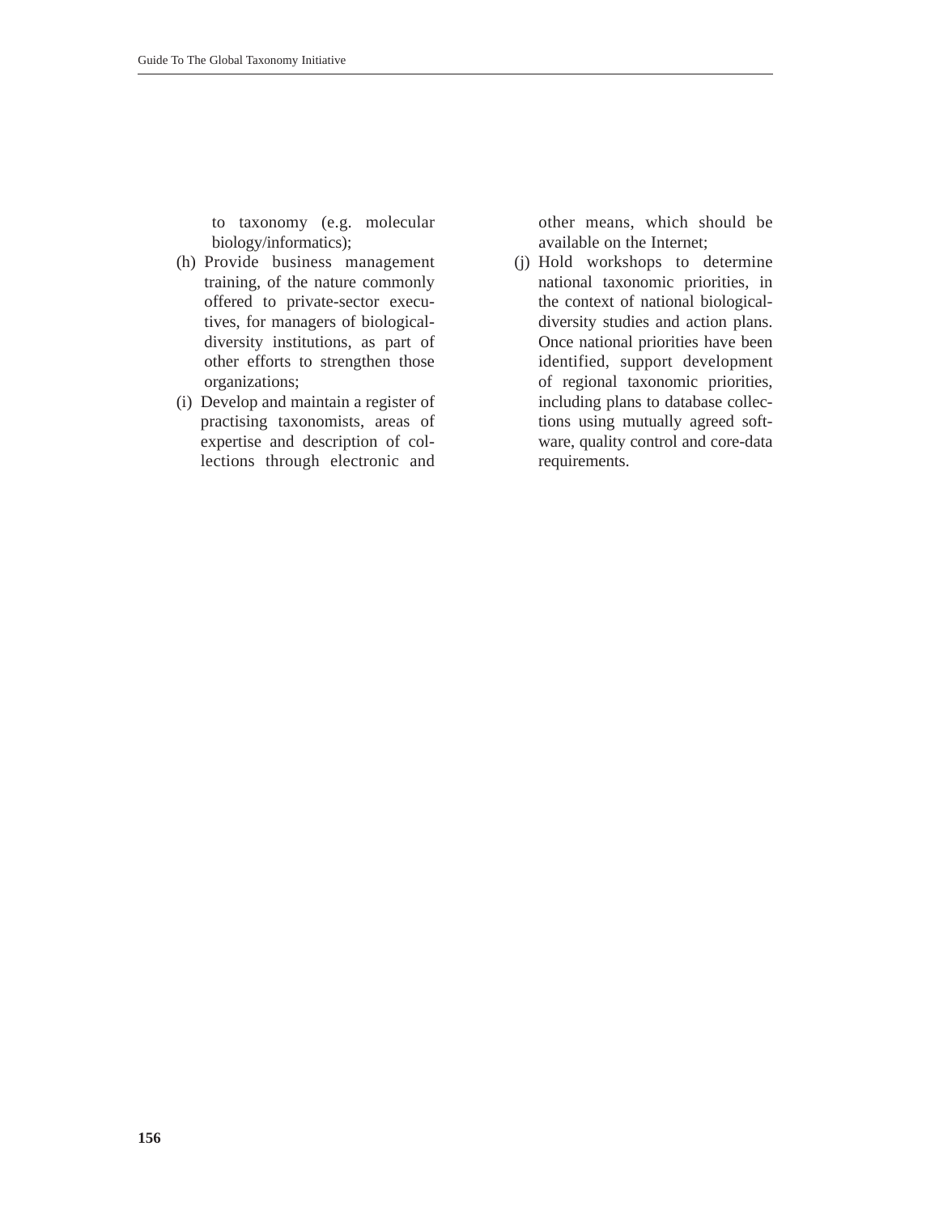to taxonomy (e.g. molecular biology/informatics);

(h) Provide business management training, of the nature commonly offered to private-sector executives, for managers of biological-diversity institutions, as part of other efforts to strengthen those organizations;

(i) Develop and maintain a register of practising taxonomists, areas of expertise and description of collections through electronic and other means, which should be available on the Internet;

(j) Hold workshops to determine national taxonomic priorities, in the context of national biological-diversity studies and action plans. Once national priorities have been identified, support development of regional taxonomic priorities, including plans to database collections using mutually agreed software, quality control and core-data requirements.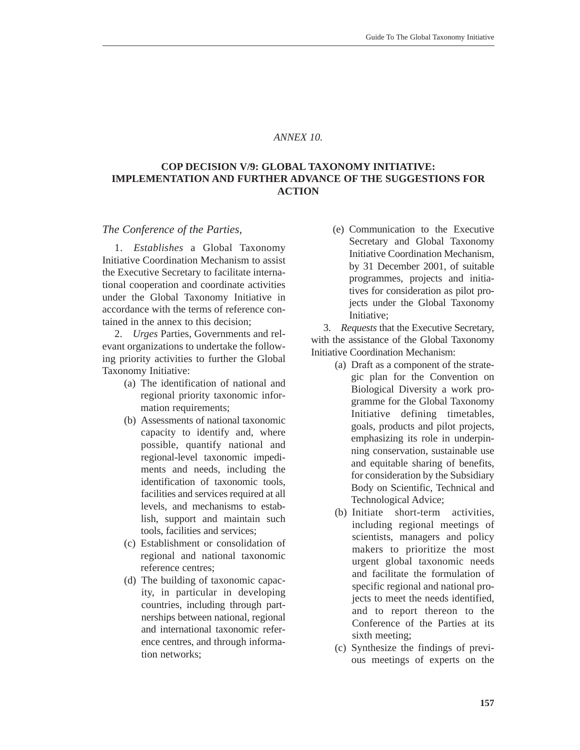*ANNEX 10.*

## COP DECISION V/9: GLOBAL TAXONOMY INITIATIVE: IMPLEMENTATION AND FURTHER ADVANCE OF THE SUGGESTIONS FOR ACTION

*The Conference of the Parties,*

1. *Establishes* a Global Taxonomy Initiative Coordination Mechanism to assist the Executive Secretary to facilitate international cooperation and coordinate activities under the Global Taxonomy Initiative in accordance with the terms of reference contained in the annex to this decision;

2. *Urges* Parties, Governments and relevant organizations to undertake the following priority activities to further the Global Taxonomy Initiative:

   (a) The identification of national and regional priority taxonomic information requirements;

   (b) Assessments of national taxonomic capacity to identify and, where possible, quantify national and regional-level taxonomic impediments and needs, including the identification of taxonomic tools, facilities and services required at all levels, and mechanisms to establish, support and maintain such tools, facilities and services;

   (c) Establishment or consolidation of regional and national taxonomic reference centres;

   (d) The building of taxonomic capacity, in particular in developing countries, including through partnerships between national, regional and international taxonomic reference centres, and through information networks;

   (e) Communication to the Executive Secretary and Global Taxonomy Initiative Coordination Mechanism, by 31 December 2001, of suitable programmes, projects and initiatives for consideration as pilot projects under the Global Taxonomy Initiative;

3. *Requests* that the Executive Secretary, with the assistance of the Global Taxonomy Initiative Coordination Mechanism:

   (a) Draft as a component of the strategic plan for the Convention on Biological Diversity a work programme for the Global Taxonomy Initiative defining timetables, goals, products and pilot projects, emphasizing its role in underpinning conservation, sustainable use and equitable sharing of benefits, for consideration by the Subsidiary Body on Scientific, Technical and Technological Advice;

   (b) Initiate short-term activities, including regional meetings of scientists, managers and policy makers to prioritize the most urgent global taxonomic needs and facilitate the formulation of specific regional and national projects to meet the needs identified, and to report thereon to the Conference of the Parties at its sixth meeting;

   (c) Synthesize the findings of previous meetings of experts on the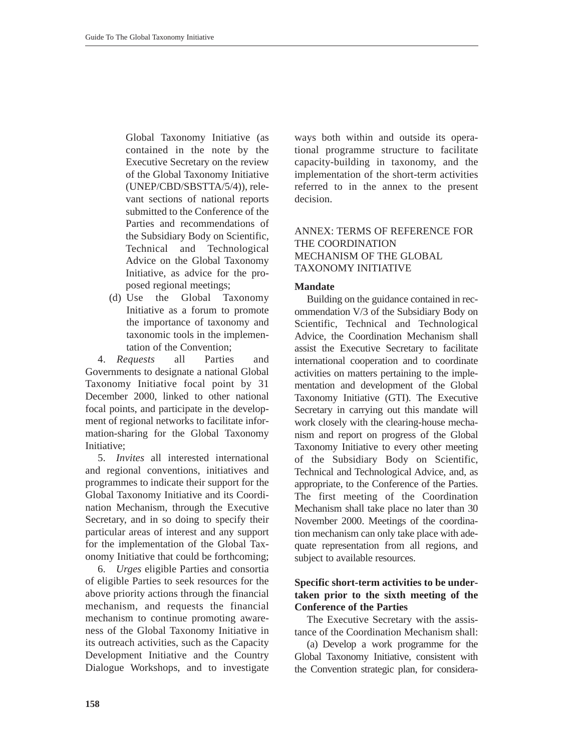Global Taxonomy Initiative (as contained in the note by the Executive Secretary on the review of the Global Taxonomy Initiative (UNEP/CBD/SBSTTA/5/4)), relevant sections of national reports submitted to the Conference of the Parties and recommendations of the Subsidiary Body on Scientific, Technical and Technological Advice on the Global Taxonomy Initiative, as advice for the proposed regional meetings;

(d) Use the Global Taxonomy Initiative as a forum to promote the importance of taxonomy and taxonomic tools in the implementation of the Convention;

4. *Requests* all Parties and Governments to designate a national Global Taxonomy Initiative focal point by 31 December 2000, linked to other national focal points, and participate in the development of regional networks to facilitate information-sharing for the Global Taxonomy Initiative;

5. *Invites* all interested international and regional conventions, initiatives and programmes to indicate their support for the Global Taxonomy Initiative and its Coordination Mechanism, through the Executive Secretary, and in so doing to specify their particular areas of interest and any support for the implementation of the Global Taxonomy Initiative that could be forthcoming;

6. *Urges* eligible Parties and consortia of eligible Parties to seek resources for the above priority actions through the financial mechanism, and requests the financial mechanism to continue promoting awareness of the Global Taxonomy Initiative in its outreach activities, such as the Capacity Development Initiative and the Country Dialogue Workshops, and to investigate ways both within and outside its operational programme structure to facilitate capacity-building in taxonomy, and the implementation of the short-term activities referred to in the annex to the present decision.

## ANNEX: TERMS OF REFERENCE FOR THE COORDINATION MECHANISM OF THE GLOBAL TAXONOMY INITIATIVE

### Mandate

Building on the guidance contained in recommendation V/3 of the Subsidiary Body on Scientific, Technical and Technological Advice, the Coordination Mechanism shall assist the Executive Secretary to facilitate international cooperation and to coordinate activities on matters pertaining to the implementation and development of the Global Taxonomy Initiative (GTI). The Executive Secretary in carrying out this mandate will work closely with the clearing-house mechanism and report on progress of the Global Taxonomy Initiative to every other meeting of the Subsidiary Body on Scientific, Technical and Technological Advice, and, as appropriate, to the Conference of the Parties. The first meeting of the Coordination Mechanism shall take place no later than 30 November 2000. Meetings of the coordination mechanism can only take place with adequate representation from all regions, and subject to available resources.

### Specific short-term activities to be undertaken prior to the sixth meeting of the Conference of the Parties

The Executive Secretary with the assistance of the Coordination Mechanism shall:

(a) Develop a work programme for the Global Taxonomy Initiative, consistent with the Convention strategic plan, for considera-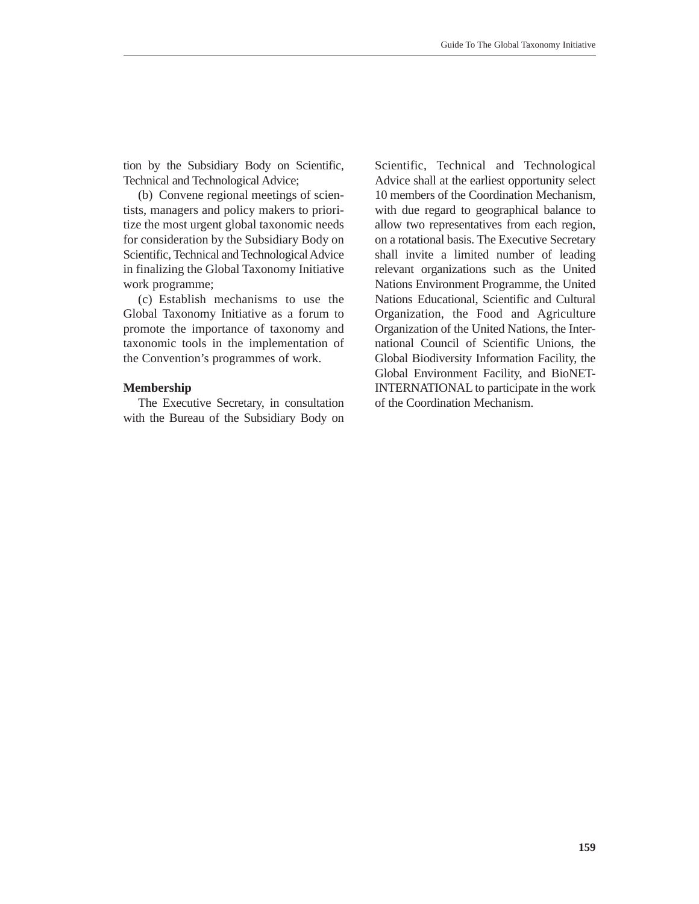tion by the Subsidiary Body on Scientific, Technical and Technological Advice;

(b) Convene regional meetings of scientists, managers and policy makers to prioritize the most urgent global taxonomic needs for consideration by the Subsidiary Body on Scientific, Technical and Technological Advice in finalizing the Global Taxonomy Initiative work programme;

(c) Establish mechanisms to use the Global Taxonomy Initiative as a forum to promote the importance of taxonomy and taxonomic tools in the implementation of the Convention's programmes of work.

**Membership**

The Executive Secretary, in consultation with the Bureau of the Subsidiary Body on Scientific, Technical and Technological Advice shall at the earliest opportunity select 10 members of the Coordination Mechanism, with due regard to geographical balance to allow two representatives from each region, on a rotational basis. The Executive Secretary shall invite a limited number of leading relevant organizations such as the United Nations Environment Programme, the United Nations Educational, Scientific and Cultural Organization, the Food and Agriculture Organization of the United Nations, the International Council of Scientific Unions, the Global Biodiversity Information Facility, the Global Environment Facility, and BioNET-INTERNATIONAL to participate in the work of the Coordination Mechanism.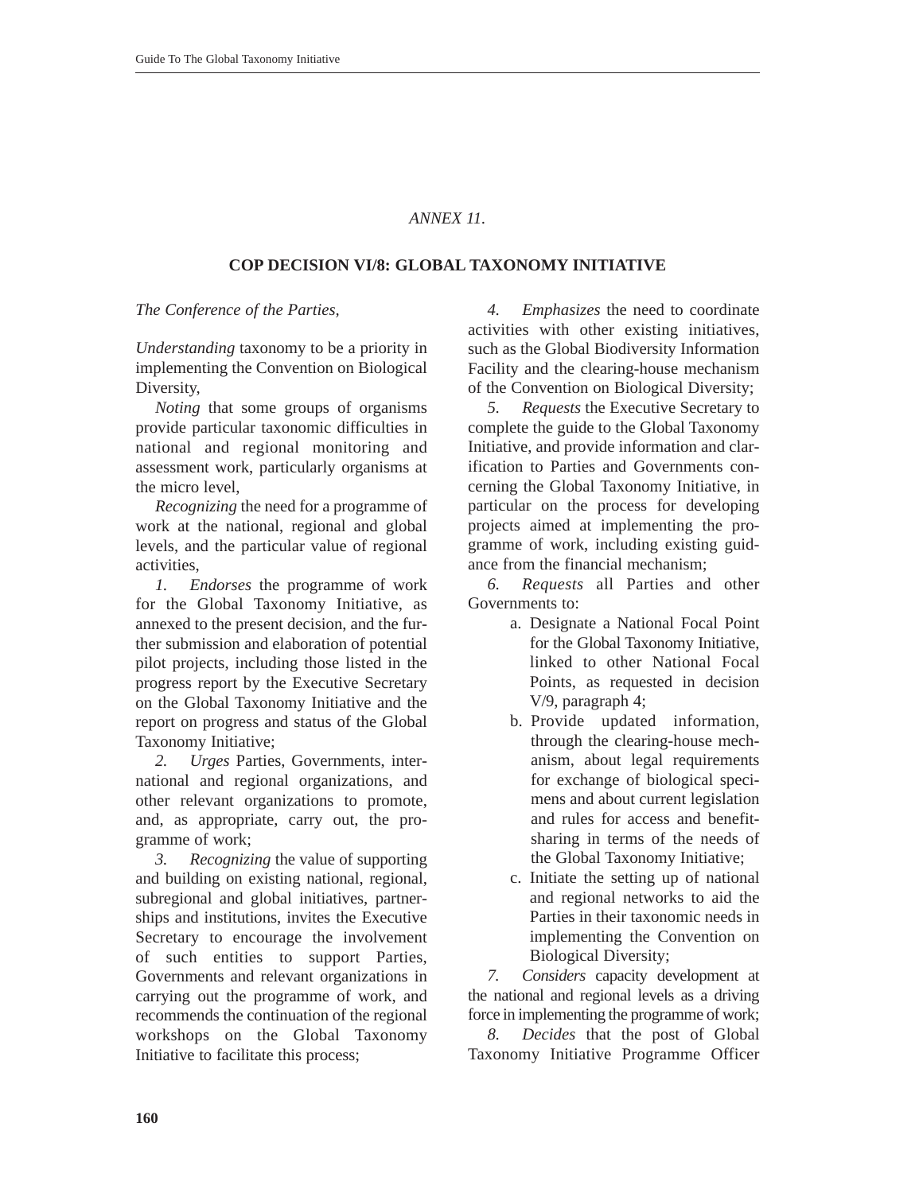*ANNEX 11.*

## COP DECISION VI/8: GLOBAL TAXONOMY INITIATIVE

*The Conference of the Parties,*

*Understanding* taxonomy to be a priority in implementing the Convention on Biological Diversity,

*Noting* that some groups of organisms provide particular taxonomic difficulties in national and regional monitoring and assessment work, particularly organisms at the micro level,

*Recognizing* the need for a programme of work at the national, regional and global levels, and the particular value of regional activities,

*1.* *Endorses* the programme of work for the Global Taxonomy Initiative, as annexed to the present decision, and the further submission and elaboration of potential pilot projects, including those listed in the progress report by the Executive Secretary on the Global Taxonomy Initiative and the report on progress and status of the Global Taxonomy Initiative;

*2.* *Urges* Parties, Governments, international and regional organizations, and other relevant organizations to promote, and, as appropriate, carry out, the programme of work;

*3.* *Recognizing* the value of supporting and building on existing national, regional, subregional and global initiatives, partnerships and institutions, invites the Executive Secretary to encourage the involvement of such entities to support Parties, Governments and relevant organizations in carrying out the programme of work, and recommends the continuation of the regional workshops on the Global Taxonomy Initiative to facilitate this process;

*4.* *Emphasizes* the need to coordinate activities with other existing initiatives, such as the Global Biodiversity Information Facility and the clearing-house mechanism of the Convention on Biological Diversity;

*5.* *Requests* the Executive Secretary to complete the guide to the Global Taxonomy Initiative, and provide information and clarification to Parties and Governments concerning the Global Taxonomy Initiative, in particular on the process for developing projects aimed at implementing the programme of work, including existing guidance from the financial mechanism;

*6.* *Requests* all Parties and other Governments to:

a. Designate a National Focal Point for the Global Taxonomy Initiative, linked to other National Focal Points, as requested in decision V/9, paragraph 4;

b. Provide updated information, through the clearing-house mechanism, about legal requirements for exchange of biological specimens and about current legislation and rules for access and benefit-sharing in terms of the needs of the Global Taxonomy Initiative;

c. Initiate the setting up of national and regional networks to aid the Parties in their taxonomic needs in implementing the Convention on Biological Diversity;

*7.* *Considers* capacity development at the national and regional levels as a driving force in implementing the programme of work;

*8.* *Decides* that the post of Global Taxonomy Initiative Programme Officer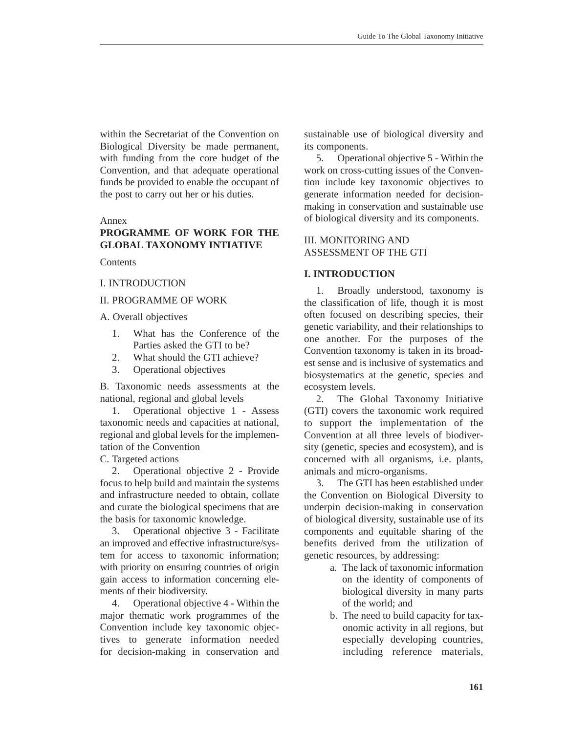within the Secretariat of the Convention on Biological Diversity be made permanent, with funding from the core budget of the Convention, and that adequate operational funds be provided to enable the occupant of the post to carry out her or his duties.

Annex

## PROGRAMME OF WORK FOR THE GLOBAL TAXONOMY INTIATIVE

Contents

I. INTRODUCTION

II. PROGRAMME OF WORK

A. Overall objectives

1. What has the Conference of the Parties asked the GTI to be?
2. What should the GTI achieve?
3. Operational objectives

B. Taxonomic needs assessments at the national, regional and global levels

1. Operational objective 1 - Assess taxonomic needs and capacities at national, regional and global levels for the implementation of the Convention

C. Targeted actions

2. Operational objective 2 - Provide focus to help build and maintain the systems and infrastructure needed to obtain, collate and curate the biological specimens that are the basis for taxonomic knowledge.

3. Operational objective 3 - Facilitate an improved and effective infrastructure/system for access to taxonomic information; with priority on ensuring countries of origin gain access to information concerning elements of their biodiversity.

4. Operational objective 4 - Within the major thematic work programmes of the Convention include key taxonomic objectives to generate information needed for decision-making in conservation and sustainable use of biological diversity and its components.

5. Operational objective 5 - Within the work on cross-cutting issues of the Convention include key taxonomic objectives to generate information needed for decision-making in conservation and sustainable use of biological diversity and its components.

III. MONITORING AND ASSESSMENT OF THE GTI

### I. INTRODUCTION

1. Broadly understood, taxonomy is the classification of life, though it is most often focused on describing species, their genetic variability, and their relationships to one another. For the purposes of the Convention taxonomy is taken in its broadest sense and is inclusive of systematics and biosystematics at the genetic, species and ecosystem levels.

2. The Global Taxonomy Initiative (GTI) covers the taxonomic work required to support the implementation of the Convention at all three levels of biodiversity (genetic, species and ecosystem), and is concerned with all organisms, i.e. plants, animals and micro-organisms.

3. The GTI has been established under the Convention on Biological Diversity to underpin decision-making in conservation of biological diversity, sustainable use of its components and equitable sharing of the benefits derived from the utilization of genetic resources, by addressing:

a. The lack of taxonomic information on the identity of components of biological diversity in many parts of the world; and

b. The need to build capacity for taxonomic activity in all regions, but especially developing countries, including reference materials,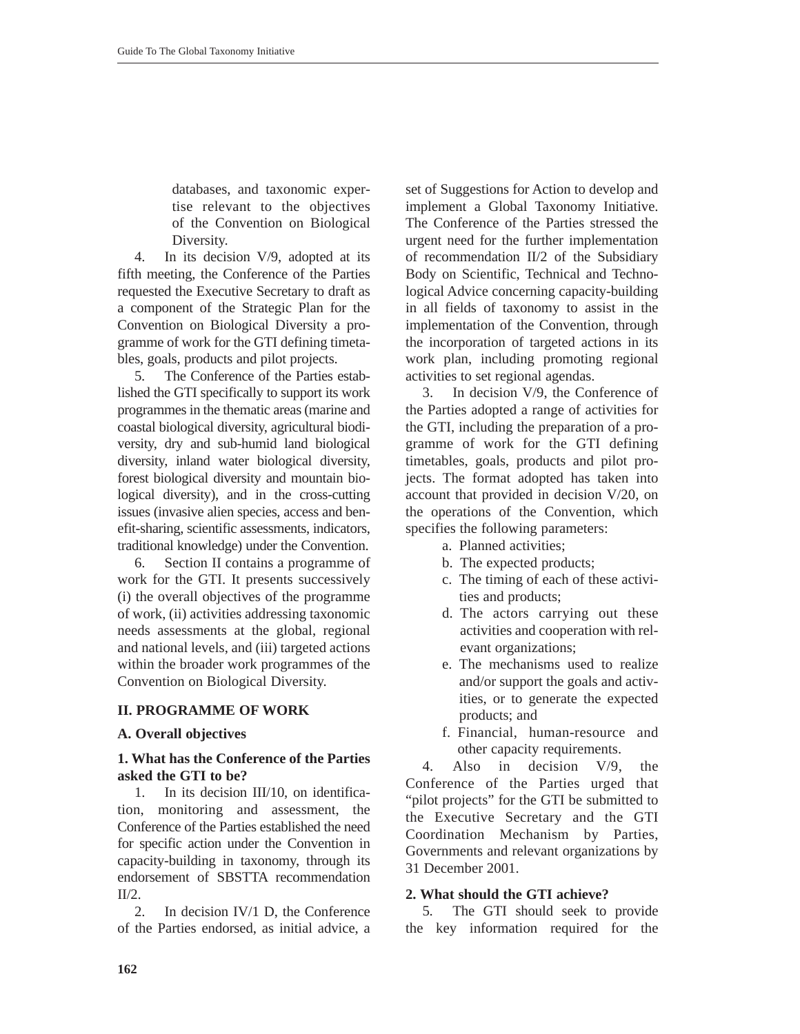databases, and taxonomic expertise relevant to the objectives of the Convention on Biological Diversity.

4. In its decision V/9, adopted at its fifth meeting, the Conference of the Parties requested the Executive Secretary to draft as a component of the Strategic Plan for the Convention on Biological Diversity a programme of work for the GTI defining timetables, goals, products and pilot projects.

5. The Conference of the Parties established the GTI specifically to support its work programmes in the thematic areas (marine and coastal biological diversity, agricultural biodiversity, dry and sub-humid land biological diversity, inland water biological diversity, forest biological diversity and mountain biological diversity), and in the cross-cutting issues (invasive alien species, access and benefit-sharing, scientific assessments, indicators, traditional knowledge) under the Convention.

6. Section II contains a programme of work for the GTI. It presents successively (i) the overall objectives of the programme of work, (ii) activities addressing taxonomic needs assessments at the global, regional and national levels, and (iii) targeted actions within the broader work programmes of the Convention on Biological Diversity.

## II. PROGRAMME OF WORK

### A. Overall objectives

#### 1. What has the Conference of the Parties asked the GTI to be?

1. In its decision III/10, on identification, monitoring and assessment, the Conference of the Parties established the need for specific action under the Convention in capacity-building in taxonomy, through its endorsement of SBSTTA recommendation II/2.

2. In decision IV/1 D, the Conference of the Parties endorsed, as initial advice, a set of Suggestions for Action to develop and implement a Global Taxonomy Initiative. The Conference of the Parties stressed the urgent need for the further implementation of recommendation II/2 of the Subsidiary Body on Scientific, Technical and Technological Advice concerning capacity-building in all fields of taxonomy to assist in the implementation of the Convention, through the incorporation of targeted actions in its work plan, including promoting regional activities to set regional agendas.

3. In decision V/9, the Conference of the Parties adopted a range of activities for the GTI, including the preparation of a programme of work for the GTI defining timetables, goals, products and pilot projects. The format adopted has taken into account that provided in decision V/20, on the operations of the Convention, which specifies the following parameters:

a. Planned activities;
b. The expected products;
c. The timing of each of these activities and products;
d. The actors carrying out these activities and cooperation with relevant organizations;
e. The mechanisms used to realize and/or support the goals and activities, or to generate the expected products; and
f. Financial, human-resource and other capacity requirements.

4. Also in decision V/9, the Conference of the Parties urged that "pilot projects" for the GTI be submitted to the Executive Secretary and the GTI Coordination Mechanism by Parties, Governments and relevant organizations by 31 December 2001.

#### 2. What should the GTI achieve?

5. The GTI should seek to provide the key information required for the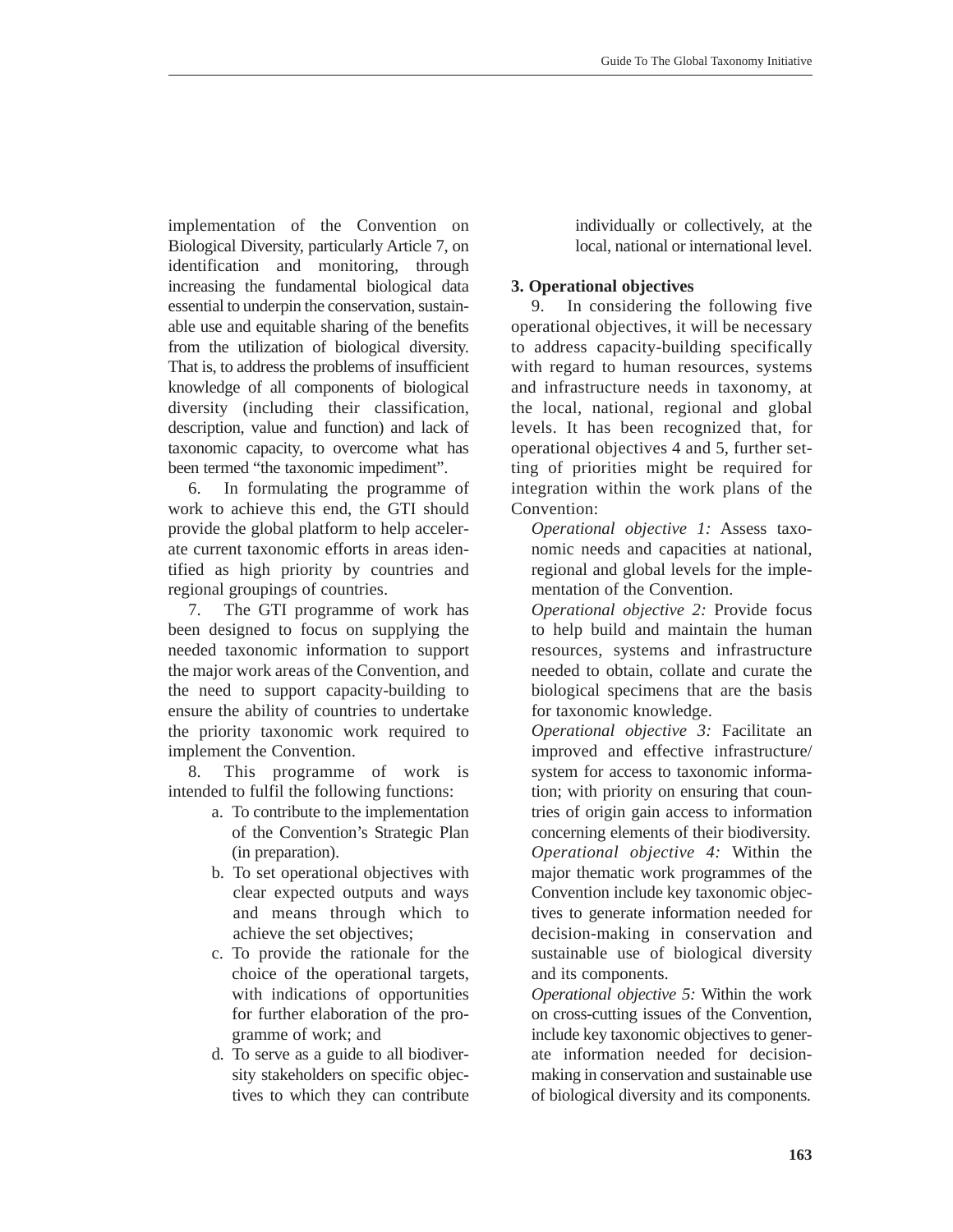implementation of the Convention on Biological Diversity, particularly Article 7, on identification and monitoring, through increasing the fundamental biological data essential to underpin the conservation, sustainable use and equitable sharing of the benefits from the utilization of biological diversity. That is, to address the problems of insufficient knowledge of all components of biological diversity (including their classification, description, value and function) and lack of taxonomic capacity, to overcome what has been termed "the taxonomic impediment".

6. In formulating the programme of work to achieve this end, the GTI should provide the global platform to help accelerate current taxonomic efforts in areas identified as high priority by countries and regional groupings of countries.

7. The GTI programme of work has been designed to focus on supplying the needed taxonomic information to support the major work areas of the Convention, and the need to support capacity-building to ensure the ability of countries to undertake the priority taxonomic work required to implement the Convention.

8. This programme of work is intended to fulfil the following functions:

a. To contribute to the implementation of the Convention's Strategic Plan (in preparation).
b. To set operational objectives with clear expected outputs and ways and means through which to achieve the set objectives;
c. To provide the rationale for the choice of the operational targets, with indications of opportunities for further elaboration of the programme of work; and
d. To serve as a guide to all biodiversity stakeholders on specific objectives to which they can contribute individually or collectively, at the local, national or international level.

**3. Operational objectives**

9. In considering the following five operational objectives, it will be necessary to address capacity-building specifically with regard to human resources, systems and infrastructure needs in taxonomy, at the local, national, regional and global levels. It has been recognized that, for operational objectives 4 and 5, further setting of priorities might be required for integration within the work plans of the Convention:

*Operational objective 1:* Assess taxonomic needs and capacities at national, regional and global levels for the implementation of the Convention.

*Operational objective 2:* Provide focus to help build and maintain the human resources, systems and infrastructure needed to obtain, collate and curate the biological specimens that are the basis for taxonomic knowledge.

*Operational objective 3:* Facilitate an improved and effective infrastructure/system for access to taxonomic information; with priority on ensuring that countries of origin gain access to information concerning elements of their biodiversity.

*Operational objective 4:* Within the major thematic work programmes of the Convention include key taxonomic objectives to generate information needed for decision-making in conservation and sustainable use of biological diversity and its components.

*Operational objective 5:* Within the work on cross-cutting issues of the Convention, include key taxonomic objectives to generate information needed for decision-making in conservation and sustainable use of biological diversity and its components.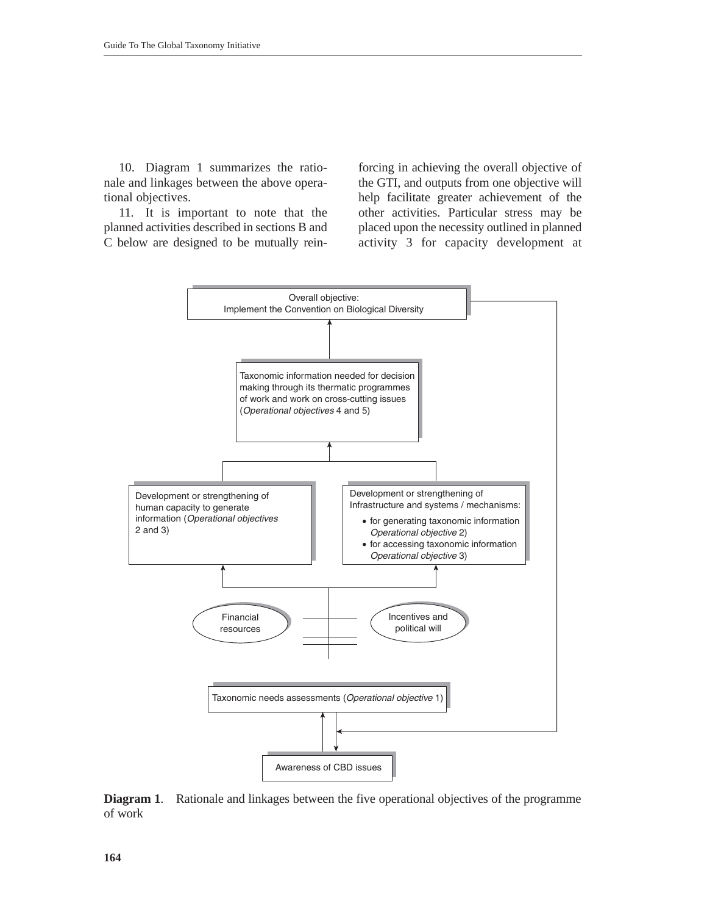10. Diagram 1 summarizes the rationale and linkages between the above operational objectives.

11. It is important to note that the planned activities described in sections B and C below are designed to be mutually reinforcing in achieving the overall objective of the GTI, and outputs from one objective will help facilitate greater achievement of the other activities. Particular stress may be placed upon the necessity outlined in planned activity 3 for capacity development at

Overall objective:
Implement the Convention on Biological Diversity

Taxonomic information needed for decision making through its thermatic programmes of work and work on cross-cutting issues (*Operational objectives* 4 and 5)

Development or strengthening of human capacity to generate information (*Operational objectives* 2 and 3)

Development or strengthening of Infrastructure and systems / mechanisms:

- for generating taxonomic information *Operational objective* 2)
- for accessing taxonomic information *Operational objective* 3)

Financial resources

Incentives and political will

Taxonomic needs assessments (*Operational objective* 1)

Awareness of CBD issues

**Diagram 1**. Rationale and linkages between the five operational objectives of the programme of work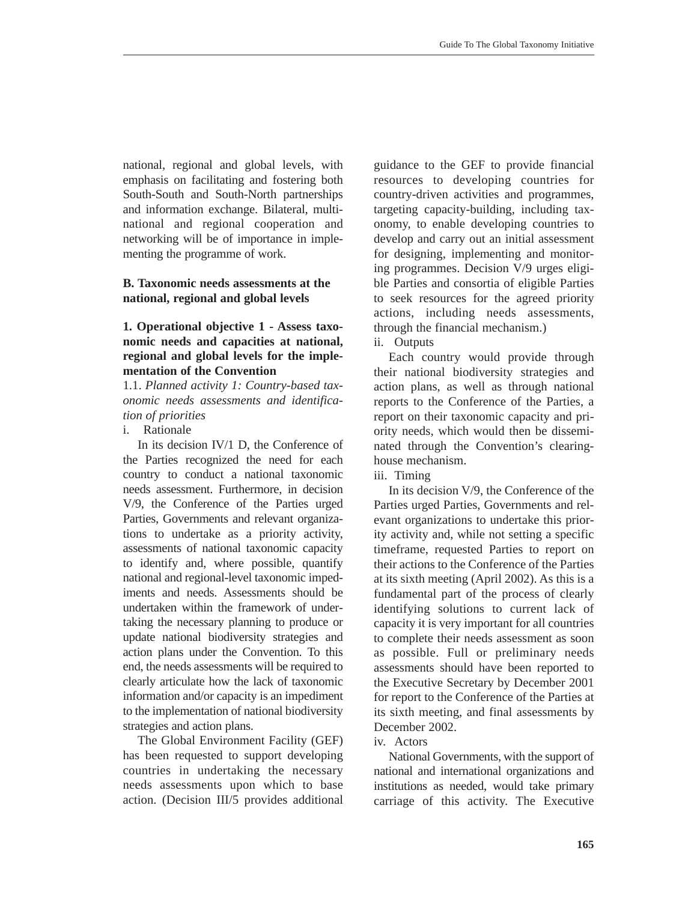national, regional and global levels, with emphasis on facilitating and fostering both South-South and South-North partnerships and information exchange. Bilateral, multinational and regional cooperation and networking will be of importance in implementing the programme of work.

### B. Taxonomic needs assessments at the national, regional and global levels

#### 1. Operational objective 1 - Assess taxonomic needs and capacities at national, regional and global levels for the implementation of the Convention

1.1. *Planned activity 1: Country-based taxonomic needs assessments and identification of priorities*

i. Rationale

In its decision IV/1 D, the Conference of the Parties recognized the need for each country to conduct a national taxonomic needs assessment. Furthermore, in decision V/9, the Conference of the Parties urged Parties, Governments and relevant organizations to undertake as a priority activity, assessments of national taxonomic capacity to identify and, where possible, quantify national and regional-level taxonomic impediments and needs. Assessments should be undertaken within the framework of undertaking the necessary planning to produce or update national biodiversity strategies and action plans under the Convention. To this end, the needs assessments will be required to clearly articulate how the lack of taxonomic information and/or capacity is an impediment to the implementation of national biodiversity strategies and action plans.

The Global Environment Facility (GEF) has been requested to support developing countries in undertaking the necessary needs assessments upon which to base action. (Decision III/5 provides additional guidance to the GEF to provide financial resources to developing countries for country-driven activities and programmes, targeting capacity-building, including taxonomy, to enable developing countries to develop and carry out an initial assessment for designing, implementing and monitoring programmes. Decision V/9 urges eligible Parties and consortia of eligible Parties to seek resources for the agreed priority actions, including needs assessments, through the financial mechanism.)

ii. Outputs

Each country would provide through their national biodiversity strategies and action plans, as well as through national reports to the Conference of the Parties, a report on their taxonomic capacity and priority needs, which would then be disseminated through the Convention's clearing-house mechanism.

iii. Timing

In its decision V/9, the Conference of the Parties urged Parties, Governments and relevant organizations to undertake this priority activity and, while not setting a specific timeframe, requested Parties to report on their actions to the Conference of the Parties at its sixth meeting (April 2002). As this is a fundamental part of the process of clearly identifying solutions to current lack of capacity it is very important for all countries to complete their needs assessment as soon as possible. Full or preliminary needs assessments should have been reported to the Executive Secretary by December 2001 for report to the Conference of the Parties at its sixth meeting, and final assessments by December 2002.

iv. Actors

National Governments, with the support of national and international organizations and institutions as needed, would take primary carriage of this activity. The Executive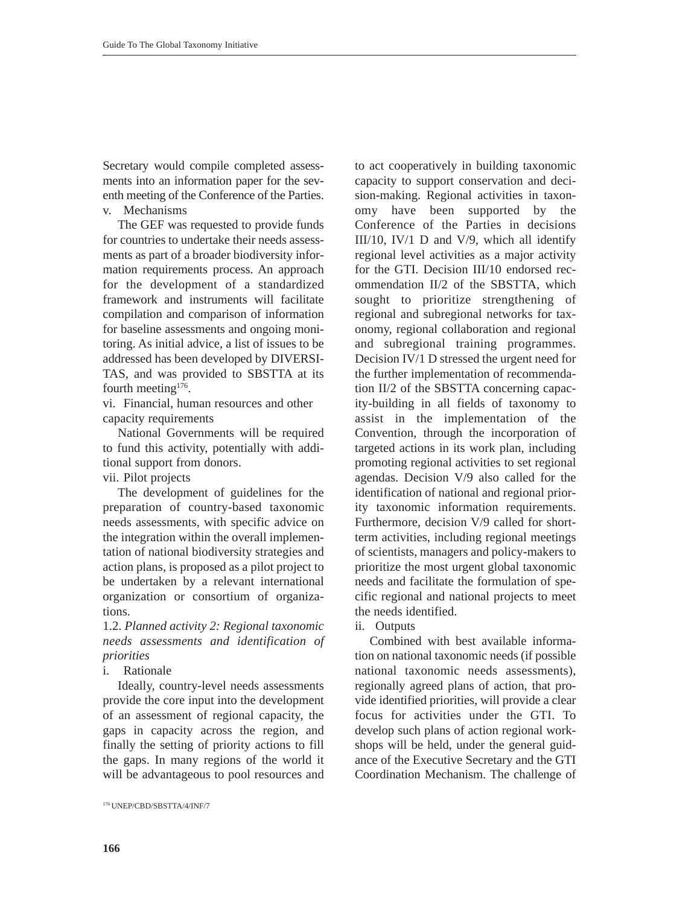Secretary would compile completed assessments into an information paper for the seventh meeting of the Conference of the Parties.

v. Mechanisms

The GEF was requested to provide funds for countries to undertake their needs assessments as part of a broader biodiversity information requirements process. An approach for the development of a standardized framework and instruments will facilitate compilation and comparison of information for baseline assessments and ongoing monitoring. As initial advice, a list of issues to be addressed has been developed by DIVERSITAS, and was provided to SBSTTA at its fourth meeting[176].

vi. Financial, human resources and other capacity requirements

National Governments will be required to fund this activity, potentially with additional support from donors.

vii. Pilot projects

The development of guidelines for the preparation of country-based taxonomic needs assessments, with specific advice on the integration within the overall implementation of national biodiversity strategies and action plans, is proposed as a pilot project to be undertaken by a relevant international organization or consortium of organizations.

1.2. *Planned activity 2: Regional taxonomic needs assessments and identification of priorities*

i. Rationale

Ideally, country-level needs assessments provide the core input into the development of an assessment of regional capacity, the gaps in capacity across the region, and finally the setting of priority actions to fill the gaps. In many regions of the world it will be advantageous to pool resources and to act cooperatively in building taxonomic capacity to support conservation and decision-making. Regional activities in taxonomy have been supported by the Conference of the Parties in decisions III/10, IV/1 D and V/9, which all identify regional level activities as a major activity for the GTI. Decision III/10 endorsed recommendation II/2 of the SBSTTA, which sought to prioritize strengthening of regional and subregional networks for taxonomy, regional collaboration and regional and subregional training programmes. Decision IV/1 D stressed the urgent need for the further implementation of recommendation II/2 of the SBSTTA concerning capacity-building in all fields of taxonomy to assist in the implementation of the Convention, through the incorporation of targeted actions in its work plan, including promoting regional activities to set regional agendas. Decision V/9 also called for the identification of national and regional priority taxonomic information requirements. Furthermore, decision V/9 called for short-term activities, including regional meetings of scientists, managers and policy-makers to prioritize the most urgent global taxonomic needs and facilitate the formulation of specific regional and national projects to meet the needs identified.

ii. Outputs

Combined with best available information on national taxonomic needs (if possible national taxonomic needs assessments), regionally agreed plans of action, that provide identified priorities, will provide a clear focus for activities under the GTI. To develop such plans of action regional workshops will be held, under the general guidance of the Executive Secretary and the GTI Coordination Mechanism. The challenge of

[176] UNEP/CBD/SBSTTA/4/INF/7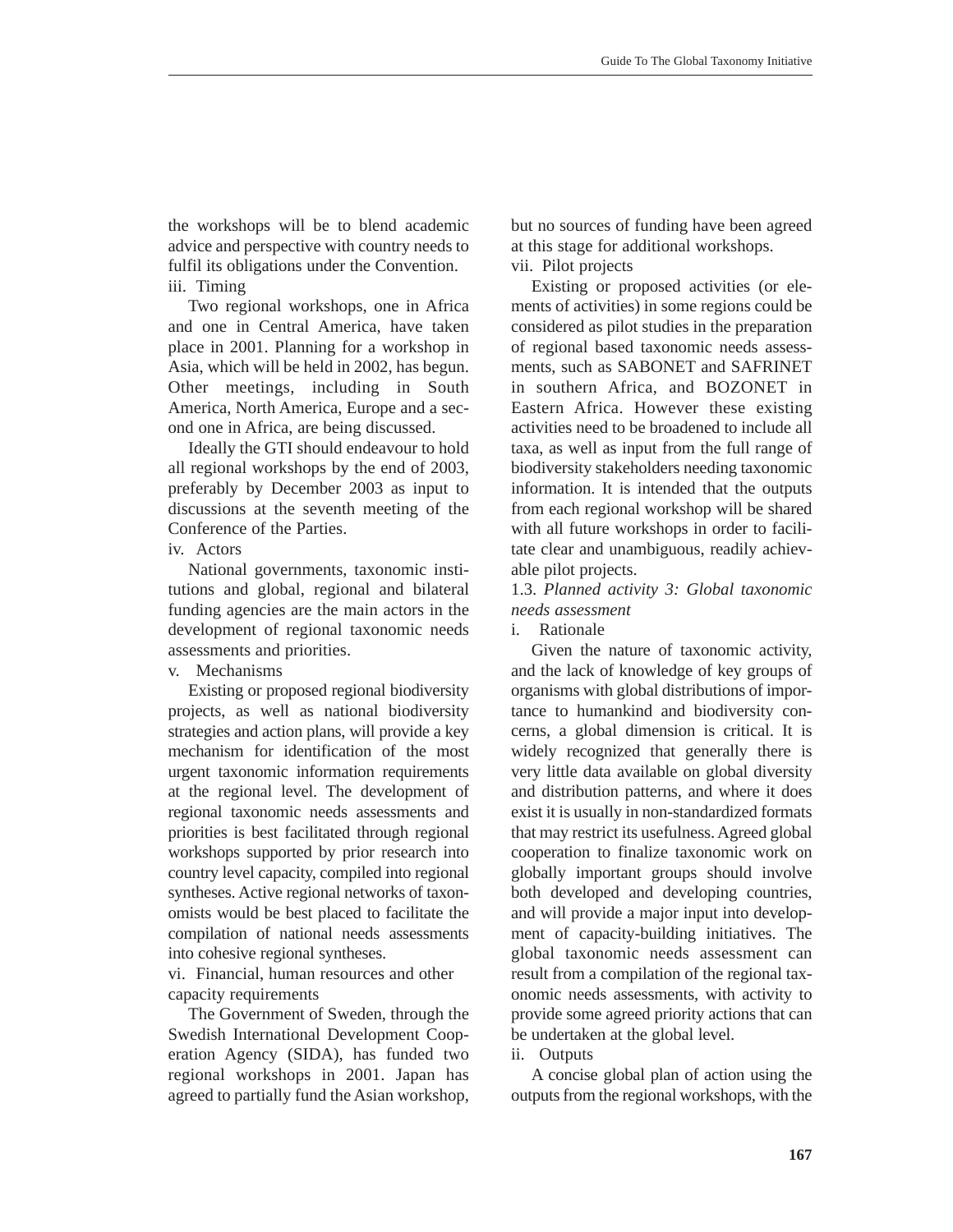the workshops will be to blend academic advice and perspective with country needs to fulfil its obligations under the Convention.

iii. Timing

Two regional workshops, one in Africa and one in Central America, have taken place in 2001. Planning for a workshop in Asia, which will be held in 2002, has begun. Other meetings, including in South America, North America, Europe and a second one in Africa, are being discussed.

Ideally the GTI should endeavour to hold all regional workshops by the end of 2003, preferably by December 2003 as input to discussions at the seventh meeting of the Conference of the Parties.

iv. Actors

National governments, taxonomic institutions and global, regional and bilateral funding agencies are the main actors in the development of regional taxonomic needs assessments and priorities.

v. Mechanisms

Existing or proposed regional biodiversity projects, as well as national biodiversity strategies and action plans, will provide a key mechanism for identification of the most urgent taxonomic information requirements at the regional level. The development of regional taxonomic needs assessments and priorities is best facilitated through regional workshops supported by prior research into country level capacity, compiled into regional syntheses. Active regional networks of taxonomists would be best placed to facilitate the compilation of national needs assessments into cohesive regional syntheses.

vi. Financial, human resources and other capacity requirements

The Government of Sweden, through the Swedish International Development Cooperation Agency (SIDA), has funded two regional workshops in 2001. Japan has agreed to partially fund the Asian workshop, but no sources of funding have been agreed at this stage for additional workshops.

vii. Pilot projects

Existing or proposed activities (or elements of activities) in some regions could be considered as pilot studies in the preparation of regional based taxonomic needs assessments, such as SABONET and SAFRINET in southern Africa, and BOZONET in Eastern Africa. However these existing activities need to be broadened to include all taxa, as well as input from the full range of biodiversity stakeholders needing taxonomic information. It is intended that the outputs from each regional workshop will be shared with all future workshops in order to facilitate clear and unambiguous, readily achievable pilot projects.

1.3. *Planned activity 3: Global taxonomic needs assessment*

i. Rationale

Given the nature of taxonomic activity, and the lack of knowledge of key groups of organisms with global distributions of importance to humankind and biodiversity concerns, a global dimension is critical. It is widely recognized that generally there is very little data available on global diversity and distribution patterns, and where it does exist it is usually in non-standardized formats that may restrict its usefulness. Agreed global cooperation to finalize taxonomic work on globally important groups should involve both developed and developing countries, and will provide a major input into development of capacity-building initiatives. The global taxonomic needs assessment can result from a compilation of the regional taxonomic needs assessments, with activity to provide some agreed priority actions that can be undertaken at the global level.

ii. Outputs

A concise global plan of action using the outputs from the regional workshops, with the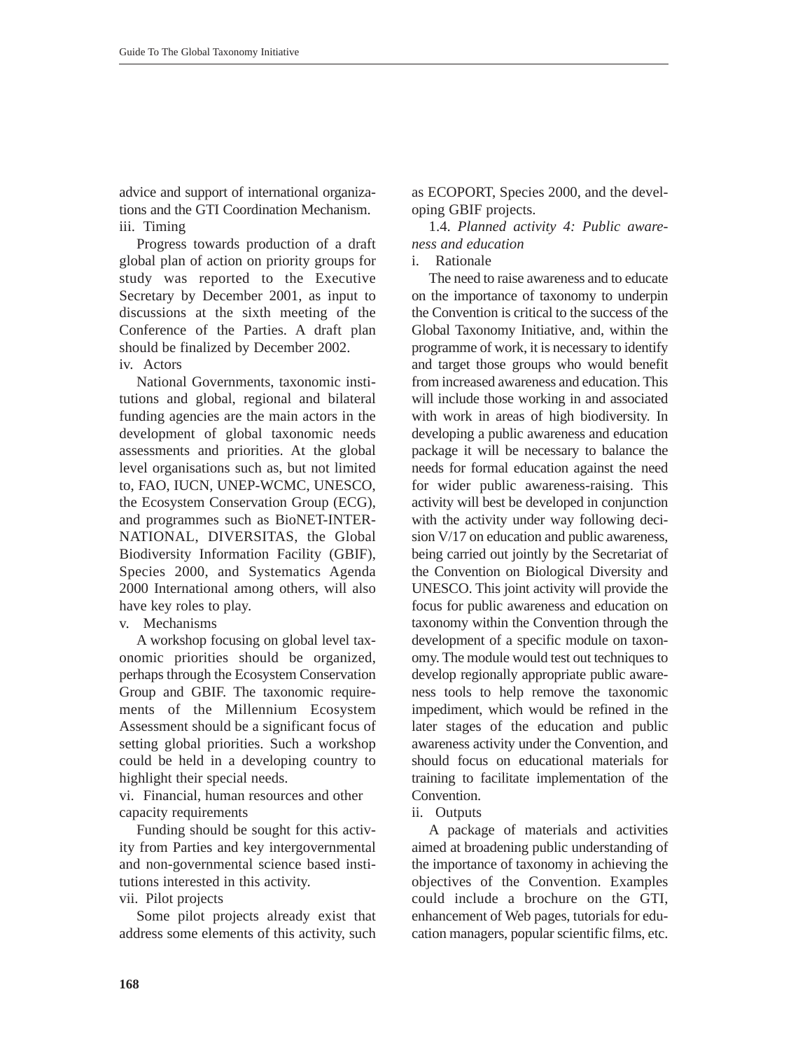advice and support of international organizations and the GTI Coordination Mechanism.

iii. Timing

Progress towards production of a draft global plan of action on priority groups for study was reported to the Executive Secretary by December 2001, as input to discussions at the sixth meeting of the Conference of the Parties. A draft plan should be finalized by December 2002.

iv. Actors

National Governments, taxonomic institutions and global, regional and bilateral funding agencies are the main actors in the development of global taxonomic needs assessments and priorities. At the global level organisations such as, but not limited to, FAO, IUCN, UNEP-WCMC, UNESCO, the Ecosystem Conservation Group (ECG), and programmes such as BioNET-INTERNATIONAL, DIVERSITAS, the Global Biodiversity Information Facility (GBIF), Species 2000, and Systematics Agenda 2000 International among others, will also have key roles to play.

v. Mechanisms

A workshop focusing on global level taxonomic priorities should be organized, perhaps through the Ecosystem Conservation Group and GBIF. The taxonomic requirements of the Millennium Ecosystem Assessment should be a significant focus of setting global priorities. Such a workshop could be held in a developing country to highlight their special needs.

vi. Financial, human resources and other capacity requirements

Funding should be sought for this activity from Parties and key intergovernmental and non-governmental science based institutions interested in this activity.

vii. Pilot projects

Some pilot projects already exist that address some elements of this activity, such as ECOPORT, Species 2000, and the developing GBIF projects.

1.4. *Planned activity 4: Public awareness and education*

i. Rationale

The need to raise awareness and to educate on the importance of taxonomy to underpin the Convention is critical to the success of the Global Taxonomy Initiative, and, within the programme of work, it is necessary to identify and target those groups who would benefit from increased awareness and education. This will include those working in and associated with work in areas of high biodiversity. In developing a public awareness and education package it will be necessary to balance the needs for formal education against the need for wider public awareness-raising. This activity will best be developed in conjunction with the activity under way following decision V/17 on education and public awareness, being carried out jointly by the Secretariat of the Convention on Biological Diversity and UNESCO. This joint activity will provide the focus for public awareness and education on taxonomy within the Convention through the development of a specific module on taxonomy. The module would test out techniques to develop regionally appropriate public awareness tools to help remove the taxonomic impediment, which would be refined in the later stages of the education and public awareness activity under the Convention, and should focus on educational materials for training to facilitate implementation of the Convention.

ii. Outputs

A package of materials and activities aimed at broadening public understanding of the importance of taxonomy in achieving the objectives of the Convention. Examples could include a brochure on the GTI, enhancement of Web pages, tutorials for education managers, popular scientific films, etc.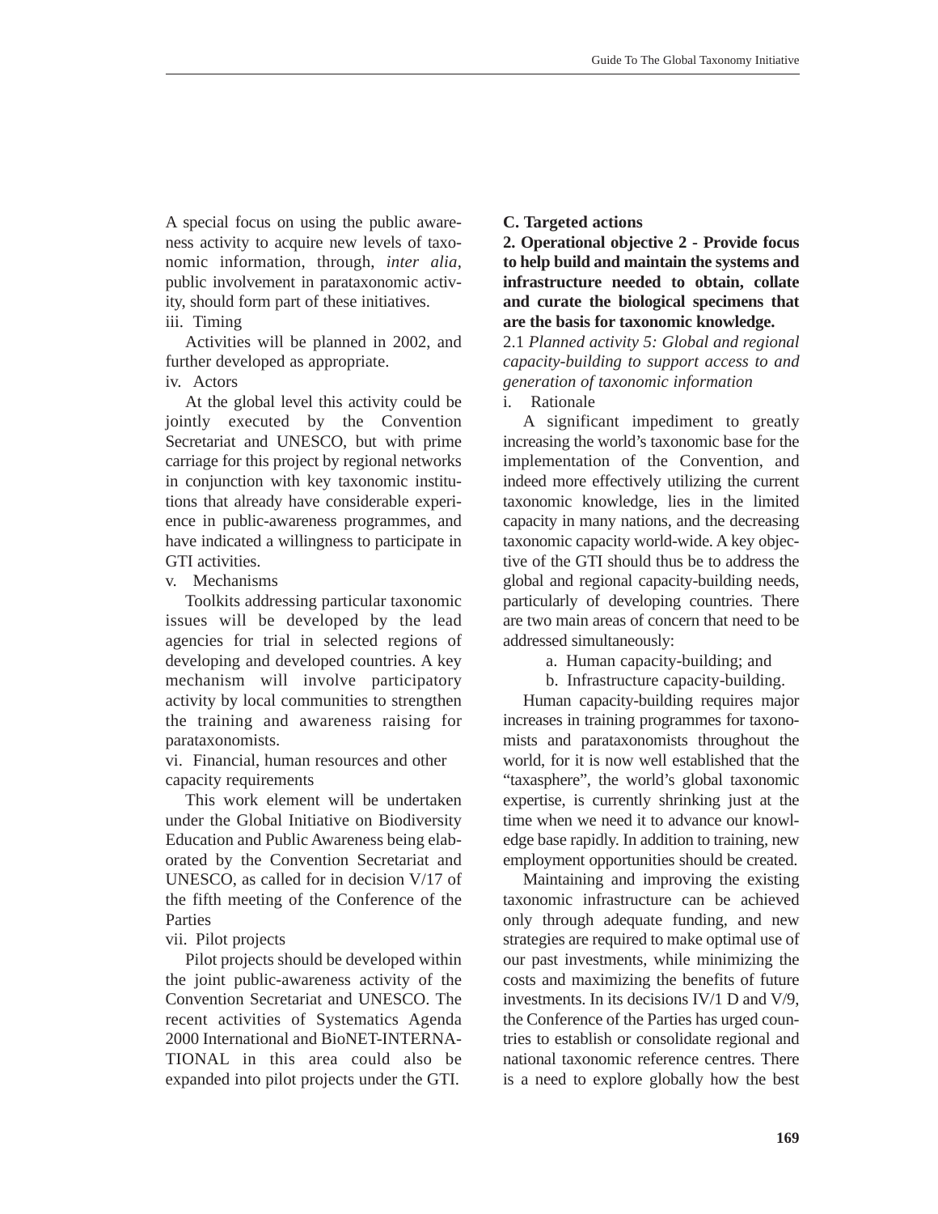A special focus on using the public awareness activity to acquire new levels of taxonomic information, through, *inter alia*, public involvement in parataxonomic activity, should form part of these initiatives.

iii. Timing

Activities will be planned in 2002, and further developed as appropriate.

iv. Actors

At the global level this activity could be jointly executed by the Convention Secretariat and UNESCO, but with prime carriage for this project by regional networks in conjunction with key taxonomic institutions that already have considerable experience in public-awareness programmes, and have indicated a willingness to participate in GTI activities.

v. Mechanisms

Toolkits addressing particular taxonomic issues will be developed by the lead agencies for trial in selected regions of developing and developed countries. A key mechanism will involve participatory activity by local communities to strengthen the training and awareness raising for parataxonomists.

vi. Financial, human resources and other capacity requirements

This work element will be undertaken under the Global Initiative on Biodiversity Education and Public Awareness being elaborated by the Convention Secretariat and UNESCO, as called for in decision V/17 of the fifth meeting of the Conference of the Parties

vii. Pilot projects

Pilot projects should be developed within the joint public-awareness activity of the Convention Secretariat and UNESCO. The recent activities of Systematics Agenda 2000 International and BioNET-INTERNATIONAL in this area could also be expanded into pilot projects under the GTI.

**C. Targeted actions**

**2. Operational objective 2 - Provide focus to help build and maintain the systems and infrastructure needed to obtain, collate and curate the biological specimens that are the basis for taxonomic knowledge.**

2.1 *Planned activity 5: Global and regional capacity-building to support access to and generation of taxonomic information*

i. Rationale

A significant impediment to greatly increasing the world's taxonomic base for the implementation of the Convention, and indeed more effectively utilizing the current taxonomic knowledge, lies in the limited capacity in many nations, and the decreasing taxonomic capacity world-wide. A key objective of the GTI should thus be to address the global and regional capacity-building needs, particularly of developing countries. There are two main areas of concern that need to be addressed simultaneously:

a. Human capacity-building; and

b. Infrastructure capacity-building.

Human capacity-building requires major increases in training programmes for taxonomists and parataxonomists throughout the world, for it is now well established that the "taxasphere", the world's global taxonomic expertise, is currently shrinking just at the time when we need it to advance our knowledge base rapidly. In addition to training, new employment opportunities should be created.

Maintaining and improving the existing taxonomic infrastructure can be achieved only through adequate funding, and new strategies are required to make optimal use of our past investments, while minimizing the costs and maximizing the benefits of future investments. In its decisions IV/1 D and V/9, the Conference of the Parties has urged countries to establish or consolidate regional and national taxonomic reference centres. There is a need to explore globally how the best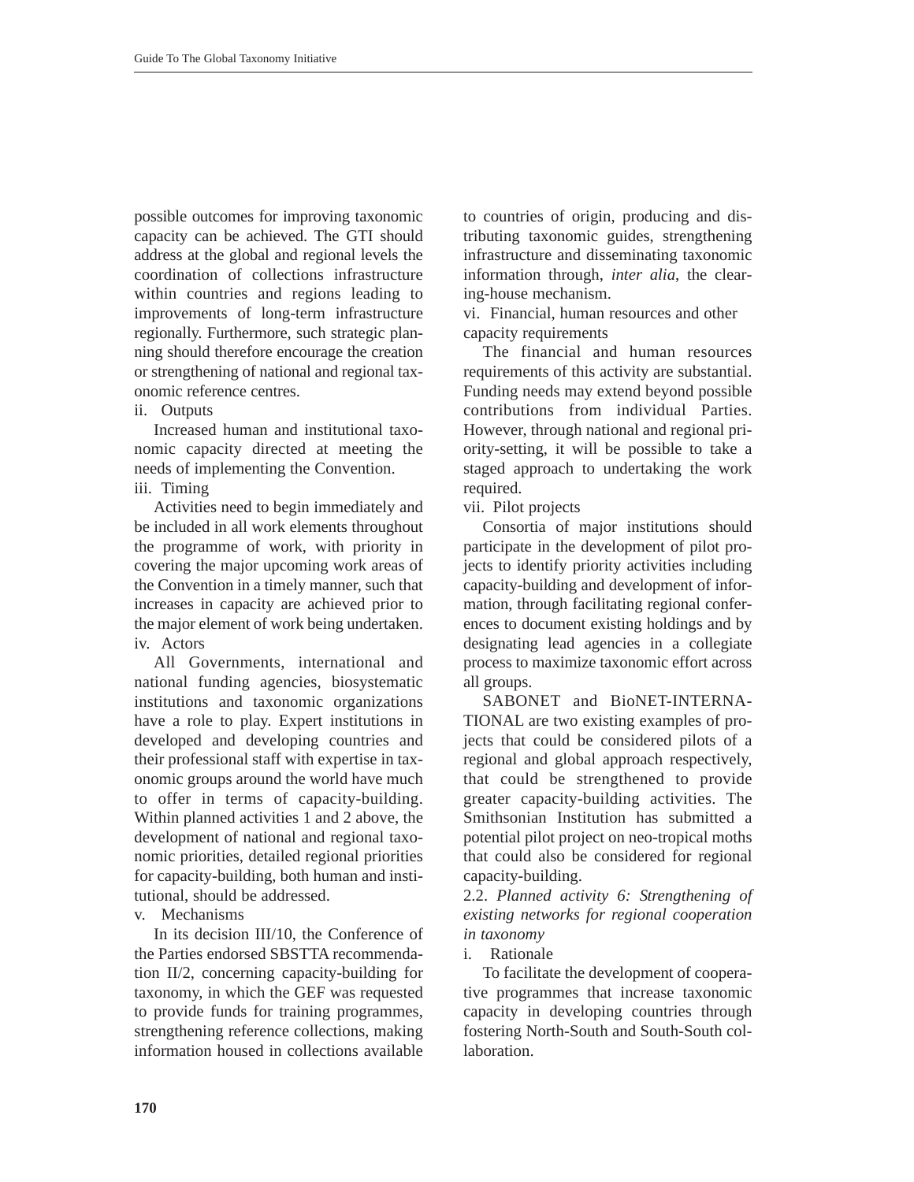possible outcomes for improving taxonomic capacity can be achieved. The GTI should address at the global and regional levels the coordination of collections infrastructure within countries and regions leading to improvements of long-term infrastructure regionally. Furthermore, such strategic planning should therefore encourage the creation or strengthening of national and regional taxonomic reference centres.

ii. Outputs

Increased human and institutional taxonomic capacity directed at meeting the needs of implementing the Convention.

iii. Timing

Activities need to begin immediately and be included in all work elements throughout the programme of work, with priority in covering the major upcoming work areas of the Convention in a timely manner, such that increases in capacity are achieved prior to the major element of work being undertaken.

iv. Actors

All Governments, international and national funding agencies, biosystematic institutions and taxonomic organizations have a role to play. Expert institutions in developed and developing countries and their professional staff with expertise in taxonomic groups around the world have much to offer in terms of capacity-building. Within planned activities 1 and 2 above, the development of national and regional taxonomic priorities, detailed regional priorities for capacity-building, both human and institutional, should be addressed.

v. Mechanisms

In its decision III/10, the Conference of the Parties endorsed SBSTTA recommendation II/2, concerning capacity-building for taxonomy, in which the GEF was requested to provide funds for training programmes, strengthening reference collections, making information housed in collections available to countries of origin, producing and distributing taxonomic guides, strengthening infrastructure and disseminating taxonomic information through, *inter alia*, the clearing-house mechanism.

vi. Financial, human resources and other capacity requirements

The financial and human resources requirements of this activity are substantial. Funding needs may extend beyond possible contributions from individual Parties. However, through national and regional priority-setting, it will be possible to take a staged approach to undertaking the work required.

vii. Pilot projects

Consortia of major institutions should participate in the development of pilot projects to identify priority activities including capacity-building and development of information, through facilitating regional conferences to document existing holdings and by designating lead agencies in a collegiate process to maximize taxonomic effort across all groups.

SABONET and BioNET-INTERNATIONAL are two existing examples of projects that could be considered pilots of a regional and global approach respectively, that could be strengthened to provide greater capacity-building activities. The Smithsonian Institution has submitted a potential pilot project on neo-tropical moths that could also be considered for regional capacity-building.

2.2. *Planned activity 6: Strengthening of existing networks for regional cooperation in taxonomy*

i. Rationale

To facilitate the development of cooperative programmes that increase taxonomic capacity in developing countries through fostering North-South and South-South collaboration.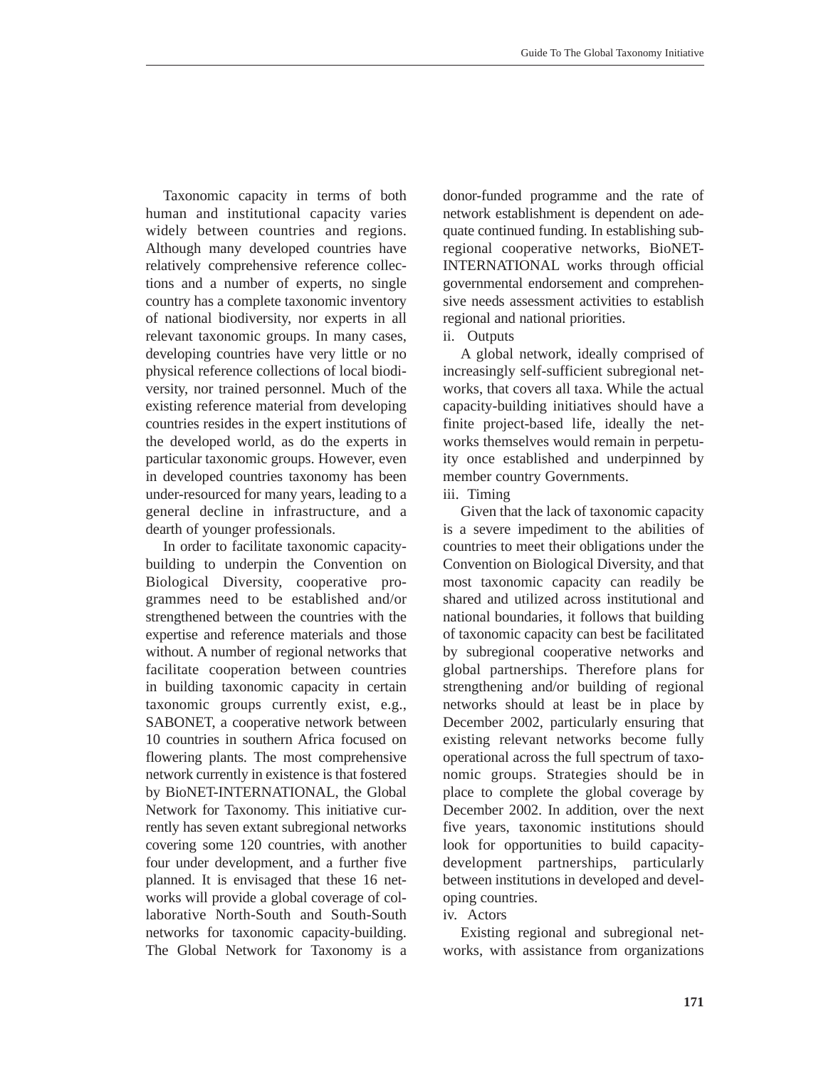Taxonomic capacity in terms of both human and institutional capacity varies widely between countries and regions. Although many developed countries have relatively comprehensive reference collections and a number of experts, no single country has a complete taxonomic inventory of national biodiversity, nor experts in all relevant taxonomic groups. In many cases, developing countries have very little or no physical reference collections of local biodiversity, nor trained personnel. Much of the existing reference material from developing countries resides in the expert institutions of the developed world, as do the experts in particular taxonomic groups. However, even in developed countries taxonomy has been under-resourced for many years, leading to a general decline in infrastructure, and a dearth of younger professionals.

In order to facilitate taxonomic capacity-building to underpin the Convention on Biological Diversity, cooperative programmes need to be established and/or strengthened between the countries with the expertise and reference materials and those without. A number of regional networks that facilitate cooperation between countries in building taxonomic capacity in certain taxonomic groups currently exist, e.g., SABONET, a cooperative network between 10 countries in southern Africa focused on flowering plants. The most comprehensive network currently in existence is that fostered by BioNET-INTERNATIONAL, the Global Network for Taxonomy. This initiative currently has seven extant subregional networks covering some 120 countries, with another four under development, and a further five planned. It is envisaged that these 16 networks will provide a global coverage of collaborative North-South and South-South networks for taxonomic capacity-building. The Global Network for Taxonomy is a donor-funded programme and the rate of network establishment is dependent on adequate continued funding. In establishing subregional cooperative networks, BioNET-INTERNATIONAL works through official governmental endorsement and comprehensive needs assessment activities to establish regional and national priorities.

ii. Outputs

A global network, ideally comprised of increasingly self-sufficient subregional networks, that covers all taxa. While the actual capacity-building initiatives should have a finite project-based life, ideally the networks themselves would remain in perpetuity once established and underpinned by member country Governments.

iii. Timing

Given that the lack of taxonomic capacity is a severe impediment to the abilities of countries to meet their obligations under the Convention on Biological Diversity, and that most taxonomic capacity can readily be shared and utilized across institutional and national boundaries, it follows that building of taxonomic capacity can best be facilitated by subregional cooperative networks and global partnerships. Therefore plans for strengthening and/or building of regional networks should at least be in place by December 2002, particularly ensuring that existing relevant networks become fully operational across the full spectrum of taxonomic groups. Strategies should be in place to complete the global coverage by December 2002. In addition, over the next five years, taxonomic institutions should look for opportunities to build capacity-development partnerships, particularly between institutions in developed and developing countries.

iv. Actors

Existing regional and subregional networks, with assistance from organizations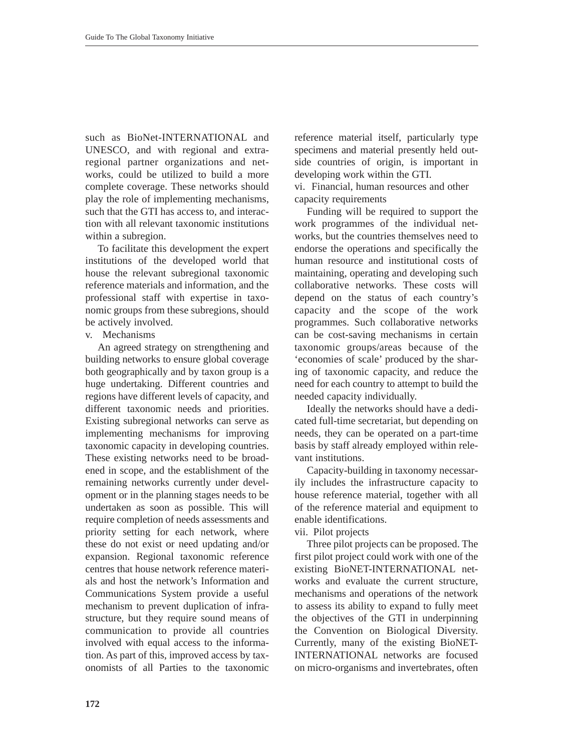such as BioNet-INTERNATIONAL and UNESCO, and with regional and extra-regional partner organizations and networks, could be utilized to build a more complete coverage. These networks should play the role of implementing mechanisms, such that the GTI has access to, and interaction with all relevant taxonomic institutions within a subregion.

To facilitate this development the expert institutions of the developed world that house the relevant subregional taxonomic reference materials and information, and the professional staff with expertise in taxonomic groups from these subregions, should be actively involved.

v. Mechanisms

An agreed strategy on strengthening and building networks to ensure global coverage both geographically and by taxon group is a huge undertaking. Different countries and regions have different levels of capacity, and different taxonomic needs and priorities. Existing subregional networks can serve as implementing mechanisms for improving taxonomic capacity in developing countries. These existing networks need to be broadened in scope, and the establishment of the remaining networks currently under development or in the planning stages needs to be undertaken as soon as possible. This will require completion of needs assessments and priority setting for each network, where these do not exist or need updating and/or expansion. Regional taxonomic reference centres that house network reference materials and host the network's Information and Communications System provide a useful mechanism to prevent duplication of infrastructure, but they require sound means of communication to provide all countries involved with equal access to the information. As part of this, improved access by taxonomists of all Parties to the taxonomic reference material itself, particularly type specimens and material presently held outside countries of origin, is important in developing work within the GTI.

vi. Financial, human resources and other capacity requirements

Funding will be required to support the work programmes of the individual networks, but the countries themselves need to endorse the operations and specifically the human resource and institutional costs of maintaining, operating and developing such collaborative networks. These costs will depend on the status of each country's capacity and the scope of the work programmes. Such collaborative networks can be cost-saving mechanisms in certain taxonomic groups/areas because of the 'economies of scale' produced by the sharing of taxonomic capacity, and reduce the need for each country to attempt to build the needed capacity individually.

Ideally the networks should have a dedicated full-time secretariat, but depending on needs, they can be operated on a part-time basis by staff already employed within relevant institutions.

Capacity-building in taxonomy necessarily includes the infrastructure capacity to house reference material, together with all of the reference material and equipment to enable identifications.

vii. Pilot projects

Three pilot projects can be proposed. The first pilot project could work with one of the existing BioNET-INTERNATIONAL networks and evaluate the current structure, mechanisms and operations of the network to assess its ability to expand to fully meet the objectives of the GTI in underpinning the Convention on Biological Diversity. Currently, many of the existing BioNET-INTERNATIONAL networks are focused on micro-organisms and invertebrates, often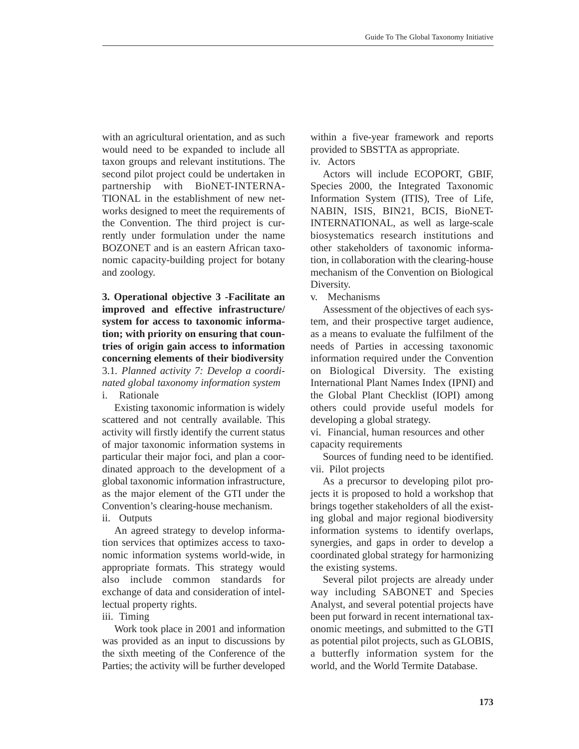with an agricultural orientation, and as such would need to be expanded to include all taxon groups and relevant institutions. The second pilot project could be undertaken in partnership with BioNET-INTERNATIONAL in the establishment of new networks designed to meet the requirements of the Convention. The third project is currently under formulation under the name BOZONET and is an eastern African taxonomic capacity-building project for botany and zoology.

**3. Operational objective 3 -Facilitate an improved and effective infrastructure/ system for access to taxonomic information; with priority on ensuring that countries of origin gain access to information concerning elements of their biodiversity**

3.1. *Planned activity 7: Develop a coordinated global taxonomy information system*

i. Rationale

Existing taxonomic information is widely scattered and not centrally available. This activity will firstly identify the current status of major taxonomic information systems in particular their major foci, and plan a coordinated approach to the development of a global taxonomic information infrastructure, as the major element of the GTI under the Convention's clearing-house mechanism.

ii. Outputs

An agreed strategy to develop information services that optimizes access to taxonomic information systems world-wide, in appropriate formats. This strategy would also include common standards for exchange of data and consideration of intellectual property rights.

iii. Timing

Work took place in 2001 and information was provided as an input to discussions by the sixth meeting of the Conference of the Parties; the activity will be further developed within a five-year framework and reports provided to SBSTTA as appropriate.

iv. Actors

Actors will include ECOPORT, GBIF, Species 2000, the Integrated Taxonomic Information System (ITIS), Tree of Life, NABIN, ISIS, BIN21, BCIS, BioNET-INTERNATIONAL, as well as large-scale biosystematics research institutions and other stakeholders of taxonomic information, in collaboration with the clearing-house mechanism of the Convention on Biological Diversity.

v. Mechanisms

Assessment of the objectives of each system, and their prospective target audience, as a means to evaluate the fulfilment of the needs of Parties in accessing taxonomic information required under the Convention on Biological Diversity. The existing International Plant Names Index (IPNI) and the Global Plant Checklist (IOPI) among others could provide useful models for developing a global strategy.

vi. Financial, human resources and other capacity requirements

Sources of funding need to be identified.

vii. Pilot projects

As a precursor to developing pilot projects it is proposed to hold a workshop that brings together stakeholders of all the existing global and major regional biodiversity information systems to identify overlaps, synergies, and gaps in order to develop a coordinated global strategy for harmonizing the existing systems.

Several pilot projects are already under way including SABONET and Species Analyst, and several potential projects have been put forward in recent international taxonomic meetings, and submitted to the GTI as potential pilot projects, such as GLOBIS, a butterfly information system for the world, and the World Termite Database.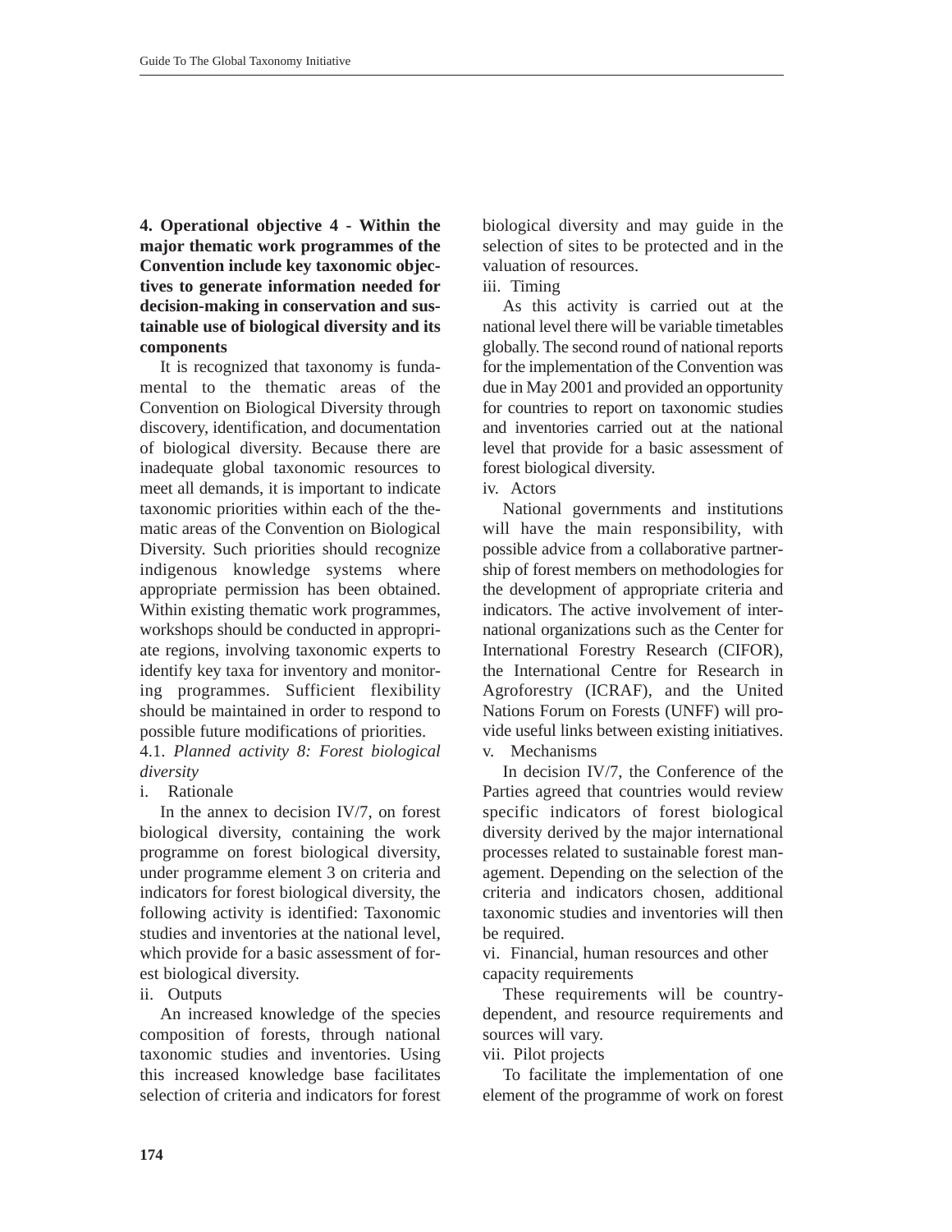**4. Operational objective 4 - Within the major thematic work programmes of the Convention include key taxonomic objectives to generate information needed for decision-making in conservation and sustainable use of biological diversity and its components**

It is recognized that taxonomy is fundamental to the thematic areas of the Convention on Biological Diversity through discovery, identification, and documentation of biological diversity. Because there are inadequate global taxonomic resources to meet all demands, it is important to indicate taxonomic priorities within each of the thematic areas of the Convention on Biological Diversity. Such priorities should recognize indigenous knowledge systems where appropriate permission has been obtained. Within existing thematic work programmes, workshops should be conducted in appropriate regions, involving taxonomic experts to identify key taxa for inventory and monitoring programmes. Sufficient flexibility should be maintained in order to respond to possible future modifications of priorities.

4.1. *Planned activity 8: Forest biological diversity*

i. Rationale

In the annex to decision IV/7, on forest biological diversity, containing the work programme on forest biological diversity, under programme element 3 on criteria and indicators for forest biological diversity, the following activity is identified: Taxonomic studies and inventories at the national level, which provide for a basic assessment of forest biological diversity.

ii. Outputs

An increased knowledge of the species composition of forests, through national taxonomic studies and inventories. Using this increased knowledge base facilitates selection of criteria and indicators for forest biological diversity and may guide in the selection of sites to be protected and in the valuation of resources.

iii. Timing

As this activity is carried out at the national level there will be variable timetables globally. The second round of national reports for the implementation of the Convention was due in May 2001 and provided an opportunity for countries to report on taxonomic studies and inventories carried out at the national level that provide for a basic assessment of forest biological diversity.

iv. Actors

National governments and institutions will have the main responsibility, with possible advice from a collaborative partnership of forest members on methodologies for the development of appropriate criteria and indicators. The active involvement of international organizations such as the Center for International Forestry Research (CIFOR), the International Centre for Research in Agroforestry (ICRAF), and the United Nations Forum on Forests (UNFF) will provide useful links between existing initiatives.

v. Mechanisms

In decision IV/7, the Conference of the Parties agreed that countries would review specific indicators of forest biological diversity derived by the major international processes related to sustainable forest management. Depending on the selection of the criteria and indicators chosen, additional taxonomic studies and inventories will then be required.

vi. Financial, human resources and other capacity requirements

These requirements will be country-dependent, and resource requirements and sources will vary.

vii. Pilot projects

To facilitate the implementation of one element of the programme of work on forest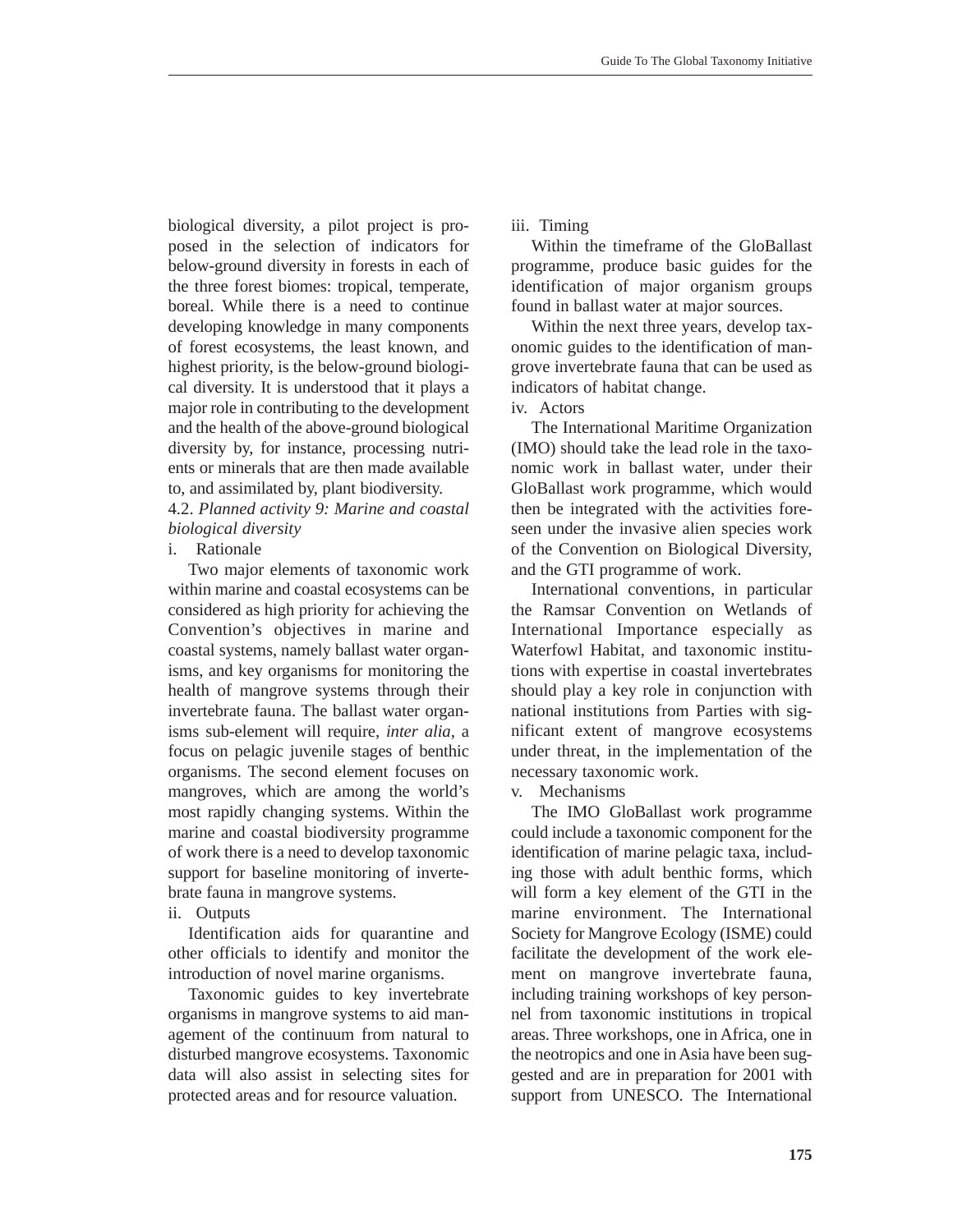biological diversity, a pilot project is proposed in the selection of indicators for below-ground diversity in forests in each of the three forest biomes: tropical, temperate, boreal. While there is a need to continue developing knowledge in many components of forest ecosystems, the least known, and highest priority, is the below-ground biological diversity. It is understood that it plays a major role in contributing to the development and the health of the above-ground biological diversity by, for instance, processing nutrients or minerals that are then made available to, and assimilated by, plant biodiversity.

4.2. *Planned activity 9: Marine and coastal biological diversity*

i. Rationale

Two major elements of taxonomic work within marine and coastal ecosystems can be considered as high priority for achieving the Convention's objectives in marine and coastal systems, namely ballast water organisms, and key organisms for monitoring the health of mangrove systems through their invertebrate fauna. The ballast water organisms sub-element will require, *inter alia*, a focus on pelagic juvenile stages of benthic organisms. The second element focuses on mangroves, which are among the world's most rapidly changing systems. Within the marine and coastal biodiversity programme of work there is a need to develop taxonomic support for baseline monitoring of invertebrate fauna in mangrove systems.

ii. Outputs

Identification aids for quarantine and other officials to identify and monitor the introduction of novel marine organisms.

Taxonomic guides to key invertebrate organisms in mangrove systems to aid management of the continuum from natural to disturbed mangrove ecosystems. Taxonomic data will also assist in selecting sites for protected areas and for resource valuation.

iii. Timing

Within the timeframe of the GloBallast programme, produce basic guides for the identification of major organism groups found in ballast water at major sources.

Within the next three years, develop taxonomic guides to the identification of mangrove invertebrate fauna that can be used as indicators of habitat change.

iv. Actors

The International Maritime Organization (IMO) should take the lead role in the taxonomic work in ballast water, under their GloBallast work programme, which would then be integrated with the activities foreseen under the invasive alien species work of the Convention on Biological Diversity, and the GTI programme of work.

International conventions, in particular the Ramsar Convention on Wetlands of International Importance especially as Waterfowl Habitat, and taxonomic institutions with expertise in coastal invertebrates should play a key role in conjunction with national institutions from Parties with significant extent of mangrove ecosystems under threat, in the implementation of the necessary taxonomic work.

v. Mechanisms

The IMO GloBallast work programme could include a taxonomic component for the identification of marine pelagic taxa, including those with adult benthic forms, which will form a key element of the GTI in the marine environment. The International Society for Mangrove Ecology (ISME) could facilitate the development of the work element on mangrove invertebrate fauna, including training workshops of key personnel from taxonomic institutions in tropical areas. Three workshops, one in Africa, one in the neotropics and one in Asia have been suggested and are in preparation for 2001 with support from UNESCO. The International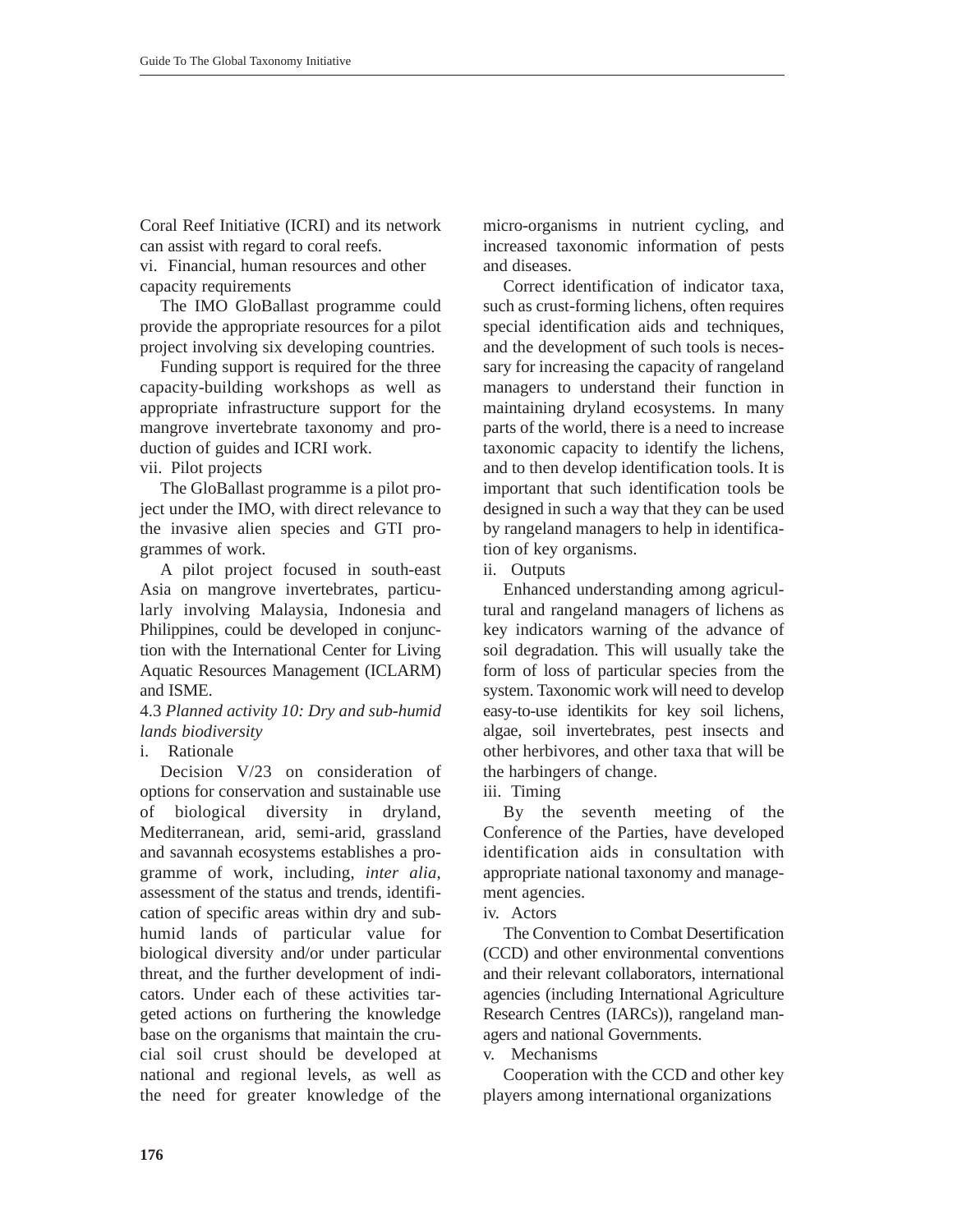Coral Reef Initiative (ICRI) and its network can assist with regard to coral reefs.

vi. Financial, human resources and other capacity requirements

The IMO GloBallast programme could provide the appropriate resources for a pilot project involving six developing countries.

Funding support is required for the three capacity-building workshops as well as appropriate infrastructure support for the mangrove invertebrate taxonomy and production of guides and ICRI work.

vii. Pilot projects

The GloBallast programme is a pilot project under the IMO, with direct relevance to the invasive alien species and GTI programmes of work.

A pilot project focused in south-east Asia on mangrove invertebrates, particularly involving Malaysia, Indonesia and Philippines, could be developed in conjunction with the International Center for Living Aquatic Resources Management (ICLARM) and ISME.

### 4.3 *Planned activity 10: Dry and sub-humid lands biodiversity*

i. Rationale

Decision V/23 on consideration of options for conservation and sustainable use of biological diversity in dryland, Mediterranean, arid, semi-arid, grassland and savannah ecosystems establishes a programme of work, including, *inter alia*, assessment of the status and trends, identification of specific areas within dry and sub-humid lands of particular value for biological diversity and/or under particular threat, and the further development of indicators. Under each of these activities targeted actions on furthering the knowledge base on the organisms that maintain the crucial soil crust should be developed at national and regional levels, as well as the need for greater knowledge of the micro-organisms in nutrient cycling, and increased taxonomic information of pests and diseases.

Correct identification of indicator taxa, such as crust-forming lichens, often requires special identification aids and techniques, and the development of such tools is necessary for increasing the capacity of rangeland managers to understand their function in maintaining dryland ecosystems. In many parts of the world, there is a need to increase taxonomic capacity to identify the lichens, and to then develop identification tools. It is important that such identification tools be designed in such a way that they can be used by rangeland managers to help in identification of key organisms.

ii. Outputs

Enhanced understanding among agricultural and rangeland managers of lichens as key indicators warning of the advance of soil degradation. This will usually take the form of loss of particular species from the system. Taxonomic work will need to develop easy-to-use identikits for key soil lichens, algae, soil invertebrates, pest insects and other herbivores, and other taxa that will be the harbingers of change.

iii. Timing

By the seventh meeting of the Conference of the Parties, have developed identification aids in consultation with appropriate national taxonomy and management agencies.

iv. Actors

The Convention to Combat Desertification (CCD) and other environmental conventions and their relevant collaborators, international agencies (including International Agriculture Research Centres (IARCs)), rangeland managers and national Governments.

v. Mechanisms

Cooperation with the CCD and other key players among international organizations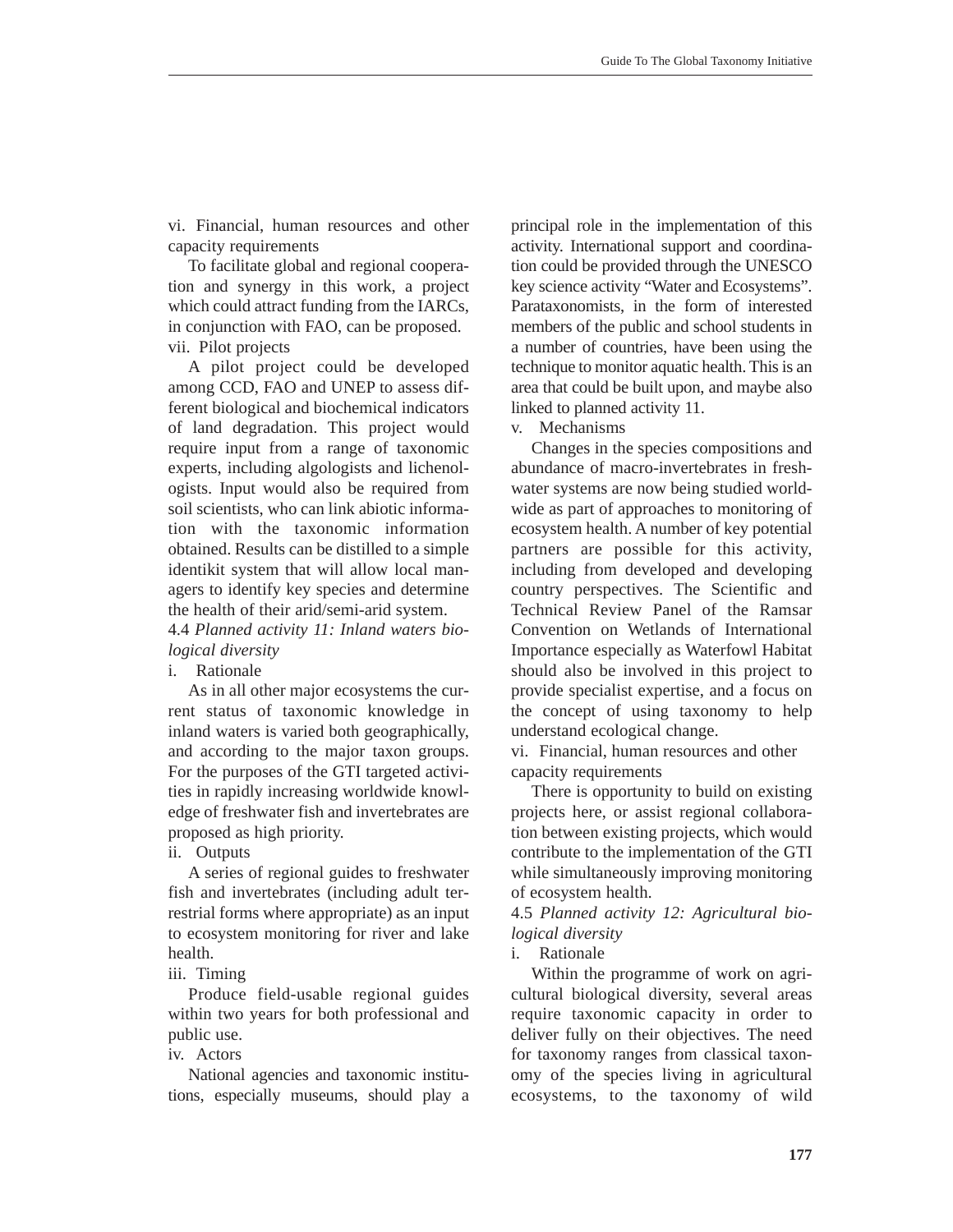vi. Financial, human resources and other capacity requirements

To facilitate global and regional cooperation and synergy in this work, a project which could attract funding from the IARCs, in conjunction with FAO, can be proposed.

vii. Pilot projects

A pilot project could be developed among CCD, FAO and UNEP to assess different biological and biochemical indicators of land degradation. This project would require input from a range of taxonomic experts, including algologists and lichenologists. Input would also be required from soil scientists, who can link abiotic information with the taxonomic information obtained. Results can be distilled to a simple identikit system that will allow local managers to identify key species and determine the health of their arid/semi-arid system.

4.4 *Planned activity 11: Inland waters biological diversity*

i. Rationale

As in all other major ecosystems the current status of taxonomic knowledge in inland waters is varied both geographically, and according to the major taxon groups. For the purposes of the GTI targeted activities in rapidly increasing worldwide knowledge of freshwater fish and invertebrates are proposed as high priority.

ii. Outputs

A series of regional guides to freshwater fish and invertebrates (including adult terrestrial forms where appropriate) as an input to ecosystem monitoring for river and lake health.

iii. Timing

Produce field-usable regional guides within two years for both professional and public use.

iv. Actors

National agencies and taxonomic institutions, especially museums, should play a principal role in the implementation of this activity. International support and coordination could be provided through the UNESCO key science activity "Water and Ecosystems". Parataxonomists, in the form of interested members of the public and school students in a number of countries, have been using the technique to monitor aquatic health. This is an area that could be built upon, and maybe also linked to planned activity 11.

v. Mechanisms

Changes in the species compositions and abundance of macro-invertebrates in freshwater systems are now being studied worldwide as part of approaches to monitoring of ecosystem health. A number of key potential partners are possible for this activity, including from developed and developing country perspectives. The Scientific and Technical Review Panel of the Ramsar Convention on Wetlands of International Importance especially as Waterfowl Habitat should also be involved in this project to provide specialist expertise, and a focus on the concept of using taxonomy to help understand ecological change.

vi. Financial, human resources and other capacity requirements

There is opportunity to build on existing projects here, or assist regional collaboration between existing projects, which would contribute to the implementation of the GTI while simultaneously improving monitoring of ecosystem health.

4.5 *Planned activity 12: Agricultural biological diversity*

i. Rationale

Within the programme of work on agricultural biological diversity, several areas require taxonomic capacity in order to deliver fully on their objectives. The need for taxonomy ranges from classical taxonomy of the species living in agricultural ecosystems, to the taxonomy of wild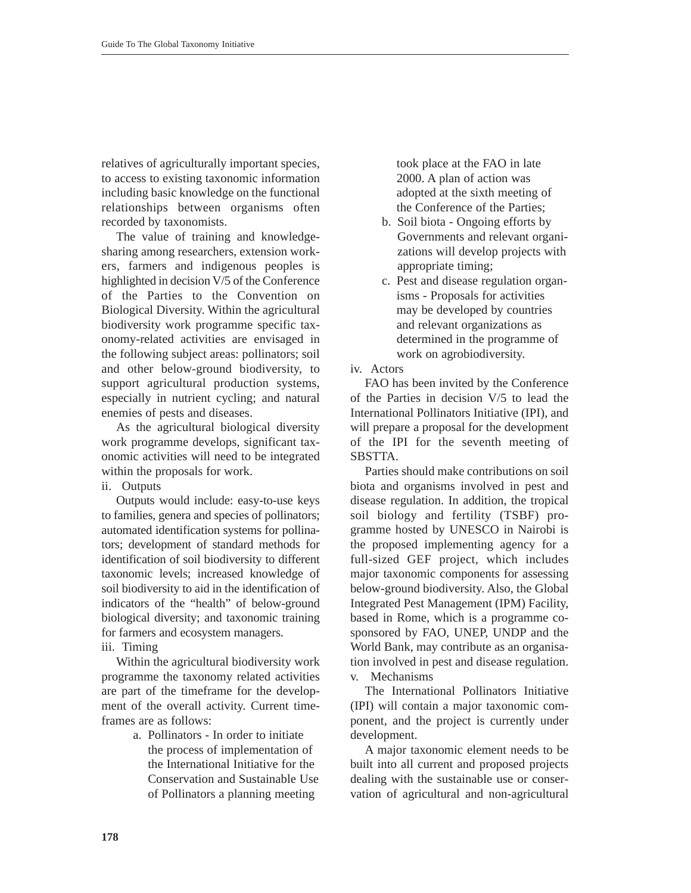relatives of agriculturally important species, to access to existing taxonomic information including basic knowledge on the functional relationships between organisms often recorded by taxonomists.

The value of training and knowledge-sharing among researchers, extension workers, farmers and indigenous peoples is highlighted in decision V/5 of the Conference of the Parties to the Convention on Biological Diversity. Within the agricultural biodiversity work programme specific taxonomy-related activities are envisaged in the following subject areas: pollinators; soil and other below-ground biodiversity, to support agricultural production systems, especially in nutrient cycling; and natural enemies of pests and diseases.

As the agricultural biological diversity work programme develops, significant taxonomic activities will need to be integrated within the proposals for work.

ii. Outputs

Outputs would include: easy-to-use keys to families, genera and species of pollinators; automated identification systems for pollinators; development of standard methods for identification of soil biodiversity to different taxonomic levels; increased knowledge of soil biodiversity to aid in the identification of indicators of the "health" of below-ground biological diversity; and taxonomic training for farmers and ecosystem managers.

iii. Timing

Within the agricultural biodiversity work programme the taxonomy related activities are part of the timeframe for the development of the overall activity. Current timeframes are as follows:

a. Pollinators - In order to initiate the process of implementation of the International Initiative for the Conservation and Sustainable Use of Pollinators a planning meeting took place at the FAO in late 2000. A plan of action was adopted at the sixth meeting of the Conference of the Parties;
b. Soil biota - Ongoing efforts by Governments and relevant organizations will develop projects with appropriate timing;
c. Pest and disease regulation organisms - Proposals for activities may be developed by countries and relevant organizations as determined in the programme of work on agrobiodiversity.

iv. Actors

FAO has been invited by the Conference of the Parties in decision V/5 to lead the International Pollinators Initiative (IPI), and will prepare a proposal for the development of the IPI for the seventh meeting of SBSTTA.

Parties should make contributions on soil biota and organisms involved in pest and disease regulation. In addition, the tropical soil biology and fertility (TSBF) programme hosted by UNESCO in Nairobi is the proposed implementing agency for a full-sized GEF project, which includes major taxonomic components for assessing below-ground biodiversity. Also, the Global Integrated Pest Management (IPM) Facility, based in Rome, which is a programme co-sponsored by FAO, UNEP, UNDP and the World Bank, may contribute as an organisation involved in pest and disease regulation.

v. Mechanisms

The International Pollinators Initiative (IPI) will contain a major taxonomic component, and the project is currently under development.

A major taxonomic element needs to be built into all current and proposed projects dealing with the sustainable use or conservation of agricultural and non-agricultural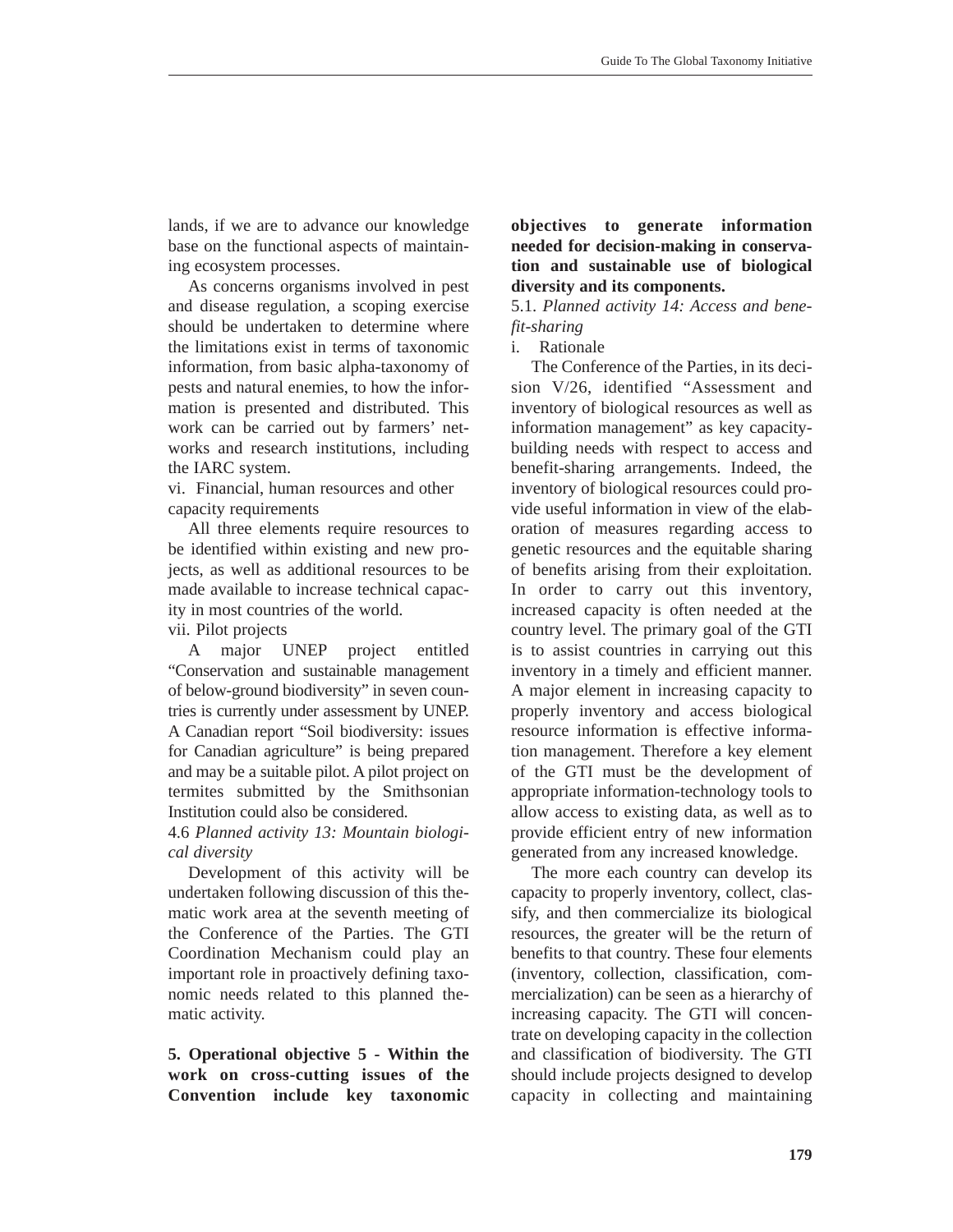lands, if we are to advance our knowledge base on the functional aspects of maintaining ecosystem processes.

As concerns organisms involved in pest and disease regulation, a scoping exercise should be undertaken to determine where the limitations exist in terms of taxonomic information, from basic alpha-taxonomy of pests and natural enemies, to how the information is presented and distributed. This work can be carried out by farmers' networks and research institutions, including the IARC system.

vi. Financial, human resources and other capacity requirements

All three elements require resources to be identified within existing and new projects, as well as additional resources to be made available to increase technical capacity in most countries of the world.

vii. Pilot projects

A major UNEP project entitled "Conservation and sustainable management of below-ground biodiversity" in seven countries is currently under assessment by UNEP. A Canadian report "Soil biodiversity: issues for Canadian agriculture" is being prepared and may be a suitable pilot. A pilot project on termites submitted by the Smithsonian Institution could also be considered.

4.6 *Planned activity 13: Mountain biological diversity*

Development of this activity will be undertaken following discussion of this thematic work area at the seventh meeting of the Conference of the Parties. The GTI Coordination Mechanism could play an important role in proactively defining taxonomic needs related to this planned thematic activity.

**5. Operational objective 5 - Within the work on cross-cutting issues of the Convention include key taxonomic objectives to generate information needed for decision-making in conservation and sustainable use of biological diversity and its components.**

5.1. *Planned activity 14: Access and benefit-sharing*

i. Rationale

The Conference of the Parties, in its decision V/26, identified "Assessment and inventory of biological resources as well as information management" as key capacity-building needs with respect to access and benefit-sharing arrangements. Indeed, the inventory of biological resources could provide useful information in view of the elaboration of measures regarding access to genetic resources and the equitable sharing of benefits arising from their exploitation. In order to carry out this inventory, increased capacity is often needed at the country level. The primary goal of the GTI is to assist countries in carrying out this inventory in a timely and efficient manner. A major element in increasing capacity to properly inventory and access biological resource information is effective information management. Therefore a key element of the GTI must be the development of appropriate information-technology tools to allow access to existing data, as well as to provide efficient entry of new information generated from any increased knowledge.

The more each country can develop its capacity to properly inventory, collect, classify, and then commercialize its biological resources, the greater will be the return of benefits to that country. These four elements (inventory, collection, classification, commercialization) can be seen as a hierarchy of increasing capacity. The GTI will concentrate on developing capacity in the collection and classification of biodiversity. The GTI should include projects designed to develop capacity in collecting and maintaining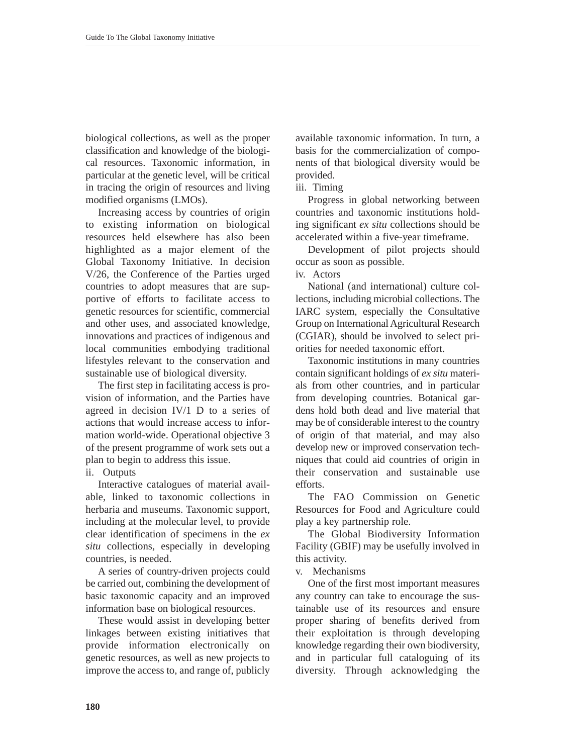biological collections, as well as the proper classification and knowledge of the biological resources. Taxonomic information, in particular at the genetic level, will be critical in tracing the origin of resources and living modified organisms (LMOs).

Increasing access by countries of origin to existing information on biological resources held elsewhere has also been highlighted as a major element of the Global Taxonomy Initiative. In decision V/26, the Conference of the Parties urged countries to adopt measures that are supportive of efforts to facilitate access to genetic resources for scientific, commercial and other uses, and associated knowledge, innovations and practices of indigenous and local communities embodying traditional lifestyles relevant to the conservation and sustainable use of biological diversity.

The first step in facilitating access is provision of information, and the Parties have agreed in decision IV/1 D to a series of actions that would increase access to information world-wide. Operational objective 3 of the present programme of work sets out a plan to begin to address this issue.

ii. Outputs

Interactive catalogues of material available, linked to taxonomic collections in herbaria and museums. Taxonomic support, including at the molecular level, to provide clear identification of specimens in the *ex situ* collections, especially in developing countries, is needed.

A series of country-driven projects could be carried out, combining the development of basic taxonomic capacity and an improved information base on biological resources.

These would assist in developing better linkages between existing initiatives that provide information electronically on genetic resources, as well as new projects to improve the access to, and range of, publicly available taxonomic information. In turn, a basis for the commercialization of components of that biological diversity would be provided.

iii. Timing

Progress in global networking between countries and taxonomic institutions holding significant *ex situ* collections should be accelerated within a five-year timeframe.

Development of pilot projects should occur as soon as possible.

iv. Actors

National (and international) culture collections, including microbial collections. The IARC system, especially the Consultative Group on International Agricultural Research (CGIAR), should be involved to select priorities for needed taxonomic effort.

Taxonomic institutions in many countries contain significant holdings of *ex situ* materials from other countries, and in particular from developing countries. Botanical gardens hold both dead and live material that may be of considerable interest to the country of origin of that material, and may also develop new or improved conservation techniques that could aid countries of origin in their conservation and sustainable use efforts.

The FAO Commission on Genetic Resources for Food and Agriculture could play a key partnership role.

The Global Biodiversity Information Facility (GBIF) may be usefully involved in this activity.

v. Mechanisms

One of the first most important measures any country can take to encourage the sustainable use of its resources and ensure proper sharing of benefits derived from their exploitation is through developing knowledge regarding their own biodiversity, and in particular full cataloguing of its diversity. Through acknowledging the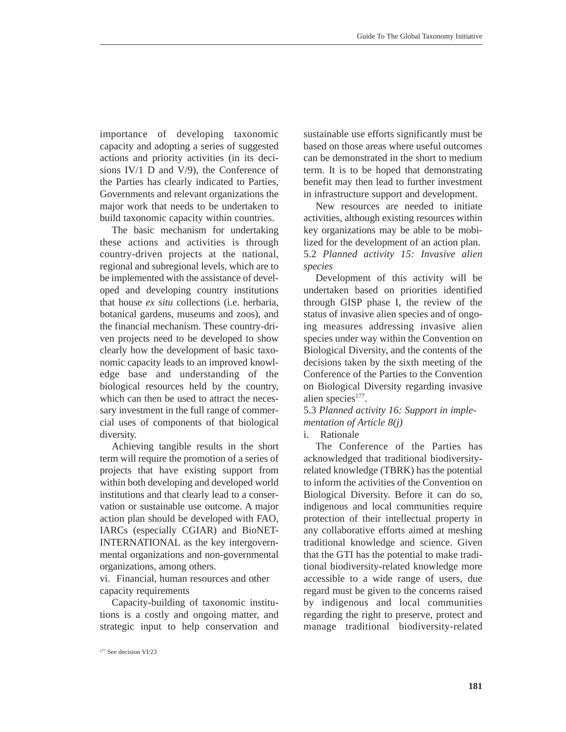importance of developing taxonomic capacity and adopting a series of suggested actions and priority activities (in its decisions IV/1 D and V/9), the Conference of the Parties has clearly indicated to Parties, Governments and relevant organizations the major work that needs to be undertaken to build taxonomic capacity within countries.

The basic mechanism for undertaking these actions and activities is through country-driven projects at the national, regional and subregional levels, which are to be implemented with the assistance of developed and developing country institutions that house *ex situ* collections (i.e. herbaria, botanical gardens, museums and zoos), and the financial mechanism. These country-driven projects need to be developed to show clearly how the development of basic taxonomic capacity leads to an improved knowledge base and understanding of the biological resources held by the country, which can then be used to attract the necessary investment in the full range of commercial uses of components of that biological diversity.

Achieving tangible results in the short term will require the promotion of a series of projects that have existing support from within both developing and developed world institutions and that clearly lead to a conservation or sustainable use outcome. A major action plan should be developed with FAO, IARCs (especially CGIAR) and BioNET-INTERNATIONAL as the key intergovernmental organizations and non-governmental organizations, among others.

vi. Financial, human resources and other capacity requirements

Capacity-building of taxonomic institutions is a costly and ongoing matter, and strategic input to help conservation and sustainable use efforts significantly must be based on those areas where useful outcomes can be demonstrated in the short to medium term. It is to be hoped that demonstrating benefit may then lead to further investment in infrastructure support and development.

New resources are needed to initiate activities, although existing resources within key organizations may be able to be mobilized for the development of an action plan.

5.2 *Planned activity 15: Invasive alien species*

Development of this activity will be undertaken based on priorities identified through GISP phase I, the review of the status of invasive alien species and of ongoing measures addressing invasive alien species under way within the Convention on Biological Diversity, and the contents of the decisions taken by the sixth meeting of the Conference of the Parties to the Convention on Biological Diversity regarding invasive alien species[177].

5.3 *Planned activity 16: Support in implementation of Article 8(j)*

i. Rationale

The Conference of the Parties has acknowledged that traditional biodiversity-related knowledge (TBRK) has the potential to inform the activities of the Convention on Biological Diversity. Before it can do so, indigenous and local communities require protection of their intellectual property in any collaborative efforts aimed at meshing traditional knowledge and science. Given that the GTI has the potential to make traditional biodiversity-related knowledge more accessible to a wide range of users, due regard must be given to the concerns raised by indigenous and local communities regarding the right to preserve, protect and manage traditional biodiversity-related

[177] See decision VI/23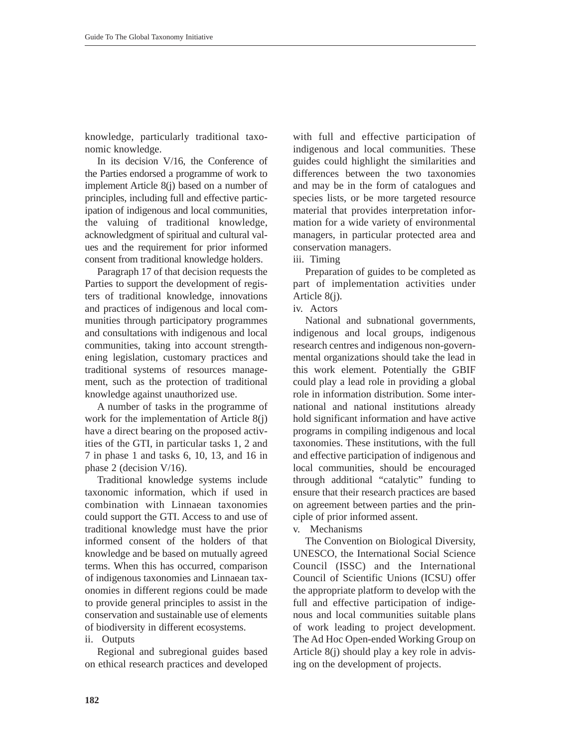knowledge, particularly traditional taxonomic knowledge.

In its decision V/16, the Conference of the Parties endorsed a programme of work to implement Article 8(j) based on a number of principles, including full and effective participation of indigenous and local communities, the valuing of traditional knowledge, acknowledgment of spiritual and cultural values and the requirement for prior informed consent from traditional knowledge holders.

Paragraph 17 of that decision requests the Parties to support the development of registers of traditional knowledge, innovations and practices of indigenous and local communities through participatory programmes and consultations with indigenous and local communities, taking into account strengthening legislation, customary practices and traditional systems of resources management, such as the protection of traditional knowledge against unauthorized use.

A number of tasks in the programme of work for the implementation of Article 8(j) have a direct bearing on the proposed activities of the GTI, in particular tasks 1, 2 and 7 in phase 1 and tasks 6, 10, 13, and 16 in phase 2 (decision V/16).

Traditional knowledge systems include taxonomic information, which if used in combination with Linnaean taxonomies could support the GTI. Access to and use of traditional knowledge must have the prior informed consent of the holders of that knowledge and be based on mutually agreed terms. When this has occurred, comparison of indigenous taxonomies and Linnaean taxonomies in different regions could be made to provide general principles to assist in the conservation and sustainable use of elements of biodiversity in different ecosystems.

ii. Outputs

Regional and subregional guides based on ethical research practices and developed with full and effective participation of indigenous and local communities. These guides could highlight the similarities and differences between the two taxonomies and may be in the form of catalogues and species lists, or be more targeted resource material that provides interpretation information for a wide variety of environmental managers, in particular protected area and conservation managers.

iii. Timing

Preparation of guides to be completed as part of implementation activities under Article 8(j).

iv. Actors

National and subnational governments, indigenous and local groups, indigenous research centres and indigenous non-governmental organizations should take the lead in this work element. Potentially the GBIF could play a lead role in providing a global role in information distribution. Some international and national institutions already hold significant information and have active programs in compiling indigenous and local taxonomies. These institutions, with the full and effective participation of indigenous and local communities, should be encouraged through additional "catalytic" funding to ensure that their research practices are based on agreement between parties and the principle of prior informed assent.

v. Mechanisms

The Convention on Biological Diversity, UNESCO, the International Social Science Council (ISSC) and the International Council of Scientific Unions (ICSU) offer the appropriate platform to develop with the full and effective participation of indigenous and local communities suitable plans of work leading to project development. The Ad Hoc Open-ended Working Group on Article 8(j) should play a key role in advising on the development of projects.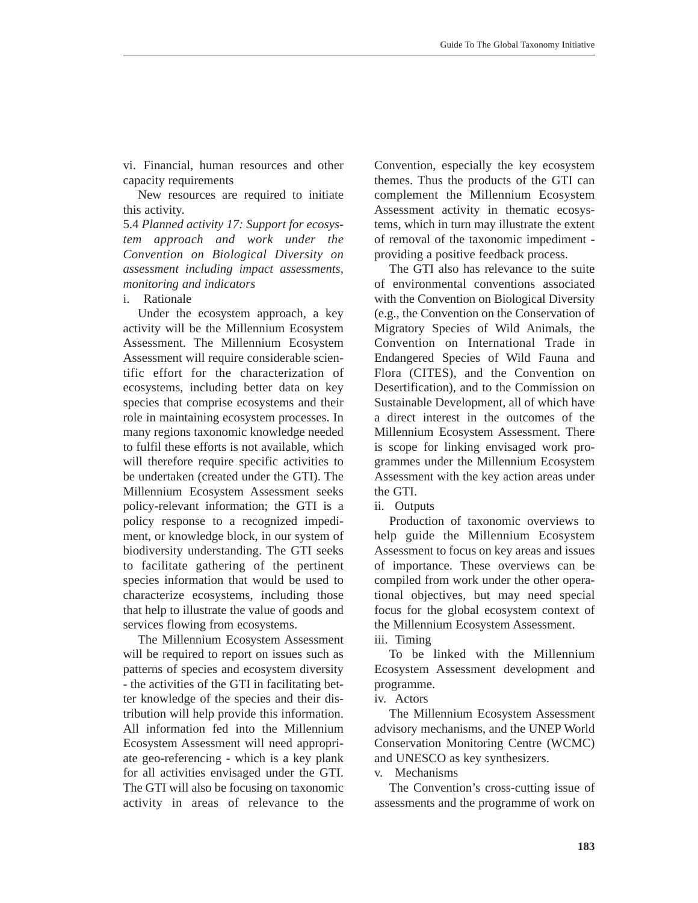vi. Financial, human resources and other capacity requirements

New resources are required to initiate this activity.

5.4 *Planned activity 17: Support for ecosystem approach and work under the Convention on Biological Diversity on assessment including impact assessments, monitoring and indicators*

i. Rationale

Under the ecosystem approach, a key activity will be the Millennium Ecosystem Assessment. The Millennium Ecosystem Assessment will require considerable scientific effort for the characterization of ecosystems, including better data on key species that comprise ecosystems and their role in maintaining ecosystem processes. In many regions taxonomic knowledge needed to fulfil these efforts is not available, which will therefore require specific activities to be undertaken (created under the GTI). The Millennium Ecosystem Assessment seeks policy-relevant information; the GTI is a policy response to a recognized impediment, or knowledge block, in our system of biodiversity understanding. The GTI seeks to facilitate gathering of the pertinent species information that would be used to characterize ecosystems, including those that help to illustrate the value of goods and services flowing from ecosystems.

The Millennium Ecosystem Assessment will be required to report on issues such as patterns of species and ecosystem diversity - the activities of the GTI in facilitating better knowledge of the species and their distribution will help provide this information. All information fed into the Millennium Ecosystem Assessment will need appropriate geo-referencing - which is a key plank for all activities envisaged under the GTI. The GTI will also be focusing on taxonomic activity in areas of relevance to the Convention, especially the key ecosystem themes. Thus the products of the GTI can complement the Millennium Ecosystem Assessment activity in thematic ecosystems, which in turn may illustrate the extent of removal of the taxonomic impediment - providing a positive feedback process.

The GTI also has relevance to the suite of environmental conventions associated with the Convention on Biological Diversity (e.g., the Convention on the Conservation of Migratory Species of Wild Animals, the Convention on International Trade in Endangered Species of Wild Fauna and Flora (CITES), and the Convention on Desertification), and to the Commission on Sustainable Development, all of which have a direct interest in the outcomes of the Millennium Ecosystem Assessment. There is scope for linking envisaged work programmes under the Millennium Ecosystem Assessment with the key action areas under the GTI.

ii. Outputs

Production of taxonomic overviews to help guide the Millennium Ecosystem Assessment to focus on key areas and issues of importance. These overviews can be compiled from work under the other operational objectives, but may need special focus for the global ecosystem context of the Millennium Ecosystem Assessment.

iii. Timing

To be linked with the Millennium Ecosystem Assessment development and programme.

iv. Actors

The Millennium Ecosystem Assessment advisory mechanisms, and the UNEP World Conservation Monitoring Centre (WCMC) and UNESCO as key synthesizers.

v. Mechanisms

The Convention's cross-cutting issue of assessments and the programme of work on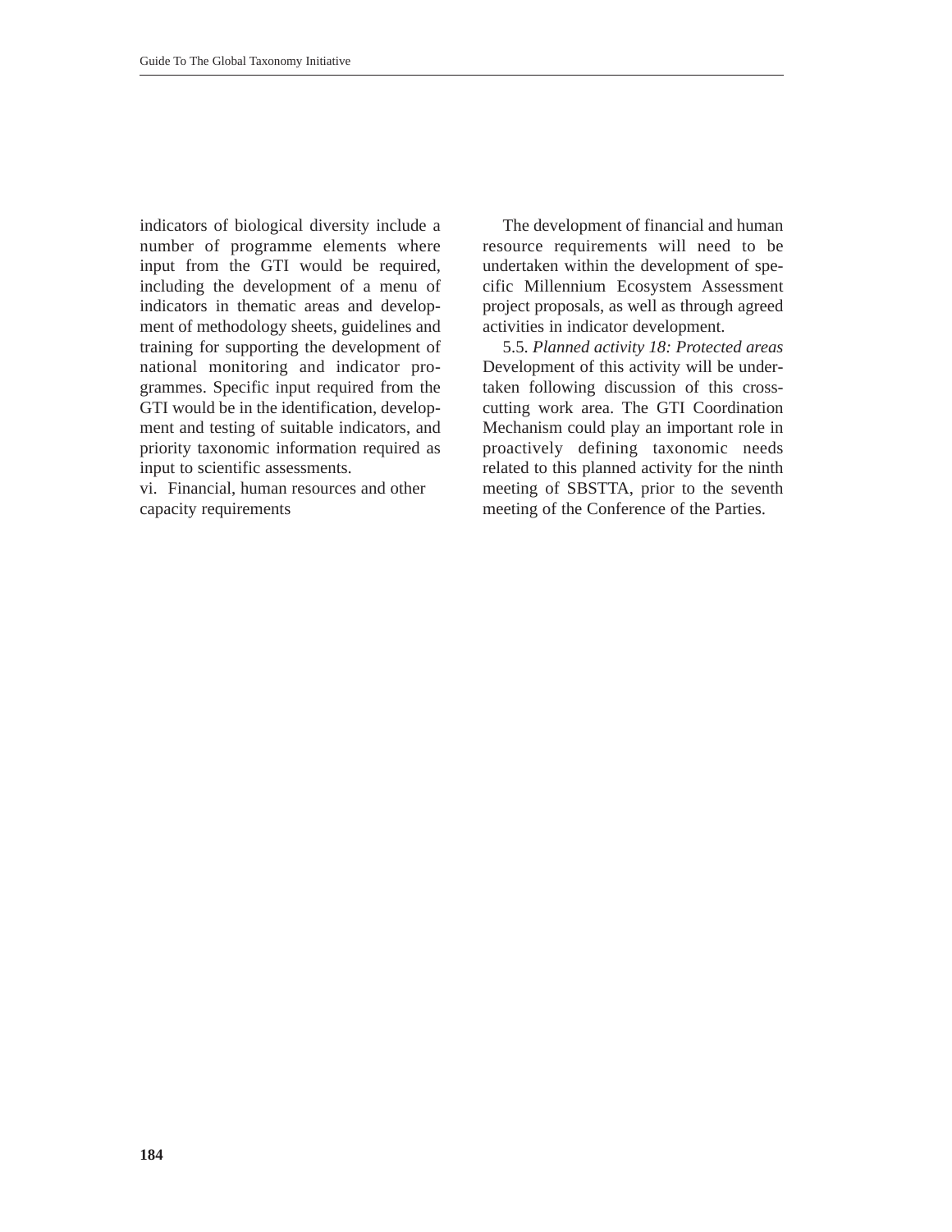indicators of biological diversity include a number of programme elements where input from the GTI would be required, including the development of a menu of indicators in thematic areas and development of methodology sheets, guidelines and training for supporting the development of national monitoring and indicator programmes. Specific input required from the GTI would be in the identification, development and testing of suitable indicators, and priority taxonomic information required as input to scientific assessments.

vi. Financial, human resources and other capacity requirements

The development of financial and human resource requirements will need to be undertaken within the development of specific Millennium Ecosystem Assessment project proposals, as well as through agreed activities in indicator development.

5.5. *Planned activity 18: Protected areas* Development of this activity will be undertaken following discussion of this cross-cutting work area. The GTI Coordination Mechanism could play an important role in proactively defining taxonomic needs related to this planned activity for the ninth meeting of SBSTTA, prior to the seventh meeting of the Conference of the Parties.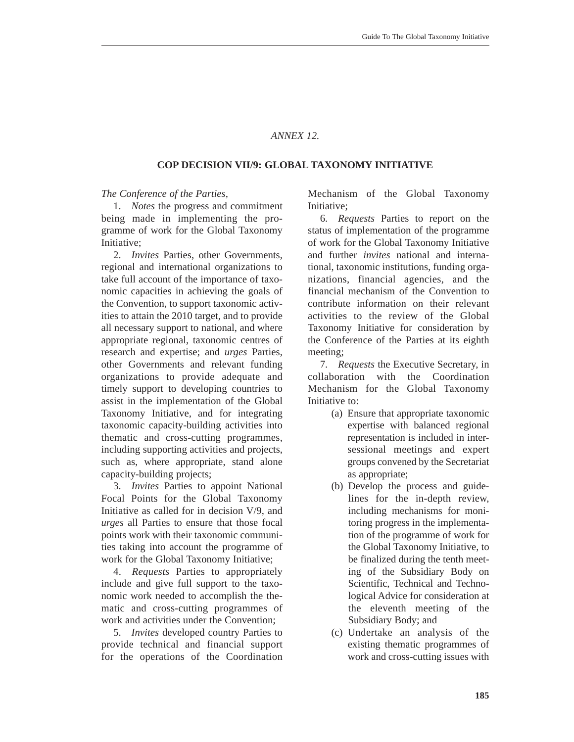*ANNEX 12.*

## COP DECISION VII/9: GLOBAL TAXONOMY INITIATIVE

*The Conference of the Parties,*

1. *Notes* the progress and commitment being made in implementing the programme of work for the Global Taxonomy Initiative;

2. *Invites* Parties, other Governments, regional and international organizations to take full account of the importance of taxonomic capacities in achieving the goals of the Convention, to support taxonomic activities to attain the 2010 target, and to provide all necessary support to national, and where appropriate regional, taxonomic centres of research and expertise; and *urges* Parties, other Governments and relevant funding organizations to provide adequate and timely support to developing countries to assist in the implementation of the Global Taxonomy Initiative, and for integrating taxonomic capacity-building activities into thematic and cross-cutting programmes, including supporting activities and projects, such as, where appropriate, stand alone capacity-building projects;

3. *Invites* Parties to appoint National Focal Points for the Global Taxonomy Initiative as called for in decision V/9, and *urges* all Parties to ensure that those focal points work with their taxonomic communities taking into account the programme of work for the Global Taxonomy Initiative;

4. *Requests* Parties to appropriately include and give full support to the taxonomic work needed to accomplish the thematic and cross-cutting programmes of work and activities under the Convention;

5. *Invites* developed country Parties to provide technical and financial support for the operations of the Coordination Mechanism of the Global Taxonomy Initiative;

6. *Requests* Parties to report on the status of implementation of the programme of work for the Global Taxonomy Initiative and further *invites* national and international, taxonomic institutions, funding organizations, financial agencies, and the financial mechanism of the Convention to contribute information on their relevant activities to the review of the Global Taxonomy Initiative for consideration by the Conference of the Parties at its eighth meeting;

7. *Requests* the Executive Secretary, in collaboration with the Coordination Mechanism for the Global Taxonomy Initiative to:

   (a) Ensure that appropriate taxonomic expertise with balanced regional representation is included in intersessional meetings and expert groups convened by the Secretariat as appropriate;

   (b) Develop the process and guidelines for the in-depth review, including mechanisms for monitoring progress in the implementation of the programme of work for the Global Taxonomy Initiative, to be finalized during the tenth meeting of the Subsidiary Body on Scientific, Technical and Technological Advice for consideration at the eleventh meeting of the Subsidiary Body; and

   (c) Undertake an analysis of the existing thematic programmes of work and cross-cutting issues with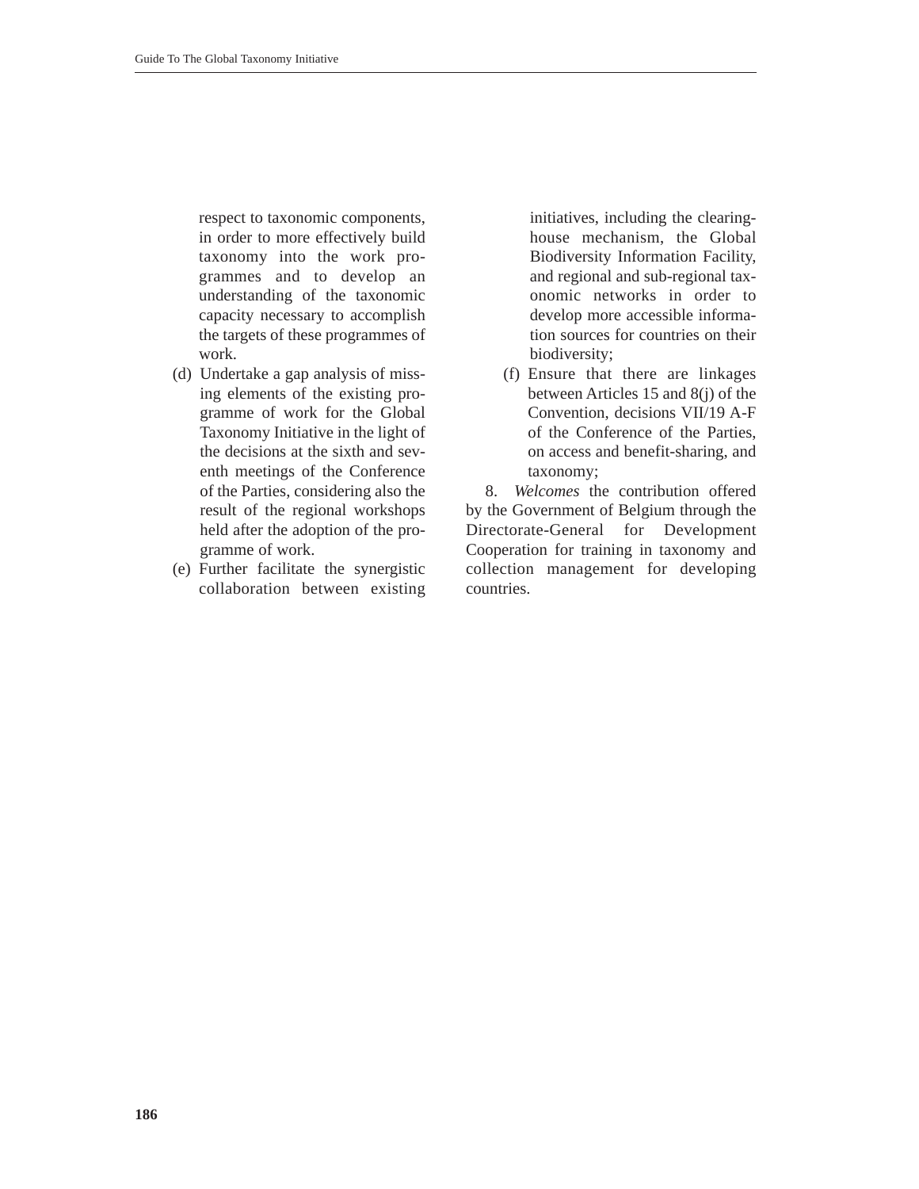respect to taxonomic components, in order to more effectively build taxonomy into the work programmes and to develop an understanding of the taxonomic capacity necessary to accomplish the targets of these programmes of work.

(d) Undertake a gap analysis of missing elements of the existing programme of work for the Global Taxonomy Initiative in the light of the decisions at the sixth and seventh meetings of the Conference of the Parties, considering also the result of the regional workshops held after the adoption of the programme of work.

(e) Further facilitate the synergistic collaboration between existing initiatives, including the clearing-house mechanism, the Global Biodiversity Information Facility, and regional and sub-regional taxonomic networks in order to develop more accessible information sources for countries on their biodiversity;

(f) Ensure that there are linkages between Articles 15 and 8(j) of the Convention, decisions VII/19 A-F of the Conference of the Parties, on access and benefit-sharing, and taxonomy;

8. *Welcomes* the contribution offered by the Government of Belgium through the Directorate-General for Development Cooperation for training in taxonomy and collection management for developing countries.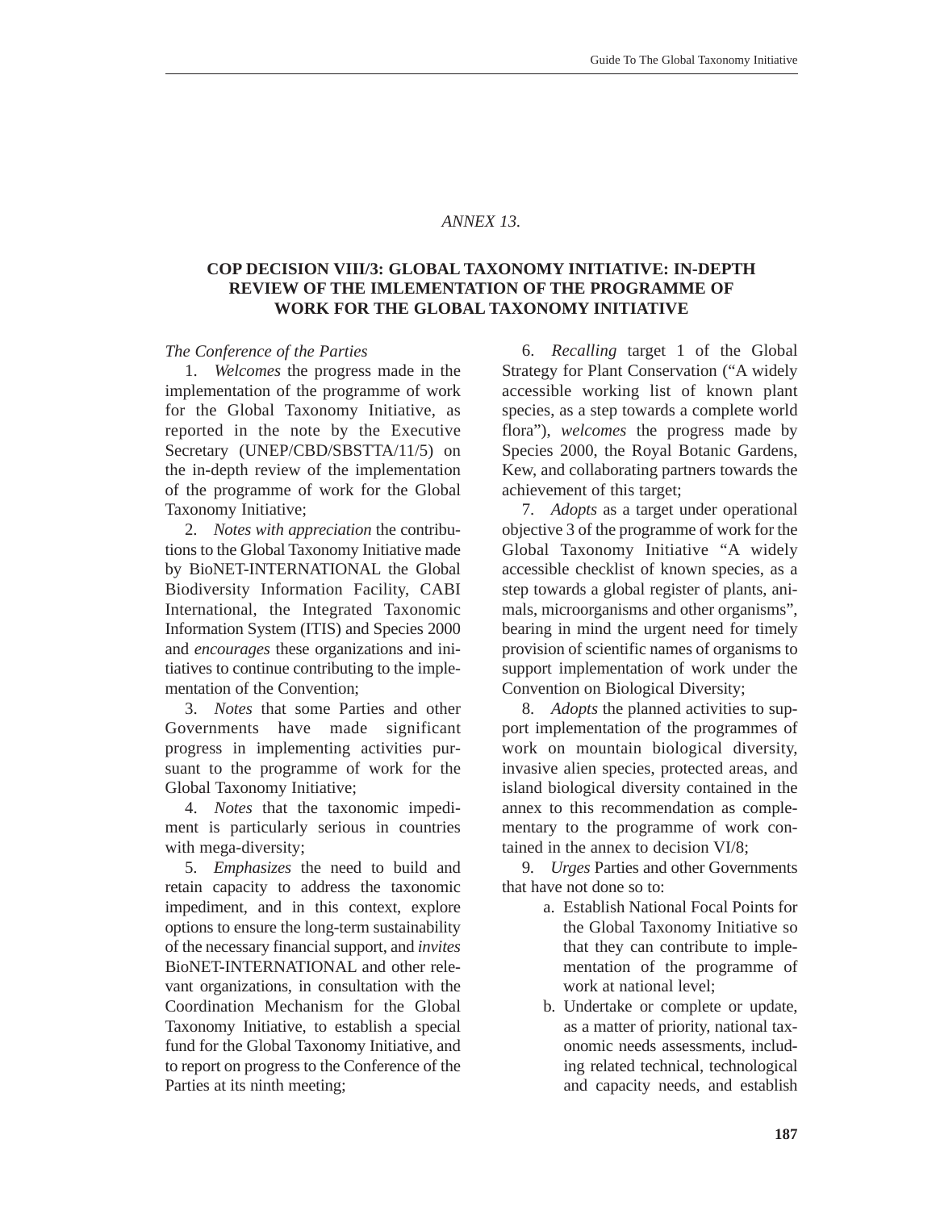*ANNEX 13.*

## COP DECISION VIII/3: GLOBAL TAXONOMY INITIATIVE: IN-DEPTH REVIEW OF THE IMLEMENTATION OF THE PROGRAMME OF WORK FOR THE GLOBAL TAXONOMY INITIATIVE

*The Conference of the Parties*

1. *Welcomes* the progress made in the implementation of the programme of work for the Global Taxonomy Initiative, as reported in the note by the Executive Secretary (UNEP/CBD/SBSTTA/11/5) on the in-depth review of the implementation of the programme of work for the Global Taxonomy Initiative;

2. *Notes with appreciation* the contributions to the Global Taxonomy Initiative made by BioNET-INTERNATIONAL the Global Biodiversity Information Facility, CABI International, the Integrated Taxonomic Information System (ITIS) and Species 2000 and *encourages* these organizations and initiatives to continue contributing to the implementation of the Convention;

3. *Notes* that some Parties and other Governments have made significant progress in implementing activities pursuant to the programme of work for the Global Taxonomy Initiative;

4. *Notes* that the taxonomic impediment is particularly serious in countries with mega-diversity;

5. *Emphasizes* the need to build and retain capacity to address the taxonomic impediment, and in this context, explore options to ensure the long-term sustainability of the necessary financial support, and *invites* BioNET-INTERNATIONAL and other relevant organizations, in consultation with the Coordination Mechanism for the Global Taxonomy Initiative, to establish a special fund for the Global Taxonomy Initiative, and to report on progress to the Conference of the Parties at its ninth meeting;

6. *Recalling* target 1 of the Global Strategy for Plant Conservation ("A widely accessible working list of known plant species, as a step towards a complete world flora"), *welcomes* the progress made by Species 2000, the Royal Botanic Gardens, Kew, and collaborating partners towards the achievement of this target;

7. *Adopts* as a target under operational objective 3 of the programme of work for the Global Taxonomy Initiative "A widely accessible checklist of known species, as a step towards a global register of plants, animals, microorganisms and other organisms", bearing in mind the urgent need for timely provision of scientific names of organisms to support implementation of work under the Convention on Biological Diversity;

8. *Adopts* the planned activities to support implementation of the programmes of work on mountain biological diversity, invasive alien species, protected areas, and island biological diversity contained in the annex to this recommendation as complementary to the programme of work contained in the annex to decision VI/8;

9. *Urges* Parties and other Governments that have not done so to:

   a. Establish National Focal Points for the Global Taxonomy Initiative so that they can contribute to implementation of the programme of work at national level;

   b. Undertake or complete or update, as a matter of priority, national taxonomic needs assessments, including related technical, technological and capacity needs, and establish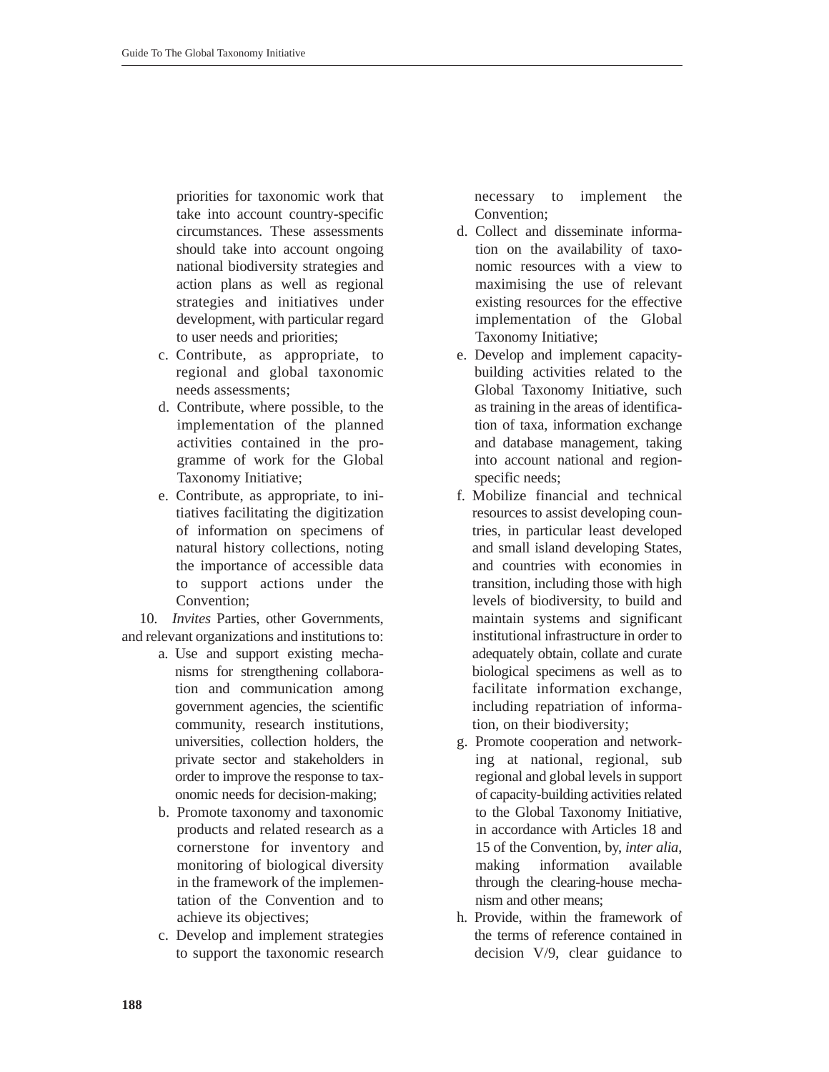priorities for taxonomic work that take into account country-specific circumstances. These assessments should take into account ongoing national biodiversity strategies and action plans as well as regional strategies and initiatives under development, with particular regard to user needs and priorities;

c. Contribute, as appropriate, to regional and global taxonomic needs assessments;

d. Contribute, where possible, to the implementation of the planned activities contained in the programme of work for the Global Taxonomy Initiative;

e. Contribute, as appropriate, to initiatives facilitating the digitization of information on specimens of natural history collections, noting the importance of accessible data to support actions under the Convention;

10. *Invites* Parties, other Governments, and relevant organizations and institutions to:

a. Use and support existing mechanisms for strengthening collaboration and communication among government agencies, the scientific community, research institutions, universities, collection holders, the private sector and stakeholders in order to improve the response to taxonomic needs for decision-making;

b. Promote taxonomy and taxonomic products and related research as a cornerstone for inventory and monitoring of biological diversity in the framework of the implementation of the Convention and to achieve its objectives;

c. Develop and implement strategies to support the taxonomic research necessary to implement the Convention;

d. Collect and disseminate information on the availability of taxonomic resources with a view to maximising the use of relevant existing resources for the effective implementation of the Global Taxonomy Initiative;

e. Develop and implement capacity-building activities related to the Global Taxonomy Initiative, such as training in the areas of identification of taxa, information exchange and database management, taking into account national and region-specific needs;

f. Mobilize financial and technical resources to assist developing countries, in particular least developed and small island developing States, and countries with economies in transition, including those with high levels of biodiversity, to build and maintain systems and significant institutional infrastructure in order to adequately obtain, collate and curate biological specimens as well as to facilitate information exchange, including repatriation of information, on their biodiversity;

g. Promote cooperation and networking at national, regional, sub regional and global levels in support of capacity-building activities related to the Global Taxonomy Initiative, in accordance with Articles 18 and 15 of the Convention, by, *inter alia*, making information available through the clearing-house mechanism and other means;

h. Provide, within the framework of the terms of reference contained in decision V/9, clear guidance to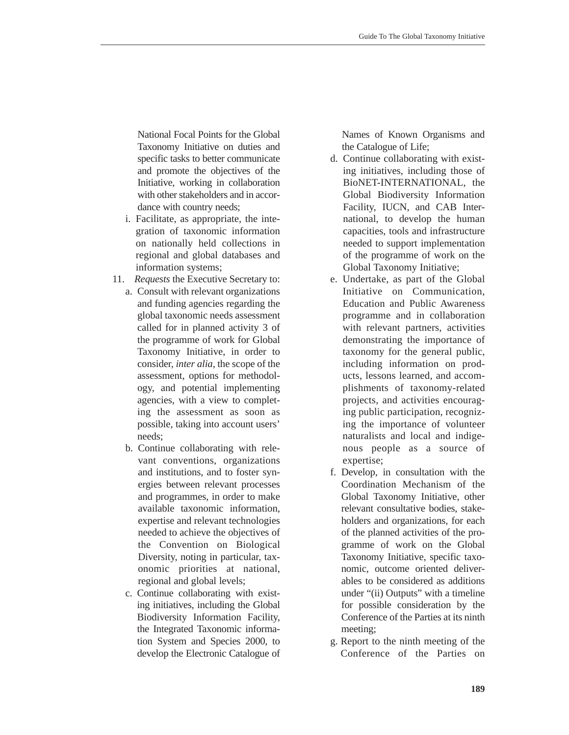National Focal Points for the Global Taxonomy Initiative on duties and specific tasks to better communicate and promote the objectives of the Initiative, working in collaboration with other stakeholders and in accordance with country needs;

i. Facilitate, as appropriate, the integration of taxonomic information on nationally held collections in regional and global databases and information systems;

11. *Requests* the Executive Secretary to:

a. Consult with relevant organizations and funding agencies regarding the global taxonomic needs assessment called for in planned activity 3 of the programme of work for Global Taxonomy Initiative, in order to consider, *inter alia*, the scope of the assessment, options for methodology, and potential implementing agencies, with a view to completing the assessment as soon as possible, taking into account users' needs;

b. Continue collaborating with relevant conventions, organizations and institutions, and to foster synergies between relevant processes and programmes, in order to make available taxonomic information, expertise and relevant technologies needed to achieve the objectives of the Convention on Biological Diversity, noting in particular, taxonomic priorities at national, regional and global levels;

c. Continue collaborating with existing initiatives, including the Global Biodiversity Information Facility, the Integrated Taxonomic information System and Species 2000, to develop the Electronic Catalogue of Names of Known Organisms and the Catalogue of Life;

d. Continue collaborating with existing initiatives, including those of BioNET-INTERNATIONAL, the Global Biodiversity Information Facility, IUCN, and CAB International, to develop the human capacities, tools and infrastructure needed to support implementation of the programme of work on the Global Taxonomy Initiative;

e. Undertake, as part of the Global Initiative on Communication, Education and Public Awareness programme and in collaboration with relevant partners, activities demonstrating the importance of taxonomy for the general public, including information on products, lessons learned, and accomplishments of taxonomy-related projects, and activities encouraging public participation, recognizing the importance of volunteer naturalists and local and indigenous people as a source of expertise;

f. Develop, in consultation with the Coordination Mechanism of the Global Taxonomy Initiative, other relevant consultative bodies, stakeholders and organizations, for each of the planned activities of the programme of work on the Global Taxonomy Initiative, specific taxonomic, outcome oriented deliverables to be considered as additions under "(ii) Outputs" with a timeline for possible consideration by the Conference of the Parties at its ninth meeting;

g. Report to the ninth meeting of the Conference of the Parties on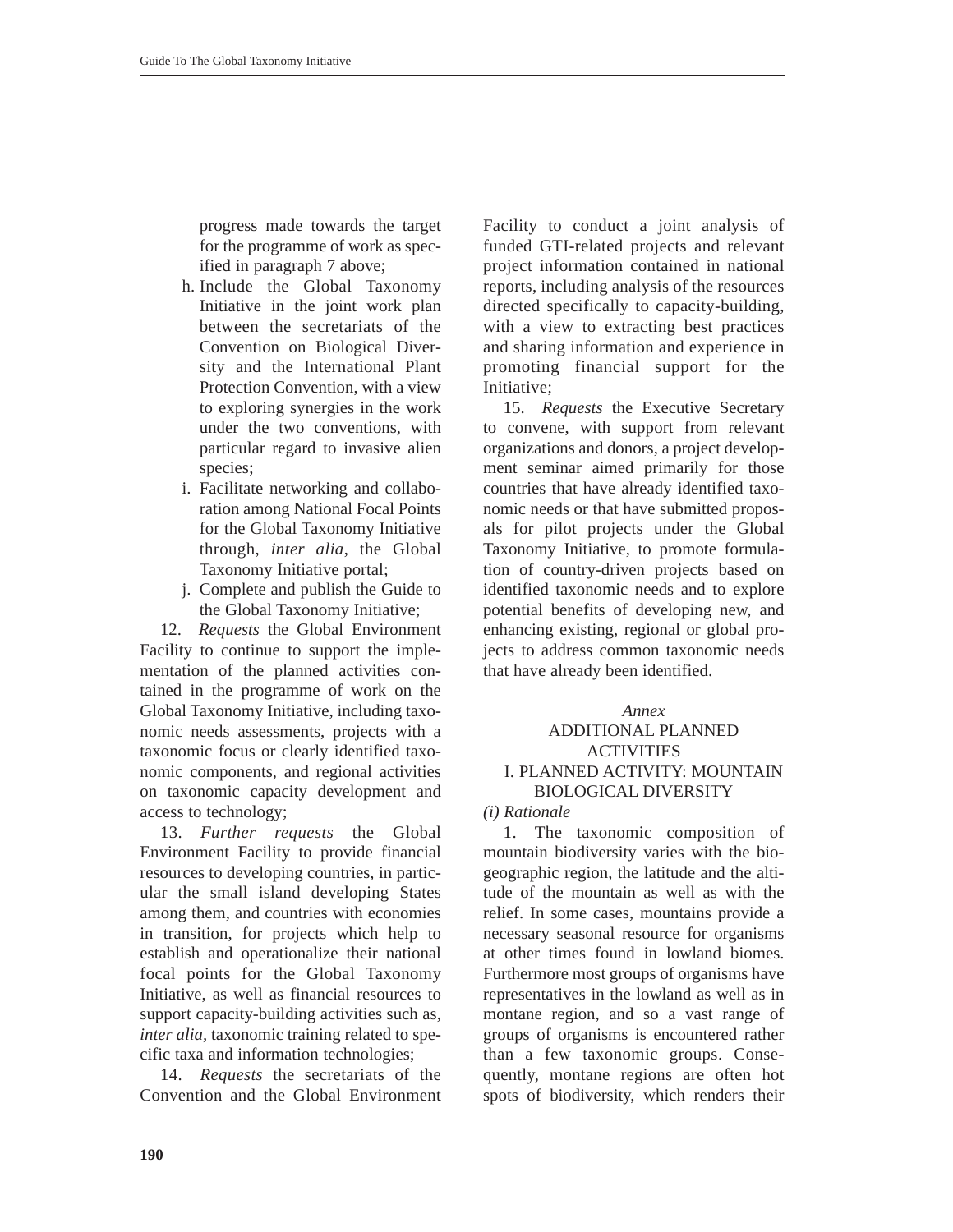progress made towards the target for the programme of work as specified in paragraph 7 above;

h. Include the Global Taxonomy Initiative in the joint work plan between the secretariats of the Convention on Biological Diversity and the International Plant Protection Convention, with a view to exploring synergies in the work under the two conventions, with particular regard to invasive alien species;

i. Facilitate networking and collaboration among National Focal Points for the Global Taxonomy Initiative through, *inter alia*, the Global Taxonomy Initiative portal;

j. Complete and publish the Guide to the Global Taxonomy Initiative;

12. *Requests* the Global Environment Facility to continue to support the implementation of the planned activities contained in the programme of work on the Global Taxonomy Initiative, including taxonomic needs assessments, projects with a taxonomic focus or clearly identified taxonomic components, and regional activities on taxonomic capacity development and access to technology;

13. *Further requests* the Global Environment Facility to provide financial resources to developing countries, in particular the small island developing States among them, and countries with economies in transition, for projects which help to establish and operationalize their national focal points for the Global Taxonomy Initiative, as well as financial resources to support capacity-building activities such as, *inter alia,* taxonomic training related to specific taxa and information technologies;

14. *Requests* the secretariats of the Convention and the Global Environment Facility to conduct a joint analysis of funded GTI-related projects and relevant project information contained in national reports, including analysis of the resources directed specifically to capacity-building, with a view to extracting best practices and sharing information and experience in promoting financial support for the Initiative;

15. *Requests* the Executive Secretary to convene, with support from relevant organizations and donors, a project development seminar aimed primarily for those countries that have already identified taxonomic needs or that have submitted proposals for pilot projects under the Global Taxonomy Initiative, to promote formulation of country-driven projects based on identified taxonomic needs and to explore potential benefits of developing new, and enhancing existing, regional or global projects to address common taxonomic needs that have already been identified.

*Annex*

## ADDITIONAL PLANNED ACTIVITIES

### I. PLANNED ACTIVITY: MOUNTAIN BIOLOGICAL DIVERSITY

*(i) Rationale*

1. The taxonomic composition of mountain biodiversity varies with the biogeographic region, the latitude and the altitude of the mountain as well as with the relief. In some cases, mountains provide a necessary seasonal resource for organisms at other times found in lowland biomes. Furthermore most groups of organisms have representatives in the lowland as well as in montane region, and so a vast range of groups of organisms is encountered rather than a few taxonomic groups. Consequently, montane regions are often hot spots of biodiversity, which renders their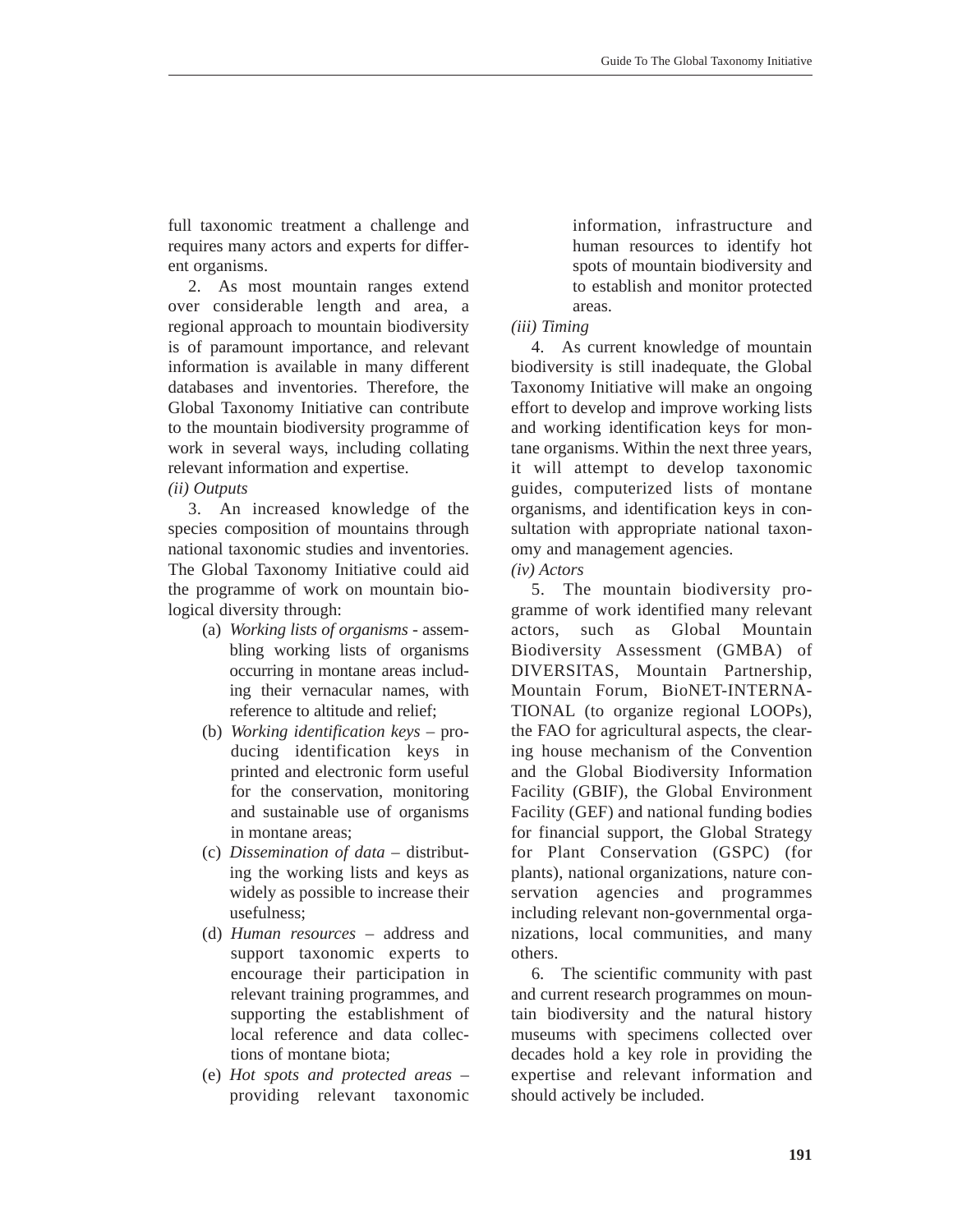full taxonomic treatment a challenge and requires many actors and experts for different organisms.

2. As most mountain ranges extend over considerable length and area, a regional approach to mountain biodiversity is of paramount importance, and relevant information is available in many different databases and inventories. Therefore, the Global Taxonomy Initiative can contribute to the mountain biodiversity programme of work in several ways, including collating relevant information and expertise.

*(ii) Outputs*

3. An increased knowledge of the species composition of mountains through national taxonomic studies and inventories. The Global Taxonomy Initiative could aid the programme of work on mountain biological diversity through:

(a) *Working lists of organisms* - assembling working lists of organisms occurring in montane areas including their vernacular names, with reference to altitude and relief;

(b) *Working identification keys* – producing identification keys in printed and electronic form useful for the conservation, monitoring and sustainable use of organisms in montane areas;

(c) *Dissemination of data* – distributing the working lists and keys as widely as possible to increase their usefulness;

(d) *Human resources* – address and support taxonomic experts to encourage their participation in relevant training programmes, and supporting the establishment of local reference and data collections of montane biota;

(e) *Hot spots and protected areas* – providing relevant taxonomic information, infrastructure and human resources to identify hot spots of mountain biodiversity and to establish and monitor protected areas.

*(iii) Timing*

4. As current knowledge of mountain biodiversity is still inadequate, the Global Taxonomy Initiative will make an ongoing effort to develop and improve working lists and working identification keys for montane organisms. Within the next three years, it will attempt to develop taxonomic guides, computerized lists of montane organisms, and identification keys in consultation with appropriate national taxonomy and management agencies.

*(iv) Actors*

5. The mountain biodiversity programme of work identified many relevant actors, such as Global Mountain Biodiversity Assessment (GMBA) of DIVERSITAS, Mountain Partnership, Mountain Forum, BioNET-INTERNATIONAL (to organize regional LOOPs), the FAO for agricultural aspects, the clearing house mechanism of the Convention and the Global Biodiversity Information Facility (GBIF), the Global Environment Facility (GEF) and national funding bodies for financial support, the Global Strategy for Plant Conservation (GSPC) (for plants), national organizations, nature conservation agencies and programmes including relevant non-governmental organizations, local communities, and many others.

6. The scientific community with past and current research programmes on mountain biodiversity and the natural history museums with specimens collected over decades hold a key role in providing the expertise and relevant information and should actively be included.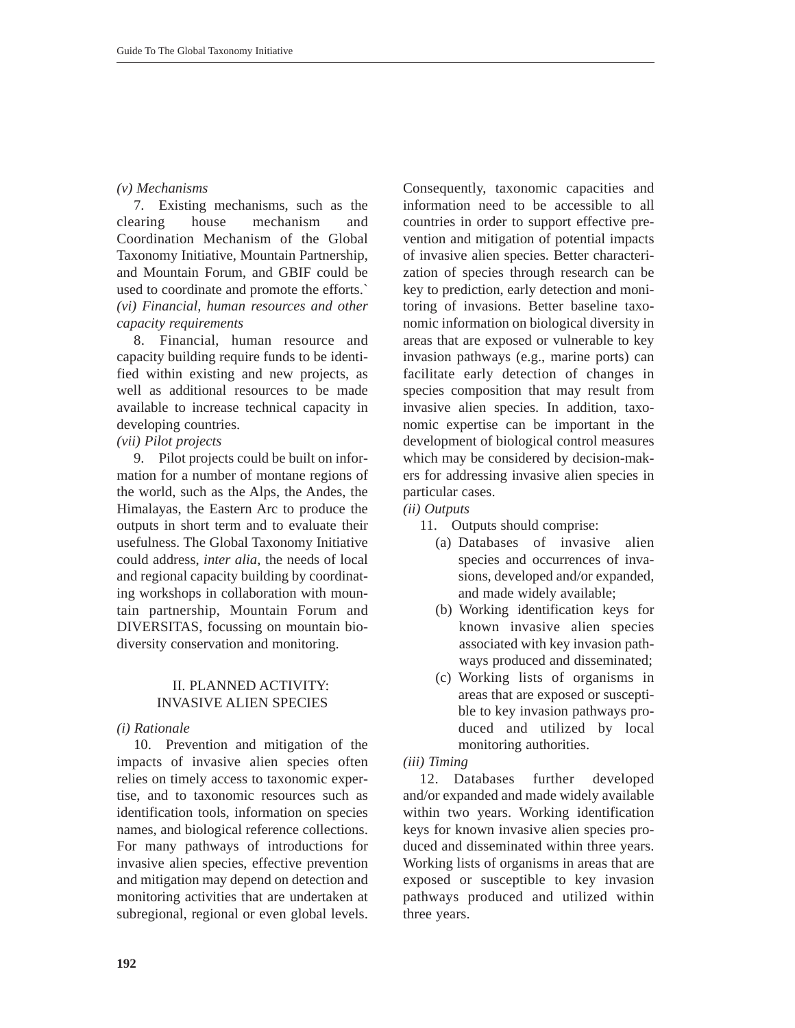*(v) Mechanisms*

7. Existing mechanisms, such as the clearing house mechanism and Coordination Mechanism of the Global Taxonomy Initiative, Mountain Partnership, and Mountain Forum, and GBIF could be used to coordinate and promote the efforts.`

*(vi) Financial, human resources and other capacity requirements*

8. Financial, human resource and capacity building require funds to be identified within existing and new projects, as well as additional resources to be made available to increase technical capacity in developing countries.

*(vii) Pilot projects*

9. Pilot projects could be built on information for a number of montane regions of the world, such as the Alps, the Andes, the Himalayas, the Eastern Arc to produce the outputs in short term and to evaluate their usefulness. The Global Taxonomy Initiative could address, *inter alia*, the needs of local and regional capacity building by coordinating workshops in collaboration with mountain partnership, Mountain Forum and DIVERSITAS, focussing on mountain biodiversity conservation and monitoring.

## II. PLANNED ACTIVITY: INVASIVE ALIEN SPECIES

*(i) Rationale*

10. Prevention and mitigation of the impacts of invasive alien species often relies on timely access to taxonomic expertise, and to taxonomic resources such as identification tools, information on species names, and biological reference collections. For many pathways of introductions for invasive alien species, effective prevention and mitigation may depend on detection and monitoring activities that are undertaken at subregional, regional or even global levels. Consequently, taxonomic capacities and information need to be accessible to all countries in order to support effective prevention and mitigation of potential impacts of invasive alien species. Better characterization of species through research can be key to prediction, early detection and monitoring of invasions. Better baseline taxonomic information on biological diversity in areas that are exposed or vulnerable to key invasion pathways (e.g., marine ports) can facilitate early detection of changes in species composition that may result from invasive alien species. In addition, taxonomic expertise can be important in the development of biological control measures which may be considered by decision-makers for addressing invasive alien species in particular cases.

*(ii) Outputs*

11. Outputs should comprise:

(a) Databases of invasive alien species and occurrences of invasions, developed and/or expanded, and made widely available;

(b) Working identification keys for known invasive alien species associated with key invasion pathways produced and disseminated;

(c) Working lists of organisms in areas that are exposed or susceptible to key invasion pathways produced and utilized by local monitoring authorities.

*(iii) Timing*

12. Databases further developed and/or expanded and made widely available within two years. Working identification keys for known invasive alien species produced and disseminated within three years. Working lists of organisms in areas that are exposed or susceptible to key invasion pathways produced and utilized within three years.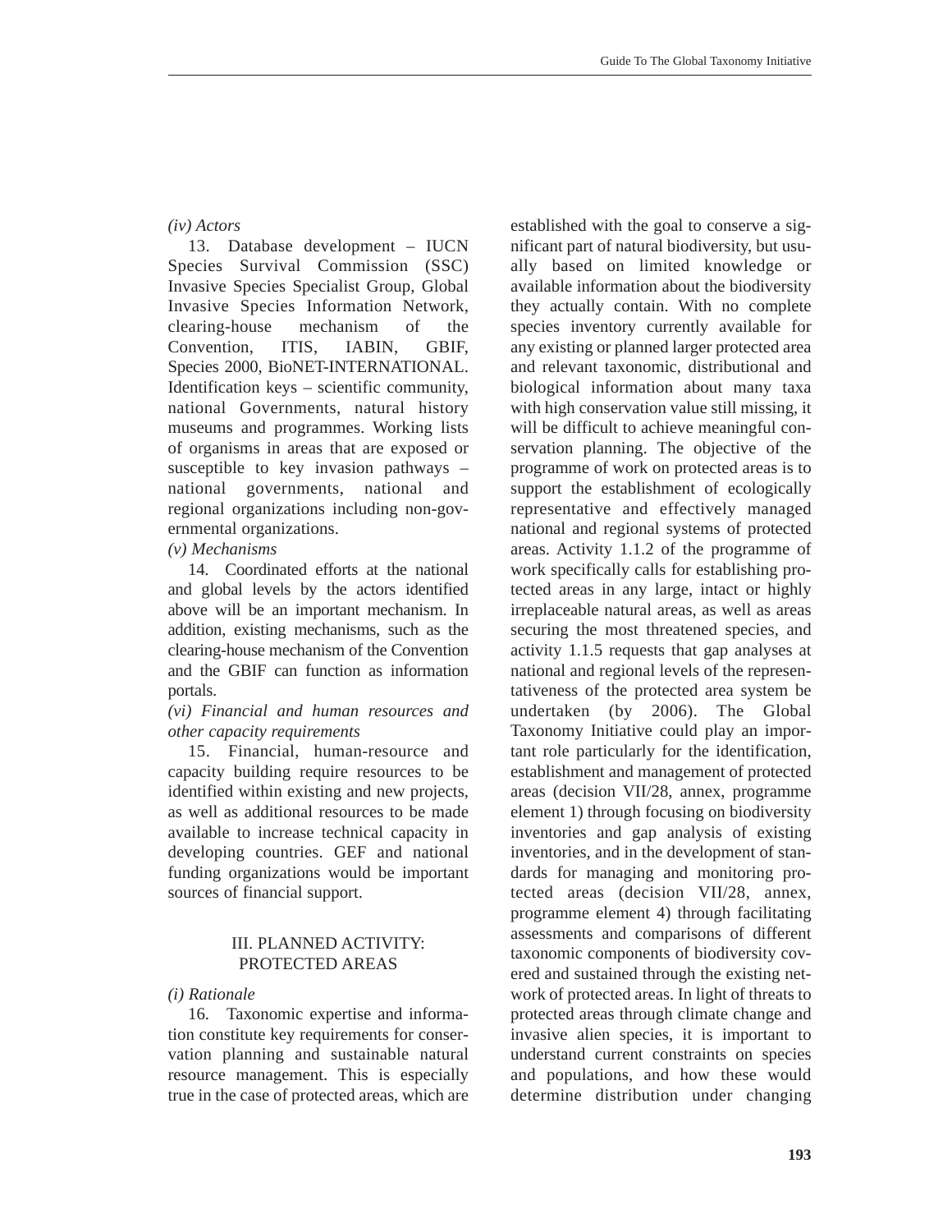*(iv) Actors*

13. Database development – IUCN Species Survival Commission (SSC) Invasive Species Specialist Group, Global Invasive Species Information Network, clearing-house mechanism of the Convention, ITIS, IABIN, GBIF, Species 2000, BioNET-INTERNATIONAL. Identification keys – scientific community, national Governments, natural history museums and programmes. Working lists of organisms in areas that are exposed or susceptible to key invasion pathways – national governments, national and regional organizations including non-governmental organizations.

*(v) Mechanisms*

14. Coordinated efforts at the national and global levels by the actors identified above will be an important mechanism. In addition, existing mechanisms, such as the clearing-house mechanism of the Convention and the GBIF can function as information portals.

*(vi) Financial and human resources and other capacity requirements*

15. Financial, human-resource and capacity building require resources to be identified within existing and new projects, as well as additional resources to be made available to increase technical capacity in developing countries. GEF and national funding organizations would be important sources of financial support.

## III. PLANNED ACTIVITY: PROTECTED AREAS

*(i) Rationale*

16. Taxonomic expertise and information constitute key requirements for conservation planning and sustainable natural resource management. This is especially true in the case of protected areas, which are established with the goal to conserve a significant part of natural biodiversity, but usually based on limited knowledge or available information about the biodiversity they actually contain. With no complete species inventory currently available for any existing or planned larger protected area and relevant taxonomic, distributional and biological information about many taxa with high conservation value still missing, it will be difficult to achieve meaningful conservation planning. The objective of the programme of work on protected areas is to support the establishment of ecologically representative and effectively managed national and regional systems of protected areas. Activity 1.1.2 of the programme of work specifically calls for establishing protected areas in any large, intact or highly irreplaceable natural areas, as well as areas securing the most threatened species, and activity 1.1.5 requests that gap analyses at national and regional levels of the representativeness of the protected area system be undertaken (by 2006). The Global Taxonomy Initiative could play an important role particularly for the identification, establishment and management of protected areas (decision VII/28, annex, programme element 1) through focusing on biodiversity inventories and gap analysis of existing inventories, and in the development of standards for managing and monitoring protected areas (decision VII/28, annex, programme element 4) through facilitating assessments and comparisons of different taxonomic components of biodiversity covered and sustained through the existing network of protected areas. In light of threats to protected areas through climate change and invasive alien species, it is important to understand current constraints on species and populations, and how these would determine distribution under changing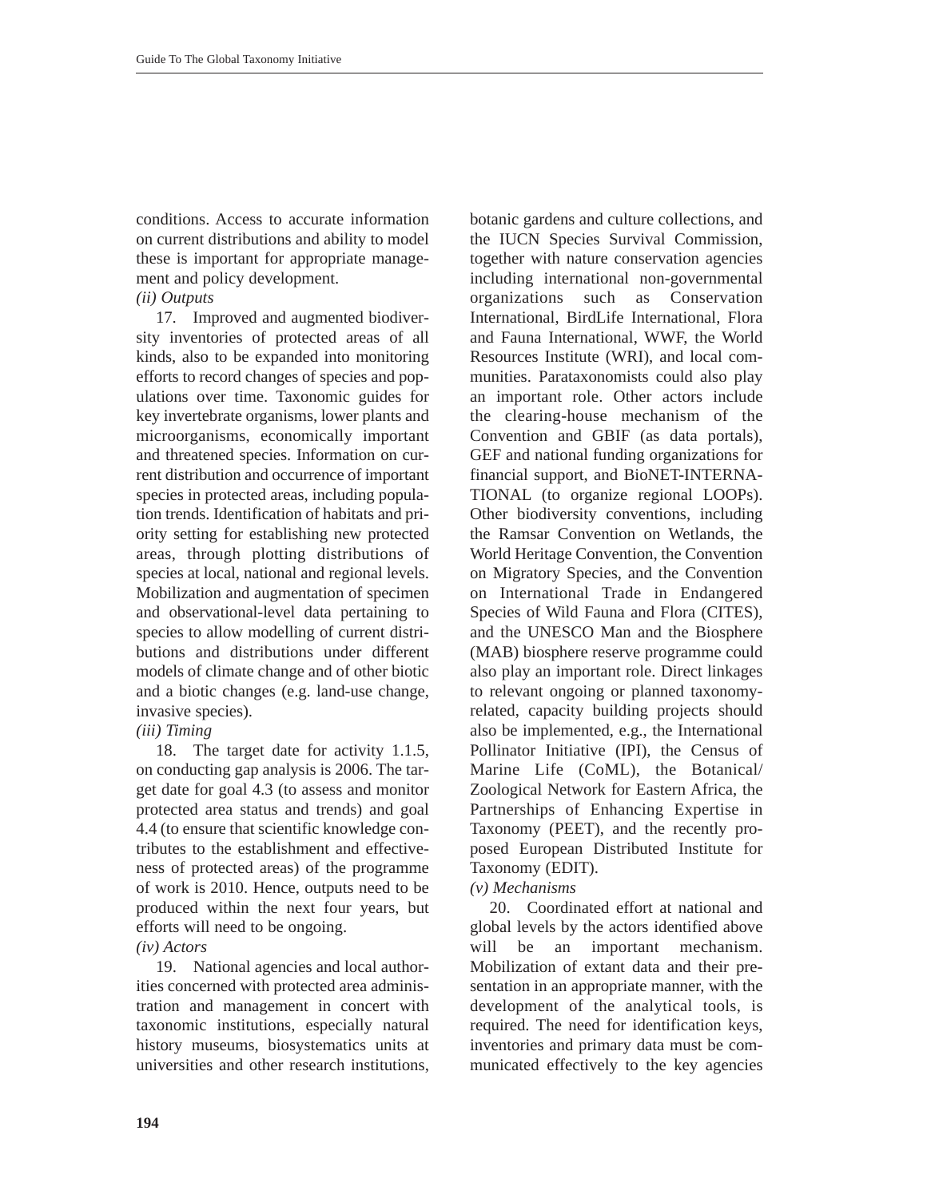conditions. Access to accurate information on current distributions and ability to model these is important for appropriate management and policy development.

*(ii) Outputs*

17. Improved and augmented biodiversity inventories of protected areas of all kinds, also to be expanded into monitoring efforts to record changes of species and populations over time. Taxonomic guides for key invertebrate organisms, lower plants and microorganisms, economically important and threatened species. Information on current distribution and occurrence of important species in protected areas, including population trends. Identification of habitats and priority setting for establishing new protected areas, through plotting distributions of species at local, national and regional levels. Mobilization and augmentation of specimen and observational-level data pertaining to species to allow modelling of current distributions and distributions under different models of climate change and of other biotic and a biotic changes (e.g. land-use change, invasive species).

*(iii) Timing*

18. The target date for activity 1.1.5, on conducting gap analysis is 2006. The target date for goal 4.3 (to assess and monitor protected area status and trends) and goal 4.4 (to ensure that scientific knowledge contributes to the establishment and effectiveness of protected areas) of the programme of work is 2010. Hence, outputs need to be produced within the next four years, but efforts will need to be ongoing.

*(iv) Actors*

19. National agencies and local authorities concerned with protected area administration and management in concert with taxonomic institutions, especially natural history museums, biosystematics units at universities and other research institutions, botanic gardens and culture collections, and the IUCN Species Survival Commission, together with nature conservation agencies including international non-governmental organizations such as Conservation International, BirdLife International, Flora and Fauna International, WWF, the World Resources Institute (WRI), and local communities. Parataxonomists could also play an important role. Other actors include the clearing-house mechanism of the Convention and GBIF (as data portals), GEF and national funding organizations for financial support, and BioNET-INTERNATIONAL (to organize regional LOOPs). Other biodiversity conventions, including the Ramsar Convention on Wetlands, the World Heritage Convention, the Convention on Migratory Species, and the Convention on International Trade in Endangered Species of Wild Fauna and Flora (CITES), and the UNESCO Man and the Biosphere (MAB) biosphere reserve programme could also play an important role. Direct linkages to relevant ongoing or planned taxonomy-related, capacity building projects should also be implemented, e.g., the International Pollinator Initiative (IPI), the Census of Marine Life (CoML), the Botanical/Zoological Network for Eastern Africa, the Partnerships of Enhancing Expertise in Taxonomy (PEET), and the recently proposed European Distributed Institute for Taxonomy (EDIT).

*(v) Mechanisms*

20. Coordinated effort at national and global levels by the actors identified above will be an important mechanism. Mobilization of extant data and their presentation in an appropriate manner, with the development of the analytical tools, is required. The need for identification keys, inventories and primary data must be communicated effectively to the key agencies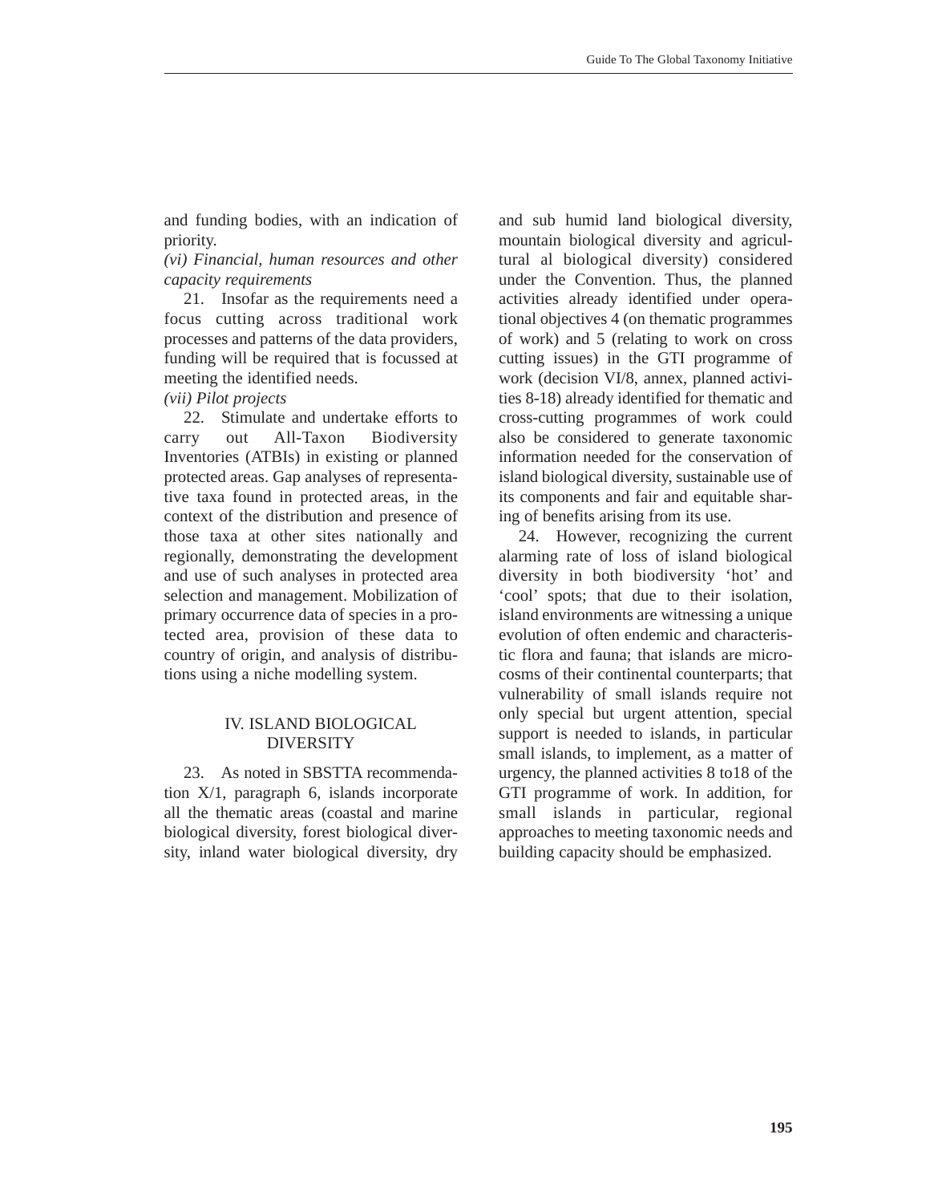and funding bodies, with an indication of priority.

*(vi) Financial, human resources and other capacity requirements*

21. Insofar as the requirements need a focus cutting across traditional work processes and patterns of the data providers, funding will be required that is focussed at meeting the identified needs.

*(vii) Pilot projects*

22. Stimulate and undertake efforts to carry out All-Taxon Biodiversity Inventories (ATBIs) in existing or planned protected areas. Gap analyses of representative taxa found in protected areas, in the context of the distribution and presence of those taxa at other sites nationally and regionally, demonstrating the development and use of such analyses in protected area selection and management. Mobilization of primary occurrence data of species in a protected area, provision of these data to country of origin, and analysis of distributions using a niche modelling system.

## IV. ISLAND BIOLOGICAL DIVERSITY

23. As noted in SBSTTA recommendation X/1, paragraph 6, islands incorporate all the thematic areas (coastal and marine biological diversity, forest biological diversity, inland water biological diversity, dry and sub humid land biological diversity, mountain biological diversity and agricultural al biological diversity) considered under the Convention. Thus, the planned activities already identified under operational objectives 4 (on thematic programmes of work) and 5 (relating to work on cross cutting issues) in the GTI programme of work (decision VI/8, annex, planned activities 8-18) already identified for thematic and cross-cutting programmes of work could also be considered to generate taxonomic information needed for the conservation of island biological diversity, sustainable use of its components and fair and equitable sharing of benefits arising from its use.

24. However, recognizing the current alarming rate of loss of island biological diversity in both biodiversity 'hot' and 'cool' spots; that due to their isolation, island environments are witnessing a unique evolution of often endemic and characteristic flora and fauna; that islands are microcosms of their continental counterparts; that vulnerability of small islands require not only special but urgent attention, special support is needed to islands, in particular small islands, to implement, as a matter of urgency, the planned activities 8 to18 of the GTI programme of work. In addition, for small islands in particular, regional approaches to meeting taxonomic needs and building capacity should be emphasized.